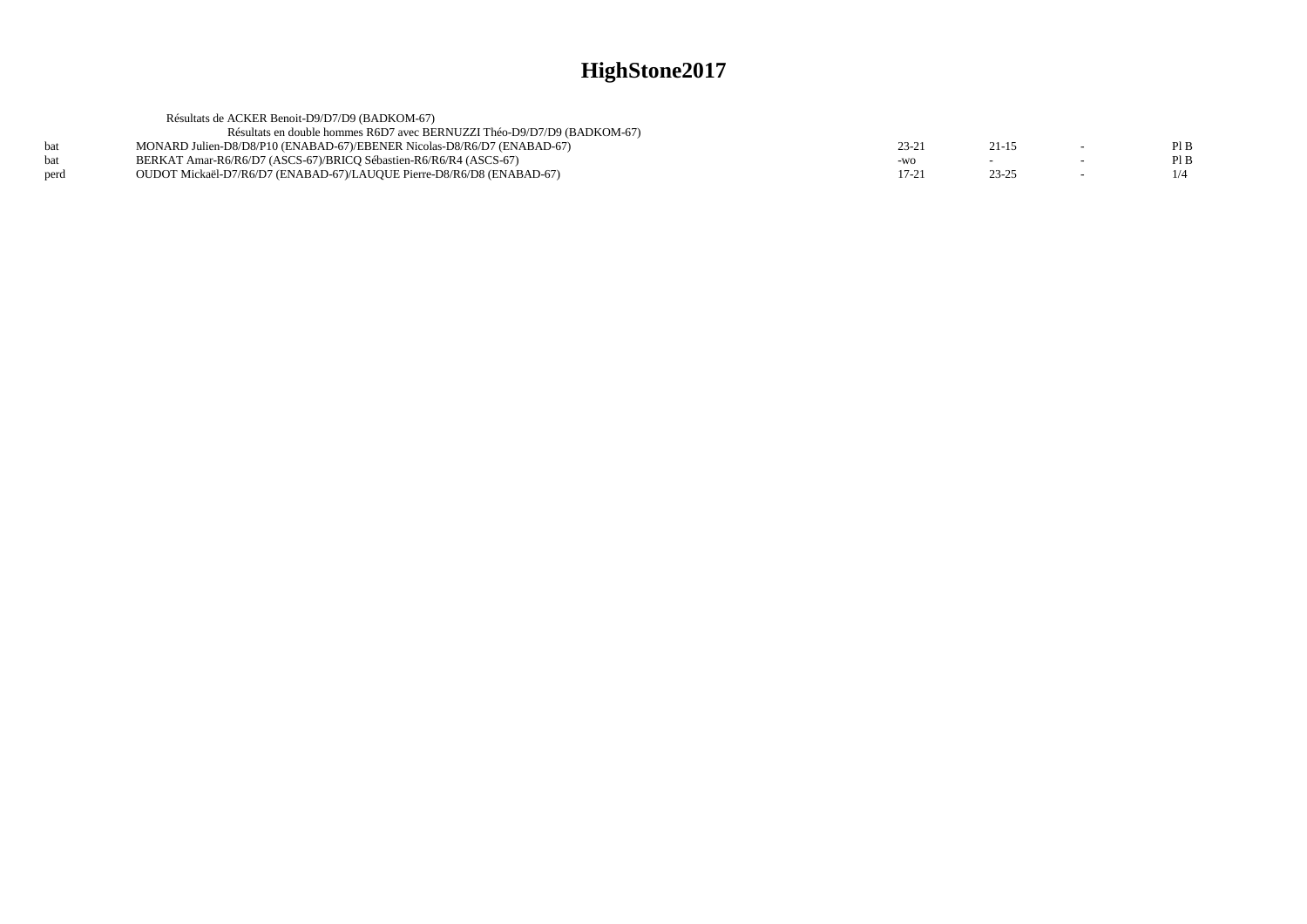# HighStone2017

Résultats de ACKER Benoit-D9/D7/D9 (BADKOM-67)

Résultats en double hommes R6D7 avec BERNUZZI Théo-D9/D7/D9 (BADKOM-67)

| | | | | | |
|---|---|---|---|---|---|
| bat | MONARD Julien-D8/D8/P10 (ENABAD-67)/EBENER Nicolas-D8/R6/D7 (ENABAD-67) | 23-21 | 21-15 | - | Pl B |
| bat | BERKAT Amar-R6/R6/D7 (ASCS-67)/BRICQ Sébastien-R6/R6/R4 (ASCS-67) | -wo | - | - | Pl B |
| perd | OUDOT Mickaël-D7/R6/D7 (ENABAD-67)/LAUQUE Pierre-D8/R6/D8 (ENABAD-67) | 17-21 | 23-25 | - | 1/4 |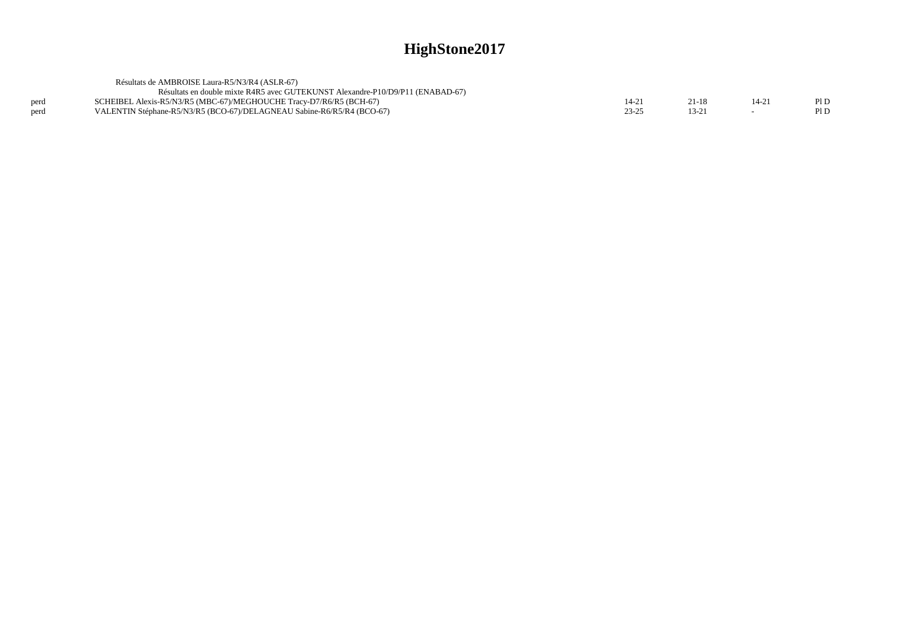# HighStone2017

Résultats de AMBROISE Laura-R5/N3/R4 (ASLR-67)

Résultats en double mixte R4R5 avec GUTEKUNST Alexandre-P10/D9/P11 (ENABAD-67)

| | | | | | |
|---|---|---|---|---|---|
| perd | SCHEIBEL Alexis-R5/N3/R5 (MBC-67)/MEGHOUCHE Tracy-D7/R6/R5 (BCH-67) | 14-21 | 21-18 | 14-21 | Pl D |
| perd | VALENTIN Stéphane-R5/N3/R5 (BCO-67)/DELAGNEAU Sabine-R6/R5/R4 (BCO-67) | 23-25 | 13-21 | - | Pl D |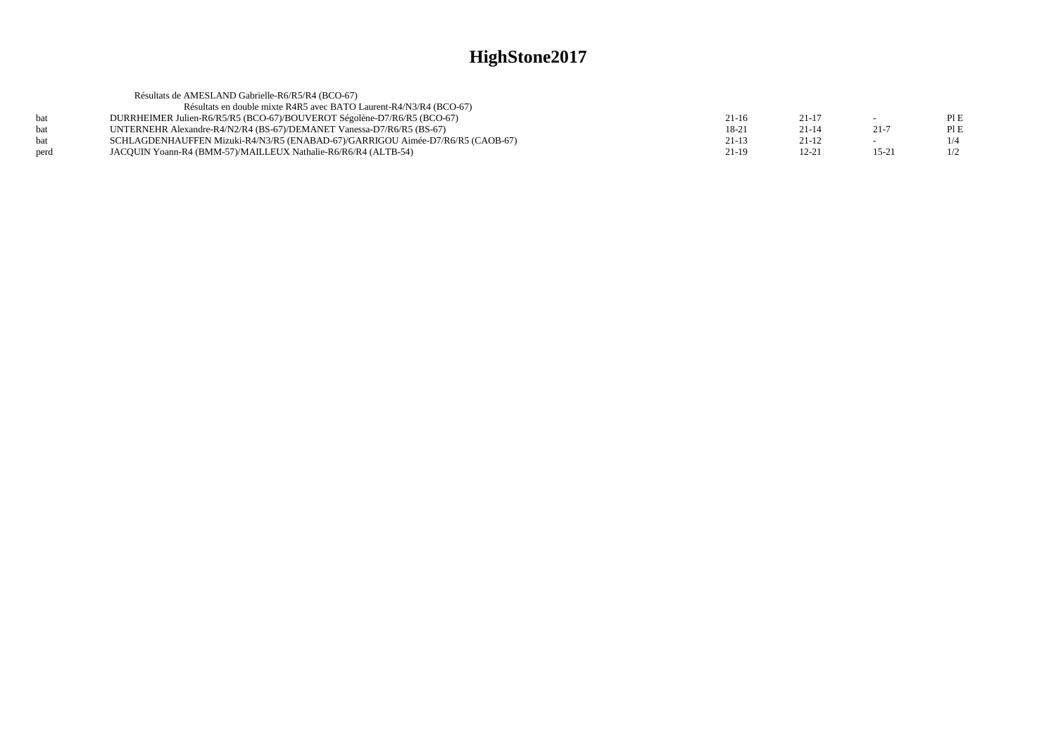# HighStone2017

Résultats de AMESLAND Gabrielle-R6/R5/R4 (BCO-67)

Résultats en double mixte R4R5 avec BATO Laurent-R4/N3/R4 (BCO-67)

| | | | | | |
|---|---|---|---|---|---|
| bat | DURRHEIMER Julien-R6/R5/R5 (BCO-67)/BOUVEROT Ségolène-D7/R6/R5 (BCO-67) | 21-16 | 21-17 | - | Pl E |
| bat | UNTERNEHR Alexandre-R4/N2/R4 (BS-67)/DEMANET Vanessa-D7/R6/R5 (BS-67) | 18-21 | 21-14 | 21-7 | Pl E |
| bat | SCHLAGDENHAUFFEN Mizuki-R4/N3/R5 (ENABAD-67)/GARRIGOU Aimée-D7/R6/R5 (CAOB-67) | 21-13 | 21-12 | - | 1/4 |
| perd | JACQUIN Yoann-R4 (BMM-57)/MAILLEUX Nathalie-R6/R6/R4 (ALTB-54) | 21-19 | 12-21 | 15-21 | 1/2 |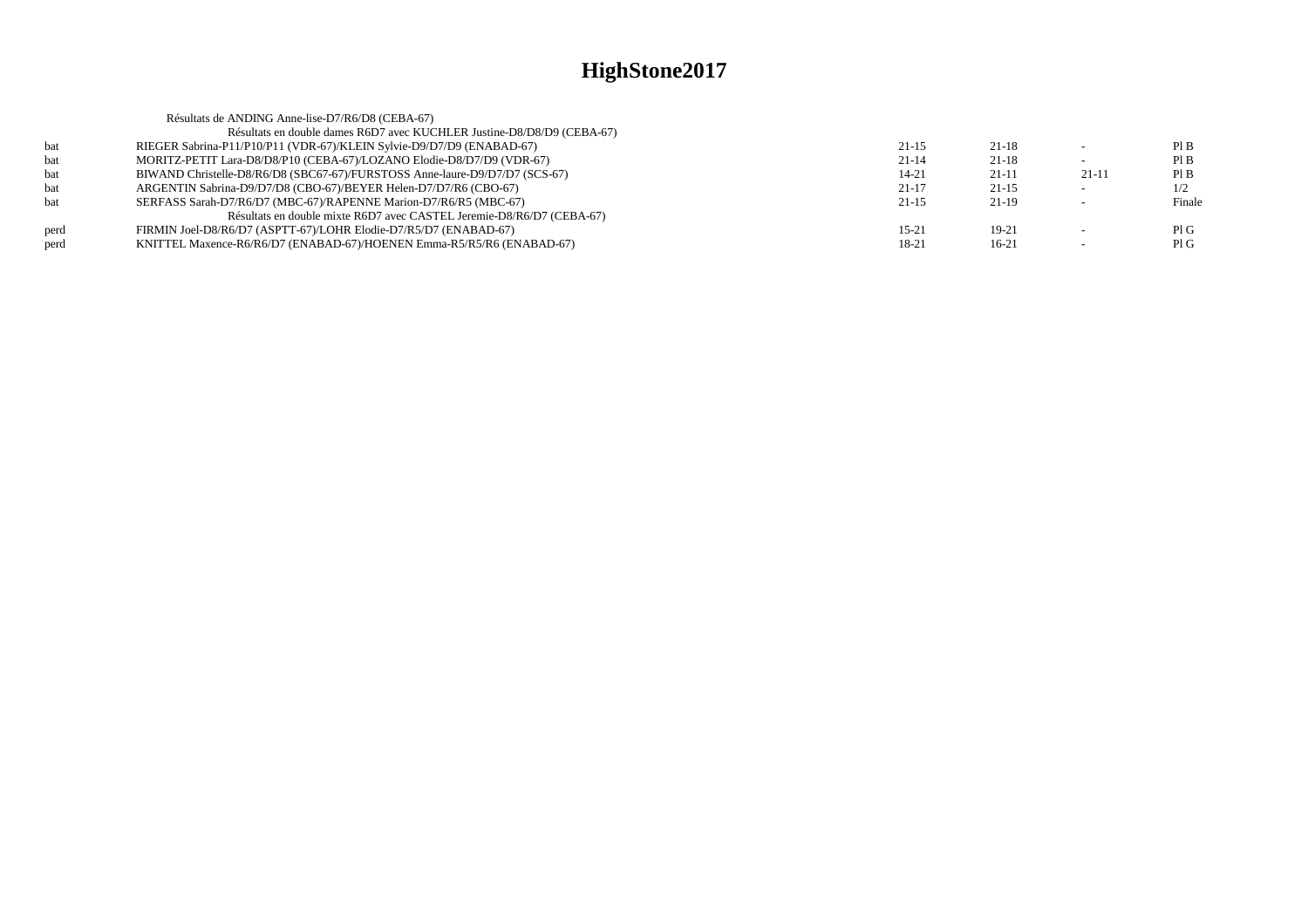# HighStone2017

Résultats de ANDING Anne-lise-D7/R6/D8 (CEBA-67)

Résultats en double dames R6D7 avec KUCHLER Justine-D8/D8/D9 (CEBA-67)

| | | | | | |
|---|---|---|---|---|---|
| bat | RIEGER Sabrina-P11/P10/P11 (VDR-67)/KLEIN Sylvie-D9/D7/D9 (ENABAD-67) | 21-15 | 21-18 | - | Pl B |
| bat | MORITZ-PETIT Lara-D8/D8/P10 (CEBA-67)/LOZANO Elodie-D8/D7/D9 (VDR-67) | 21-14 | 21-18 | - | Pl B |
| bat | BIWAND Christelle-D8/R6/D8 (SBC67-67)/FURSTOSS Anne-laure-D9/D7/D7 (SCS-67) | 14-21 | 21-11 | 21-11 | Pl B |
| bat | ARGENTIN Sabrina-D9/D7/D8 (CBO-67)/BEYER Helen-D7/D7/R6 (CBO-67) | 21-17 | 21-15 | - | 1/2 |
| bat | SERFASS Sarah-D7/R6/D7 (MBC-67)/RAPENNE Marion-D7/R6/R5 (MBC-67) | 21-15 | 21-19 | - | Finale |

Résultats en double mixte R6D7 avec CASTEL Jeremie-D8/R6/D7 (CEBA-67)

| | | | | | |
|---|---|---|---|---|---|
| perd | FIRMIN Joel-D8/R6/D7 (ASPTT-67)/LOHR Elodie-D7/R5/D7 (ENABAD-67) | 15-21 | 19-21 | - | Pl G |
| perd | KNITTEL Maxence-R6/R6/D7 (ENABAD-67)/HOENEN Emma-R5/R5/R6 (ENABAD-67) | 18-21 | 16-21 | - | Pl G |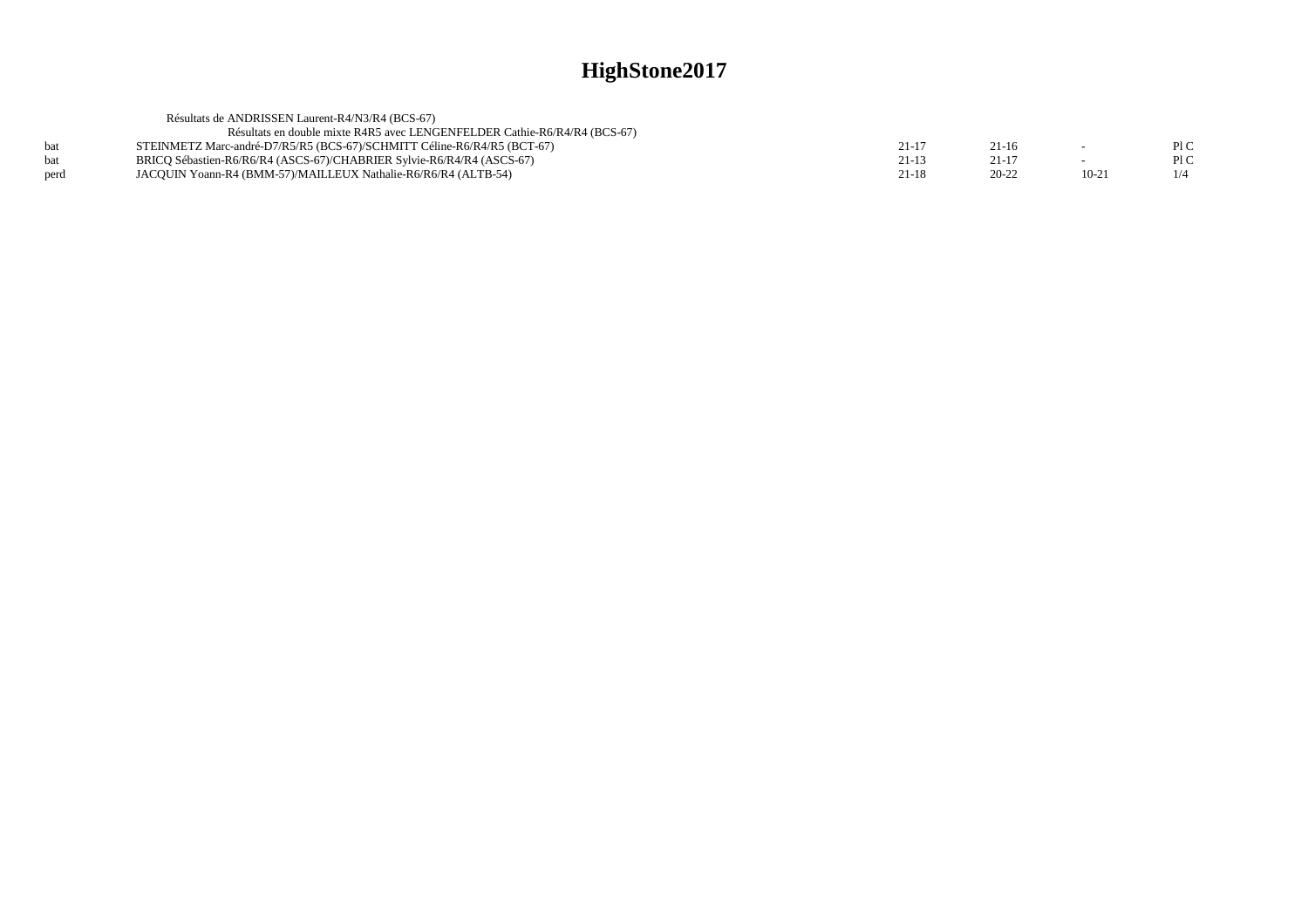# HighStone2017

Résultats de ANDRISSEN Laurent-R4/N3/R4 (BCS-67)

Résultats en double mixte R4R5 avec LENGENFELDER Cathie-R6/R4/R4 (BCS-67)

| | | | | | |
|---|---|---|---|---|---|
| bat | STEINMETZ Marc-andré-D7/R5/R5 (BCS-67)/SCHMITT Céline-R6/R4/R5 (BCT-67) | 21-17 | 21-16 | - | Pl C |
| bat | BRICQ Sébastien-R6/R6/R4 (ASCS-67)/CHABRIER Sylvie-R6/R4/R4 (ASCS-67) | 21-13 | 21-17 | - | Pl C |
| perd | JACQUIN Yoann-R4 (BMM-57)/MAILLEUX Nathalie-R6/R6/R4 (ALTB-54) | 21-18 | 20-22 | 10-21 | 1/4 |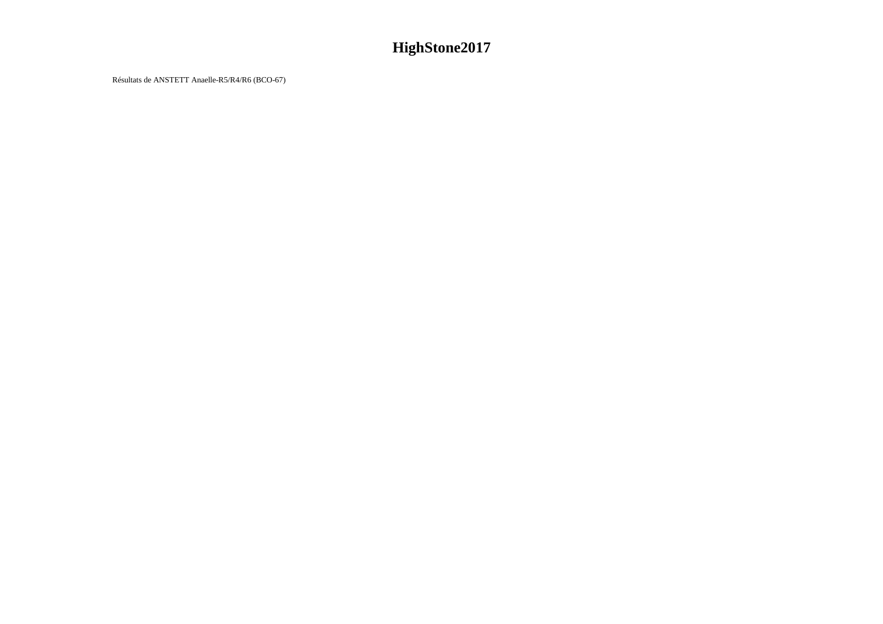# HighStone2017

Résultats de ANSTETT Anaelle-R5/R4/R6 (BCO-67)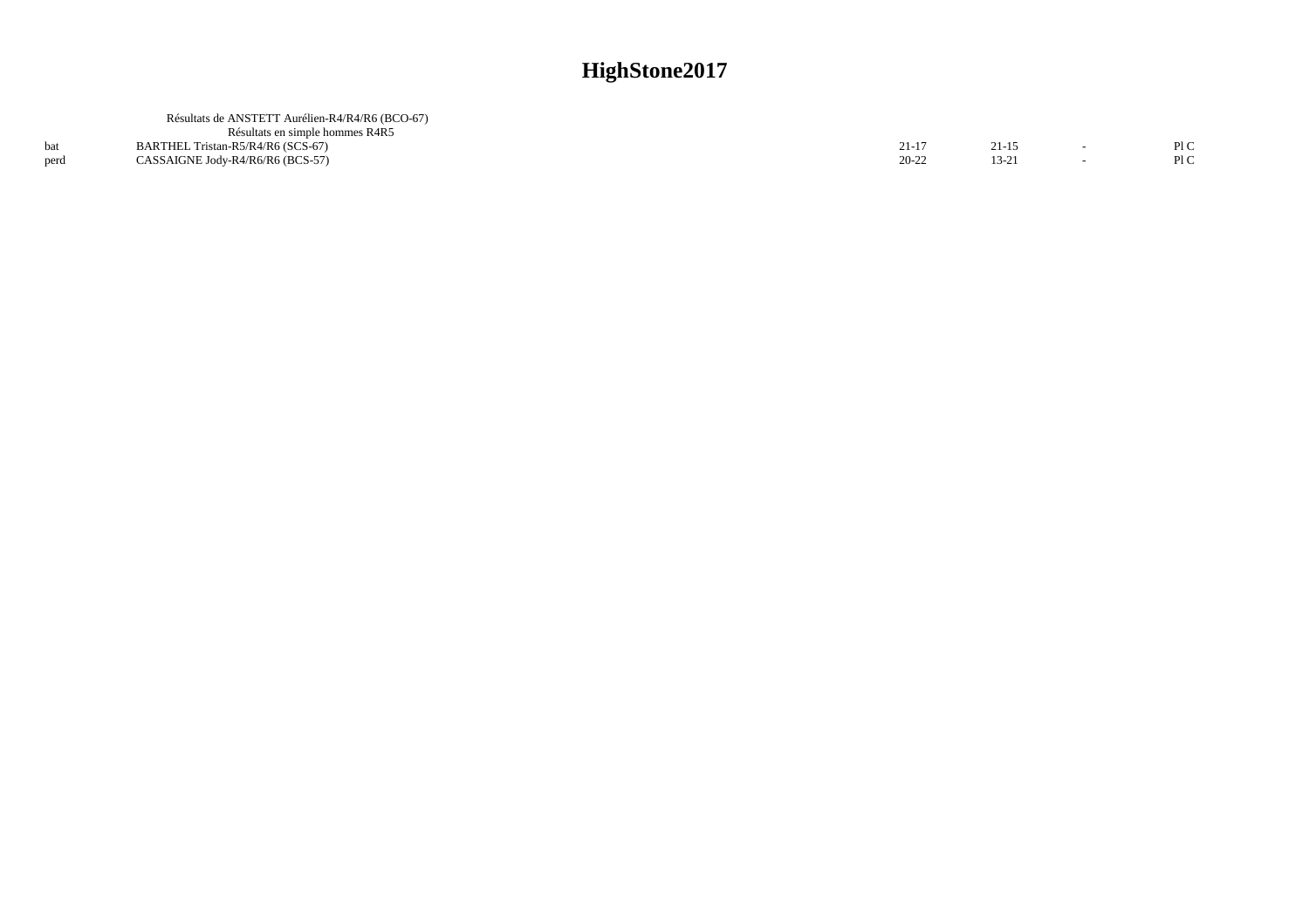# HighStone2017

Résultats de ANSTETT Aurélien-R4/R4/R6 (BCO-67)

Résultats en simple hommes R4R5

| | | | | | |
|---|---|---|---|---|---|
| bat | BARTHEL Tristan-R5/R4/R6 (SCS-67) | 21-17 | 21-15 | - | Pl C |
| perd | CASSAIGNE Jody-R4/R6/R6 (BCS-57) | 20-22 | 13-21 | - | Pl C |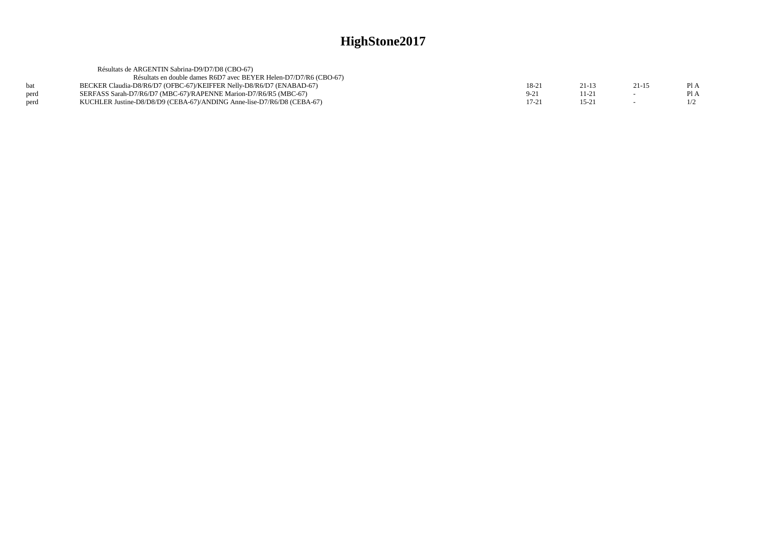# HighStone2017

Résultats de ARGENTIN Sabrina-D9/D7/D8 (CBO-67)

Résultats en double dames R6D7 avec BEYER Helen-D7/D7/R6 (CBO-67)

| | | | | | |
|---|---|---|---|---|---|
| bat | BECKER Claudia-D8/R6/D7 (OFBC-67)/KEIFFER Nelly-D8/R6/D7 (ENABAD-67) | 18-21 | 21-13 | 21-15 | Pl A |
| perd | SERFASS Sarah-D7/R6/D7 (MBC-67)/RAPENNE Marion-D7/R6/R5 (MBC-67) | 9-21 | 11-21 | - | Pl A |
| perd | KUCHLER Justine-D8/D8/D9 (CEBA-67)/ANDING Anne-lise-D7/R6/D8 (CEBA-67) | 17-21 | 15-21 | - | 1/2 |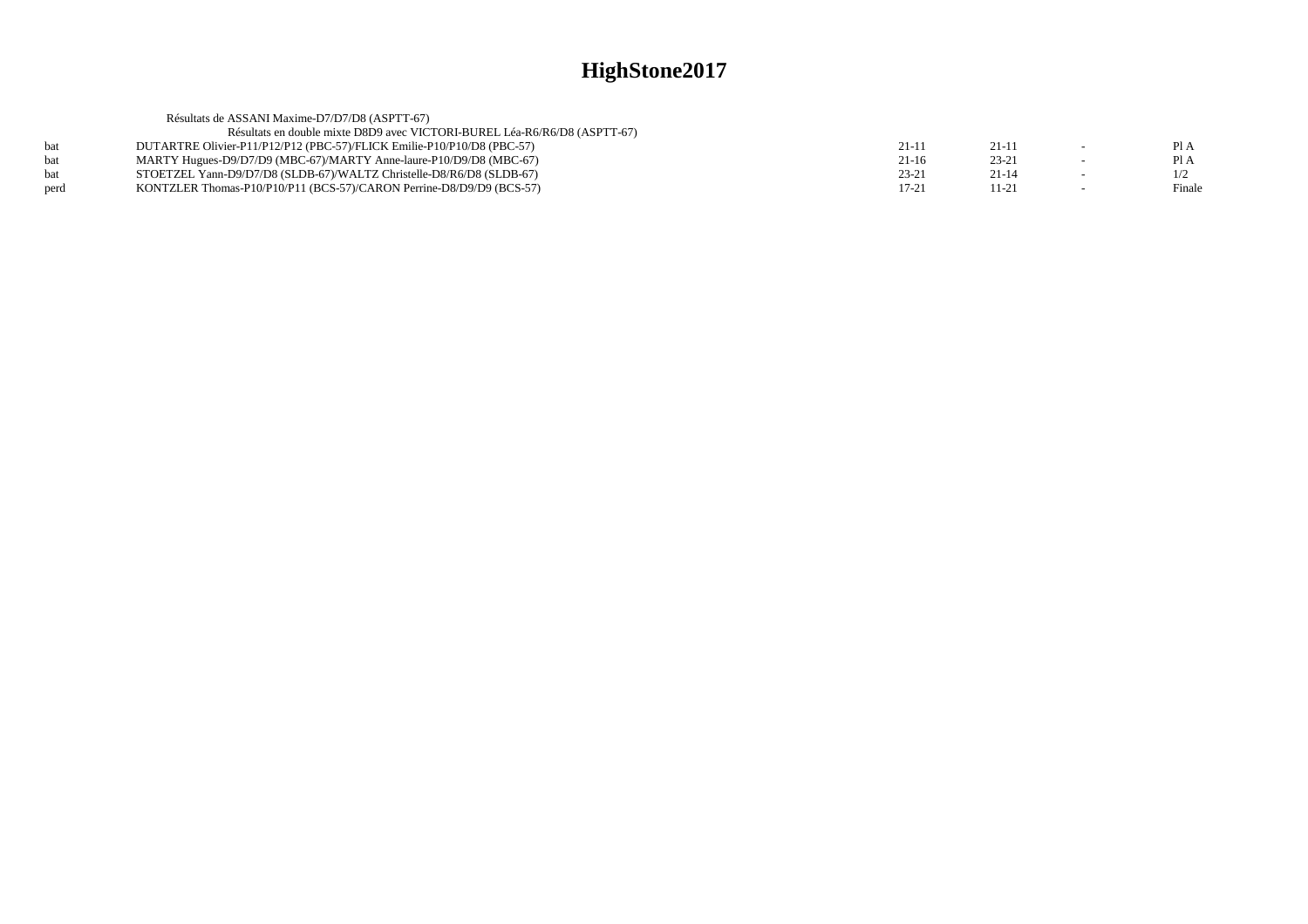# HighStone2017

Résultats de ASSANI Maxime-D7/D7/D8 (ASPTT-67)

Résultats en double mixte D8D9 avec VICTORI-BUREL Léa-R6/R6/D8 (ASPTT-67)

| | | | | | |
|---|---|---|---|---|---|
| bat | DUTARTRE Olivier-P11/P12/P12 (PBC-57)/FLICK Emilie-P10/P10/D8 (PBC-57) | 21-11 | 21-11 | - | Pl A |
| bat | MARTY Hugues-D9/D7/D9 (MBC-67)/MARTY Anne-laure-P10/D9/D8 (MBC-67) | 21-16 | 23-21 | - | Pl A |
| bat | STOETZEL Yann-D9/D7/D8 (SLDB-67)/WALTZ Christelle-D8/R6/D8 (SLDB-67) | 23-21 | 21-14 | - | 1/2 |
| perd | KONTZLER Thomas-P10/P10/P11 (BCS-57)/CARON Perrine-D8/D9/D9 (BCS-57) | 17-21 | 11-21 | - | Finale |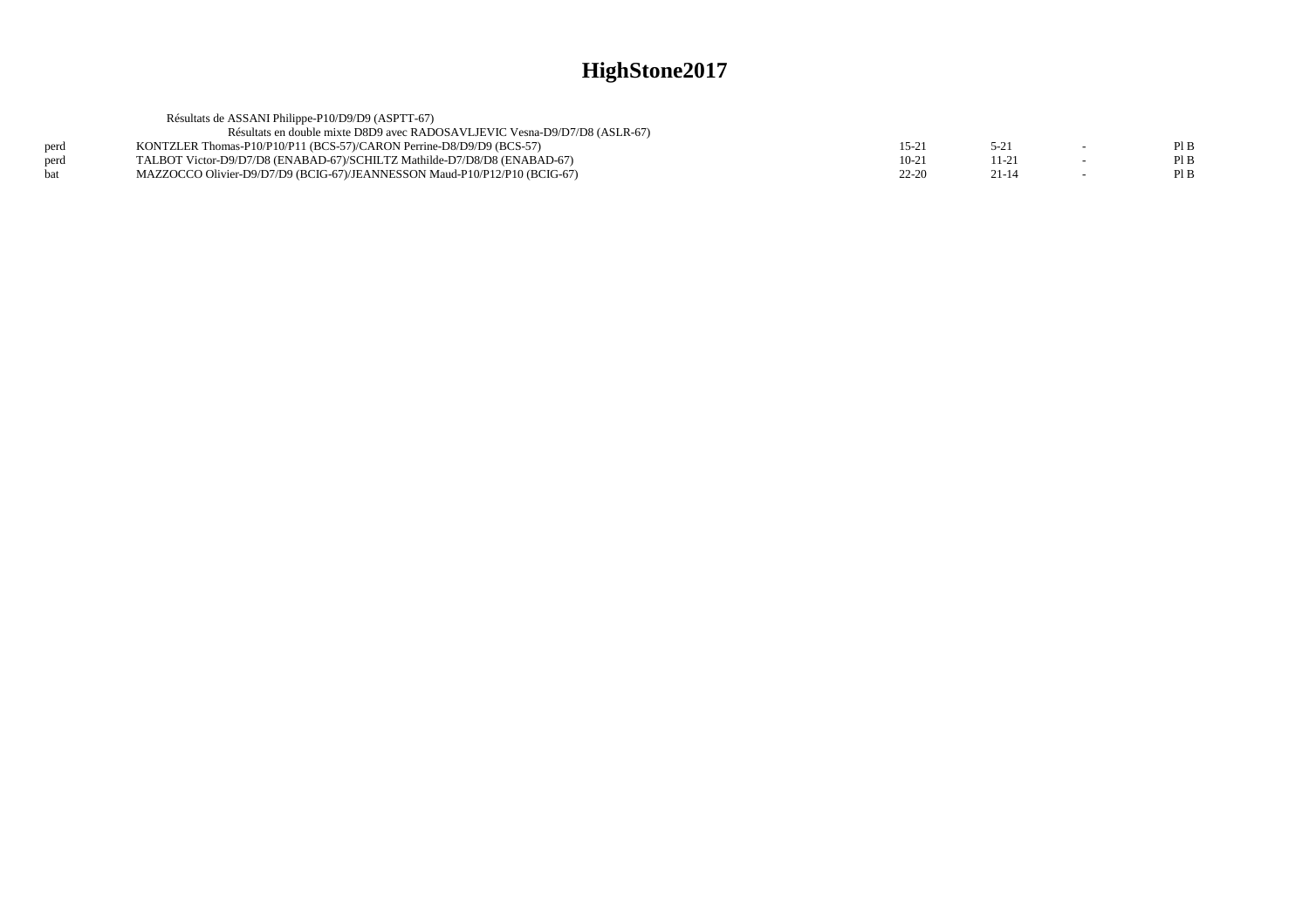# HighStone2017

Résultats de ASSANI Philippe-P10/D9/D9 (ASPTT-67)

Résultats en double mixte D8D9 avec RADOSAVLJEVIC Vesna-D9/D7/D8 (ASLR-67)

| | | | | | |
|---|---|---|---|---|---|
| perd | KONTZLER Thomas-P10/P10/P11 (BCS-57)/CARON Perrine-D8/D9/D9 (BCS-57) | 15-21 | 5-21 | - | Pl B |
| perd | TALBOT Victor-D9/D7/D8 (ENABAD-67)/SCHILTZ Mathilde-D7/D8/D8 (ENABAD-67) | 10-21 | 11-21 | - | Pl B |
| bat | MAZZOCCO Olivier-D9/D7/D9 (BCIG-67)/JEANNESSON Maud-P10/P12/P10 (BCIG-67) | 22-20 | 21-14 | - | Pl B |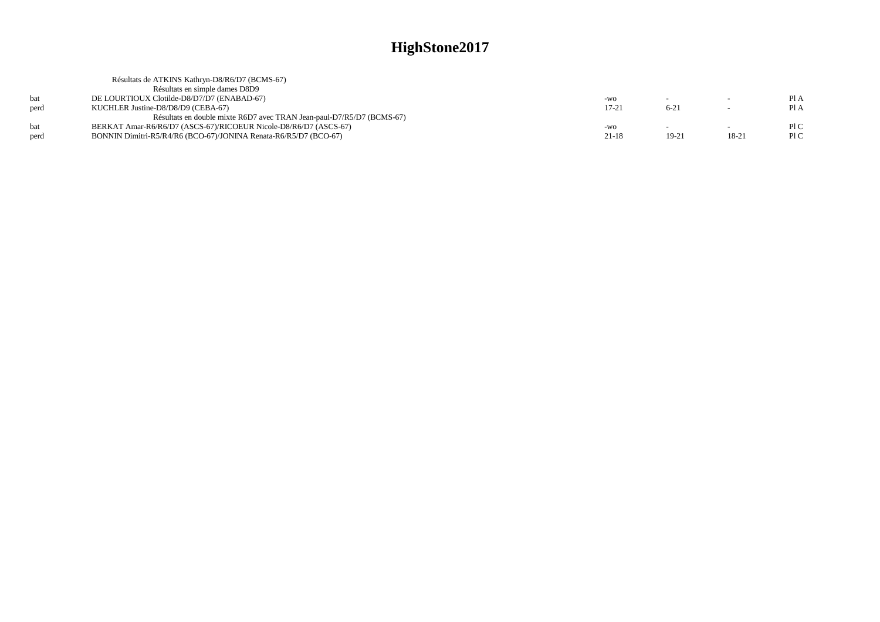# HighStone2017

Résultats de ATKINS Kathryn-D8/R6/D7 (BCMS-67)

Résultats en simple dames D8D9

| | | | | | |
|---|---|---|---|---|---|
| bat | DE LOURTIOUX Clotilde-D8/D7/D7 (ENABAD-67) | -wo | - | - | Pl A |
| perd | KUCHLER Justine-D8/D8/D9 (CEBA-67) | 17-21 | 6-21 | - | Pl A |

Résultats en double mixte R6D7 avec TRAN Jean-paul-D7/R5/D7 (BCMS-67)

| | | | | | |
|---|---|---|---|---|---|
| bat | BERKAT Amar-R6/R6/D7 (ASCS-67)/RICOEUR Nicole-D8/R6/D7 (ASCS-67) | -wo | - | - | Pl C |
| perd | BONNIN Dimitri-R5/R4/R6 (BCO-67)/JONINA Renata-R6/R5/D7 (BCO-67) | 21-18 | 19-21 | 18-21 | Pl C |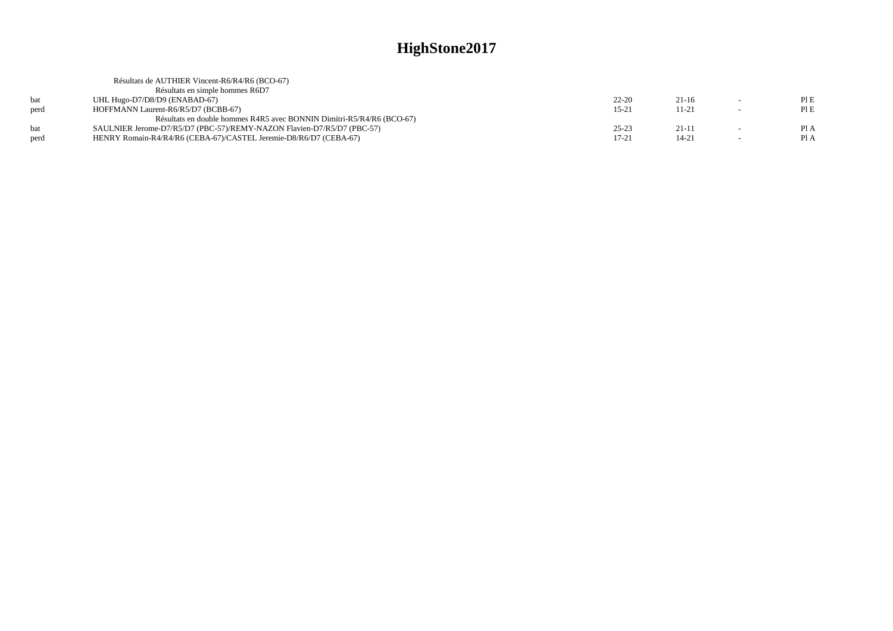# HighStone2017

Résultats de AUTHIER Vincent-R6/R4/R6 (BCO-67)

Résultats en simple hommes R6D7

| | | | | | |
|---|---|---|---|---|---|
| bat | UHL Hugo-D7/D8/D9 (ENABAD-67) | 22-20 | 21-16 | - | Pl E |
| perd | HOFFMANN Laurent-R6/R5/D7 (BCBB-67) | 15-21 | 11-21 | - | Pl E |

Résultats en double hommes R4R5 avec BONNIN Dimitri-R5/R4/R6 (BCO-67)

| | | | | | |
|---|---|---|---|---|---|
| bat | SAULNIER Jerome-D7/R5/D7 (PBC-57)/REMY-NAZON Flavien-D7/R5/D7 (PBC-57) | 25-23 | 21-11 | - | Pl A |
| perd | HENRY Romain-R4/R4/R6 (CEBA-67)/CASTEL Jeremie-D8/R6/D7 (CEBA-67) | 17-21 | 14-21 | - | Pl A |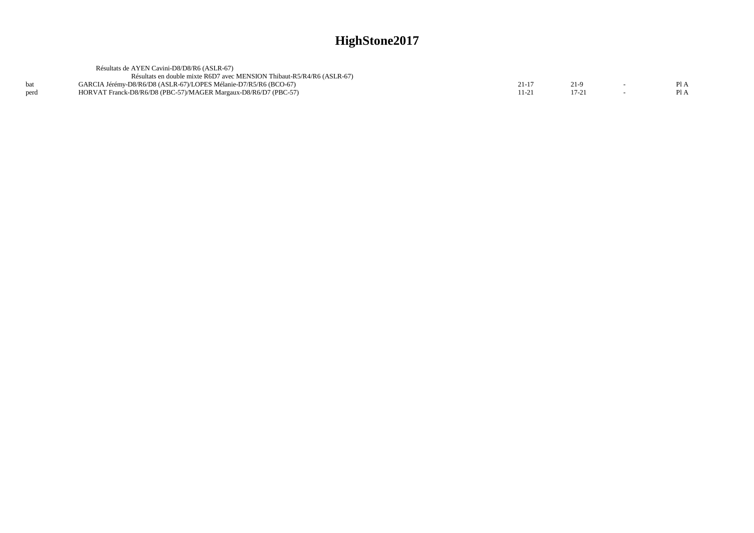# HighStone2017

Résultats de AYEN Cavini-D8/D8/R6 (ASLR-67)

Résultats en double mixte R6D7 avec MENSION Thibaut-R5/R4/R6 (ASLR-67)

| | | | | | |
|---|---|---|---|---|---|
| bat | GARCIA Jérémy-D8/R6/D8 (ASLR-67)/LOPES Mélanie-D7/R5/R6 (BCO-67) | 21-17 | 21-9 | - | Pl A |
| perd | HORVAT Franck-D8/R6/D8 (PBC-57)/MAGER Margaux-D8/R6/D7 (PBC-57) | 11-21 | 17-21 | - | Pl A |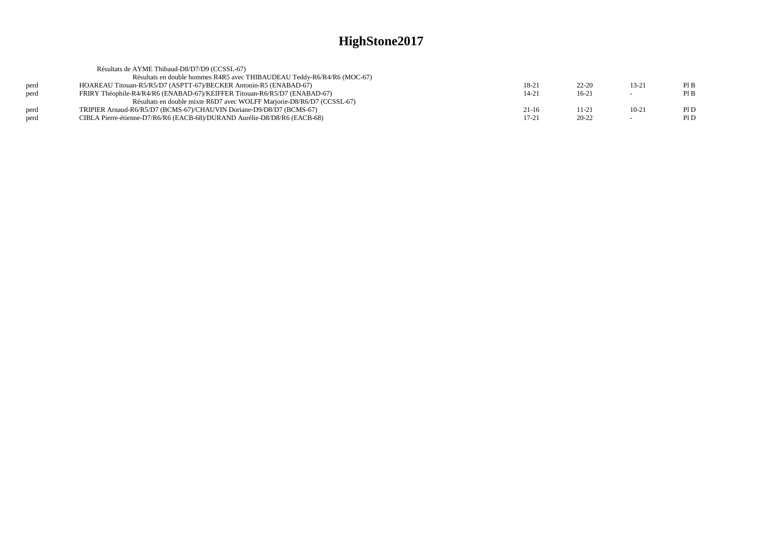# HighStone2017

Résultats de AYME Thibaud-D8/D7/D9 (CCSSL-67)

Résultats en double hommes R4R5 avec THIBAUDEAU Teddy-R6/R4/R6 (MOC-67)

| | | | | | |
|---|---|---|---|---|---|
| perd | HOAREAU Titouan-R5/R5/D7 (ASPTT-67)/BECKER Antonin-R5 (ENABAD-67) | 18-21 | 22-20 | 13-21 | Pl B |
| perd | FRIRY Théophile-R4/R4/R6 (ENABAD-67)/KEIFFER Titouan-R6/R5/D7 (ENABAD-67) | 14-21 | 16-21 | - | Pl B |

Résultats en double mixte R6D7 avec WOLFF Marjorie-D8/R6/D7 (CCSSL-67)

| | | | | | |
|---|---|---|---|---|---|
| perd | TRIPIER Arnaud-R6/R5/D7 (BCMS-67)/CHAUVIN Doriane-D9/D8/D7 (BCMS-67) | 21-16 | 11-21 | 10-21 | Pl D |
| perd | CIBLA Pierre-étienne-D7/R6/R6 (EACB-68)/DURAND Aurélie-D8/D8/R6 (EACB-68) | 17-21 | 20-22 | - | Pl D |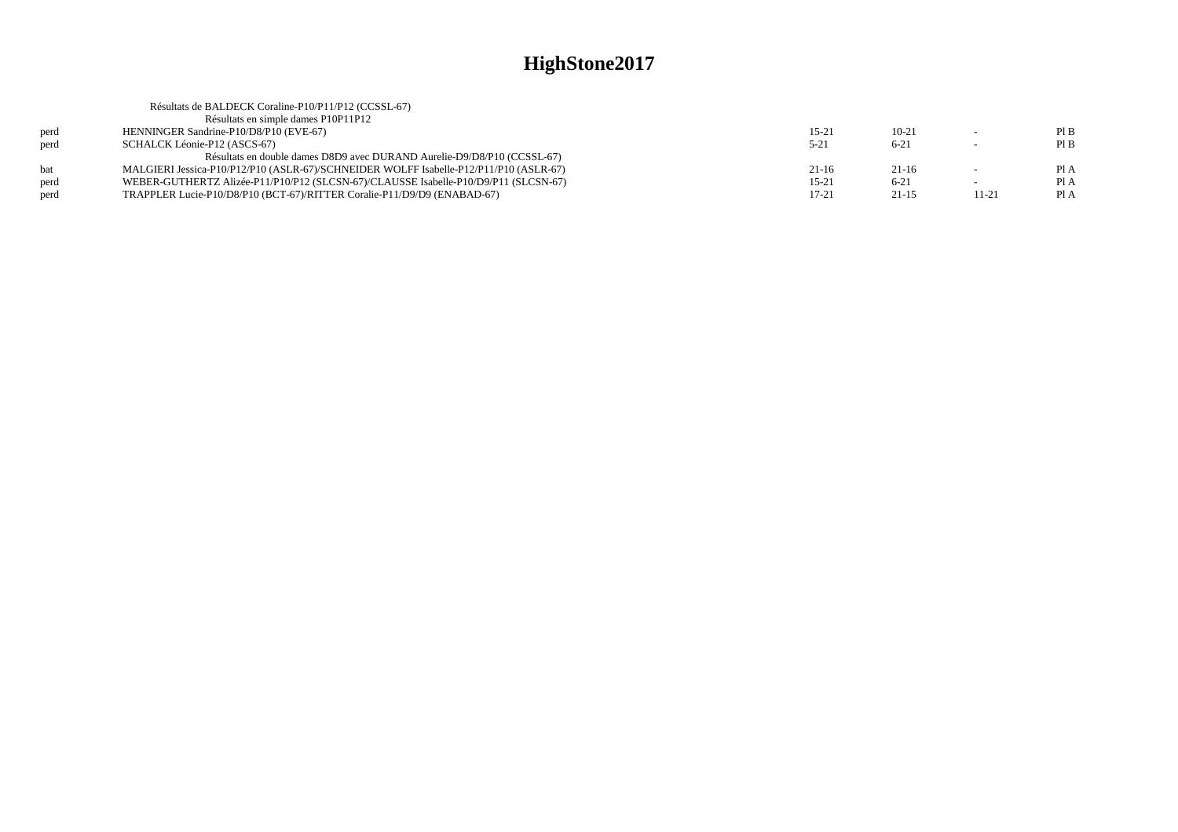# HighStone2017

Résultats de BALDECK Coraline-P10/P11/P12 (CCSSL-67)

Résultats en simple dames P10P11P12

| | | | | | |
|---|---|---|---|---|---|
| perd | HENNINGER Sandrine-P10/D8/P10 (EVE-67) | 15-21 | 10-21 | - | Pl B |
| perd | SCHALCK Léonie-P12 (ASCS-67) | 5-21 | 6-21 | - | Pl B |

Résultats en double dames D8D9 avec DURAND Aurelie-D9/D8/P10 (CCSSL-67)

| | | | | | |
|---|---|---|---|---|---|
| bat | MALGIERI Jessica-P10/P12/P10 (ASLR-67)/SCHNEIDER WOLFF Isabelle-P12/P11/P10 (ASLR-67) | 21-16 | 21-16 | - | Pl A |
| perd | WEBER-GUTHERTZ Alizée-P11/P10/P12 (SLCSN-67)/CLAUSSE Isabelle-P10/D9/P11 (SLCSN-67) | 15-21 | 6-21 | - | Pl A |
| perd | TRAPPLER Lucie-P10/D8/P10 (BCT-67)/RITTER Coralie-P11/D9/D9 (ENABAD-67) | 17-21 | 21-15 | 11-21 | Pl A |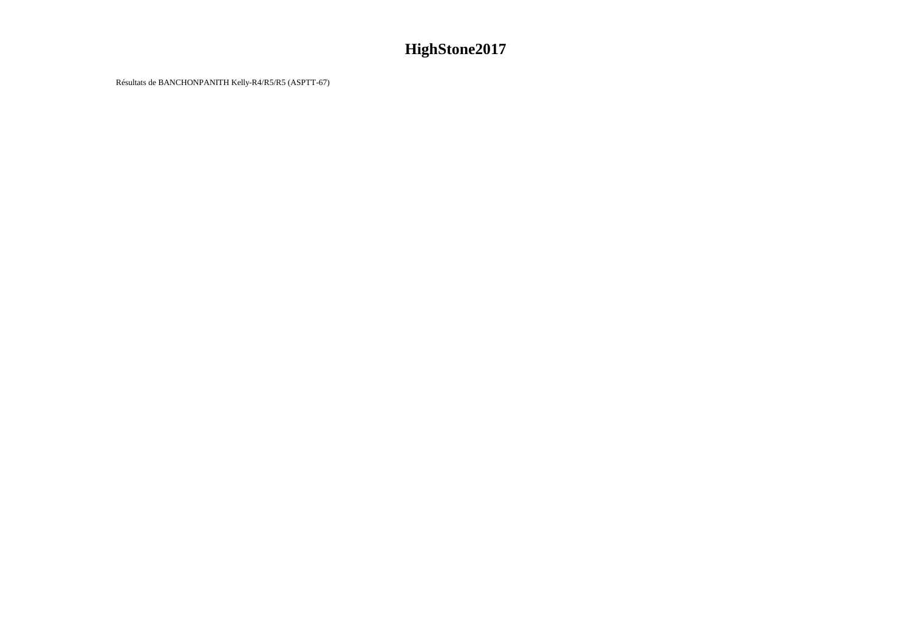# HighStone2017

Résultats de BANCHONPANITH Kelly-R4/R5/R5 (ASPTT-67)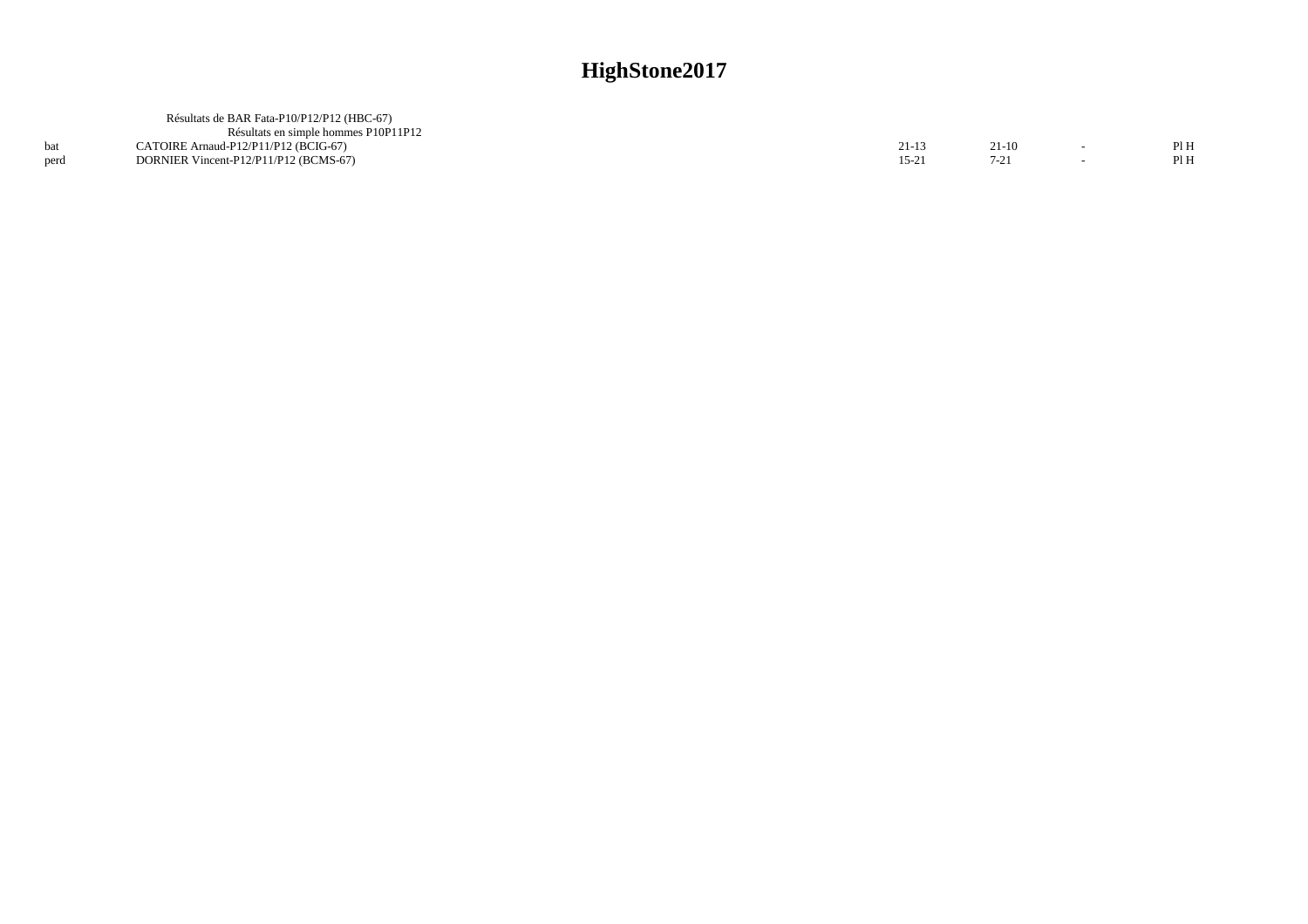# HighStone2017

Résultats de BAR Fata-P10/P12/P12 (HBC-67)

Résultats en simple hommes P10P11P12

| | | | | | |
|---|---|---|---|---|---|
| bat | CATOIRE Arnaud-P12/P11/P12 (BCIG-67) | 21-13 | 21-10 | - | Pl H |
| perd | DORNIER Vincent-P12/P11/P12 (BCMS-67) | 15-21 | 7-21 | - | Pl H |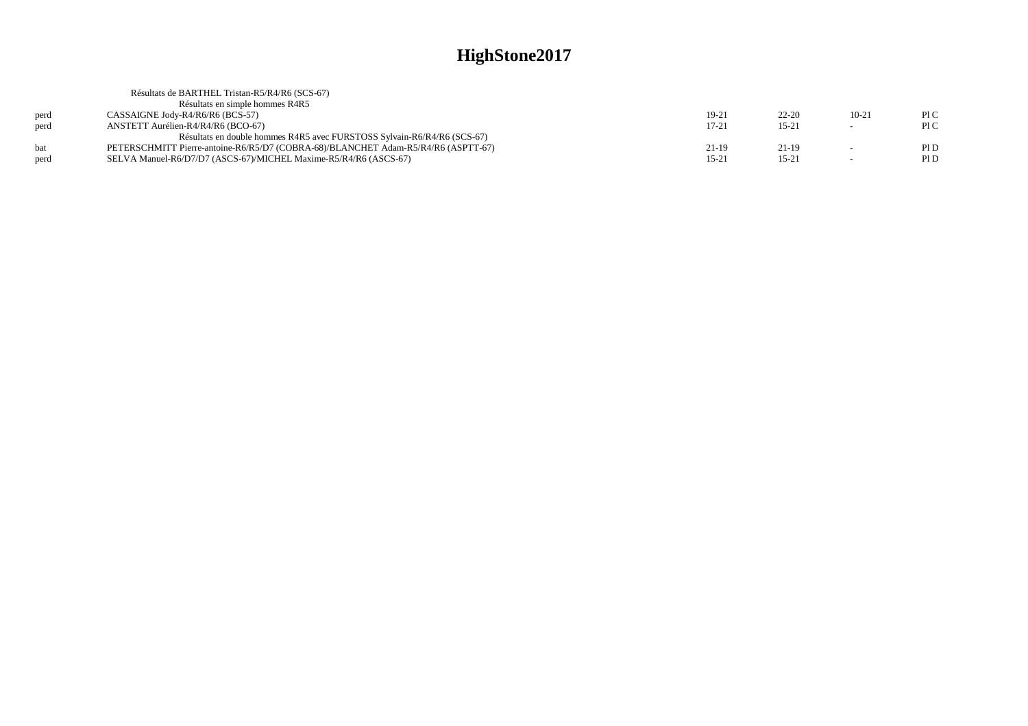# HighStone2017

Résultats de BARTHEL Tristan-R5/R4/R6 (SCS-67)

Résultats en simple hommes R4R5

| | | | | | |
|---|---|---|---|---|---|
| perd | CASSAIGNE Jody-R4/R6/R6 (BCS-57) | 19-21 | 22-20 | 10-21 | Pl C |
| perd | ANSTETT Aurélien-R4/R4/R6 (BCO-67) | 17-21 | 15-21 | - | Pl C |

Résultats en double hommes R4R5 avec FURSTOSS Sylvain-R6/R4/R6 (SCS-67)

| | | | | | |
|---|---|---|---|---|---|
| bat | PETERSCHMITT Pierre-antoine-R6/R5/D7 (COBRA-68)/BLANCHET Adam-R5/R4/R6 (ASPTT-67) | 21-19 | 21-19 | - | Pl D |
| perd | SELVA Manuel-R6/D7/D7 (ASCS-67)/MICHEL Maxime-R5/R4/R6 (ASCS-67) | 15-21 | 15-21 | - | Pl D |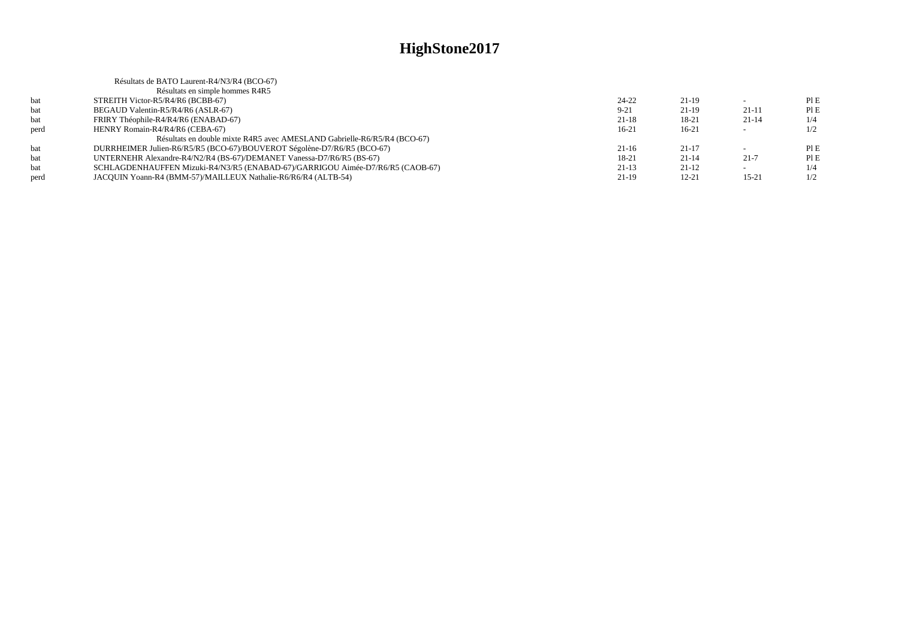# HighStone2017

Résultats de BATO Laurent-R4/N3/R4 (BCO-67)

Résultats en simple hommes R4R5

| | | | | | |
|---|---|---|---|---|---|
| bat | STREITH Victor-R5/R4/R6 (BCBB-67) | 24-22 | 21-19 | - | Pl E |
| bat | BEGAUD Valentin-R5/R4/R6 (ASLR-67) | 9-21 | 21-19 | 21-11 | Pl E |
| bat | FRIRY Théophile-R4/R4/R6 (ENABAD-67) | 21-18 | 18-21 | 21-14 | 1/4 |
| perd | HENRY Romain-R4/R4/R6 (CEBA-67) | 16-21 | 16-21 | - | 1/2 |

Résultats en double mixte R4R5 avec AMESLAND Gabrielle-R6/R5/R4 (BCO-67)

| | | | | | |
|---|---|---|---|---|---|
| bat | DURRHEIMER Julien-R6/R5/R5 (BCO-67)/BOUVEROT Ségolène-D7/R6/R5 (BCO-67) | 21-16 | 21-17 | - | Pl E |
| bat | UNTERNEHR Alexandre-R4/N2/R4 (BS-67)/DEMANET Vanessa-D7/R6/R5 (BS-67) | 18-21 | 21-14 | 21-7 | Pl E |
| bat | SCHLAGDENHAUFFEN Mizuki-R4/N3/R5 (ENABAD-67)/GARRIGOU Aimée-D7/R6/R5 (CAOB-67) | 21-13 | 21-12 | - | 1/4 |
| perd | JACQUIN Yoann-R4 (BMM-57)/MAILLEUX Nathalie-R6/R6/R4 (ALTB-54) | 21-19 | 12-21 | 15-21 | 1/2 |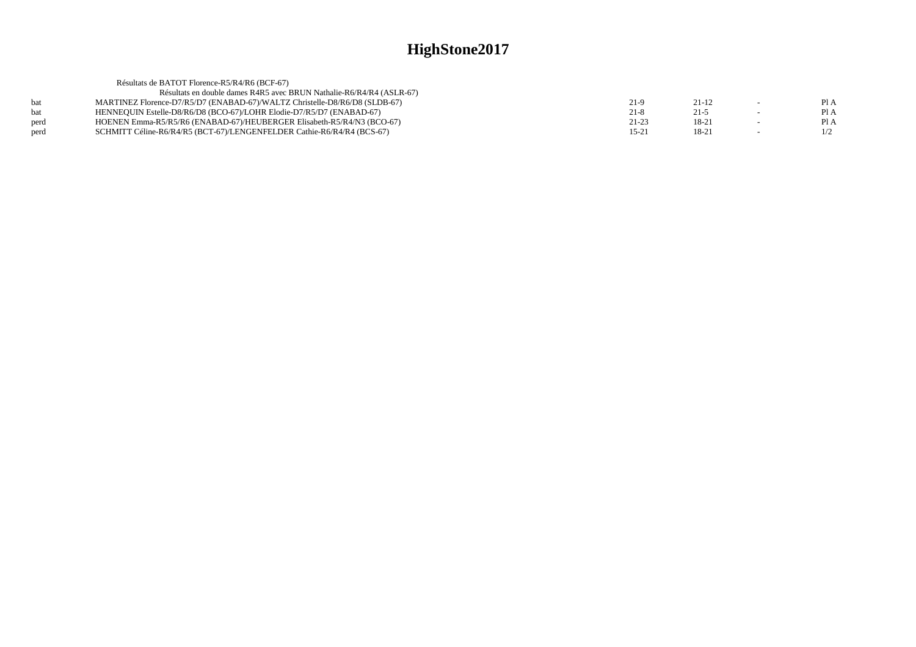# HighStone2017

Résultats de BATOT Florence-R5/R4/R6 (BCF-67)

Résultats en double dames R4R5 avec BRUN Nathalie-R6/R4/R4 (ASLR-67)

| | | | | | |
|---|---|---|---|---|---|
| bat | MARTINEZ Florence-D7/R5/D7 (ENABAD-67)/WALTZ Christelle-D8/R6/D8 (SLDB-67) | 21-9 | 21-12 | - | Pl A |
| bat | HENNEQUIN Estelle-D8/R6/D8 (BCO-67)/LOHR Elodie-D7/R5/D7 (ENABAD-67) | 21-8 | 21-5 | - | Pl A |
| perd | HOENEN Emma-R5/R5/R6 (ENABAD-67)/HEUBERGER Elisabeth-R5/R4/N3 (BCO-67) | 21-23 | 18-21 | - | Pl A |
| perd | SCHMITT Céline-R6/R4/R5 (BCT-67)/LENGENFELDER Cathie-R6/R4/R4 (BCS-67) | 15-21 | 18-21 | - | 1/2 |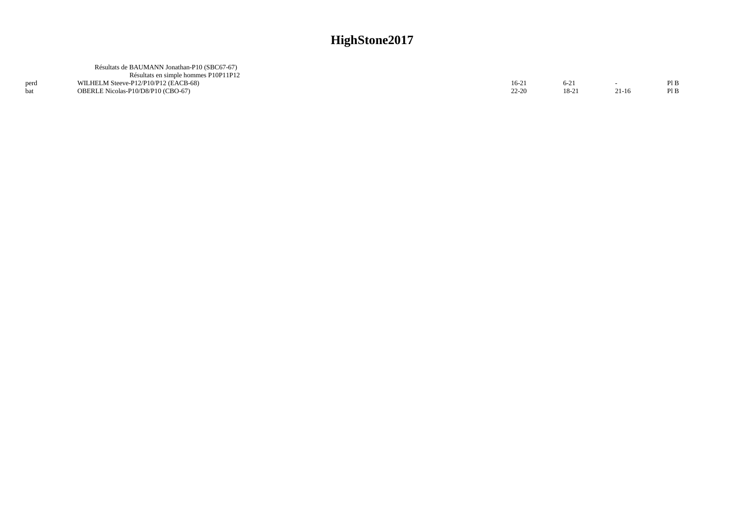# HighStone2017

Résultats de BAUMANN Jonathan-P10 (SBC67-67)

Résultats en simple hommes P10P11P12

| | | | | | |
|---|---|---|---|---|---|
| perd | WILHELM Steeve-P12/P10/P12 (EACB-68) | 16-21 | 6-21 | - | Pl B |
| bat | OBERLE Nicolas-P10/D8/P10 (CBO-67) | 22-20 | 18-21 | 21-16 | Pl B |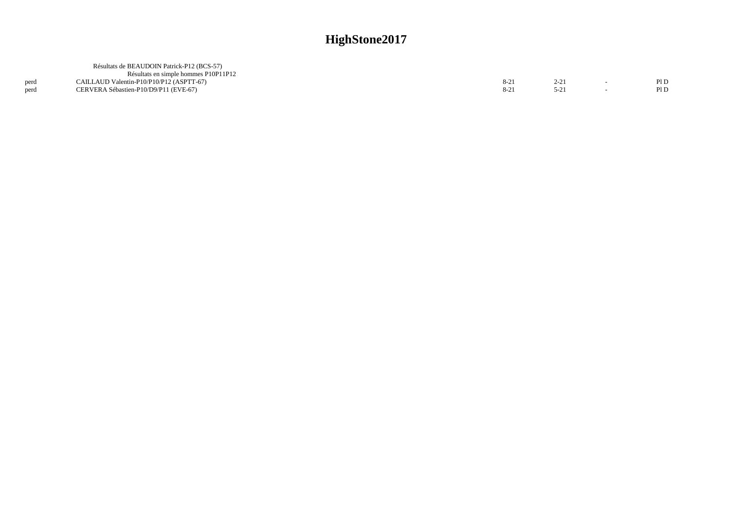# HighStone2017

Résultats de BEAUDOIN Patrick-P12 (BCS-57)

Résultats en simple hommes P10P11P12

| | | | | | |
|---|---|---|---|---|---|
| perd | CAILLAUD Valentin-P10/P10/P12 (ASPTT-67) | 8-21 | 2-21 | - | Pl D |
| perd | CERVERA Sébastien-P10/D9/P11 (EVE-67) | 8-21 | 5-21 | - | Pl D |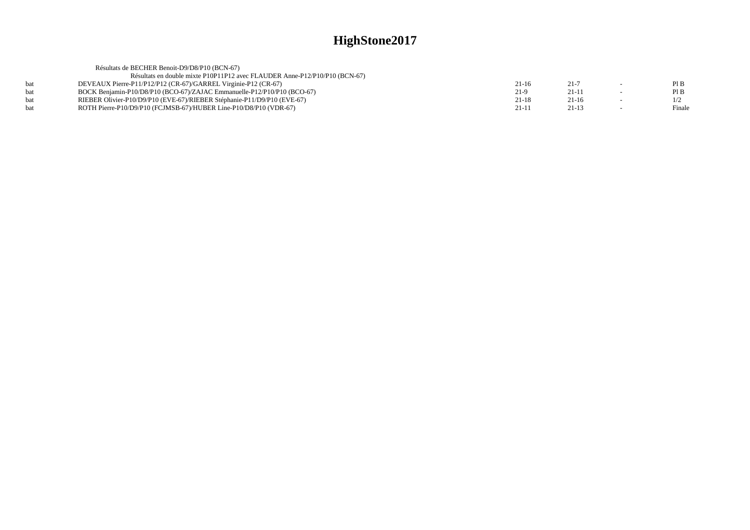# HighStone2017

Résultats de BECHER Benoit-D9/D8/P10 (BCN-67)

Résultats en double mixte P10P11P12 avec FLAUDER Anne-P12/P10/P10 (BCN-67)

| | | | | | |
|---|---|---|---|---|---|
| bat | DEVEAUX Pierre-P11/P12/P12 (CR-67)/GARREL Virginie-P12 (CR-67) | 21-16 | 21-7 | - | Pl B |
| bat | BOCK Benjamin-P10/D8/P10 (BCO-67)/ZAJAC Emmanuelle-P12/P10/P10 (BCO-67) | 21-9 | 21-11 | - | Pl B |
| bat | RIEBER Olivier-P10/D9/P10 (EVE-67)/RIEBER Stéphanie-P11/D9/P10 (EVE-67) | 21-18 | 21-16 | - | 1/2 |
| bat | ROTH Pierre-P10/D9/P10 (FCJMSB-67)/HUBER Line-P10/D8/P10 (VDR-67) | 21-11 | 21-13 | - | Finale |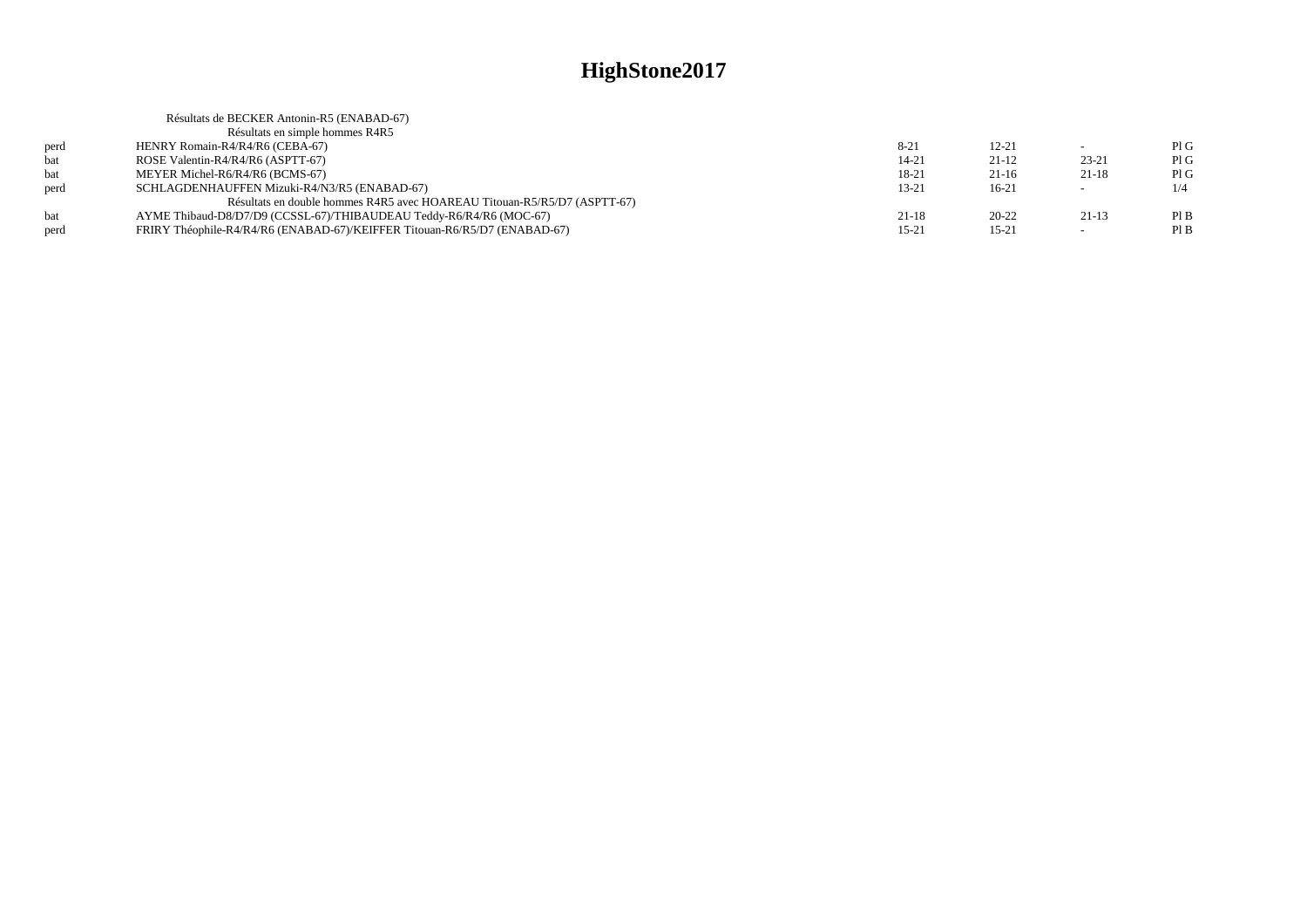# HighStone2017

Résultats de BECKER Antonin-R5 (ENABAD-67)

Résultats en simple hommes R4R5

| | | | | | |
|---|---|---|---|---|---|
| perd | HENRY Romain-R4/R4/R6 (CEBA-67) | 8-21 | 12-21 | - | Pl G |
| bat | ROSE Valentin-R4/R4/R6 (ASPTT-67) | 14-21 | 21-12 | 23-21 | Pl G |
| bat | MEYER Michel-R6/R4/R6 (BCMS-67) | 18-21 | 21-16 | 21-18 | Pl G |
| perd | SCHLAGDENHAUFFEN Mizuki-R4/N3/R5 (ENABAD-67) | 13-21 | 16-21 | - | 1/4 |

Résultats en double hommes R4R5 avec HOAREAU Titouan-R5/R5/D7 (ASPTT-67)

| | | | | | |
|---|---|---|---|---|---|
| bat | AYME Thibaud-D8/D7/D9 (CCSSL-67)/THIBAUDEAU Teddy-R6/R4/R6 (MOC-67) | 21-18 | 20-22 | 21-13 | Pl B |
| perd | FRIRY Théophile-R4/R4/R6 (ENABAD-67)/KEIFFER Titouan-R6/R5/D7 (ENABAD-67) | 15-21 | 15-21 | - | Pl B |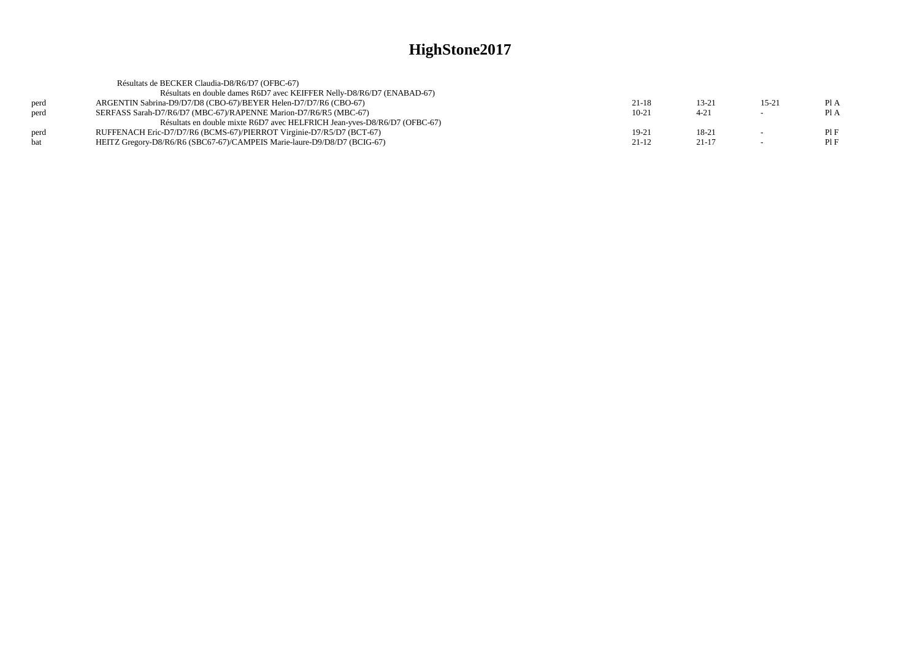# HighStone2017

Résultats de BECKER Claudia-D8/R6/D7 (OFBC-67)

| | | | | | |
|---|---|---|---|---|---|
| | Résultats en double dames R6D7 avec KEIFFER Nelly-D8/R6/D7 (ENABAD-67) | | | | |
| perd | ARGENTIN Sabrina-D9/D7/D8 (CBO-67)/BEYER Helen-D7/D7/R6 (CBO-67) | 21-18 | 13-21 | 15-21 | Pl A |
| perd | SERFASS Sarah-D7/R6/D7 (MBC-67)/RAPENNE Marion-D7/R6/R5 (MBC-67) | 10-21 | 4-21 | - | Pl A |
| | Résultats en double mixte R6D7 avec HELFRICH Jean-yves-D8/R6/D7 (OFBC-67) | | | | |
| perd | RUFFENACH Eric-D7/D7/R6 (BCMS-67)/PIERROT Virginie-D7/R5/D7 (BCT-67) | 19-21 | 18-21 | - | Pl F |
| bat | HEITZ Gregory-D8/R6/R6 (SBC67-67)/CAMPEIS Marie-laure-D9/D8/D7 (BCIG-67) | 21-12 | 21-17 | - | Pl F |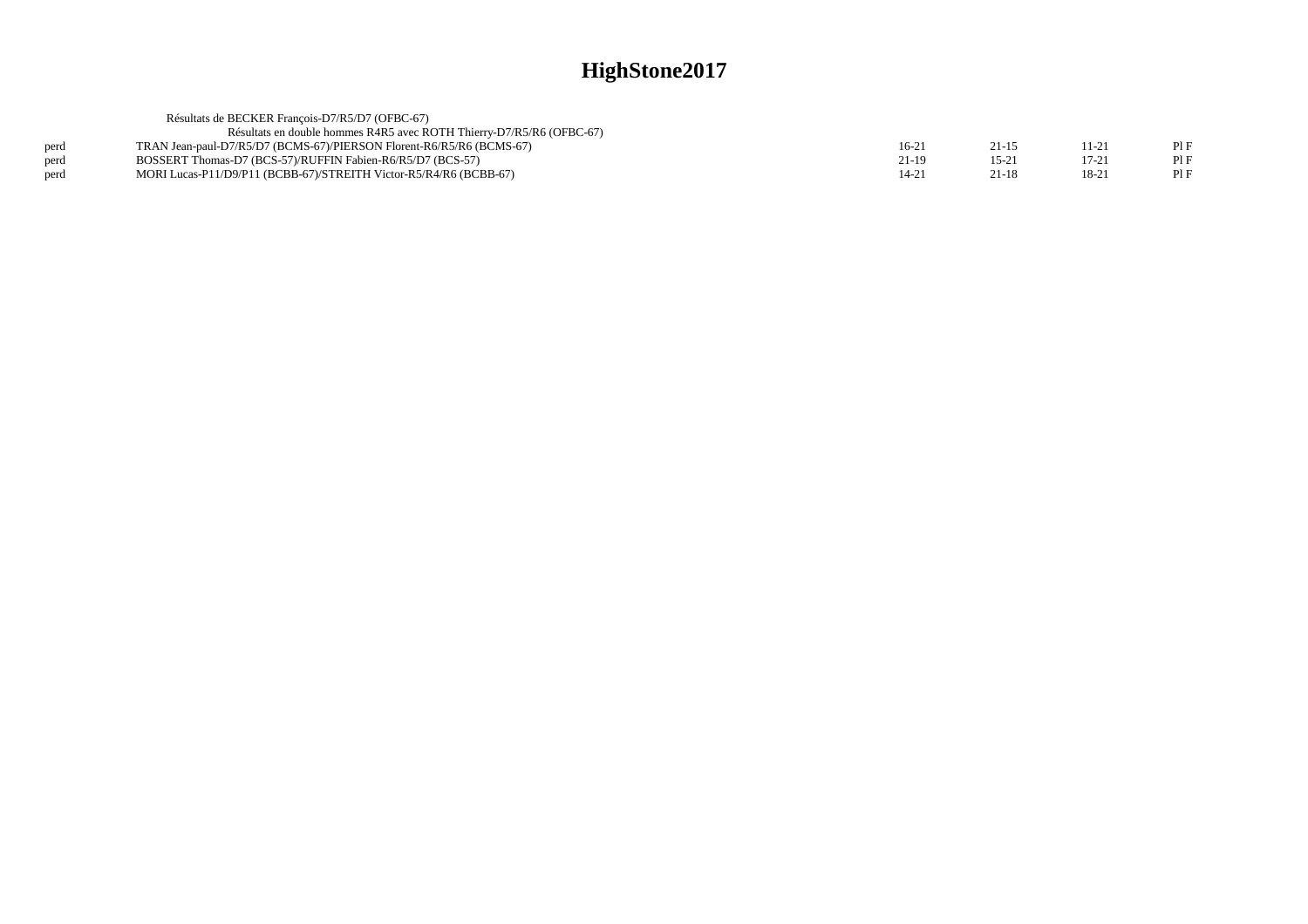# HighStone2017

Résultats de BECKER François-D7/R5/D7 (OFBC-67)

Résultats en double hommes R4R5 avec ROTH Thierry-D7/R5/R6 (OFBC-67)

| | | | | | |
|---|---|---|---|---|---|
| perd | TRAN Jean-paul-D7/R5/D7 (BCMS-67)/PIERSON Florent-R6/R5/R6 (BCMS-67) | 16-21 | 21-15 | 11-21 | Pl F |
| perd | BOSSERT Thomas-D7 (BCS-57)/RUFFIN Fabien-R6/R5/D7 (BCS-57) | 21-19 | 15-21 | 17-21 | Pl F |
| perd | MORI Lucas-P11/D9/P11 (BCBB-67)/STREITH Victor-R5/R4/R6 (BCBB-67) | 14-21 | 21-18 | 18-21 | Pl F |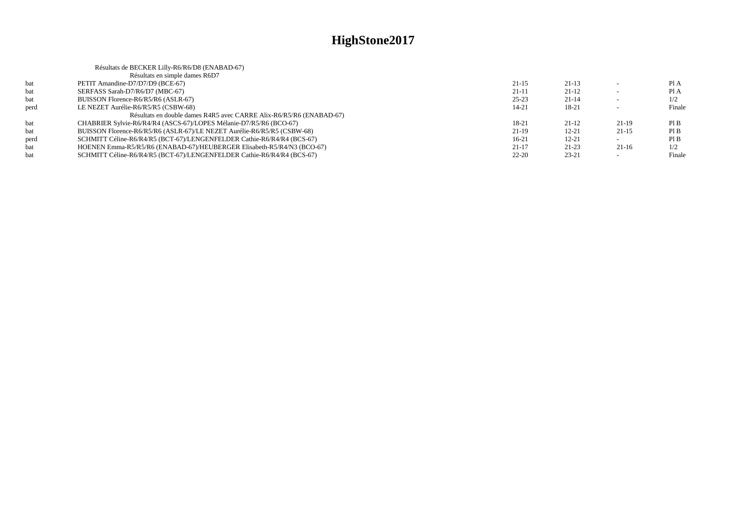# HighStone2017

Résultats de BECKER Lilly-R6/R6/D8 (ENABAD-67)

Résultats en simple dames R6D7

| | | | | | |
|---|---|---|---|---|---|
| bat | PETIT Amandine-D7/D7/D9 (BCE-67) | 21-15 | 21-13 | - | Pl A |
| bat | SERFASS Sarah-D7/R6/D7 (MBC-67) | 21-11 | 21-12 | - | Pl A |
| bat | BUISSON Florence-R6/R5/R6 (ASLR-67) | 25-23 | 21-14 | - | 1/2 |
| perd | LE NEZET Aurélie-R6/R5/R5 (CSBW-68) | 14-21 | 18-21 | - | Finale |

Résultats en double dames R4R5 avec CARRE Alix-R6/R5/R6 (ENABAD-67)

| | | | | | |
|---|---|---|---|---|---|
| bat | CHABRIER Sylvie-R6/R4/R4 (ASCS-67)/LOPES Mélanie-D7/R5/R6 (BCO-67) | 18-21 | 21-12 | 21-19 | Pl B |
| bat | BUISSON Florence-R6/R5/R6 (ASLR-67)/LE NEZET Aurélie-R6/R5/R5 (CSBW-68) | 21-19 | 12-21 | 21-15 | Pl B |
| perd | SCHMITT Céline-R6/R4/R5 (BCT-67)/LENGENFELDER Cathie-R6/R4/R4 (BCS-67) | 16-21 | 12-21 | - | Pl B |
| bat | HOENEN Emma-R5/R5/R6 (ENABAD-67)/HEUBERGER Elisabeth-R5/R4/N3 (BCO-67) | 21-17 | 21-23 | 21-16 | 1/2 |
| bat | SCHMITT Céline-R6/R4/R5 (BCT-67)/LENGENFELDER Cathie-R6/R4/R4 (BCS-67) | 22-20 | 23-21 | - | Finale |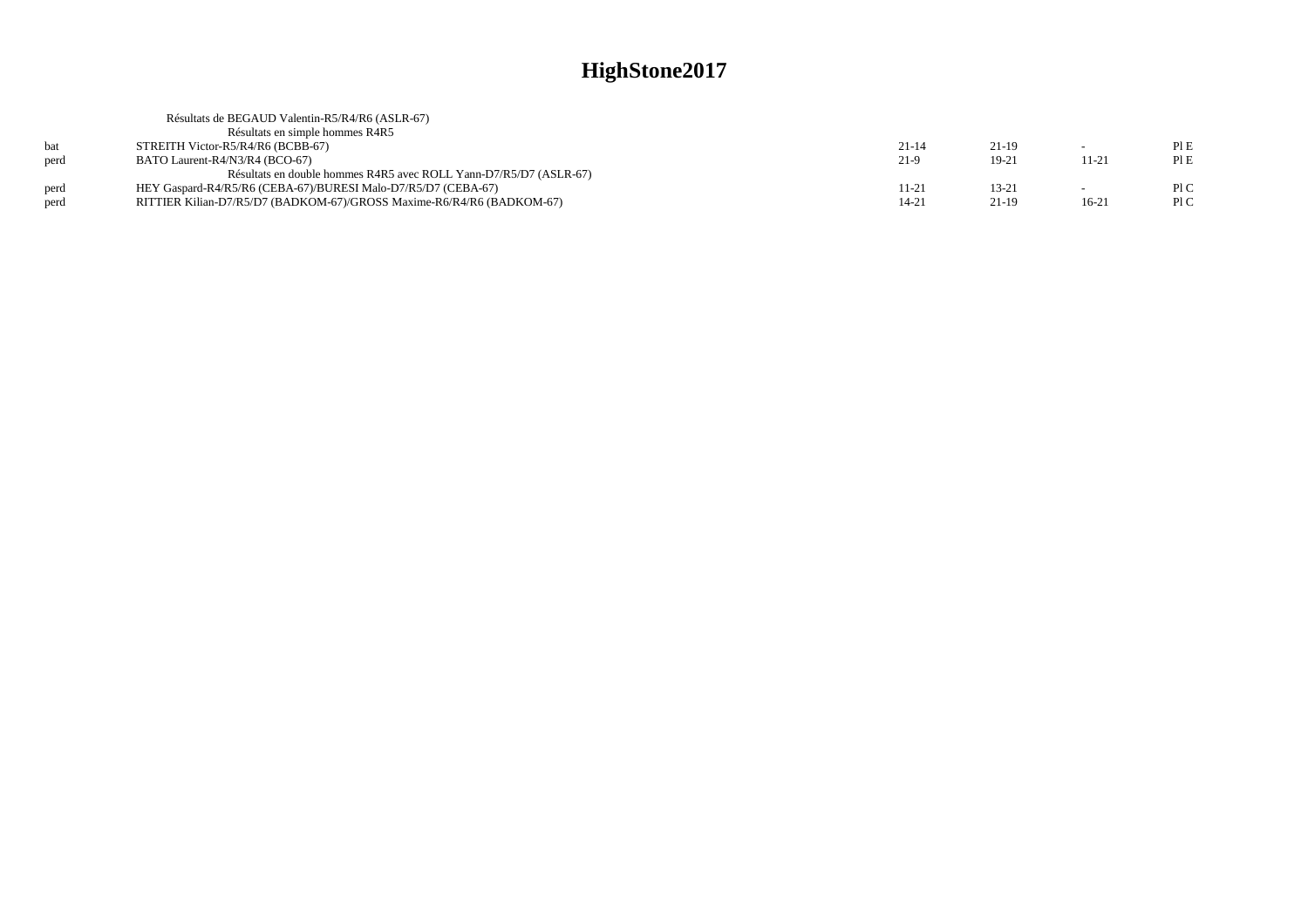# HighStone2017

Résultats de BEGAUD Valentin-R5/R4/R6 (ASLR-67)

Résultats en simple hommes R4R5

| | | | | | |
|---|---|---|---|---|---|
| bat | STREITH Victor-R5/R4/R6 (BCBB-67) | 21-14 | 21-19 | - | Pl E |
| perd | BATO Laurent-R4/N3/R4 (BCO-67) | 21-9 | 19-21 | 11-21 | Pl E |

Résultats en double hommes R4R5 avec ROLL Yann-D7/R5/D7 (ASLR-67)

| | | | | | |
|---|---|---|---|---|---|
| perd | HEY Gaspard-R4/R5/R6 (CEBA-67)/BURESI Malo-D7/R5/D7 (CEBA-67) | 11-21 | 13-21 | - | Pl C |
| perd | RITTIER Kilian-D7/R5/D7 (BADKOM-67)/GROSS Maxime-R6/R4/R6 (BADKOM-67) | 14-21 | 21-19 | 16-21 | Pl C |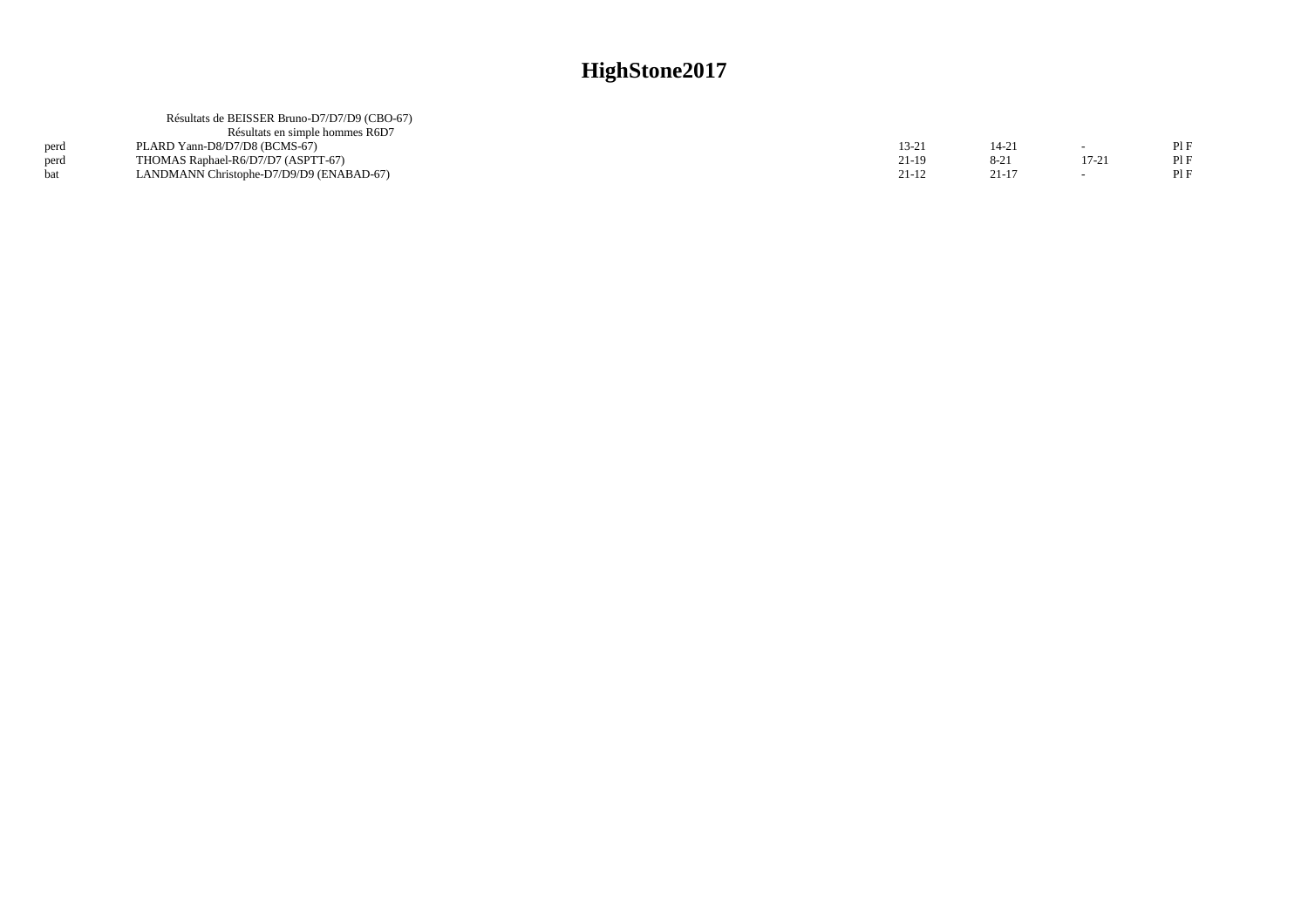# HighStone2017

Résultats de BEISSER Bruno-D7/D7/D9 (CBO-67)

Résultats en simple hommes R6D7

| | | | | | |
|---|---|---|---|---|---|
| perd | PLARD Yann-D8/D7/D8 (BCMS-67) | 13-21 | 14-21 | - | Pl F |
| perd | THOMAS Raphael-R6/D7/D7 (ASPTT-67) | 21-19 | 8-21 | 17-21 | Pl F |
| bat | LANDMANN Christophe-D7/D9/D9 (ENABAD-67) | 21-12 | 21-17 | - | Pl F |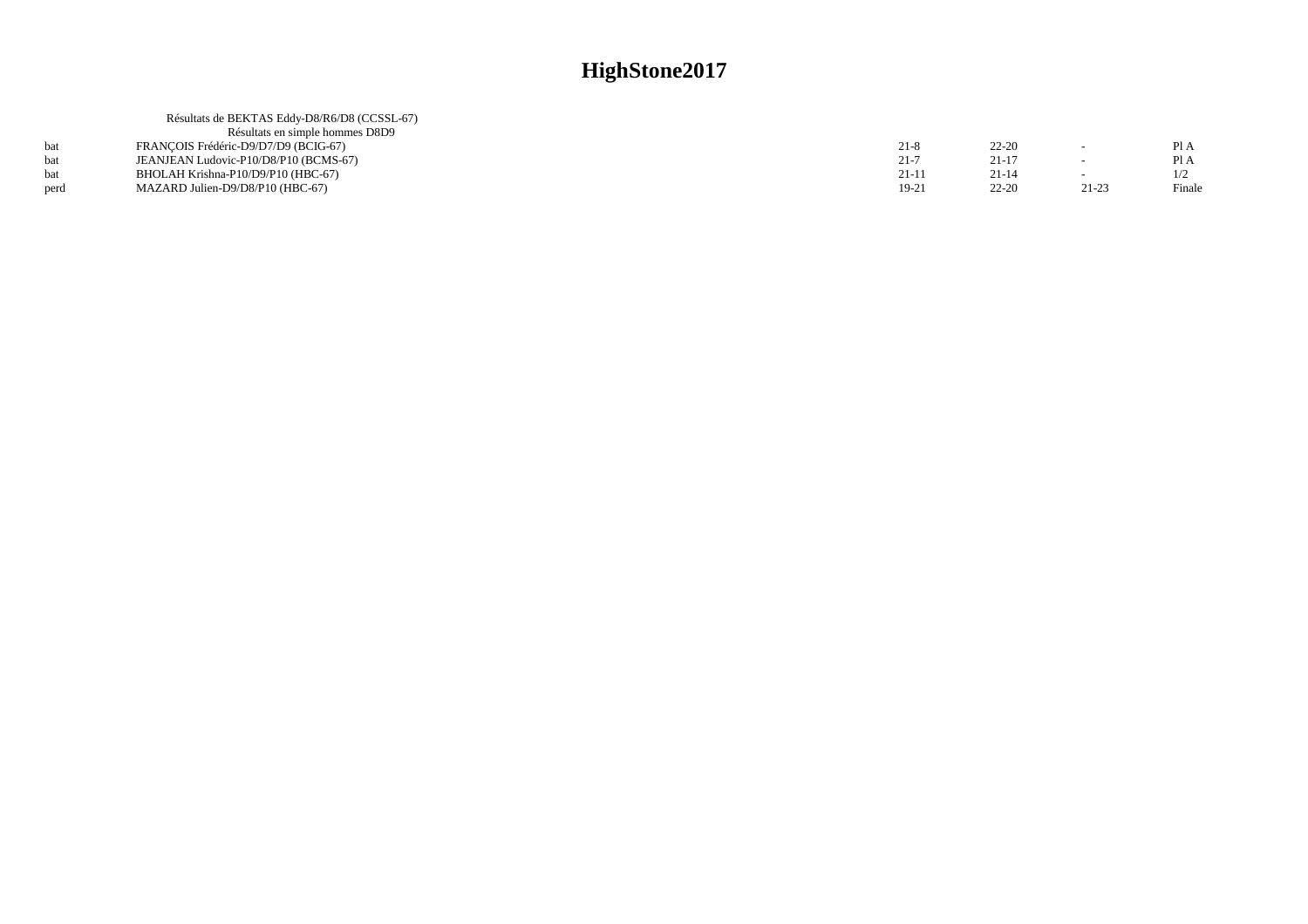# HighStone2017

Résultats de BEKTAS Eddy-D8/R6/D8 (CCSSL-67)

Résultats en simple hommes D8D9

| | | | | | |
|---|---|---|---|---|---|
| bat | FRANÇOIS Frédéric-D9/D7/D9 (BCIG-67) | 21-8 | 22-20 | - | Pl A |
| bat | JEANJEAN Ludovic-P10/D8/P10 (BCMS-67) | 21-7 | 21-17 | - | Pl A |
| bat | BHOLAH Krishna-P10/D9/P10 (HBC-67) | 21-11 | 21-14 | - | 1/2 |
| perd | MAZARD Julien-D9/D8/P10 (HBC-67) | 19-21 | 22-20 | 21-23 | Finale |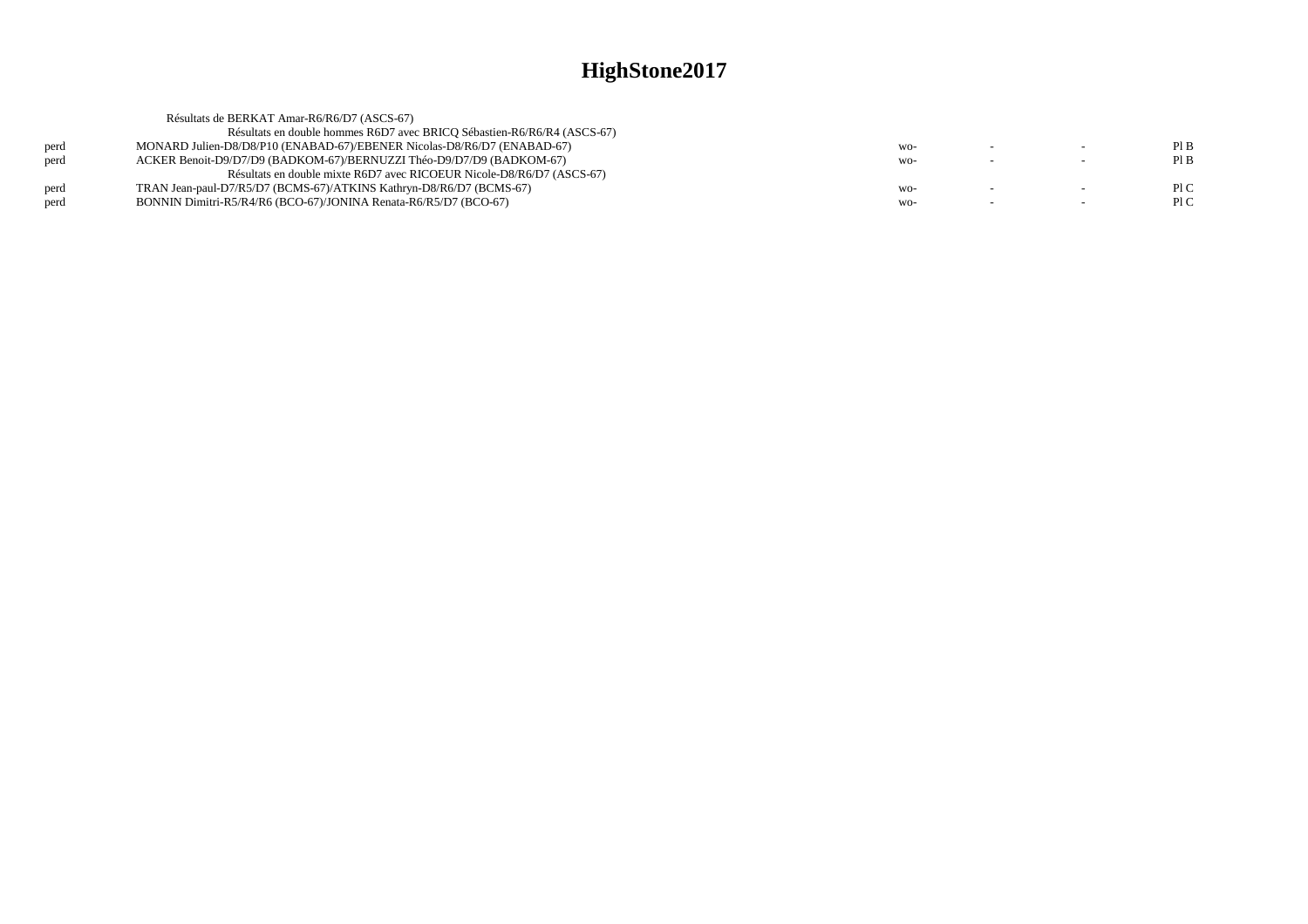# HighStone2017

Résultats de BERKAT Amar-R6/R6/D7 (ASCS-67)

Résultats en double hommes R6D7 avec BRICQ Sébastien-R6/R6/R4 (ASCS-67)

| | | | | | |
|---|---|---|---|---|---|
| perd | MONARD Julien-D8/D8/P10 (ENABAD-67)/EBENER Nicolas-D8/R6/D7 (ENABAD-67) | wo- | - | - | Pl B |
| perd | ACKER Benoit-D9/D7/D9 (BADKOM-67)/BERNUZZI Théo-D9/D7/D9 (BADKOM-67) | wo- | - | - | Pl B |

Résultats en double mixte R6D7 avec RICOEUR Nicole-D8/R6/D7 (ASCS-67)

| | | | | | |
|---|---|---|---|---|---|
| perd | TRAN Jean-paul-D7/R5/D7 (BCMS-67)/ATKINS Kathryn-D8/R6/D7 (BCMS-67) | wo- | - | - | Pl C |
| perd | BONNIN Dimitri-R5/R4/R6 (BCO-67)/JONINA Renata-R6/R5/D7 (BCO-67) | wo- | - | - | Pl C |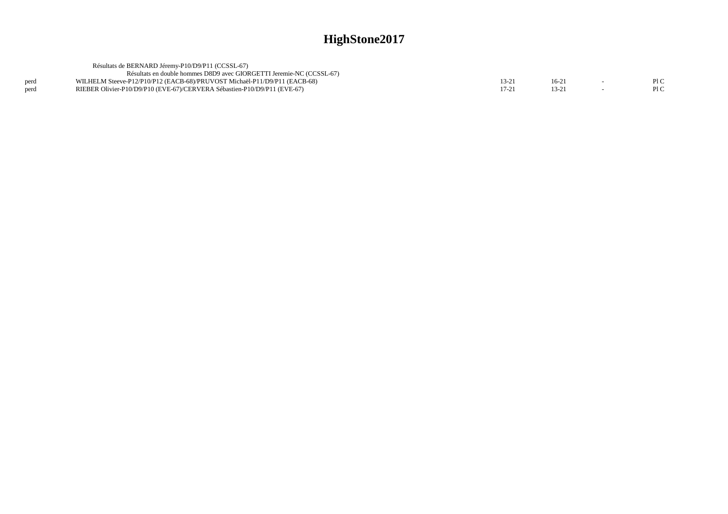# HighStone2017

Résultats de BERNARD Jéremy-P10/D9/P11 (CCSSL-67)

Résultats en double hommes D8D9 avec GIORGETTI Jeremie-NC (CCSSL-67)

| | | | | | |
|---|---|---|---|---|---|
| perd | WILHELM Steeve-P12/P10/P12 (EACB-68)/PRUVOST Michaël-P11/D9/P11 (EACB-68) | 13-21 | 16-21 | - | Pl C |
| perd | RIEBER Olivier-P10/D9/P10 (EVE-67)/CERVERA Sébastien-P10/D9/P11 (EVE-67) | 17-21 | 13-21 | - | Pl C |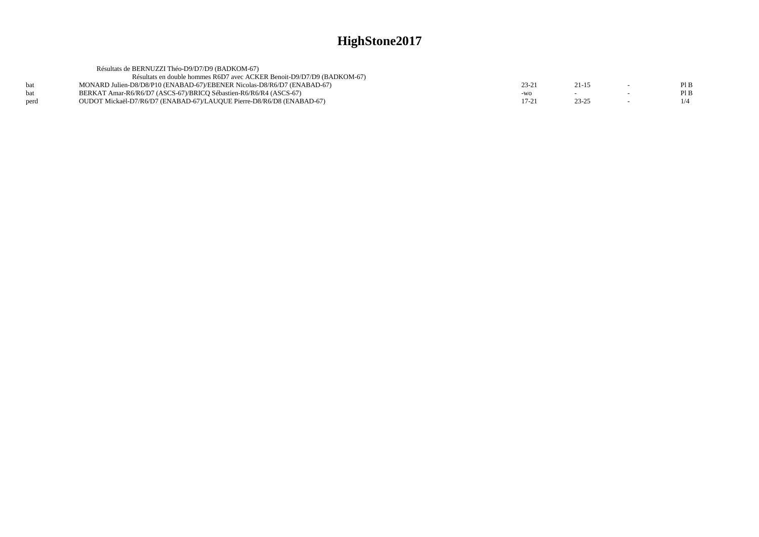# HighStone2017

Résultats de BERNUZZI Théo-D9/D7/D9 (BADKOM-67)

Résultats en double hommes R6D7 avec ACKER Benoit-D9/D7/D9 (BADKOM-67)

| | | | | | |
|---|---|---|---|---|---|
| bat | MONARD Julien-D8/D8/P10 (ENABAD-67)/EBENER Nicolas-D8/R6/D7 (ENABAD-67) | 23-21 | 21-15 | - | Pl B |
| bat | BERKAT Amar-R6/R6/D7 (ASCS-67)/BRICQ Sébastien-R6/R6/R4 (ASCS-67) | -wo | - | - | Pl B |
| perd | OUDOT Mickaël-D7/R6/D7 (ENABAD-67)/LAUQUE Pierre-D8/R6/D8 (ENABAD-67) | 17-21 | 23-25 | - | 1/4 |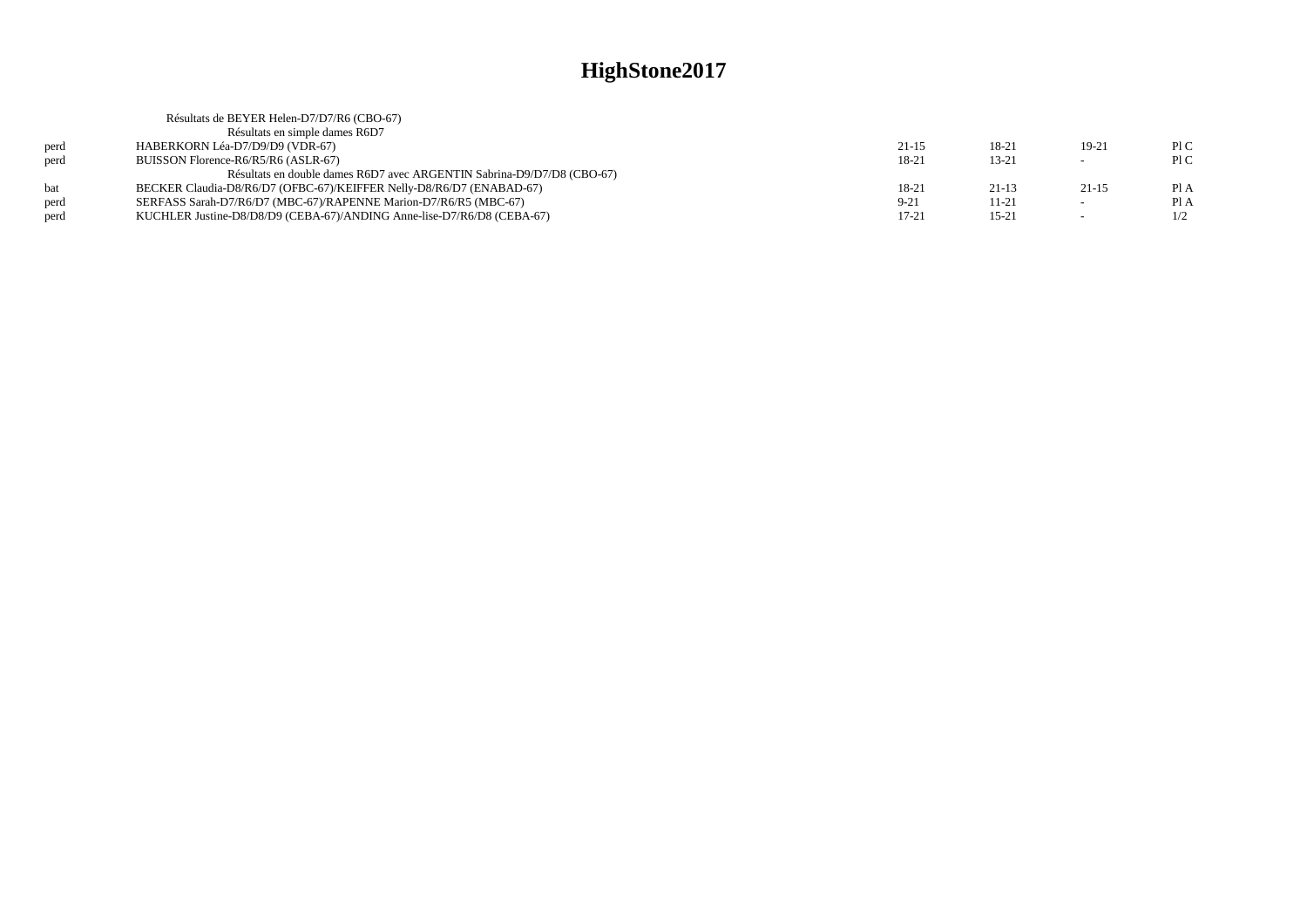# HighStone2017

Résultats de BEYER Helen-D7/D7/R6 (CBO-67)

Résultats en simple dames R6D7

| | | | | | |
|---|---|---|---|---|---|
| perd | HABERKORN Léa-D7/D9/D9 (VDR-67) | 21-15 | 18-21 | 19-21 | Pl C |
| perd | BUISSON Florence-R6/R5/R6 (ASLR-67) | 18-21 | 13-21 | - | Pl C |

Résultats en double dames R6D7 avec ARGENTIN Sabrina-D9/D7/D8 (CBO-67)

| | | | | | |
|---|---|---|---|---|---|
| bat | BECKER Claudia-D8/R6/D7 (OFBC-67)/KEIFFER Nelly-D8/R6/D7 (ENABAD-67) | 18-21 | 21-13 | 21-15 | Pl A |
| perd | SERFASS Sarah-D7/R6/D7 (MBC-67)/RAPENNE Marion-D7/R6/R5 (MBC-67) | 9-21 | 11-21 | - | Pl A |
| perd | KUCHLER Justine-D8/D8/D9 (CEBA-67)/ANDING Anne-lise-D7/R6/D8 (CEBA-67) | 17-21 | 15-21 | - | 1/2 |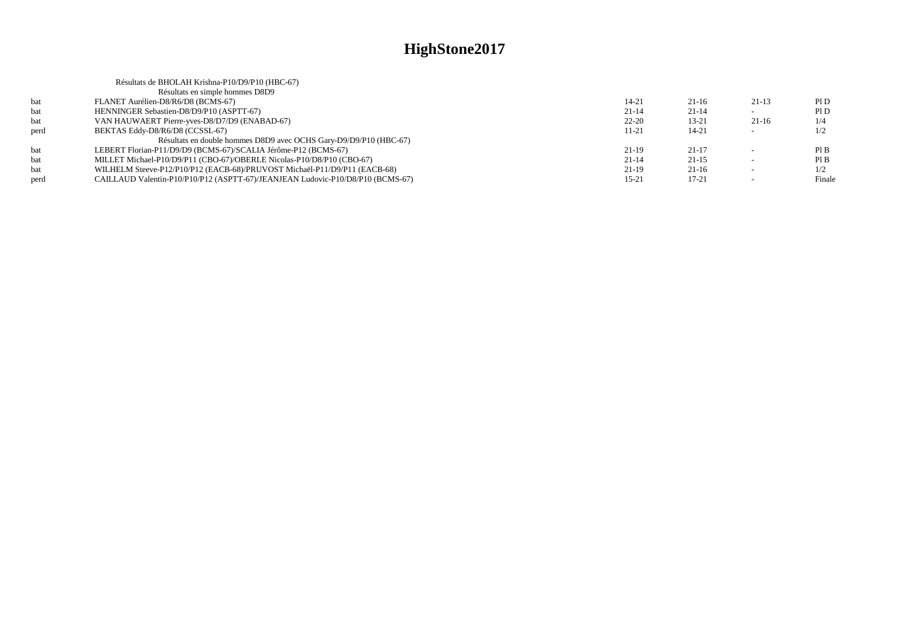# HighStone2017

Résultats de BHOLAH Krishna-P10/D9/P10 (HBC-67)

Résultats en simple hommes D8D9

| | | | | | |
|---|---|---|---|---|---|
| bat | FLANET Aurélien-D8/R6/D8 (BCMS-67) | 14-21 | 21-16 | 21-13 | Pl D |
| bat | HENNINGER Sebastien-D8/D9/P10 (ASPTT-67) | 21-14 | 21-14 | - | Pl D |
| bat | VAN HAUWAERT Pierre-yves-D8/D7/D9 (ENABAD-67) | 22-20 | 13-21 | 21-16 | 1/4 |
| perd | BEKTAS Eddy-D8/R6/D8 (CCSSL-67) | 11-21 | 14-21 | - | 1/2 |

Résultats en double hommes D8D9 avec OCHS Gary-D9/D9/P10 (HBC-67)

| | | | | | |
|---|---|---|---|---|---|
| bat | LEBERT Florian-P11/D9/D9 (BCMS-67)/SCALIA Jérôme-P12 (BCMS-67) | 21-19 | 21-17 | - | Pl B |
| bat | MILLET Michael-P10/D9/P11 (CBO-67)/OBERLE Nicolas-P10/D8/P10 (CBO-67) | 21-14 | 21-15 | - | Pl B |
| bat | WILHELM Steeve-P12/P10/P12 (EACB-68)/PRUVOST Michaël-P11/D9/P11 (EACB-68) | 21-19 | 21-16 | - | 1/2 |
| perd | CAILLAUD Valentin-P10/P10/P12 (ASPTT-67)/JEANJEAN Ludovic-P10/D8/P10 (BCMS-67) | 15-21 | 17-21 | - | Finale |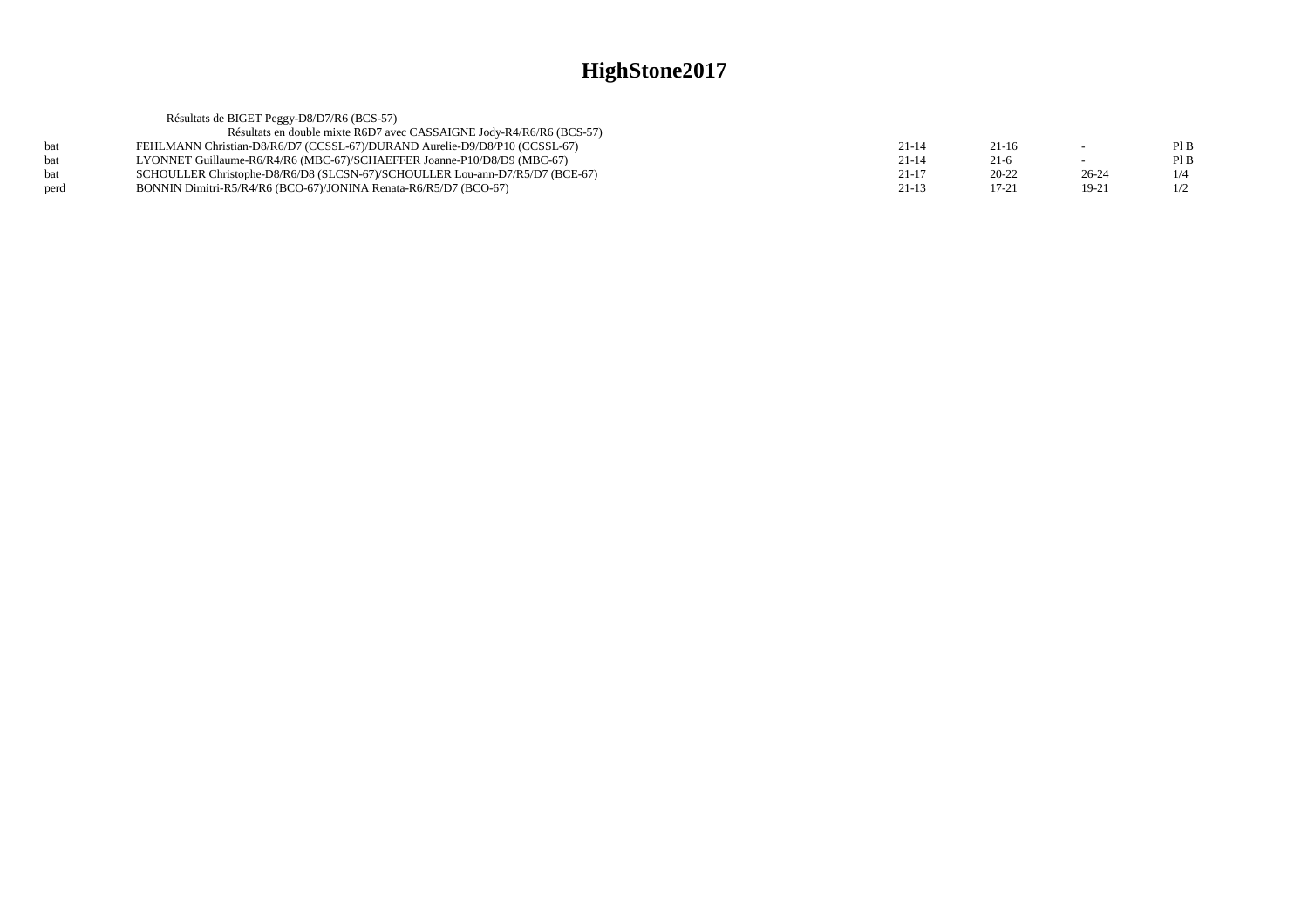# HighStone2017

Résultats de BIGET Peggy-D8/D7/R6 (BCS-57)

Résultats en double mixte R6D7 avec CASSAIGNE Jody-R4/R6/R6 (BCS-57)

| | | | | | |
|---|---|---|---|---|---|
| bat | FEHLMANN Christian-D8/R6/D7 (CCSSL-67)/DURAND Aurelie-D9/D8/P10 (CCSSL-67) | 21-14 | 21-16 | - | Pl B |
| bat | LYONNET Guillaume-R6/R4/R6 (MBC-67)/SCHAEFFER Joanne-P10/D8/D9 (MBC-67) | 21-14 | 21-6 | - | Pl B |
| bat | SCHOULLER Christophe-D8/R6/D8 (SLCSN-67)/SCHOULLER Lou-ann-D7/R5/D7 (BCE-67) | 21-17 | 20-22 | 26-24 | 1/4 |
| perd | BONNIN Dimitri-R5/R4/R6 (BCO-67)/JONINA Renata-R6/R5/D7 (BCO-67) | 21-13 | 17-21 | 19-21 | 1/2 |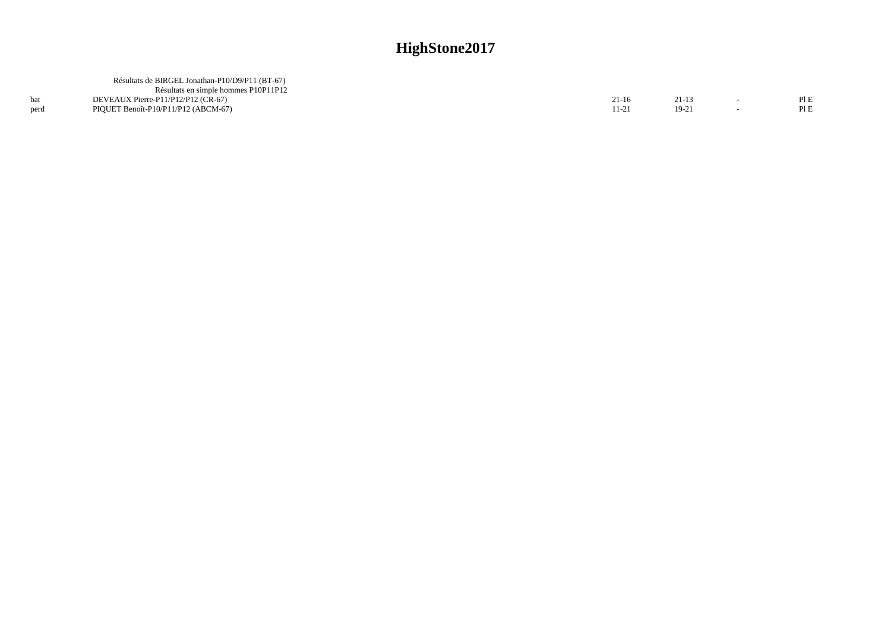# HighStone2017

Résultats de BIRGEL Jonathan-P10/D9/P11 (BT-67)

Résultats en simple hommes P10P11P12

| | | | | | |
|---|---|---|---|---|---|
| bat | DEVEAUX Pierre-P11/P12/P12 (CR-67) | 21-16 | 21-13 | - | Pl E |
| perd | PIQUET Benoît-P10/P11/P12 (ABCM-67) | 11-21 | 19-21 | - | Pl E |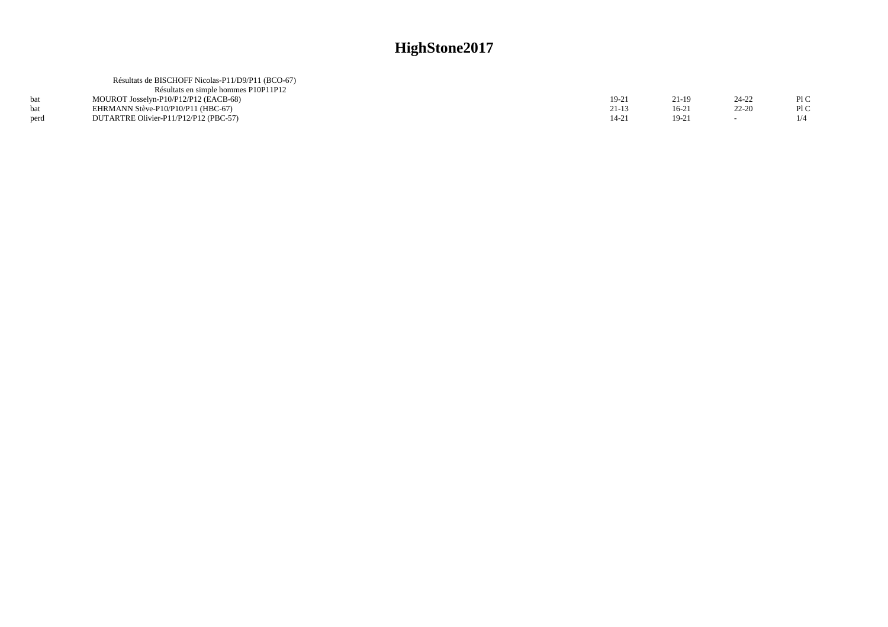# HighStone2017

Résultats de BISCHOFF Nicolas-P11/D9/P11 (BCO-67)

Résultats en simple hommes P10P11P12

| | | | | | |
|---|---|---|---|---|---|
| bat | MOUROT Josselyn-P10/P12/P12 (EACB-68) | 19-21 | 21-19 | 24-22 | Pl C |
| bat | EHRMANN Stève-P10/P10/P11 (HBC-67) | 21-13 | 16-21 | 22-20 | Pl C |
| perd | DUTARTRE Olivier-P11/P12/P12 (PBC-57) | 14-21 | 19-21 | - | 1/4 |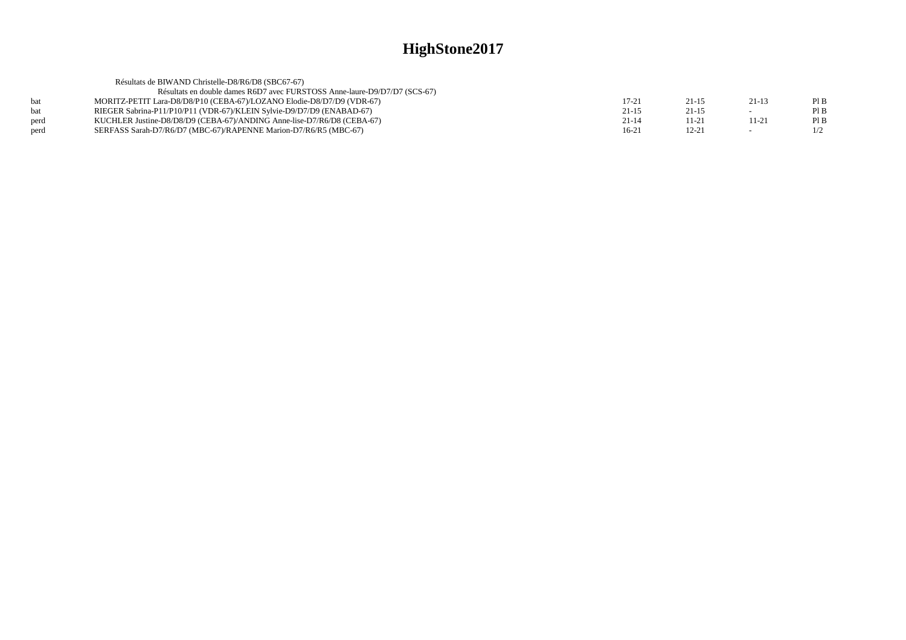# HighStone2017

Résultats de BIWAND Christelle-D8/R6/D8 (SBC67-67)

Résultats en double dames R6D7 avec FURSTOSS Anne-laure-D9/D7/D7 (SCS-67)

| | | | | | |
|---|---|---|---|---|---|
| bat | MORITZ-PETIT Lara-D8/D8/P10 (CEBA-67)/LOZANO Elodie-D8/D7/D9 (VDR-67) | 17-21 | 21-15 | 21-13 | Pl B |
| bat | RIEGER Sabrina-P11/P10/P11 (VDR-67)/KLEIN Sylvie-D9/D7/D9 (ENABAD-67) | 21-15 | 21-15 | - | Pl B |
| perd | KUCHLER Justine-D8/D8/D9 (CEBA-67)/ANDING Anne-lise-D7/R6/D8 (CEBA-67) | 21-14 | 11-21 | 11-21 | Pl B |
| perd | SERFASS Sarah-D7/R6/D7 (MBC-67)/RAPENNE Marion-D7/R6/R5 (MBC-67) | 16-21 | 12-21 | - | 1/2 |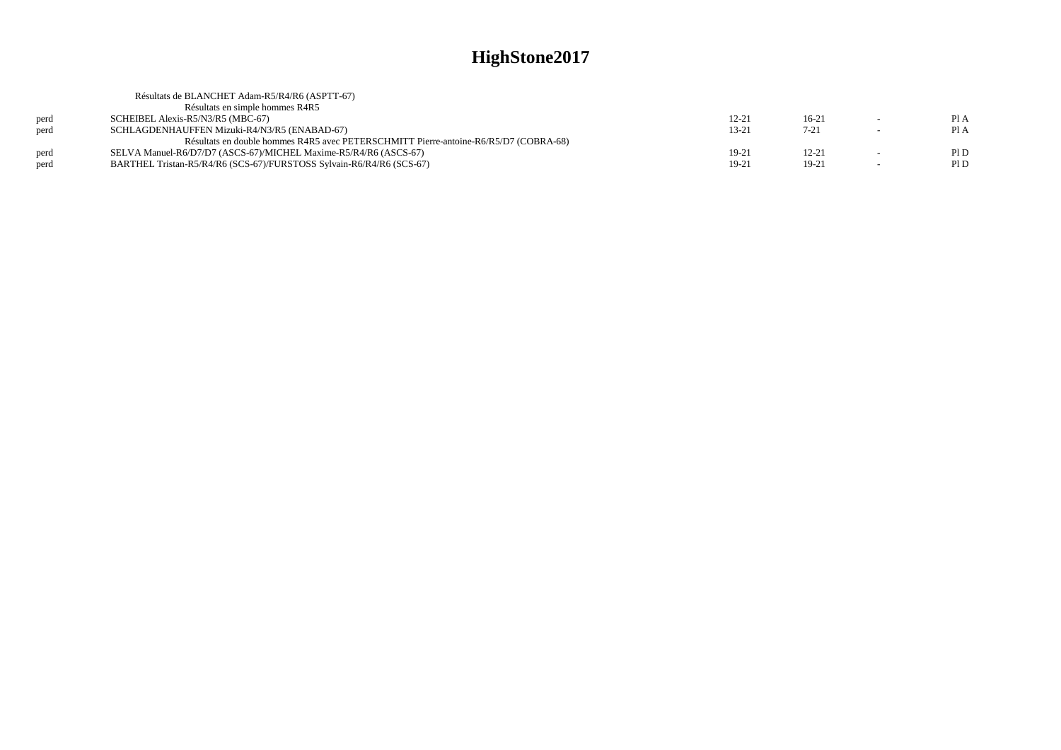# HighStone2017

Résultats de BLANCHET Adam-R5/R4/R6 (ASPTT-67)

Résultats en simple hommes R4R5

| | | | | | |
|---|---|---|---|---|---|
| perd | SCHEIBEL Alexis-R5/N3/R5 (MBC-67) | 12-21 | 16-21 | - | Pl A |
| perd | SCHLAGDENHAUFFEN Mizuki-R4/N3/R5 (ENABAD-67) | 13-21 | 7-21 | - | Pl A |

Résultats en double hommes R4R5 avec PETERSCHMITT Pierre-antoine-R6/R5/D7 (COBRA-68)

| | | | | | |
|---|---|---|---|---|---|
| perd | SELVA Manuel-R6/D7/D7 (ASCS-67)/MICHEL Maxime-R5/R4/R6 (ASCS-67) | 19-21 | 12-21 | - | Pl D |
| perd | BARTHEL Tristan-R5/R4/R6 (SCS-67)/FURSTOSS Sylvain-R6/R4/R6 (SCS-67) | 19-21 | 19-21 | - | Pl D |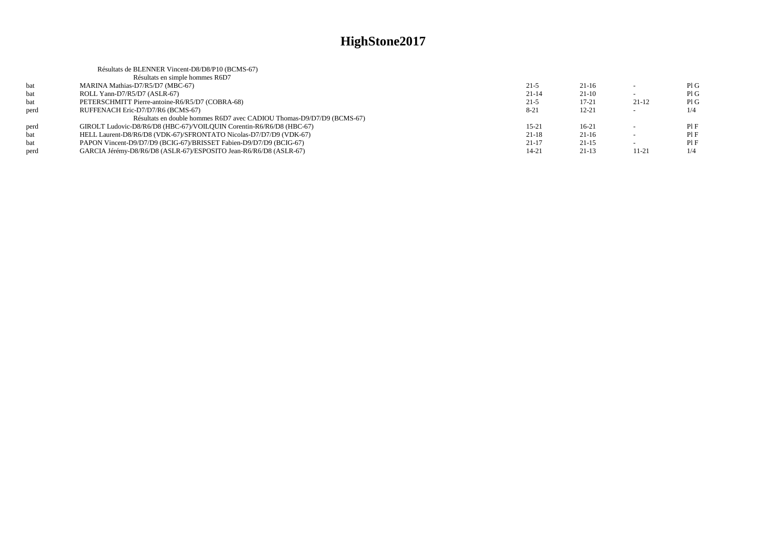# HighStone2017

Résultats de BLENNER Vincent-D8/D8/P10 (BCMS-67)

Résultats en simple hommes R6D7

| | | | | | |
|---|---|---|---|---|---|
| bat | MARINA Mathias-D7/R5/D7 (MBC-67) | 21-5 | 21-16 | - | Pl G |
| bat | ROLL Yann-D7/R5/D7 (ASLR-67) | 21-14 | 21-10 | - | Pl G |
| bat | PETERSCHMITT Pierre-antoine-R6/R5/D7 (COBRA-68) | 21-5 | 17-21 | 21-12 | Pl G |
| perd | RUFFENACH Eric-D7/D7/R6 (BCMS-67) | 8-21 | 12-21 | - | 1/4 |

Résultats en double hommes R6D7 avec CADIOU Thomas-D9/D7/D9 (BCMS-67)

| | | | | | |
|---|---|---|---|---|---|
| perd | GIROLT Ludovic-D8/R6/D8 (HBC-67)/VOILQUIN Corentin-R6/R6/D8 (HBC-67) | 15-21 | 16-21 | - | Pl F |
| bat | HELL Laurent-D8/R6/D8 (VDK-67)/SFRONTATO Nicolas-D7/D7/D9 (VDK-67) | 21-18 | 21-16 | - | Pl F |
| bat | PAPON Vincent-D9/D7/D9 (BCIG-67)/BRISSET Fabien-D9/D7/D9 (BCIG-67) | 21-17 | 21-15 | - | Pl F |
| perd | GARCIA Jérémy-D8/R6/D8 (ASLR-67)/ESPOSITO Jean-R6/R6/D8 (ASLR-67) | 14-21 | 21-13 | 11-21 | 1/4 |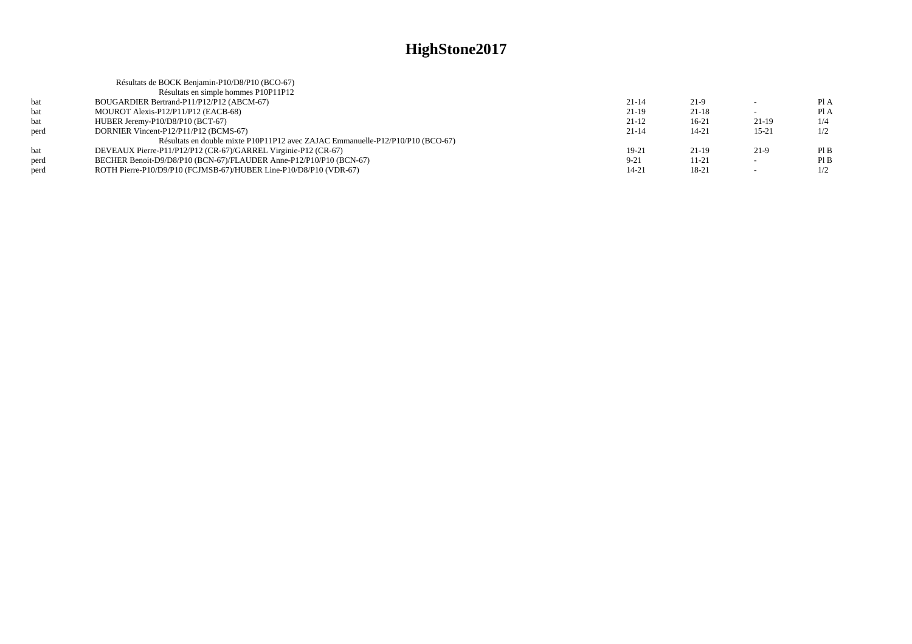# HighStone2017

Résultats de BOCK Benjamin-P10/D8/P10 (BCO-67)

Résultats en simple hommes P10P11P12

| | | | | | |
|---|---|---|---|---|---|
| bat | BOUGARDIER Bertrand-P11/P12/P12 (ABCM-67) | 21-14 | 21-9 | - | Pl A |
| bat | MOUROT Alexis-P12/P11/P12 (EACB-68) | 21-19 | 21-18 | - | Pl A |
| bat | HUBER Jeremy-P10/D8/P10 (BCT-67) | 21-12 | 16-21 | 21-19 | 1/4 |
| perd | DORNIER Vincent-P12/P11/P12 (BCMS-67) | 21-14 | 14-21 | 15-21 | 1/2 |

Résultats en double mixte P10P11P12 avec ZAJAC Emmanuelle-P12/P10/P10 (BCO-67)

| | | | | | |
|---|---|---|---|---|---|
| bat | DEVEAUX Pierre-P11/P12/P12 (CR-67)/GARREL Virginie-P12 (CR-67) | 19-21 | 21-19 | 21-9 | Pl B |
| perd | BECHER Benoit-D9/D8/P10 (BCN-67)/FLAUDER Anne-P12/P10/P10 (BCN-67) | 9-21 | 11-21 | - | Pl B |
| perd | ROTH Pierre-P10/D9/P10 (FCJMSB-67)/HUBER Line-P10/D8/P10 (VDR-67) | 14-21 | 18-21 | - | 1/2 |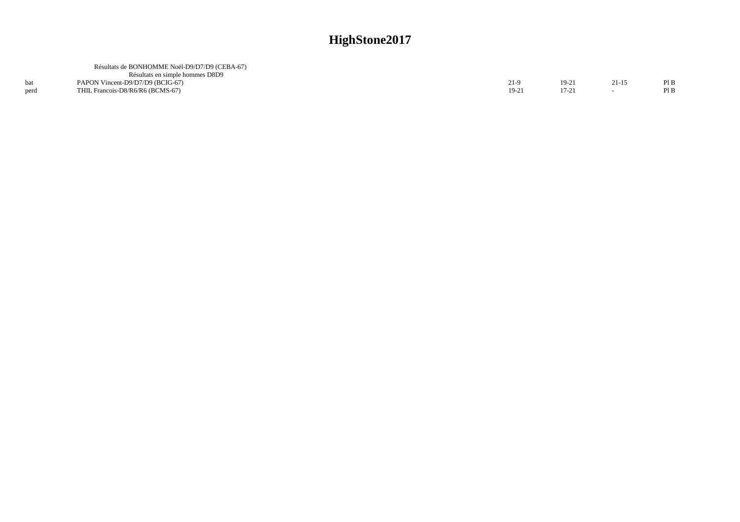# HighStone2017

Résultats de BONHOMME Noël-D9/D7/D9 (CEBA-67)

Résultats en simple hommes D8D9

| | | | | | |
|---|---|---|---|---|---|
| bat | PAPON Vincent-D9/D7/D9 (BCIG-67) | 21-9 | 19-21 | 21-15 | Pl B |
| perd | THIL Francois-D8/R6/R6 (BCMS-67) | 19-21 | 17-21 | - | Pl B |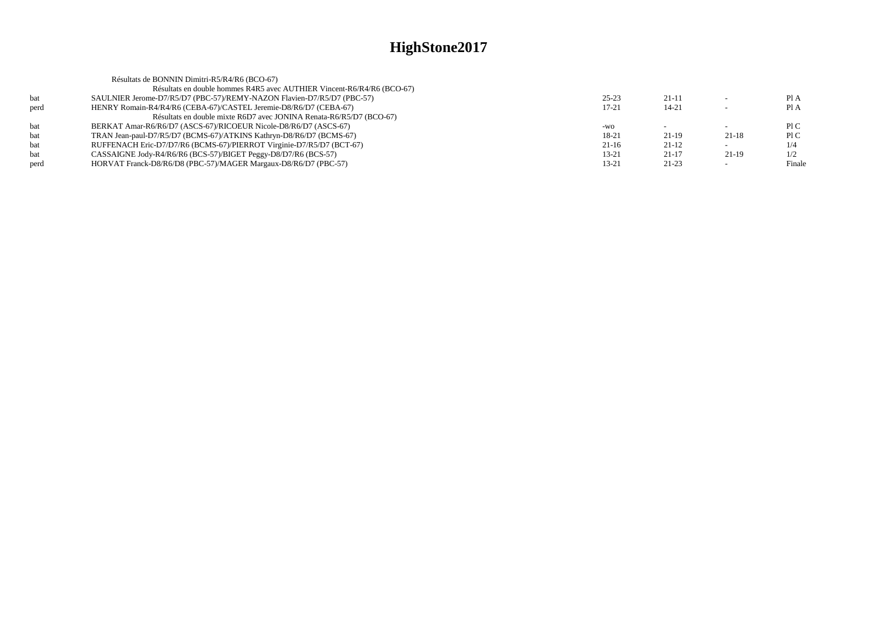# HighStone2017

Résultats de BONNIN Dimitri-R5/R4/R6 (BCO-67)

Résultats en double hommes R4R5 avec AUTHIER Vincent-R6/R4/R6 (BCO-67)

| | | | | | |
|---|---|---|---|---|---|
| bat | SAULNIER Jerome-D7/R5/D7 (PBC-57)/REMY-NAZON Flavien-D7/R5/D7 (PBC-57) | 25-23 | 21-11 | - | Pl A |
| perd | HENRY Romain-R4/R4/R6 (CEBA-67)/CASTEL Jeremie-D8/R6/D7 (CEBA-67) | 17-21 | 14-21 | - | Pl A |

Résultats en double mixte R6D7 avec JONINA Renata-R6/R5/D7 (BCO-67)

| | | | | | |
|---|---|---|---|---|---|
| bat | BERKAT Amar-R6/R6/D7 (ASCS-67)/RICOEUR Nicole-D8/R6/D7 (ASCS-67) | -wo | - | - | Pl C |
| bat | TRAN Jean-paul-D7/R5/D7 (BCMS-67)/ATKINS Kathryn-D8/R6/D7 (BCMS-67) | 18-21 | 21-19 | 21-18 | Pl C |
| bat | RUFFENACH Eric-D7/D7/R6 (BCMS-67)/PIERROT Virginie-D7/R5/D7 (BCT-67) | 21-16 | 21-12 | - | 1/4 |
| bat | CASSAIGNE Jody-R4/R6/R6 (BCS-57)/BIGET Peggy-D8/D7/R6 (BCS-57) | 13-21 | 21-17 | 21-19 | 1/2 |
| perd | HORVAT Franck-D8/R6/D8 (PBC-57)/MAGER Margaux-D8/R6/D7 (PBC-57) | 13-21 | 21-23 | - | Finale |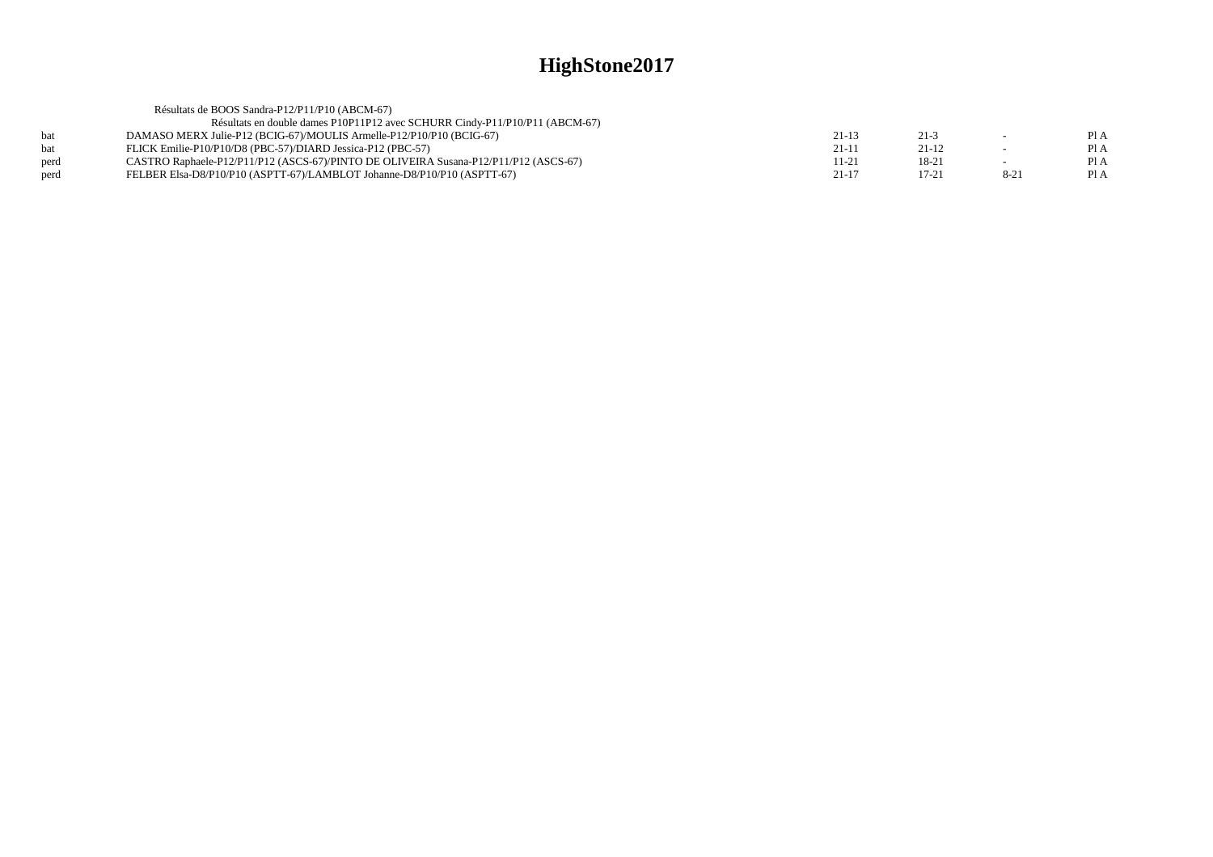# HighStone2017

Résultats de BOOS Sandra-P12/P11/P10 (ABCM-67)

Résultats en double dames P10P11P12 avec SCHURR Cindy-P11/P10/P11 (ABCM-67)

| | | | | | |
|---|---|---|---|---|---|
| bat | DAMASO MERX Julie-P12 (BCIG-67)/MOULIS Armelle-P12/P10/P10 (BCIG-67) | 21-13 | 21-3 | - | Pl A |
| bat | FLICK Emilie-P10/P10/D8 (PBC-57)/DIARD Jessica-P12 (PBC-57) | 21-11 | 21-12 | - | Pl A |
| perd | CASTRO Raphaele-P12/P11/P12 (ASCS-67)/PINTO DE OLIVEIRA Susana-P12/P11/P12 (ASCS-67) | 11-21 | 18-21 | - | Pl A |
| perd | FELBER Elsa-D8/P10/P10 (ASPTT-67)/LAMBLOT Johanne-D8/P10/P10 (ASPTT-67) | 21-17 | 17-21 | 8-21 | Pl A |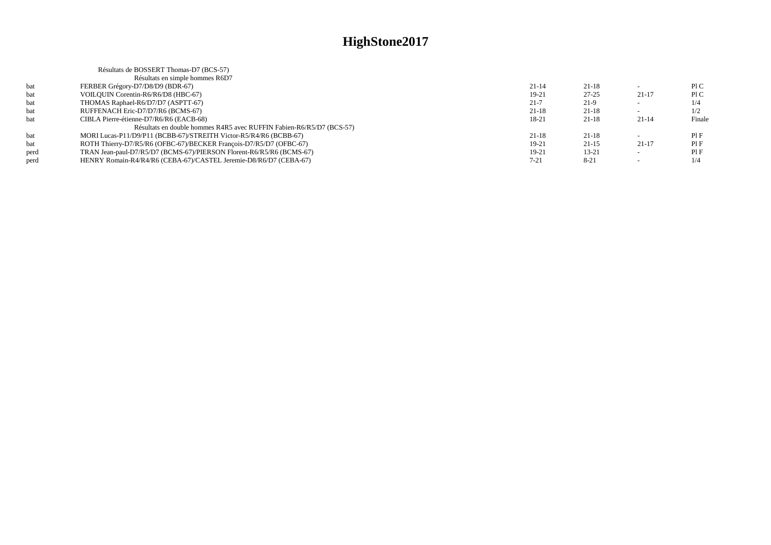# HighStone2017

Résultats de BOSSERT Thomas-D7 (BCS-57)

Résultats en simple hommes R6D7

| | | | | | |
|---|---|---|---|---|---|
| bat | FERBER Grégory-D7/D8/D9 (BDR-67) | 21-14 | 21-18 | - | Pl C |
| bat | VOILQUIN Corentin-R6/R6/D8 (HBC-67) | 19-21 | 27-25 | 21-17 | Pl C |
| bat | THOMAS Raphael-R6/D7/D7 (ASPTT-67) | 21-7 | 21-9 | - | 1/4 |
| bat | RUFFENACH Eric-D7/D7/R6 (BCMS-67) | 21-18 | 21-18 | - | 1/2 |
| bat | CIBLA Pierre-étienne-D7/R6/R6 (EACB-68) | 18-21 | 21-18 | 21-14 | Finale |

Résultats en double hommes R4R5 avec RUFFIN Fabien-R6/R5/D7 (BCS-57)

| | | | | | |
|---|---|---|---|---|---|
| bat | MORI Lucas-P11/D9/P11 (BCBB-67)/STREITH Victor-R5/R4/R6 (BCBB-67) | 21-18 | 21-18 | - | Pl F |
| bat | ROTH Thierry-D7/R5/R6 (OFBC-67)/BECKER François-D7/R5/D7 (OFBC-67) | 19-21 | 21-15 | 21-17 | Pl F |
| perd | TRAN Jean-paul-D7/R5/D7 (BCMS-67)/PIERSON Florent-R6/R5/R6 (BCMS-67) | 19-21 | 13-21 | - | Pl F |
| perd | HENRY Romain-R4/R4/R6 (CEBA-67)/CASTEL Jeremie-D8/R6/D7 (CEBA-67) | 7-21 | 8-21 | - | 1/4 |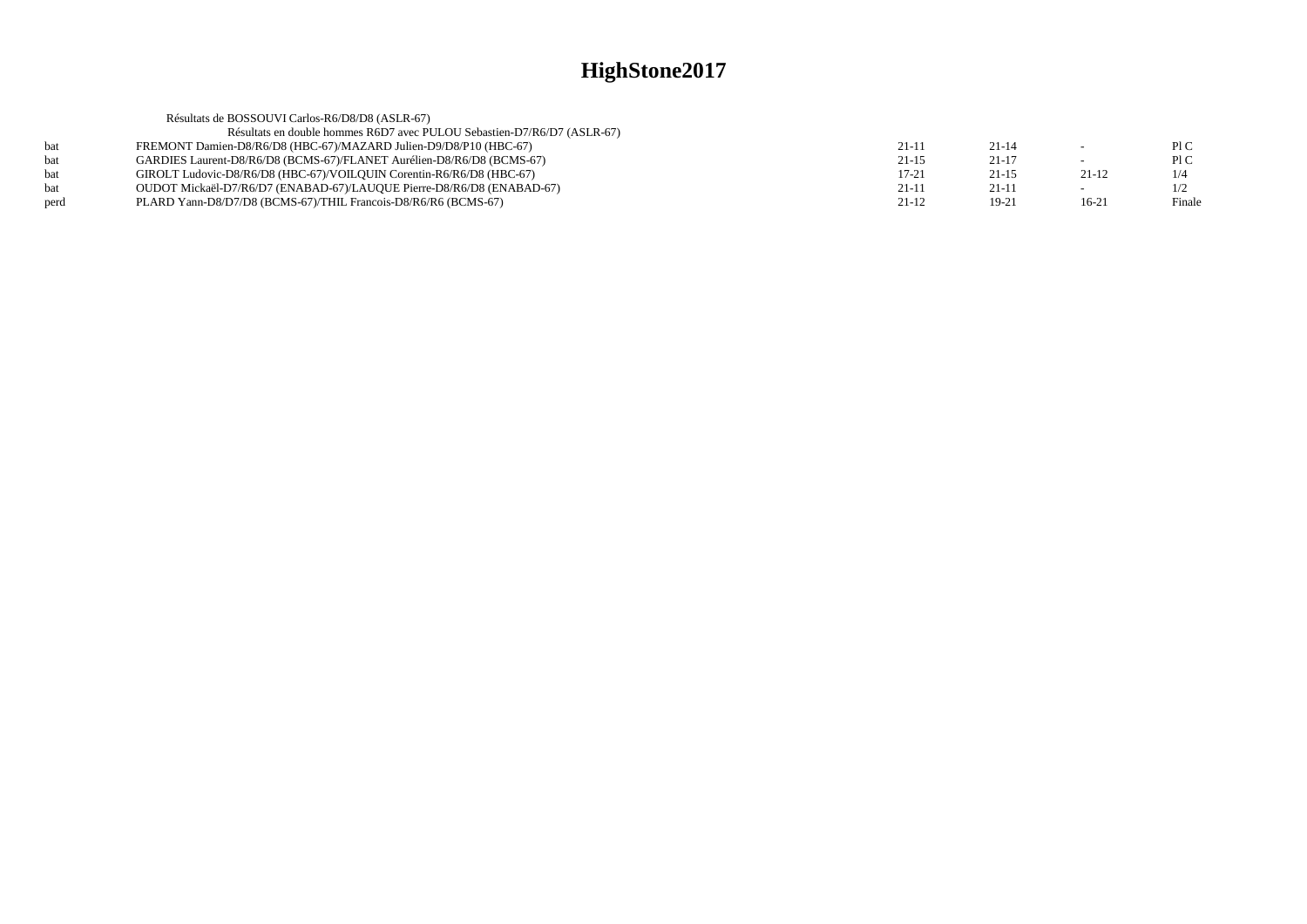# HighStone2017

Résultats de BOSSOUVI Carlos-R6/D8/D8 (ASLR-67)

Résultats en double hommes R6D7 avec PULOU Sebastien-D7/R6/D7 (ASLR-67)

| | | | | | |
|---|---|---|---|---|---|
| bat | FREMONT Damien-D8/R6/D8 (HBC-67)/MAZARD Julien-D9/D8/P10 (HBC-67) | 21-11 | 21-14 | - | Pl C |
| bat | GARDIES Laurent-D8/R6/D8 (BCMS-67)/FLANET Aurélien-D8/R6/D8 (BCMS-67) | 21-15 | 21-17 | - | Pl C |
| bat | GIROLT Ludovic-D8/R6/D8 (HBC-67)/VOILQUIN Corentin-R6/R6/D8 (HBC-67) | 17-21 | 21-15 | 21-12 | 1/4 |
| bat | OUDOT Mickaël-D7/R6/D7 (ENABAD-67)/LAUQUE Pierre-D8/R6/D8 (ENABAD-67) | 21-11 | 21-11 | - | 1/2 |
| perd | PLARD Yann-D8/D7/D8 (BCMS-67)/THIL Francois-D8/R6/R6 (BCMS-67) | 21-12 | 19-21 | 16-21 | Finale |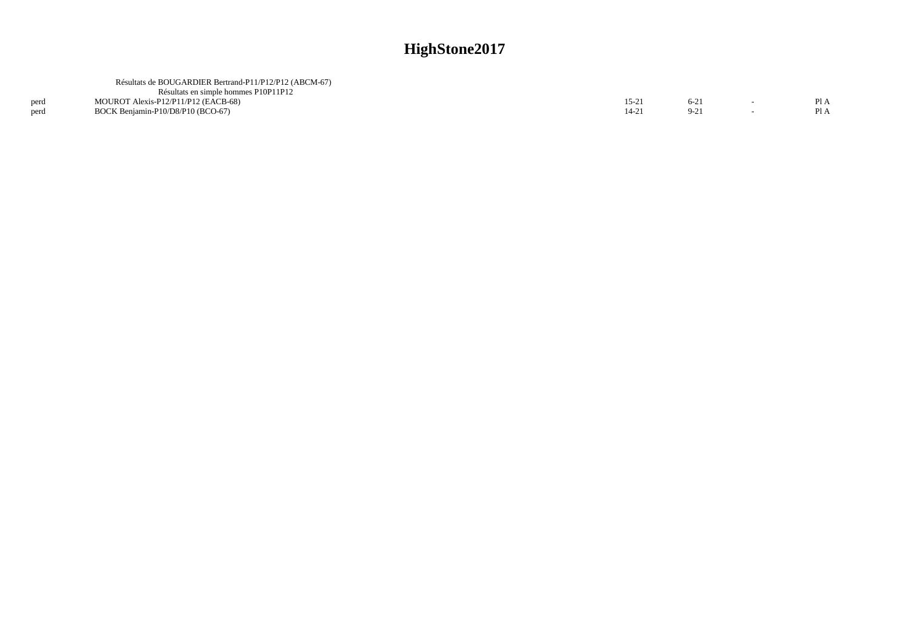# HighStone2017

Résultats de BOUGARDIER Bertrand-P11/P12/P12 (ABCM-67)

Résultats en simple hommes P10P11P12

| | | | | | |
|---|---|---|---|---|---|
| perd | MOUROT Alexis-P12/P11/P12 (EACB-68) | 15-21 | 6-21 | - | Pl A |
| perd | BOCK Benjamin-P10/D8/P10 (BCO-67) | 14-21 | 9-21 | - | Pl A |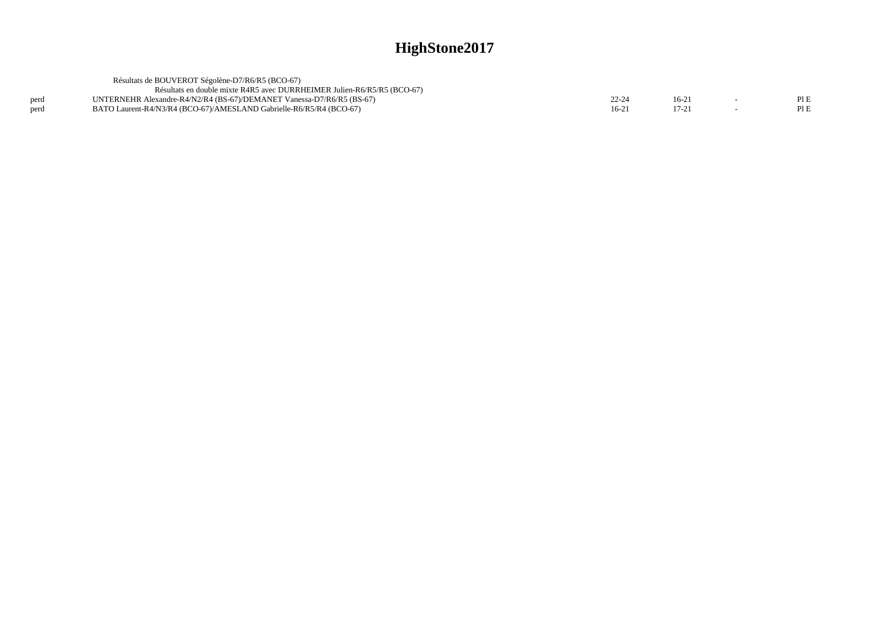# HighStone2017

Résultats de BOUVEROT Ségolène-D7/R6/R5 (BCO-67)

Résultats en double mixte R4R5 avec DURRHEIMER Julien-R6/R5/R5 (BCO-67)

| | | | | | |
|---|---|---|---|---|---|
| perd | UNTERNEHR Alexandre-R4/N2/R4 (BS-67)/DEMANET Vanessa-D7/R6/R5 (BS-67) | 22-24 | 16-21 | - | Pl E |
| perd | BATO Laurent-R4/N3/R4 (BCO-67)/AMESLAND Gabrielle-R6/R5/R4 (BCO-67) | 16-21 | 17-21 | - | Pl E |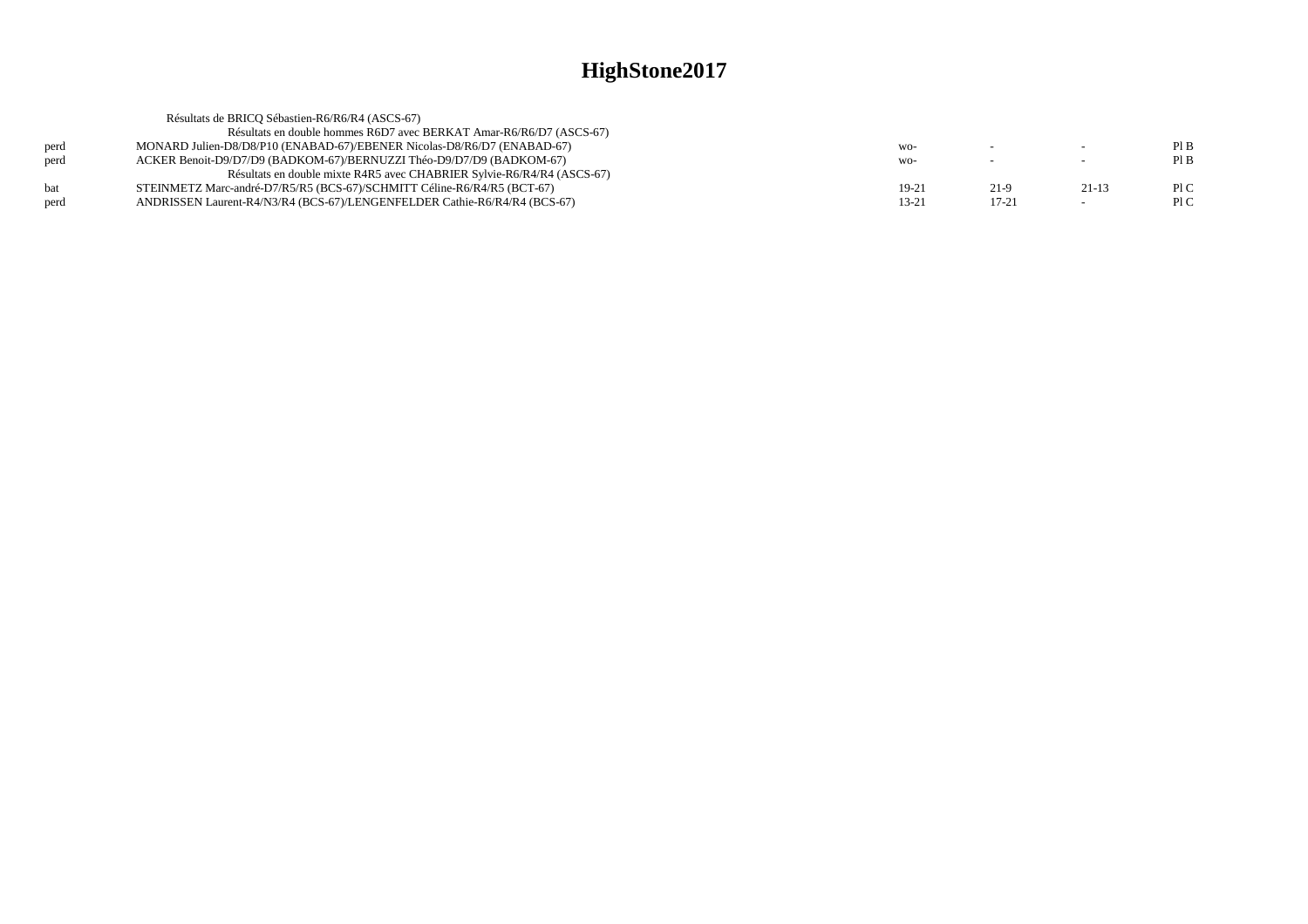# HighStone2017

Résultats de BRICQ Sébastien-R6/R6/R4 (ASCS-67)

| | | | | | |
|---|---|---|---|---|---|
| | Résultats en double hommes R6D7 avec BERKAT Amar-R6/R6/D7 (ASCS-67) | | | | |
| perd | MONARD Julien-D8/D8/P10 (ENABAD-67)/EBENER Nicolas-D8/R6/D7 (ENABAD-67) | wo- | - | - | Pl B |
| perd | ACKER Benoit-D9/D7/D9 (BADKOM-67)/BERNUZZI Théo-D9/D7/D9 (BADKOM-67) | wo- | - | - | Pl B |
| | Résultats en double mixte R4R5 avec CHABRIER Sylvie-R6/R4/R4 (ASCS-67) | | | | |
| bat | STEINMETZ Marc-andré-D7/R5/R5 (BCS-67)/SCHMITT Céline-R6/R4/R5 (BCT-67) | 19-21 | 21-9 | 21-13 | Pl C |
| perd | ANDRISSEN Laurent-R4/N3/R4 (BCS-67)/LENGENFELDER Cathie-R6/R4/R4 (BCS-67) | 13-21 | 17-21 | - | Pl C |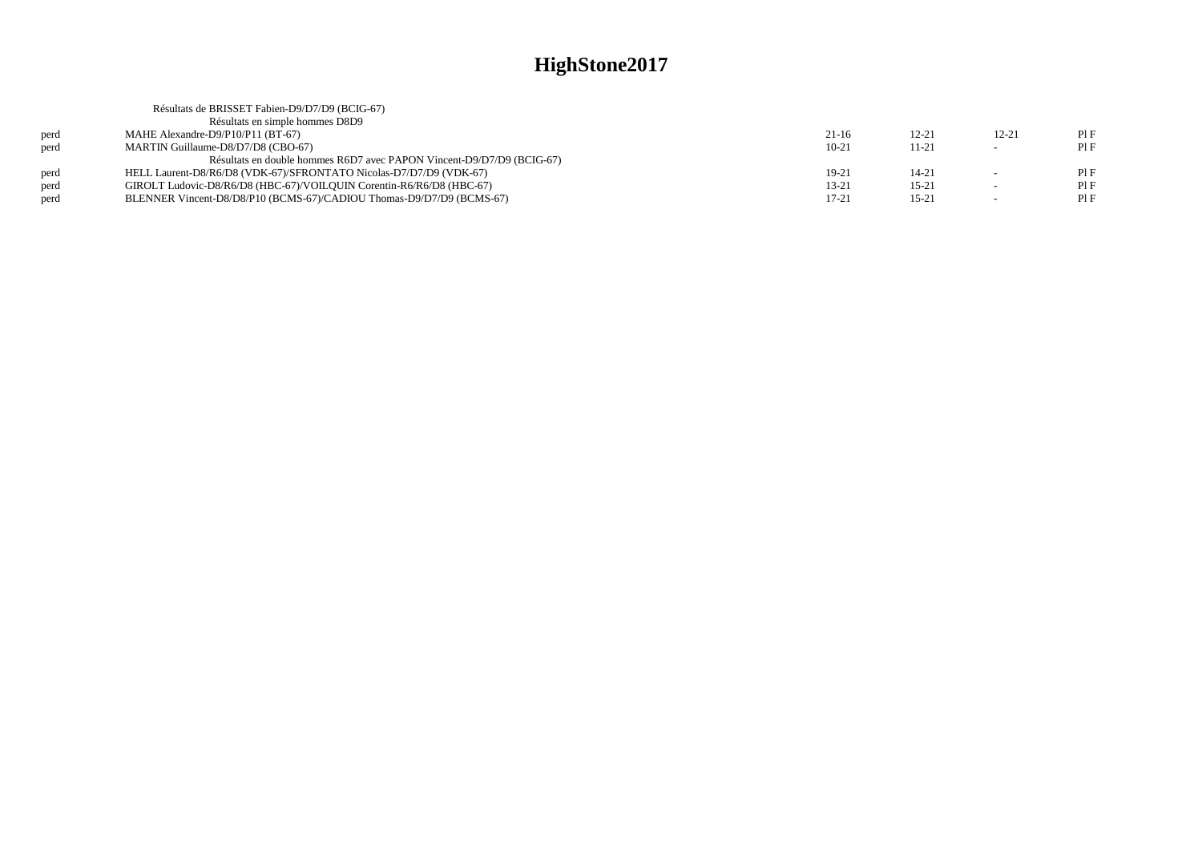# HighStone2017

Résultats de BRISSET Fabien-D9/D7/D9 (BCIG-67)

Résultats en simple hommes D8D9

| | | | | | |
|---|---|---|---|---|---|
| perd | MAHE Alexandre-D9/P10/P11 (BT-67) | 21-16 | 12-21 | 12-21 | Pl F |
| perd | MARTIN Guillaume-D8/D7/D8 (CBO-67) | 10-21 | 11-21 | - | Pl F |

Résultats en double hommes R6D7 avec PAPON Vincent-D9/D7/D9 (BCIG-67)

| | | | | | |
|---|---|---|---|---|---|
| perd | HELL Laurent-D8/R6/D8 (VDK-67)/SFRONTATO Nicolas-D7/D7/D9 (VDK-67) | 19-21 | 14-21 | - | Pl F |
| perd | GIROLT Ludovic-D8/R6/D8 (HBC-67)/VOILQUIN Corentin-R6/R6/D8 (HBC-67) | 13-21 | 15-21 | - | Pl F |
| perd | BLENNER Vincent-D8/D8/P10 (BCMS-67)/CADIOU Thomas-D9/D7/D9 (BCMS-67) | 17-21 | 15-21 | - | Pl F |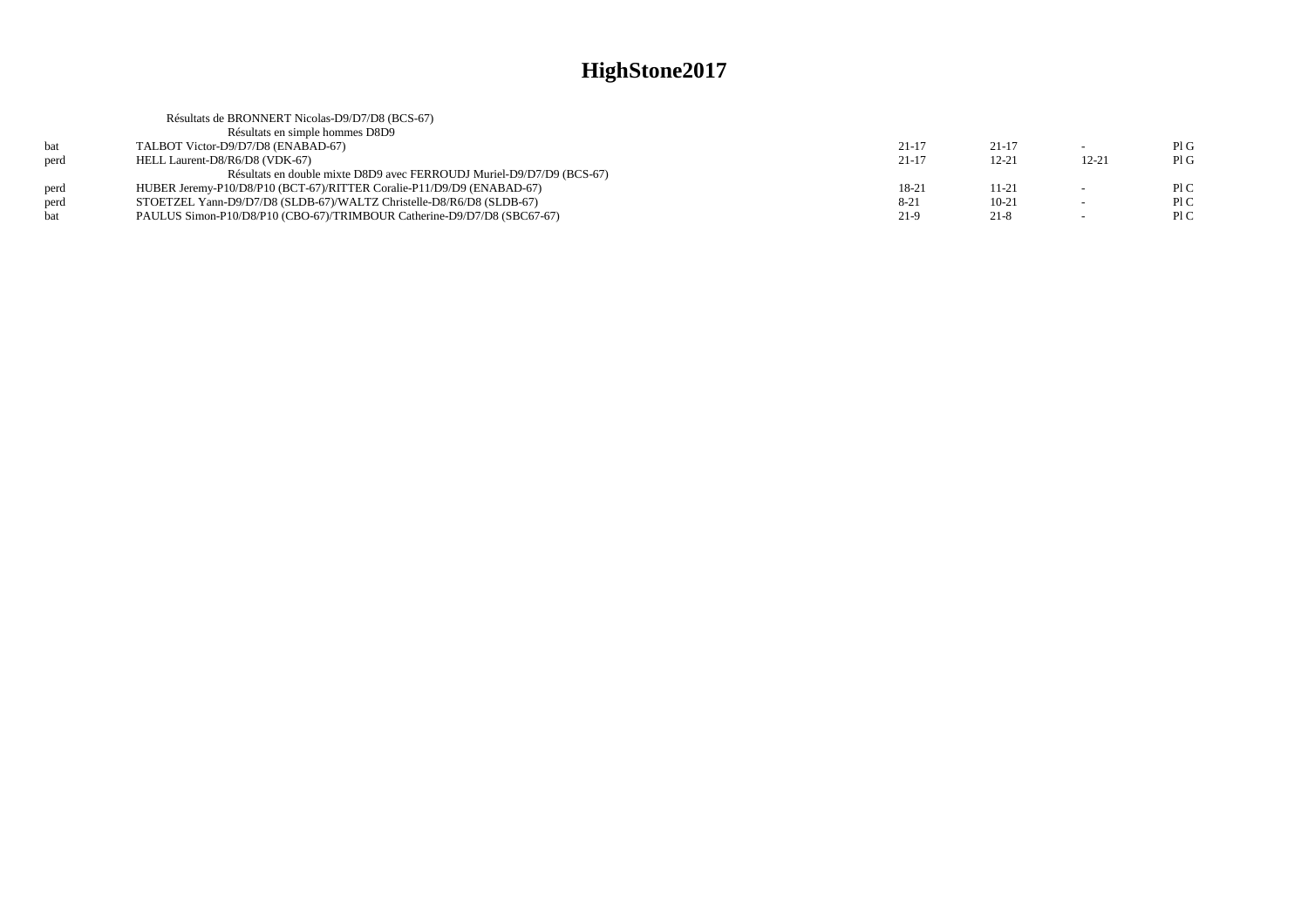# HighStone2017

Résultats de BRONNERT Nicolas-D9/D7/D8 (BCS-67)

Résultats en simple hommes D8D9

| | | | | | |
|---|---|---|---|---|---|
| bat | TALBOT Victor-D9/D7/D8 (ENABAD-67) | 21-17 | 21-17 | - | Pl G |
| perd | HELL Laurent-D8/R6/D8 (VDK-67) | 21-17 | 12-21 | 12-21 | Pl G |

Résultats en double mixte D8D9 avec FERROUDJ Muriel-D9/D7/D9 (BCS-67)

| | | | | | |
|---|---|---|---|---|---|
| perd | HUBER Jeremy-P10/D8/P10 (BCT-67)/RITTER Coralie-P11/D9/D9 (ENABAD-67) | 18-21 | 11-21 | - | Pl C |
| perd | STOETZEL Yann-D9/D7/D8 (SLDB-67)/WALTZ Christelle-D8/R6/D8 (SLDB-67) | 8-21 | 10-21 | - | Pl C |
| bat | PAULUS Simon-P10/D8/P10 (CBO-67)/TRIMBOUR Catherine-D9/D7/D8 (SBC67-67) | 21-9 | 21-8 | - | Pl C |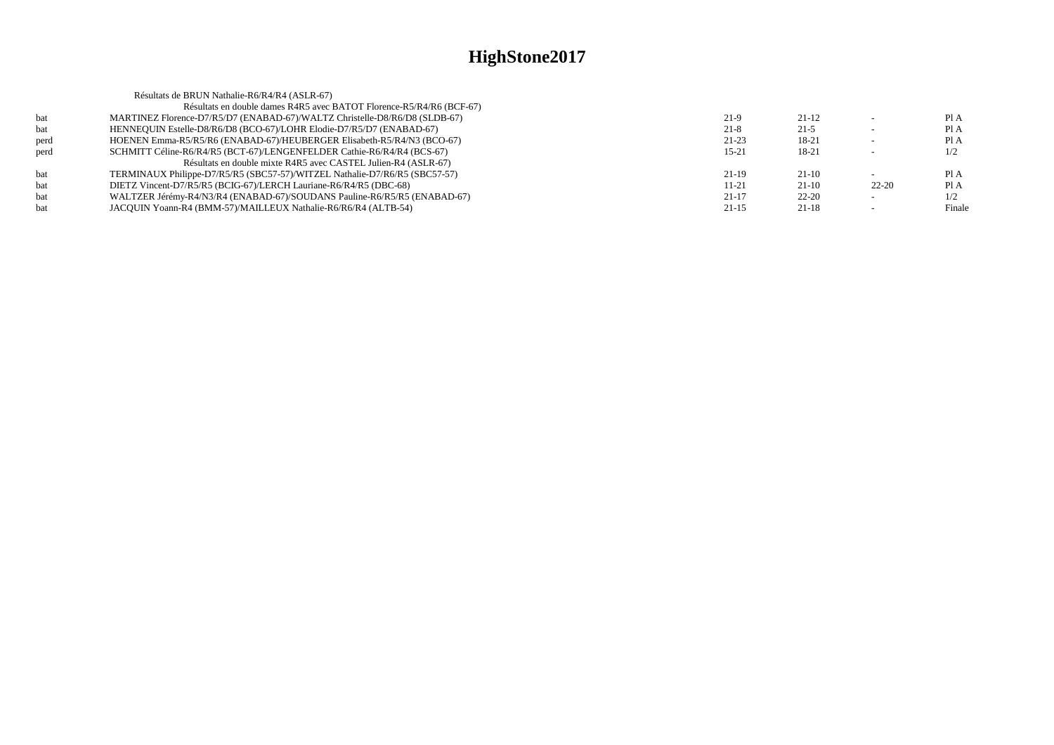# HighStone2017

Résultats de BRUN Nathalie-R6/R4/R4 (ASLR-67)

Résultats en double dames R4R5 avec BATOT Florence-R5/R4/R6 (BCF-67)

| | | | | | |
|---|---|---|---|---|---|
| bat | MARTINEZ Florence-D7/R5/D7 (ENABAD-67)/WALTZ Christelle-D8/R6/D8 (SLDB-67) | 21-9 | 21-12 | - | Pl A |
| bat | HENNEQUIN Estelle-D8/R6/D8 (BCO-67)/LOHR Elodie-D7/R5/D7 (ENABAD-67) | 21-8 | 21-5 | - | Pl A |
| perd | HOENEN Emma-R5/R5/R6 (ENABAD-67)/HEUBERGER Elisabeth-R5/R4/N3 (BCO-67) | 21-23 | 18-21 | - | Pl A |
| perd | SCHMITT Céline-R6/R4/R5 (BCT-67)/LENGENFELDER Cathie-R6/R4/R4 (BCS-67) | 15-21 | 18-21 | - | 1/2 |

Résultats en double mixte R4R5 avec CASTEL Julien-R4 (ASLR-67)

| | | | | | |
|---|---|---|---|---|---|
| bat | TERMINAUX Philippe-D7/R5/R5 (SBC57-57)/WITZEL Nathalie-D7/R6/R5 (SBC57-57) | 21-19 | 21-10 | - | Pl A |
| bat | DIETZ Vincent-D7/R5/R5 (BCIG-67)/LERCH Lauriane-R6/R4/R5 (DBC-68) | 11-21 | 21-10 | 22-20 | Pl A |
| bat | WALTZER Jérémy-R4/N3/R4 (ENABAD-67)/SOUDANS Pauline-R6/R5/R5 (ENABAD-67) | 21-17 | 22-20 | - | 1/2 |
| bat | JACQUIN Yoann-R4 (BMM-57)/MAILLEUX Nathalie-R6/R6/R4 (ALTB-54) | 21-15 | 21-18 | - | Finale |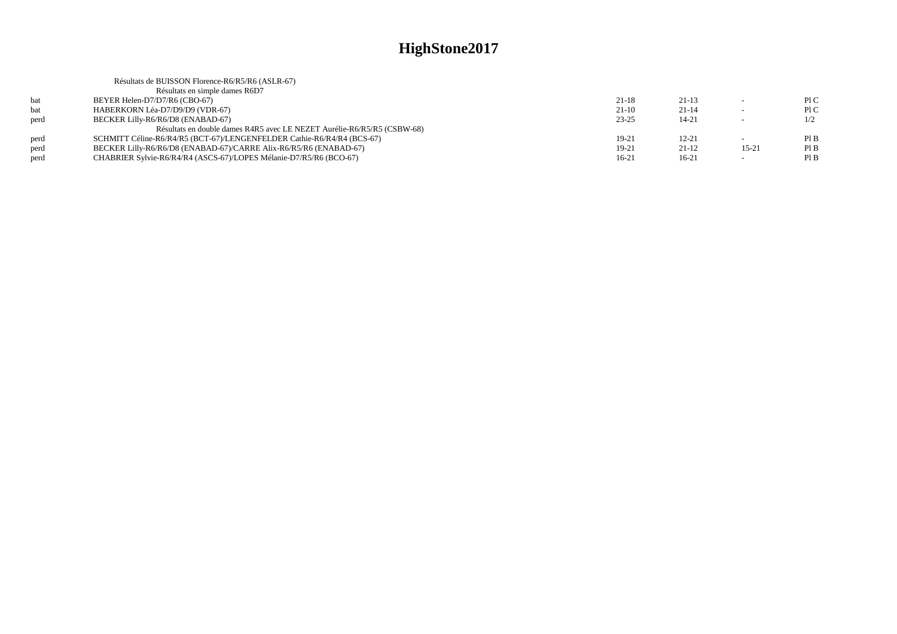# HighStone2017

Résultats de BUISSON Florence-R6/R5/R6 (ASLR-67)

| | Résultats en simple dames R6D7 | | | | |
|---|---|---|---|---|---|
| bat | BEYER Helen-D7/D7/R6 (CBO-67) | 21-18 | 21-13 | - | Pl C |
| bat | HABERKORN Léa-D7/D9/D9 (VDR-67) | 21-10 | 21-14 | - | Pl C |
| perd | BECKER Lilly-R6/R6/D8 (ENABAD-67) | 23-25 | 14-21 | - | 1/2 |
| | Résultats en double dames R4R5 avec LE NEZET Aurélie-R6/R5/R5 (CSBW-68) | | | | |
| perd | SCHMITT Céline-R6/R4/R5 (BCT-67)/LENGENFELDER Cathie-R6/R4/R4 (BCS-67) | 19-21 | 12-21 | - | Pl B |
| perd | BECKER Lilly-R6/R6/D8 (ENABAD-67)/CARRE Alix-R6/R5/R6 (ENABAD-67) | 19-21 | 21-12 | 15-21 | Pl B |
| perd | CHABRIER Sylvie-R6/R4/R4 (ASCS-67)/LOPES Mélanie-D7/R5/R6 (BCO-67) | 16-21 | 16-21 | - | Pl B |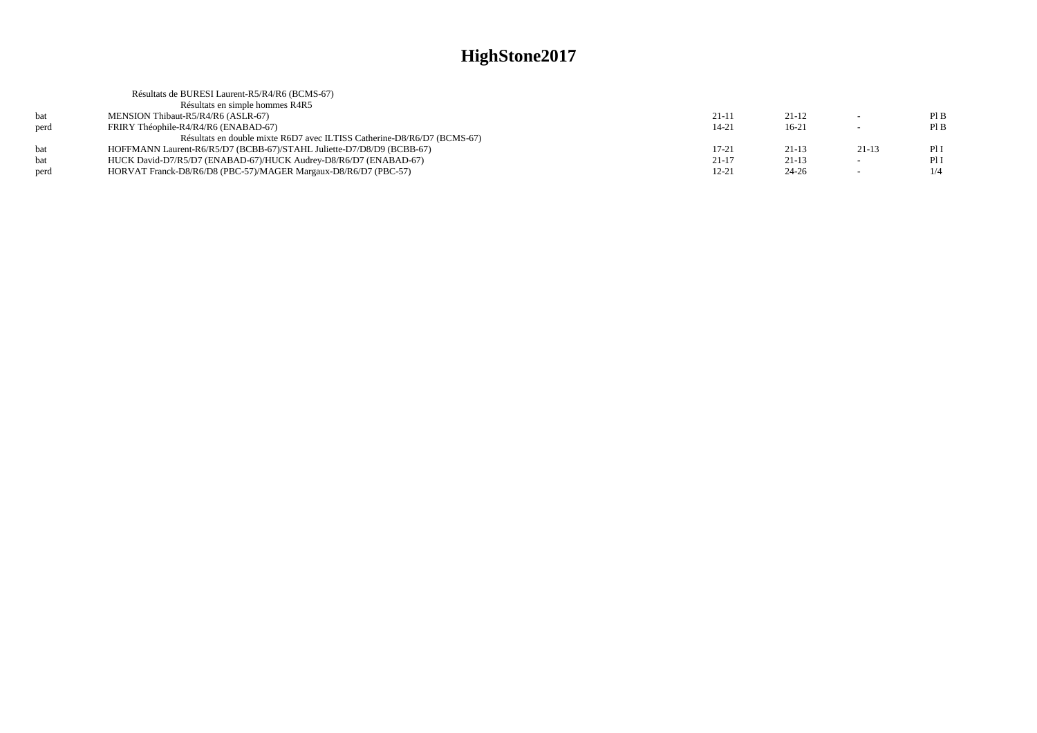# HighStone2017

Résultats de BURESI Laurent-R5/R4/R6 (BCMS-67)

Résultats en simple hommes R4R5

| | | | | | |
|---|---|---|---|---|---|
| bat | MENSION Thibaut-R5/R4/R6 (ASLR-67) | 21-11 | 21-12 | - | Pl B |
| perd | FRIRY Théophile-R4/R4/R6 (ENABAD-67) | 14-21 | 16-21 | - | Pl B |

Résultats en double mixte R6D7 avec ILTISS Catherine-D8/R6/D7 (BCMS-67)

| | | | | | |
|---|---|---|---|---|---|
| bat | HOFFMANN Laurent-R6/R5/D7 (BCBB-67)/STAHL Juliette-D7/D8/D9 (BCBB-67) | 17-21 | 21-13 | 21-13 | Pl I |
| bat | HUCK David-D7/R5/D7 (ENABAD-67)/HUCK Audrey-D8/R6/D7 (ENABAD-67) | 21-17 | 21-13 | - | Pl I |
| perd | HORVAT Franck-D8/R6/D8 (PBC-57)/MAGER Margaux-D8/R6/D7 (PBC-57) | 12-21 | 24-26 | - | 1/4 |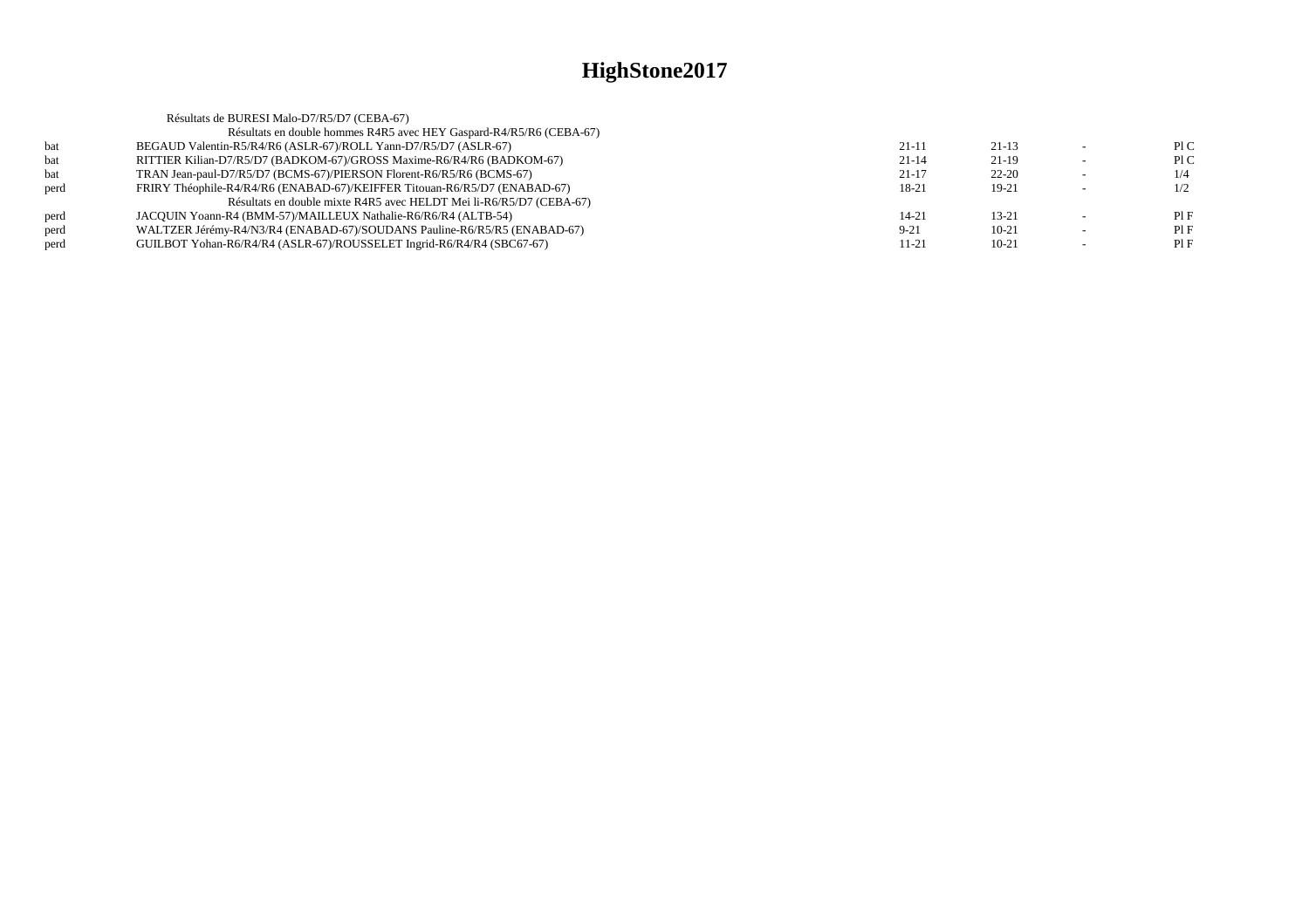# HighStone2017

Résultats de BURESI Malo-D7/R5/D7 (CEBA-67)

| | Résultats en double hommes R4R5 avec HEY Gaspard-R4/R5/R6 (CEBA-67) | | | | |
|---|---|---|---|---|---|
| bat | BEGAUD Valentin-R5/R4/R6 (ASLR-67)/ROLL Yann-D7/R5/D7 (ASLR-67) | 21-11 | 21-13 | - | Pl C |
| bat | RITTIER Kilian-D7/R5/D7 (BADKOM-67)/GROSS Maxime-R6/R4/R6 (BADKOM-67) | 21-14 | 21-19 | - | Pl C |
| bat | TRAN Jean-paul-D7/R5/D7 (BCMS-67)/PIERSON Florent-R6/R5/R6 (BCMS-67) | 21-17 | 22-20 | - | 1/4 |
| perd | FRIRY Théophile-R4/R4/R6 (ENABAD-67)/KEIFFER Titouan-R6/R5/D7 (ENABAD-67) | 18-21 | 19-21 | - | 1/2 |
| | Résultats en double mixte R4R5 avec HELDT Mei li-R6/R5/D7 (CEBA-67) | | | | |
| perd | JACQUIN Yoann-R4 (BMM-57)/MAILLEUX Nathalie-R6/R6/R4 (ALTB-54) | 14-21 | 13-21 | - | Pl F |
| perd | WALTZER Jérémy-R4/N3/R4 (ENABAD-67)/SOUDANS Pauline-R6/R5/R5 (ENABAD-67) | 9-21 | 10-21 | - | Pl F |
| perd | GUILBOT Yohan-R6/R4/R4 (ASLR-67)/ROUSSELET Ingrid-R6/R4/R4 (SBC67-67) | 11-21 | 10-21 | - | Pl F |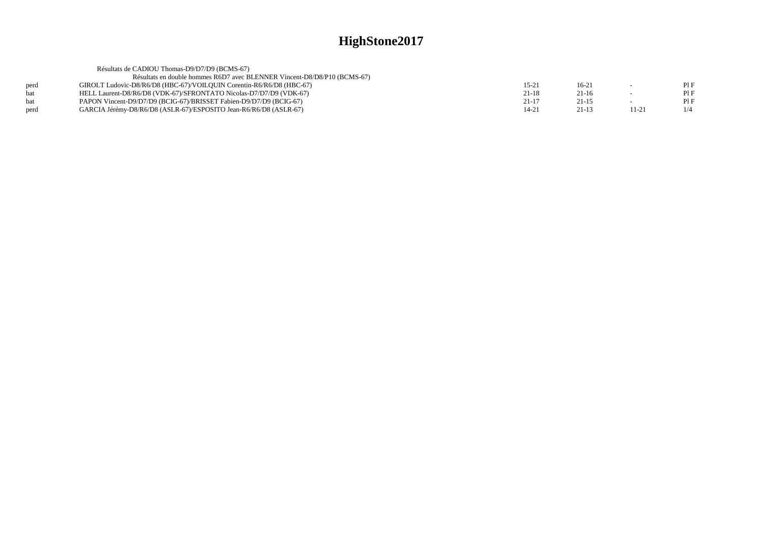# HighStone2017

Résultats de CADIOU Thomas-D9/D7/D9 (BCMS-67)

Résultats en double hommes R6D7 avec BLENNER Vincent-D8/D8/P10 (BCMS-67)

| | | | | | |
|---|---|---|---|---|---|
| perd | GIROLT Ludovic-D8/R6/D8 (HBC-67)/VOILQUIN Corentin-R6/R6/D8 (HBC-67) | 15-21 | 16-21 | - | Pl F |
| bat | HELL Laurent-D8/R6/D8 (VDK-67)/SFRONTATO Nicolas-D7/D7/D9 (VDK-67) | 21-18 | 21-16 | - | Pl F |
| bat | PAPON Vincent-D9/D7/D9 (BCIG-67)/BRISSET Fabien-D9/D7/D9 (BCIG-67) | 21-17 | 21-15 | - | Pl F |
| perd | GARCIA Jérémy-D8/R6/D8 (ASLR-67)/ESPOSITO Jean-R6/R6/D8 (ASLR-67) | 14-21 | 21-13 | 11-21 | 1/4 |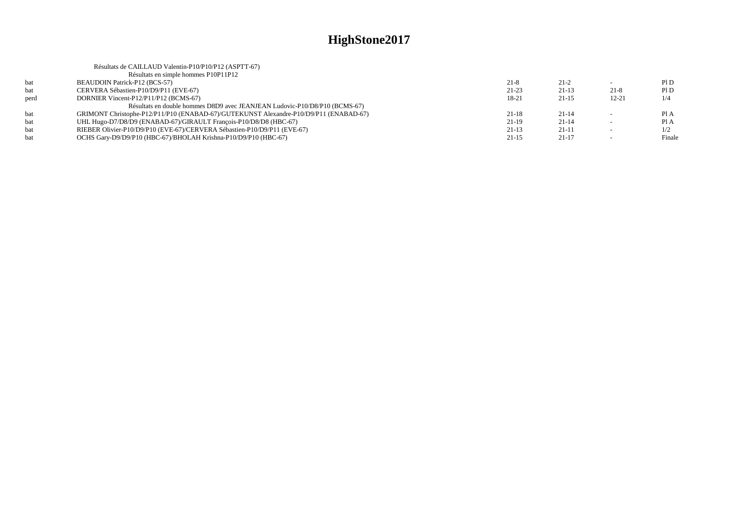# HighStone2017

Résultats de CAILLAUD Valentin-P10/P10/P12 (ASPTT-67)

Résultats en simple hommes P10P11P12

| | | | | | |
|---|---|---|---|---|---|
| bat | BEAUDOIN Patrick-P12 (BCS-57) | 21-8 | 21-2 | - | Pl D |
| bat | CERVERA Sébastien-P10/D9/P11 (EVE-67) | 21-23 | 21-13 | 21-8 | Pl D |
| perd | DORNIER Vincent-P12/P11/P12 (BCMS-67) | 18-21 | 21-15 | 12-21 | 1/4 |

Résultats en double hommes D8D9 avec JEANJEAN Ludovic-P10/D8/P10 (BCMS-67)

| | | | | | |
|---|---|---|---|---|---|
| bat | GRIMONT Christophe-P12/P11/P10 (ENABAD-67)/GUTEKUNST Alexandre-P10/D9/P11 (ENABAD-67) | 21-18 | 21-14 | - | Pl A |
| bat | UHL Hugo-D7/D8/D9 (ENABAD-67)/GIRAULT François-P10/D8/D8 (HBC-67) | 21-19 | 21-14 | - | Pl A |
| bat | RIEBER Olivier-P10/D9/P10 (EVE-67)/CERVERA Sébastien-P10/D9/P11 (EVE-67) | 21-13 | 21-11 | - | 1/2 |
| bat | OCHS Gary-D9/D9/P10 (HBC-67)/BHOLAH Krishna-P10/D9/P10 (HBC-67) | 21-15 | 21-17 | - | Finale |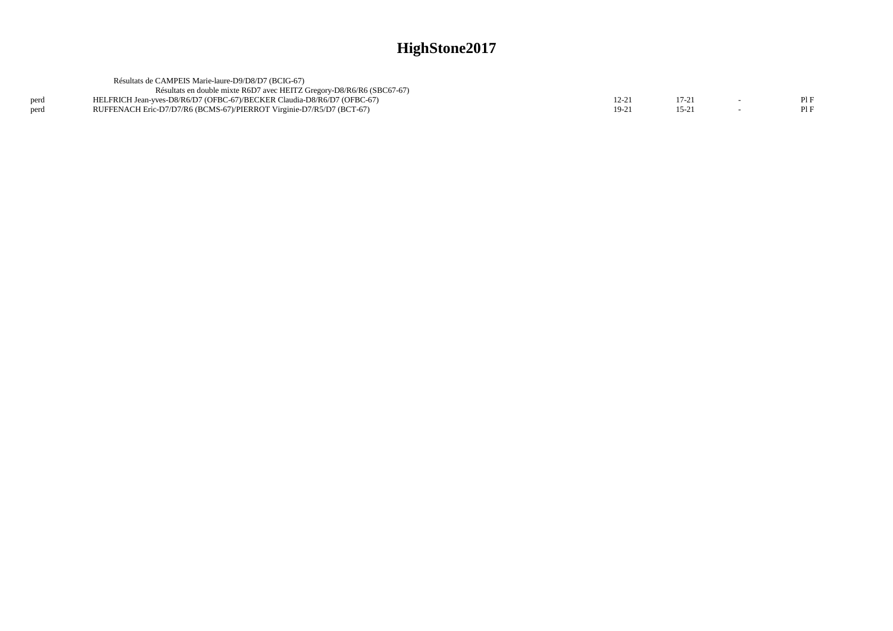# HighStone2017

Résultats de CAMPEIS Marie-laure-D9/D8/D7 (BCIG-67)

Résultats en double mixte R6D7 avec HEITZ Gregory-D8/R6/R6 (SBC67-67)

| | | | | | |
|---|---|---|---|---|---|
| perd | HELFRICH Jean-yves-D8/R6/D7 (OFBC-67)/BECKER Claudia-D8/R6/D7 (OFBC-67) | 12-21 | 17-21 | - | Pl F |
| perd | RUFFENACH Eric-D7/D7/R6 (BCMS-67)/PIERROT Virginie-D7/R5/D7 (BCT-67) | 19-21 | 15-21 | - | Pl F |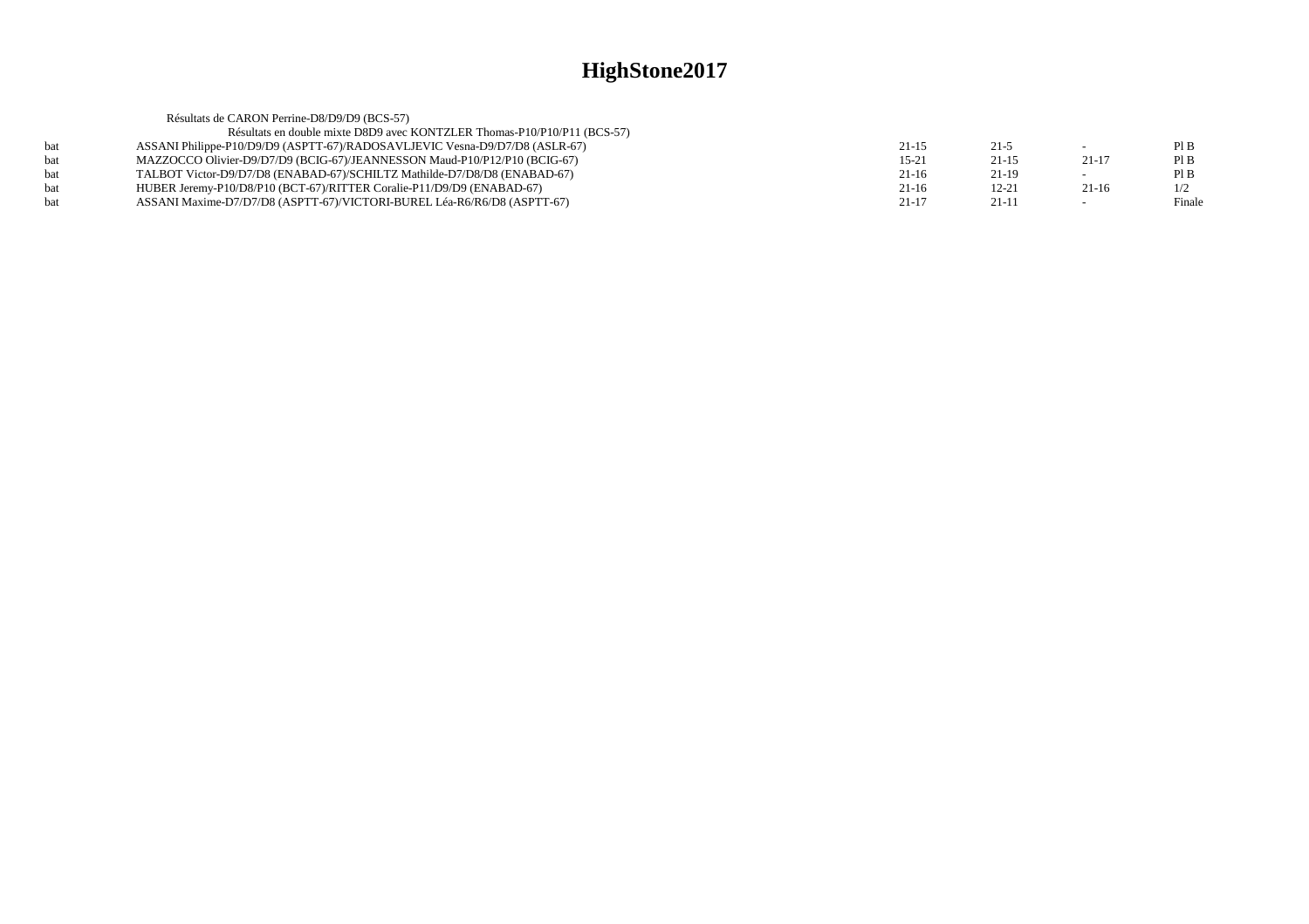# HighStone2017

Résultats de CARON Perrine-D8/D9/D9 (BCS-57)

Résultats en double mixte D8D9 avec KONTZLER Thomas-P10/P10/P11 (BCS-57)

| | | | | | |
|---|---|---|---|---|---|
| bat | ASSANI Philippe-P10/D9/D9 (ASPTT-67)/RADOSAVLJEVIC Vesna-D9/D7/D8 (ASLR-67) | 21-15 | 21-5 | - | Pl B |
| bat | MAZZOCCO Olivier-D9/D7/D9 (BCIG-67)/JEANNESSON Maud-P10/P12/P10 (BCIG-67) | 15-21 | 21-15 | 21-17 | Pl B |
| bat | TALBOT Victor-D9/D7/D8 (ENABAD-67)/SCHILTZ Mathilde-D7/D8/D8 (ENABAD-67) | 21-16 | 21-19 | - | Pl B |
| bat | HUBER Jeremy-P10/D8/P10 (BCT-67)/RITTER Coralie-P11/D9/D9 (ENABAD-67) | 21-16 | 12-21 | 21-16 | 1/2 |
| bat | ASSANI Maxime-D7/D7/D8 (ASPTT-67)/VICTORI-BUREL Léa-R6/R6/D8 (ASPTT-67) | 21-17 | 21-11 | - | Finale |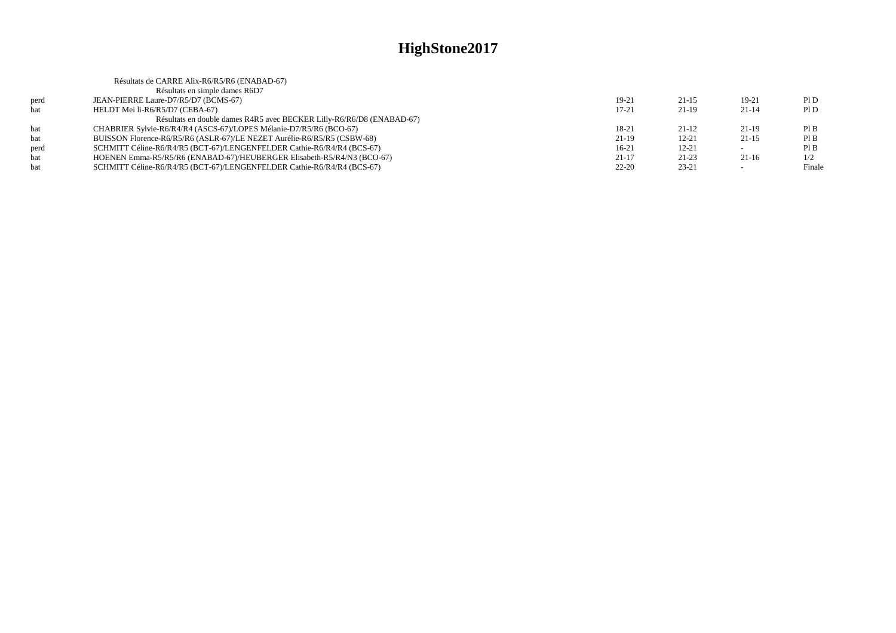# HighStone2017

Résultats de CARRE Alix-R6/R5/R6 (ENABAD-67)

Résultats en simple dames R6D7

| | | | | | |
|---|---|---|---|---|---|
| perd | JEAN-PIERRE Laure-D7/R5/D7 (BCMS-67) | 19-21 | 21-15 | 19-21 | Pl D |
| bat | HELDT Mei li-R6/R5/D7 (CEBA-67) | 17-21 | 21-19 | 21-14 | Pl D |

Résultats en double dames R4R5 avec BECKER Lilly-R6/R6/D8 (ENABAD-67)

| | | | | | |
|---|---|---|---|---|---|
| bat | CHABRIER Sylvie-R6/R4/R4 (ASCS-67)/LOPES Mélanie-D7/R5/R6 (BCO-67) | 18-21 | 21-12 | 21-19 | Pl B |
| bat | BUISSON Florence-R6/R5/R6 (ASLR-67)/LE NEZET Aurélie-R6/R5/R5 (CSBW-68) | 21-19 | 12-21 | 21-15 | Pl B |
| perd | SCHMITT Céline-R6/R4/R5 (BCT-67)/LENGENFELDER Cathie-R6/R4/R4 (BCS-67) | 16-21 | 12-21 | - | Pl B |
| bat | HOENEN Emma-R5/R5/R6 (ENABAD-67)/HEUBERGER Elisabeth-R5/R4/N3 (BCO-67) | 21-17 | 21-23 | 21-16 | 1/2 |
| bat | SCHMITT Céline-R6/R4/R5 (BCT-67)/LENGENFELDER Cathie-R6/R4/R4 (BCS-67) | 22-20 | 23-21 | - | Finale |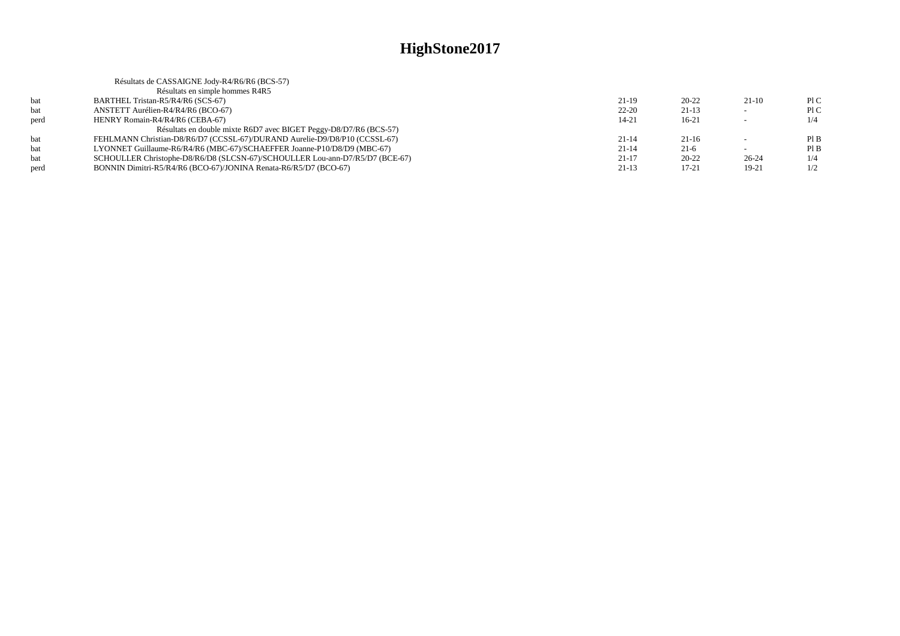# HighStone2017

Résultats de CASSAIGNE Jody-R4/R6/R6 (BCS-57)

Résultats en simple hommes R4R5

| | | | | | |
|---|---|---|---|---|---|
| bat | BARTHEL Tristan-R5/R4/R6 (SCS-67) | 21-19 | 20-22 | 21-10 | Pl C |
| bat | ANSTETT Aurélien-R4/R4/R6 (BCO-67) | 22-20 | 21-13 | - | Pl C |
| perd | HENRY Romain-R4/R4/R6 (CEBA-67) | 14-21 | 16-21 | - | 1/4 |

Résultats en double mixte R6D7 avec BIGET Peggy-D8/D7/R6 (BCS-57)

| | | | | | |
|---|---|---|---|---|---|
| bat | FEHLMANN Christian-D8/R6/D7 (CCSSL-67)/DURAND Aurelie-D9/D8/P10 (CCSSL-67) | 21-14 | 21-16 | - | Pl B |
| bat | LYONNET Guillaume-R6/R4/R6 (MBC-67)/SCHAEFFER Joanne-P10/D8/D9 (MBC-67) | 21-14 | 21-6 | - | Pl B |
| bat | SCHOULLER Christophe-D8/R6/D8 (SLCSN-67)/SCHOULLER Lou-ann-D7/R5/D7 (BCE-67) | 21-17 | 20-22 | 26-24 | 1/4 |
| perd | BONNIN Dimitri-R5/R4/R6 (BCO-67)/JONINA Renata-R6/R5/D7 (BCO-67) | 21-13 | 17-21 | 19-21 | 1/2 |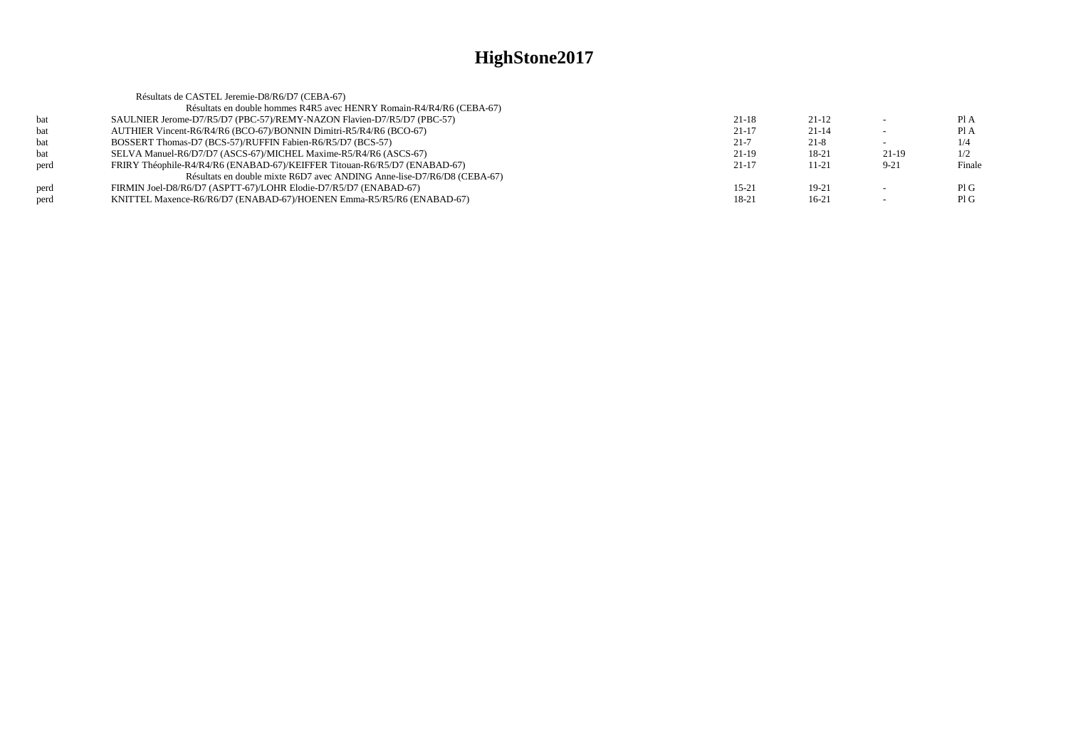# HighStone2017

Résultats de CASTEL Jeremie-D8/R6/D7 (CEBA-67)

| | Résultats en double hommes R4R5 avec HENRY Romain-R4/R4/R6 (CEBA-67) | | | | |
|---|---|---|---|---|---|
| bat | SAULNIER Jerome-D7/R5/D7 (PBC-57)/REMY-NAZON Flavien-D7/R5/D7 (PBC-57) | 21-18 | 21-12 | - | Pl A |
| bat | AUTHIER Vincent-R6/R4/R6 (BCO-67)/BONNIN Dimitri-R5/R4/R6 (BCO-67) | 21-17 | 21-14 | - | Pl A |
| bat | BOSSERT Thomas-D7 (BCS-57)/RUFFIN Fabien-R6/R5/D7 (BCS-57) | 21-7 | 21-8 | - | 1/4 |
| bat | SELVA Manuel-R6/D7/D7 (ASCS-67)/MICHEL Maxime-R5/R4/R6 (ASCS-67) | 21-19 | 18-21 | 21-19 | 1/2 |
| perd | FRIRY Théophile-R4/R4/R6 (ENABAD-67)/KEIFFER Titouan-R6/R5/D7 (ENABAD-67) | 21-17 | 11-21 | 9-21 | Finale |
| | Résultats en double mixte R6D7 avec ANDING Anne-lise-D7/R6/D8 (CEBA-67) | | | | |
| perd | FIRMIN Joel-D8/R6/D7 (ASPTT-67)/LOHR Elodie-D7/R5/D7 (ENABAD-67) | 15-21 | 19-21 | - | Pl G |
| perd | KNITTEL Maxence-R6/R6/D7 (ENABAD-67)/HOENEN Emma-R5/R5/R6 (ENABAD-67) | 18-21 | 16-21 | - | Pl G |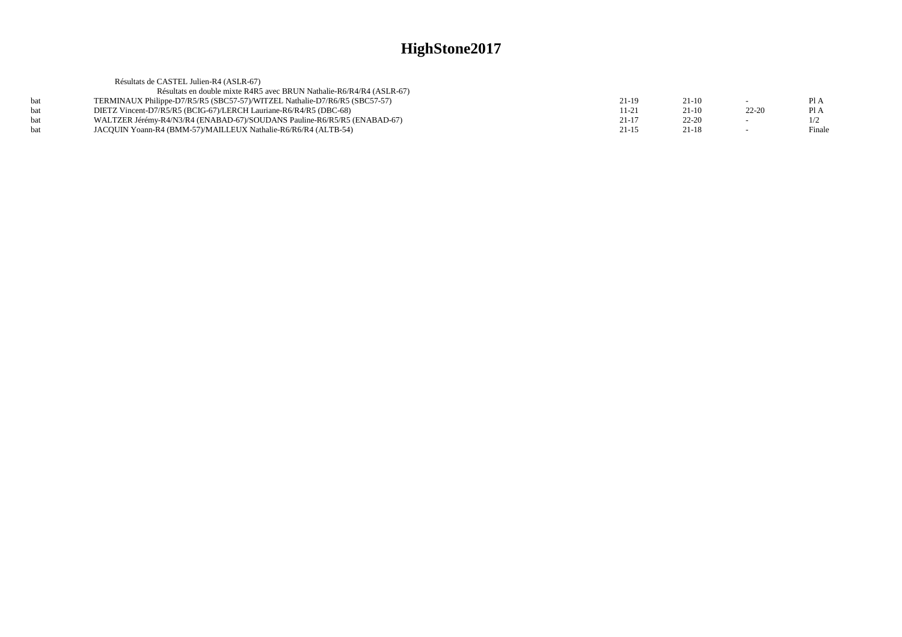# HighStone2017

Résultats de CASTEL Julien-R4 (ASLR-67)

Résultats en double mixte R4R5 avec BRUN Nathalie-R6/R4/R4 (ASLR-67)

| | | | | | |
|---|---|---|---|---|---|
| bat | TERMINAUX Philippe-D7/R5/R5 (SBC57-57)/WITZEL Nathalie-D7/R6/R5 (SBC57-57) | 21-19 | 21-10 | - | Pl A |
| bat | DIETZ Vincent-D7/R5/R5 (BCIG-67)/LERCH Lauriane-R6/R4/R5 (DBC-68) | 11-21 | 21-10 | 22-20 | Pl A |
| bat | WALTZER Jérémy-R4/N3/R4 (ENABAD-67)/SOUDANS Pauline-R6/R5/R5 (ENABAD-67) | 21-17 | 22-20 | - | 1/2 |
| bat | JACQUIN Yoann-R4 (BMM-57)/MAILLEUX Nathalie-R6/R6/R4 (ALTB-54) | 21-15 | 21-18 | - | Finale |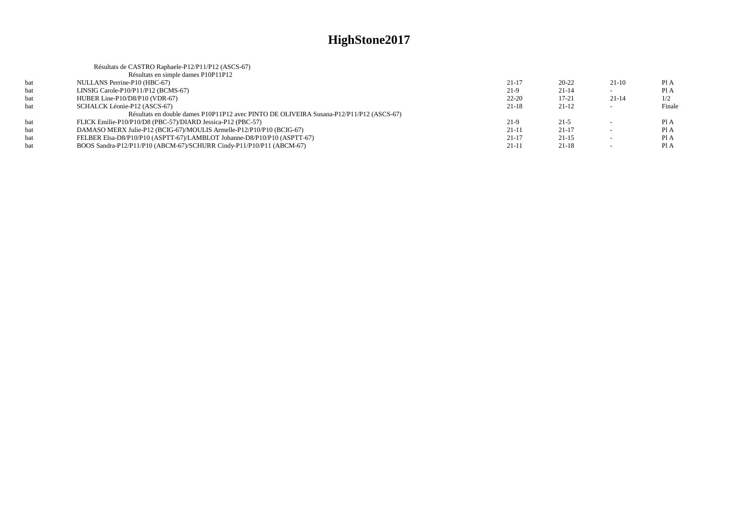# HighStone2017

Résultats de CASTRO Raphaele-P12/P11/P12 (ASCS-67)

Résultats en simple dames P10P11P12

| | | | | | |
|---|---|---|---|---|---|
| bat | NULLANS Perrine-P10 (HBC-67) | 21-17 | 20-22 | 21-10 | Pl A |
| bat | LINSIG Carole-P10/P11/P12 (BCMS-67) | 21-9 | 21-14 | - | Pl A |
| bat | HUBER Line-P10/D8/P10 (VDR-67) | 22-20 | 17-21 | 21-14 | 1/2 |
| bat | SCHALCK Léonie-P12 (ASCS-67) | 21-18 | 21-12 | - | Finale |

Résultats en double dames P10P11P12 avec PINTO DE OLIVEIRA Susana-P12/P11/P12 (ASCS-67)

| | | | | | |
|---|---|---|---|---|---|
| bat | FLICK Emilie-P10/P10/D8 (PBC-57)/DIARD Jessica-P12 (PBC-57) | 21-9 | 21-5 | - | Pl A |
| bat | DAMASO MERX Julie-P12 (BCIG-67)/MOULIS Armelle-P12/P10/P10 (BCIG-67) | 21-11 | 21-17 | - | Pl A |
| bat | FELBER Elsa-D8/P10/P10 (ASPTT-67)/LAMBLOT Johanne-D8/P10/P10 (ASPTT-67) | 21-17 | 21-15 | - | Pl A |
| bat | BOOS Sandra-P12/P11/P10 (ABCM-67)/SCHURR Cindy-P11/P10/P11 (ABCM-67) | 21-11 | 21-18 | - | Pl A |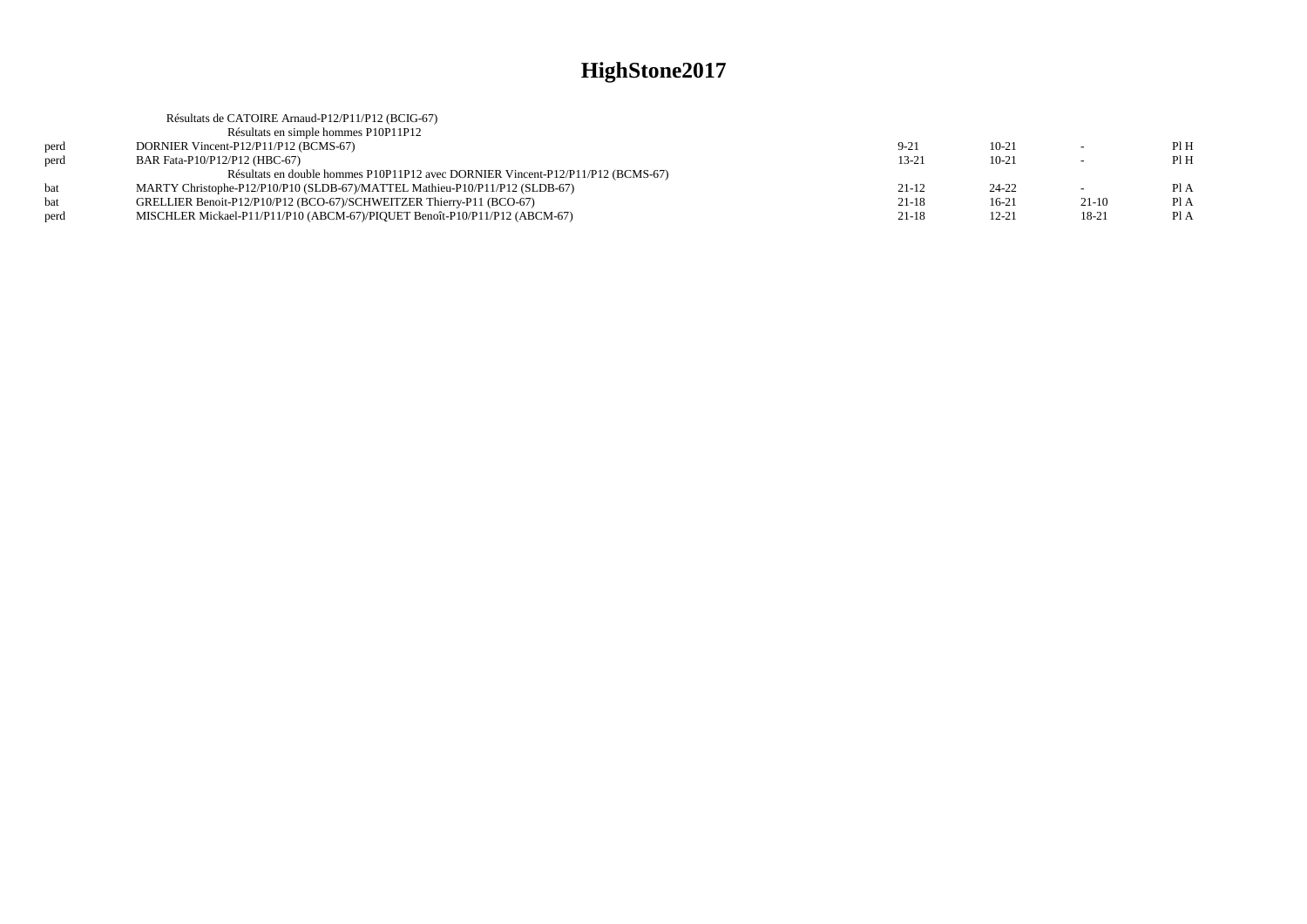# HighStone2017

Résultats de CATOIRE Arnaud-P12/P11/P12 (BCIG-67)

Résultats en simple hommes P10P11P12

| | | | | | |
|---|---|---|---|---|---|
| perd | DORNIER Vincent-P12/P11/P12 (BCMS-67) | 9-21 | 10-21 | - | Pl H |
| perd | BAR Fata-P10/P12/P12 (HBC-67) | 13-21 | 10-21 | - | Pl H |

Résultats en double hommes P10P11P12 avec DORNIER Vincent-P12/P11/P12 (BCMS-67)

| | | | | | |
|---|---|---|---|---|---|
| bat | MARTY Christophe-P12/P10/P10 (SLDB-67)/MATTEL Mathieu-P10/P11/P12 (SLDB-67) | 21-12 | 24-22 | - | Pl A |
| bat | GRELLIER Benoit-P12/P10/P12 (BCO-67)/SCHWEITZER Thierry-P11 (BCO-67) | 21-18 | 16-21 | 21-10 | Pl A |
| perd | MISCHLER Mickael-P11/P11/P10 (ABCM-67)/PIQUET Benoît-P10/P11/P12 (ABCM-67) | 21-18 | 12-21 | 18-21 | Pl A |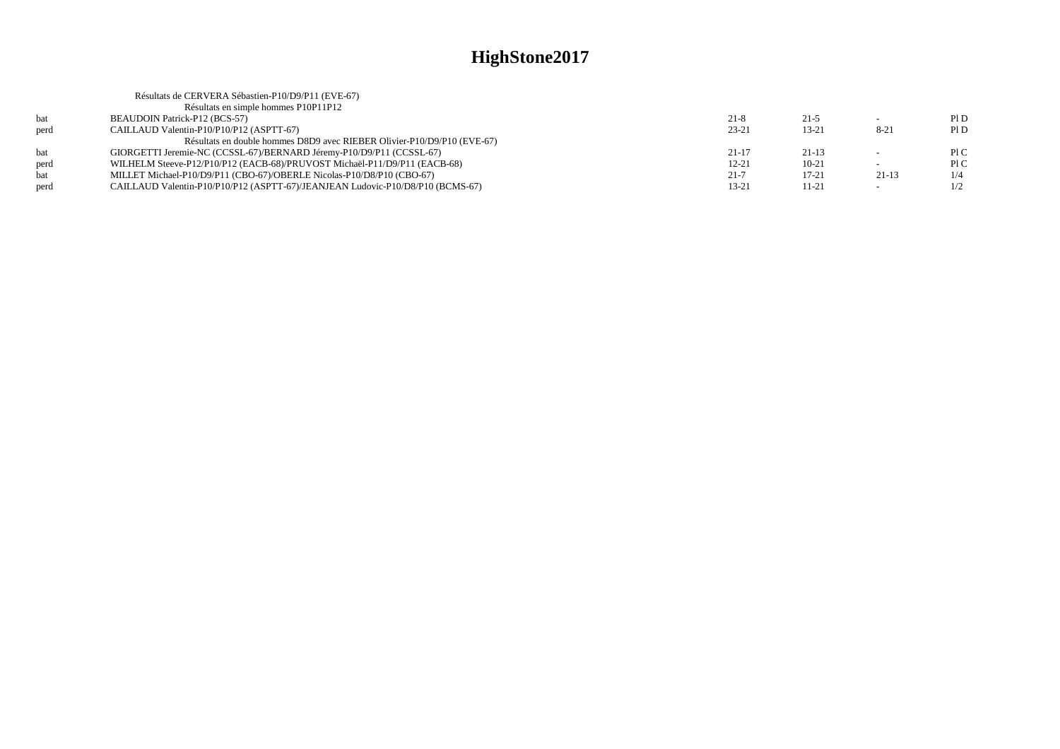# HighStone2017

Résultats de CERVERA Sébastien-P10/D9/P11 (EVE-67)

Résultats en simple hommes P10P11P12

| | | | | | |
|---|---|---|---|---|---|
| bat | BEAUDOIN Patrick-P12 (BCS-57) | 21-8 | 21-5 | - | Pl D |
| perd | CAILLAUD Valentin-P10/P10/P12 (ASPTT-67) | 23-21 | 13-21 | 8-21 | Pl D |

Résultats en double hommes D8D9 avec RIEBER Olivier-P10/D9/P10 (EVE-67)

| | | | | | |
|---|---|---|---|---|---|
| bat | GIORGETTI Jeremie-NC (CCSSL-67)/BERNARD Jéremy-P10/D9/P11 (CCSSL-67) | 21-17 | 21-13 | - | Pl C |
| perd | WILHELM Steeve-P12/P10/P12 (EACB-68)/PRUVOST Michaël-P11/D9/P11 (EACB-68) | 12-21 | 10-21 | - | Pl C |
| bat | MILLET Michael-P10/D9/P11 (CBO-67)/OBERLE Nicolas-P10/D8/P10 (CBO-67) | 21-7 | 17-21 | 21-13 | 1/4 |
| perd | CAILLAUD Valentin-P10/P10/P12 (ASPTT-67)/JEANJEAN Ludovic-P10/D8/P10 (BCMS-67) | 13-21 | 11-21 | - | 1/2 |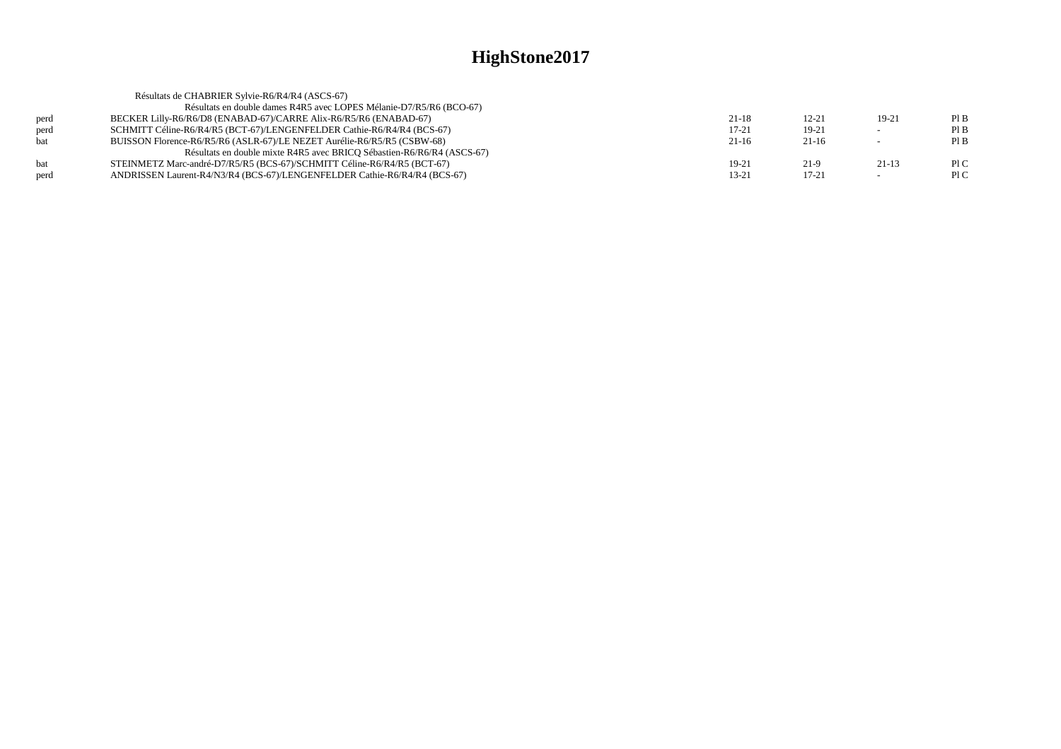# HighStone2017

Résultats de CHABRIER Sylvie-R6/R4/R4 (ASCS-67)

Résultats en double dames R4R5 avec LOPES Mélanie-D7/R5/R6 (BCO-67)

| | | | | | |
|---|---|---|---|---|---|
| perd | BECKER Lilly-R6/R6/D8 (ENABAD-67)/CARRE Alix-R6/R5/R6 (ENABAD-67) | 21-18 | 12-21 | 19-21 | Pl B |
| perd | SCHMITT Céline-R6/R4/R5 (BCT-67)/LENGENFELDER Cathie-R6/R4/R4 (BCS-67) | 17-21 | 19-21 | - | Pl B |
| bat | BUISSON Florence-R6/R5/R6 (ASLR-67)/LE NEZET Aurélie-R6/R5/R5 (CSBW-68) | 21-16 | 21-16 | - | Pl B |

Résultats en double mixte R4R5 avec BRICQ Sébastien-R6/R6/R4 (ASCS-67)

| | | | | | |
|---|---|---|---|---|---|
| bat | STEINMETZ Marc-andré-D7/R5/R5 (BCS-67)/SCHMITT Céline-R6/R4/R5 (BCT-67) | 19-21 | 21-9 | 21-13 | Pl C |
| perd | ANDRISSEN Laurent-R4/N3/R4 (BCS-67)/LENGENFELDER Cathie-R6/R4/R4 (BCS-67) | 13-21 | 17-21 | - | Pl C |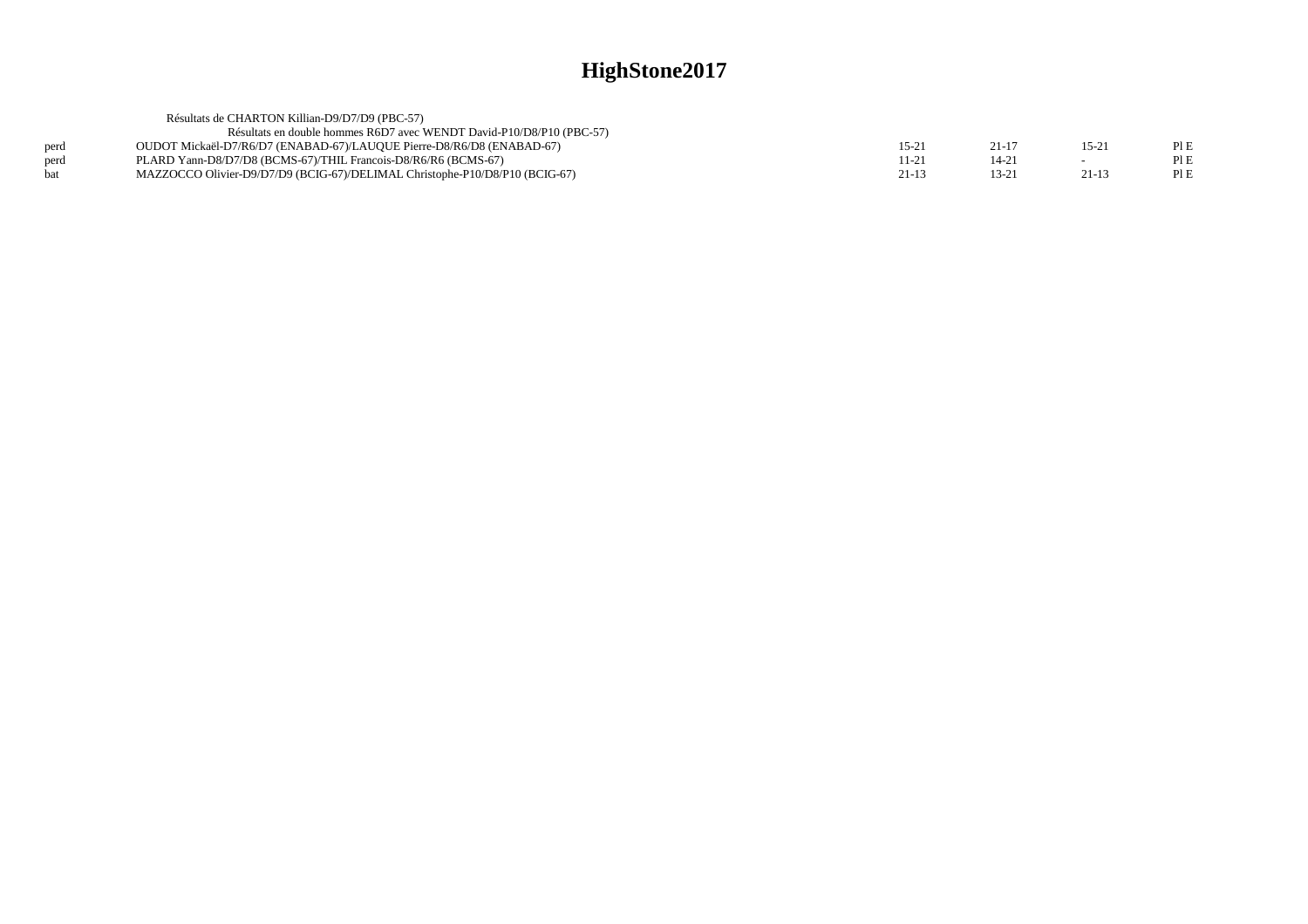# HighStone2017

Résultats de CHARTON Killian-D9/D7/D9 (PBC-57)

Résultats en double hommes R6D7 avec WENDT David-P10/D8/P10 (PBC-57)

| | | | | | |
|---|---|---|---|---|---|
| perd | OUDOT Mickaël-D7/R6/D7 (ENABAD-67)/LAUQUE Pierre-D8/R6/D8 (ENABAD-67) | 15-21 | 21-17 | 15-21 | Pl E |
| perd | PLARD Yann-D8/D7/D8 (BCMS-67)/THIL Francois-D8/R6/R6 (BCMS-67) | 11-21 | 14-21 | - | Pl E |
| bat | MAZZOCCO Olivier-D9/D7/D9 (BCIG-67)/DELIMAL Christophe-P10/D8/P10 (BCIG-67) | 21-13 | 13-21 | 21-13 | Pl E |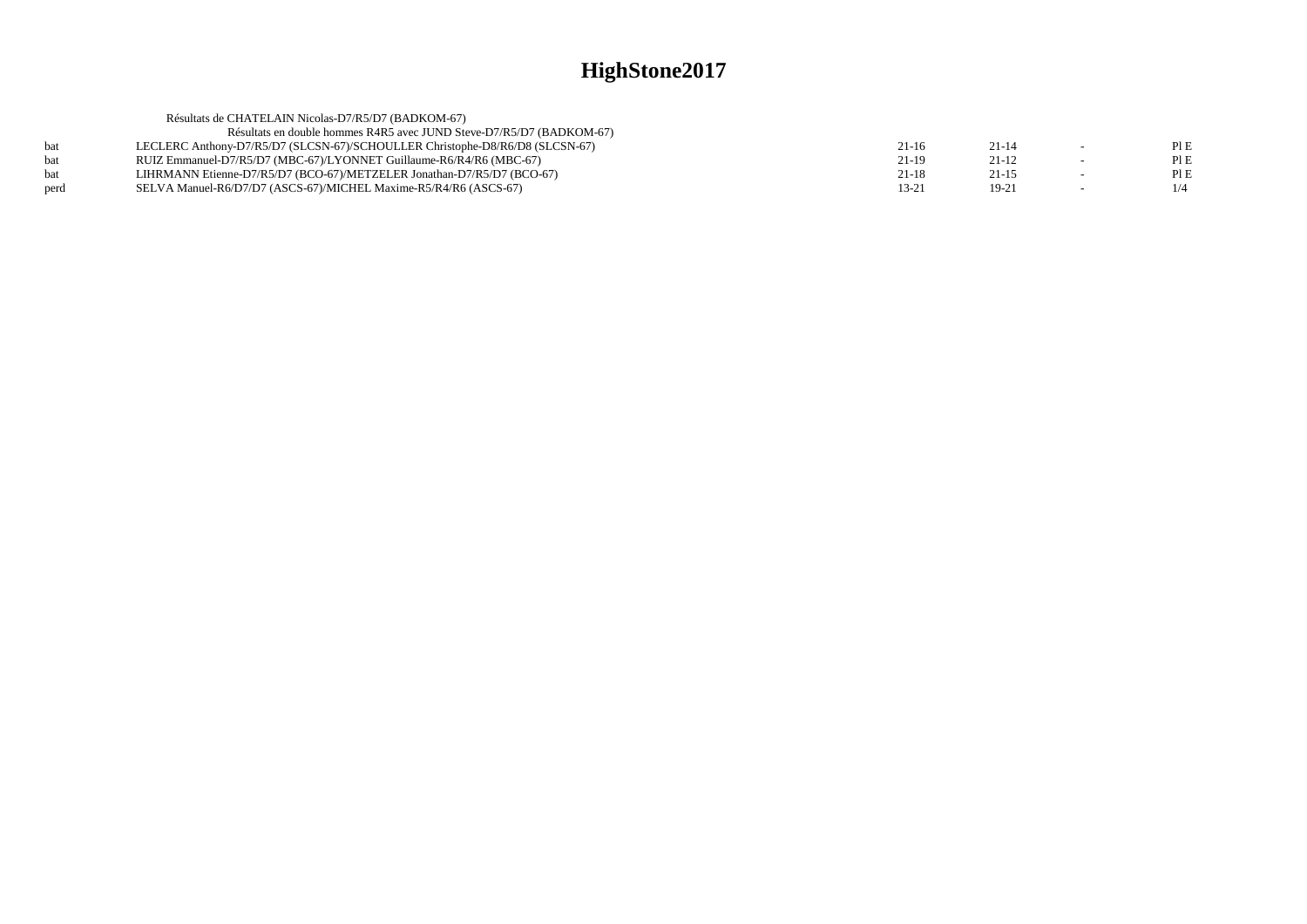# HighStone2017

Résultats de CHATELAIN Nicolas-D7/R5/D7 (BADKOM-67)

Résultats en double hommes R4R5 avec JUND Steve-D7/R5/D7 (BADKOM-67)

| | | | | | |
|---|---|---|---|---|---|
| bat | LECLERC Anthony-D7/R5/D7 (SLCSN-67)/SCHOULLER Christophe-D8/R6/D8 (SLCSN-67) | 21-16 | 21-14 | - | Pl E |
| bat | RUIZ Emmanuel-D7/R5/D7 (MBC-67)/LYONNET Guillaume-R6/R4/R6 (MBC-67) | 21-19 | 21-12 | - | Pl E |
| bat | LIHRMANN Etienne-D7/R5/D7 (BCO-67)/METZELER Jonathan-D7/R5/D7 (BCO-67) | 21-18 | 21-15 | - | Pl E |
| perd | SELVA Manuel-R6/D7/D7 (ASCS-67)/MICHEL Maxime-R5/R4/R6 (ASCS-67) | 13-21 | 19-21 | - | 1/4 |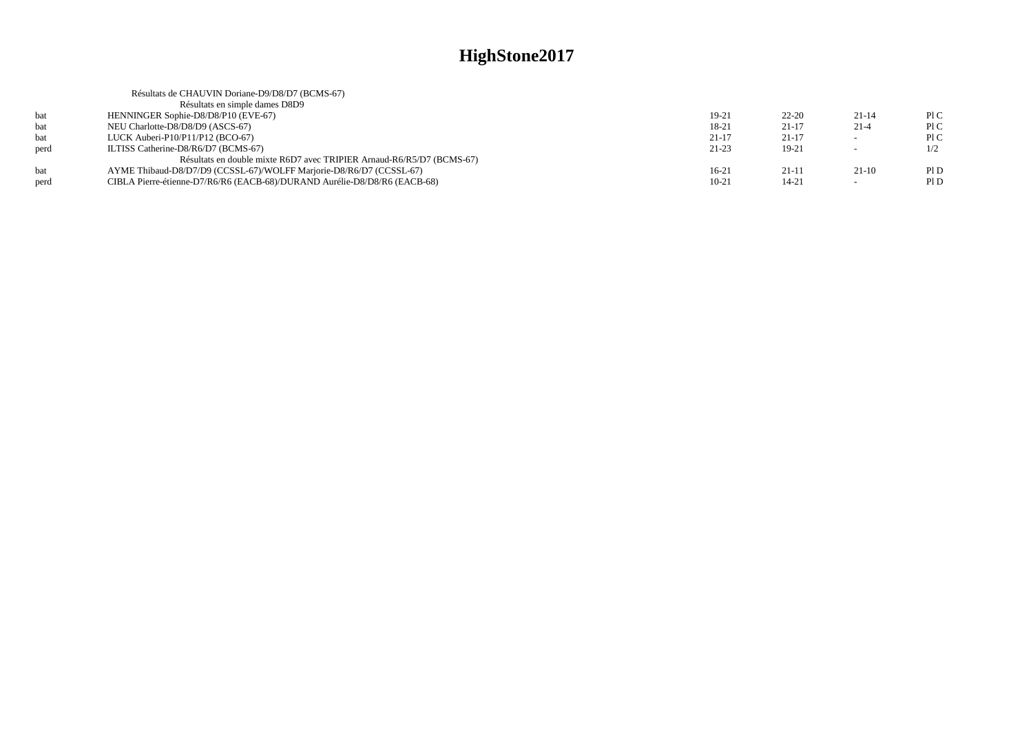# HighStone2017

Résultats de CHAUVIN Doriane-D9/D8/D7 (BCMS-67)

Résultats en simple dames D8D9

| | | | | | |
|---|---|---|---|---|---|
| bat | HENNINGER Sophie-D8/D8/P10 (EVE-67) | 19-21 | 22-20 | 21-14 | Pl C |
| bat | NEU Charlotte-D8/D8/D9 (ASCS-67) | 18-21 | 21-17 | 21-4 | Pl C |
| bat | LUCK Auberi-P10/P11/P12 (BCO-67) | 21-17 | 21-17 | - | Pl C |
| perd | ILTISS Catherine-D8/R6/D7 (BCMS-67) | 21-23 | 19-21 | - | 1/2 |

Résultats en double mixte R6D7 avec TRIPIER Arnaud-R6/R5/D7 (BCMS-67)

| | | | | | |
|---|---|---|---|---|---|
| bat | AYME Thibaud-D8/D7/D9 (CCSSL-67)/WOLFF Marjorie-D8/R6/D7 (CCSSL-67) | 16-21 | 21-11 | 21-10 | Pl D |
| perd | CIBLA Pierre-étienne-D7/R6/R6 (EACB-68)/DURAND Aurélie-D8/D8/R6 (EACB-68) | 10-21 | 14-21 | - | Pl D |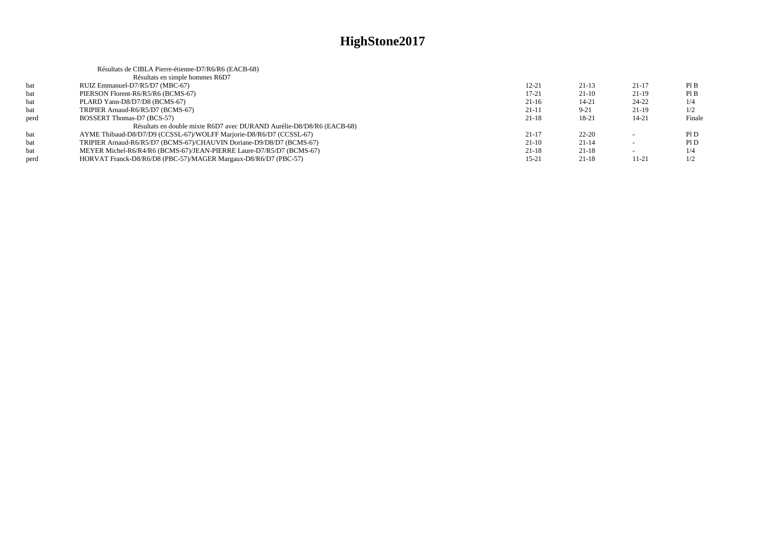# HighStone2017

Résultats de CIBLA Pierre-étienne-D7/R6/R6 (EACB-68)

Résultats en simple hommes R6D7

| | | | | | |
|---|---|---|---|---|---|
| bat | RUIZ Emmanuel-D7/R5/D7 (MBC-67) | 12-21 | 21-13 | 21-17 | Pl B |
| bat | PIERSON Florent-R6/R5/R6 (BCMS-67) | 17-21 | 21-10 | 21-19 | Pl B |
| bat | PLARD Yann-D8/D7/D8 (BCMS-67) | 21-16 | 14-21 | 24-22 | 1/4 |
| bat | TRIPIER Arnaud-R6/R5/D7 (BCMS-67) | 21-11 | 9-21 | 21-19 | 1/2 |
| perd | BOSSERT Thomas-D7 (BCS-57) | 21-18 | 18-21 | 14-21 | Finale |

Résultats en double mixte R6D7 avec DURAND Aurélie-D8/D8/R6 (EACB-68)

| | | | | | |
|---|---|---|---|---|---|
| bat | AYME Thibaud-D8/D7/D9 (CCSSL-67)/WOLFF Marjorie-D8/R6/D7 (CCSSL-67) | 21-17 | 22-20 | - | Pl D |
| bat | TRIPIER Arnaud-R6/R5/D7 (BCMS-67)/CHAUVIN Doriane-D9/D8/D7 (BCMS-67) | 21-10 | 21-14 | - | Pl D |
| bat | MEYER Michel-R6/R4/R6 (BCMS-67)/JEAN-PIERRE Laure-D7/R5/D7 (BCMS-67) | 21-18 | 21-18 | - | 1/4 |
| perd | HORVAT Franck-D8/R6/D8 (PBC-57)/MAGER Margaux-D8/R6/D7 (PBC-57) | 15-21 | 21-18 | 11-21 | 1/2 |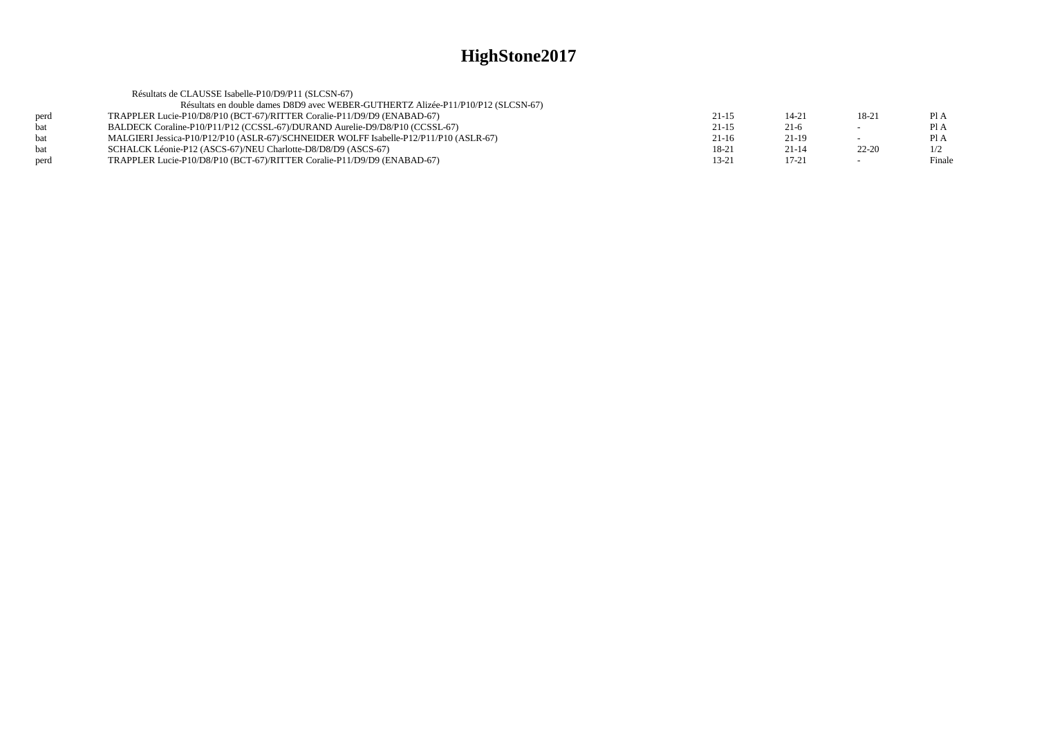# HighStone2017

Résultats de CLAUSSE Isabelle-P10/D9/P11 (SLCSN-67)

Résultats en double dames D8D9 avec WEBER-GUTHERTZ Alizée-P11/P10/P12 (SLCSN-67)

| | | | | | |
|---|---|---|---|---|---|
| perd | TRAPPLER Lucie-P10/D8/P10 (BCT-67)/RITTER Coralie-P11/D9/D9 (ENABAD-67) | 21-15 | 14-21 | 18-21 | Pl A |
| bat | BALDECK Coraline-P10/P11/P12 (CCSSL-67)/DURAND Aurelie-D9/D8/P10 (CCSSL-67) | 21-15 | 21-6 | - | Pl A |
| bat | MALGIERI Jessica-P10/P12/P10 (ASLR-67)/SCHNEIDER WOLFF Isabelle-P12/P11/P10 (ASLR-67) | 21-16 | 21-19 | - | Pl A |
| bat | SCHALCK Léonie-P12 (ASCS-67)/NEU Charlotte-D8/D8/D9 (ASCS-67) | 18-21 | 21-14 | 22-20 | 1/2 |
| perd | TRAPPLER Lucie-P10/D8/P10 (BCT-67)/RITTER Coralie-P11/D9/D9 (ENABAD-67) | 13-21 | 17-21 | - | Finale |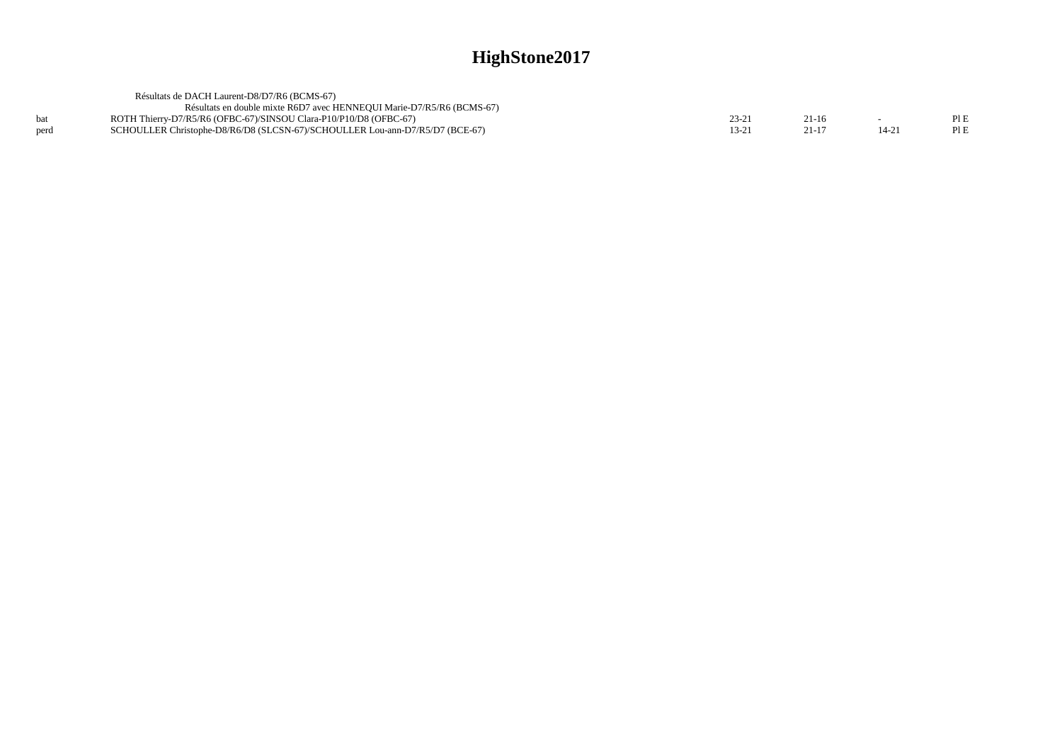# HighStone2017

Résultats de DACH Laurent-D8/D7/R6 (BCMS-67)

Résultats en double mixte R6D7 avec HENNEQUI Marie-D7/R5/R6 (BCMS-67)

| | | | | | |
|---|---|---|---|---|---|
| bat | ROTH Thierry-D7/R5/R6 (OFBC-67)/SINSOU Clara-P10/P10/D8 (OFBC-67) | 23-21 | 21-16 | - | Pl E |
| perd | SCHOULLER Christophe-D8/R6/D8 (SLCSN-67)/SCHOULLER Lou-ann-D7/R5/D7 (BCE-67) | 13-21 | 21-17 | 14-21 | Pl E |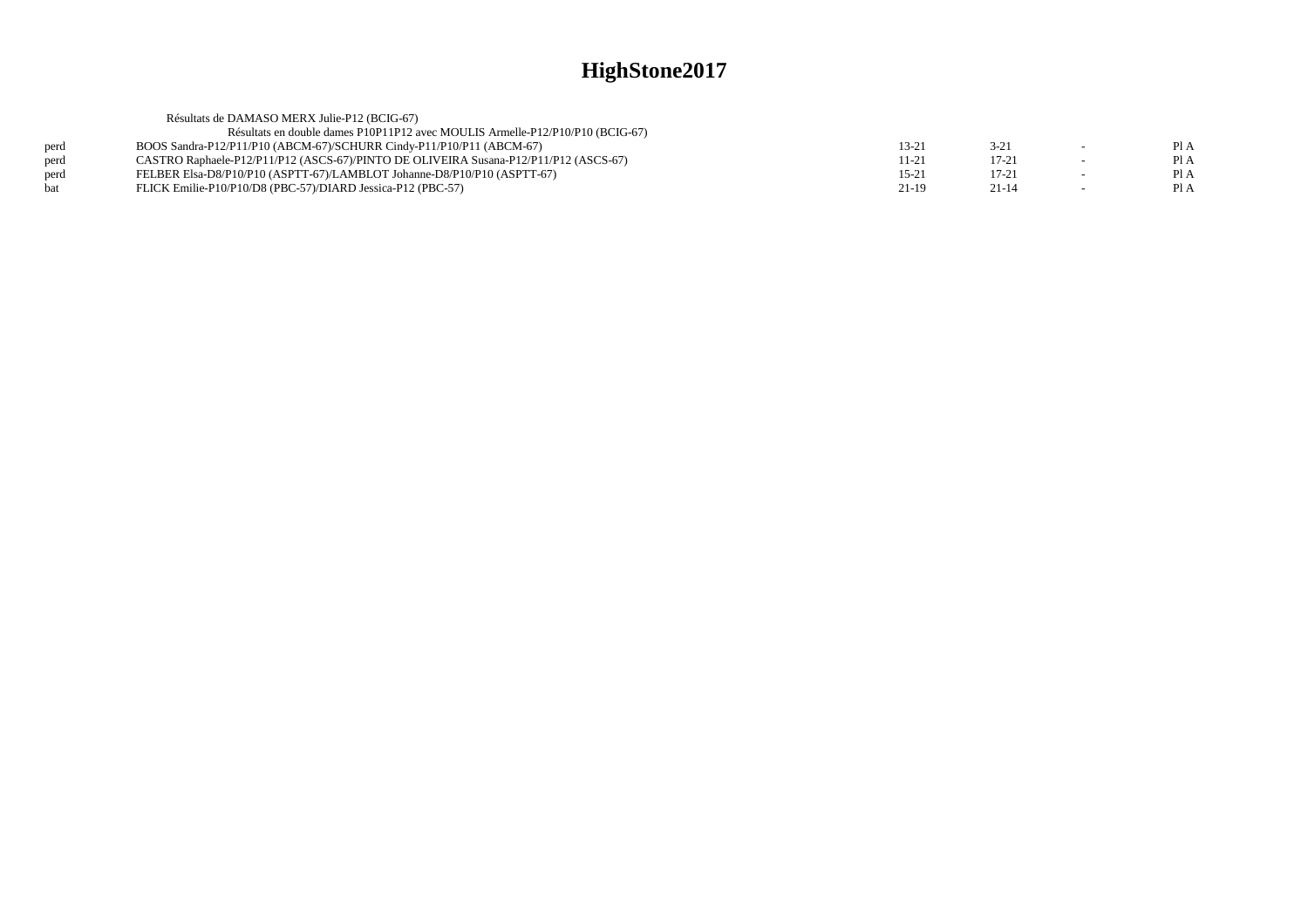# HighStone2017

Résultats de DAMASO MERX Julie-P12 (BCIG-67)

Résultats en double dames P10P11P12 avec MOULIS Armelle-P12/P10/P10 (BCIG-67)

| | | | | | |
|---|---|---|---|---|---|
| perd | BOOS Sandra-P12/P11/P10 (ABCM-67)/SCHURR Cindy-P11/P10/P11 (ABCM-67) | 13-21 | 3-21 | - | Pl A |
| perd | CASTRO Raphaele-P12/P11/P12 (ASCS-67)/PINTO DE OLIVEIRA Susana-P12/P11/P12 (ASCS-67) | 11-21 | 17-21 | - | Pl A |
| perd | FELBER Elsa-D8/P10/P10 (ASPTT-67)/LAMBLOT Johanne-D8/P10/P10 (ASPTT-67) | 15-21 | 17-21 | - | Pl A |
| bat | FLICK Emilie-P10/P10/D8 (PBC-57)/DIARD Jessica-P12 (PBC-57) | 21-19 | 21-14 | - | Pl A |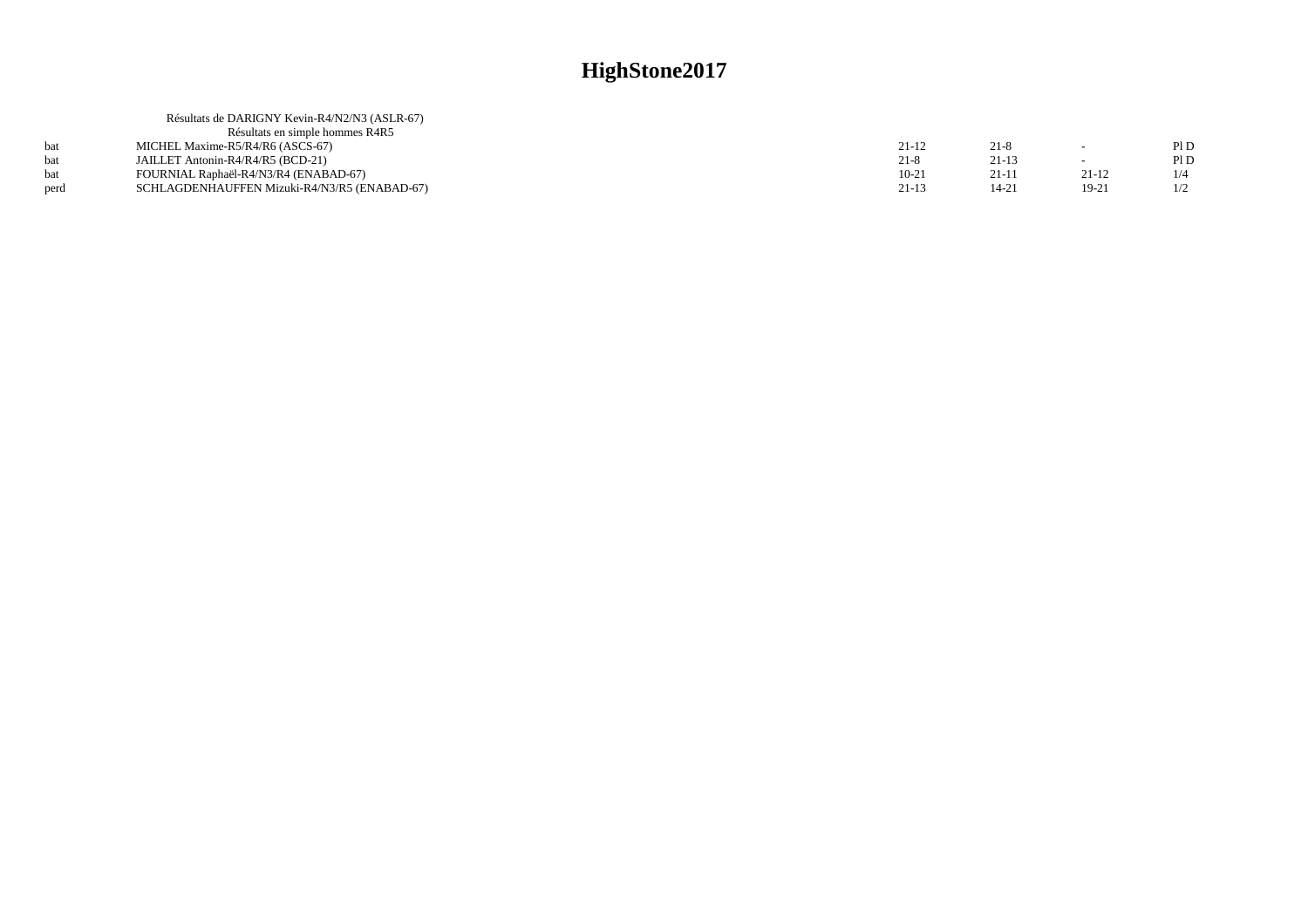# HighStone2017

Résultats de DARIGNY Kevin-R4/N2/N3 (ASLR-67)

Résultats en simple hommes R4R5

| | | | | | |
|---|---|---|---|---|---|
| bat | MICHEL Maxime-R5/R4/R6 (ASCS-67) | 21-12 | 21-8 | - | Pl D |
| bat | JAILLET Antonin-R4/R4/R5 (BCD-21) | 21-8 | 21-13 | - | Pl D |
| bat | FOURNIAL Raphaël-R4/N3/R4 (ENABAD-67) | 10-21 | 21-11 | 21-12 | 1/4 |
| perd | SCHLAGDENHAUFFEN Mizuki-R4/N3/R5 (ENABAD-67) | 21-13 | 14-21 | 19-21 | 1/2 |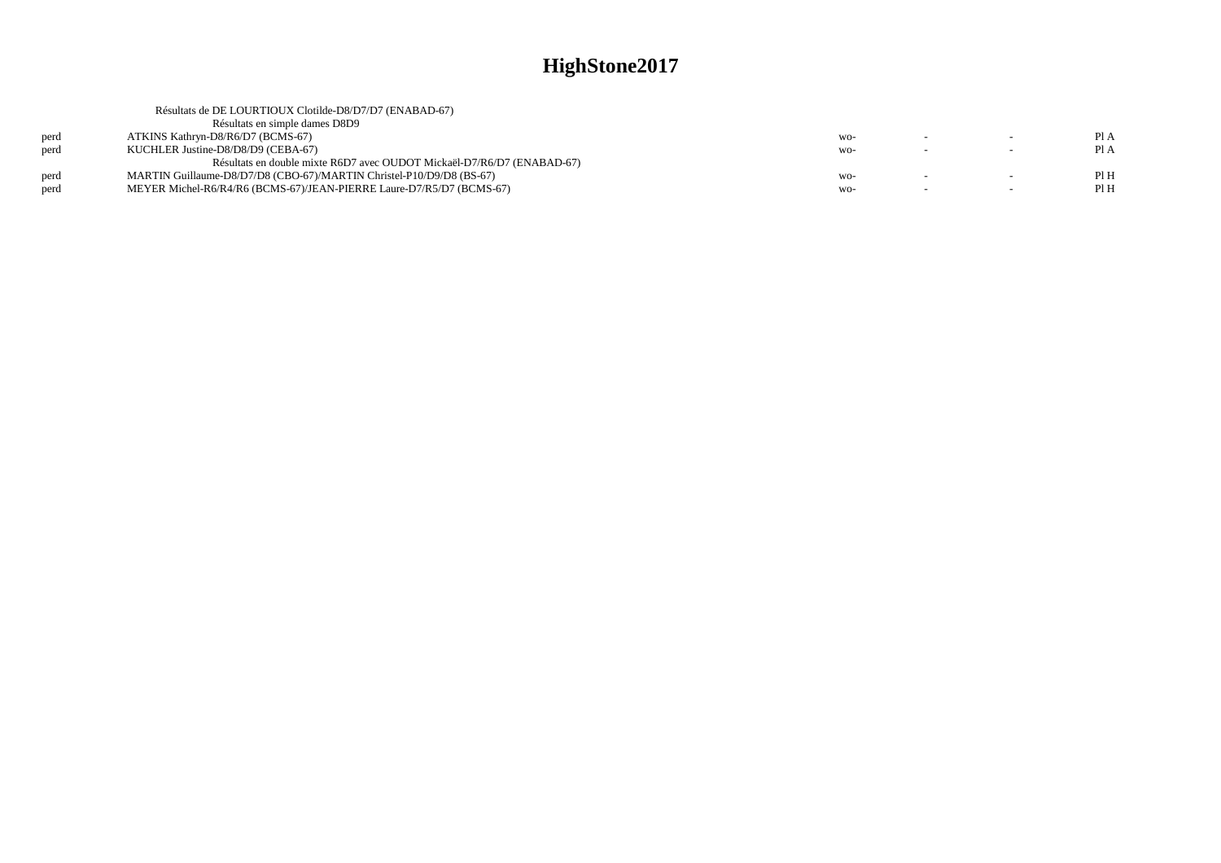# HighStone2017

Résultats de DE LOURTIOUX Clotilde-D8/D7/D7 (ENABAD-67)

Résultats en simple dames D8D9

| | | | | | |
|---|---|---|---|---|---|
| perd | ATKINS Kathryn-D8/R6/D7 (BCMS-67) | wo- | - | - | Pl A |
| perd | KUCHLER Justine-D8/D8/D9 (CEBA-67) | wo- | - | - | Pl A |

Résultats en double mixte R6D7 avec OUDOT Mickaël-D7/R6/D7 (ENABAD-67)

| | | | | | |
|---|---|---|---|---|---|
| perd | MARTIN Guillaume-D8/D7/D8 (CBO-67)/MARTIN Christel-P10/D9/D8 (BS-67) | wo- | - | - | Pl H |
| perd | MEYER Michel-R6/R4/R6 (BCMS-67)/JEAN-PIERRE Laure-D7/R5/D7 (BCMS-67) | wo- | - | - | Pl H |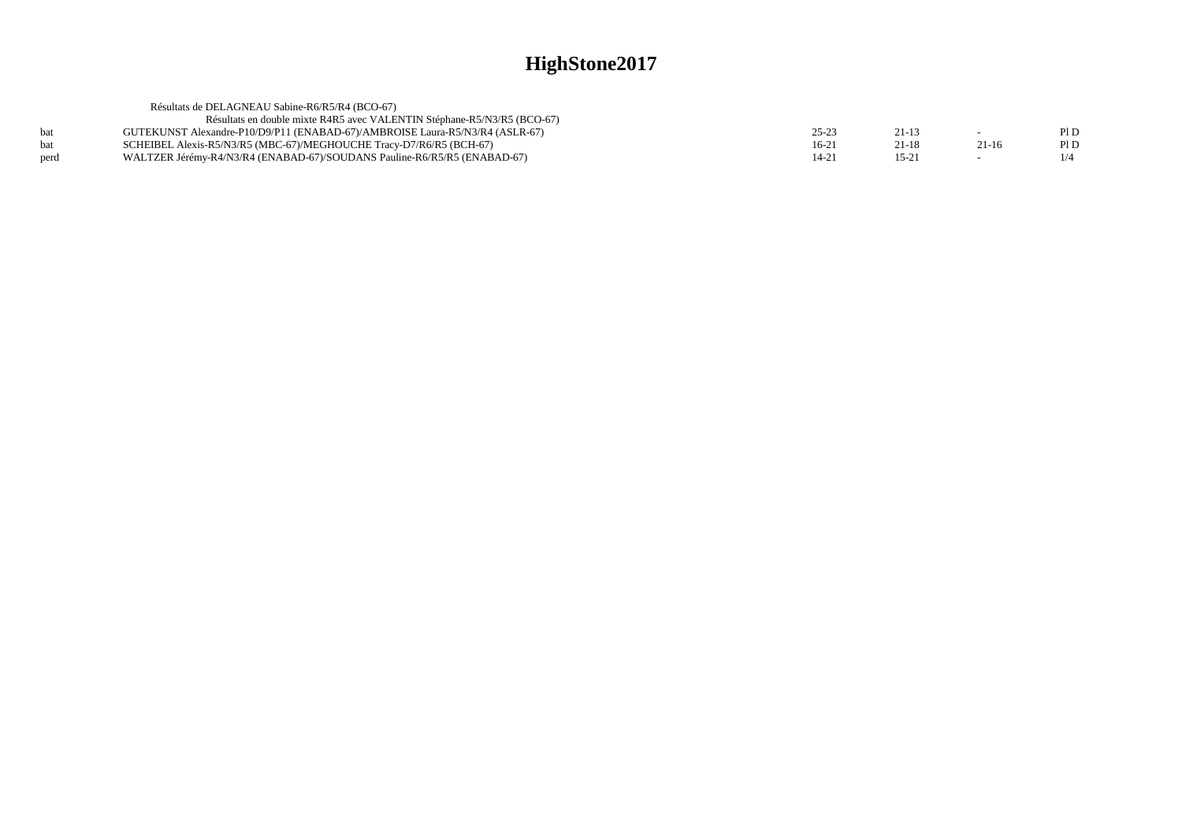# HighStone2017

Résultats de DELAGNEAU Sabine-R6/R5/R4 (BCO-67)

Résultats en double mixte R4R5 avec VALENTIN Stéphane-R5/N3/R5 (BCO-67)

| | | | | | |
|---|---|---|---|---|---|
| bat | GUTEKUNST Alexandre-P10/D9/P11 (ENABAD-67)/AMBROISE Laura-R5/N3/R4 (ASLR-67) | 25-23 | 21-13 | - | Pl D |
| bat | SCHEIBEL Alexis-R5/N3/R5 (MBC-67)/MEGHOUCHE Tracy-D7/R6/R5 (BCH-67) | 16-21 | 21-18 | 21-16 | Pl D |
| perd | WALTZER Jérémy-R4/N3/R4 (ENABAD-67)/SOUDANS Pauline-R6/R5/R5 (ENABAD-67) | 14-21 | 15-21 | - | 1/4 |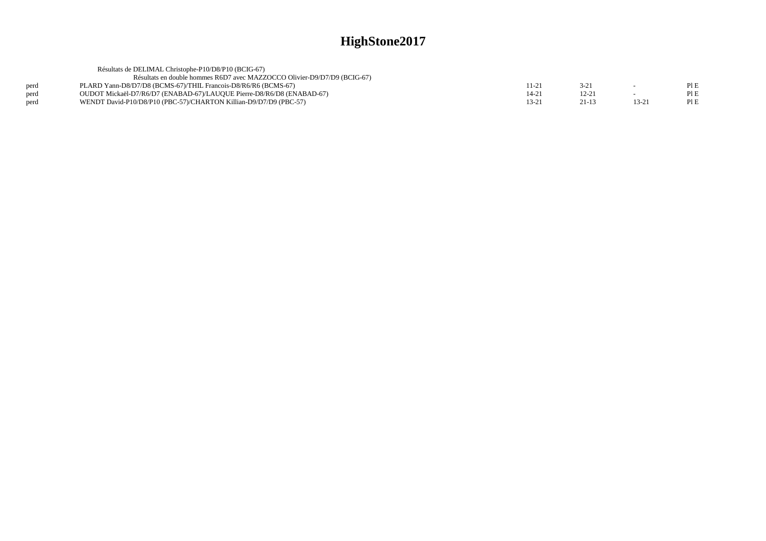# HighStone2017

Résultats de DELIMAL Christophe-P10/D8/P10 (BCIG-67)

Résultats en double hommes R6D7 avec MAZZOCCO Olivier-D9/D7/D9 (BCIG-67)

| | | | | | |
|---|---|---|---|---|---|
| perd | PLARD Yann-D8/D7/D8 (BCMS-67)/THIL Francois-D8/R6/R6 (BCMS-67) | 11-21 | 3-21 | - | Pl E |
| perd | OUDOT Mickaël-D7/R6/D7 (ENABAD-67)/LAUQUE Pierre-D8/R6/D8 (ENABAD-67) | 14-21 | 12-21 | - | Pl E |
| perd | WENDT David-P10/D8/P10 (PBC-57)/CHARTON Killian-D9/D7/D9 (PBC-57) | 13-21 | 21-13 | 13-21 | Pl E |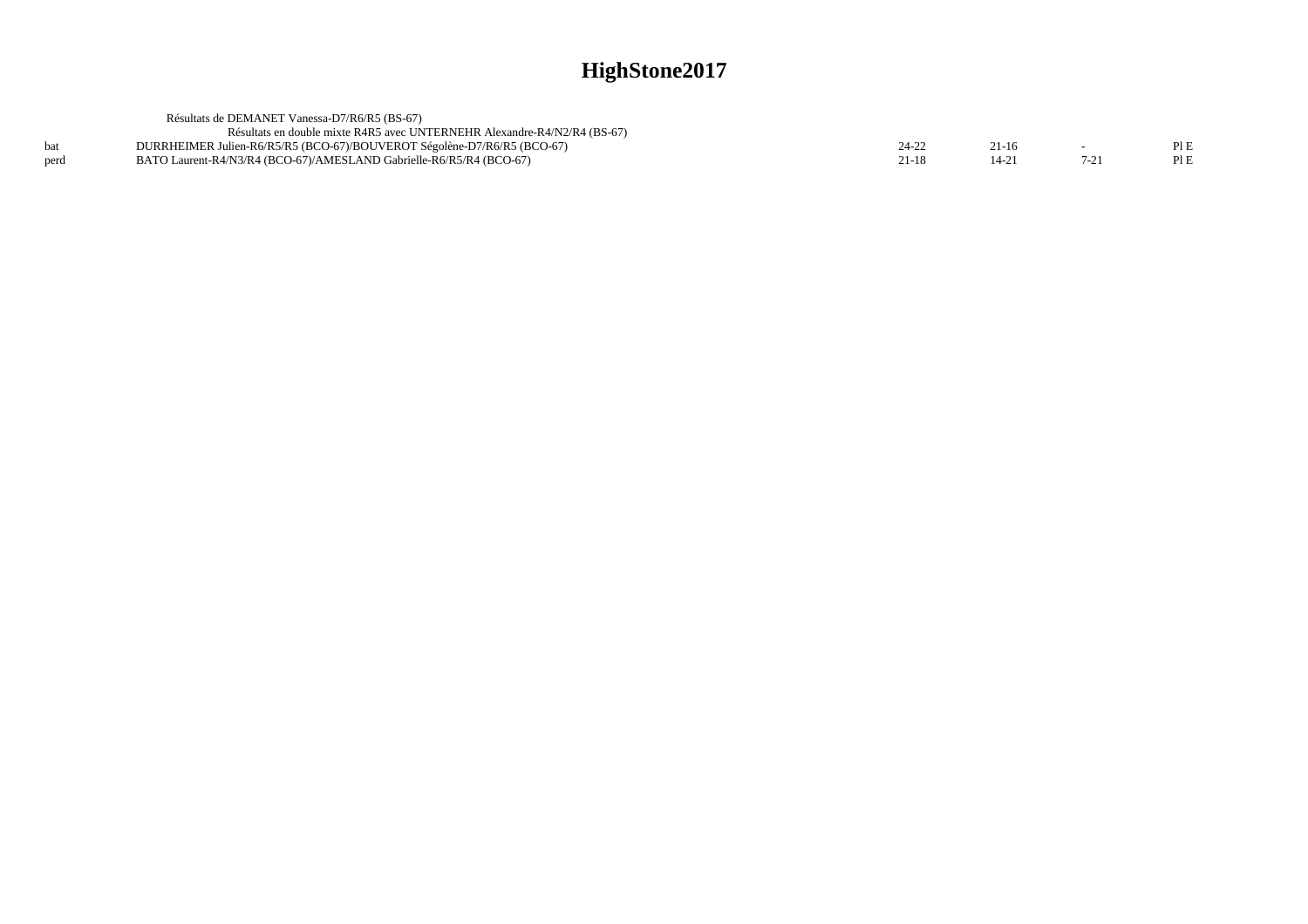# HighStone2017

Résultats de DEMANET Vanessa-D7/R6/R5 (BS-67)

Résultats en double mixte R4R5 avec UNTERNEHR Alexandre-R4/N2/R4 (BS-67)

| | | | | | |
|---|---|---|---|---|---|
| bat | DURRHEIMER Julien-R6/R5/R5 (BCO-67)/BOUVEROT Ségolène-D7/R6/R5 (BCO-67) | 24-22 | 21-16 | - | Pl E |
| perd | BATO Laurent-R4/N3/R4 (BCO-67)/AMESLAND Gabrielle-R6/R5/R4 (BCO-67) | 21-18 | 14-21 | 7-21 | Pl E |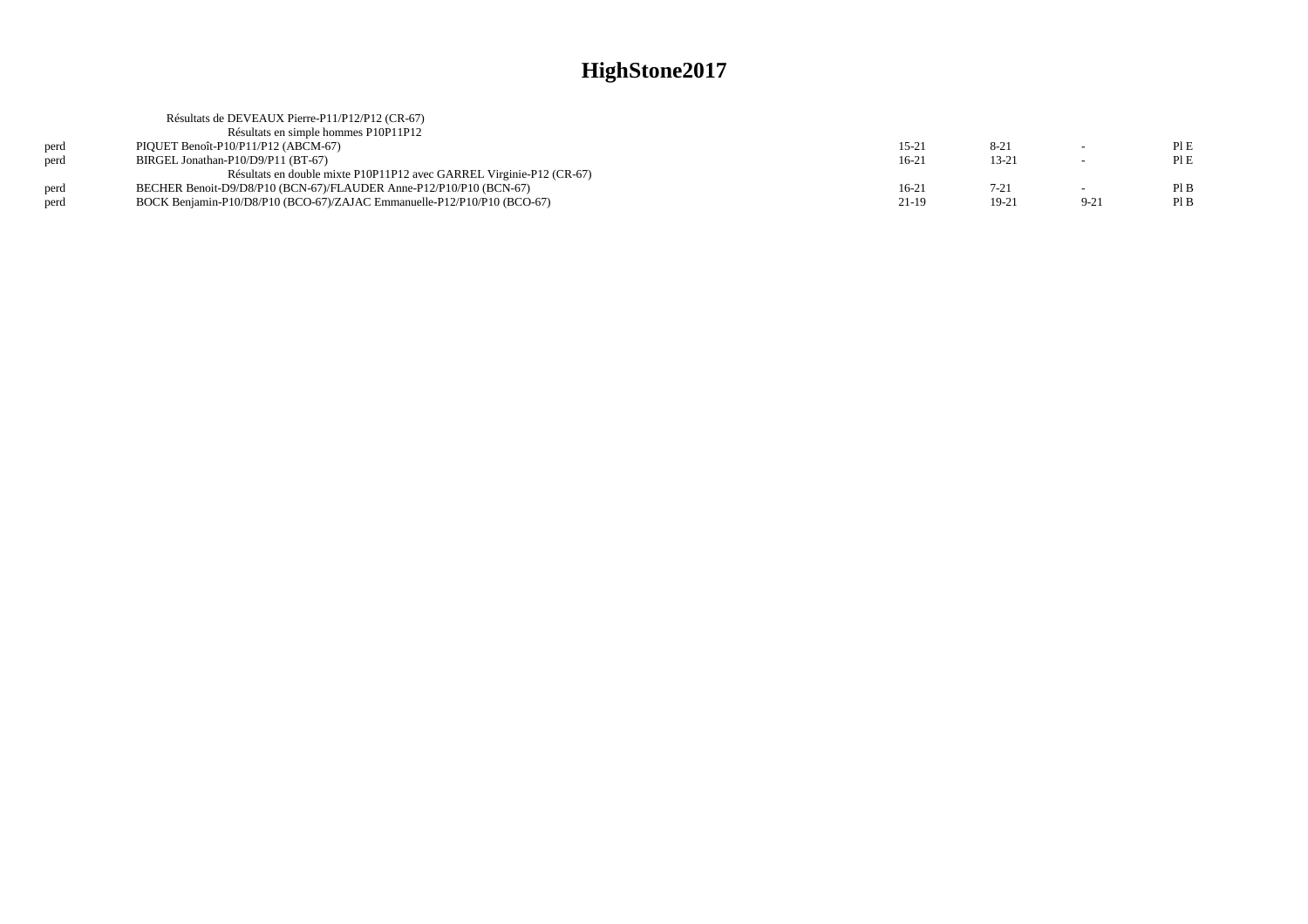# HighStone2017

Résultats de DEVEAUX Pierre-P11/P12/P12 (CR-67)

Résultats en simple hommes P10P11P12

| | | | | | |
|---|---|---|---|---|---|
| perd | PIQUET Benoît-P10/P11/P12 (ABCM-67) | 15-21 | 8-21 | - | Pl E |
| perd | BIRGEL Jonathan-P10/D9/P11 (BT-67) | 16-21 | 13-21 | - | Pl E |

Résultats en double mixte P10P11P12 avec GARREL Virginie-P12 (CR-67)

| | | | | | |
|---|---|---|---|---|---|
| perd | BECHER Benoit-D9/D8/P10 (BCN-67)/FLAUDER Anne-P12/P10/P10 (BCN-67) | 16-21 | 7-21 | - | Pl B |
| perd | BOCK Benjamin-P10/D8/P10 (BCO-67)/ZAJAC Emmanuelle-P12/P10/P10 (BCO-67) | 21-19 | 19-21 | 9-21 | Pl B |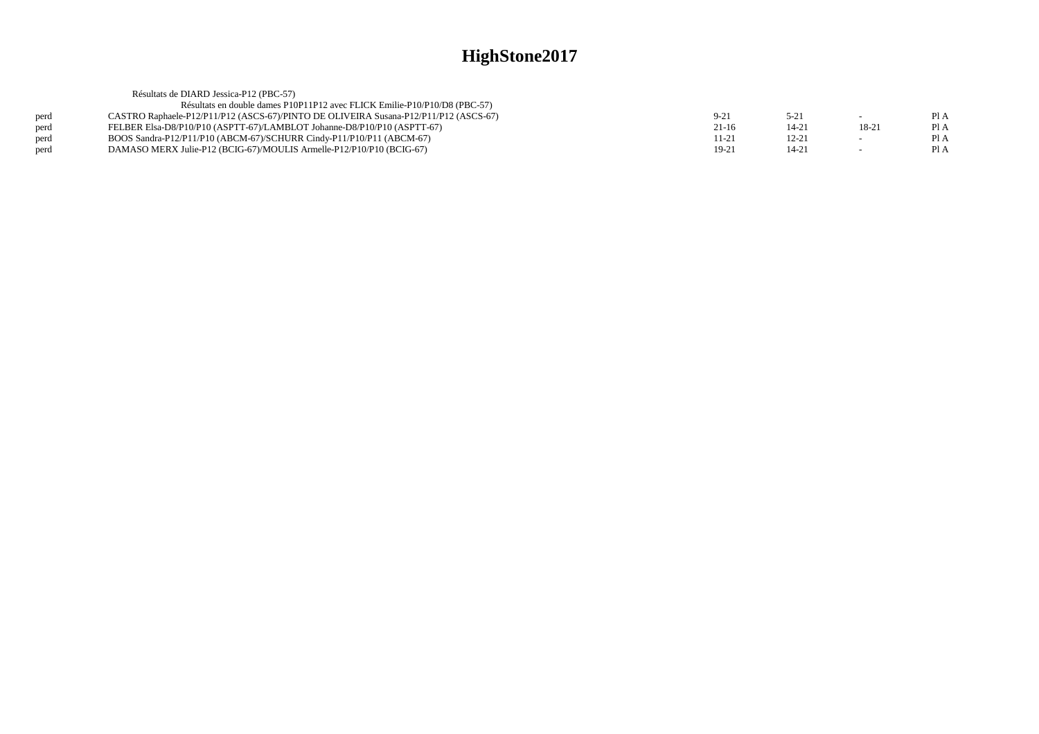# HighStone2017

Résultats de DIARD Jessica-P12 (PBC-57)

Résultats en double dames P10P11P12 avec FLICK Emilie-P10/P10/D8 (PBC-57)

| | | | | | |
|---|---|---|---|---|---|
| perd | CASTRO Raphaele-P12/P11/P12 (ASCS-67)/PINTO DE OLIVEIRA Susana-P12/P11/P12 (ASCS-67) | 9-21 | 5-21 | - | Pl A |
| perd | FELBER Elsa-D8/P10/P10 (ASPTT-67)/LAMBLOT Johanne-D8/P10/P10 (ASPTT-67) | 21-16 | 14-21 | 18-21 | Pl A |
| perd | BOOS Sandra-P12/P11/P10 (ABCM-67)/SCHURR Cindy-P11/P10/P11 (ABCM-67) | 11-21 | 12-21 | - | Pl A |
| perd | DAMASO MERX Julie-P12 (BCIG-67)/MOULIS Armelle-P12/P10/P10 (BCIG-67) | 19-21 | 14-21 | - | Pl A |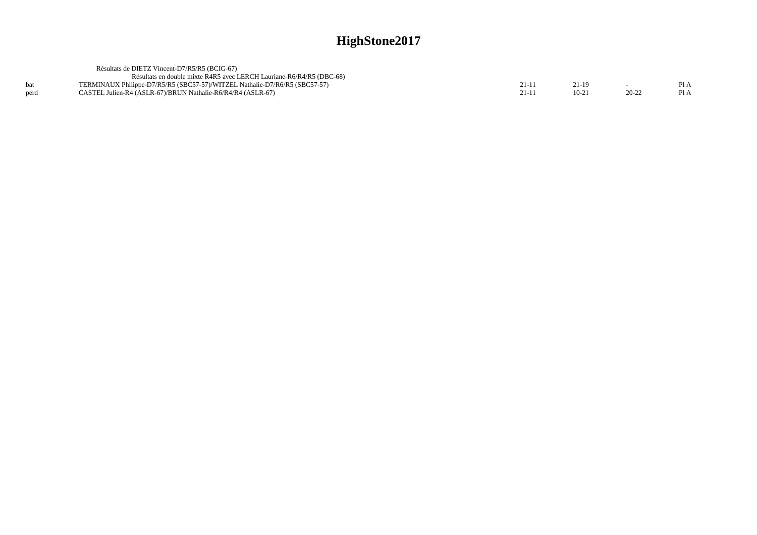# HighStone2017

Résultats de DIETZ Vincent-D7/R5/R5 (BCIG-67)

Résultats en double mixte R4R5 avec LERCH Lauriane-R6/R4/R5 (DBC-68)

| | | | | | |
|---|---|---|---|---|---|
| bat | TERMINAUX Philippe-D7/R5/R5 (SBC57-57)/WITZEL Nathalie-D7/R6/R5 (SBC57-57) | 21-11 | 21-19 | - | Pl A |
| perd | CASTEL Julien-R4 (ASLR-67)/BRUN Nathalie-R6/R4/R4 (ASLR-67) | 21-11 | 10-21 | 20-22 | Pl A |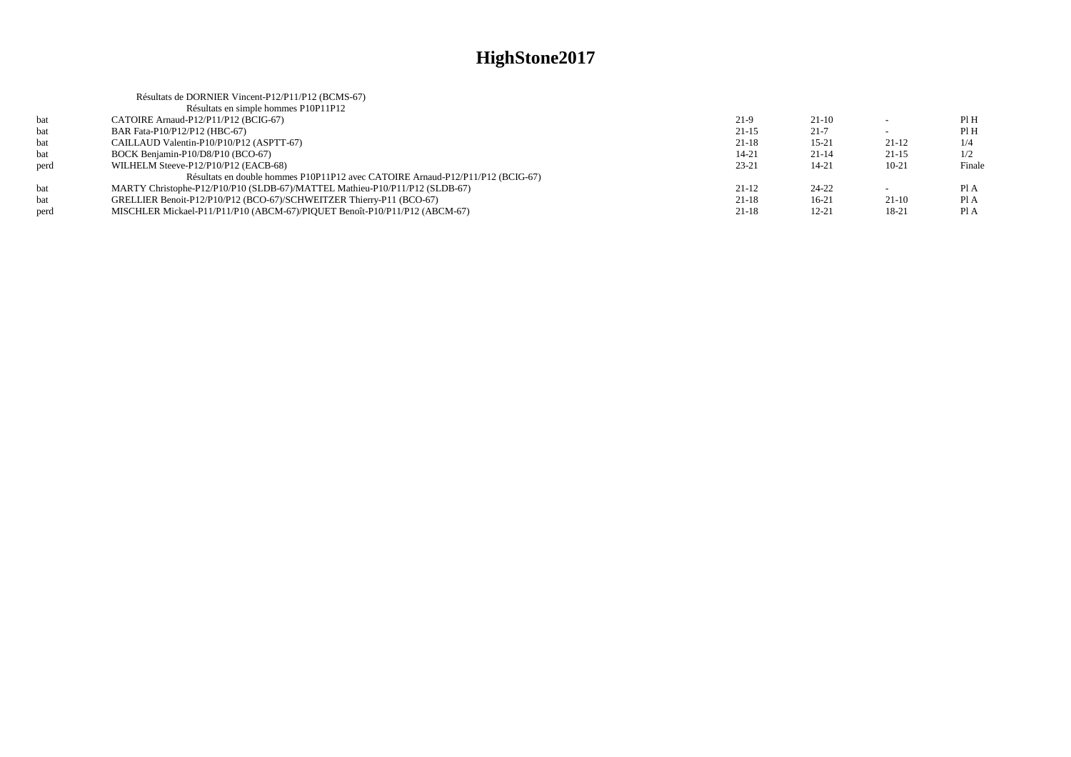# HighStone2017

Résultats de DORNIER Vincent-P12/P11/P12 (BCMS-67)

Résultats en simple hommes P10P11P12

| | | | | | |
|---|---|---|---|---|---|
| bat | CATOIRE Arnaud-P12/P11/P12 (BCIG-67) | 21-9 | 21-10 | - | Pl H |
| bat | BAR Fata-P10/P12/P12 (HBC-67) | 21-15 | 21-7 | - | Pl H |
| bat | CAILLAUD Valentin-P10/P10/P12 (ASPTT-67) | 21-18 | 15-21 | 21-12 | 1/4 |
| bat | BOCK Benjamin-P10/D8/P10 (BCO-67) | 14-21 | 21-14 | 21-15 | 1/2 |
| perd | WILHELM Steeve-P12/P10/P12 (EACB-68) | 23-21 | 14-21 | 10-21 | Finale |

Résultats en double hommes P10P11P12 avec CATOIRE Arnaud-P12/P11/P12 (BCIG-67)

| | | | | | |
|---|---|---|---|---|---|
| bat | MARTY Christophe-P12/P10/P10 (SLDB-67)/MATTEL Mathieu-P10/P11/P12 (SLDB-67) | 21-12 | 24-22 | - | Pl A |
| bat | GRELLIER Benoit-P12/P10/P12 (BCO-67)/SCHWEITZER Thierry-P11 (BCO-67) | 21-18 | 16-21 | 21-10 | Pl A |
| perd | MISCHLER Mickael-P11/P11/P10 (ABCM-67)/PIQUET Benoît-P10/P11/P12 (ABCM-67) | 21-18 | 12-21 | 18-21 | Pl A |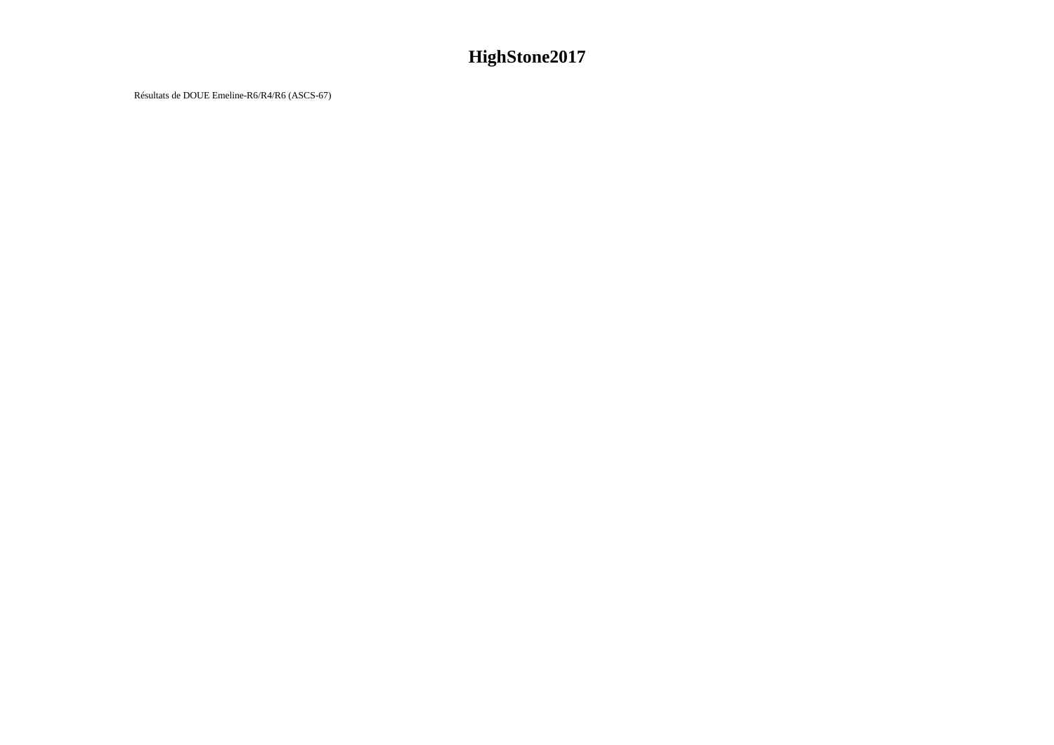# HighStone2017

Résultats de DOUE Emeline-R6/R4/R6 (ASCS-67)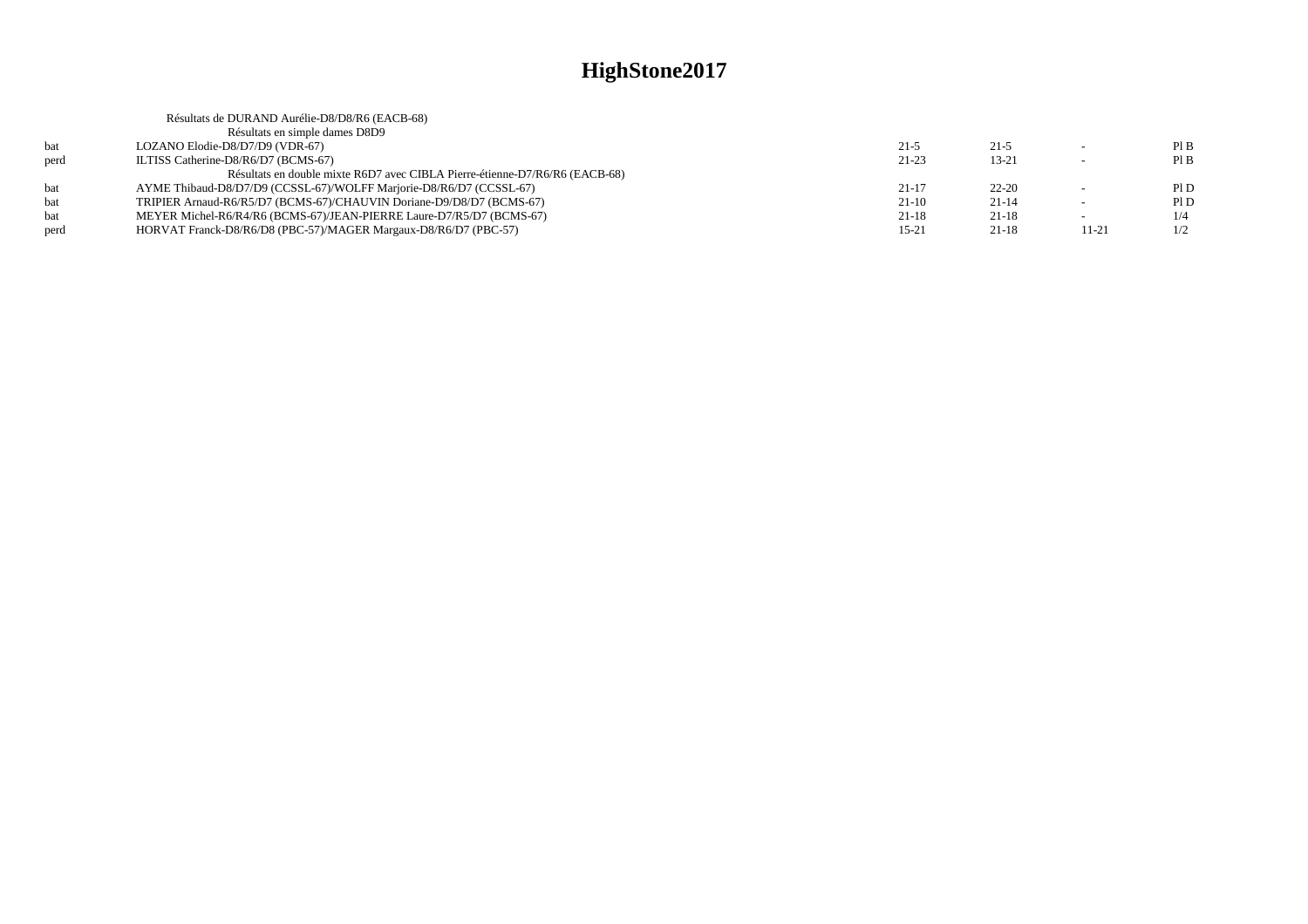# HighStone2017

Résultats de DURAND Aurélie-D8/D8/R6 (EACB-68)

Résultats en simple dames D8D9

| | | | | | |
|---|---|---|---|---|---|
| bat | LOZANO Elodie-D8/D7/D9 (VDR-67) | 21-5 | 21-5 | - | Pl B |
| perd | ILTISS Catherine-D8/R6/D7 (BCMS-67) | 21-23 | 13-21 | - | Pl B |

Résultats en double mixte R6D7 avec CIBLA Pierre-étienne-D7/R6/R6 (EACB-68)

| | | | | | |
|---|---|---|---|---|---|
| bat | AYME Thibaud-D8/D7/D9 (CCSSL-67)/WOLFF Marjorie-D8/R6/D7 (CCSSL-67) | 21-17 | 22-20 | - | Pl D |
| bat | TRIPIER Arnaud-R6/R5/D7 (BCMS-67)/CHAUVIN Doriane-D9/D8/D7 (BCMS-67) | 21-10 | 21-14 | - | Pl D |
| bat | MEYER Michel-R6/R4/R6 (BCMS-67)/JEAN-PIERRE Laure-D7/R5/D7 (BCMS-67) | 21-18 | 21-18 | - | 1/4 |
| perd | HORVAT Franck-D8/R6/D8 (PBC-57)/MAGER Margaux-D8/R6/D7 (PBC-57) | 15-21 | 21-18 | 11-21 | 1/2 |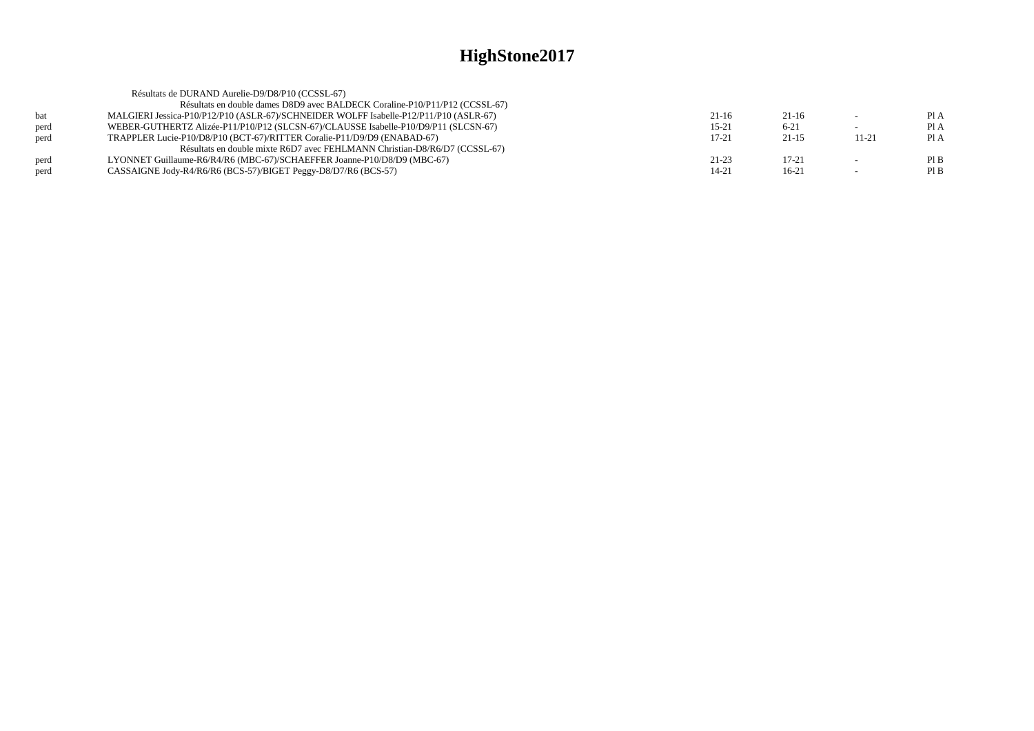# HighStone2017

Résultats de DURAND Aurelie-D9/D8/P10 (CCSSL-67)

Résultats en double dames D8D9 avec BALDECK Coraline-P10/P11/P12 (CCSSL-67)

| | | | | | |
|---|---|---|---|---|---|
| bat | MALGIERI Jessica-P10/P12/P10 (ASLR-67)/SCHNEIDER WOLFF Isabelle-P12/P11/P10 (ASLR-67) | 21-16 | 21-16 | - | Pl A |
| perd | WEBER-GUTHERTZ Alizée-P11/P10/P12 (SLCSN-67)/CLAUSSE Isabelle-P10/D9/P11 (SLCSN-67) | 15-21 | 6-21 | - | Pl A |
| perd | TRAPPLER Lucie-P10/D8/P10 (BCT-67)/RITTER Coralie-P11/D9/D9 (ENABAD-67) | 17-21 | 21-15 | 11-21 | Pl A |

Résultats en double mixte R6D7 avec FEHLMANN Christian-D8/R6/D7 (CCSSL-67)

| | | | | | |
|---|---|---|---|---|---|
| perd | LYONNET Guillaume-R6/R4/R6 (MBC-67)/SCHAEFFER Joanne-P10/D8/D9 (MBC-67) | 21-23 | 17-21 | - | Pl B |
| perd | CASSAIGNE Jody-R4/R6/R6 (BCS-57)/BIGET Peggy-D8/D7/R6 (BCS-57) | 14-21 | 16-21 | - | Pl B |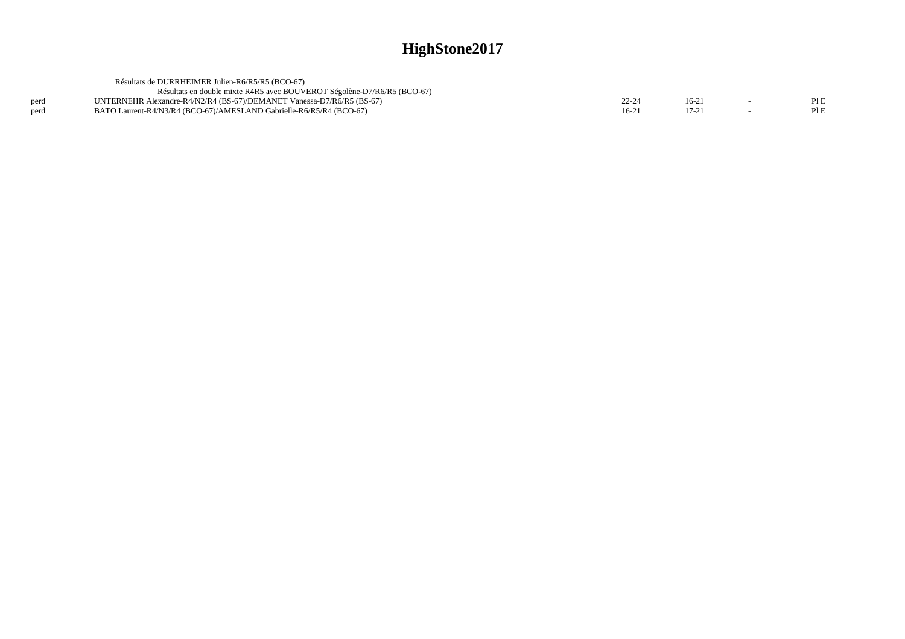# HighStone2017

Résultats de DURRHEIMER Julien-R6/R5/R5 (BCO-67)

Résultats en double mixte R4R5 avec BOUVEROT Ségolène-D7/R6/R5 (BCO-67)

| | | | | | |
|---|---|---|---|---|---|
| perd | UNTERNEHR Alexandre-R4/N2/R4 (BS-67)/DEMANET Vanessa-D7/R6/R5 (BS-67) | 22-24 | 16-21 | - | Pl E |
| perd | BATO Laurent-R4/N3/R4 (BCO-67)/AMESLAND Gabrielle-R6/R5/R4 (BCO-67) | 16-21 | 17-21 | - | Pl E |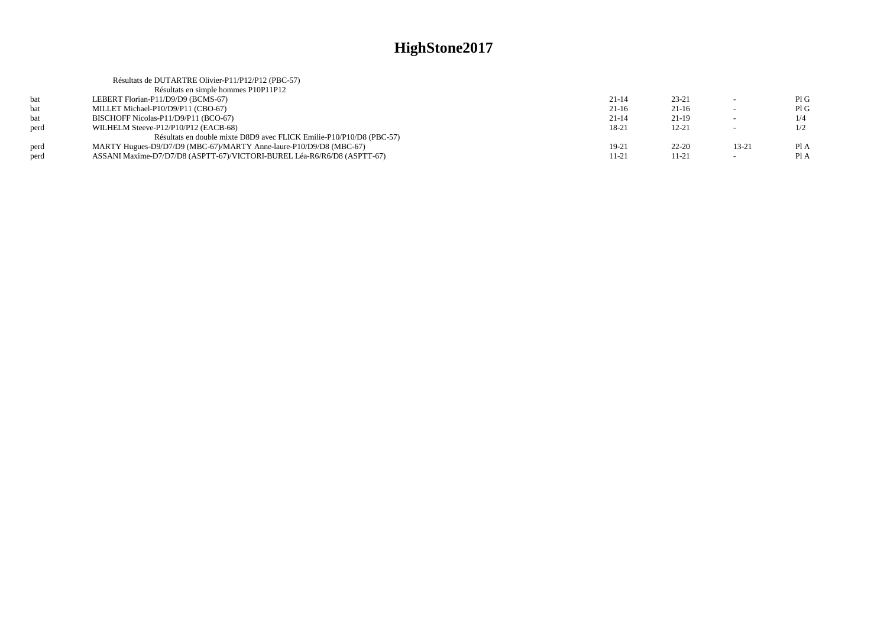# HighStone2017

Résultats de DUTARTRE Olivier-P11/P12/P12 (PBC-57)

| | Résultats en simple hommes P10P11P12 | | | | |
|---|---|---|---|---|---|
| bat | LEBERT Florian-P11/D9/D9 (BCMS-67) | 21-14 | 23-21 | - | Pl G |
| bat | MILLET Michael-P10/D9/P11 (CBO-67) | 21-16 | 21-16 | - | Pl G |
| bat | BISCHOFF Nicolas-P11/D9/P11 (BCO-67) | 21-14 | 21-19 | - | 1/4 |
| perd | WILHELM Steeve-P12/P10/P12 (EACB-68) | 18-21 | 12-21 | - | 1/2 |
| | Résultats en double mixte D8D9 avec FLICK Emilie-P10/P10/D8 (PBC-57) | | | | |
| perd | MARTY Hugues-D9/D7/D9 (MBC-67)/MARTY Anne-laure-P10/D9/D8 (MBC-67) | 19-21 | 22-20 | 13-21 | Pl A |
| perd | ASSANI Maxime-D7/D7/D8 (ASPTT-67)/VICTORI-BUREL Léa-R6/R6/D8 (ASPTT-67) | 11-21 | 11-21 | - | Pl A |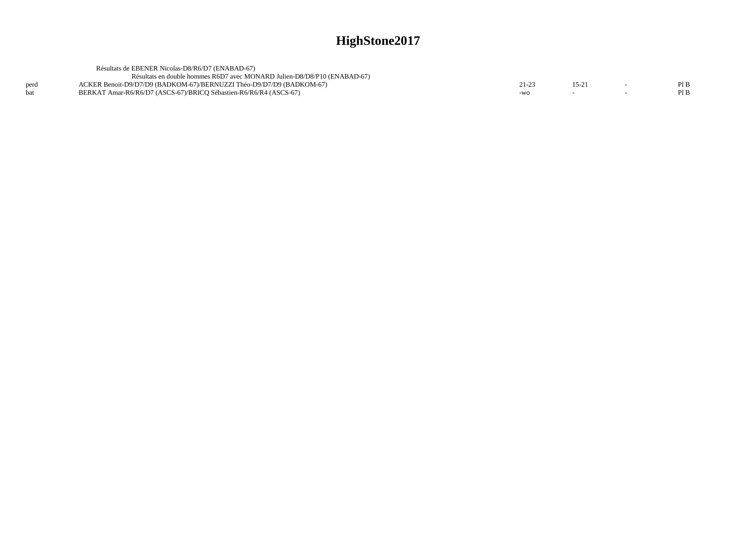# HighStone2017

Résultats de EBENER Nicolas-D8/R6/D7 (ENABAD-67)

Résultats en double hommes R6D7 avec MONARD Julien-D8/D8/P10 (ENABAD-67)

| | | | | | |
|---|---|---|---|---|---|
| perd | ACKER Benoit-D9/D7/D9 (BADKOM-67)/BERNUZZI Théo-D9/D7/D9 (BADKOM-67) | 21-23 | 15-21 | - | Pl B |
| bat | BERKAT Amar-R6/R6/D7 (ASCS-67)/BRICQ Sébastien-R6/R6/R4 (ASCS-67) | -wo | - | - | Pl B |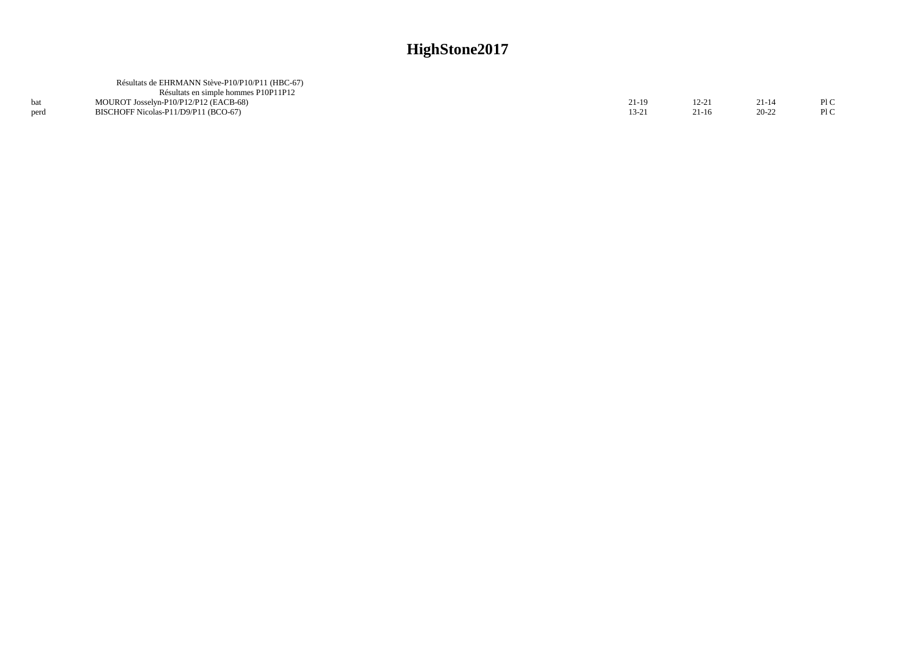# HighStone2017

Résultats de EHRMANN Stève-P10/P10/P11 (HBC-67)

Résultats en simple hommes P10P11P12

| | | | | | |
|---|---|---|---|---|---|
| bat | MOUROT Josselyn-P10/P12/P12 (EACB-68) | 21-19 | 12-21 | 21-14 | Pl C |
| perd | BISCHOFF Nicolas-P11/D9/P11 (BCO-67) | 13-21 | 21-16 | 20-22 | Pl C |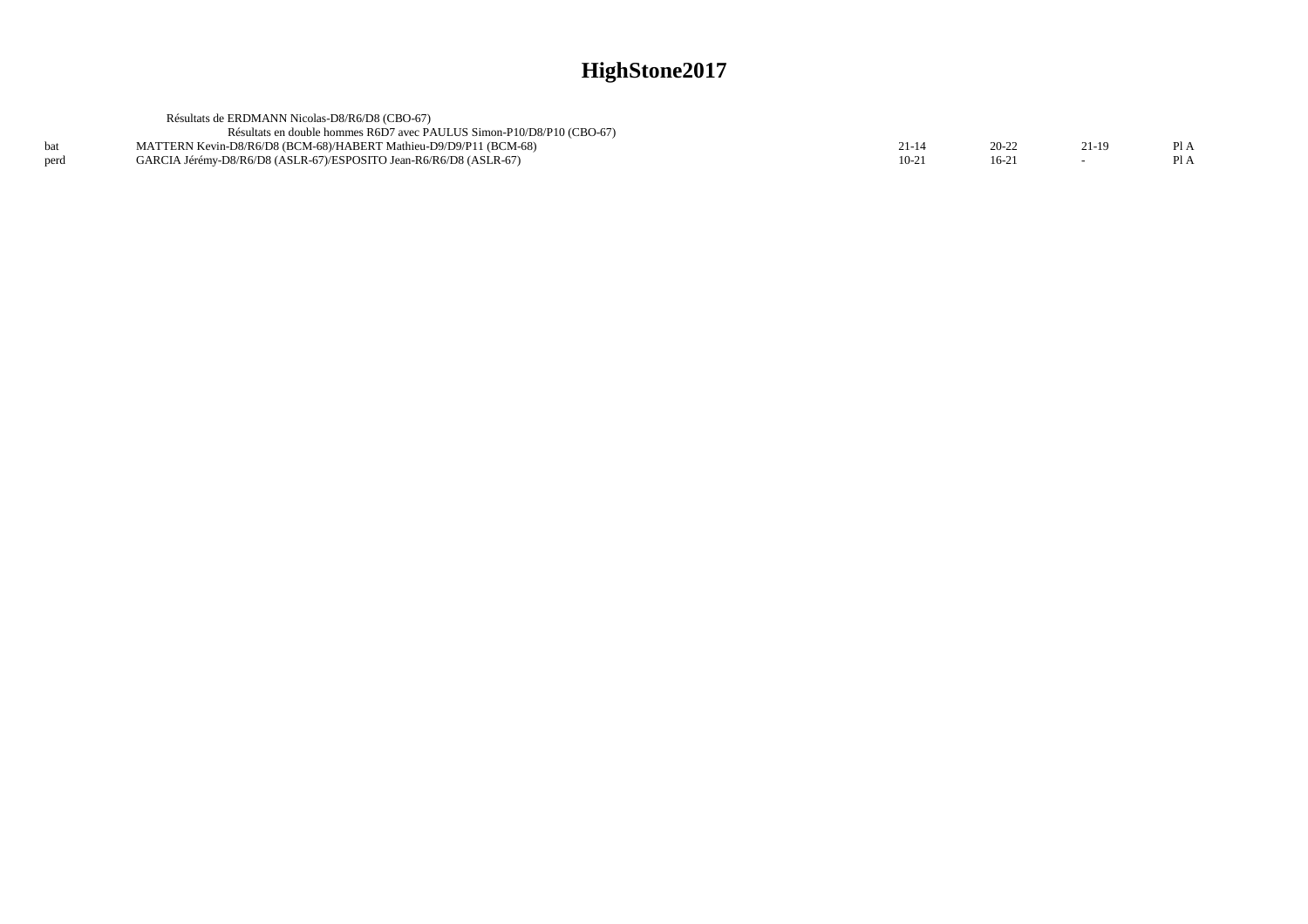# HighStone2017

Résultats de ERDMANN Nicolas-D8/R6/D8 (CBO-67)

Résultats en double hommes R6D7 avec PAULUS Simon-P10/D8/P10 (CBO-67)

| | | | | | |
|---|---|---|---|---|---|
| bat | MATTERN Kevin-D8/R6/D8 (BCM-68)/HABERT Mathieu-D9/D9/P11 (BCM-68) | 21-14 | 20-22 | 21-19 | Pl A |
| perd | GARCIA Jérémy-D8/R6/D8 (ASLR-67)/ESPOSITO Jean-R6/R6/D8 (ASLR-67) | 10-21 | 16-21 | - | Pl A |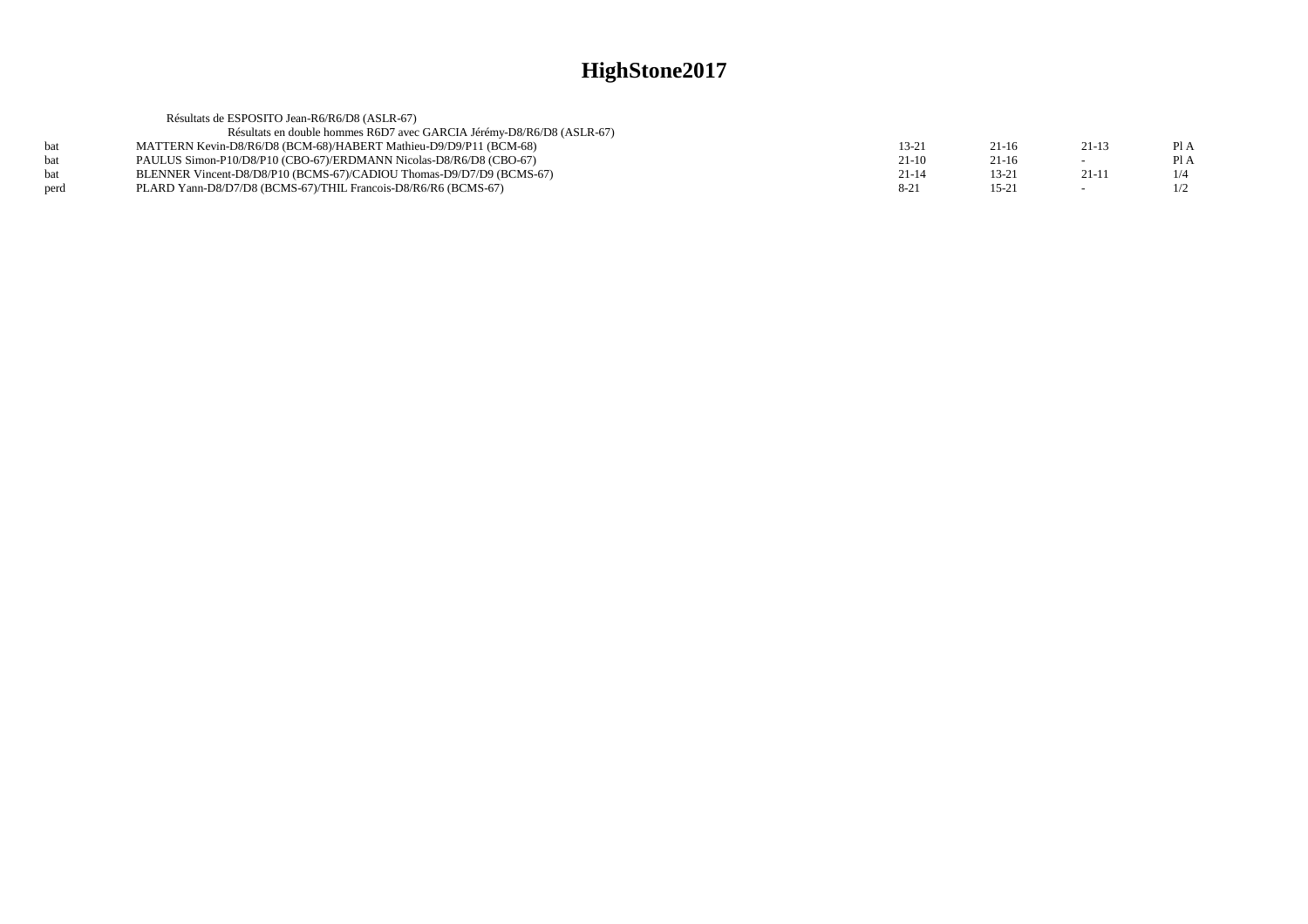# HighStone2017

Résultats de ESPOSITO Jean-R6/R6/D8 (ASLR-67)

Résultats en double hommes R6D7 avec GARCIA Jérémy-D8/R6/D8 (ASLR-67)

| | | | | | |
|---|---|---|---|---|---|
| bat | MATTERN Kevin-D8/R6/D8 (BCM-68)/HABERT Mathieu-D9/D9/P11 (BCM-68) | 13-21 | 21-16 | 21-13 | Pl A |
| bat | PAULUS Simon-P10/D8/P10 (CBO-67)/ERDMANN Nicolas-D8/R6/D8 (CBO-67) | 21-10 | 21-16 | - | Pl A |
| bat | BLENNER Vincent-D8/D8/P10 (BCMS-67)/CADIOU Thomas-D9/D7/D9 (BCMS-67) | 21-14 | 13-21 | 21-11 | 1/4 |
| perd | PLARD Yann-D8/D7/D8 (BCMS-67)/THIL Francois-D8/R6/R6 (BCMS-67) | 8-21 | 15-21 | - | 1/2 |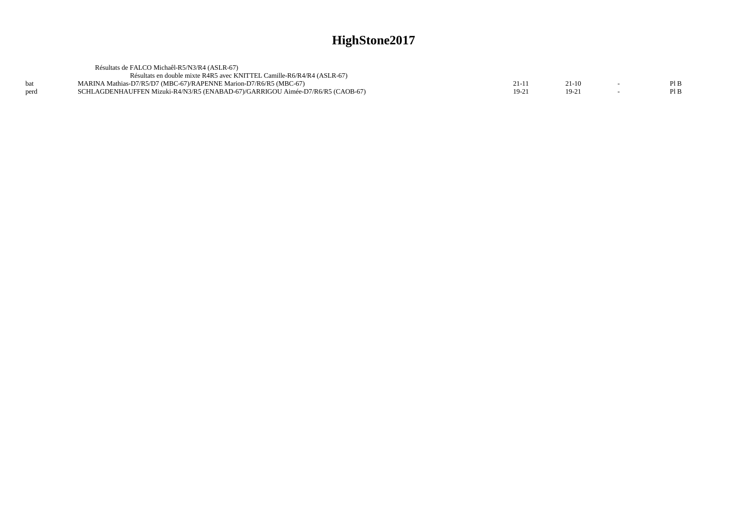# HighStone2017

Résultats de FALCO Michaêl-R5/N3/R4 (ASLR-67)

Résultats en double mixte R4R5 avec KNITTEL Camille-R6/R4/R4 (ASLR-67)

| | | | | | |
|---|---|---|---|---|---|
| bat | MARINA Mathias-D7/R5/D7 (MBC-67)/RAPENNE Marion-D7/R6/R5 (MBC-67) | 21-11 | 21-10 | - | Pl B |
| perd | SCHLAGDENHAUFFEN Mizuki-R4/N3/R5 (ENABAD-67)/GARRIGOU Aimée-D7/R6/R5 (CAOB-67) | 19-21 | 19-21 | - | Pl B |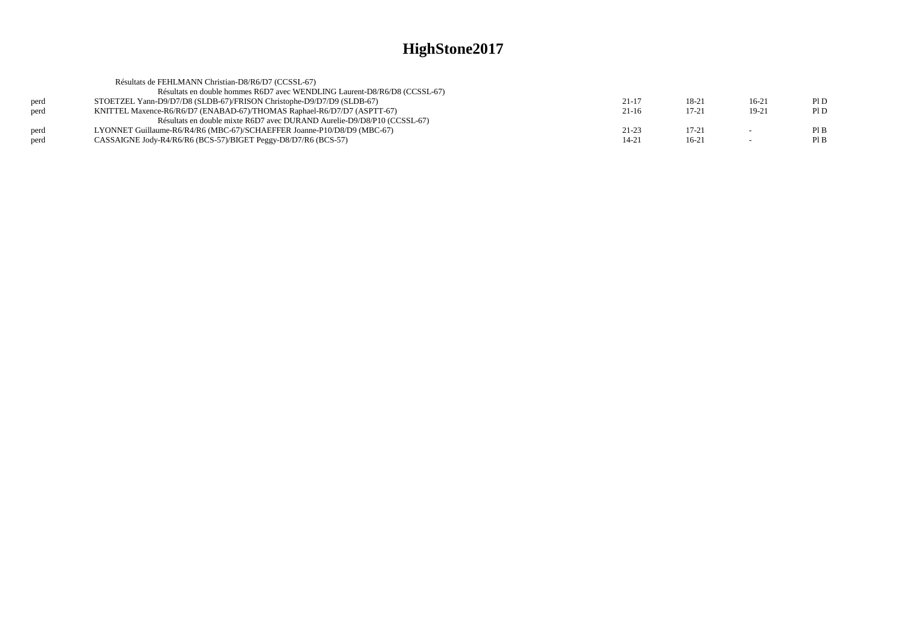# HighStone2017

Résultats de FEHLMANN Christian-D8/R6/D7 (CCSSL-67)

Résultats en double hommes R6D7 avec WENDLING Laurent-D8/R6/D8 (CCSSL-67)

| | | | | | |
|---|---|---|---|---|---|
| perd | STOETZEL Yann-D9/D7/D8 (SLDB-67)/FRISON Christophe-D9/D7/D9 (SLDB-67) | 21-17 | 18-21 | 16-21 | Pl D |
| perd | KNITTEL Maxence-R6/R6/D7 (ENABAD-67)/THOMAS Raphael-R6/D7/D7 (ASPTT-67) | 21-16 | 17-21 | 19-21 | Pl D |

Résultats en double mixte R6D7 avec DURAND Aurelie-D9/D8/P10 (CCSSL-67)

| | | | | | |
|---|---|---|---|---|---|
| perd | LYONNET Guillaume-R6/R4/R6 (MBC-67)/SCHAEFFER Joanne-P10/D8/D9 (MBC-67) | 21-23 | 17-21 | - | Pl B |
| perd | CASSAIGNE Jody-R4/R6/R6 (BCS-57)/BIGET Peggy-D8/D7/R6 (BCS-57) | 14-21 | 16-21 | - | Pl B |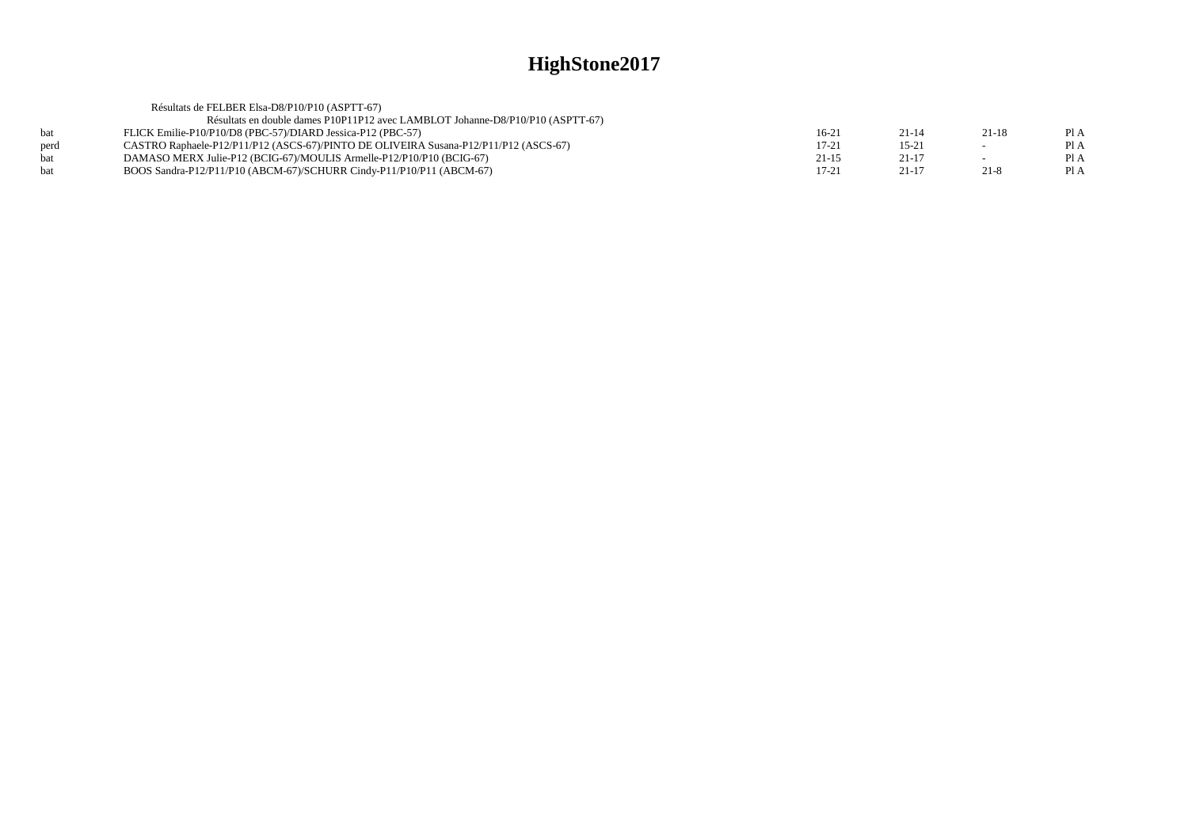# HighStone2017

Résultats de FELBER Elsa-D8/P10/P10 (ASPTT-67)

Résultats en double dames P10P11P12 avec LAMBLOT Johanne-D8/P10/P10 (ASPTT-67)

| | | | | | |
|---|---|---|---|---|---|
| bat | FLICK Emilie-P10/P10/D8 (PBC-57)/DIARD Jessica-P12 (PBC-57) | 16-21 | 21-14 | 21-18 | Pl A |
| perd | CASTRO Raphaele-P12/P11/P12 (ASCS-67)/PINTO DE OLIVEIRA Susana-P12/P11/P12 (ASCS-67) | 17-21 | 15-21 | - | Pl A |
| bat | DAMASO MERX Julie-P12 (BCIG-67)/MOULIS Armelle-P12/P10/P10 (BCIG-67) | 21-15 | 21-17 | - | Pl A |
| bat | BOOS Sandra-P12/P11/P10 (ABCM-67)/SCHURR Cindy-P11/P10/P11 (ABCM-67) | 17-21 | 21-17 | 21-8 | Pl A |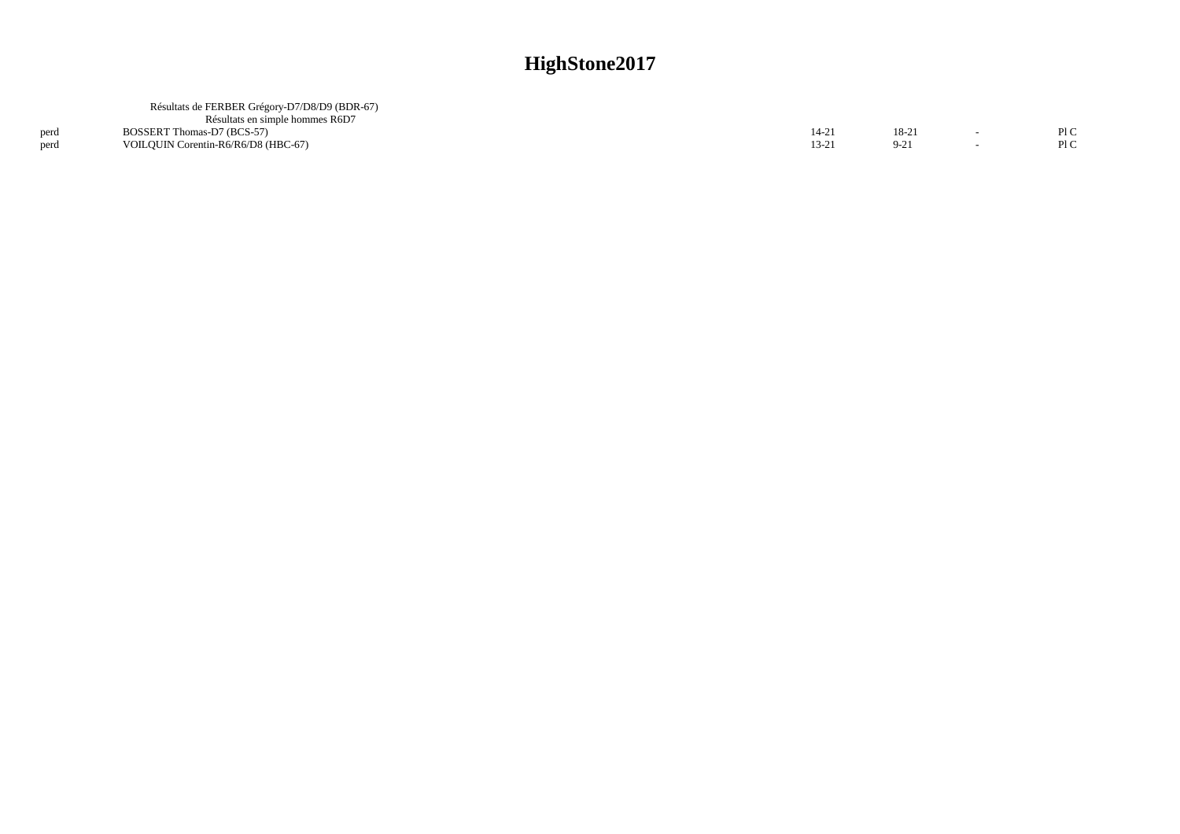# HighStone2017

Résultats de FERBER Grégory-D7/D8/D9 (BDR-67)

Résultats en simple hommes R6D7

| | | | | | |
|---|---|---|---|---|---|
| perd | BOSSERT Thomas-D7 (BCS-57) | 14-21 | 18-21 | - | Pl C |
| perd | VOILQUIN Corentin-R6/R6/D8 (HBC-67) | 13-21 | 9-21 | - | Pl C |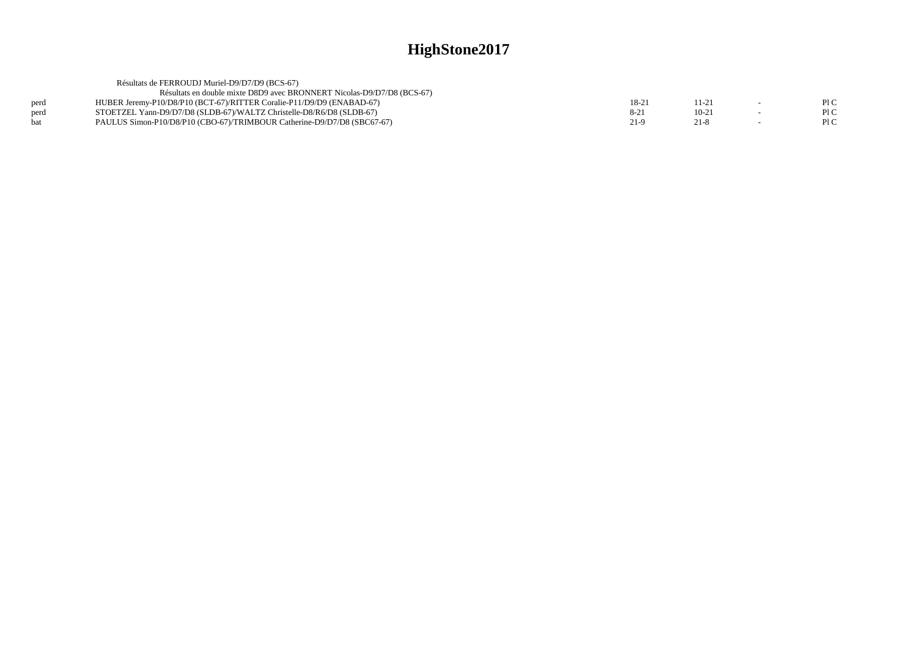# HighStone2017

Résultats de FERROUDJ Muriel-D9/D7/D9 (BCS-67)

Résultats en double mixte D8D9 avec BRONNERT Nicolas-D9/D7/D8 (BCS-67)

| | | | | | |
|---|---|---|---|---|---|
| perd | HUBER Jeremy-P10/D8/P10 (BCT-67)/RITTER Coralie-P11/D9/D9 (ENABAD-67) | 18-21 | 11-21 | - | Pl C |
| perd | STOETZEL Yann-D9/D7/D8 (SLDB-67)/WALTZ Christelle-D8/R6/D8 (SLDB-67) | 8-21 | 10-21 | - | Pl C |
| bat | PAULUS Simon-P10/D8/P10 (CBO-67)/TRIMBOUR Catherine-D9/D7/D8 (SBC67-67) | 21-9 | 21-8 | - | Pl C |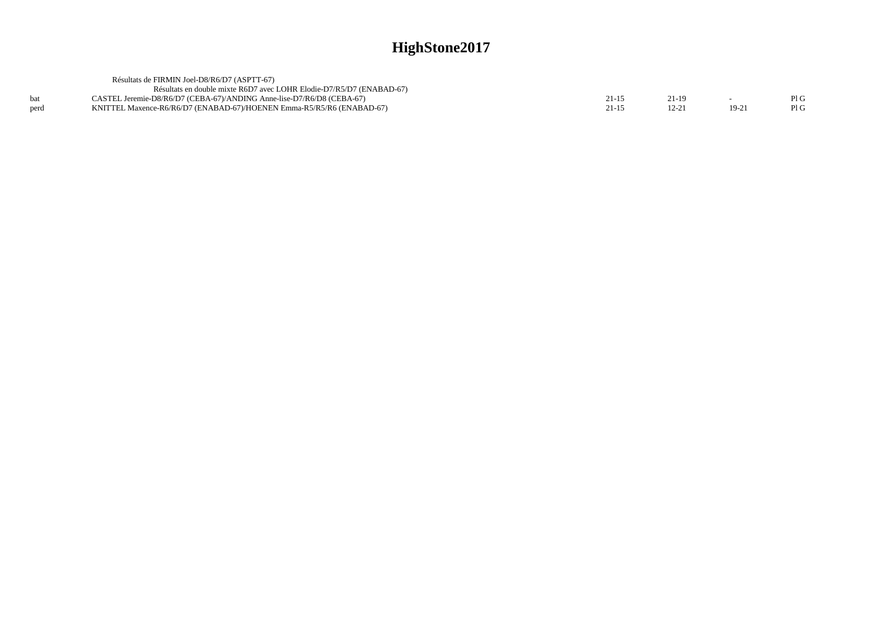# HighStone2017

Résultats de FIRMIN Joel-D8/R6/D7 (ASPTT-67)

Résultats en double mixte R6D7 avec LOHR Elodie-D7/R5/D7 (ENABAD-67)

| | | | | | |
|---|---|---|---|---|---|
| bat | CASTEL Jeremie-D8/R6/D7 (CEBA-67)/ANDING Anne-lise-D7/R6/D8 (CEBA-67) | 21-15 | 21-19 | - | Pl G |
| perd | KNITTEL Maxence-R6/R6/D7 (ENABAD-67)/HOENEN Emma-R5/R5/R6 (ENABAD-67) | 21-15 | 12-21 | 19-21 | Pl G |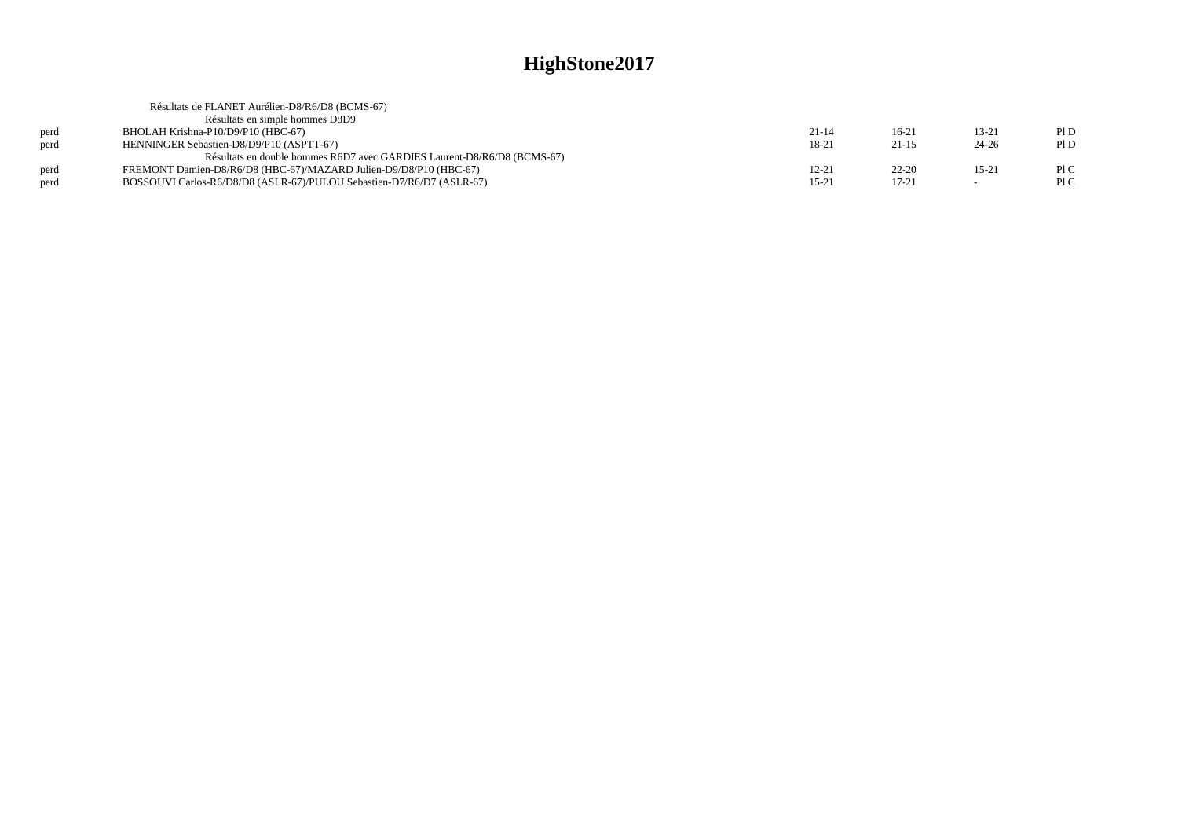# HighStone2017

| | Résultats de FLANET Aurélien-D8/R6/D8 (BCMS-67) | | | | |
|---|---|---|---|---|---|
| | Résultats en simple hommes D8D9 | | | | |
| perd | BHOLAH Krishna-P10/D9/P10 (HBC-67) | 21-14 | 16-21 | 13-21 | Pl D |
| perd | HENNINGER Sebastien-D8/D9/P10 (ASPTT-67) | 18-21 | 21-15 | 24-26 | Pl D |
| | Résultats en double hommes R6D7 avec GARDIES Laurent-D8/R6/D8 (BCMS-67) | | | | |
| perd | FREMONT Damien-D8/R6/D8 (HBC-67)/MAZARD Julien-D9/D8/P10 (HBC-67) | 12-21 | 22-20 | 15-21 | Pl C |
| perd | BOSSOUVI Carlos-R6/D8/D8 (ASLR-67)/PULOU Sebastien-D7/R6/D7 (ASLR-67) | 15-21 | 17-21 | - | Pl C |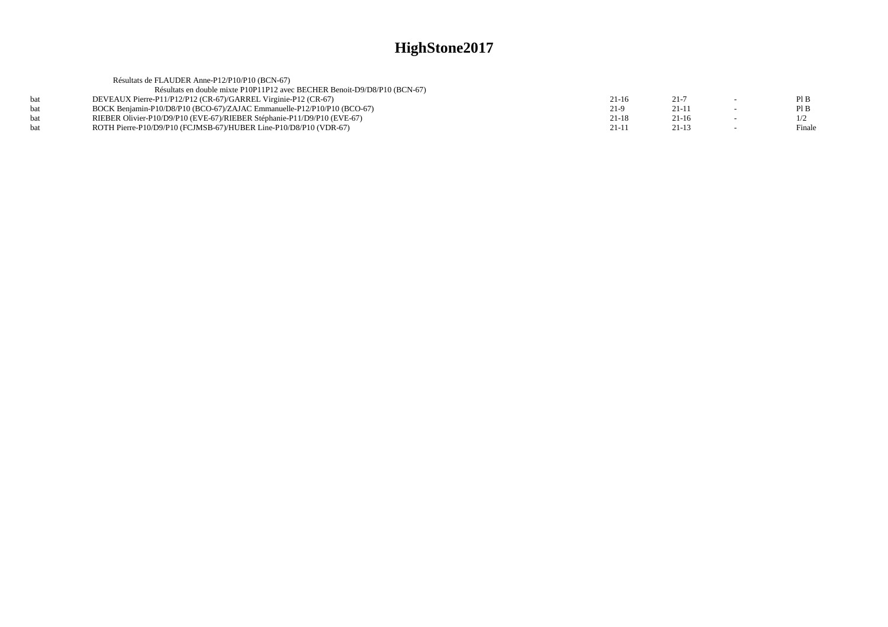# HighStone2017

Résultats de FLAUDER Anne-P12/P10/P10 (BCN-67)

Résultats en double mixte P10P11P12 avec BECHER Benoit-D9/D8/P10 (BCN-67)

| | | | | | |
|---|---|---|---|---|---|
| bat | DEVEAUX Pierre-P11/P12/P12 (CR-67)/GARREL Virginie-P12 (CR-67) | 21-16 | 21-7 | - | Pl B |
| bat | BOCK Benjamin-P10/D8/P10 (BCO-67)/ZAJAC Emmanuelle-P12/P10/P10 (BCO-67) | 21-9 | 21-11 | - | Pl B |
| bat | RIEBER Olivier-P10/D9/P10 (EVE-67)/RIEBER Stéphanie-P11/D9/P10 (EVE-67) | 21-18 | 21-16 | - | 1/2 |
| bat | ROTH Pierre-P10/D9/P10 (FCJMSB-67)/HUBER Line-P10/D8/P10 (VDR-67) | 21-11 | 21-13 | - | Finale |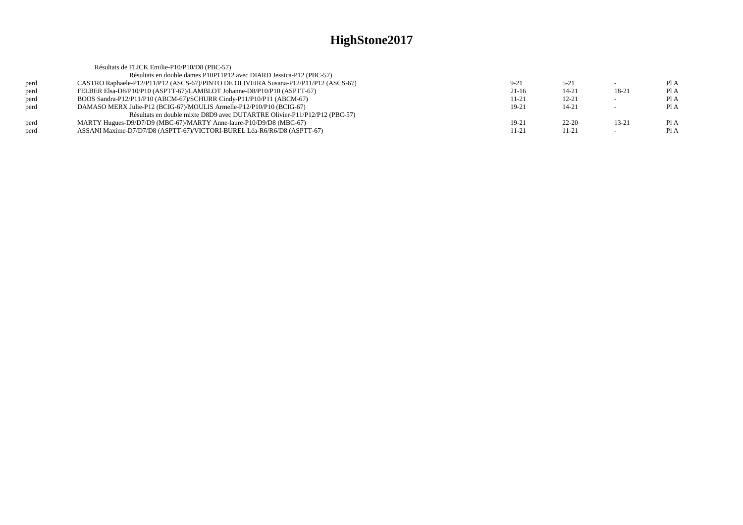# HighStone2017

Résultats de FLICK Emilie-P10/P10/D8 (PBC-57)

Résultats en double dames P10P11P12 avec DIARD Jessica-P12 (PBC-57)

| | | | | | |
|---|---|---|---|---|---|
| perd | CASTRO Raphaele-P12/P11/P12 (ASCS-67)/PINTO DE OLIVEIRA Susana-P12/P11/P12 (ASCS-67) | 9-21 | 5-21 | - | Pl A |
| perd | FELBER Elsa-D8/P10/P10 (ASPTT-67)/LAMBLOT Johanne-D8/P10/P10 (ASPTT-67) | 21-16 | 14-21 | 18-21 | Pl A |
| perd | BOOS Sandra-P12/P11/P10 (ABCM-67)/SCHURR Cindy-P11/P10/P11 (ABCM-67) | 11-21 | 12-21 | - | Pl A |
| perd | DAMASO MERX Julie-P12 (BCIG-67)/MOULIS Armelle-P12/P10/P10 (BCIG-67) | 19-21 | 14-21 | - | Pl A |

Résultats en double mixte D8D9 avec DUTARTRE Olivier-P11/P12/P12 (PBC-57)

| | | | | | |
|---|---|---|---|---|---|
| perd | MARTY Hugues-D9/D7/D9 (MBC-67)/MARTY Anne-laure-P10/D9/D8 (MBC-67) | 19-21 | 22-20 | 13-21 | Pl A |
| perd | ASSANI Maxime-D7/D7/D8 (ASPTT-67)/VICTORI-BUREL Léa-R6/R6/D8 (ASPTT-67) | 11-21 | 11-21 | - | Pl A |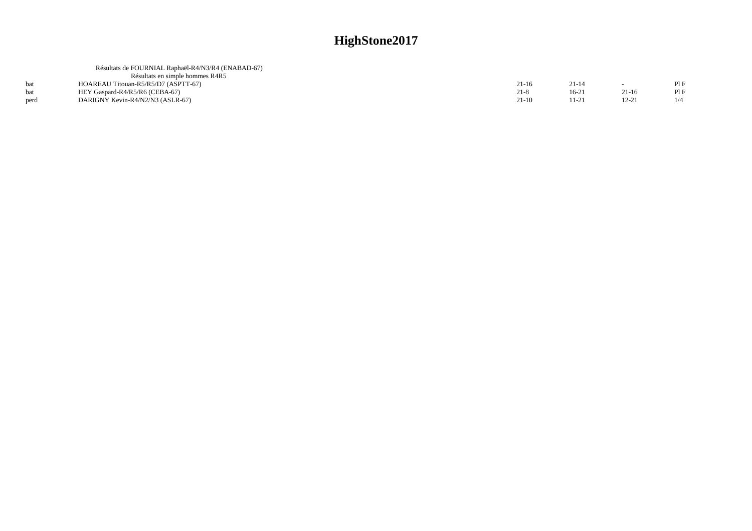# HighStone2017

Résultats de FOURNIAL Raphaël-R4/N3/R4 (ENABAD-67)

Résultats en simple hommes R4R5

| | | | | | |
|---|---|---|---|---|---|
| bat | HOAREAU Titouan-R5/R5/D7 (ASPTT-67) | 21-16 | 21-14 | - | Pl F |
| bat | HEY Gaspard-R4/R5/R6 (CEBA-67) | 21-8 | 16-21 | 21-16 | Pl F |
| perd | DARIGNY Kevin-R4/N2/N3 (ASLR-67) | 21-10 | 11-21 | 12-21 | 1/4 |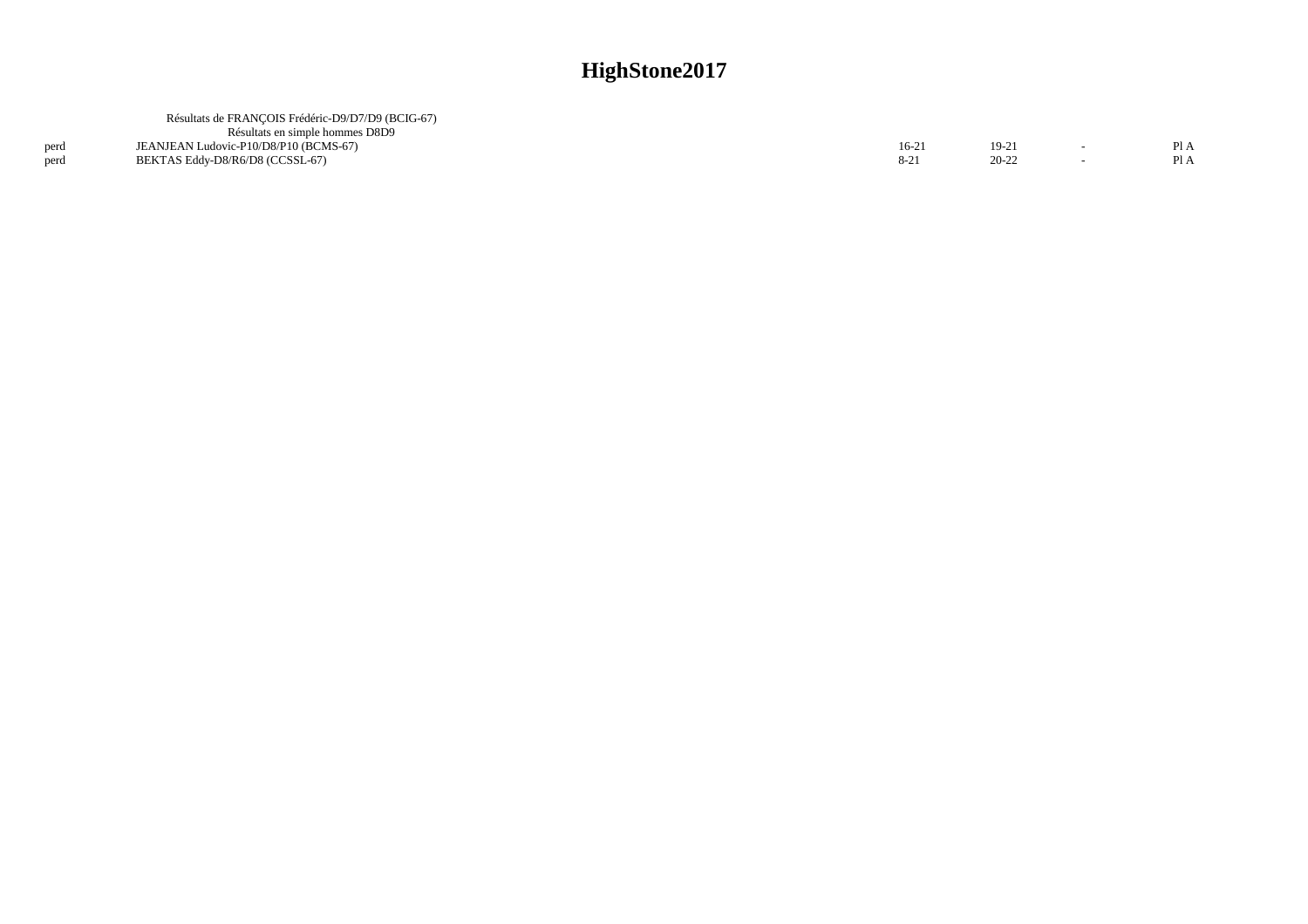# HighStone2017

Résultats de FRANÇOIS Frédéric-D9/D7/D9 (BCIG-67)

Résultats en simple hommes D8D9

| | | | | | |
|---|---|---|---|---|---|
| perd | JEANJEAN Ludovic-P10/D8/P10 (BCMS-67) | 16-21 | 19-21 | - | Pl A |
| perd | BEKTAS Eddy-D8/R6/D8 (CCSSL-67) | 8-21 | 20-22 | - | Pl A |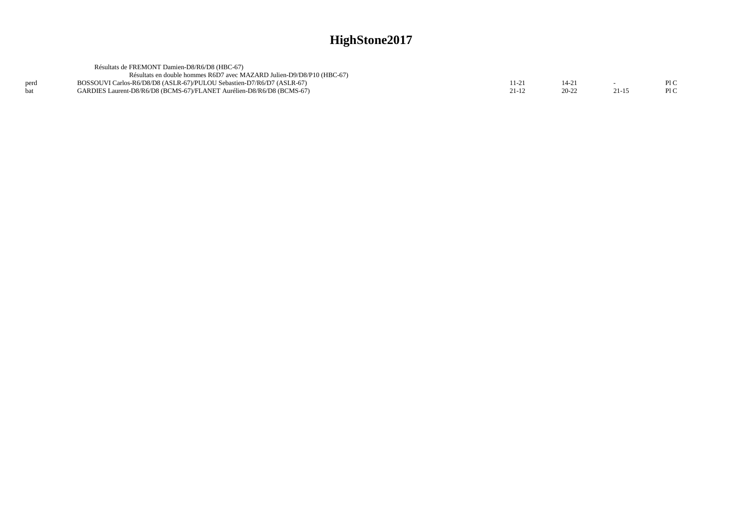# HighStone2017

Résultats de FREMONT Damien-D8/R6/D8 (HBC-67)

Résultats en double hommes R6D7 avec MAZARD Julien-D9/D8/P10 (HBC-67)

| | | | | | |
|---|---|---|---|---|---|
| perd | BOSSOUVI Carlos-R6/D8/D8 (ASLR-67)/PULOU Sebastien-D7/R6/D7 (ASLR-67) | 11-21 | 14-21 | - | Pl C |
| bat | GARDIES Laurent-D8/R6/D8 (BCMS-67)/FLANET Aurélien-D8/R6/D8 (BCMS-67) | 21-12 | 20-22 | 21-15 | Pl C |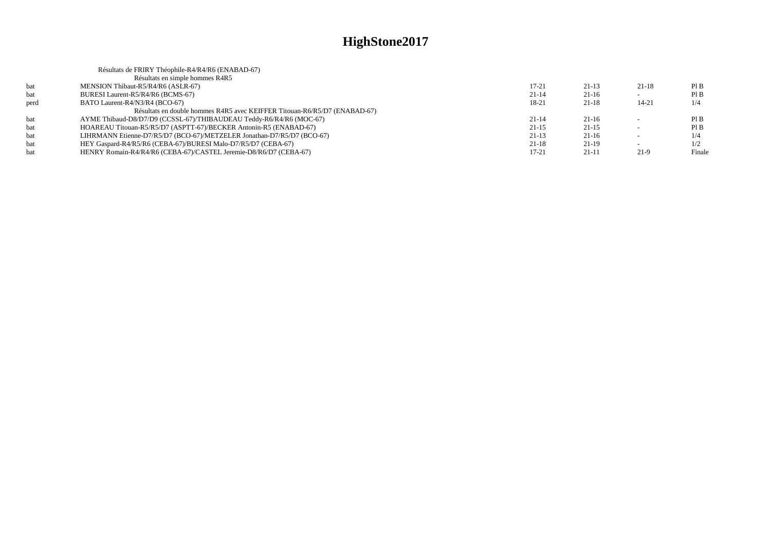# HighStone2017

Résultats de FRIRY Théophile-R4/R4/R6 (ENABAD-67)

Résultats en simple hommes R4R5

| | | | | | |
|---|---|---|---|---|---|
| bat | MENSION Thibaut-R5/R4/R6 (ASLR-67) | 17-21 | 21-13 | 21-18 | Pl B |
| bat | BURESI Laurent-R5/R4/R6 (BCMS-67) | 21-14 | 21-16 | - | Pl B |
| perd | BATO Laurent-R4/N3/R4 (BCO-67) | 18-21 | 21-18 | 14-21 | 1/4 |

Résultats en double hommes R4R5 avec KEIFFER Titouan-R6/R5/D7 (ENABAD-67)

| | | | | | |
|---|---|---|---|---|---|
| bat | AYME Thibaud-D8/D7/D9 (CCSSL-67)/THIBAUDEAU Teddy-R6/R4/R6 (MOC-67) | 21-14 | 21-16 | - | Pl B |
| bat | HOAREAU Titouan-R5/R5/D7 (ASPTT-67)/BECKER Antonin-R5 (ENABAD-67) | 21-15 | 21-15 | - | Pl B |
| bat | LIHRMANN Etienne-D7/R5/D7 (BCO-67)/METZELER Jonathan-D7/R5/D7 (BCO-67) | 21-13 | 21-16 | - | 1/4 |
| bat | HEY Gaspard-R4/R5/R6 (CEBA-67)/BURESI Malo-D7/R5/D7 (CEBA-67) | 21-18 | 21-19 | - | 1/2 |
| bat | HENRY Romain-R4/R4/R6 (CEBA-67)/CASTEL Jeremie-D8/R6/D7 (CEBA-67) | 17-21 | 21-11 | 21-9 | Finale |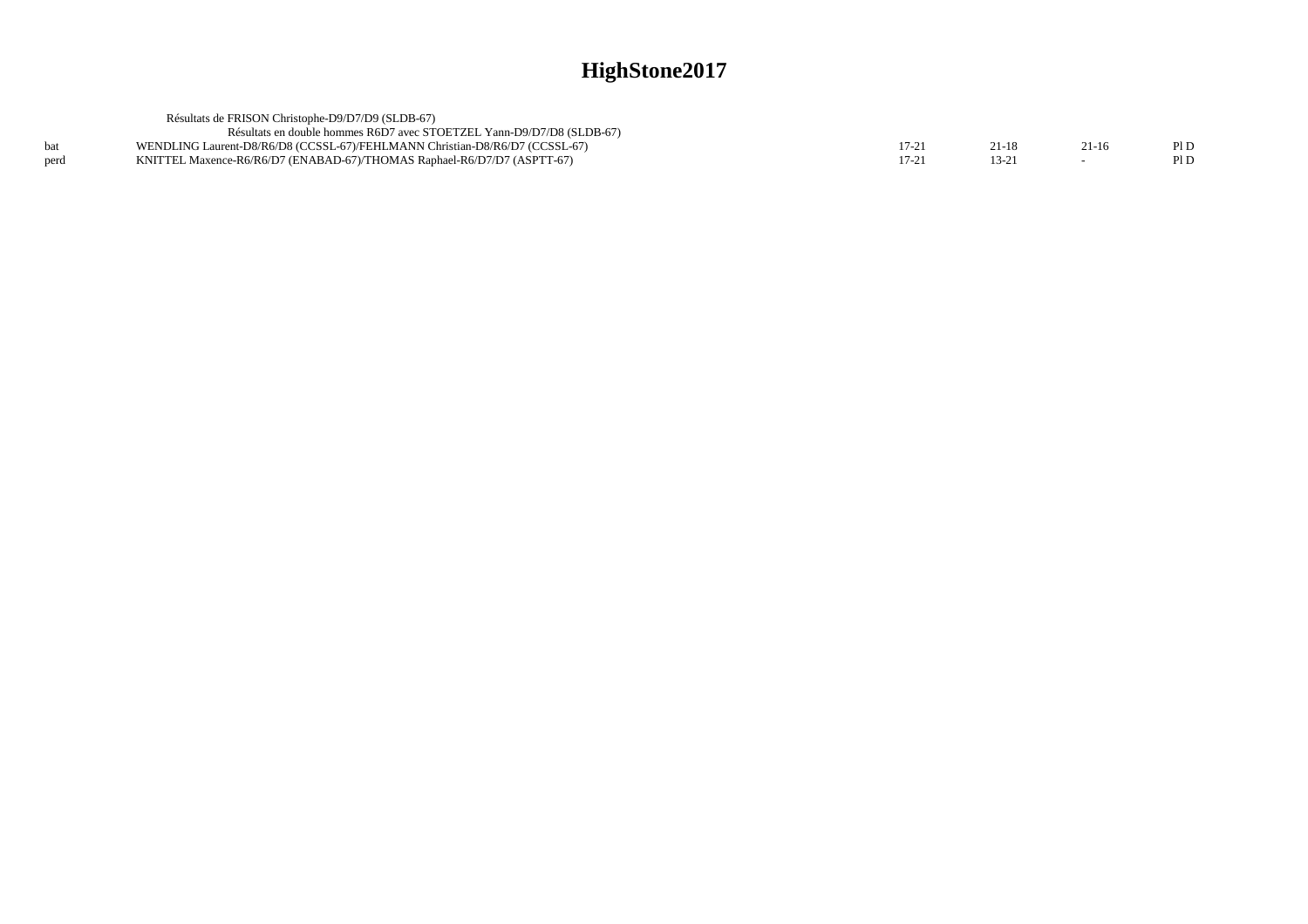# HighStone2017

Résultats de FRISON Christophe-D9/D7/D9 (SLDB-67)

Résultats en double hommes R6D7 avec STOETZEL Yann-D9/D7/D8 (SLDB-67)

| | | | | | |
|---|---|---|---|---|---|
| bat | WENDLING Laurent-D8/R6/D8 (CCSSL-67)/FEHLMANN Christian-D8/R6/D7 (CCSSL-67) | 17-21 | 21-18 | 21-16 | Pl D |
| perd | KNITTEL Maxence-R6/R6/D7 (ENABAD-67)/THOMAS Raphael-R6/D7/D7 (ASPTT-67) | 17-21 | 13-21 | - | Pl D |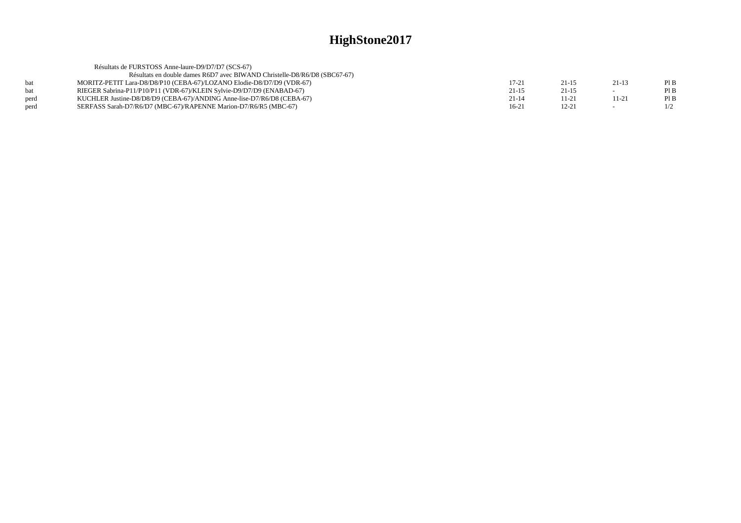# HighStone2017

Résultats de FURSTOSS Anne-laure-D9/D7/D7 (SCS-67)

Résultats en double dames R6D7 avec BIWAND Christelle-D8/R6/D8 (SBC67-67)

| | | | | | |
|---|---|---|---|---|---|
| bat | MORITZ-PETIT Lara-D8/D8/P10 (CEBA-67)/LOZANO Elodie-D8/D7/D9 (VDR-67) | 17-21 | 21-15 | 21-13 | Pl B |
| bat | RIEGER Sabrina-P11/P10/P11 (VDR-67)/KLEIN Sylvie-D9/D7/D9 (ENABAD-67) | 21-15 | 21-15 | - | Pl B |
| perd | KUCHLER Justine-D8/D8/D9 (CEBA-67)/ANDING Anne-lise-D7/R6/D8 (CEBA-67) | 21-14 | 11-21 | 11-21 | Pl B |
| perd | SERFASS Sarah-D7/R6/D7 (MBC-67)/RAPENNE Marion-D7/R6/R5 (MBC-67) | 16-21 | 12-21 | - | 1/2 |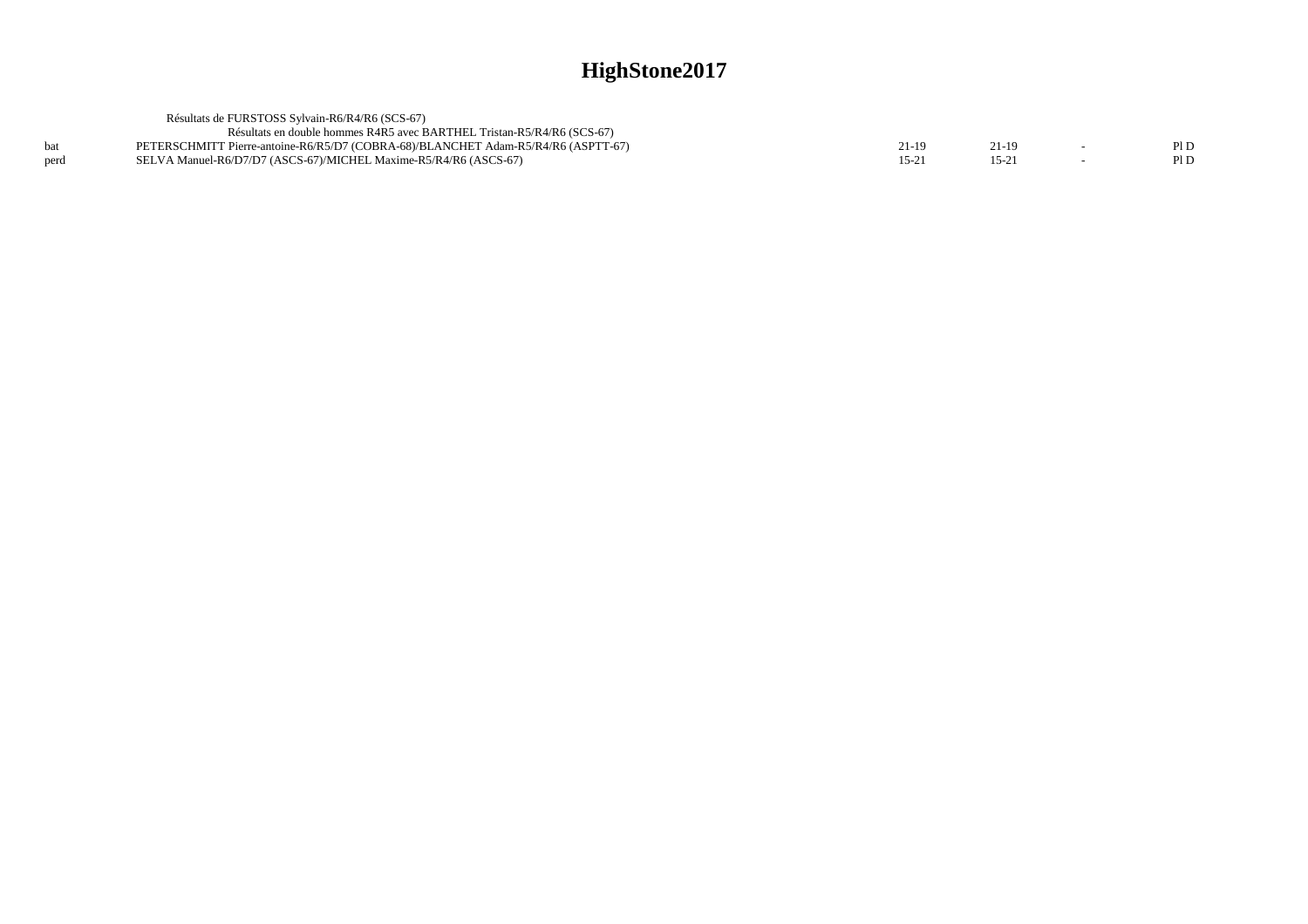# HighStone2017

Résultats de FURSTOSS Sylvain-R6/R4/R6 (SCS-67)

Résultats en double hommes R4R5 avec BARTHEL Tristan-R5/R4/R6 (SCS-67)

| | | | | | |
|---|---|---|---|---|---|
| bat | PETERSCHMITT Pierre-antoine-R6/R5/D7 (COBRA-68)/BLANCHET Adam-R5/R4/R6 (ASPTT-67) | 21-19 | 21-19 | - | Pl D |
| perd | SELVA Manuel-R6/D7/D7 (ASCS-67)/MICHEL Maxime-R5/R4/R6 (ASCS-67) | 15-21 | 15-21 | - | Pl D |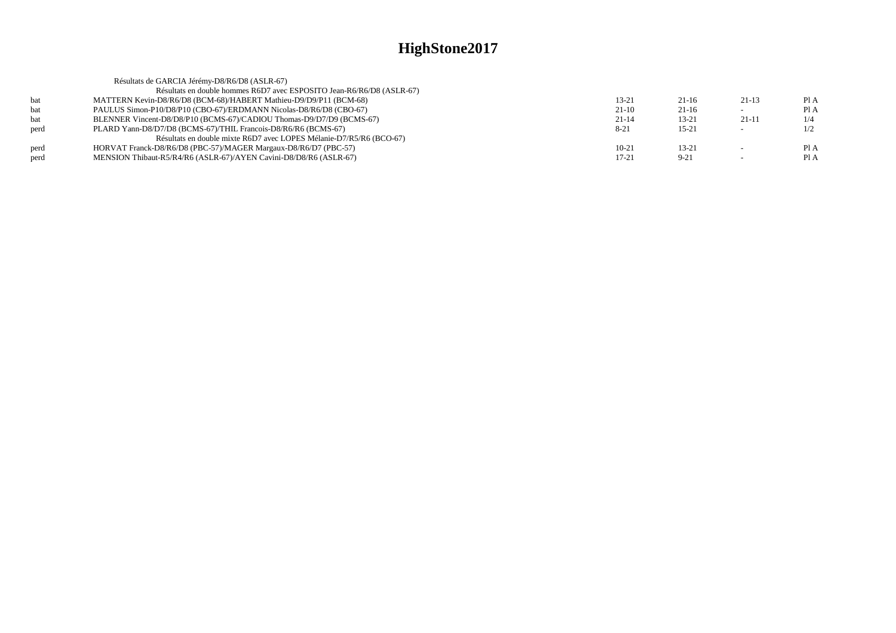# HighStone2017

Résultats de GARCIA Jérémy-D8/R6/D8 (ASLR-67)

Résultats en double hommes R6D7 avec ESPOSITO Jean-R6/R6/D8 (ASLR-67)

| | | | | | |
|---|---|---|---|---|---|
| bat | MATTERN Kevin-D8/R6/D8 (BCM-68)/HABERT Mathieu-D9/D9/P11 (BCM-68) | 13-21 | 21-16 | 21-13 | Pl A |
| bat | PAULUS Simon-P10/D8/P10 (CBO-67)/ERDMANN Nicolas-D8/R6/D8 (CBO-67) | 21-10 | 21-16 | - | Pl A |
| bat | BLENNER Vincent-D8/D8/P10 (BCMS-67)/CADIOU Thomas-D9/D7/D9 (BCMS-67) | 21-14 | 13-21 | 21-11 | 1/4 |
| perd | PLARD Yann-D8/D7/D8 (BCMS-67)/THIL Francois-D8/R6/R6 (BCMS-67) | 8-21 | 15-21 | - | 1/2 |

Résultats en double mixte R6D7 avec LOPES Mélanie-D7/R5/R6 (BCO-67)

| | | | | | |
|---|---|---|---|---|---|
| perd | HORVAT Franck-D8/R6/D8 (PBC-57)/MAGER Margaux-D8/R6/D7 (PBC-57) | 10-21 | 13-21 | - | Pl A |
| perd | MENSION Thibaut-R5/R4/R6 (ASLR-67)/AYEN Cavini-D8/D8/R6 (ASLR-67) | 17-21 | 9-21 | - | Pl A |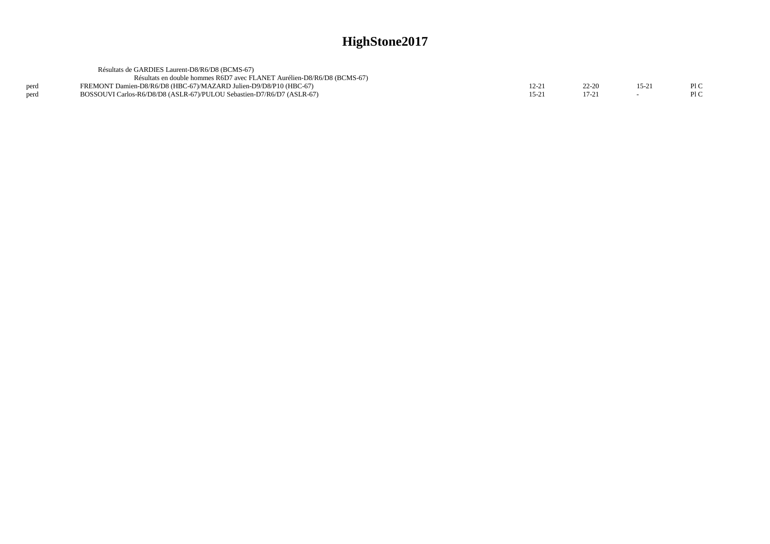# HighStone2017

Résultats de GARDIES Laurent-D8/R6/D8 (BCMS-67)

Résultats en double hommes R6D7 avec FLANET Aurélien-D8/R6/D8 (BCMS-67)

| | | | | | |
|---|---|---|---|---|---|
| perd | FREMONT Damien-D8/R6/D8 (HBC-67)/MAZARD Julien-D9/D8/P10 (HBC-67) | 12-21 | 22-20 | 15-21 | Pl C |
| perd | BOSSOUVI Carlos-R6/D8/D8 (ASLR-67)/PULOU Sebastien-D7/R6/D7 (ASLR-67) | 15-21 | 17-21 | - | Pl C |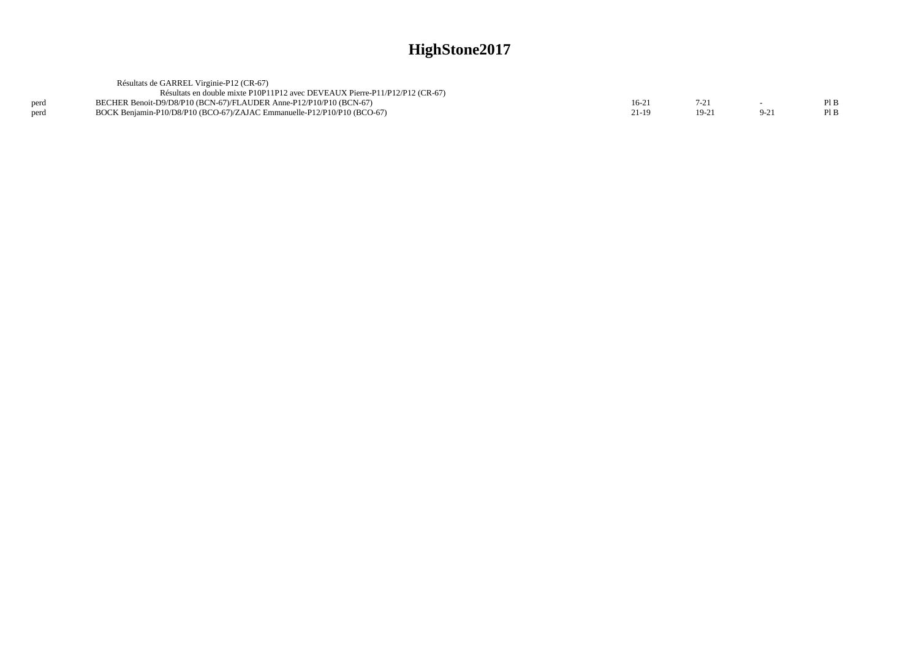# HighStone2017

Résultats de GARREL Virginie-P12 (CR-67)

Résultats en double mixte P10P11P12 avec DEVEAUX Pierre-P11/P12/P12 (CR-67)

| | | | | | |
|---|---|---|---|---|---|
| perd | BECHER Benoit-D9/D8/P10 (BCN-67)/FLAUDER Anne-P12/P10/P10 (BCN-67) | 16-21 | 7-21 | - | Pl B |
| perd | BOCK Benjamin-P10/D8/P10 (BCO-67)/ZAJAC Emmanuelle-P12/P10/P10 (BCO-67) | 21-19 | 19-21 | 9-21 | Pl B |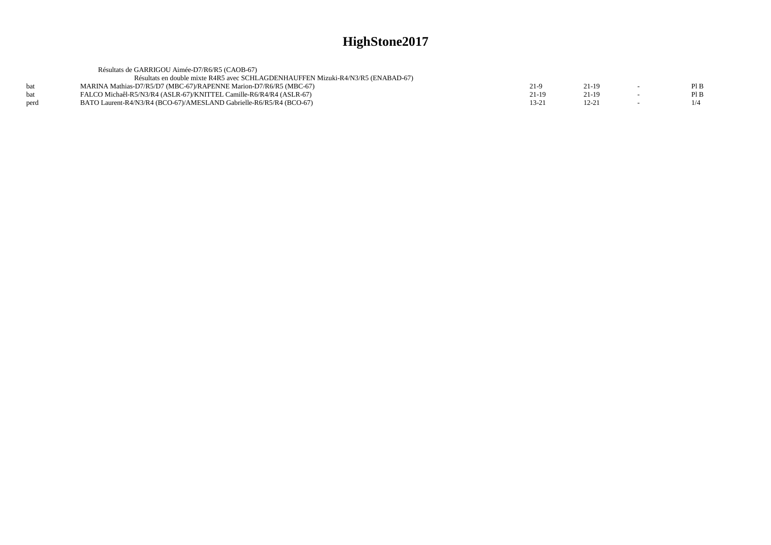# HighStone2017

Résultats de GARRIGOU Aimée-D7/R6/R5 (CAOB-67)

Résultats en double mixte R4R5 avec SCHLAGDENHAUFFEN Mizuki-R4/N3/R5 (ENABAD-67)

| | | | | | |
|---|---|---|---|---|---|
| bat | MARINA Mathias-D7/R5/D7 (MBC-67)/RAPENNE Marion-D7/R6/R5 (MBC-67) | 21-9 | 21-19 | - | Pl B |
| bat | FALCO Michaêl-R5/N3/R4 (ASLR-67)/KNITTEL Camille-R6/R4/R4 (ASLR-67) | 21-19 | 21-19 | - | Pl B |
| perd | BATO Laurent-R4/N3/R4 (BCO-67)/AMESLAND Gabrielle-R6/R5/R4 (BCO-67) | 13-21 | 12-21 | - | 1/4 |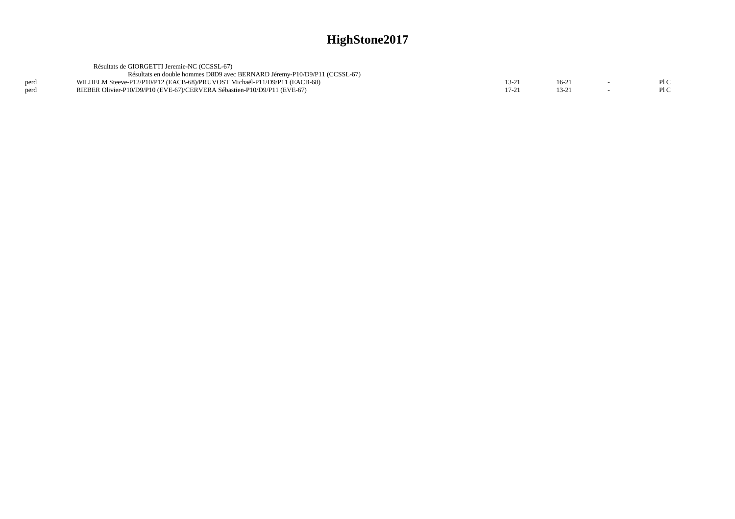# HighStone2017

Résultats de GIORGETTI Jeremie-NC (CCSSL-67)

Résultats en double hommes D8D9 avec BERNARD Jéremy-P10/D9/P11 (CCSSL-67)

| | | | | | |
|---|---|---|---|---|---|
| perd | WILHELM Steeve-P12/P10/P12 (EACB-68)/PRUVOST Michaël-P11/D9/P11 (EACB-68) | 13-21 | 16-21 | - | Pl C |
| perd | RIEBER Olivier-P10/D9/P10 (EVE-67)/CERVERA Sébastien-P10/D9/P11 (EVE-67) | 17-21 | 13-21 | - | Pl C |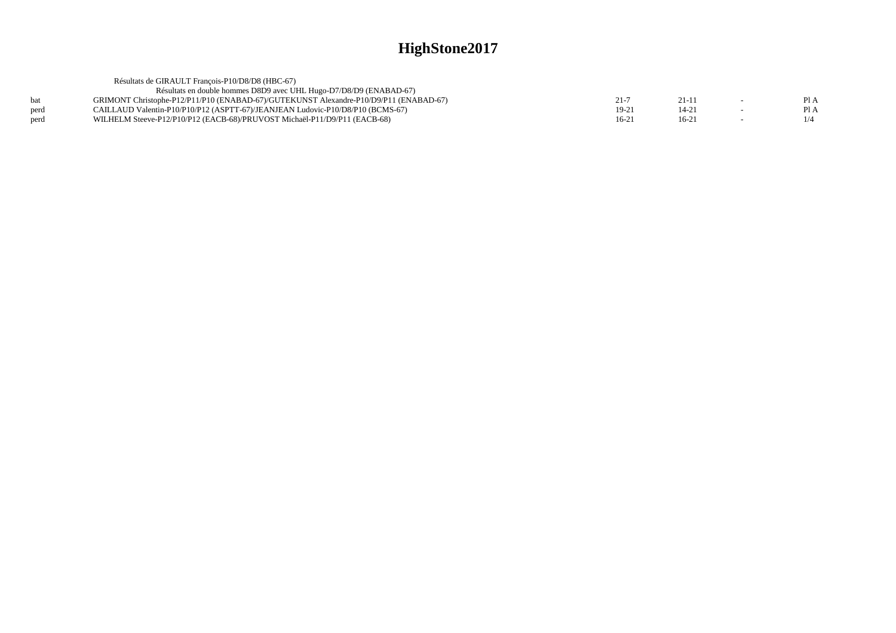# HighStone2017

Résultats de GIRAULT François-P10/D8/D8 (HBC-67)

Résultats en double hommes D8D9 avec UHL Hugo-D7/D8/D9 (ENABAD-67)

| | | | | | |
|---|---|---|---|---|---|
| bat | GRIMONT Christophe-P12/P11/P10 (ENABAD-67)/GUTEKUNST Alexandre-P10/D9/P11 (ENABAD-67) | 21-7 | 21-11 | - | Pl A |
| perd | CAILLAUD Valentin-P10/P10/P12 (ASPTT-67)/JEANJEAN Ludovic-P10/D8/P10 (BCMS-67) | 19-21 | 14-21 | - | Pl A |
| perd | WILHELM Steeve-P12/P10/P12 (EACB-68)/PRUVOST Michaël-P11/D9/P11 (EACB-68) | 16-21 | 16-21 | - | 1/4 |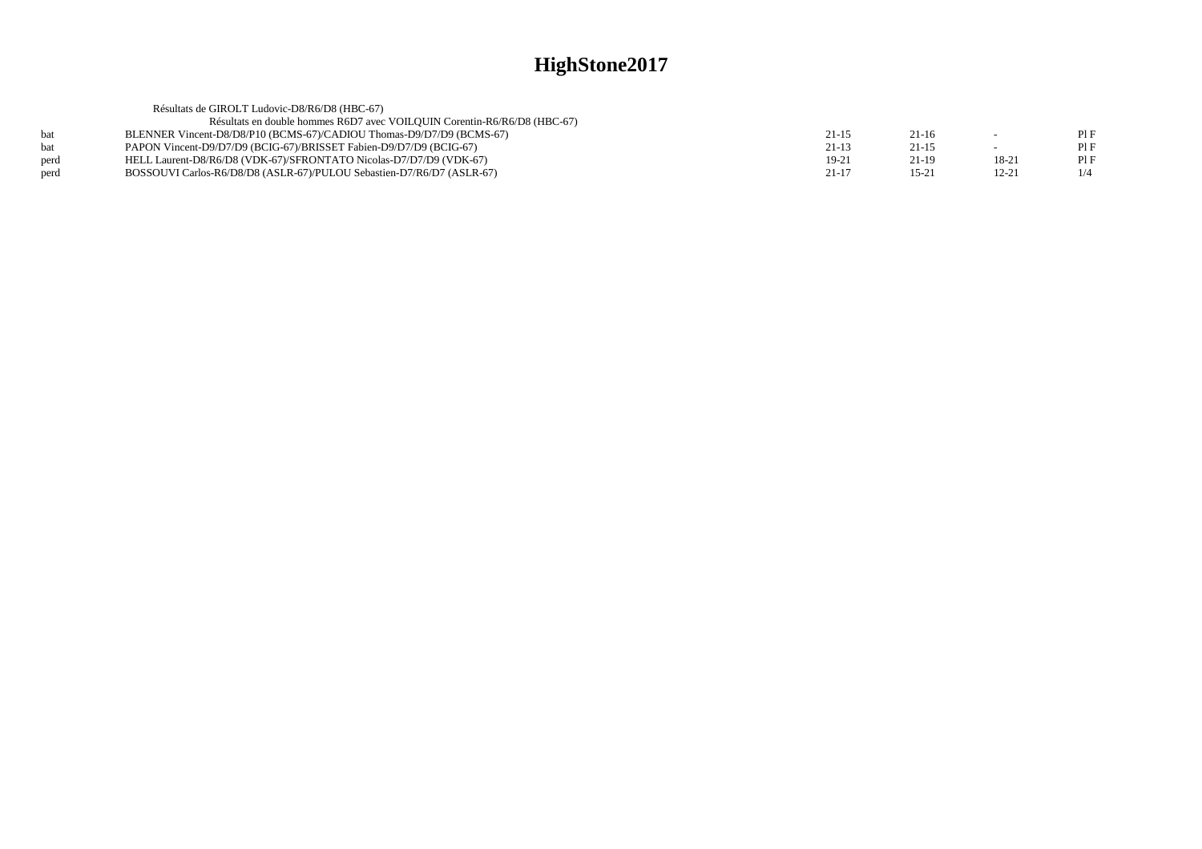# HighStone2017

Résultats de GIROLT Ludovic-D8/R6/D8 (HBC-67)

Résultats en double hommes R6D7 avec VOILQUIN Corentin-R6/R6/D8 (HBC-67)

| | | | | | |
|---|---|---|---|---|---|
| bat | BLENNER Vincent-D8/D8/P10 (BCMS-67)/CADIOU Thomas-D9/D7/D9 (BCMS-67) | 21-15 | 21-16 | - | Pl F |
| bat | PAPON Vincent-D9/D7/D9 (BCIG-67)/BRISSET Fabien-D9/D7/D9 (BCIG-67) | 21-13 | 21-15 | - | Pl F |
| perd | HELL Laurent-D8/R6/D8 (VDK-67)/SFRONTATO Nicolas-D7/D7/D9 (VDK-67) | 19-21 | 21-19 | 18-21 | Pl F |
| perd | BOSSOUVI Carlos-R6/D8/D8 (ASLR-67)/PULOU Sebastien-D7/R6/D7 (ASLR-67) | 21-17 | 15-21 | 12-21 | 1/4 |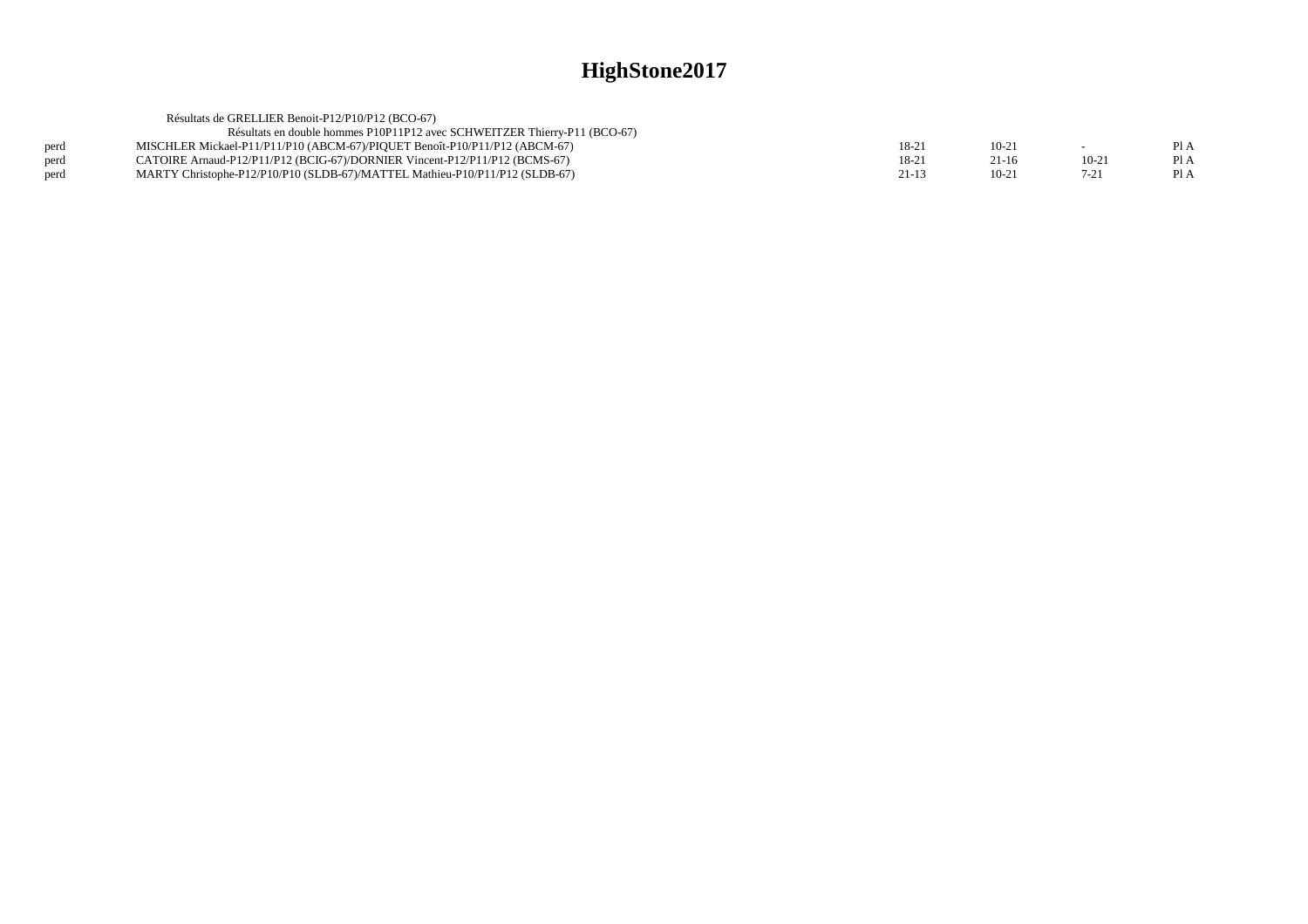# HighStone2017

Résultats de GRELLIER Benoit-P12/P10/P12 (BCO-67)

Résultats en double hommes P10P11P12 avec SCHWEITZER Thierry-P11 (BCO-67)

| | | | | | |
|---|---|---|---|---|---|
| perd | MISCHLER Mickael-P11/P11/P10 (ABCM-67)/PIQUET Benoît-P10/P11/P12 (ABCM-67) | 18-21 | 10-21 | - | Pl A |
| perd | CATOIRE Arnaud-P12/P11/P12 (BCIG-67)/DORNIER Vincent-P12/P11/P12 (BCMS-67) | 18-21 | 21-16 | 10-21 | Pl A |
| perd | MARTY Christophe-P12/P10/P10 (SLDB-67)/MATTEL Mathieu-P10/P11/P12 (SLDB-67) | 21-13 | 10-21 | 7-21 | Pl A |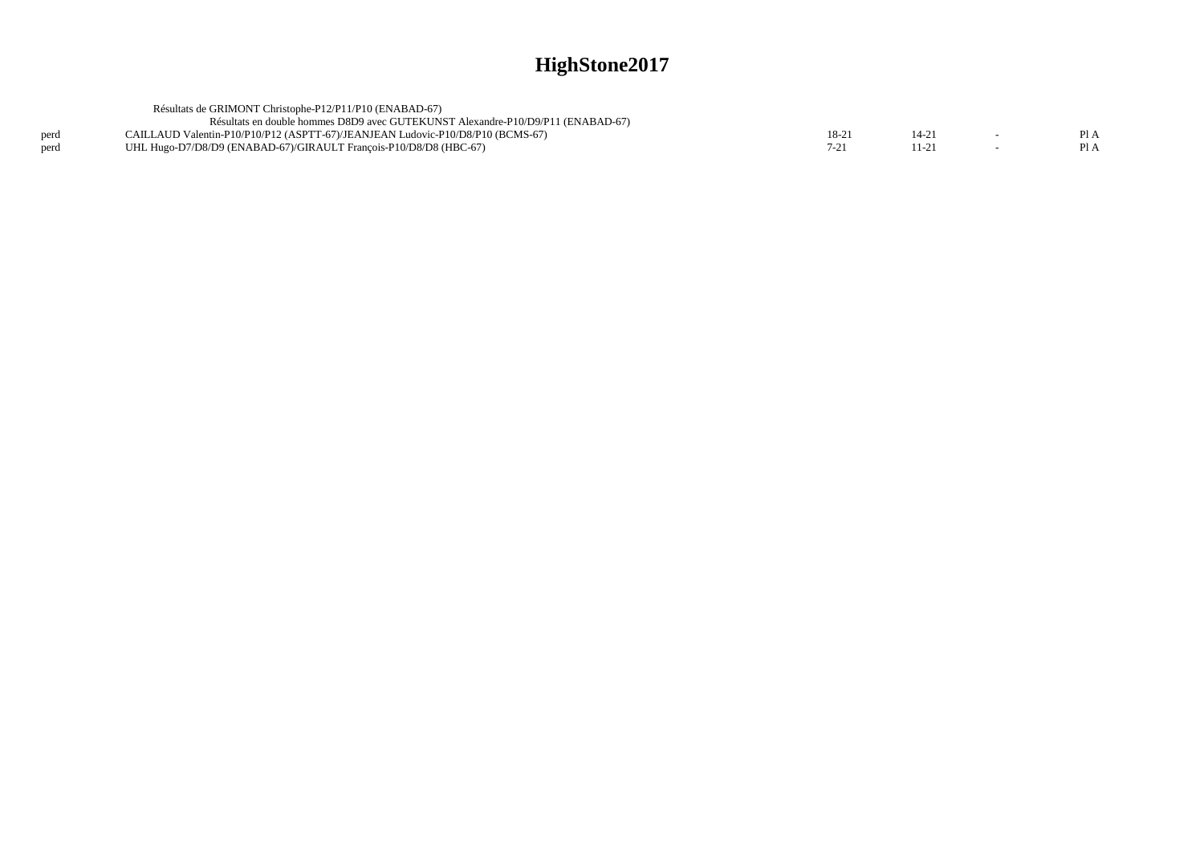# HighStone2017

Résultats de GRIMONT Christophe-P12/P11/P10 (ENABAD-67)

Résultats en double hommes D8D9 avec GUTEKUNST Alexandre-P10/D9/P11 (ENABAD-67)

| | | | | | |
|---|---|---|---|---|---|
| perd | CAILLAUD Valentin-P10/P10/P12 (ASPTT-67)/JEANJEAN Ludovic-P10/D8/P10 (BCMS-67) | 18-21 | 14-21 | - | Pl A |
| perd | UHL Hugo-D7/D8/D9 (ENABAD-67)/GIRAULT François-P10/D8/D8 (HBC-67) | 7-21 | 11-21 | - | Pl A |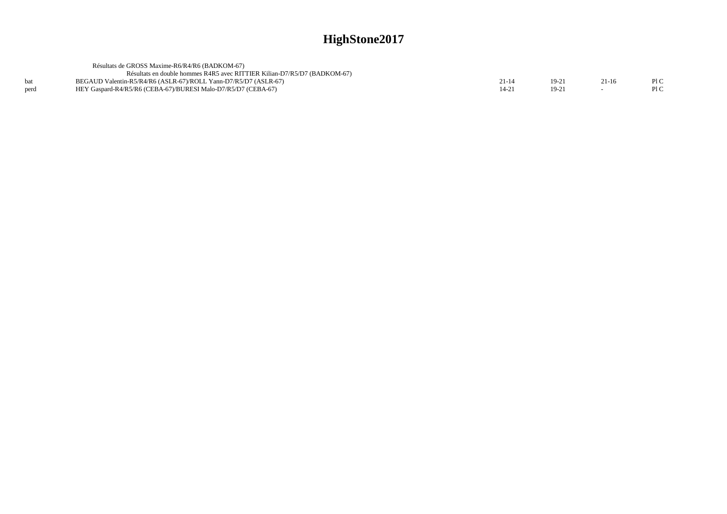# HighStone2017

Résultats de GROSS Maxime-R6/R4/R6 (BADKOM-67)

Résultats en double hommes R4R5 avec RITTIER Kilian-D7/R5/D7 (BADKOM-67)

| | | | | | |
|---|---|---|---|---|---|
| bat | BEGAUD Valentin-R5/R4/R6 (ASLR-67)/ROLL Yann-D7/R5/D7 (ASLR-67) | 21-14 | 19-21 | 21-16 | Pl C |
| perd | HEY Gaspard-R4/R5/R6 (CEBA-67)/BURESI Malo-D7/R5/D7 (CEBA-67) | 14-21 | 19-21 | - | Pl C |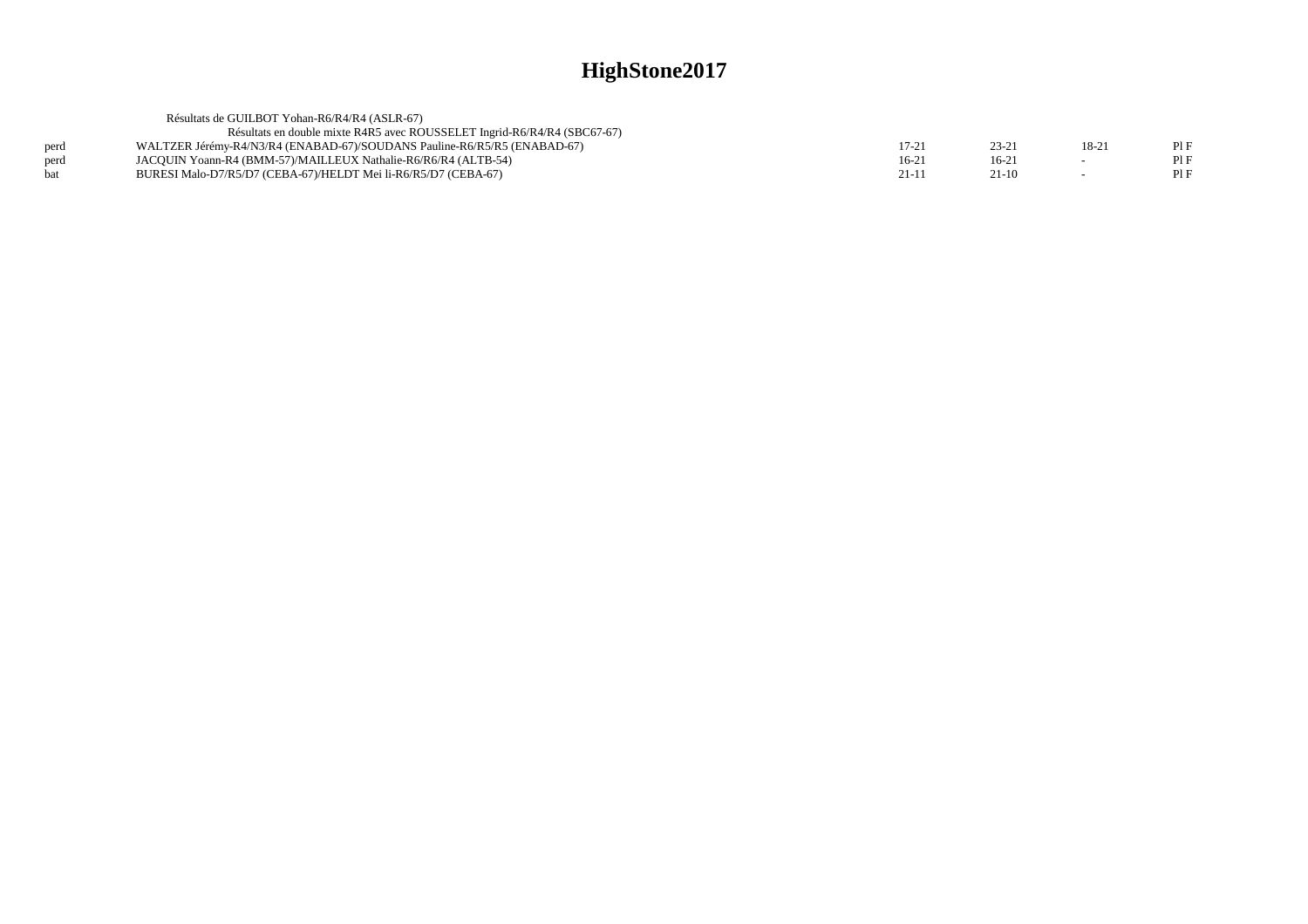# HighStone2017

Résultats de GUILBOT Yohan-R6/R4/R4 (ASLR-67)

Résultats en double mixte R4R5 avec ROUSSELET Ingrid-R6/R4/R4 (SBC67-67)

| | | | | | |
|---|---|---|---|---|---|
| perd | WALTZER Jérémy-R4/N3/R4 (ENABAD-67)/SOUDANS Pauline-R6/R5/R5 (ENABAD-67) | 17-21 | 23-21 | 18-21 | Pl F |
| perd | JACQUIN Yoann-R4 (BMM-57)/MAILLEUX Nathalie-R6/R6/R4 (ALTB-54) | 16-21 | 16-21 | - | Pl F |
| bat | BURESI Malo-D7/R5/D7 (CEBA-67)/HELDT Mei li-R6/R5/D7 (CEBA-67) | 21-11 | 21-10 | - | Pl F |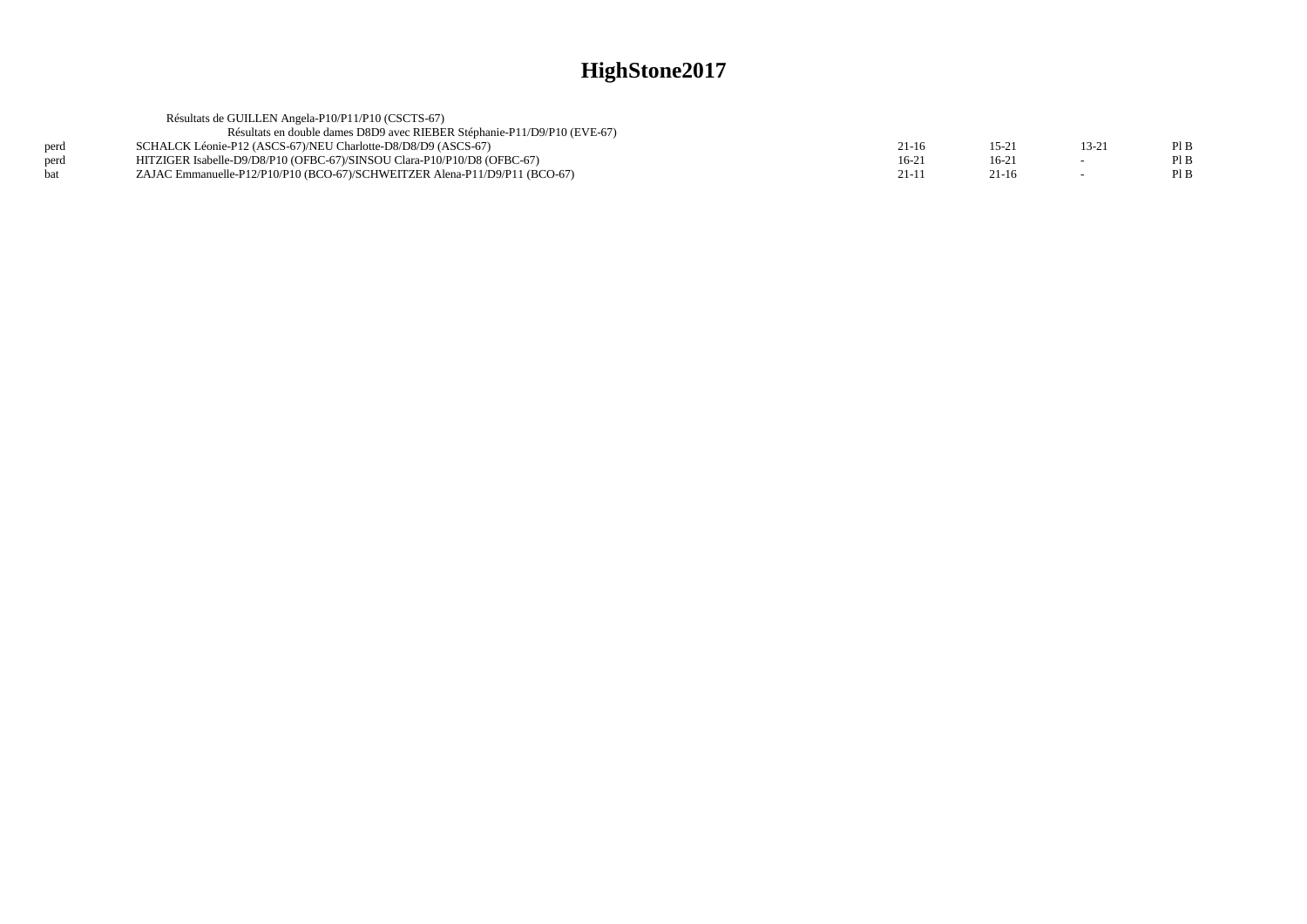# HighStone2017

Résultats de GUILLEN Angela-P10/P11/P10 (CSCTS-67)

Résultats en double dames D8D9 avec RIEBER Stéphanie-P11/D9/P10 (EVE-67)

| | | | | | |
|---|---|---|---|---|---|
| perd | SCHALCK Léonie-P12 (ASCS-67)/NEU Charlotte-D8/D8/D9 (ASCS-67) | 21-16 | 15-21 | 13-21 | Pl B |
| perd | HITZIGER Isabelle-D9/D8/P10 (OFBC-67)/SINSOU Clara-P10/P10/D8 (OFBC-67) | 16-21 | 16-21 | - | Pl B |
| bat | ZAJAC Emmanuelle-P12/P10/P10 (BCO-67)/SCHWEITZER Alena-P11/D9/P11 (BCO-67) | 21-11 | 21-16 | - | Pl B |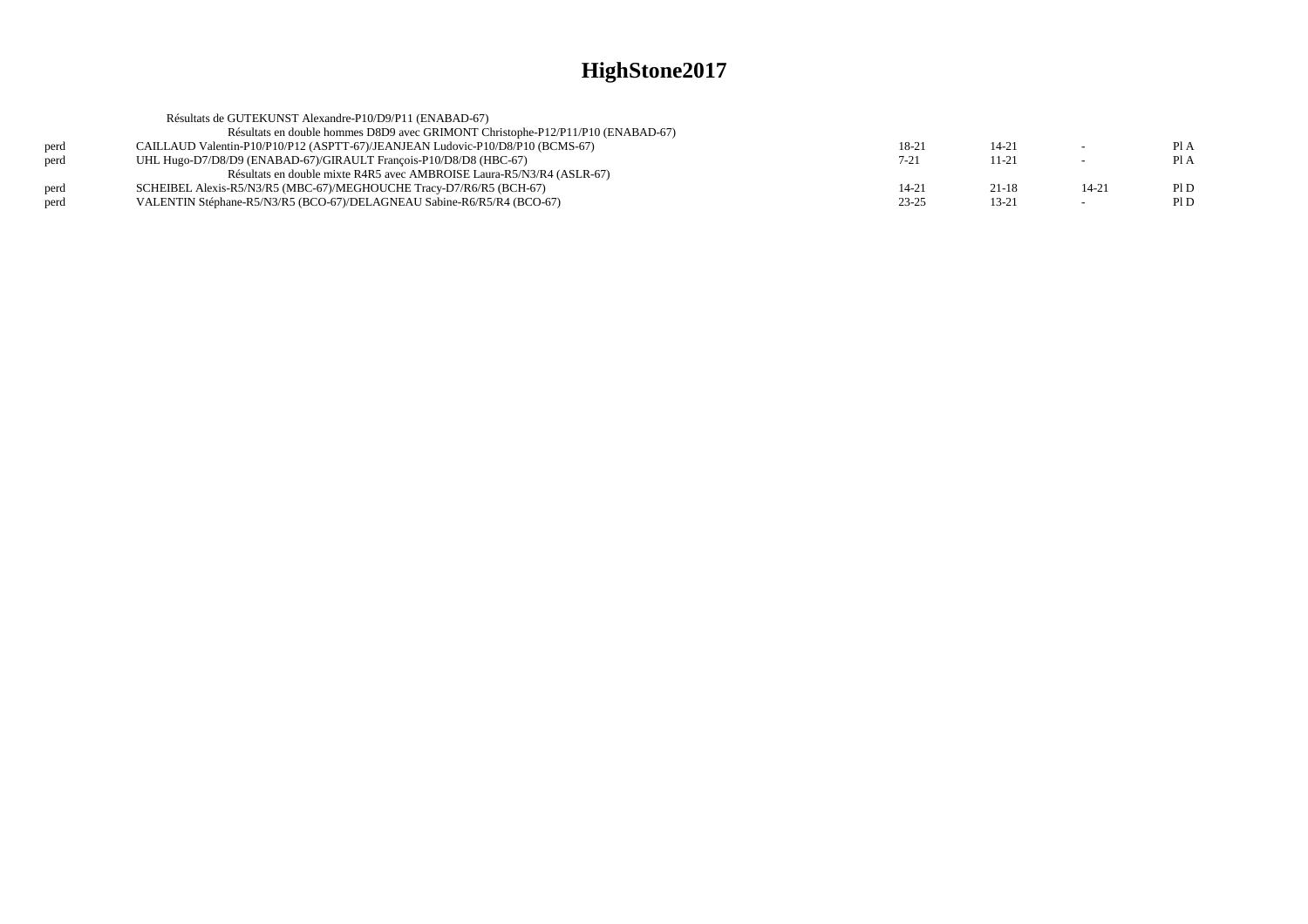# HighStone2017

Résultats de GUTEKUNST Alexandre-P10/D9/P11 (ENABAD-67)

Résultats en double hommes D8D9 avec GRIMONT Christophe-P12/P11/P10 (ENABAD-67)

| | | | | | |
|---|---|---|---|---|---|
| perd | CAILLAUD Valentin-P10/P10/P12 (ASPTT-67)/JEANJEAN Ludovic-P10/D8/P10 (BCMS-67) | 18-21 | 14-21 | - | Pl A |
| perd | UHL Hugo-D7/D8/D9 (ENABAD-67)/GIRAULT François-P10/D8/D8 (HBC-67) | 7-21 | 11-21 | - | Pl A |

Résultats en double mixte R4R5 avec AMBROISE Laura-R5/N3/R4 (ASLR-67)

| | | | | | |
|---|---|---|---|---|---|
| perd | SCHEIBEL Alexis-R5/N3/R5 (MBC-67)/MEGHOUCHE Tracy-D7/R6/R5 (BCH-67) | 14-21 | 21-18 | 14-21 | Pl D |
| perd | VALENTIN Stéphane-R5/N3/R5 (BCO-67)/DELAGNEAU Sabine-R6/R5/R4 (BCO-67) | 23-25 | 13-21 | - | Pl D |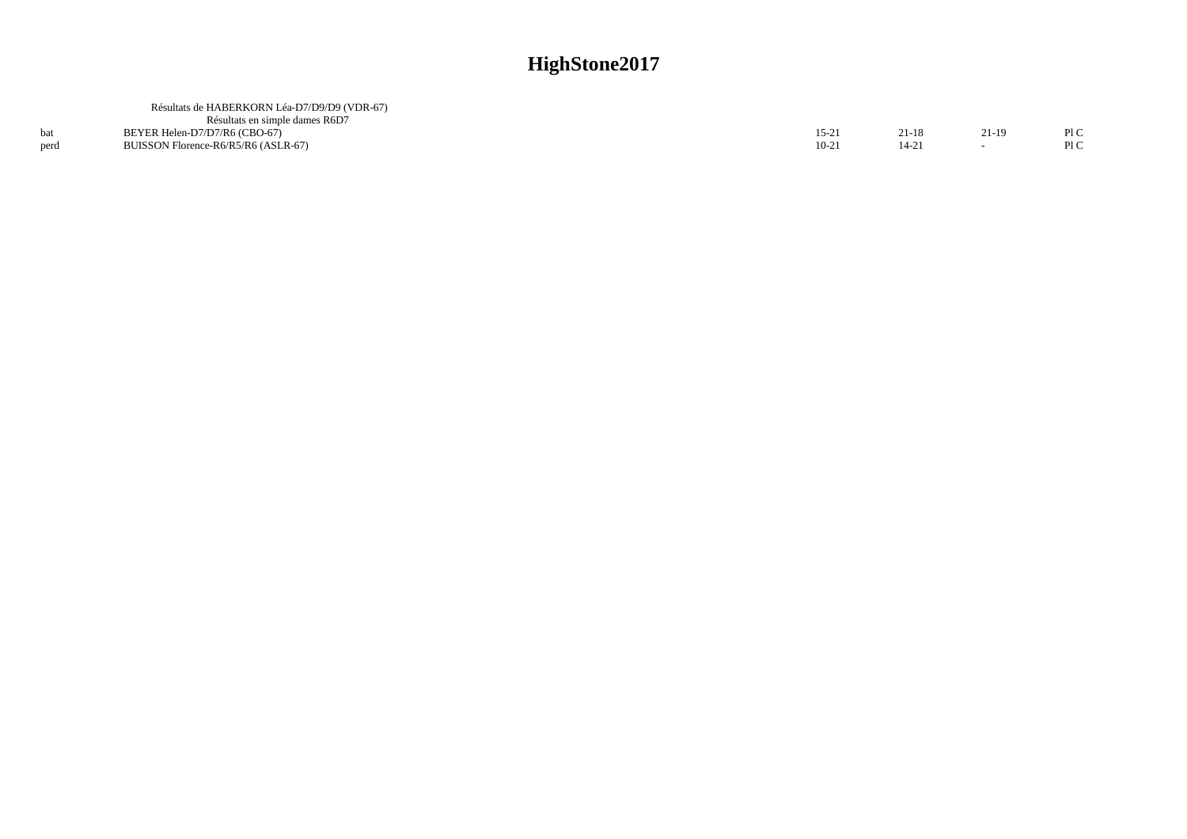# HighStone2017

Résultats de HABERKORN Léa-D7/D9/D9 (VDR-67)

Résultats en simple dames R6D7

| | | | | | |
|---|---|---|---|---|---|
| bat | BEYER Helen-D7/D7/R6 (CBO-67) | 15-21 | 21-18 | 21-19 | Pl C |
| perd | BUISSON Florence-R6/R5/R6 (ASLR-67) | 10-21 | 14-21 | - | Pl C |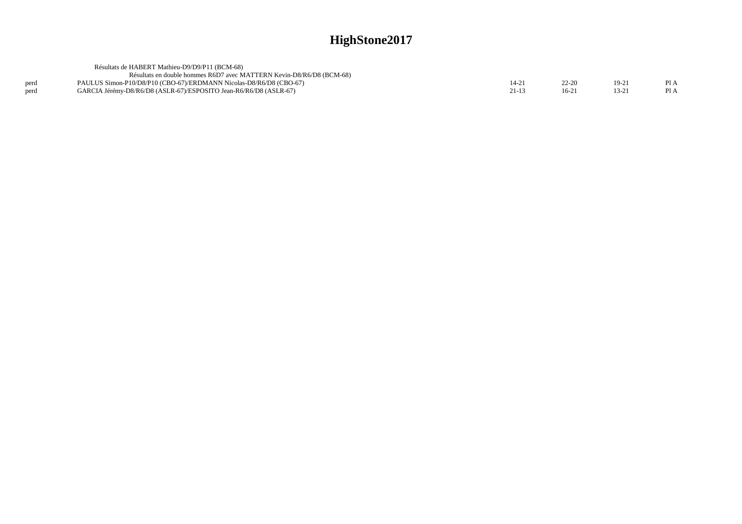# HighStone2017

Résultats de HABERT Mathieu-D9/D9/P11 (BCM-68)

Résultats en double hommes R6D7 avec MATTERN Kevin-D8/R6/D8 (BCM-68)

| | | | | | |
|---|---|---|---|---|---|
| perd | PAULUS Simon-P10/D8/P10 (CBO-67)/ERDMANN Nicolas-D8/R6/D8 (CBO-67) | 14-21 | 22-20 | 19-21 | Pl A |
| perd | GARCIA Jérémy-D8/R6/D8 (ASLR-67)/ESPOSITO Jean-R6/R6/D8 (ASLR-67) | 21-13 | 16-21 | 13-21 | Pl A |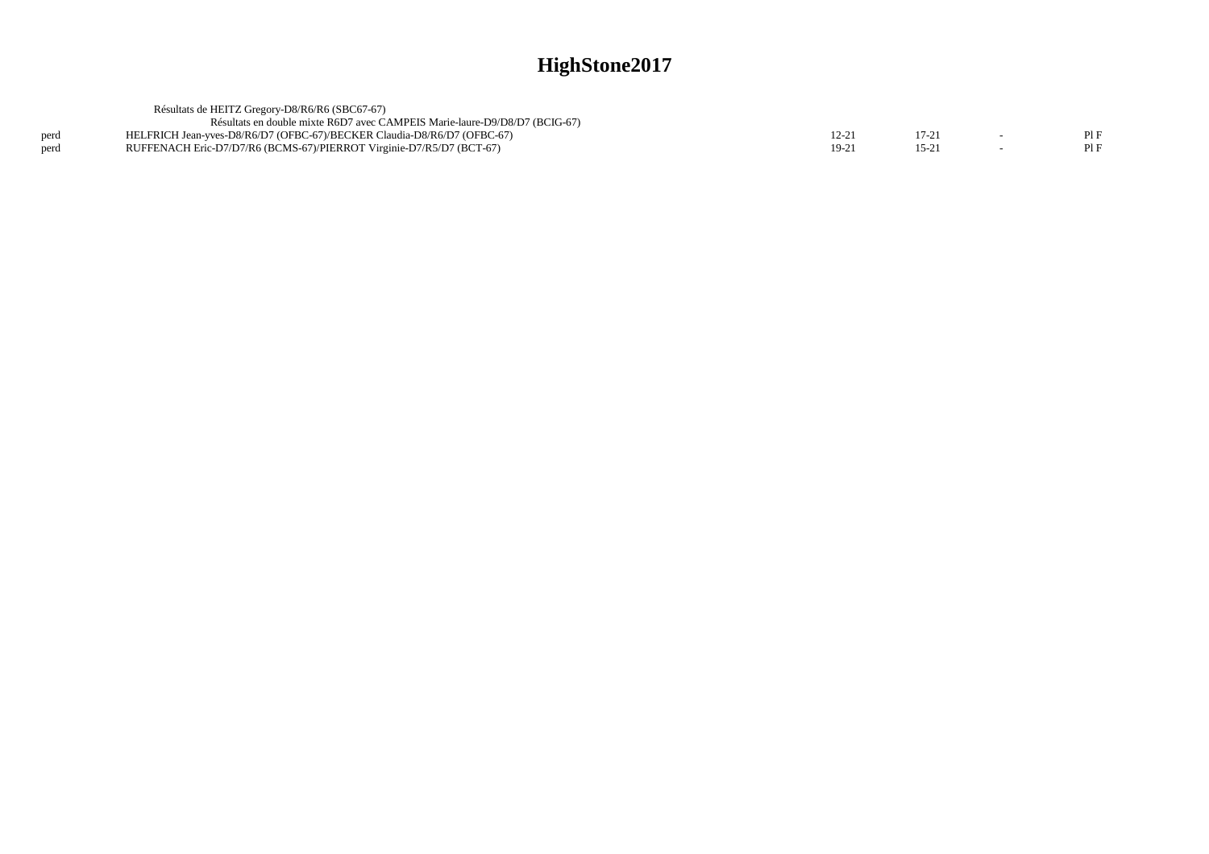# HighStone2017

Résultats de HEITZ Gregory-D8/R6/R6 (SBC67-67)

Résultats en double mixte R6D7 avec CAMPEIS Marie-laure-D9/D8/D7 (BCIG-67)

| | | | | | |
|---|---|---|---|---|---|
| perd | HELFRICH Jean-yves-D8/R6/D7 (OFBC-67)/BECKER Claudia-D8/R6/D7 (OFBC-67) | 12-21 | 17-21 | - | Pl F |
| perd | RUFFENACH Eric-D7/D7/R6 (BCMS-67)/PIERROT Virginie-D7/R5/D7 (BCT-67) | 19-21 | 15-21 | - | Pl F |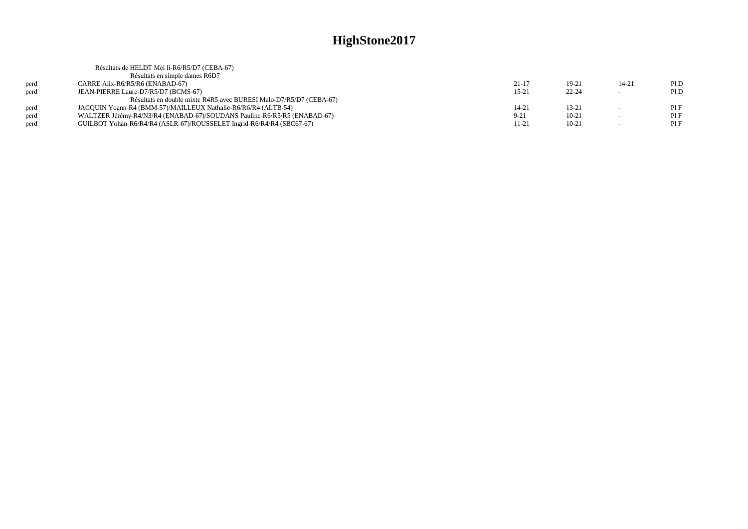# HighStone2017

Résultats de HELDT Mei li-R6/R5/D7 (CEBA-67)

Résultats en simple dames R6D7

| | | | | | |
|---|---|---|---|---|---|
| perd | CARRE Alix-R6/R5/R6 (ENABAD-67) | 21-17 | 19-21 | 14-21 | Pl D |
| perd | JEAN-PIERRE Laure-D7/R5/D7 (BCMS-67) | 15-21 | 22-24 | - | Pl D |

Résultats en double mixte R4R5 avec BURESI Malo-D7/R5/D7 (CEBA-67)

| | | | | | |
|---|---|---|---|---|---|
| perd | JACQUIN Yoann-R4 (BMM-57)/MAILLEUX Nathalie-R6/R6/R4 (ALTB-54) | 14-21 | 13-21 | - | Pl F |
| perd | WALTZER Jérémy-R4/N3/R4 (ENABAD-67)/SOUDANS Pauline-R6/R5/R5 (ENABAD-67) | 9-21 | 10-21 | - | Pl F |
| perd | GUILBOT Yohan-R6/R4/R4 (ASLR-67)/ROUSSELET Ingrid-R6/R4/R4 (SBC67-67) | 11-21 | 10-21 | - | Pl F |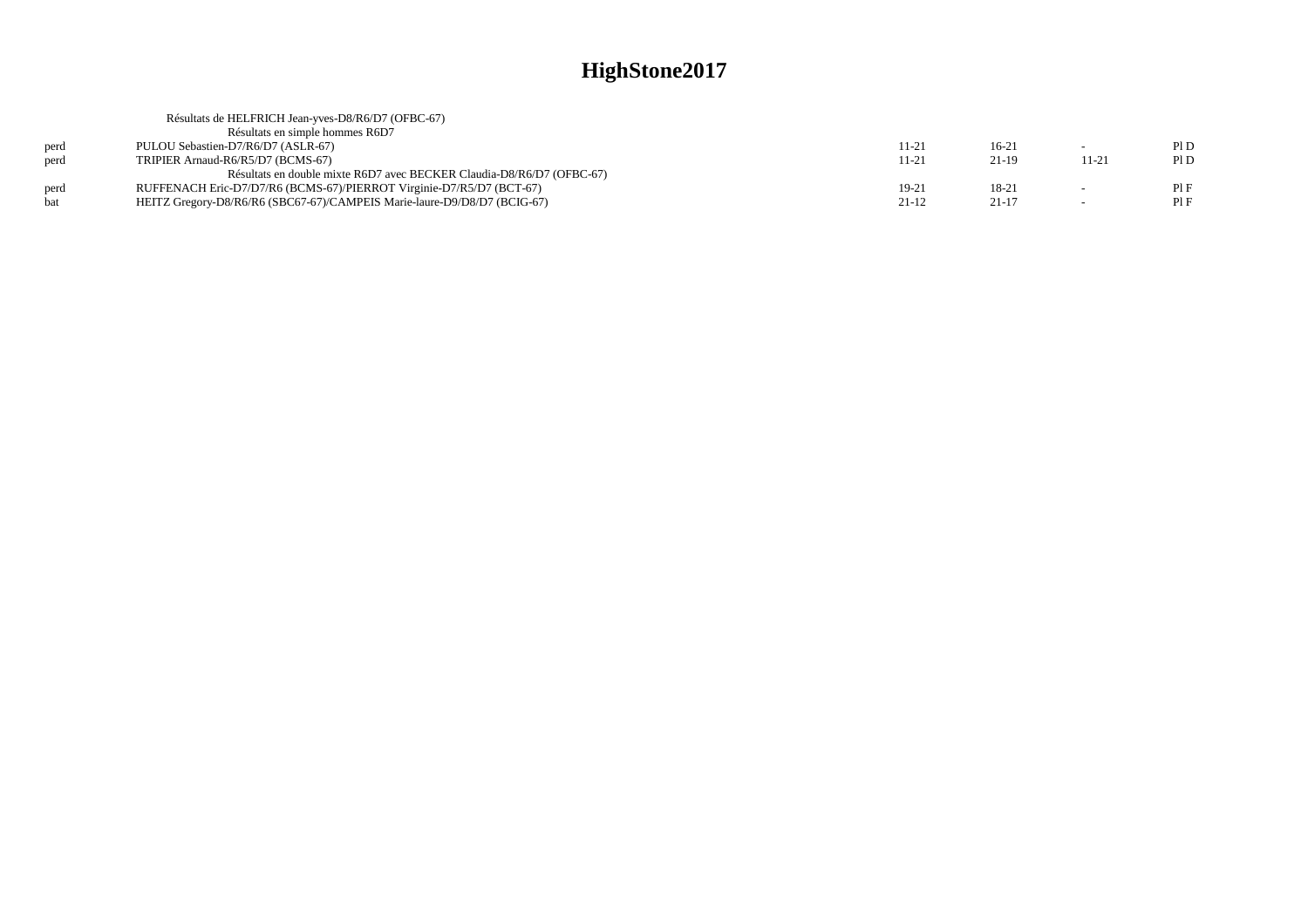# HighStone2017

Résultats de HELFRICH Jean-yves-D8/R6/D7 (OFBC-67)

Résultats en simple hommes R6D7

| | | | | | |
|---|---|---|---|---|---|
| perd | PULOU Sebastien-D7/R6/D7 (ASLR-67) | 11-21 | 16-21 | - | Pl D |
| perd | TRIPIER Arnaud-R6/R5/D7 (BCMS-67) | 11-21 | 21-19 | 11-21 | Pl D |

Résultats en double mixte R6D7 avec BECKER Claudia-D8/R6/D7 (OFBC-67)

| | | | | | |
|---|---|---|---|---|---|
| perd | RUFFENACH Eric-D7/D7/R6 (BCMS-67)/PIERROT Virginie-D7/R5/D7 (BCT-67) | 19-21 | 18-21 | - | Pl F |
| bat | HEITZ Gregory-D8/R6/R6 (SBC67-67)/CAMPEIS Marie-laure-D9/D8/D7 (BCIG-67) | 21-12 | 21-17 | - | Pl F |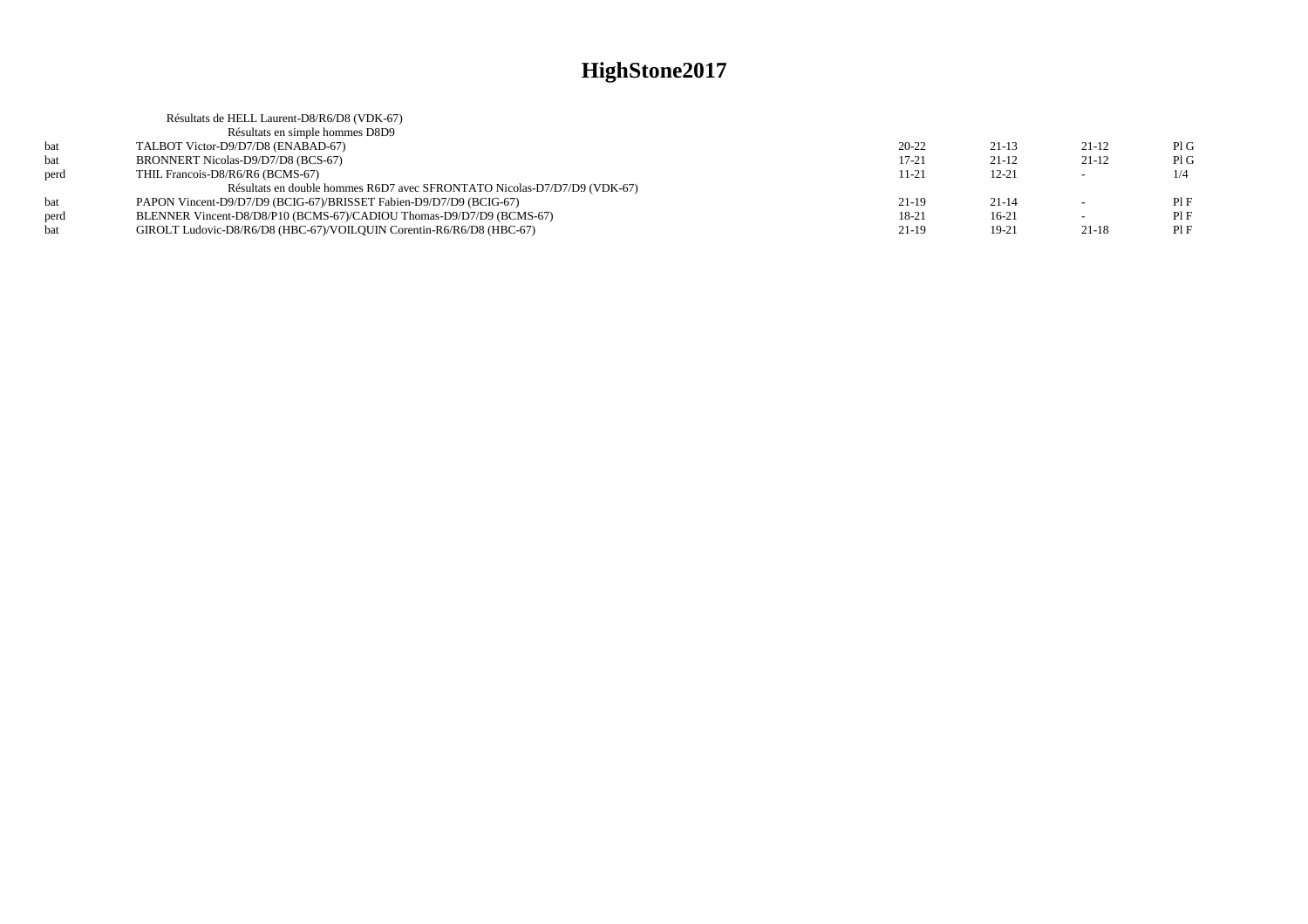# HighStone2017

Résultats de HELL Laurent-D8/R6/D8 (VDK-67)

Résultats en simple hommes D8D9

| | | | | | |
|---|---|---|---|---|---|
| bat | TALBOT Victor-D9/D7/D8 (ENABAD-67) | 20-22 | 21-13 | 21-12 | Pl G |
| bat | BRONNERT Nicolas-D9/D7/D8 (BCS-67) | 17-21 | 21-12 | 21-12 | Pl G |
| perd | THIL Francois-D8/R6/R6 (BCMS-67) | 11-21 | 12-21 | - | 1/4 |

Résultats en double hommes R6D7 avec SFRONTATO Nicolas-D7/D7/D9 (VDK-67)

| | | | | | |
|---|---|---|---|---|---|
| bat | PAPON Vincent-D9/D7/D9 (BCIG-67)/BRISSET Fabien-D9/D7/D9 (BCIG-67) | 21-19 | 21-14 | - | Pl F |
| perd | BLENNER Vincent-D8/D8/P10 (BCMS-67)/CADIOU Thomas-D9/D7/D9 (BCMS-67) | 18-21 | 16-21 | - | Pl F |
| bat | GIROLT Ludovic-D8/R6/D8 (HBC-67)/VOILQUIN Corentin-R6/R6/D8 (HBC-67) | 21-19 | 19-21 | 21-18 | Pl F |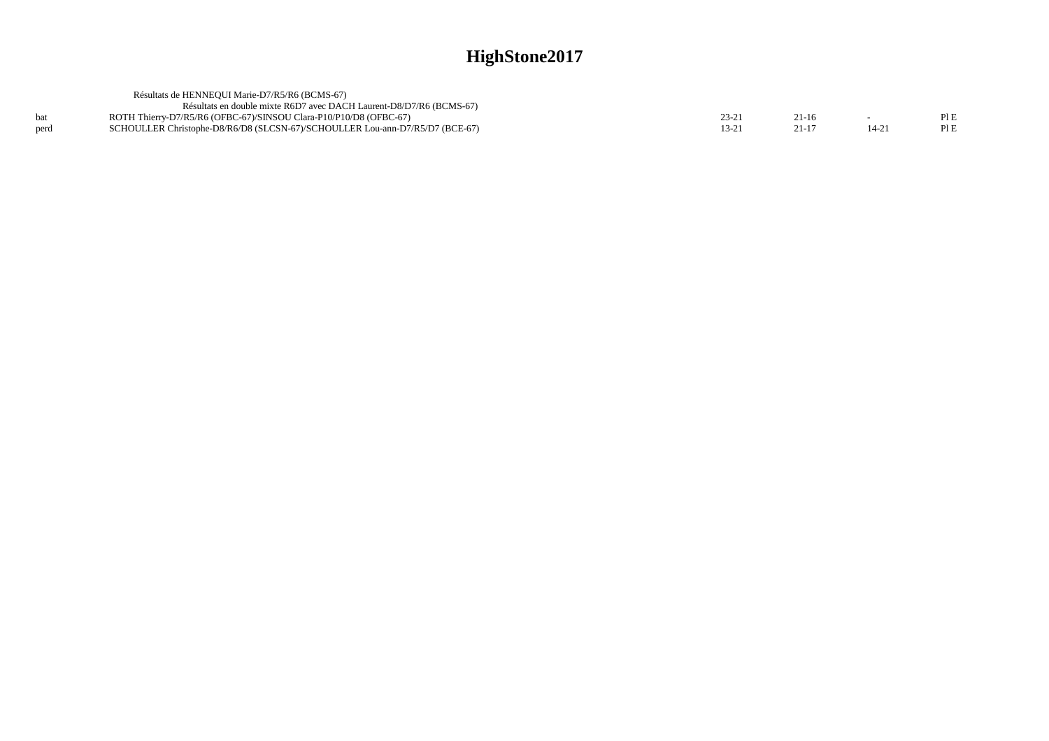# HighStone2017

Résultats de HENNEQUI Marie-D7/R5/R6 (BCMS-67)

Résultats en double mixte R6D7 avec DACH Laurent-D8/D7/R6 (BCMS-67)

| | | | | | |
|---|---|---|---|---|---|
| bat | ROTH Thierry-D7/R5/R6 (OFBC-67)/SINSOU Clara-P10/P10/D8 (OFBC-67) | 23-21 | 21-16 | - | Pl E |
| perd | SCHOULLER Christophe-D8/R6/D8 (SLCSN-67)/SCHOULLER Lou-ann-D7/R5/D7 (BCE-67) | 13-21 | 21-17 | 14-21 | Pl E |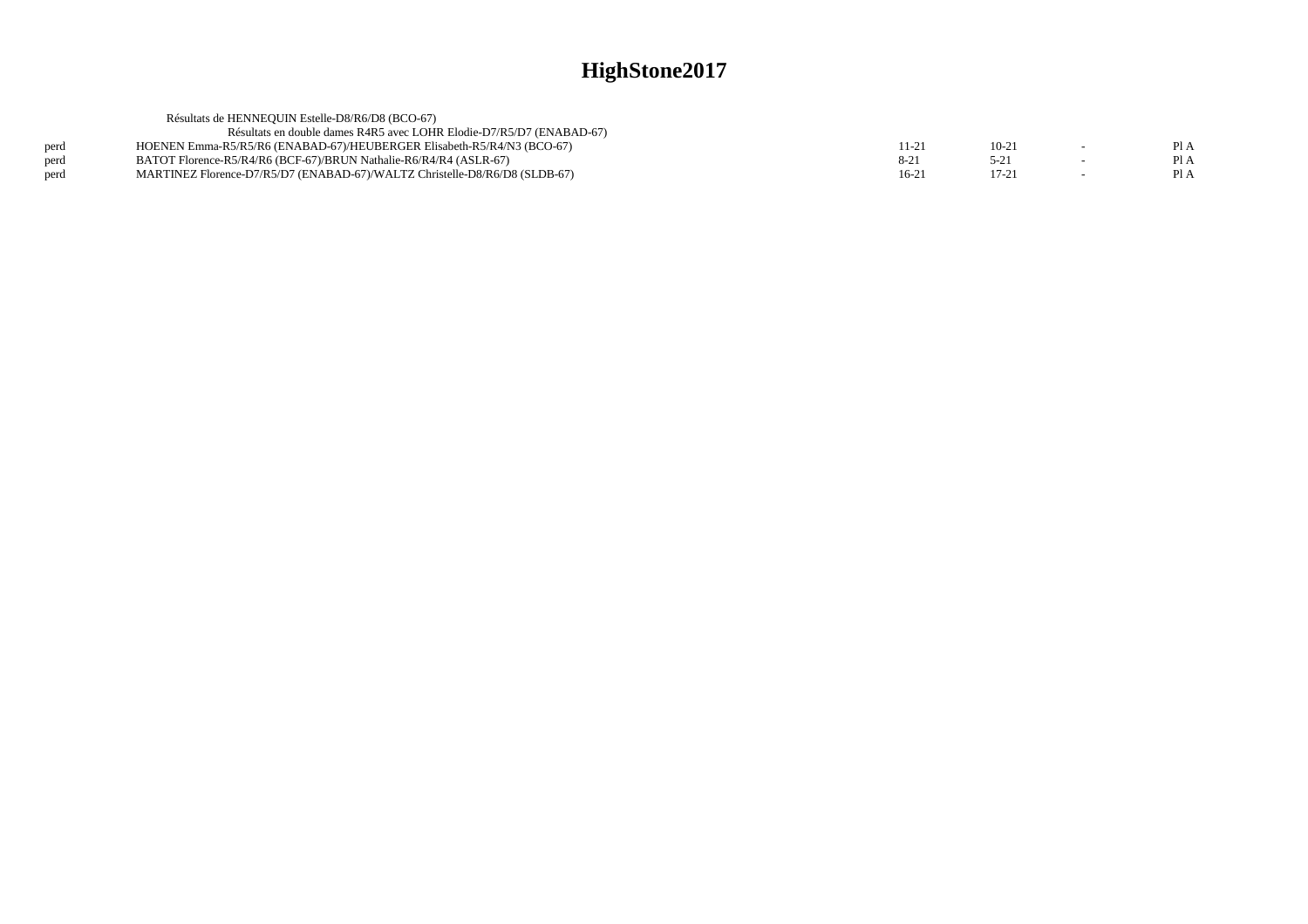# HighStone2017

Résultats de HENNEQUIN Estelle-D8/R6/D8 (BCO-67)

Résultats en double dames R4R5 avec LOHR Elodie-D7/R5/D7 (ENABAD-67)

| | | | | | |
|---|---|---|---|---|---|
| perd | HOENEN Emma-R5/R5/R6 (ENABAD-67)/HEUBERGER Elisabeth-R5/R4/N3 (BCO-67) | 11-21 | 10-21 | - | Pl A |
| perd | BATOT Florence-R5/R4/R6 (BCF-67)/BRUN Nathalie-R6/R4/R4 (ASLR-67) | 8-21 | 5-21 | - | Pl A |
| perd | MARTINEZ Florence-D7/R5/D7 (ENABAD-67)/WALTZ Christelle-D8/R6/D8 (SLDB-67) | 16-21 | 17-21 | - | Pl A |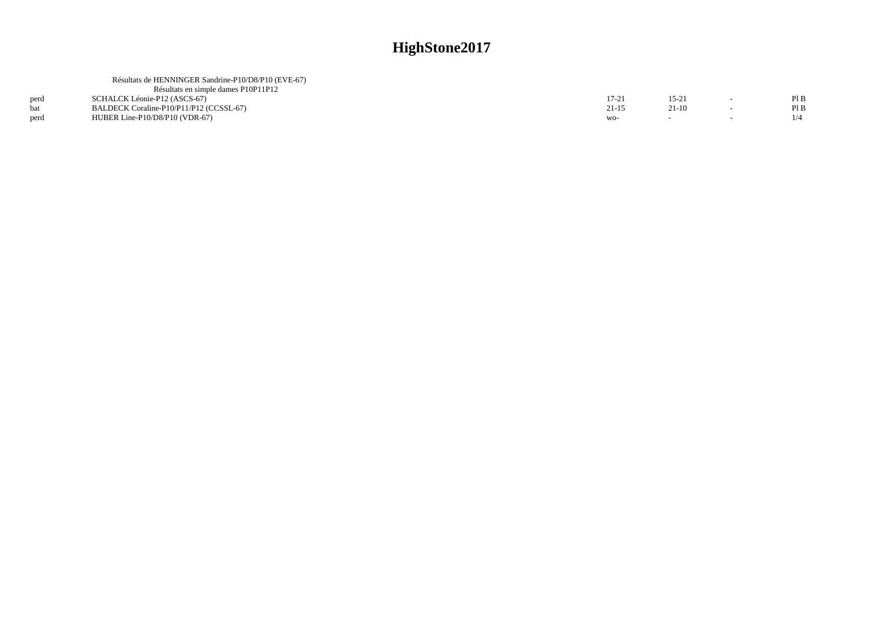# HighStone2017

Résultats de HENNINGER Sandrine-P10/D8/P10 (EVE-67)

Résultats en simple dames P10P11P12

| | | | | | |
|---|---|---|---|---|---|
| perd | SCHALCK Léonie-P12 (ASCS-67) | 17-21 | 15-21 | - | Pl B |
| bat | BALDECK Coraline-P10/P11/P12 (CCSSL-67) | 21-15 | 21-10 | - | Pl B |
| perd | HUBER Line-P10/D8/P10 (VDR-67) | wo- | - | - | 1/4 |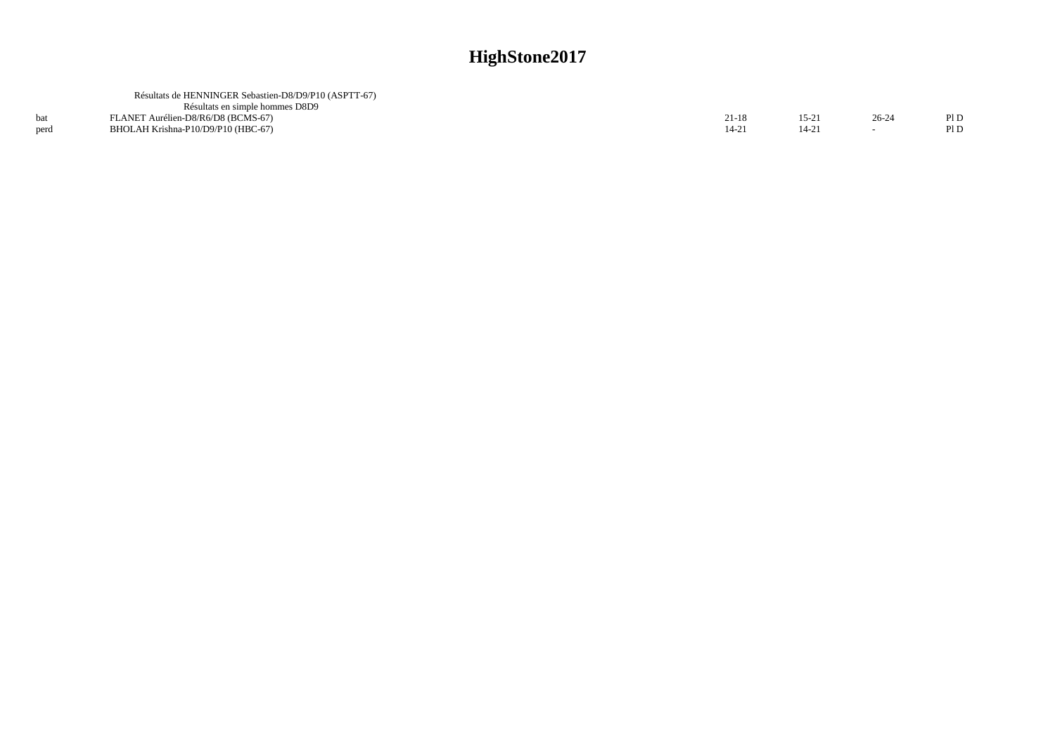# HighStone2017

Résultats de HENNINGER Sebastien-D8/D9/P10 (ASPTT-67)

Résultats en simple hommes D8D9

| | | | | | |
|---|---|---|---|---|---|
| bat | FLANET Aurélien-D8/R6/D8 (BCMS-67) | 21-18 | 15-21 | 26-24 | Pl D |
| perd | BHOLAH Krishna-P10/D9/P10 (HBC-67) | 14-21 | 14-21 | - | Pl D |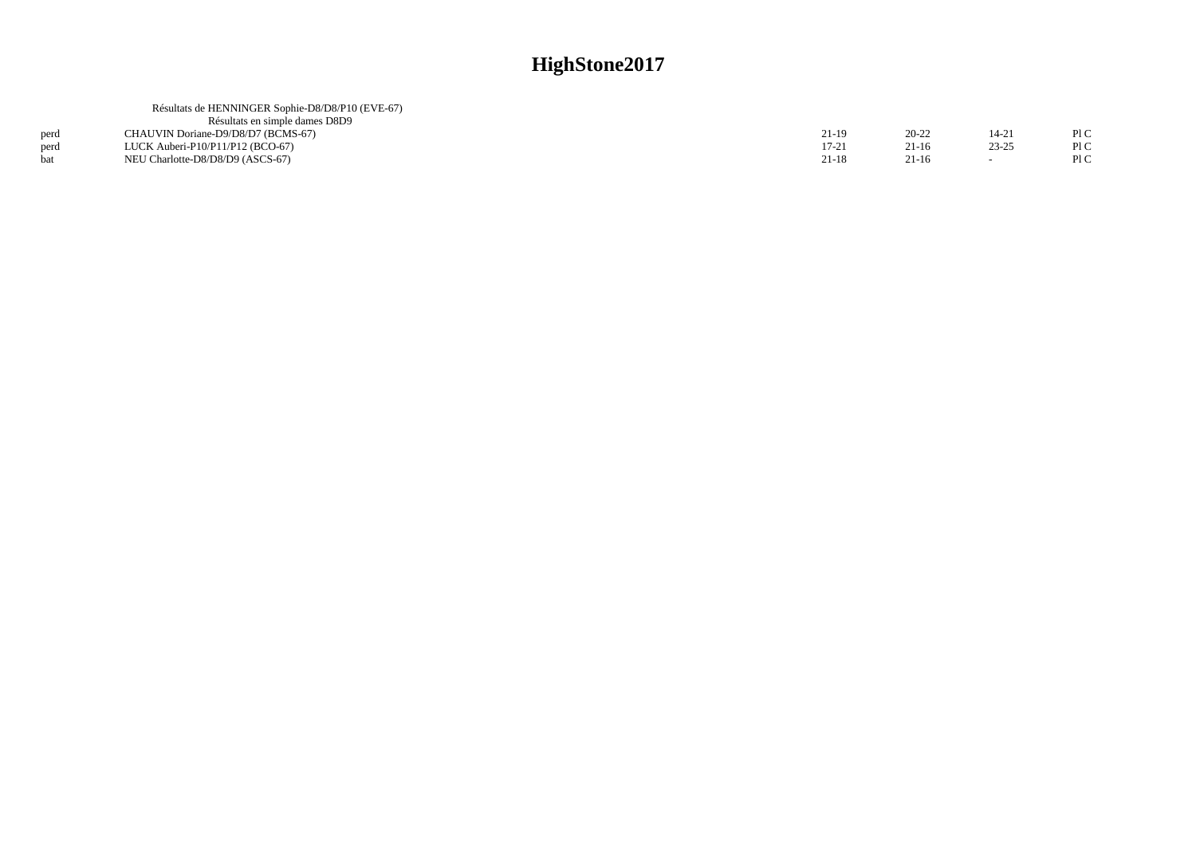# HighStone2017

Résultats de HENNINGER Sophie-D8/D8/P10 (EVE-67)

Résultats en simple dames D8D9

| | | | | | |
|---|---|---|---|---|---|
| perd | CHAUVIN Doriane-D9/D8/D7 (BCMS-67) | 21-19 | 20-22 | 14-21 | Pl C |
| perd | LUCK Auberi-P10/P11/P12 (BCO-67) | 17-21 | 21-16 | 23-25 | Pl C |
| bat | NEU Charlotte-D8/D8/D9 (ASCS-67) | 21-18 | 21-16 | - | Pl C |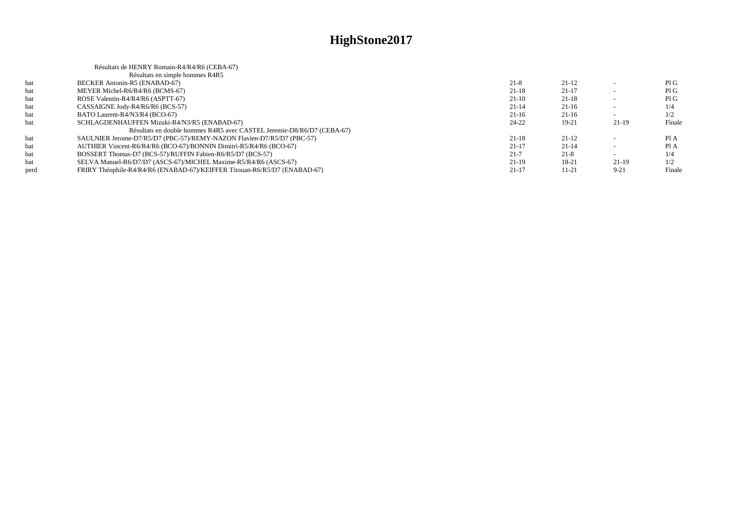# HighStone2017

Résultats de HENRY Romain-R4/R4/R6 (CEBA-67)

Résultats en simple hommes R4R5

| | | | | | |
|---|---|---|---|---|---|
| bat | BECKER Antonin-R5 (ENABAD-67) | 21-8 | 21-12 | - | Pl G |
| bat | MEYER Michel-R6/R4/R6 (BCMS-67) | 21-18 | 21-17 | - | Pl G |
| bat | ROSE Valentin-R4/R4/R6 (ASPTT-67) | 21-10 | 21-18 | - | Pl G |
| bat | CASSAIGNE Jody-R4/R6/R6 (BCS-57) | 21-14 | 21-16 | - | 1/4 |
| bat | BATO Laurent-R4/N3/R4 (BCO-67) | 21-16 | 21-16 | - | 1/2 |
| bat | SCHLAGDENHAUFFEN Mizuki-R4/N3/R5 (ENABAD-67) | 24-22 | 19-21 | 21-19 | Finale |

Résultats en double hommes R4R5 avec CASTEL Jeremie-D8/R6/D7 (CEBA-67)

| | | | | | |
|---|---|---|---|---|---|
| bat | SAULNIER Jerome-D7/R5/D7 (PBC-57)/REMY-NAZON Flavien-D7/R5/D7 (PBC-57) | 21-18 | 21-12 | - | Pl A |
| bat | AUTHIER Vincent-R6/R4/R6 (BCO-67)/BONNIN Dimitri-R5/R4/R6 (BCO-67) | 21-17 | 21-14 | - | Pl A |
| bat | BOSSERT Thomas-D7 (BCS-57)/RUFFIN Fabien-R6/R5/D7 (BCS-57) | 21-7 | 21-8 | - | 1/4 |
| bat | SELVA Manuel-R6/D7/D7 (ASCS-67)/MICHEL Maxime-R5/R4/R6 (ASCS-67) | 21-19 | 18-21 | 21-19 | 1/2 |
| perd | FRIRY Théophile-R4/R4/R6 (ENABAD-67)/KEIFFER Titouan-R6/R5/D7 (ENABAD-67) | 21-17 | 11-21 | 9-21 | Finale |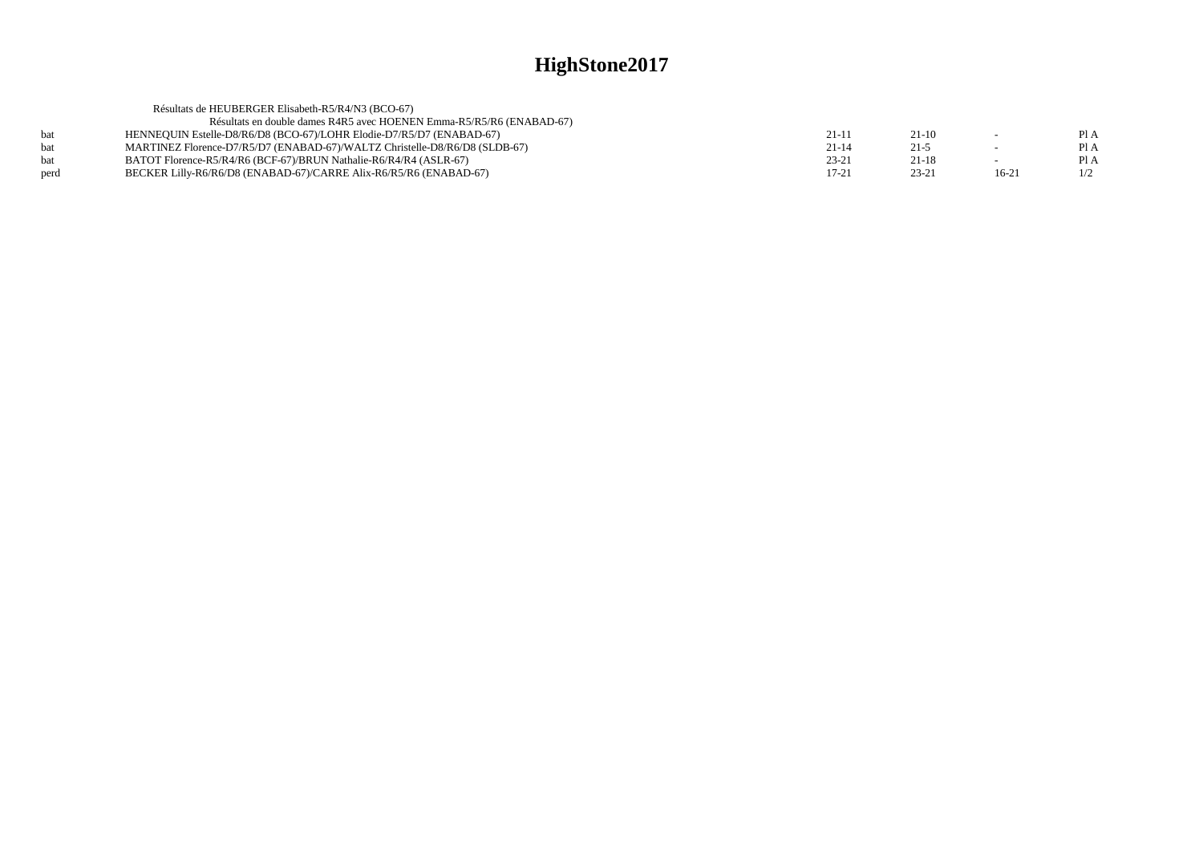# HighStone2017

Résultats de HEUBERGER Elisabeth-R5/R4/N3 (BCO-67)

Résultats en double dames R4R5 avec HOENEN Emma-R5/R5/R6 (ENABAD-67)

| | | | | | |
|---|---|---|---|---|---|
| bat | HENNEQUIN Estelle-D8/R6/D8 (BCO-67)/LOHR Elodie-D7/R5/D7 (ENABAD-67) | 21-11 | 21-10 | - | Pl A |
| bat | MARTINEZ Florence-D7/R5/D7 (ENABAD-67)/WALTZ Christelle-D8/R6/D8 (SLDB-67) | 21-14 | 21-5 | - | Pl A |
| bat | BATOT Florence-R5/R4/R6 (BCF-67)/BRUN Nathalie-R6/R4/R4 (ASLR-67) | 23-21 | 21-18 | - | Pl A |
| perd | BECKER Lilly-R6/R6/D8 (ENABAD-67)/CARRE Alix-R6/R5/R6 (ENABAD-67) | 17-21 | 23-21 | 16-21 | 1/2 |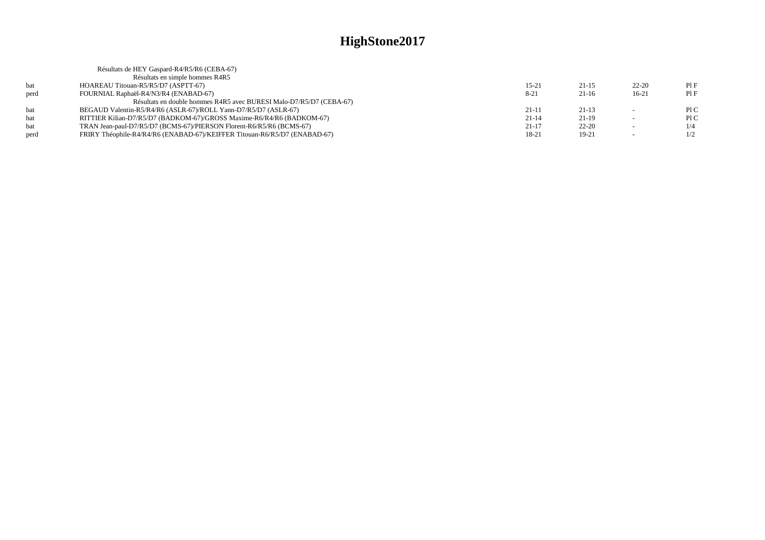# HighStone2017

Résultats de HEY Gaspard-R4/R5/R6 (CEBA-67)

Résultats en simple hommes R4R5

| | | | | | |
|---|---|---|---|---|---|
| bat | HOAREAU Titouan-R5/R5/D7 (ASPTT-67) | 15-21 | 21-15 | 22-20 | Pl F |
| perd | FOURNIAL Raphaël-R4/N3/R4 (ENABAD-67) | 8-21 | 21-16 | 16-21 | Pl F |

Résultats en double hommes R4R5 avec BURESI Malo-D7/R5/D7 (CEBA-67)

| | | | | | |
|---|---|---|---|---|---|
| bat | BEGAUD Valentin-R5/R4/R6 (ASLR-67)/ROLL Yann-D7/R5/D7 (ASLR-67) | 21-11 | 21-13 | - | Pl C |
| bat | RITTIER Kilian-D7/R5/D7 (BADKOM-67)/GROSS Maxime-R6/R4/R6 (BADKOM-67) | 21-14 | 21-19 | - | Pl C |
| bat | TRAN Jean-paul-D7/R5/D7 (BCMS-67)/PIERSON Florent-R6/R5/R6 (BCMS-67) | 21-17 | 22-20 | - | 1/4 |
| perd | FRIRY Théophile-R4/R4/R6 (ENABAD-67)/KEIFFER Titouan-R6/R5/D7 (ENABAD-67) | 18-21 | 19-21 | - | 1/2 |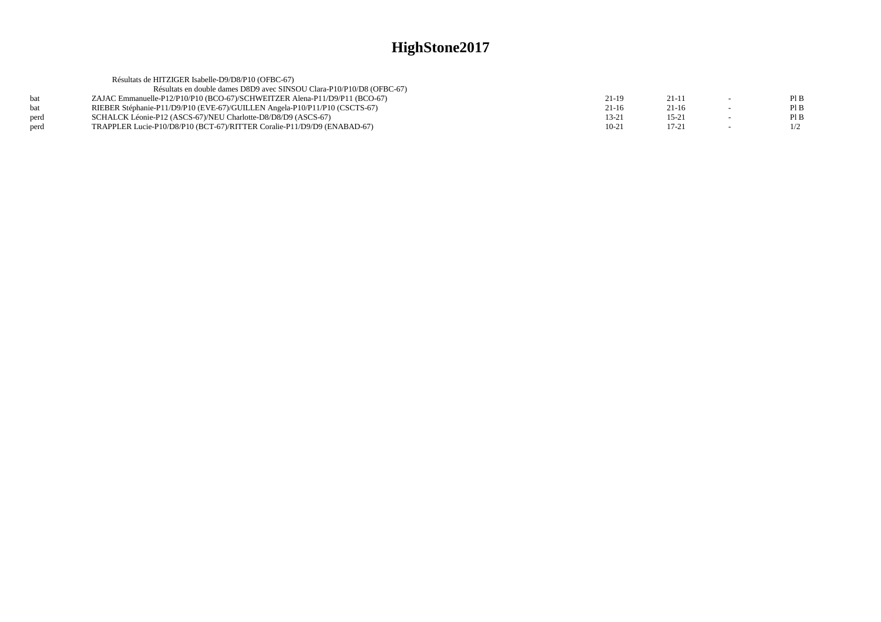# HighStone2017

Résultats de HITZIGER Isabelle-D9/D8/P10 (OFBC-67)

Résultats en double dames D8D9 avec SINSOU Clara-P10/P10/D8 (OFBC-67)

| | | | | | |
|---|---|---|---|---|---|
| bat | ZAJAC Emmanuelle-P12/P10/P10 (BCO-67)/SCHWEITZER Alena-P11/D9/P11 (BCO-67) | 21-19 | 21-11 | - | Pl B |
| bat | RIEBER Stéphanie-P11/D9/P10 (EVE-67)/GUILLEN Angela-P10/P11/P10 (CSCTS-67) | 21-16 | 21-16 | - | Pl B |
| perd | SCHALCK Léonie-P12 (ASCS-67)/NEU Charlotte-D8/D8/D9 (ASCS-67) | 13-21 | 15-21 | - | Pl B |
| perd | TRAPPLER Lucie-P10/D8/P10 (BCT-67)/RITTER Coralie-P11/D9/D9 (ENABAD-67) | 10-21 | 17-21 | - | 1/2 |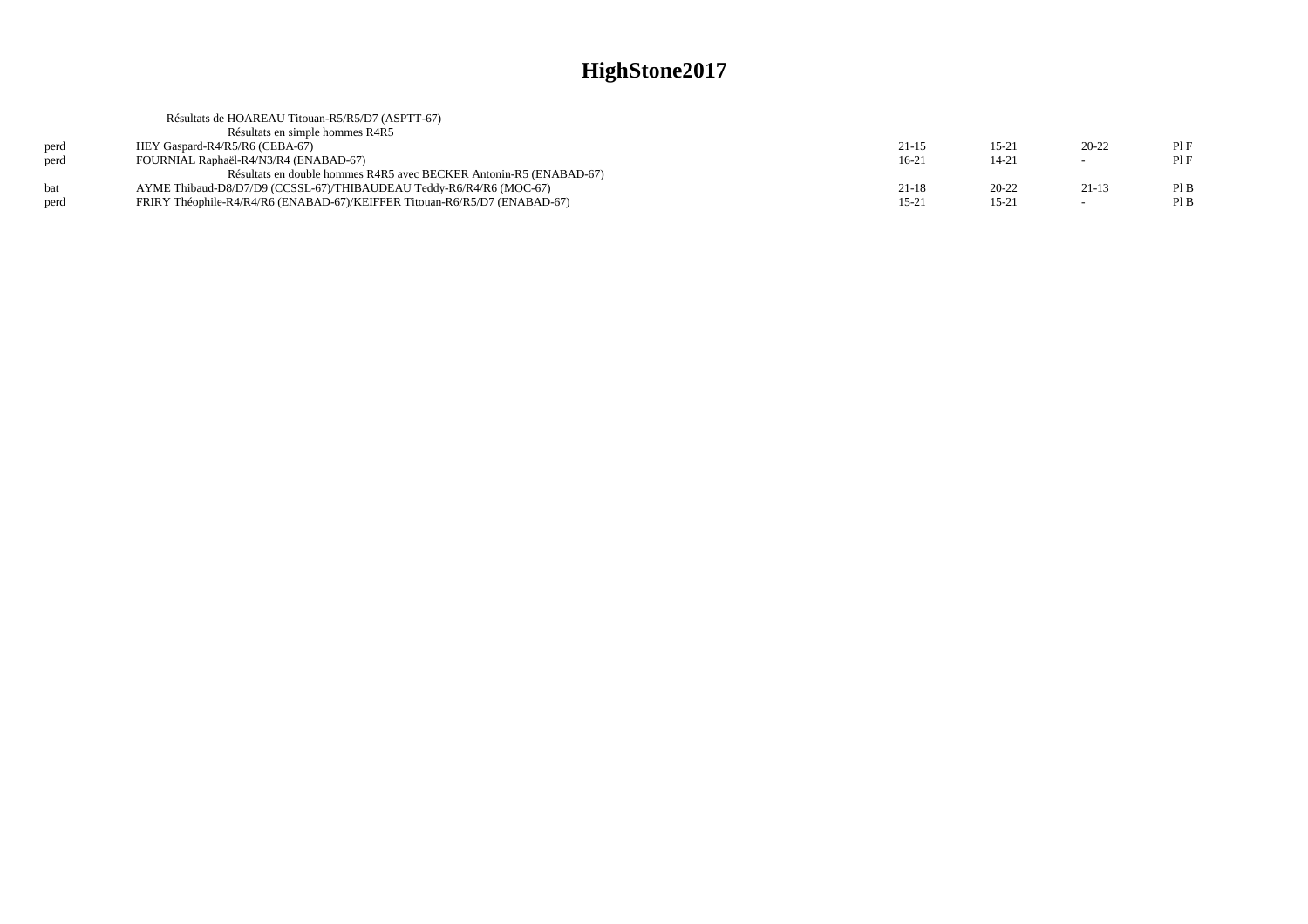# HighStone2017

Résultats de HOAREAU Titouan-R5/R5/D7 (ASPTT-67)

Résultats en simple hommes R4R5

| | | | | | |
|---|---|---|---|---|---|
| perd | HEY Gaspard-R4/R5/R6 (CEBA-67) | 21-15 | 15-21 | 20-22 | Pl F |
| perd | FOURNIAL Raphaël-R4/N3/R4 (ENABAD-67) | 16-21 | 14-21 | - | Pl F |

Résultats en double hommes R4R5 avec BECKER Antonin-R5 (ENABAD-67)

| | | | | | |
|---|---|---|---|---|---|
| bat | AYME Thibaud-D8/D7/D9 (CCSSL-67)/THIBAUDEAU Teddy-R6/R4/R6 (MOC-67) | 21-18 | 20-22 | 21-13 | Pl B |
| perd | FRIRY Théophile-R4/R4/R6 (ENABAD-67)/KEIFFER Titouan-R6/R5/D7 (ENABAD-67) | 15-21 | 15-21 | - | Pl B |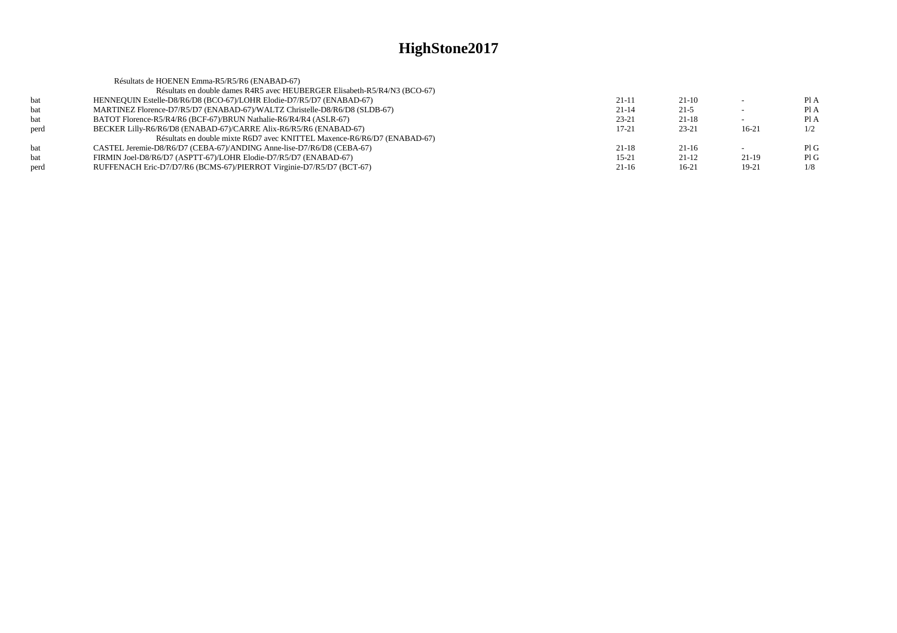# HighStone2017

Résultats de HOENEN Emma-R5/R5/R6 (ENABAD-67)

| | | | | | |
|---|---|---|---|---|---|
| | Résultats en double dames R4R5 avec HEUBERGER Elisabeth-R5/R4/N3 (BCO-67) | | | | |
| bat | HENNEQUIN Estelle-D8/R6/D8 (BCO-67)/LOHR Elodie-D7/R5/D7 (ENABAD-67) | 21-11 | 21-10 | - | Pl A |
| bat | MARTINEZ Florence-D7/R5/D7 (ENABAD-67)/WALTZ Christelle-D8/R6/D8 (SLDB-67) | 21-14 | 21-5 | - | Pl A |
| bat | BATOT Florence-R5/R4/R6 (BCF-67)/BRUN Nathalie-R6/R4/R4 (ASLR-67) | 23-21 | 21-18 | - | Pl A |
| perd | BECKER Lilly-R6/R6/D8 (ENABAD-67)/CARRE Alix-R6/R5/R6 (ENABAD-67) | 17-21 | 23-21 | 16-21 | 1/2 |
| | Résultats en double mixte R6D7 avec KNITTEL Maxence-R6/R6/D7 (ENABAD-67) | | | | |
| bat | CASTEL Jeremie-D8/R6/D7 (CEBA-67)/ANDING Anne-lise-D7/R6/D8 (CEBA-67) | 21-18 | 21-16 | - | Pl G |
| bat | FIRMIN Joel-D8/R6/D7 (ASPTT-67)/LOHR Elodie-D7/R5/D7 (ENABAD-67) | 15-21 | 21-12 | 21-19 | Pl G |
| perd | RUFFENACH Eric-D7/D7/R6 (BCMS-67)/PIERROT Virginie-D7/R5/D7 (BCT-67) | 21-16 | 16-21 | 19-21 | 1/8 |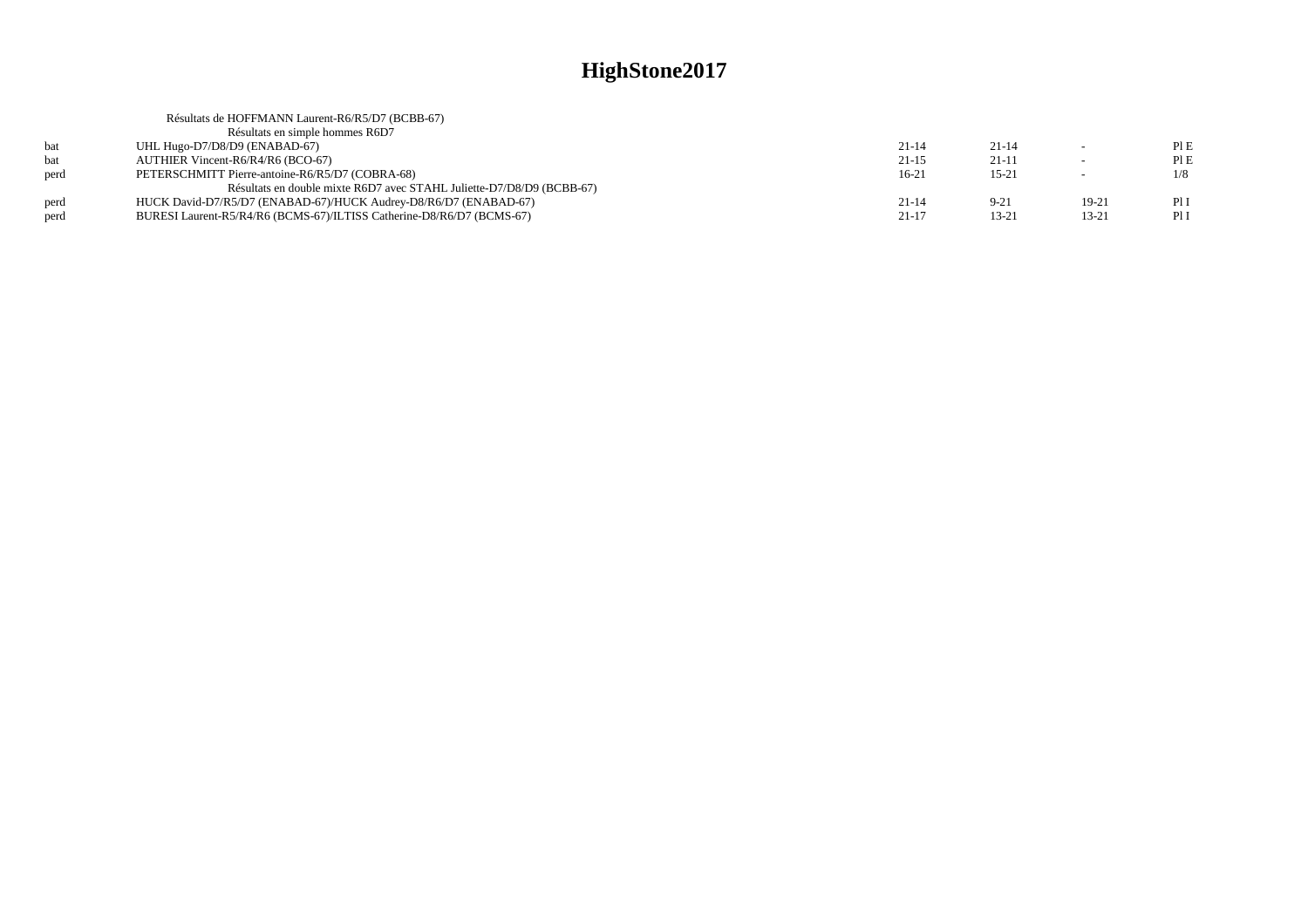# HighStone2017

Résultats de HOFFMANN Laurent-R6/R5/D7 (BCBB-67)

| | | | | | |
|---|---|---|---|---|---|
| | Résultats en simple hommes R6D7 | | | | |
| bat | UHL Hugo-D7/D8/D9 (ENABAD-67) | 21-14 | 21-14 | - | Pl E |
| bat | AUTHIER Vincent-R6/R4/R6 (BCO-67) | 21-15 | 21-11 | - | Pl E |
| perd | PETERSCHMITT Pierre-antoine-R6/R5/D7 (COBRA-68) | 16-21 | 15-21 | - | 1/8 |
| | Résultats en double mixte R6D7 avec STAHL Juliette-D7/D8/D9 (BCBB-67) | | | | |
| perd | HUCK David-D7/R5/D7 (ENABAD-67)/HUCK Audrey-D8/R6/D7 (ENABAD-67) | 21-14 | 9-21 | 19-21 | Pl I |
| perd | BURESI Laurent-R5/R4/R6 (BCMS-67)/ILTISS Catherine-D8/R6/D7 (BCMS-67) | 21-17 | 13-21 | 13-21 | Pl I |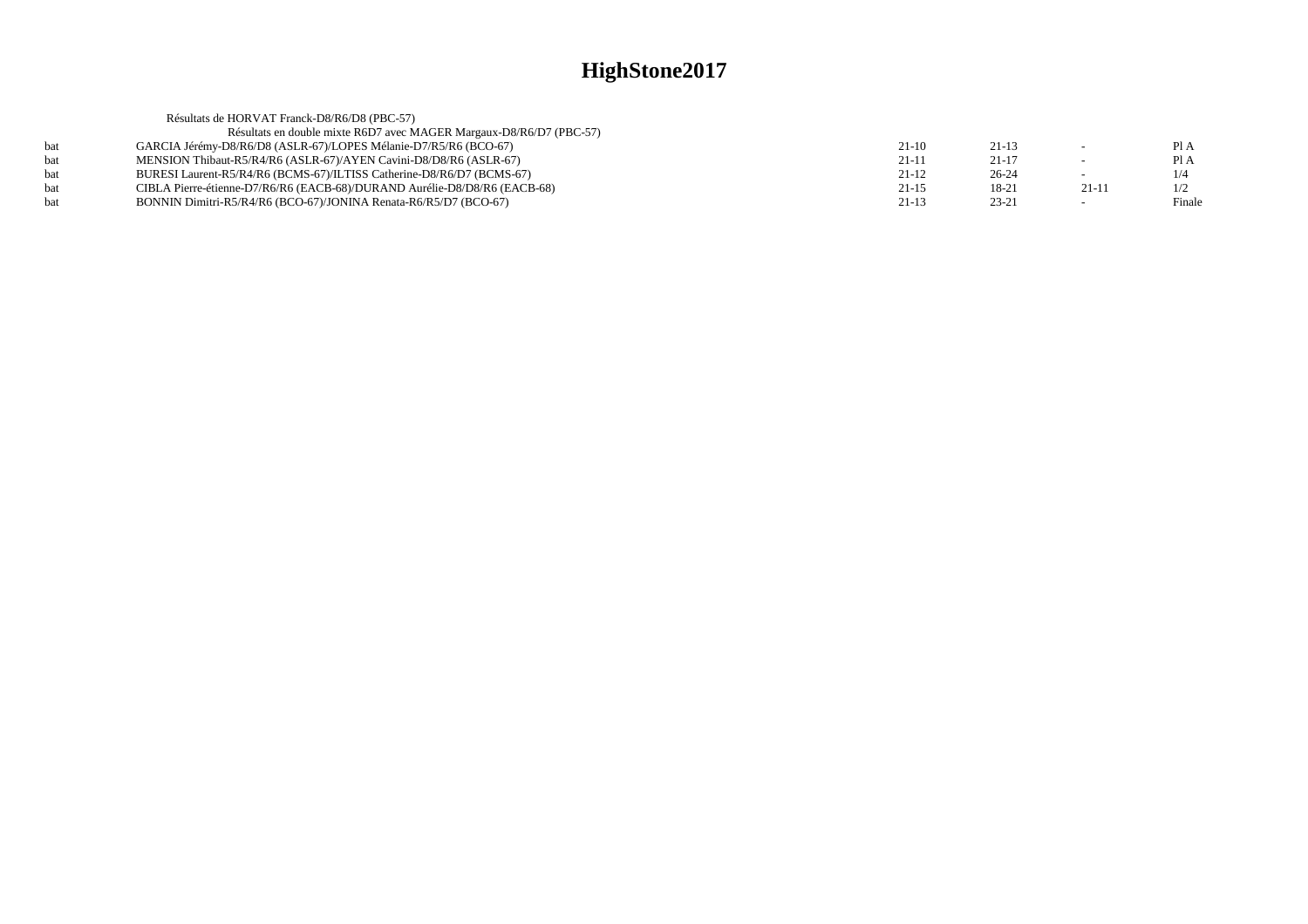# HighStone2017

Résultats de HORVAT Franck-D8/R6/D8 (PBC-57)

Résultats en double mixte R6D7 avec MAGER Margaux-D8/R6/D7 (PBC-57)

| | | | | | |
|---|---|---|---|---|---|
| bat | GARCIA Jérémy-D8/R6/D8 (ASLR-67)/LOPES Mélanie-D7/R5/R6 (BCO-67) | 21-10 | 21-13 | - | Pl A |
| bat | MENSION Thibaut-R5/R4/R6 (ASLR-67)/AYEN Cavini-D8/D8/R6 (ASLR-67) | 21-11 | 21-17 | - | Pl A |
| bat | BURESI Laurent-R5/R4/R6 (BCMS-67)/ILTISS Catherine-D8/R6/D7 (BCMS-67) | 21-12 | 26-24 | - | 1/4 |
| bat | CIBLA Pierre-étienne-D7/R6/R6 (EACB-68)/DURAND Aurélie-D8/D8/R6 (EACB-68) | 21-15 | 18-21 | 21-11 | 1/2 |
| bat | BONNIN Dimitri-R5/R4/R6 (BCO-67)/JONINA Renata-R6/R5/D7 (BCO-67) | 21-13 | 23-21 | - | Finale |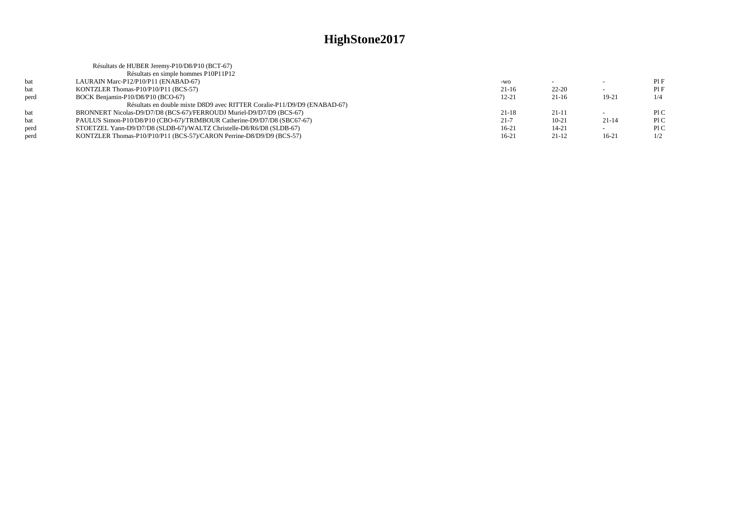# HighStone2017

Résultats de HUBER Jeremy-P10/D8/P10 (BCT-67)

Résultats en simple hommes P10P11P12

| | | | | | |
|---|---|---|---|---|---|
| bat | LAURAIN Marc-P12/P10/P11 (ENABAD-67) | -wo | - | - | Pl F |
| bat | KONTZLER Thomas-P10/P10/P11 (BCS-57) | 21-16 | 22-20 | - | Pl F |
| perd | BOCK Benjamin-P10/D8/P10 (BCO-67) | 12-21 | 21-16 | 19-21 | 1/4 |

Résultats en double mixte D8D9 avec RITTER Coralie-P11/D9/D9 (ENABAD-67)

| | | | | | |
|---|---|---|---|---|---|
| bat | BRONNERT Nicolas-D9/D7/D8 (BCS-67)/FERROUDJ Muriel-D9/D7/D9 (BCS-67) | 21-18 | 21-11 | - | Pl C |
| bat | PAULUS Simon-P10/D8/P10 (CBO-67)/TRIMBOUR Catherine-D9/D7/D8 (SBC67-67) | 21-7 | 10-21 | 21-14 | Pl C |
| perd | STOETZEL Yann-D9/D7/D8 (SLDB-67)/WALTZ Christelle-D8/R6/D8 (SLDB-67) | 16-21 | 14-21 | - | Pl C |
| perd | KONTZLER Thomas-P10/P10/P11 (BCS-57)/CARON Perrine-D8/D9/D9 (BCS-57) | 16-21 | 21-12 | 16-21 | 1/2 |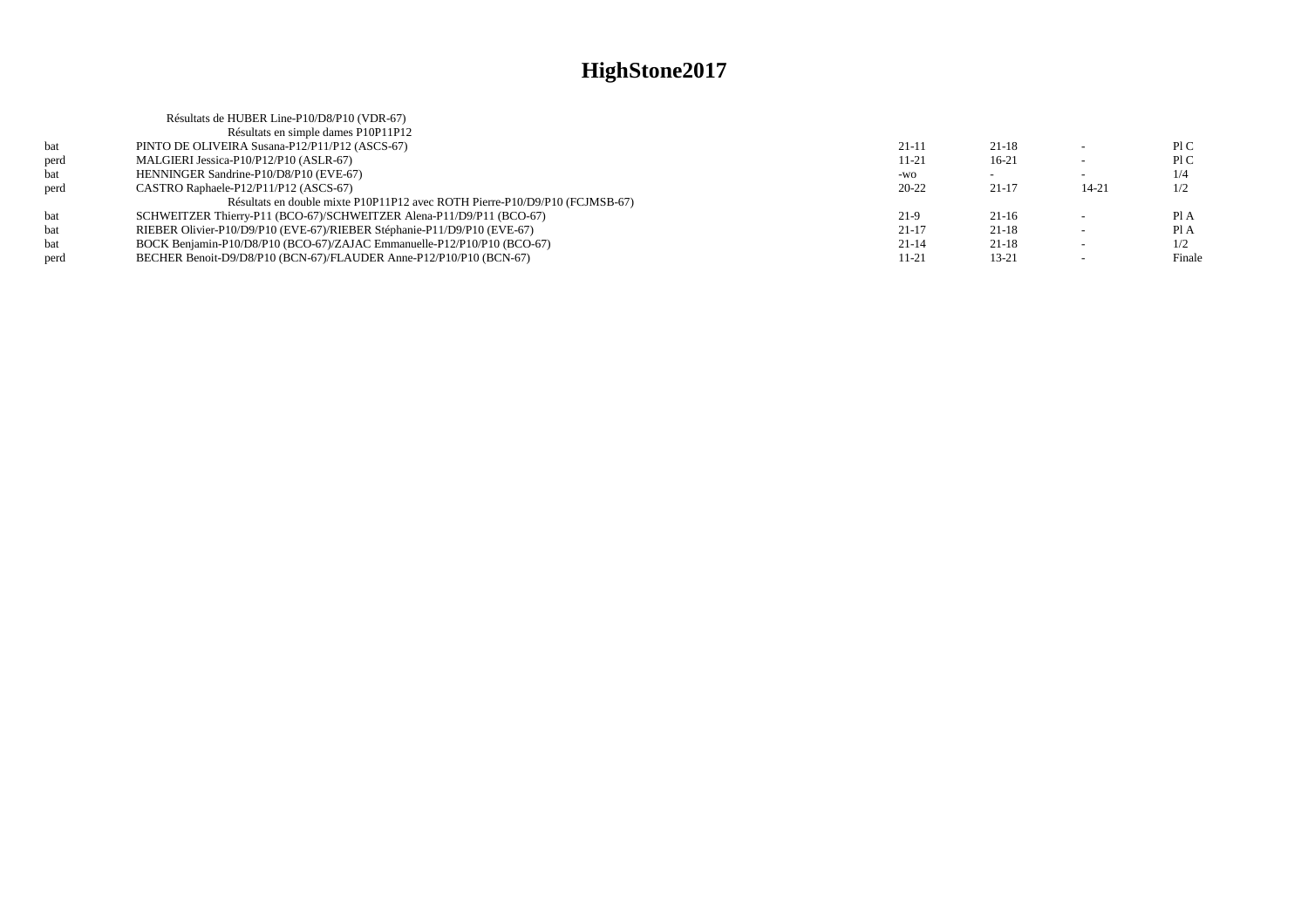# HighStone2017

Résultats de HUBER Line-P10/D8/P10 (VDR-67)

Résultats en simple dames P10P11P12

| | | | | | |
|---|---|---|---|---|---|
| bat | PINTO DE OLIVEIRA Susana-P12/P11/P12 (ASCS-67) | 21-11 | 21-18 | - | Pl C |
| perd | MALGIERI Jessica-P10/P12/P10 (ASLR-67) | 11-21 | 16-21 | - | Pl C |
| bat | HENNINGER Sandrine-P10/D8/P10 (EVE-67) | -wo | - | - | 1/4 |
| perd | CASTRO Raphaele-P12/P11/P12 (ASCS-67) | 20-22 | 21-17 | 14-21 | 1/2 |

Résultats en double mixte P10P11P12 avec ROTH Pierre-P10/D9/P10 (FCJMSB-67)

| | | | | | |
|---|---|---|---|---|---|
| bat | SCHWEITZER Thierry-P11 (BCO-67)/SCHWEITZER Alena-P11/D9/P11 (BCO-67) | 21-9 | 21-16 | - | Pl A |
| bat | RIEBER Olivier-P10/D9/P10 (EVE-67)/RIEBER Stéphanie-P11/D9/P10 (EVE-67) | 21-17 | 21-18 | - | Pl A |
| bat | BOCK Benjamin-P10/D8/P10 (BCO-67)/ZAJAC Emmanuelle-P12/P10/P10 (BCO-67) | 21-14 | 21-18 | - | 1/2 |
| perd | BECHER Benoit-D9/D8/P10 (BCN-67)/FLAUDER Anne-P12/P10/P10 (BCN-67) | 11-21 | 13-21 | - | Finale |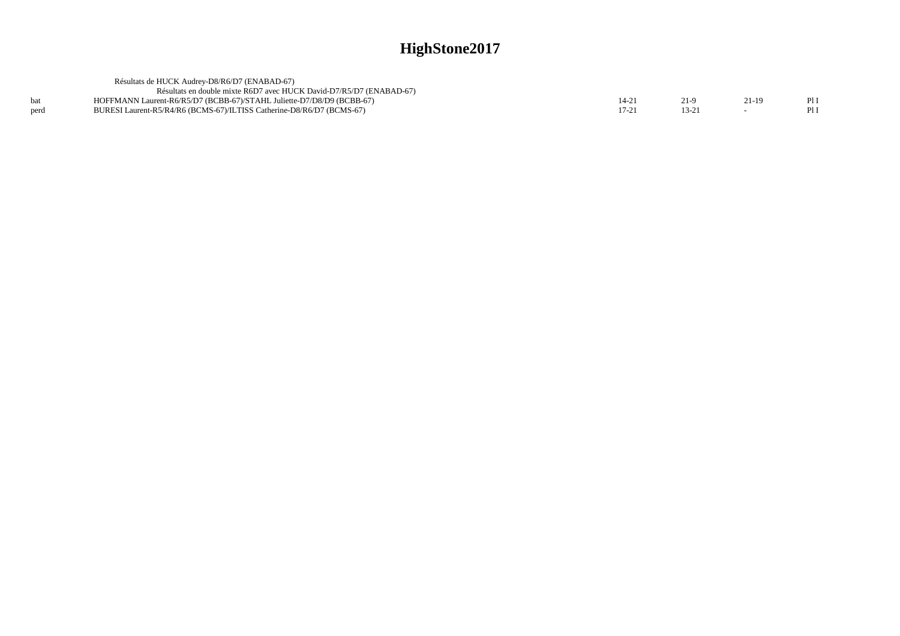# HighStone2017

Résultats de HUCK Audrey-D8/R6/D7 (ENABAD-67)

Résultats en double mixte R6D7 avec HUCK David-D7/R5/D7 (ENABAD-67)

| | | | | | |
|---|---|---|---|---|---|
| bat | HOFFMANN Laurent-R6/R5/D7 (BCBB-67)/STAHL Juliette-D7/D8/D9 (BCBB-67) | 14-21 | 21-9 | 21-19 | Pl I |
| perd | BURESI Laurent-R5/R4/R6 (BCMS-67)/ILTISS Catherine-D8/R6/D7 (BCMS-67) | 17-21 | 13-21 | - | Pl I |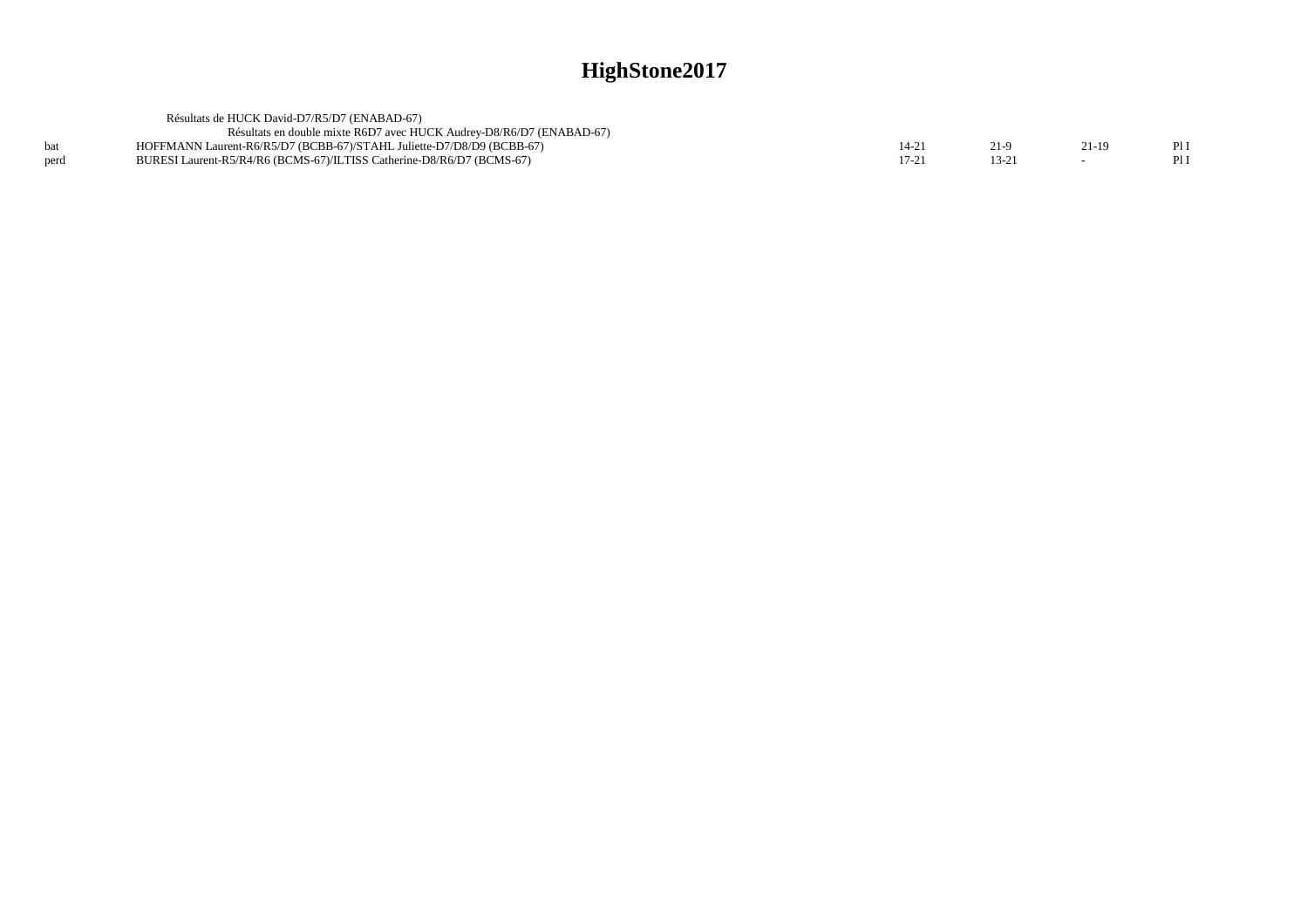# HighStone2017

Résultats de HUCK David-D7/R5/D7 (ENABAD-67)

Résultats en double mixte R6D7 avec HUCK Audrey-D8/R6/D7 (ENABAD-67)

| | | | | | |
|---|---|---|---|---|---|
| bat | HOFFMANN Laurent-R6/R5/D7 (BCBB-67)/STAHL Juliette-D7/D8/D9 (BCBB-67) | 14-21 | 21-9 | 21-19 | Pl I |
| perd | BURESI Laurent-R5/R4/R6 (BCMS-67)/ILTISS Catherine-D8/R6/D7 (BCMS-67) | 17-21 | 13-21 | - | Pl I |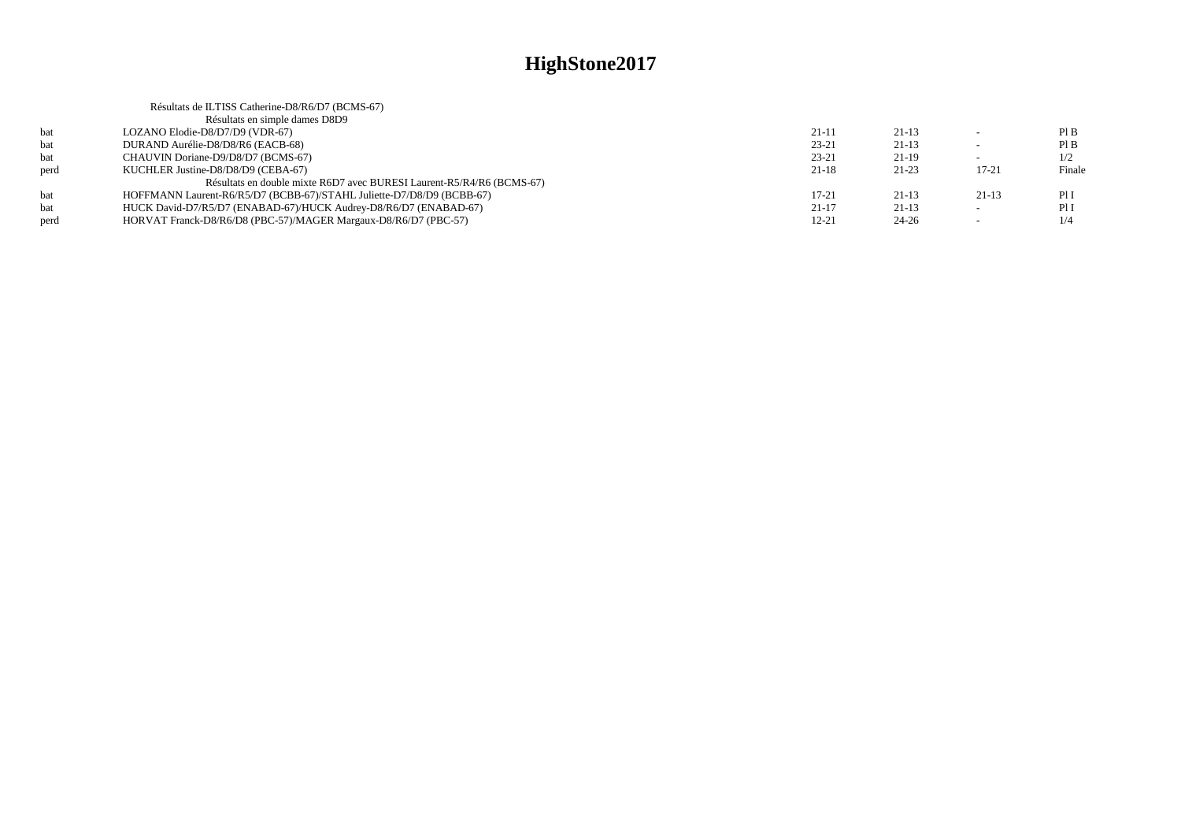# HighStone2017

Résultats de ILTISS Catherine-D8/R6/D7 (BCMS-67)

Résultats en simple dames D8D9

| | | | | | |
|---|---|---|---|---|---|
| bat | LOZANO Elodie-D8/D7/D9 (VDR-67) | 21-11 | 21-13 | - | Pl B |
| bat | DURAND Aurélie-D8/D8/R6 (EACB-68) | 23-21 | 21-13 | - | Pl B |
| bat | CHAUVIN Doriane-D9/D8/D7 (BCMS-67) | 23-21 | 21-19 | - | 1/2 |
| perd | KUCHLER Justine-D8/D8/D9 (CEBA-67) | 21-18 | 21-23 | 17-21 | Finale |

Résultats en double mixte R6D7 avec BURESI Laurent-R5/R4/R6 (BCMS-67)

| | | | | | |
|---|---|---|---|---|---|
| bat | HOFFMANN Laurent-R6/R5/D7 (BCBB-67)/STAHL Juliette-D7/D8/D9 (BCBB-67) | 17-21 | 21-13 | 21-13 | Pl I |
| bat | HUCK David-D7/R5/D7 (ENABAD-67)/HUCK Audrey-D8/R6/D7 (ENABAD-67) | 21-17 | 21-13 | - | Pl I |
| perd | HORVAT Franck-D8/R6/D8 (PBC-57)/MAGER Margaux-D8/R6/D7 (PBC-57) | 12-21 | 24-26 | - | 1/4 |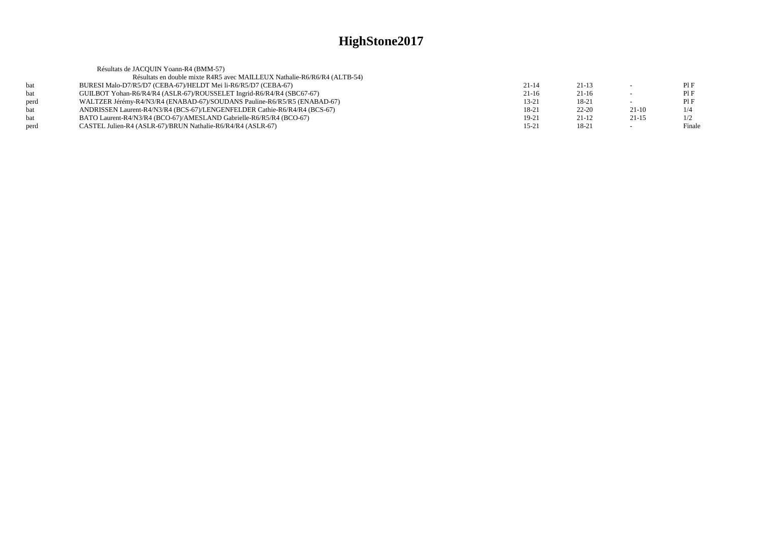# HighStone2017

Résultats de JACQUIN Yoann-R4 (BMM-57)

Résultats en double mixte R4R5 avec MAILLEUX Nathalie-R6/R6/R4 (ALTB-54)

| | | | | | |
|---|---|---|---|---|---|
| bat | BURESI Malo-D7/R5/D7 (CEBA-67)/HELDT Mei li-R6/R5/D7 (CEBA-67) | 21-14 | 21-13 | - | Pl F |
| bat | GUILBOT Yohan-R6/R4/R4 (ASLR-67)/ROUSSELET Ingrid-R6/R4/R4 (SBC67-67) | 21-16 | 21-16 | - | Pl F |
| perd | WALTZER Jérémy-R4/N3/R4 (ENABAD-67)/SOUDANS Pauline-R6/R5/R5 (ENABAD-67) | 13-21 | 18-21 | - | Pl F |
| bat | ANDRISSEN Laurent-R4/N3/R4 (BCS-67)/LENGENFELDER Cathie-R6/R4/R4 (BCS-67) | 18-21 | 22-20 | 21-10 | 1/4 |
| bat | BATO Laurent-R4/N3/R4 (BCO-67)/AMESLAND Gabrielle-R6/R5/R4 (BCO-67) | 19-21 | 21-12 | 21-15 | 1/2 |
| perd | CASTEL Julien-R4 (ASLR-67)/BRUN Nathalie-R6/R4/R4 (ASLR-67) | 15-21 | 18-21 | - | Finale |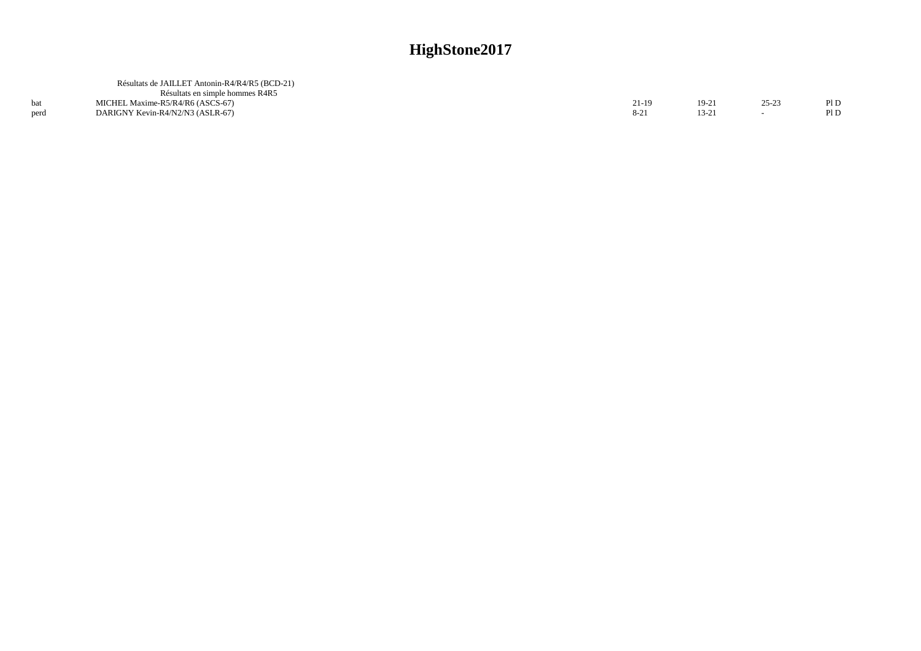# HighStone2017

Résultats de JAILLET Antonin-R4/R4/R5 (BCD-21)

Résultats en simple hommes R4R5

| | | | | | |
|---|---|---|---|---|---|
| bat | MICHEL Maxime-R5/R4/R6 (ASCS-67) | 21-19 | 19-21 | 25-23 | Pl D |
| perd | DARIGNY Kevin-R4/N2/N3 (ASLR-67) | 8-21 | 13-21 | - | Pl D |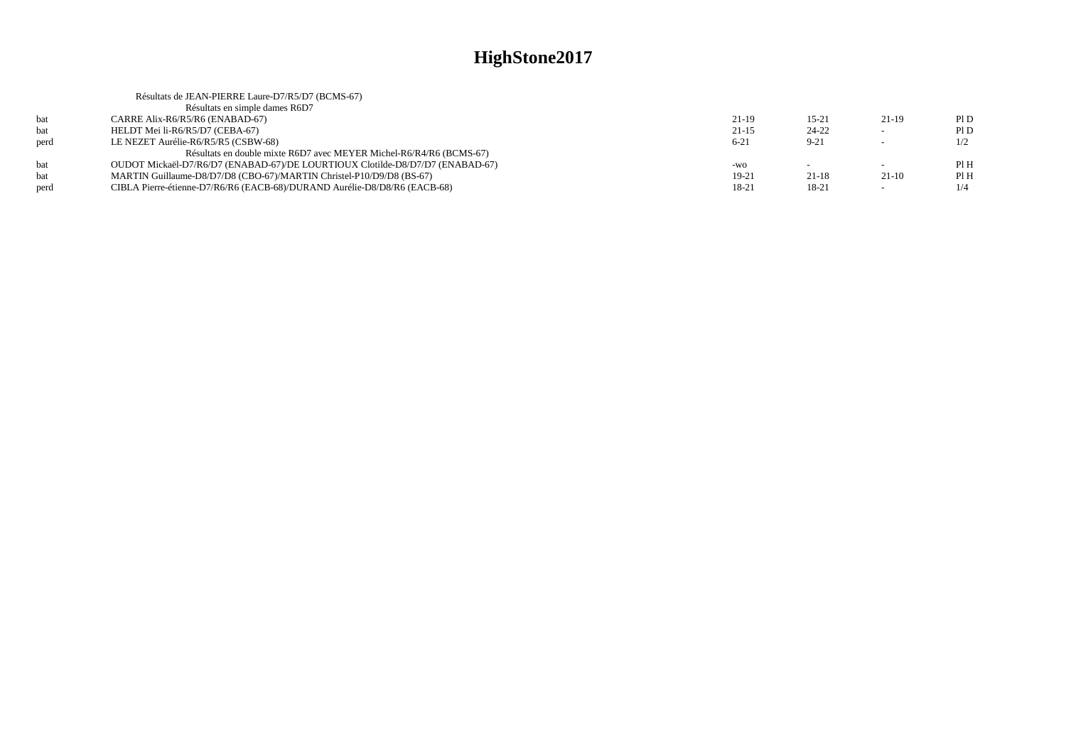# HighStone2017

Résultats de JEAN-PIERRE Laure-D7/R5/D7 (BCMS-67)

Résultats en simple dames R6D7

| | | | | | |
|---|---|---|---|---|---|
| bat | CARRE Alix-R6/R5/R6 (ENABAD-67) | 21-19 | 15-21 | 21-19 | Pl D |
| bat | HELDT Mei li-R6/R5/D7 (CEBA-67) | 21-15 | 24-22 | - | Pl D |
| perd | LE NEZET Aurélie-R6/R5/R5 (CSBW-68) | 6-21 | 9-21 | - | 1/2 |

Résultats en double mixte R6D7 avec MEYER Michel-R6/R4/R6 (BCMS-67)

| | | | | | |
|---|---|---|---|---|---|
| bat | OUDOT Mickaël-D7/R6/D7 (ENABAD-67)/DE LOURTIOUX Clotilde-D8/D7/D7 (ENABAD-67) | -wo | - | - | Pl H |
| bat | MARTIN Guillaume-D8/D7/D8 (CBO-67)/MARTIN Christel-P10/D9/D8 (BS-67) | 19-21 | 21-18 | 21-10 | Pl H |
| perd | CIBLA Pierre-étienne-D7/R6/R6 (EACB-68)/DURAND Aurélie-D8/D8/R6 (EACB-68) | 18-21 | 18-21 | - | 1/4 |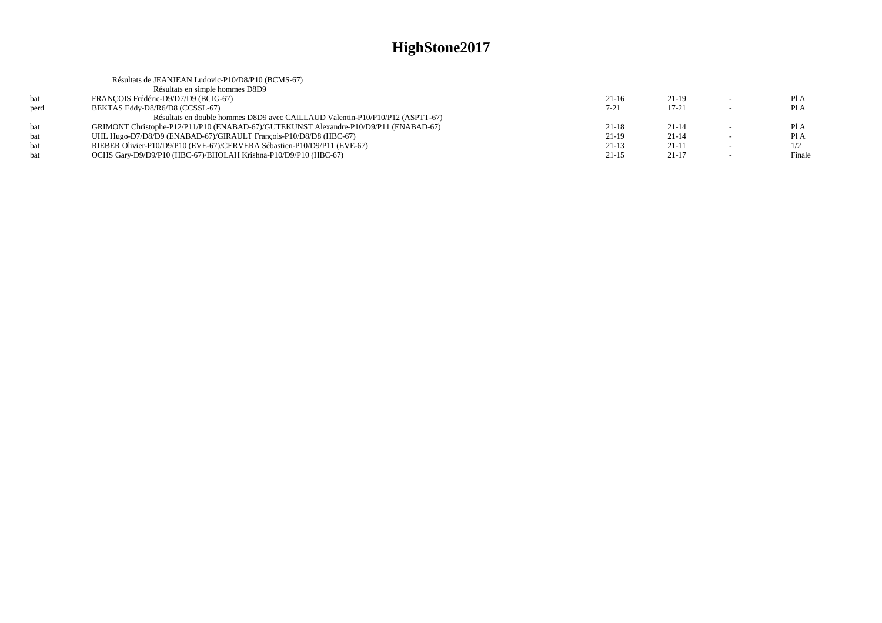# HighStone2017

Résultats de JEANJEAN Ludovic-P10/D8/P10 (BCMS-67)

Résultats en simple hommes D8D9

| | | | | | |
|---|---|---|---|---|---|
| bat | FRANÇOIS Frédéric-D9/D7/D9 (BCIG-67) | 21-16 | 21-19 | - | Pl A |
| perd | BEKTAS Eddy-D8/R6/D8 (CCSSL-67) | 7-21 | 17-21 | - | Pl A |

Résultats en double hommes D8D9 avec CAILLAUD Valentin-P10/P10/P12 (ASPTT-67)

| | | | | | |
|---|---|---|---|---|---|
| bat | GRIMONT Christophe-P12/P11/P10 (ENABAD-67)/GUTEKUNST Alexandre-P10/D9/P11 (ENABAD-67) | 21-18 | 21-14 | - | Pl A |
| bat | UHL Hugo-D7/D8/D9 (ENABAD-67)/GIRAULT François-P10/D8/D8 (HBC-67) | 21-19 | 21-14 | - | Pl A |
| bat | RIEBER Olivier-P10/D9/P10 (EVE-67)/CERVERA Sébastien-P10/D9/P11 (EVE-67) | 21-13 | 21-11 | - | 1/2 |
| bat | OCHS Gary-D9/D9/P10 (HBC-67)/BHOLAH Krishna-P10/D9/P10 (HBC-67) | 21-15 | 21-17 | - | Finale |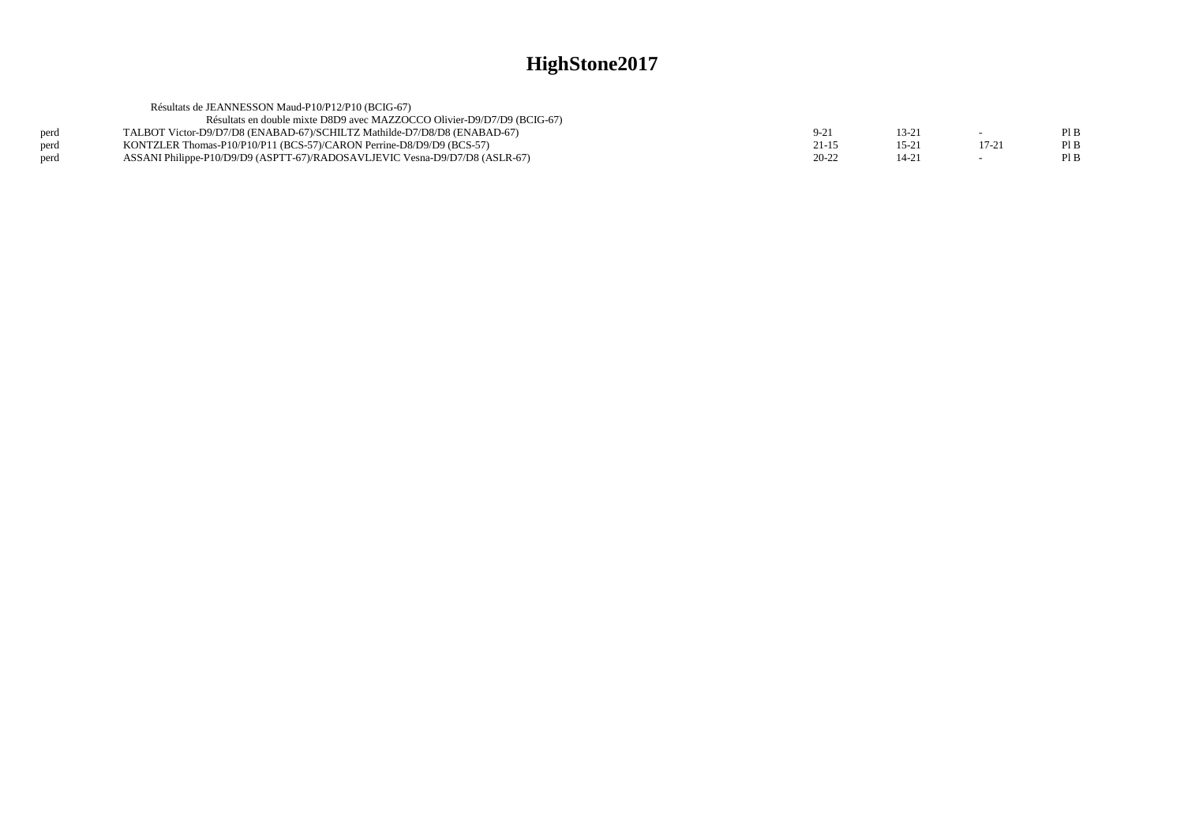# HighStone2017

Résultats de JEANNESSON Maud-P10/P12/P10 (BCIG-67)

Résultats en double mixte D8D9 avec MAZZOCCO Olivier-D9/D7/D9 (BCIG-67)

| | | | | | |
|---|---|---|---|---|---|
| perd | TALBOT Victor-D9/D7/D8 (ENABAD-67)/SCHILTZ Mathilde-D7/D8/D8 (ENABAD-67) | 9-21 | 13-21 | - | Pl B |
| perd | KONTZLER Thomas-P10/P10/P11 (BCS-57)/CARON Perrine-D8/D9/D9 (BCS-57) | 21-15 | 15-21 | 17-21 | Pl B |
| perd | ASSANI Philippe-P10/D9/D9 (ASPTT-67)/RADOSAVLJEVIC Vesna-D9/D7/D8 (ASLR-67) | 20-22 | 14-21 | - | Pl B |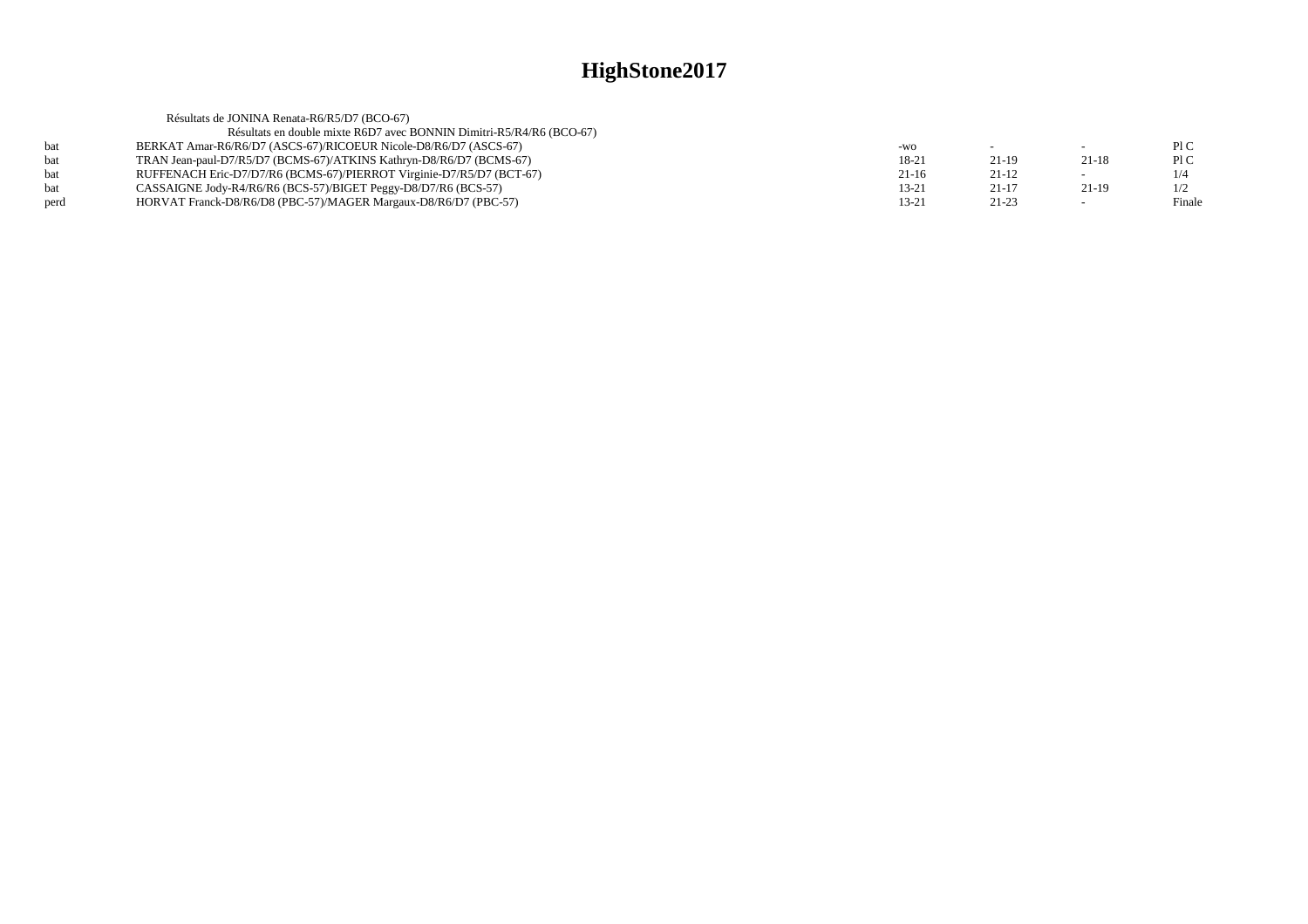# HighStone2017

Résultats de JONINA Renata-R6/R5/D7 (BCO-67)

Résultats en double mixte R6D7 avec BONNIN Dimitri-R5/R4/R6 (BCO-67)

| | | | | | |
|---|---|---|---|---|---|
| bat | BERKAT Amar-R6/R6/D7 (ASCS-67)/RICOEUR Nicole-D8/R6/D7 (ASCS-67) | -wo | - | - | Pl C |
| bat | TRAN Jean-paul-D7/R5/D7 (BCMS-67)/ATKINS Kathryn-D8/R6/D7 (BCMS-67) | 18-21 | 21-19 | 21-18 | Pl C |
| bat | RUFFENACH Eric-D7/D7/R6 (BCMS-67)/PIERROT Virginie-D7/R5/D7 (BCT-67) | 21-16 | 21-12 | - | 1/4 |
| bat | CASSAIGNE Jody-R4/R6/R6 (BCS-57)/BIGET Peggy-D8/D7/R6 (BCS-57) | 13-21 | 21-17 | 21-19 | 1/2 |
| perd | HORVAT Franck-D8/R6/D8 (PBC-57)/MAGER Margaux-D8/R6/D7 (PBC-57) | 13-21 | 21-23 | - | Finale |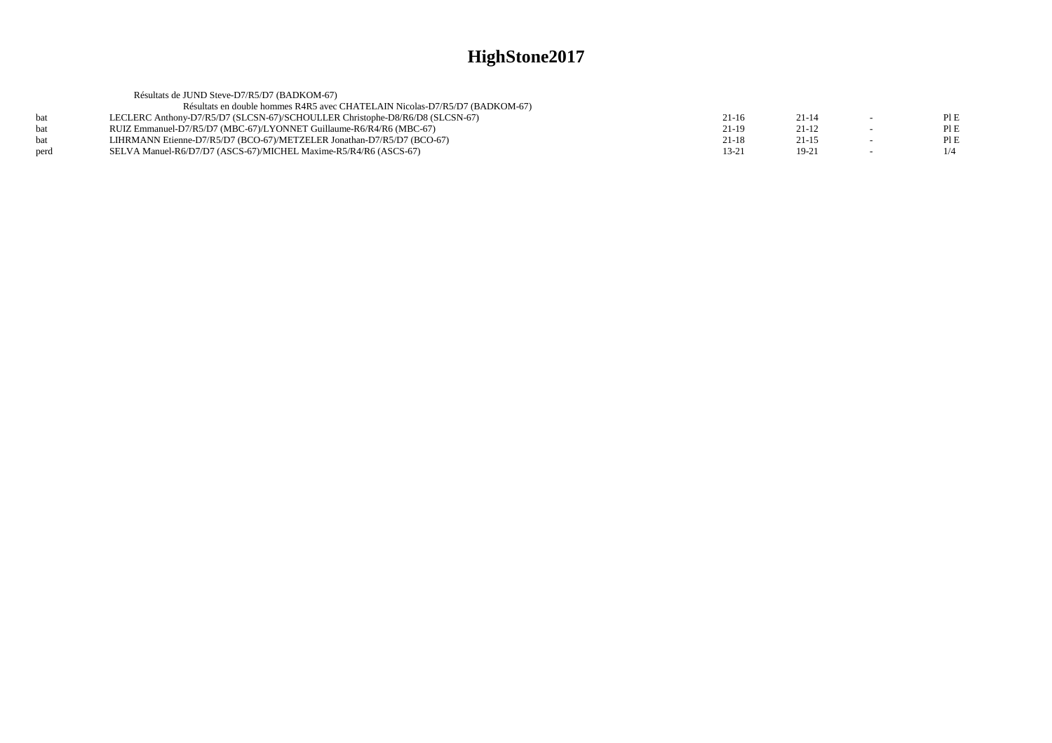# HighStone2017

Résultats de JUND Steve-D7/R5/D7 (BADKOM-67)

Résultats en double hommes R4R5 avec CHATELAIN Nicolas-D7/R5/D7 (BADKOM-67)

| | | | | | |
|---|---|---|---|---|---|
| bat | LECLERC Anthony-D7/R5/D7 (SLCSN-67)/SCHOULLER Christophe-D8/R6/D8 (SLCSN-67) | 21-16 | 21-14 | - | Pl E |
| bat | RUIZ Emmanuel-D7/R5/D7 (MBC-67)/LYONNET Guillaume-R6/R4/R6 (MBC-67) | 21-19 | 21-12 | - | Pl E |
| bat | LIHRMANN Etienne-D7/R5/D7 (BCO-67)/METZELER Jonathan-D7/R5/D7 (BCO-67) | 21-18 | 21-15 | - | Pl E |
| perd | SELVA Manuel-R6/D7/D7 (ASCS-67)/MICHEL Maxime-R5/R4/R6 (ASCS-67) | 13-21 | 19-21 | - | 1/4 |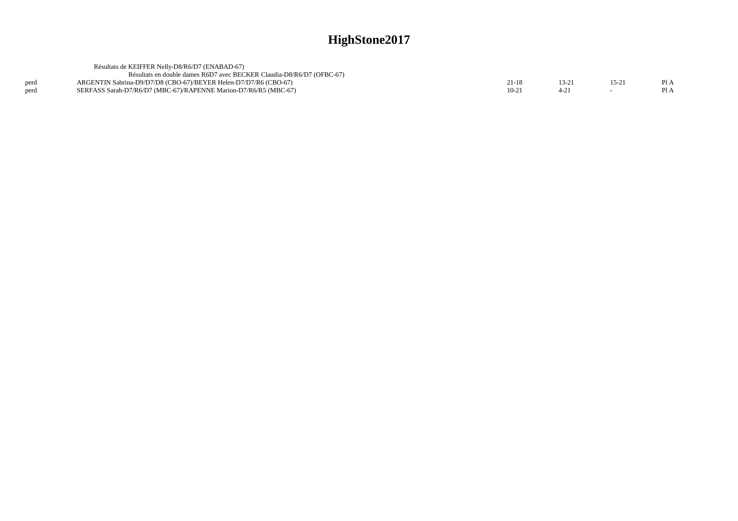# HighStone2017

Résultats de KEIFFER Nelly-D8/R6/D7 (ENABAD-67)

Résultats en double dames R6D7 avec BECKER Claudia-D8/R6/D7 (OFBC-67)

| | | | | | |
|---|---|---|---|---|---|
| perd | ARGENTIN Sabrina-D9/D7/D8 (CBO-67)/BEYER Helen-D7/D7/R6 (CBO-67) | 21-18 | 13-21 | 15-21 | Pl A |
| perd | SERFASS Sarah-D7/R6/D7 (MBC-67)/RAPENNE Marion-D7/R6/R5 (MBC-67) | 10-21 | 4-21 | - | Pl A |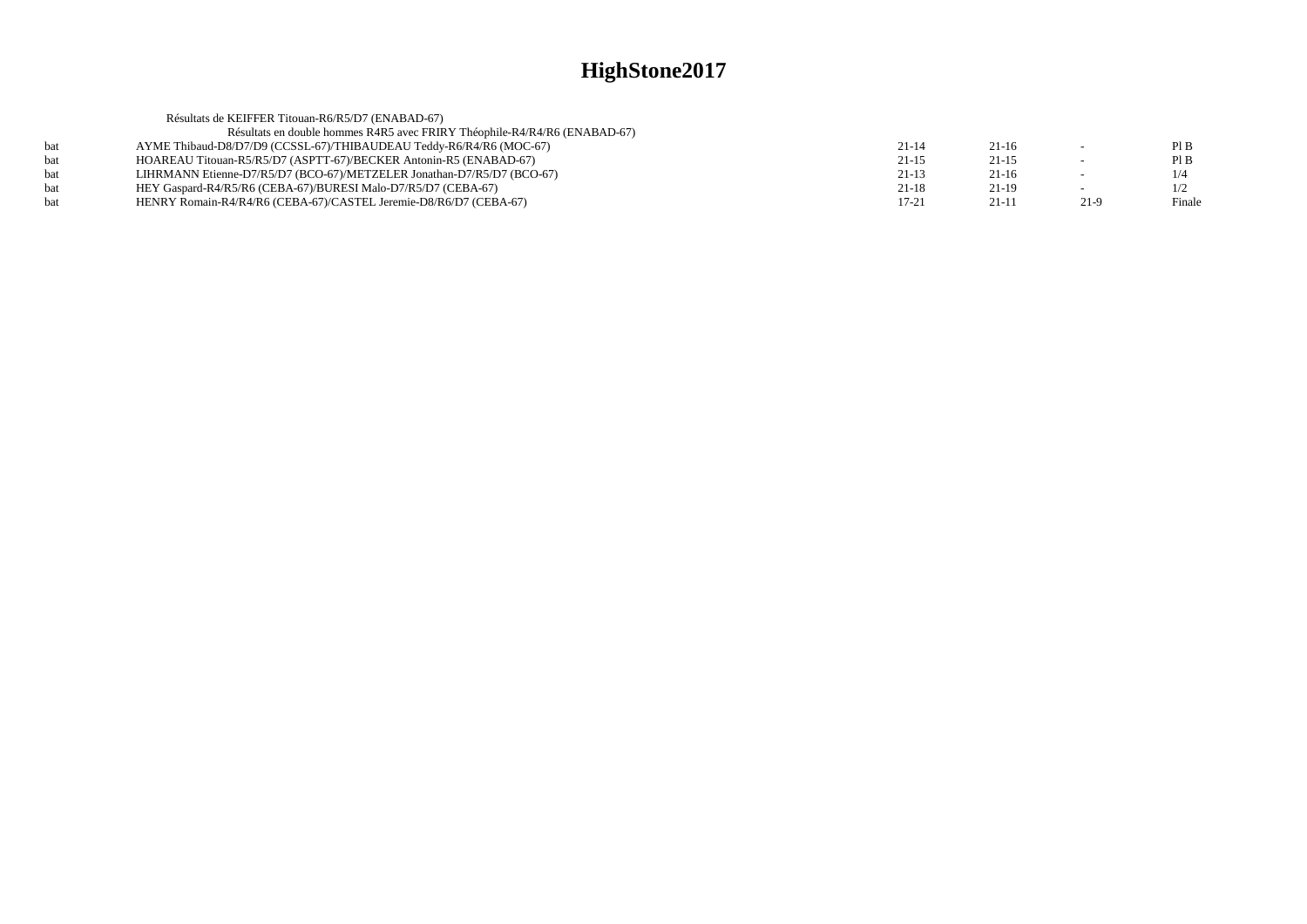# HighStone2017

Résultats de KEIFFER Titouan-R6/R5/D7 (ENABAD-67)

Résultats en double hommes R4R5 avec FRIRY Théophile-R4/R4/R6 (ENABAD-67)

| | | | | | |
|---|---|---|---|---|---|
| bat | AYME Thibaud-D8/D7/D9 (CCSSL-67)/THIBAUDEAU Teddy-R6/R4/R6 (MOC-67) | 21-14 | 21-16 | - | Pl B |
| bat | HOAREAU Titouan-R5/R5/D7 (ASPTT-67)/BECKER Antonin-R5 (ENABAD-67) | 21-15 | 21-15 | - | Pl B |
| bat | LIHRMANN Etienne-D7/R5/D7 (BCO-67)/METZELER Jonathan-D7/R5/D7 (BCO-67) | 21-13 | 21-16 | - | 1/4 |
| bat | HEY Gaspard-R4/R5/R6 (CEBA-67)/BURESI Malo-D7/R5/D7 (CEBA-67) | 21-18 | 21-19 | - | 1/2 |
| bat | HENRY Romain-R4/R4/R6 (CEBA-67)/CASTEL Jeremie-D8/R6/D7 (CEBA-67) | 17-21 | 21-11 | 21-9 | Finale |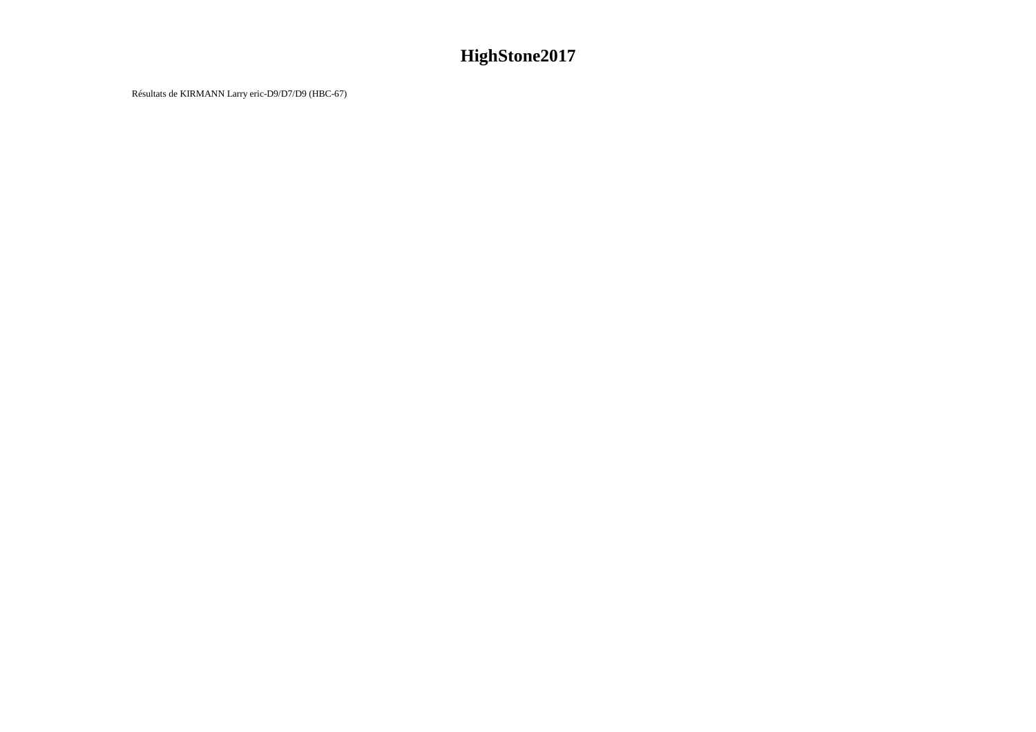# HighStone2017

Résultats de KIRMANN Larry eric-D9/D7/D9 (HBC-67)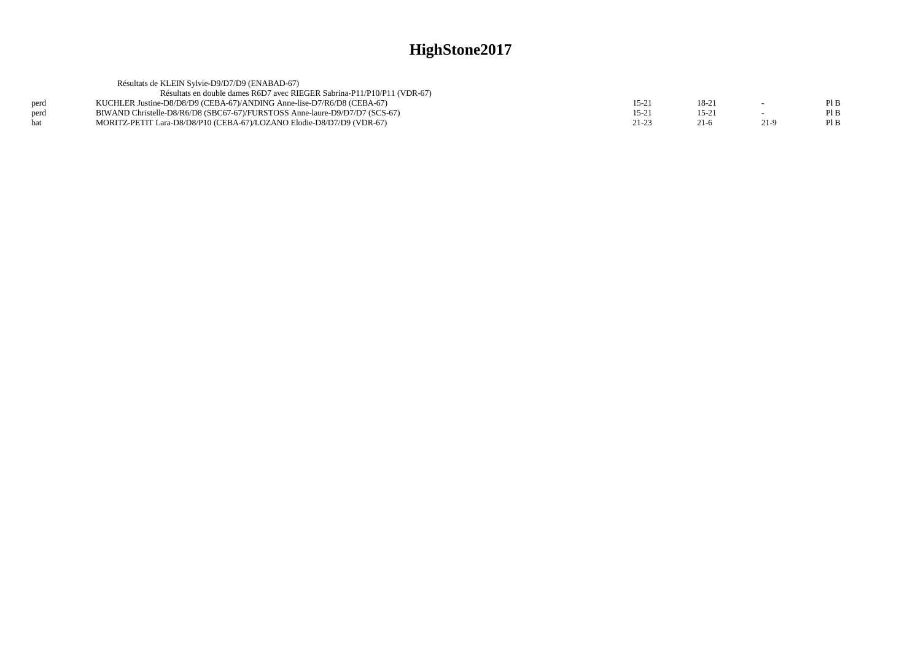# HighStone2017

Résultats de KLEIN Sylvie-D9/D7/D9 (ENABAD-67)

Résultats en double dames R6D7 avec RIEGER Sabrina-P11/P10/P11 (VDR-67)

| | | | | | |
|---|---|---|---|---|---|
| perd | KUCHLER Justine-D8/D8/D9 (CEBA-67)/ANDING Anne-lise-D7/R6/D8 (CEBA-67) | 15-21 | 18-21 | - | Pl B |
| perd | BIWAND Christelle-D8/R6/D8 (SBC67-67)/FURSTOSS Anne-laure-D9/D7/D7 (SCS-67) | 15-21 | 15-21 | - | Pl B |
| bat | MORITZ-PETIT Lara-D8/D8/P10 (CEBA-67)/LOZANO Elodie-D8/D7/D9 (VDR-67) | 21-23 | 21-6 | 21-9 | Pl B |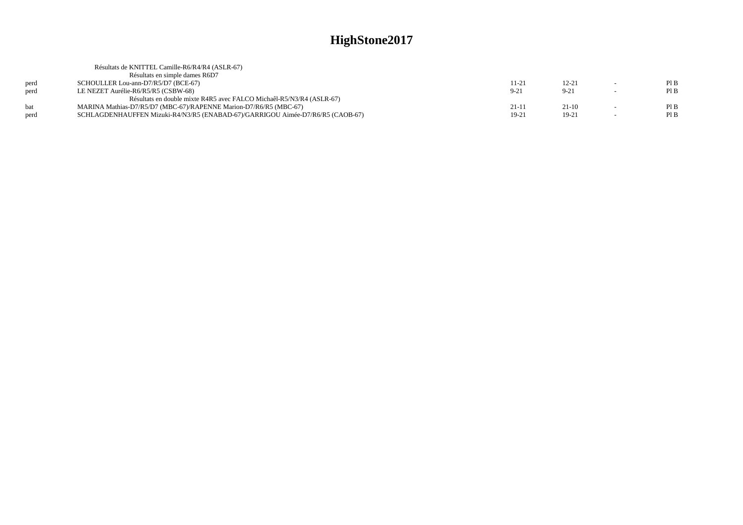# HighStone2017

Résultats de KNITTEL Camille-R6/R4/R4 (ASLR-67)

Résultats en simple dames R6D7

| | | | | | |
|---|---|---|---|---|---|
| perd | SCHOULLER Lou-ann-D7/R5/D7 (BCE-67) | 11-21 | 12-21 | - | Pl B |
| perd | LE NEZET Aurélie-R6/R5/R5 (CSBW-68) | 9-21 | 9-21 | - | Pl B |

Résultats en double mixte R4R5 avec FALCO Michaêl-R5/N3/R4 (ASLR-67)

| | | | | | |
|---|---|---|---|---|---|
| bat | MARINA Mathias-D7/R5/D7 (MBC-67)/RAPENNE Marion-D7/R6/R5 (MBC-67) | 21-11 | 21-10 | - | Pl B |
| perd | SCHLAGDENHAUFFEN Mizuki-R4/N3/R5 (ENABAD-67)/GARRIGOU Aimée-D7/R6/R5 (CAOB-67) | 19-21 | 19-21 | - | Pl B |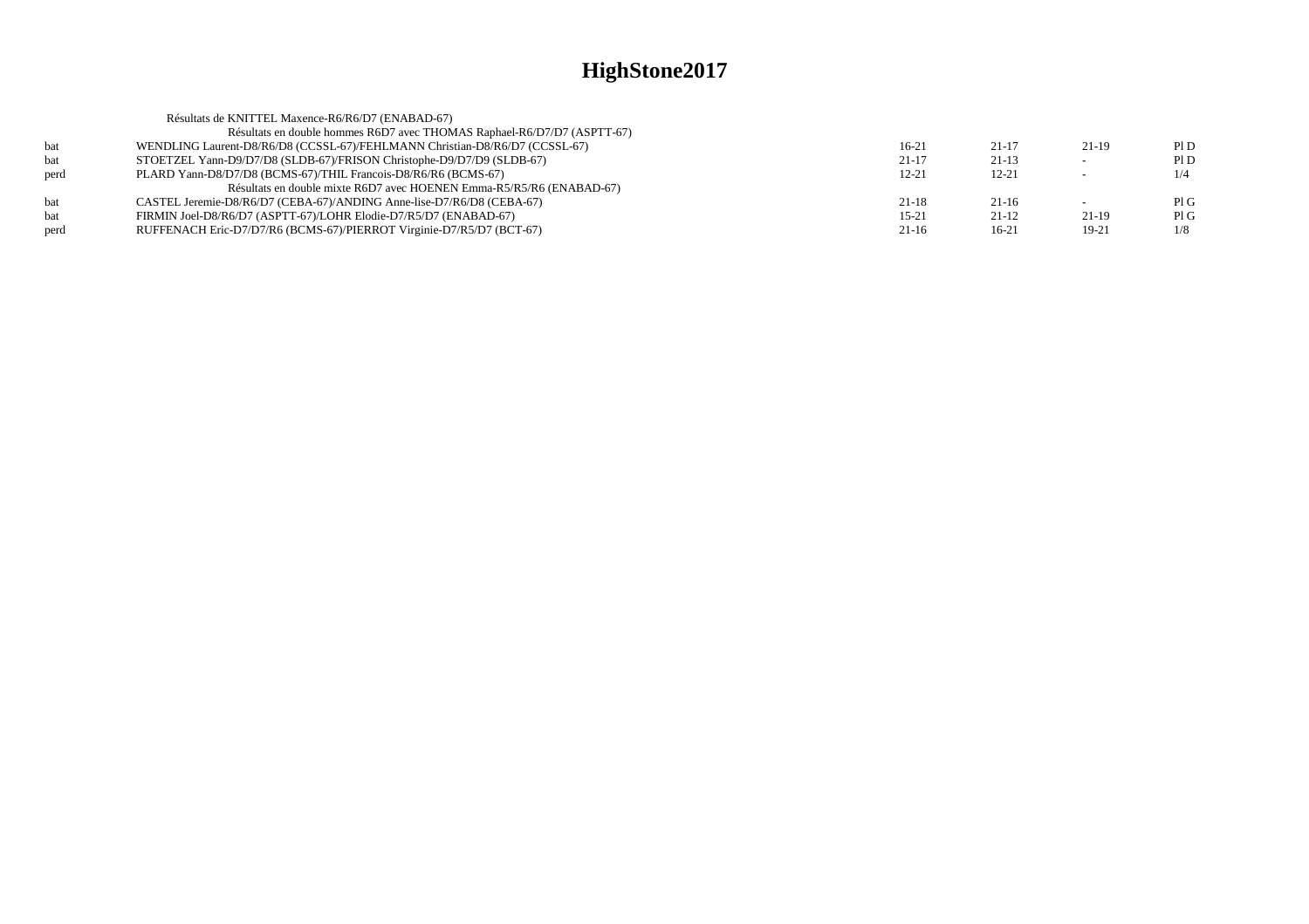# HighStone2017

Résultats de KNITTEL Maxence-R6/R6/D7 (ENABAD-67)

| | | | | | |
|---|---|---|---|---|---|
| | Résultats en double hommes R6D7 avec THOMAS Raphael-R6/D7/D7 (ASPTT-67) | | | | |
| bat | WENDLING Laurent-D8/R6/D8 (CCSSL-67)/FEHLMANN Christian-D8/R6/D7 (CCSSL-67) | 16-21 | 21-17 | 21-19 | Pl D |
| bat | STOETZEL Yann-D9/D7/D8 (SLDB-67)/FRISON Christophe-D9/D7/D9 (SLDB-67) | 21-17 | 21-13 | - | Pl D |
| perd | PLARD Yann-D8/D7/D8 (BCMS-67)/THIL Francois-D8/R6/R6 (BCMS-67) | 12-21 | 12-21 | - | 1/4 |
| | Résultats en double mixte R6D7 avec HOENEN Emma-R5/R5/R6 (ENABAD-67) | | | | |
| bat | CASTEL Jeremie-D8/R6/D7 (CEBA-67)/ANDING Anne-lise-D7/R6/D8 (CEBA-67) | 21-18 | 21-16 | - | Pl G |
| bat | FIRMIN Joel-D8/R6/D7 (ASPTT-67)/LOHR Elodie-D7/R5/D7 (ENABAD-67) | 15-21 | 21-12 | 21-19 | Pl G |
| perd | RUFFENACH Eric-D7/D7/R6 (BCMS-67)/PIERROT Virginie-D7/R5/D7 (BCT-67) | 21-16 | 16-21 | 19-21 | 1/8 |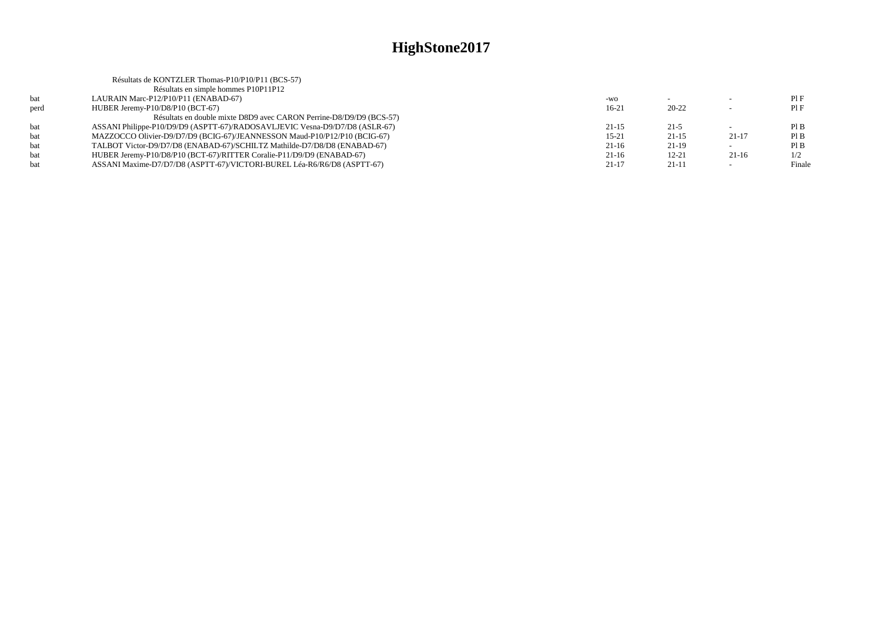# HighStone2017

Résultats de KONTZLER Thomas-P10/P10/P11 (BCS-57)

Résultats en simple hommes P10P11P12

| | | | | | |
|---|---|---|---|---|---|
| bat | LAURAIN Marc-P12/P10/P11 (ENABAD-67) | -wo | - | - | Pl F |
| perd | HUBER Jeremy-P10/D8/P10 (BCT-67) | 16-21 | 20-22 | - | Pl F |

Résultats en double mixte D8D9 avec CARON Perrine-D8/D9/D9 (BCS-57)

| | | | | | |
|---|---|---|---|---|---|
| bat | ASSANI Philippe-P10/D9/D9 (ASPTT-67)/RADOSAVLJEVIC Vesna-D9/D7/D8 (ASLR-67) | 21-15 | 21-5 | - | Pl B |
| bat | MAZZOCCO Olivier-D9/D7/D9 (BCIG-67)/JEANNESSON Maud-P10/P12/P10 (BCIG-67) | 15-21 | 21-15 | 21-17 | Pl B |
| bat | TALBOT Victor-D9/D7/D8 (ENABAD-67)/SCHILTZ Mathilde-D7/D8/D8 (ENABAD-67) | 21-16 | 21-19 | - | Pl B |
| bat | HUBER Jeremy-P10/D8/P10 (BCT-67)/RITTER Coralie-P11/D9/D9 (ENABAD-67) | 21-16 | 12-21 | 21-16 | 1/2 |
| bat | ASSANI Maxime-D7/D7/D8 (ASPTT-67)/VICTORI-BUREL Léa-R6/R6/D8 (ASPTT-67) | 21-17 | 21-11 | - | Finale |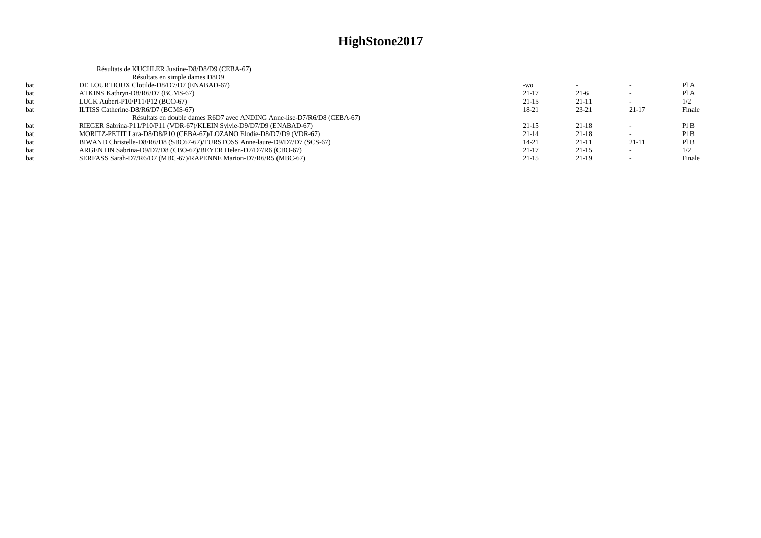# HighStone2017

Résultats de KUCHLER Justine-D8/D8/D9 (CEBA-67)

Résultats en simple dames D8D9

| | | | | | |
|---|---|---|---|---|---|
| bat | DE LOURTIOUX Clotilde-D8/D7/D7 (ENABAD-67) | -wo | - | - | Pl A |
| bat | ATKINS Kathryn-D8/R6/D7 (BCMS-67) | 21-17 | 21-6 | - | Pl A |
| bat | LUCK Auberi-P10/P11/P12 (BCO-67) | 21-15 | 21-11 | - | 1/2 |
| bat | ILTISS Catherine-D8/R6/D7 (BCMS-67) | 18-21 | 23-21 | 21-17 | Finale |

Résultats en double dames R6D7 avec ANDING Anne-lise-D7/R6/D8 (CEBA-67)

| | | | | | |
|---|---|---|---|---|---|
| bat | RIEGER Sabrina-P11/P10/P11 (VDR-67)/KLEIN Sylvie-D9/D7/D9 (ENABAD-67) | 21-15 | 21-18 | - | Pl B |
| bat | MORITZ-PETIT Lara-D8/D8/P10 (CEBA-67)/LOZANO Elodie-D8/D7/D9 (VDR-67) | 21-14 | 21-18 | - | Pl B |
| bat | BIWAND Christelle-D8/R6/D8 (SBC67-67)/FURSTOSS Anne-laure-D9/D7/D7 (SCS-67) | 14-21 | 21-11 | 21-11 | Pl B |
| bat | ARGENTIN Sabrina-D9/D7/D8 (CBO-67)/BEYER Helen-D7/D7/R6 (CBO-67) | 21-17 | 21-15 | - | 1/2 |
| bat | SERFASS Sarah-D7/R6/D7 (MBC-67)/RAPENNE Marion-D7/R6/R5 (MBC-67) | 21-15 | 21-19 | - | Finale |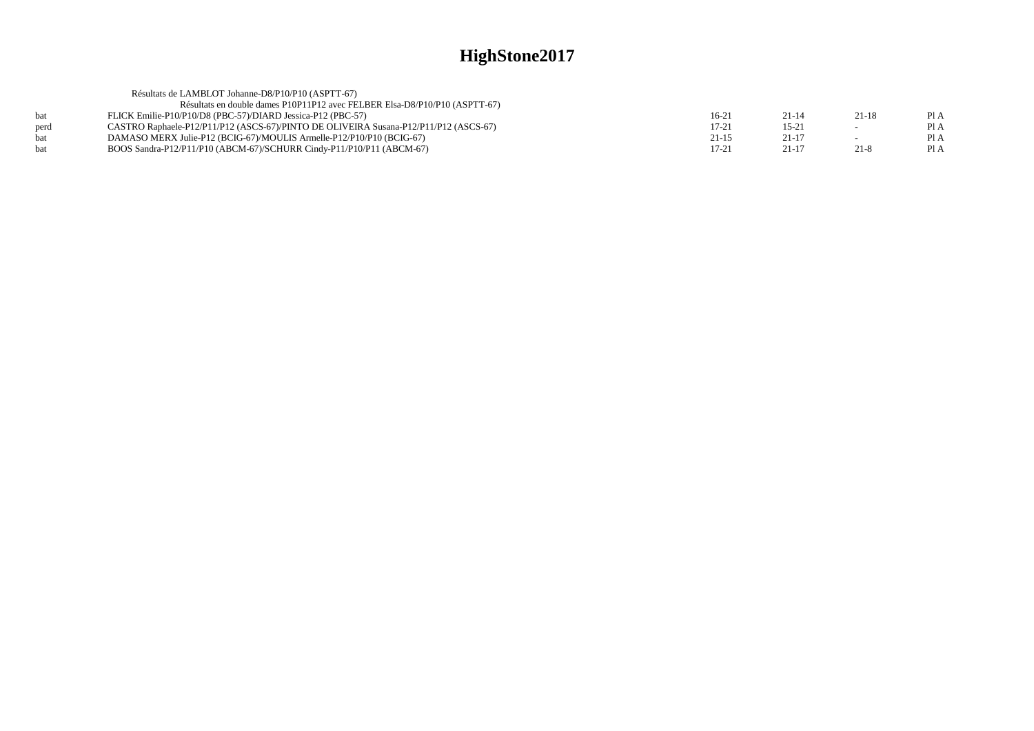# HighStone2017

Résultats de LAMBLOT Johanne-D8/P10/P10 (ASPTT-67)

Résultats en double dames P10P11P12 avec FELBER Elsa-D8/P10/P10 (ASPTT-67)

| | | | | | |
|---|---|---|---|---|---|
| bat | FLICK Emilie-P10/P10/D8 (PBC-57)/DIARD Jessica-P12 (PBC-57) | 16-21 | 21-14 | 21-18 | Pl A |
| perd | CASTRO Raphaele-P12/P11/P12 (ASCS-67)/PINTO DE OLIVEIRA Susana-P12/P11/P12 (ASCS-67) | 17-21 | 15-21 | - | Pl A |
| bat | DAMASO MERX Julie-P12 (BCIG-67)/MOULIS Armelle-P12/P10/P10 (BCIG-67) | 21-15 | 21-17 | - | Pl A |
| bat | BOOS Sandra-P12/P11/P10 (ABCM-67)/SCHURR Cindy-P11/P10/P11 (ABCM-67) | 17-21 | 21-17 | 21-8 | Pl A |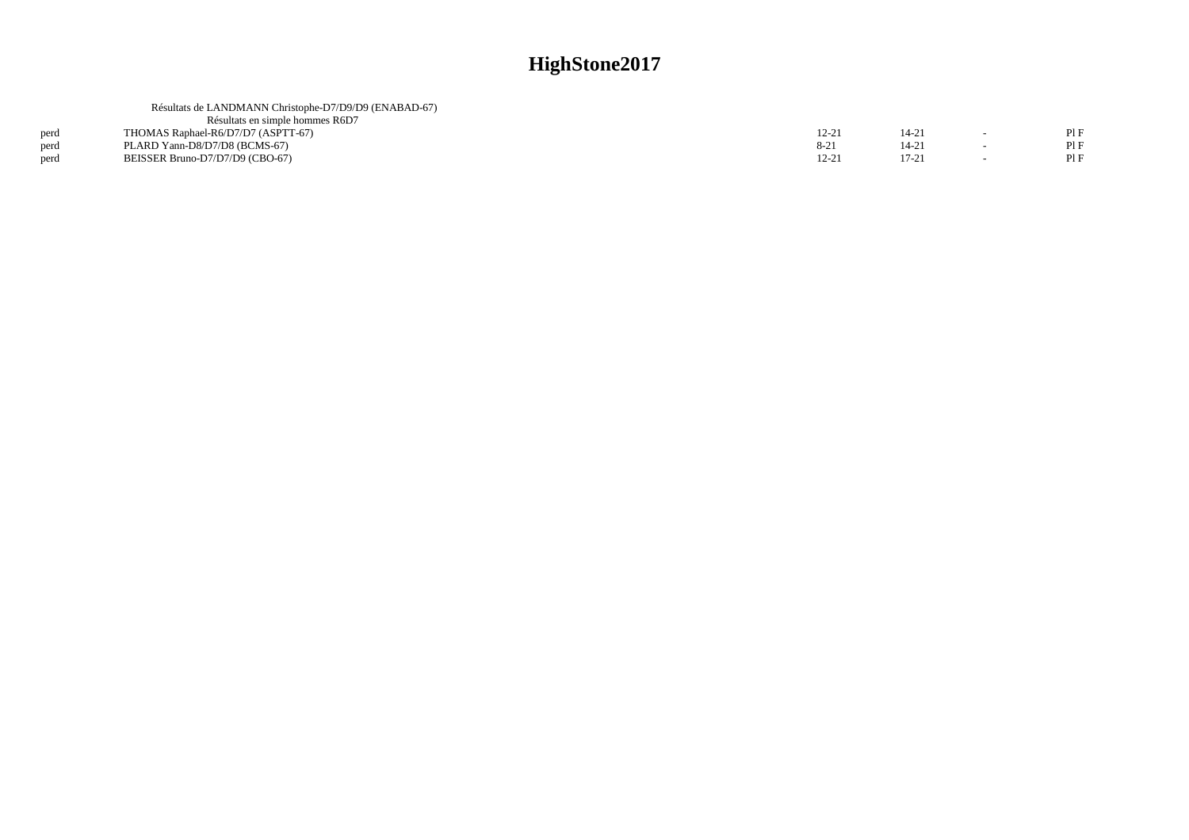# HighStone2017

Résultats de LANDMANN Christophe-D7/D9/D9 (ENABAD-67)

Résultats en simple hommes R6D7

| | | | | | |
|---|---|---|---|---|---|
| perd | THOMAS Raphael-R6/D7/D7 (ASPTT-67) | 12-21 | 14-21 | - | Pl F |
| perd | PLARD Yann-D8/D7/D8 (BCMS-67) | 8-21 | 14-21 | - | Pl F |
| perd | BEISSER Bruno-D7/D7/D9 (CBO-67) | 12-21 | 17-21 | - | Pl F |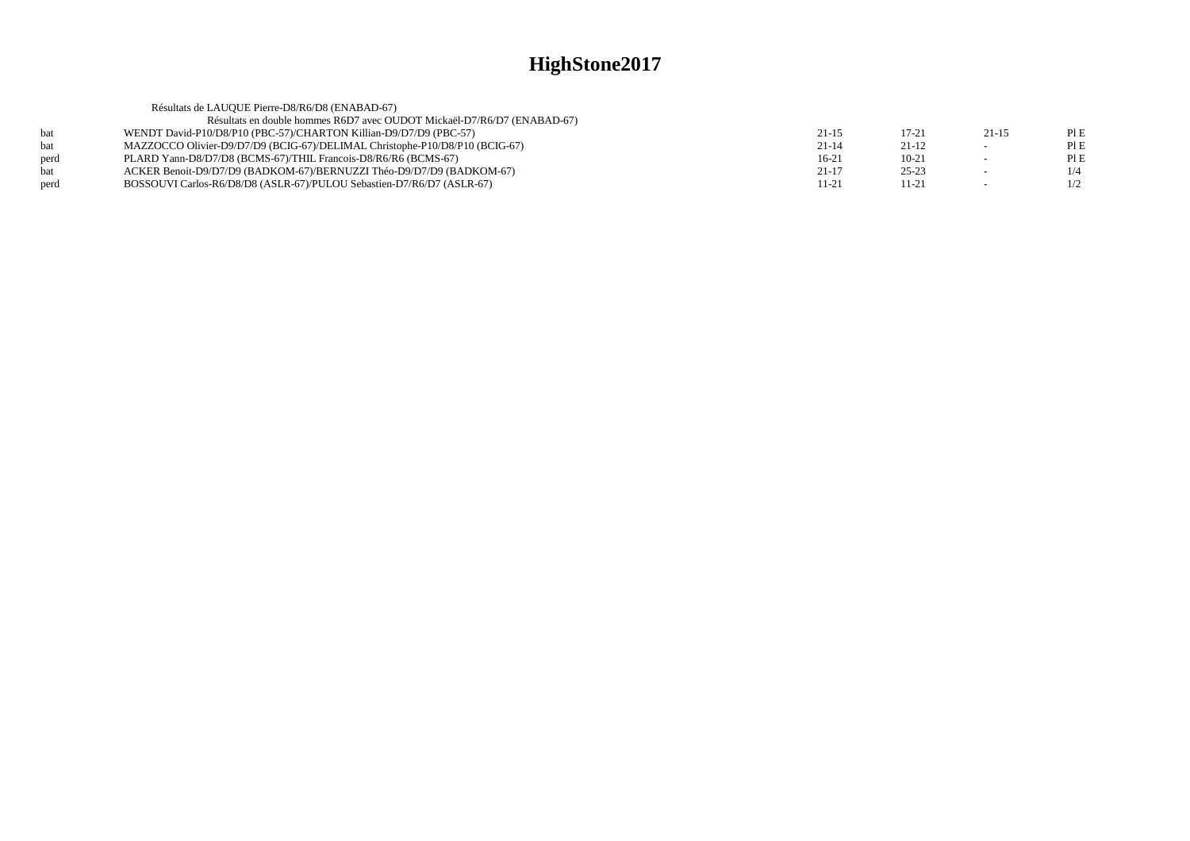# HighStone2017

Résultats de LAUQUE Pierre-D8/R6/D8 (ENABAD-67)

Résultats en double hommes R6D7 avec OUDOT Mickaël-D7/R6/D7 (ENABAD-67)

| | | | | | |
|---|---|---|---|---|---|
| bat | WENDT David-P10/D8/P10 (PBC-57)/CHARTON Killian-D9/D7/D9 (PBC-57) | 21-15 | 17-21 | 21-15 | Pl E |
| bat | MAZZOCCO Olivier-D9/D7/D9 (BCIG-67)/DELIMAL Christophe-P10/D8/P10 (BCIG-67) | 21-14 | 21-12 | - | Pl E |
| perd | PLARD Yann-D8/D7/D8 (BCMS-67)/THIL Francois-D8/R6/R6 (BCMS-67) | 16-21 | 10-21 | - | Pl E |
| bat | ACKER Benoit-D9/D7/D9 (BADKOM-67)/BERNUZZI Théo-D9/D7/D9 (BADKOM-67) | 21-17 | 25-23 | - | 1/4 |
| perd | BOSSOUVI Carlos-R6/D8/D8 (ASLR-67)/PULOU Sebastien-D7/R6/D7 (ASLR-67) | 11-21 | 11-21 | - | 1/2 |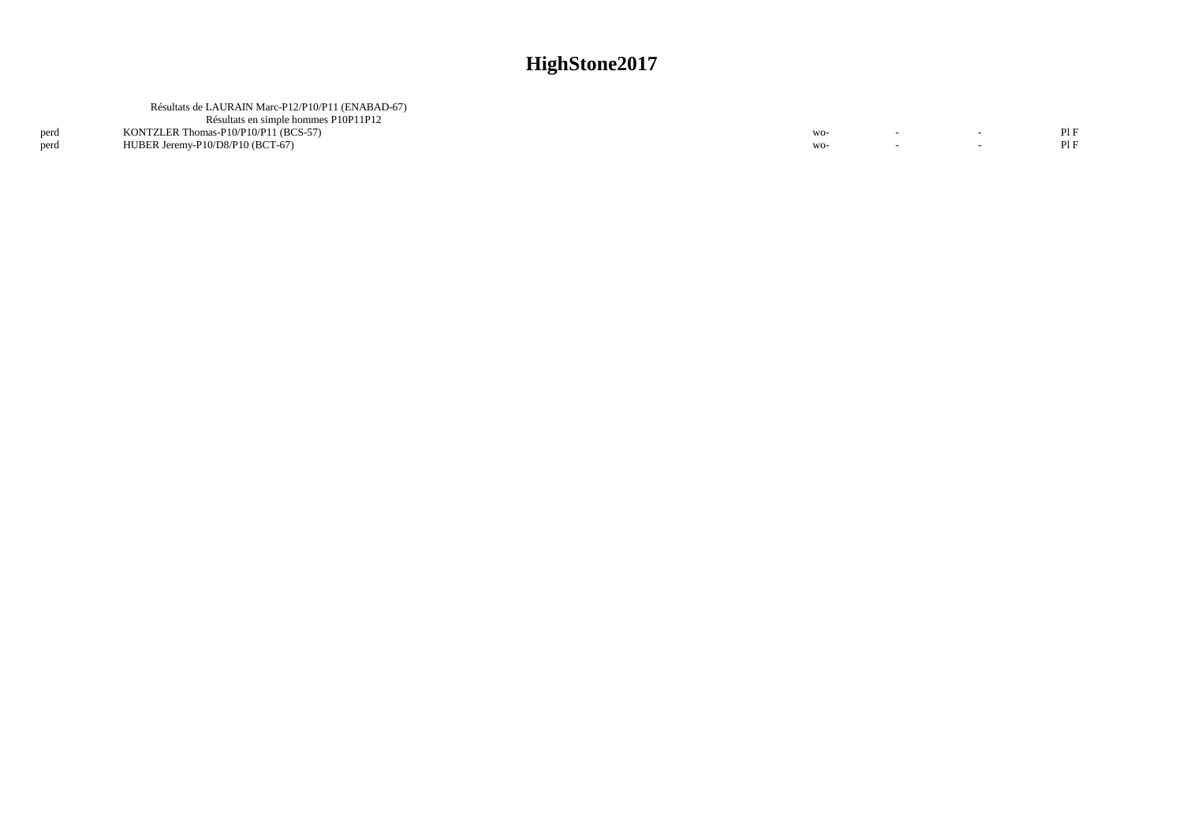# HighStone2017

Résultats de LAURAIN Marc-P12/P10/P11 (ENABAD-67)

Résultats en simple hommes P10P11P12

| | | | | | |
|---|---|---|---|---|---|
| perd | KONTZLER Thomas-P10/P10/P11 (BCS-57) | wo- | - | - | Pl F |
| perd | HUBER Jeremy-P10/D8/P10 (BCT-67) | wo- | - | - | Pl F |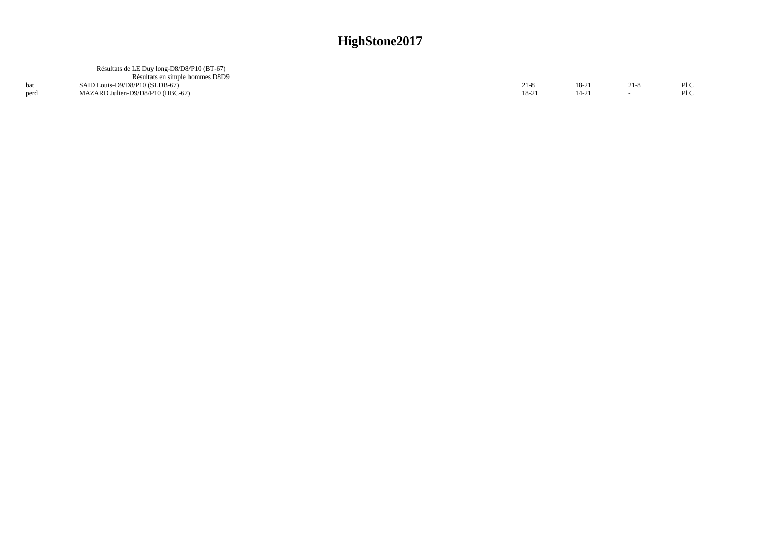# HighStone2017

Résultats de LE Duy long-D8/D8/P10 (BT-67)

Résultats en simple hommes D8D9

| | | | | | |
|---|---|---|---|---|---|
| bat | SAID Louis-D9/D8/P10 (SLDB-67) | 21-8 | 18-21 | 21-8 | Pl C |
| perd | MAZARD Julien-D9/D8/P10 (HBC-67) | 18-21 | 14-21 | - | Pl C |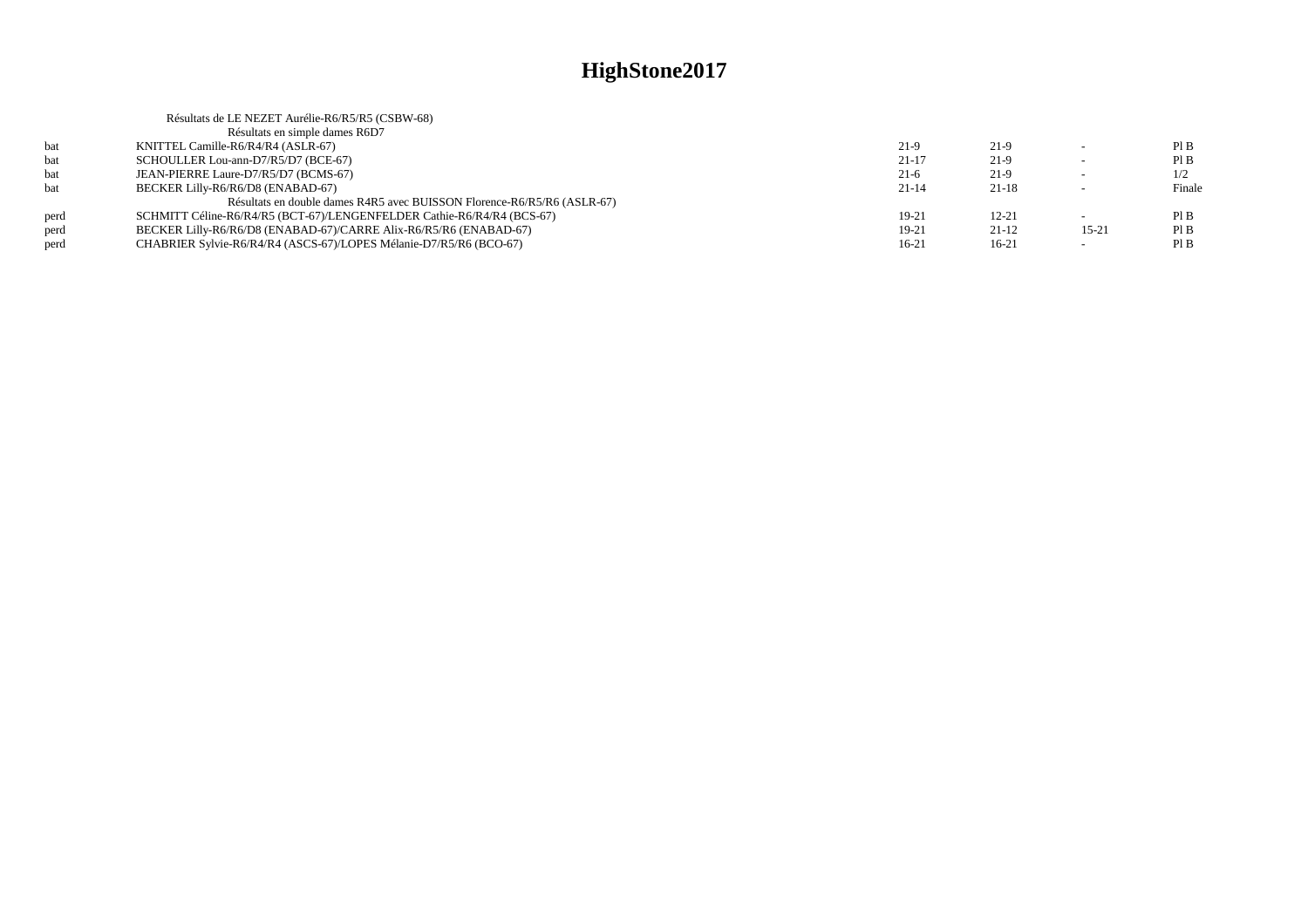# HighStone2017

Résultats de LE NEZET Aurélie-R6/R5/R5 (CSBW-68)

Résultats en simple dames R6D7

| | | | | | |
|---|---|---|---|---|---|
| bat | KNITTEL Camille-R6/R4/R4 (ASLR-67) | 21-9 | 21-9 | - | Pl B |
| bat | SCHOULLER Lou-ann-D7/R5/D7 (BCE-67) | 21-17 | 21-9 | - | Pl B |
| bat | JEAN-PIERRE Laure-D7/R5/D7 (BCMS-67) | 21-6 | 21-9 | - | 1/2 |
| bat | BECKER Lilly-R6/R6/D8 (ENABAD-67) | 21-14 | 21-18 | - | Finale |

Résultats en double dames R4R5 avec BUISSON Florence-R6/R5/R6 (ASLR-67)

| | | | | | |
|---|---|---|---|---|---|
| perd | SCHMITT Céline-R6/R4/R5 (BCT-67)/LENGENFELDER Cathie-R6/R4/R4 (BCS-67) | 19-21 | 12-21 | - | Pl B |
| perd | BECKER Lilly-R6/R6/D8 (ENABAD-67)/CARRE Alix-R6/R5/R6 (ENABAD-67) | 19-21 | 21-12 | 15-21 | Pl B |
| perd | CHABRIER Sylvie-R6/R4/R4 (ASCS-67)/LOPES Mélanie-D7/R5/R6 (BCO-67) | 16-21 | 16-21 | - | Pl B |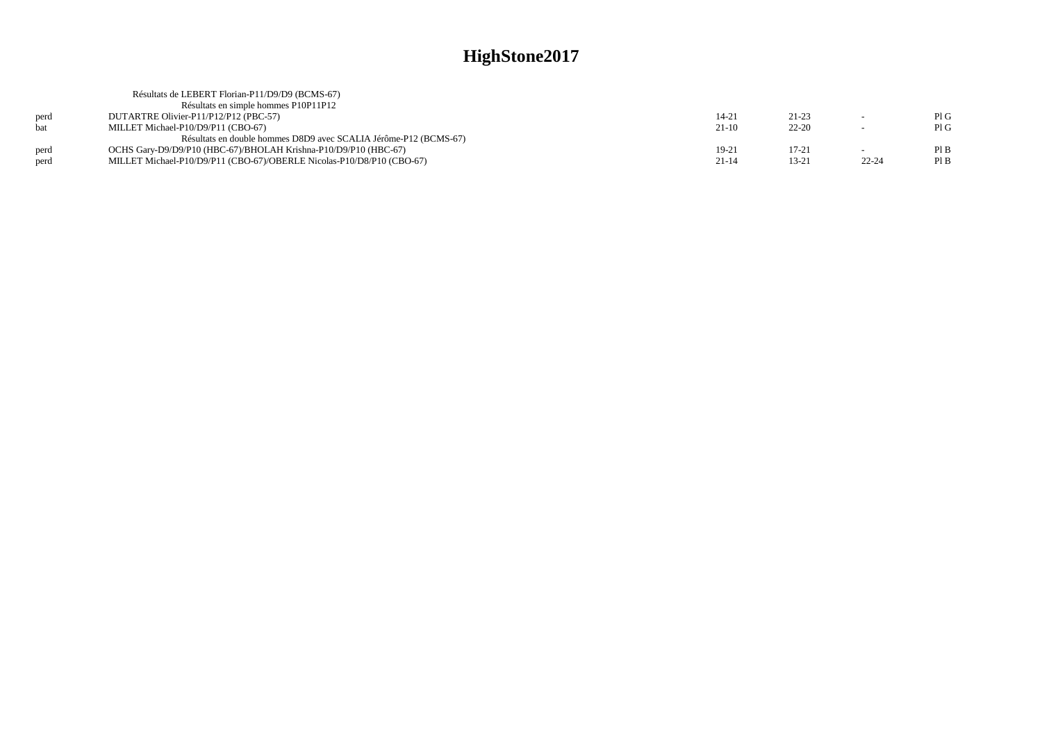# HighStone2017

Résultats de LEBERT Florian-P11/D9/D9 (BCMS-67)

Résultats en simple hommes P10P11P12

| | | | | | |
|---|---|---|---|---|---|
| perd | DUTARTRE Olivier-P11/P12/P12 (PBC-57) | 14-21 | 21-23 | - | Pl G |
| bat | MILLET Michael-P10/D9/P11 (CBO-67) | 21-10 | 22-20 | - | Pl G |

Résultats en double hommes D8D9 avec SCALIA Jérôme-P12 (BCMS-67)

| | | | | | |
|---|---|---|---|---|---|
| perd | OCHS Gary-D9/D9/P10 (HBC-67)/BHOLAH Krishna-P10/D9/P10 (HBC-67) | 19-21 | 17-21 | - | Pl B |
| perd | MILLET Michael-P10/D9/P11 (CBO-67)/OBERLE Nicolas-P10/D8/P10 (CBO-67) | 21-14 | 13-21 | 22-24 | Pl B |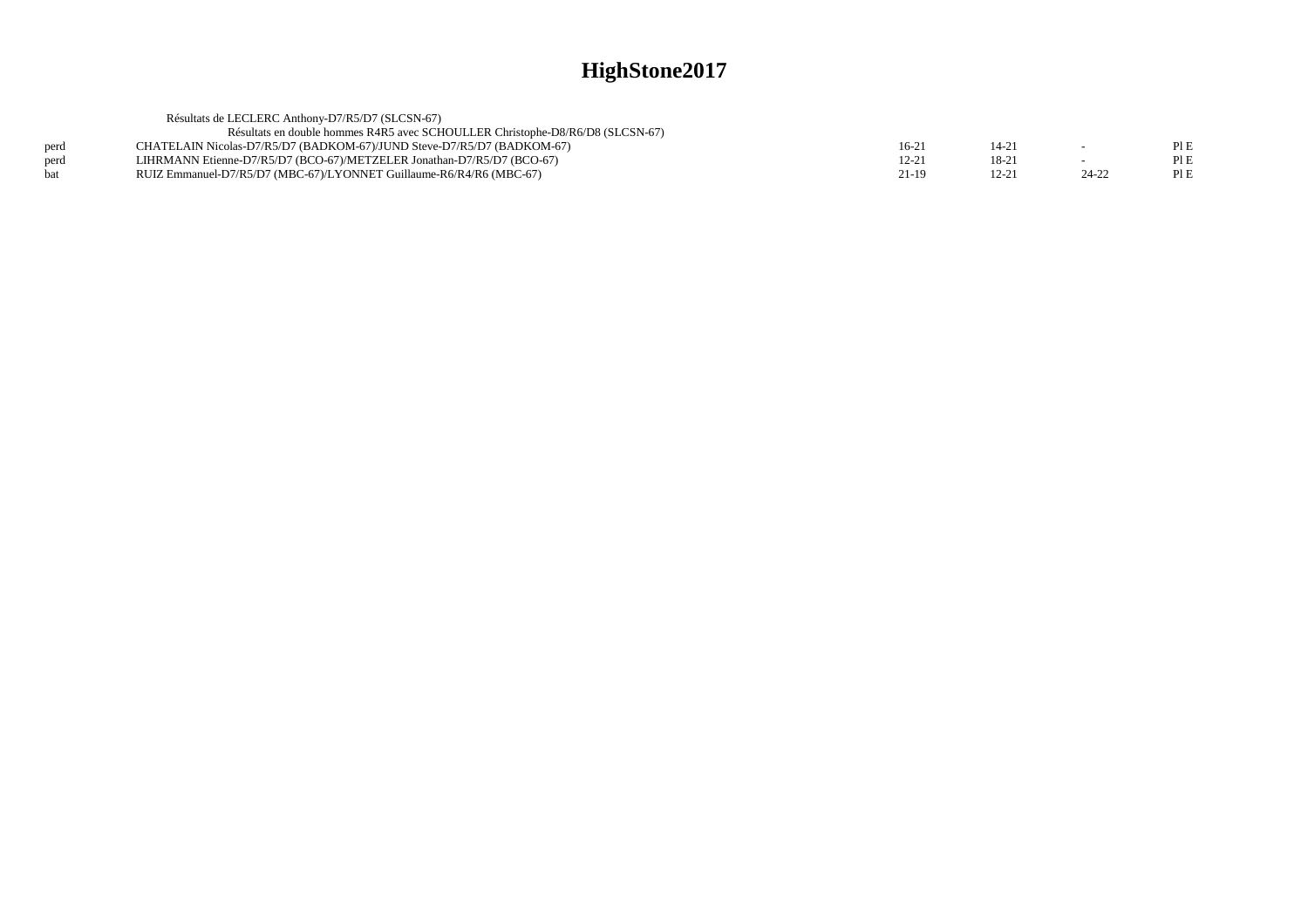# HighStone2017

Résultats de LECLERC Anthony-D7/R5/D7 (SLCSN-67)

Résultats en double hommes R4R5 avec SCHOULLER Christophe-D8/R6/D8 (SLCSN-67)

| | | | | | |
|---|---|---|---|---|---|
| perd | CHATELAIN Nicolas-D7/R5/D7 (BADKOM-67)/JUND Steve-D7/R5/D7 (BADKOM-67) | 16-21 | 14-21 | - | Pl E |
| perd | LIHRMANN Etienne-D7/R5/D7 (BCO-67)/METZELER Jonathan-D7/R5/D7 (BCO-67) | 12-21 | 18-21 | - | Pl E |
| bat | RUIZ Emmanuel-D7/R5/D7 (MBC-67)/LYONNET Guillaume-R6/R4/R6 (MBC-67) | 21-19 | 12-21 | 24-22 | Pl E |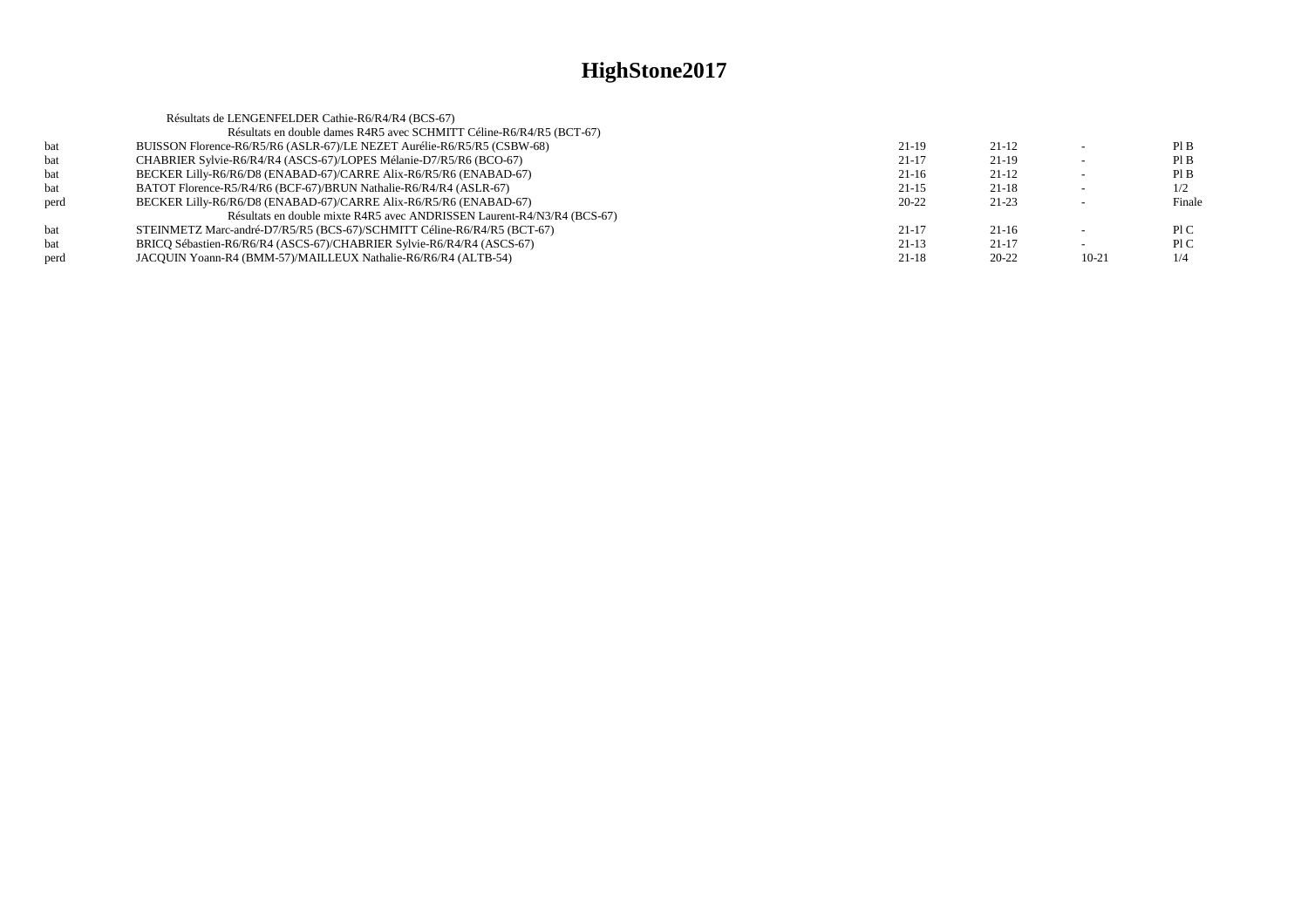# HighStone2017

Résultats de LENGENFELDER Cathie-R6/R4/R4 (BCS-67)

Résultats en double dames R4R5 avec SCHMITT Céline-R6/R4/R5 (BCT-67)

| | | | | | |
|---|---|---|---|---|---|
| bat | BUISSON Florence-R6/R5/R6 (ASLR-67)/LE NEZET Aurélie-R6/R5/R5 (CSBW-68) | 21-19 | 21-12 | - | Pl B |
| bat | CHABRIER Sylvie-R6/R4/R4 (ASCS-67)/LOPES Mélanie-D7/R5/R6 (BCO-67) | 21-17 | 21-19 | - | Pl B |
| bat | BECKER Lilly-R6/R6/D8 (ENABAD-67)/CARRE Alix-R6/R5/R6 (ENABAD-67) | 21-16 | 21-12 | - | Pl B |
| bat | BATOT Florence-R5/R4/R6 (BCF-67)/BRUN Nathalie-R6/R4/R4 (ASLR-67) | 21-15 | 21-18 | - | 1/2 |
| perd | BECKER Lilly-R6/R6/D8 (ENABAD-67)/CARRE Alix-R6/R5/R6 (ENABAD-67) | 20-22 | 21-23 | - | Finale |

Résultats en double mixte R4R5 avec ANDRISSEN Laurent-R4/N3/R4 (BCS-67)

| | | | | | |
|---|---|---|---|---|---|
| bat | STEINMETZ Marc-andré-D7/R5/R5 (BCS-67)/SCHMITT Céline-R6/R4/R5 (BCT-67) | 21-17 | 21-16 | - | Pl C |
| bat | BRICQ Sébastien-R6/R6/R4 (ASCS-67)/CHABRIER Sylvie-R6/R4/R4 (ASCS-67) | 21-13 | 21-17 | - | Pl C |
| perd | JACQUIN Yoann-R4 (BMM-57)/MAILLEUX Nathalie-R6/R6/R4 (ALTB-54) | 21-18 | 20-22 | 10-21 | 1/4 |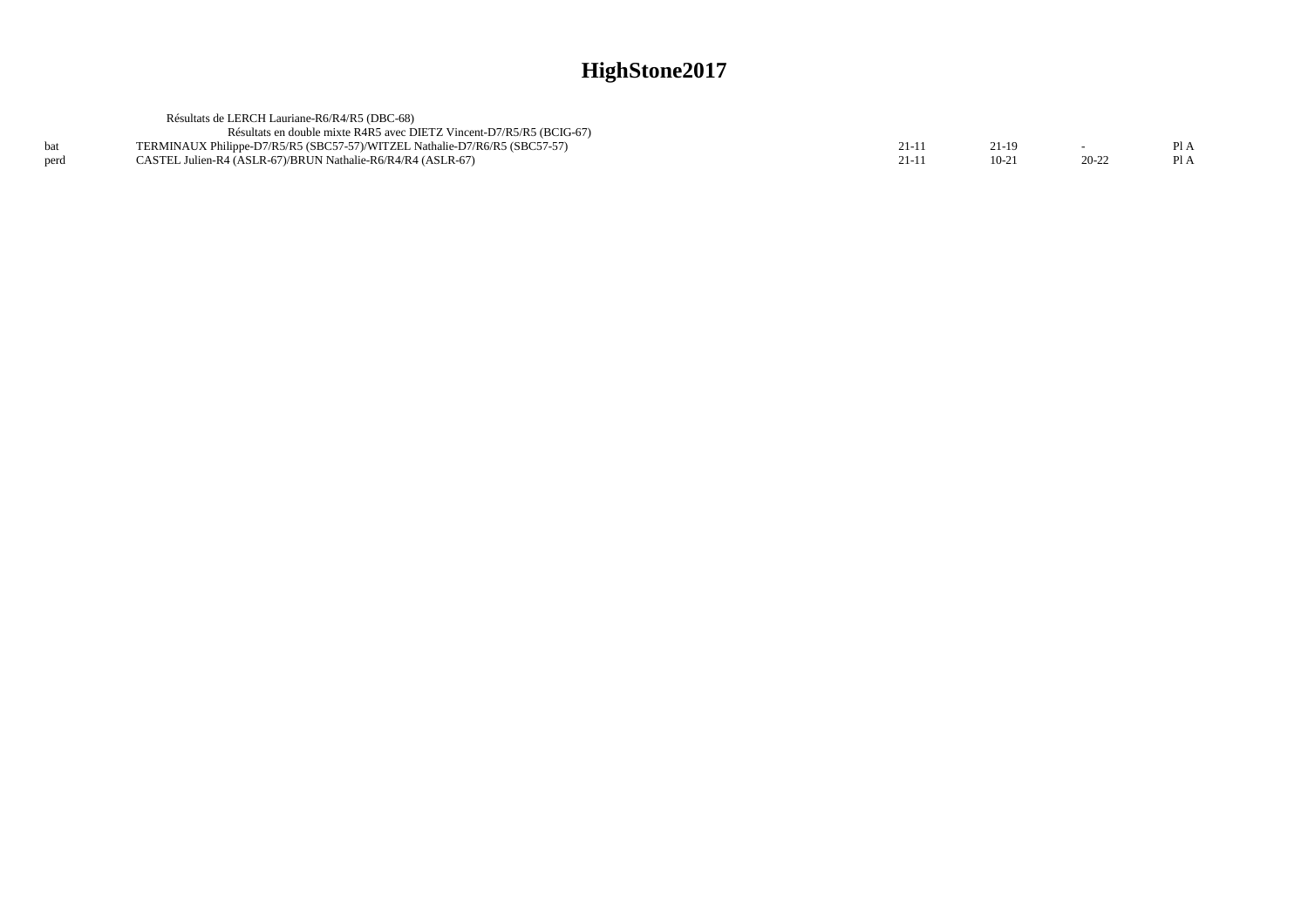# HighStone2017

Résultats de LERCH Lauriane-R6/R4/R5 (DBC-68)

Résultats en double mixte R4R5 avec DIETZ Vincent-D7/R5/R5 (BCIG-67)

| | | | | | |
|---|---|---|---|---|---|
| bat | TERMINAUX Philippe-D7/R5/R5 (SBC57-57)/WITZEL Nathalie-D7/R6/R5 (SBC57-57) | 21-11 | 21-19 | - | Pl A |
| perd | CASTEL Julien-R4 (ASLR-67)/BRUN Nathalie-R6/R4/R4 (ASLR-67) | 21-11 | 10-21 | 20-22 | Pl A |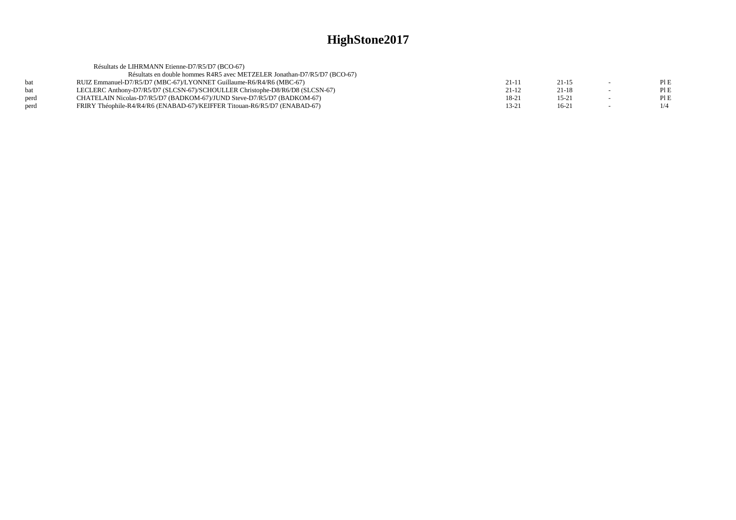# HighStone2017

Résultats de LIHRMANN Etienne-D7/R5/D7 (BCO-67)

Résultats en double hommes R4R5 avec METZELER Jonathan-D7/R5/D7 (BCO-67)

| | | | | | |
|---|---|---|---|---|---|
| bat | RUIZ Emmanuel-D7/R5/D7 (MBC-67)/LYONNET Guillaume-R6/R4/R6 (MBC-67) | 21-11 | 21-15 | - | Pl E |
| bat | LECLERC Anthony-D7/R5/D7 (SLCSN-67)/SCHOULLER Christophe-D8/R6/D8 (SLCSN-67) | 21-12 | 21-18 | - | Pl E |
| perd | CHATELAIN Nicolas-D7/R5/D7 (BADKOM-67)/JUND Steve-D7/R5/D7 (BADKOM-67) | 18-21 | 15-21 | - | Pl E |
| perd | FRIRY Théophile-R4/R4/R6 (ENABAD-67)/KEIFFER Titouan-R6/R5/D7 (ENABAD-67) | 13-21 | 16-21 | - | 1/4 |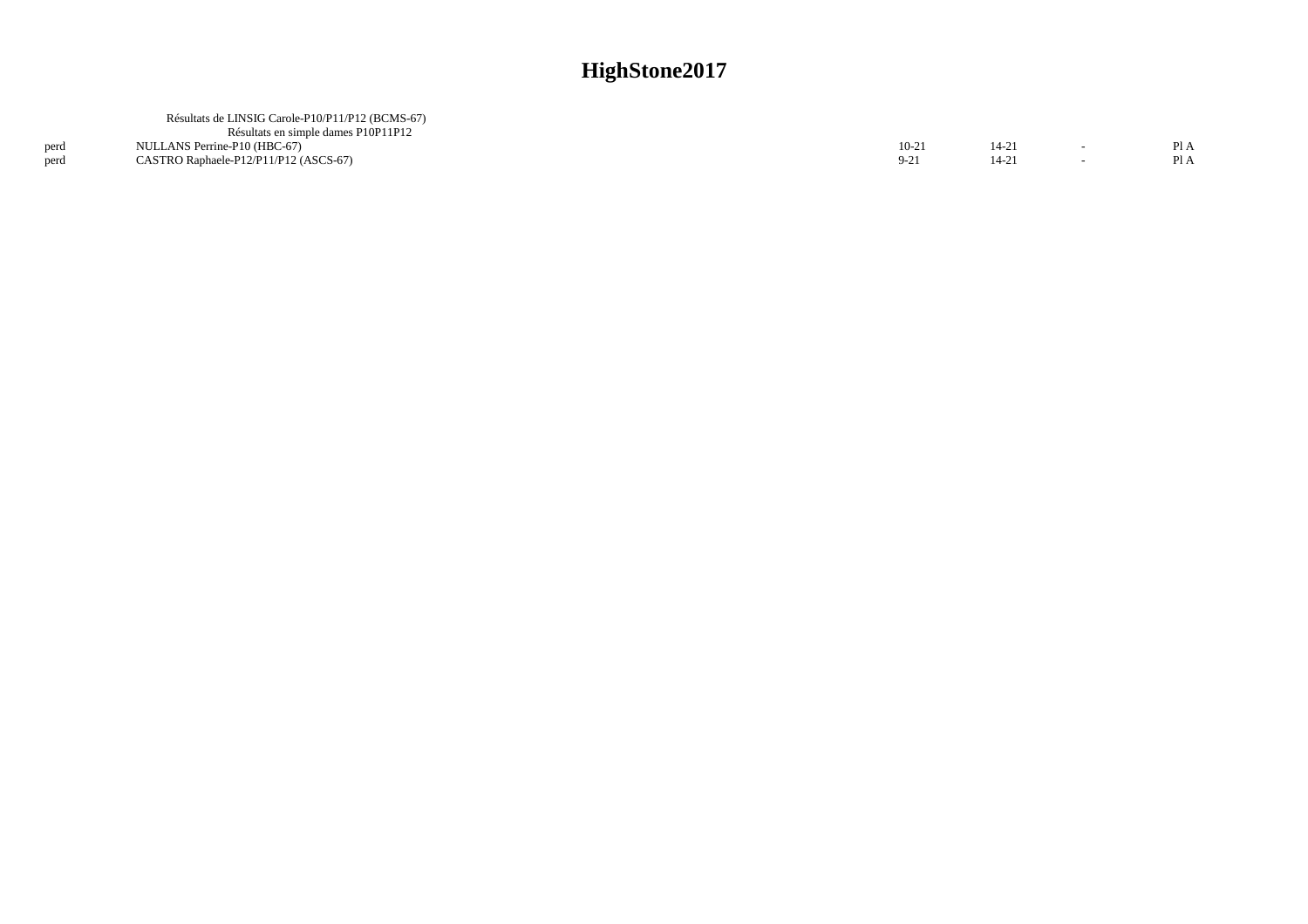# HighStone2017

Résultats de LINSIG Carole-P10/P11/P12 (BCMS-67)

Résultats en simple dames P10P11P12

| | | | | | |
|---|---|---|---|---|---|
| perd | NULLANS Perrine-P10 (HBC-67) | 10-21 | 14-21 | - | Pl A |
| perd | CASTRO Raphaele-P12/P11/P12 (ASCS-67) | 9-21 | 14-21 | - | Pl A |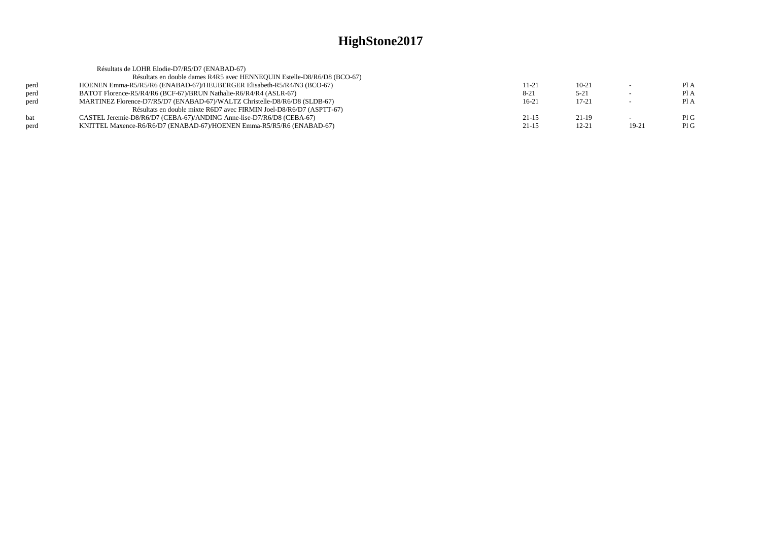# HighStone2017

Résultats de LOHR Elodie-D7/R5/D7 (ENABAD-67)

Résultats en double dames R4R5 avec HENNEQUIN Estelle-D8/R6/D8 (BCO-67)

| | | | | | |
|---|---|---|---|---|---|
| perd | HOENEN Emma-R5/R5/R6 (ENABAD-67)/HEUBERGER Elisabeth-R5/R4/N3 (BCO-67) | 11-21 | 10-21 | - | Pl A |
| perd | BATOT Florence-R5/R4/R6 (BCF-67)/BRUN Nathalie-R6/R4/R4 (ASLR-67) | 8-21 | 5-21 | - | Pl A |
| perd | MARTINEZ Florence-D7/R5/D7 (ENABAD-67)/WALTZ Christelle-D8/R6/D8 (SLDB-67) | 16-21 | 17-21 | - | Pl A |

Résultats en double mixte R6D7 avec FIRMIN Joel-D8/R6/D7 (ASPTT-67)

| | | | | | |
|---|---|---|---|---|---|
| bat | CASTEL Jeremie-D8/R6/D7 (CEBA-67)/ANDING Anne-lise-D7/R6/D8 (CEBA-67) | 21-15 | 21-19 | - | Pl G |
| perd | KNITTEL Maxence-R6/R6/D7 (ENABAD-67)/HOENEN Emma-R5/R5/R6 (ENABAD-67) | 21-15 | 12-21 | 19-21 | Pl G |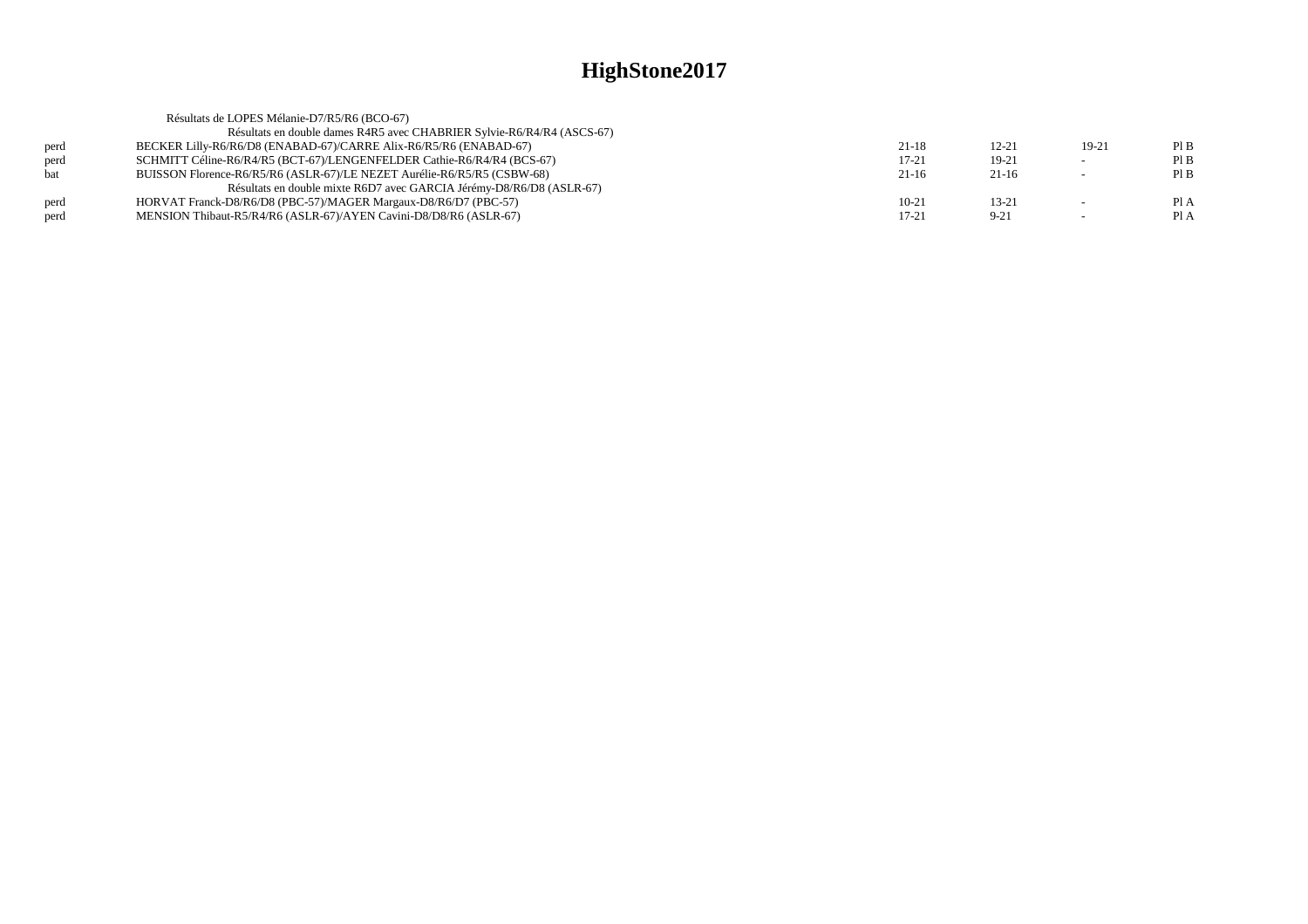# HighStone2017

Résultats de LOPES Mélanie-D7/R5/R6 (BCO-67)

| | | | | | |
|---|---|---|---|---|---|
| | Résultats en double dames R4R5 avec CHABRIER Sylvie-R6/R4/R4 (ASCS-67) | | | | |
| perd | BECKER Lilly-R6/R6/D8 (ENABAD-67)/CARRE Alix-R6/R5/R6 (ENABAD-67) | 21-18 | 12-21 | 19-21 | Pl B |
| perd | SCHMITT Céline-R6/R4/R5 (BCT-67)/LENGENFELDER Cathie-R6/R4/R4 (BCS-67) | 17-21 | 19-21 | - | Pl B |
| bat | BUISSON Florence-R6/R5/R6 (ASLR-67)/LE NEZET Aurélie-R6/R5/R5 (CSBW-68) | 21-16 | 21-16 | - | Pl B |
| | Résultats en double mixte R6D7 avec GARCIA Jérémy-D8/R6/D8 (ASLR-67) | | | | |
| perd | HORVAT Franck-D8/R6/D8 (PBC-57)/MAGER Margaux-D8/R6/D7 (PBC-57) | 10-21 | 13-21 | - | Pl A |
| perd | MENSION Thibaut-R5/R4/R6 (ASLR-67)/AYEN Cavini-D8/D8/R6 (ASLR-67) | 17-21 | 9-21 | - | Pl A |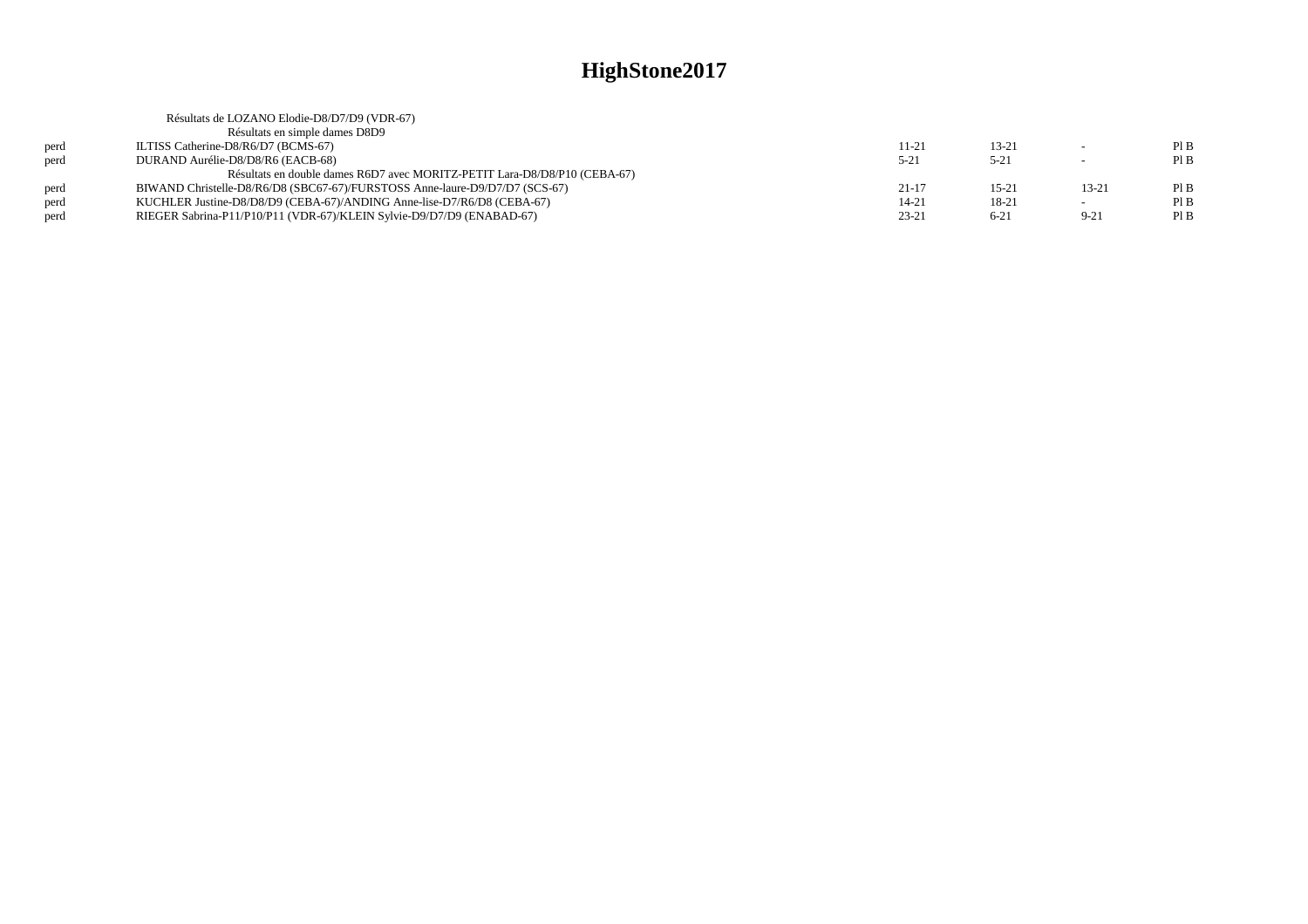# HighStone2017

Résultats de LOZANO Elodie-D8/D7/D9 (VDR-67)

Résultats en simple dames D8D9

| | | | | | |
|---|---|---|---|---|---|
| perd | ILTISS Catherine-D8/R6/D7 (BCMS-67) | 11-21 | 13-21 | - | Pl B |
| perd | DURAND Aurélie-D8/D8/R6 (EACB-68) | 5-21 | 5-21 | - | Pl B |

Résultats en double dames R6D7 avec MORITZ-PETIT Lara-D8/D8/P10 (CEBA-67)

| | | | | | |
|---|---|---|---|---|---|
| perd | BIWAND Christelle-D8/R6/D8 (SBC67-67)/FURSTOSS Anne-laure-D9/D7/D7 (SCS-67) | 21-17 | 15-21 | 13-21 | Pl B |
| perd | KUCHLER Justine-D8/D8/D9 (CEBA-67)/ANDING Anne-lise-D7/R6/D8 (CEBA-67) | 14-21 | 18-21 | - | Pl B |
| perd | RIEGER Sabrina-P11/P10/P11 (VDR-67)/KLEIN Sylvie-D9/D7/D9 (ENABAD-67) | 23-21 | 6-21 | 9-21 | Pl B |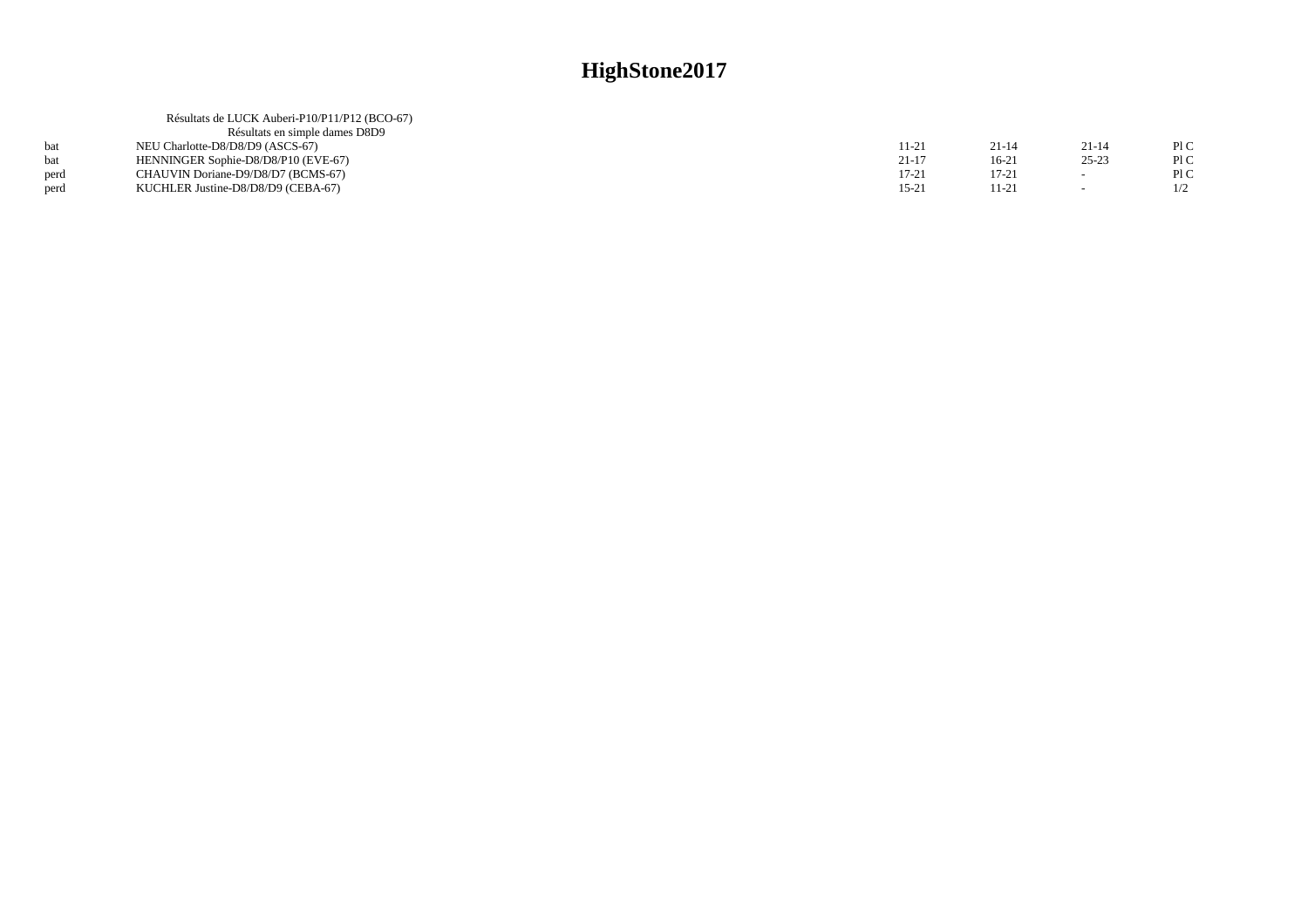# HighStone2017

Résultats de LUCK Auberi-P10/P11/P12 (BCO-67)

Résultats en simple dames D8D9

| | | | | | |
|---|---|---|---|---|---|
| bat | NEU Charlotte-D8/D8/D9 (ASCS-67) | 11-21 | 21-14 | 21-14 | Pl C |
| bat | HENNINGER Sophie-D8/D8/P10 (EVE-67) | 21-17 | 16-21 | 25-23 | Pl C |
| perd | CHAUVIN Doriane-D9/D8/D7 (BCMS-67) | 17-21 | 17-21 | - | Pl C |
| perd | KUCHLER Justine-D8/D8/D9 (CEBA-67) | 15-21 | 11-21 | - | 1/2 |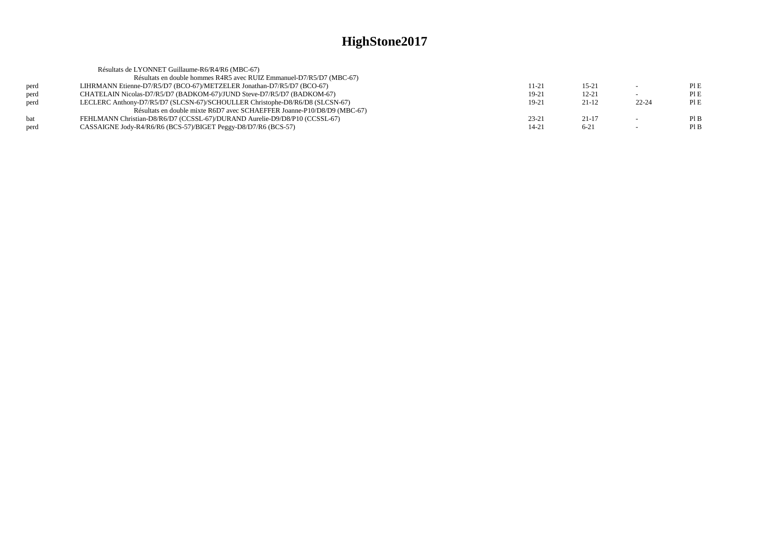# HighStone2017

Résultats de LYONNET Guillaume-R6/R4/R6 (MBC-67)

Résultats en double hommes R4R5 avec RUIZ Emmanuel-D7/R5/D7 (MBC-67)

| | | | | | |
|---|---|---|---|---|---|
| perd | LIHRMANN Etienne-D7/R5/D7 (BCO-67)/METZELER Jonathan-D7/R5/D7 (BCO-67) | 11-21 | 15-21 | - | Pl E |
| perd | CHATELAIN Nicolas-D7/R5/D7 (BADKOM-67)/JUND Steve-D7/R5/D7 (BADKOM-67) | 19-21 | 12-21 | - | Pl E |
| perd | LECLERC Anthony-D7/R5/D7 (SLCSN-67)/SCHOULLER Christophe-D8/R6/D8 (SLCSN-67) | 19-21 | 21-12 | 22-24 | Pl E |

Résultats en double mixte R6D7 avec SCHAEFFER Joanne-P10/D8/D9 (MBC-67)

| | | | | | |
|---|---|---|---|---|---|
| bat | FEHLMANN Christian-D8/R6/D7 (CCSSL-67)/DURAND Aurelie-D9/D8/P10 (CCSSL-67) | 23-21 | 21-17 | - | Pl B |
| perd | CASSAIGNE Jody-R4/R6/R6 (BCS-57)/BIGET Peggy-D8/D7/R6 (BCS-57) | 14-21 | 6-21 | - | Pl B |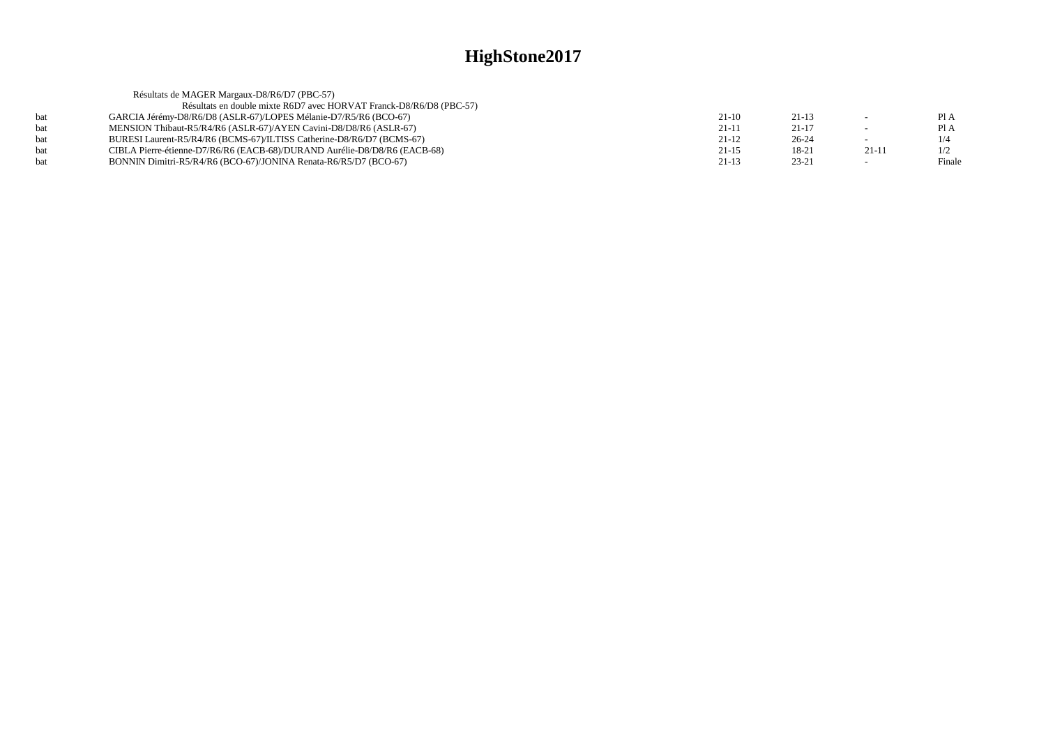# HighStone2017

Résultats de MAGER Margaux-D8/R6/D7 (PBC-57)

Résultats en double mixte R6D7 avec HORVAT Franck-D8/R6/D8 (PBC-57)

| | | | | | |
|---|---|---|---|---|---|
| bat | GARCIA Jérémy-D8/R6/D8 (ASLR-67)/LOPES Mélanie-D7/R5/R6 (BCO-67) | 21-10 | 21-13 | - | Pl A |
| bat | MENSION Thibaut-R5/R4/R6 (ASLR-67)/AYEN Cavini-D8/D8/R6 (ASLR-67) | 21-11 | 21-17 | - | Pl A |
| bat | BURESI Laurent-R5/R4/R6 (BCMS-67)/ILTISS Catherine-D8/R6/D7 (BCMS-67) | 21-12 | 26-24 | - | 1/4 |
| bat | CIBLA Pierre-étienne-D7/R6/R6 (EACB-68)/DURAND Aurélie-D8/D8/R6 (EACB-68) | 21-15 | 18-21 | 21-11 | 1/2 |
| bat | BONNIN Dimitri-R5/R4/R6 (BCO-67)/JONINA Renata-R6/R5/D7 (BCO-67) | 21-13 | 23-21 | - | Finale |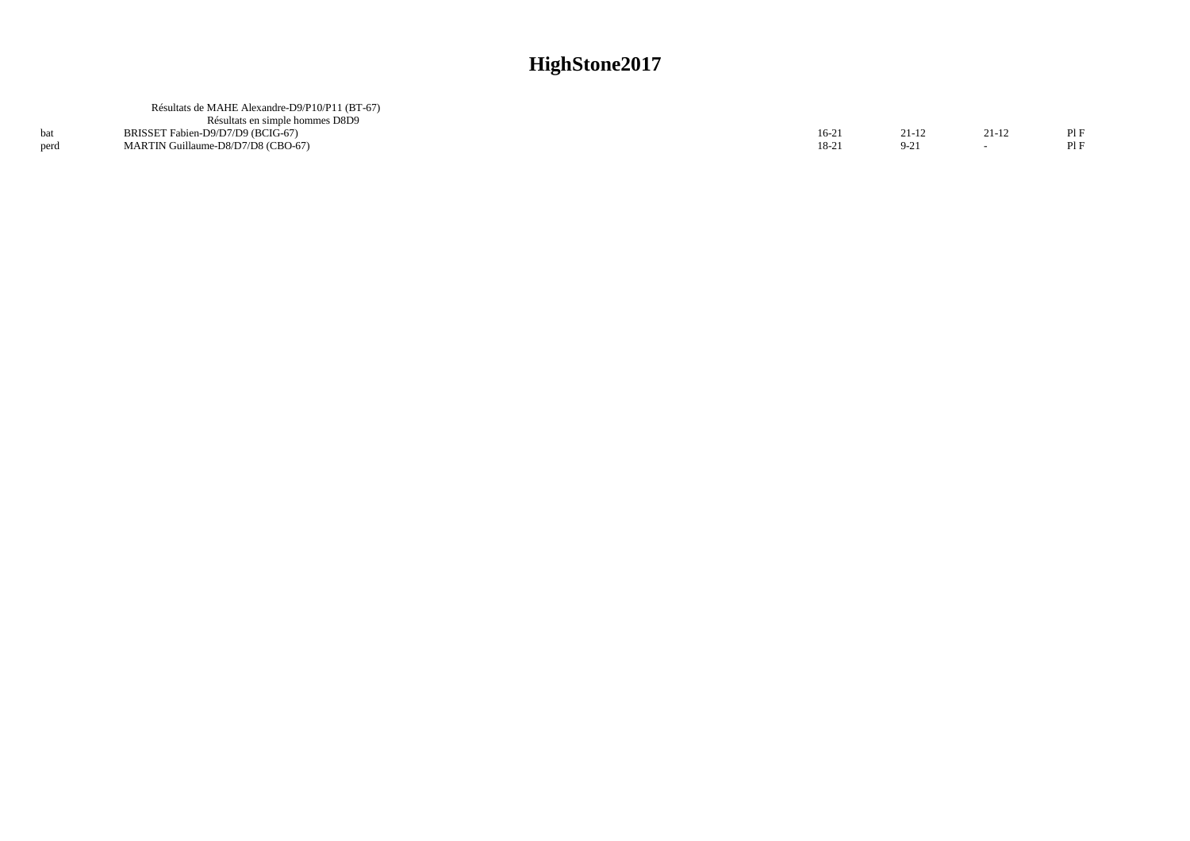# HighStone2017

Résultats de MAHE Alexandre-D9/P10/P11 (BT-67)

Résultats en simple hommes D8D9

| | | | | | |
|---|---|---|---|---|---|
| bat | BRISSET Fabien-D9/D7/D9 (BCIG-67) | 16-21 | 21-12 | 21-12 | Pl F |
| perd | MARTIN Guillaume-D8/D7/D8 (CBO-67) | 18-21 | 9-21 | - | Pl F |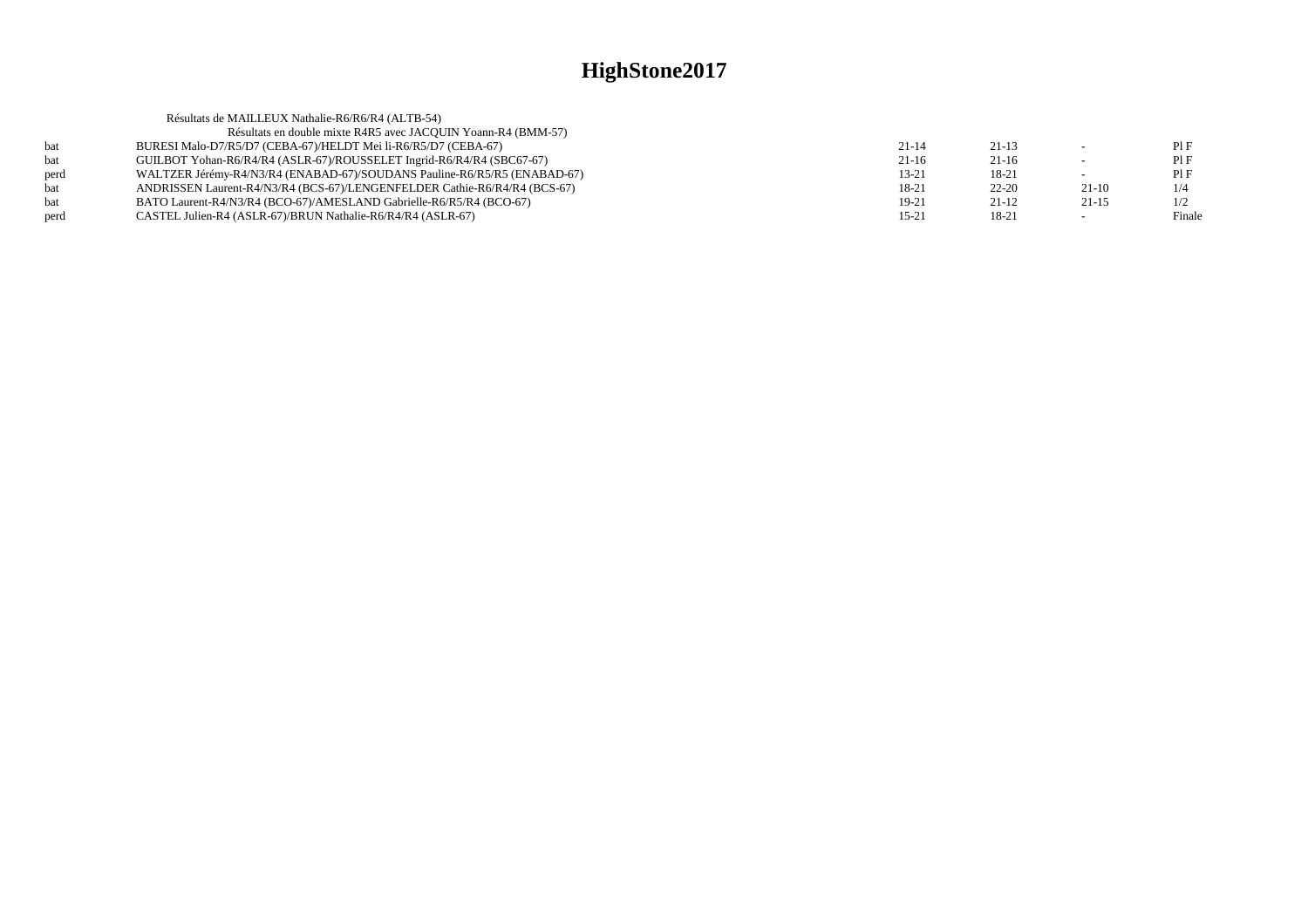# HighStone2017

Résultats de MAILLEUX Nathalie-R6/R6/R4 (ALTB-54)

Résultats en double mixte R4R5 avec JACQUIN Yoann-R4 (BMM-57)

| | | | | | |
|---|---|---|---|---|---|
| bat | BURESI Malo-D7/R5/D7 (CEBA-67)/HELDT Mei li-R6/R5/D7 (CEBA-67) | 21-14 | 21-13 | - | Pl F |
| bat | GUILBOT Yohan-R6/R4/R4 (ASLR-67)/ROUSSELET Ingrid-R6/R4/R4 (SBC67-67) | 21-16 | 21-16 | - | Pl F |
| perd | WALTZER Jérémy-R4/N3/R4 (ENABAD-67)/SOUDANS Pauline-R6/R5/R5 (ENABAD-67) | 13-21 | 18-21 | - | Pl F |
| bat | ANDRISSEN Laurent-R4/N3/R4 (BCS-67)/LENGENFELDER Cathie-R6/R4/R4 (BCS-67) | 18-21 | 22-20 | 21-10 | 1/4 |
| bat | BATO Laurent-R4/N3/R4 (BCO-67)/AMESLAND Gabrielle-R6/R5/R4 (BCO-67) | 19-21 | 21-12 | 21-15 | 1/2 |
| perd | CASTEL Julien-R4 (ASLR-67)/BRUN Nathalie-R6/R4/R4 (ASLR-67) | 15-21 | 18-21 | - | Finale |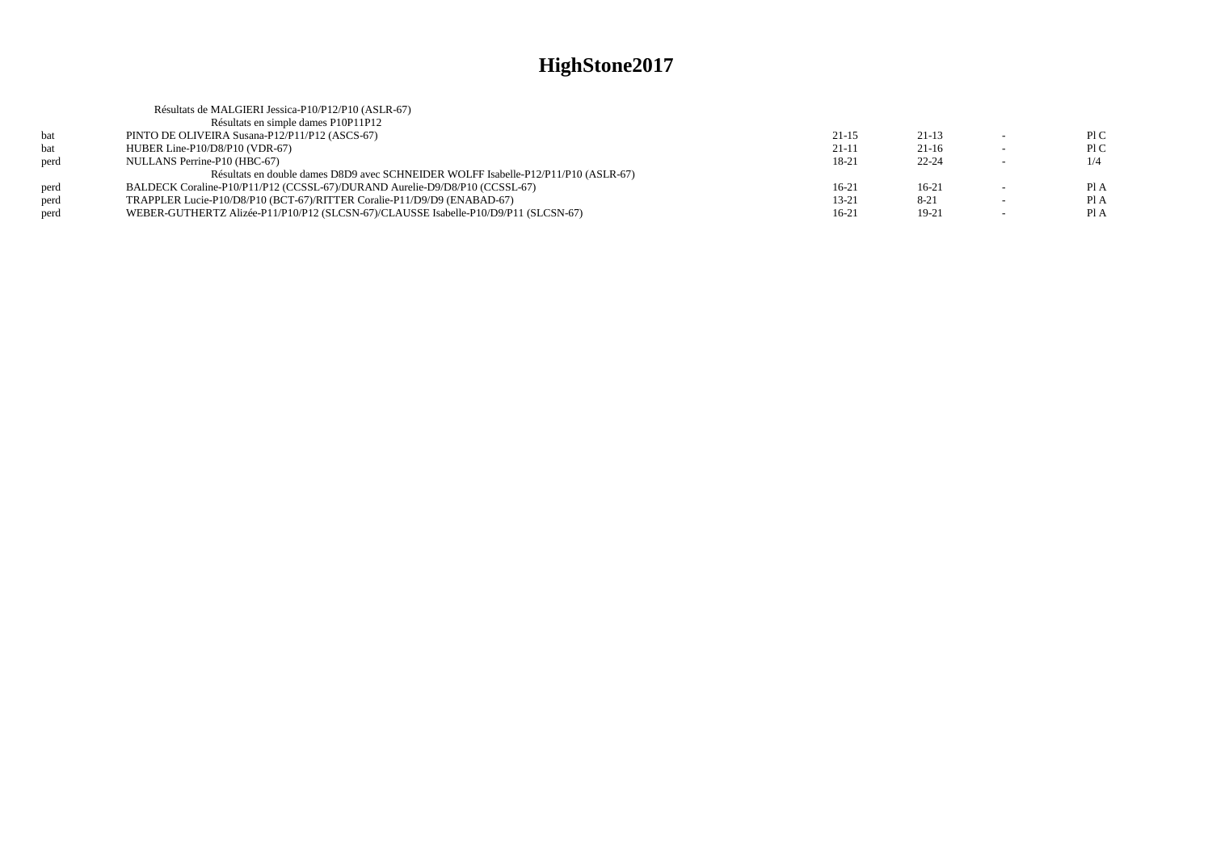# HighStone2017

Résultats de MALGIERI Jessica-P10/P12/P10 (ASLR-67)

Résultats en simple dames P10P11P12

| | | | | | |
|---|---|---|---|---|---|
| bat | PINTO DE OLIVEIRA Susana-P12/P11/P12 (ASCS-67) | 21-15 | 21-13 | - | Pl C |
| bat | HUBER Line-P10/D8/P10 (VDR-67) | 21-11 | 21-16 | - | Pl C |
| perd | NULLANS Perrine-P10 (HBC-67) | 18-21 | 22-24 | - | 1/4 |

Résultats en double dames D8D9 avec SCHNEIDER WOLFF Isabelle-P12/P11/P10 (ASLR-67)

| | | | | | |
|---|---|---|---|---|---|
| perd | BALDECK Coraline-P10/P11/P12 (CCSSL-67)/DURAND Aurelie-D9/D8/P10 (CCSSL-67) | 16-21 | 16-21 | - | Pl A |
| perd | TRAPPLER Lucie-P10/D8/P10 (BCT-67)/RITTER Coralie-P11/D9/D9 (ENABAD-67) | 13-21 | 8-21 | - | Pl A |
| perd | WEBER-GUTHERTZ Alizée-P11/P10/P12 (SLCSN-67)/CLAUSSE Isabelle-P10/D9/P11 (SLCSN-67) | 16-21 | 19-21 | - | Pl A |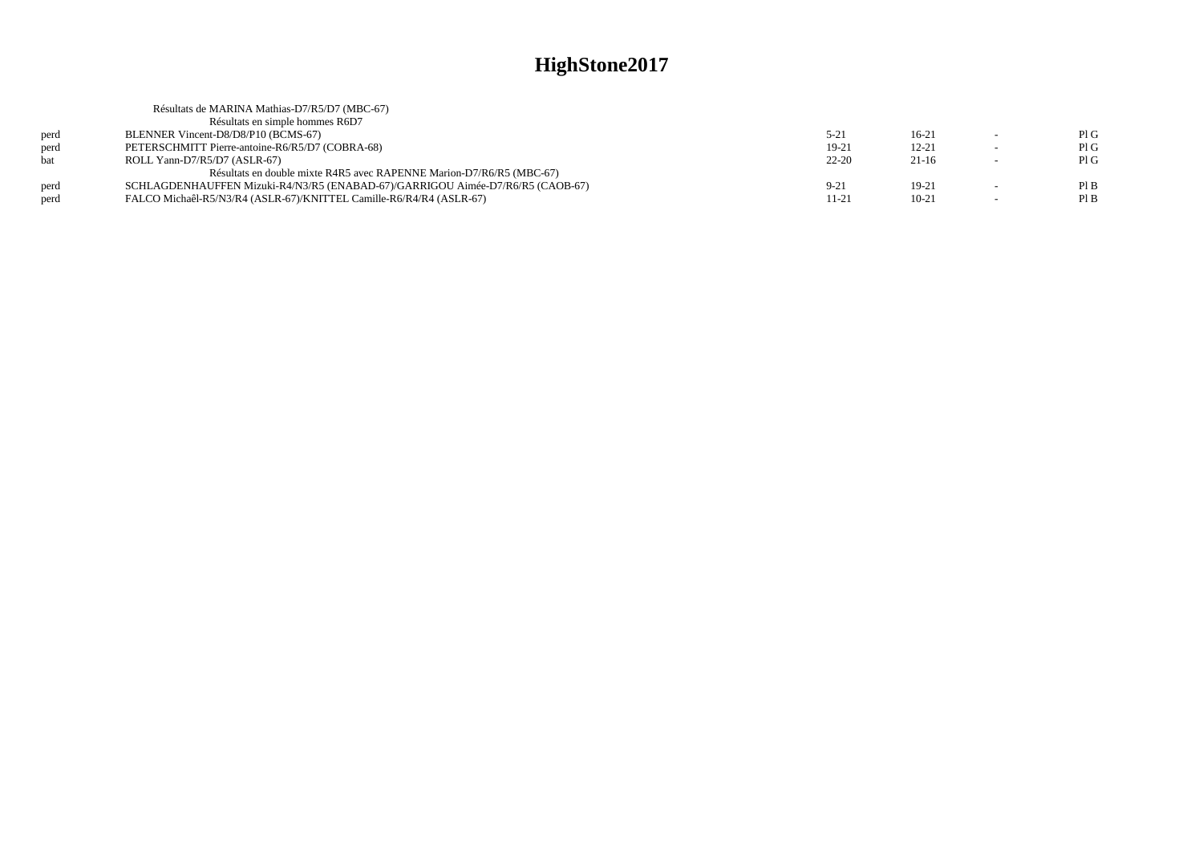# HighStone2017

Résultats de MARINA Mathias-D7/R5/D7 (MBC-67)

Résultats en simple hommes R6D7

| | | | | | |
|---|---|---|---|---|---|
| perd | BLENNER Vincent-D8/D8/P10 (BCMS-67) | 5-21 | 16-21 | - | Pl G |
| perd | PETERSCHMITT Pierre-antoine-R6/R5/D7 (COBRA-68) | 19-21 | 12-21 | - | Pl G |
| bat | ROLL Yann-D7/R5/D7 (ASLR-67) | 22-20 | 21-16 | - | Pl G |

Résultats en double mixte R4R5 avec RAPENNE Marion-D7/R6/R5 (MBC-67)

| | | | | | |
|---|---|---|---|---|---|
| perd | SCHLAGDENHAUFFEN Mizuki-R4/N3/R5 (ENABAD-67)/GARRIGOU Aimée-D7/R6/R5 (CAOB-67) | 9-21 | 19-21 | - | Pl B |
| perd | FALCO Michaêl-R5/N3/R4 (ASLR-67)/KNITTEL Camille-R6/R4/R4 (ASLR-67) | 11-21 | 10-21 | - | Pl B |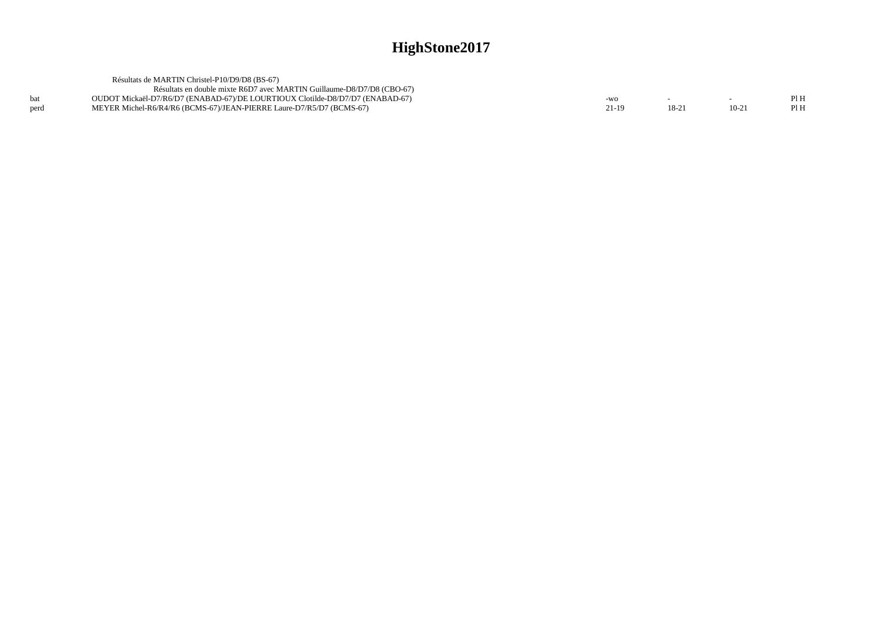# HighStone2017

Résultats de MARTIN Christel-P10/D9/D8 (BS-67)

Résultats en double mixte R6D7 avec MARTIN Guillaume-D8/D7/D8 (CBO-67)

| | | | | | |
|---|---|---|---|---|---|
| bat | OUDOT Mickaël-D7/R6/D7 (ENABAD-67)/DE LOURTIOUX Clotilde-D8/D7/D7 (ENABAD-67) | -wo | - | - | Pl H |
| perd | MEYER Michel-R6/R4/R6 (BCMS-67)/JEAN-PIERRE Laure-D7/R5/D7 (BCMS-67) | 21-19 | 18-21 | 10-21 | Pl H |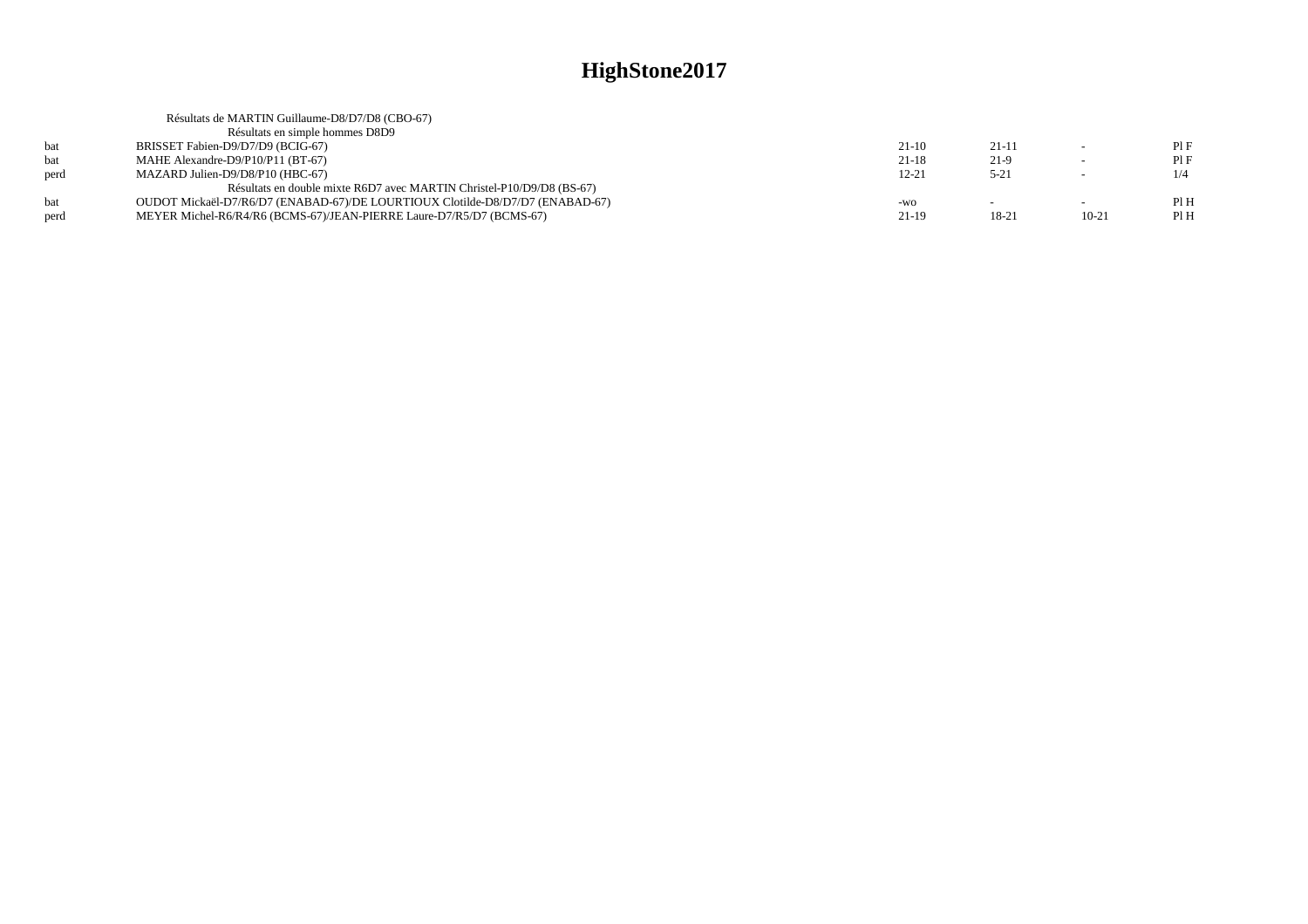# HighStone2017

Résultats de MARTIN Guillaume-D8/D7/D8 (CBO-67)

| | | | | | |
|---|---|---|---|---|---|
| | Résultats en simple hommes D8D9 | | | | |
| bat | BRISSET Fabien-D9/D7/D9 (BCIG-67) | 21-10 | 21-11 | - | Pl F |
| bat | MAHE Alexandre-D9/P10/P11 (BT-67) | 21-18 | 21-9 | - | Pl F |
| perd | MAZARD Julien-D9/D8/P10 (HBC-67) | 12-21 | 5-21 | - | 1/4 |
| | Résultats en double mixte R6D7 avec MARTIN Christel-P10/D9/D8 (BS-67) | | | | |
| bat | OUDOT Mickaël-D7/R6/D7 (ENABAD-67)/DE LOURTIOUX Clotilde-D8/D7/D7 (ENABAD-67) | -wo | - | - | Pl H |
| perd | MEYER Michel-R6/R4/R6 (BCMS-67)/JEAN-PIERRE Laure-D7/R5/D7 (BCMS-67) | 21-19 | 18-21 | 10-21 | Pl H |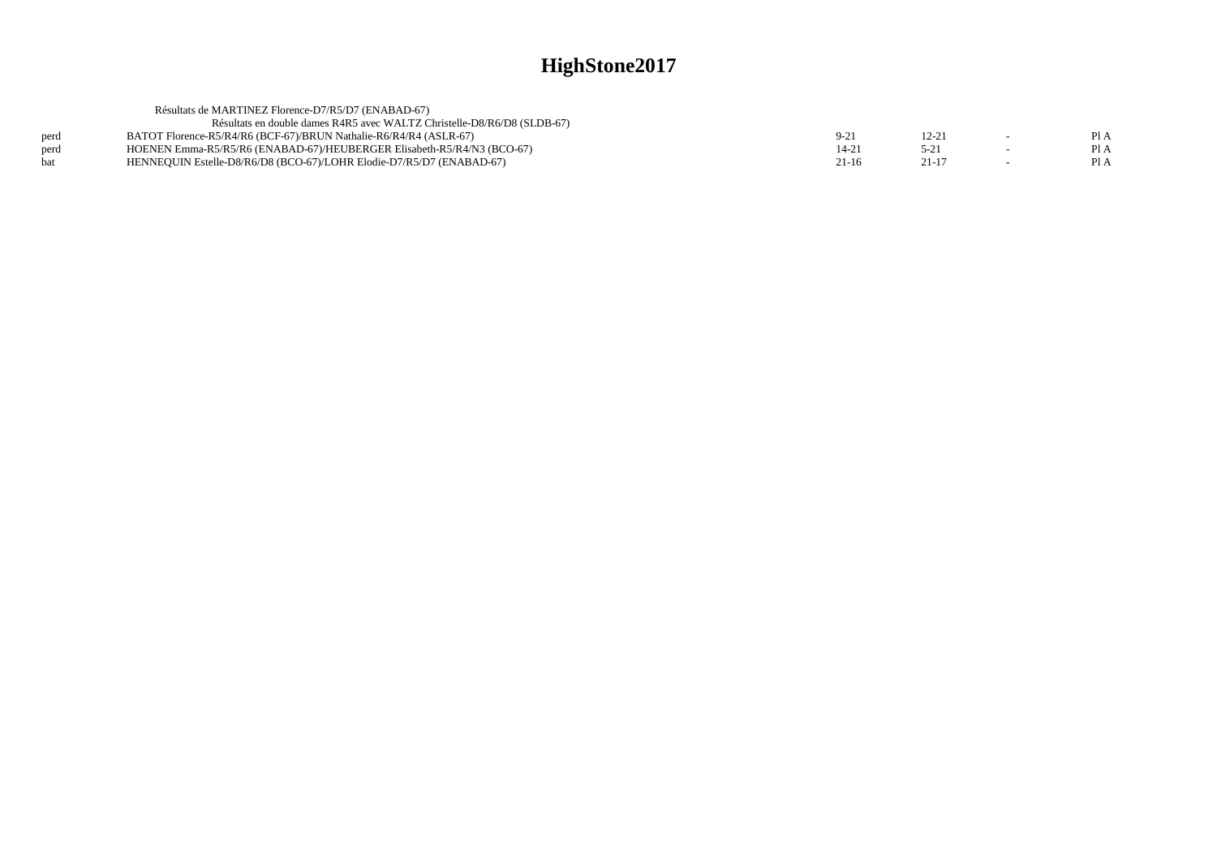# HighStone2017

Résultats de MARTINEZ Florence-D7/R5/D7 (ENABAD-67)

Résultats en double dames R4R5 avec WALTZ Christelle-D8/R6/D8 (SLDB-67)

| | | | | | |
|---|---|---|---|---|---|
| perd | BATOT Florence-R5/R4/R6 (BCF-67)/BRUN Nathalie-R6/R4/R4 (ASLR-67) | 9-21 | 12-21 | - | Pl A |
| perd | HOENEN Emma-R5/R5/R6 (ENABAD-67)/HEUBERGER Elisabeth-R5/R4/N3 (BCO-67) | 14-21 | 5-21 | - | Pl A |
| bat | HENNEQUIN Estelle-D8/R6/D8 (BCO-67)/LOHR Elodie-D7/R5/D7 (ENABAD-67) | 21-16 | 21-17 | - | Pl A |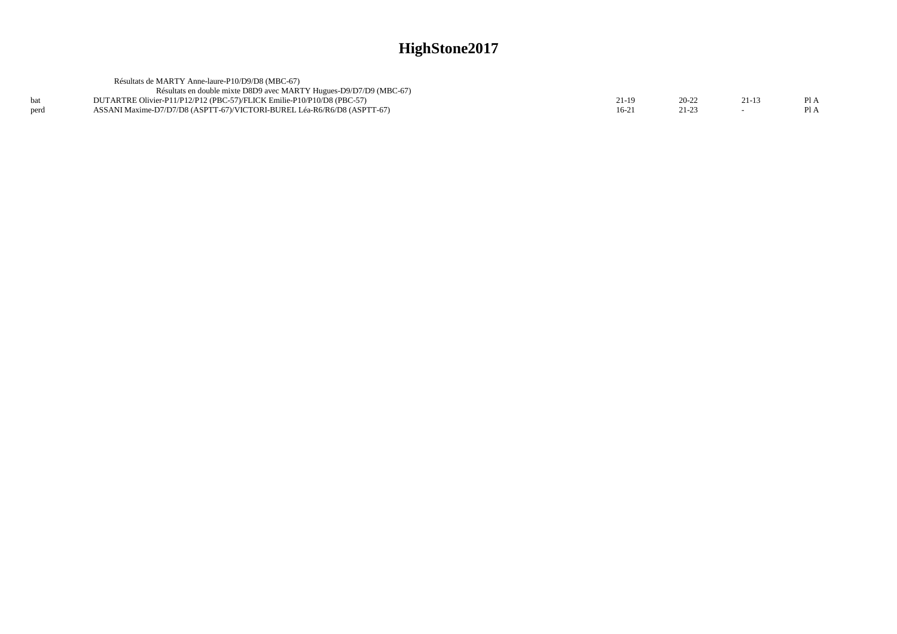# HighStone2017

Résultats de MARTY Anne-laure-P10/D9/D8 (MBC-67)

Résultats en double mixte D8D9 avec MARTY Hugues-D9/D7/D9 (MBC-67)

| | | | | | |
|---|---|---|---|---|---|
| bat | DUTARTRE Olivier-P11/P12/P12 (PBC-57)/FLICK Emilie-P10/P10/D8 (PBC-57) | 21-19 | 20-22 | 21-13 | Pl A |
| perd | ASSANI Maxime-D7/D7/D8 (ASPTT-67)/VICTORI-BUREL Léa-R6/R6/D8 (ASPTT-67) | 16-21 | 21-23 | - | Pl A |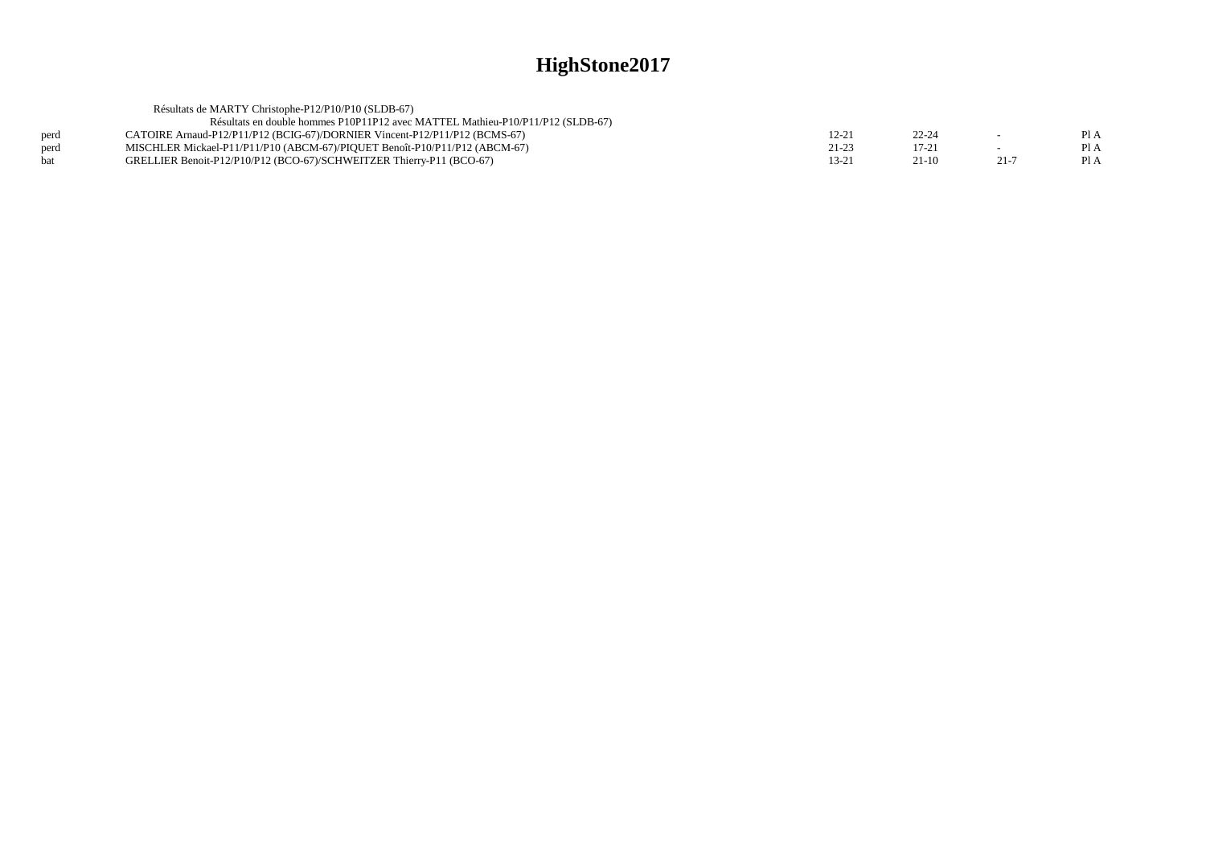# HighStone2017

Résultats de MARTY Christophe-P12/P10/P10 (SLDB-67)

Résultats en double hommes P10P11P12 avec MATTEL Mathieu-P10/P11/P12 (SLDB-67)

| | | | | | |
|---|---|---|---|---|---|
| perd | CATOIRE Arnaud-P12/P11/P12 (BCIG-67)/DORNIER Vincent-P12/P11/P12 (BCMS-67) | 12-21 | 22-24 | - | Pl A |
| perd | MISCHLER Mickael-P11/P11/P10 (ABCM-67)/PIQUET Benoît-P10/P11/P12 (ABCM-67) | 21-23 | 17-21 | - | Pl A |
| bat | GRELLIER Benoit-P12/P10/P12 (BCO-67)/SCHWEITZER Thierry-P11 (BCO-67) | 13-21 | 21-10 | 21-7 | Pl A |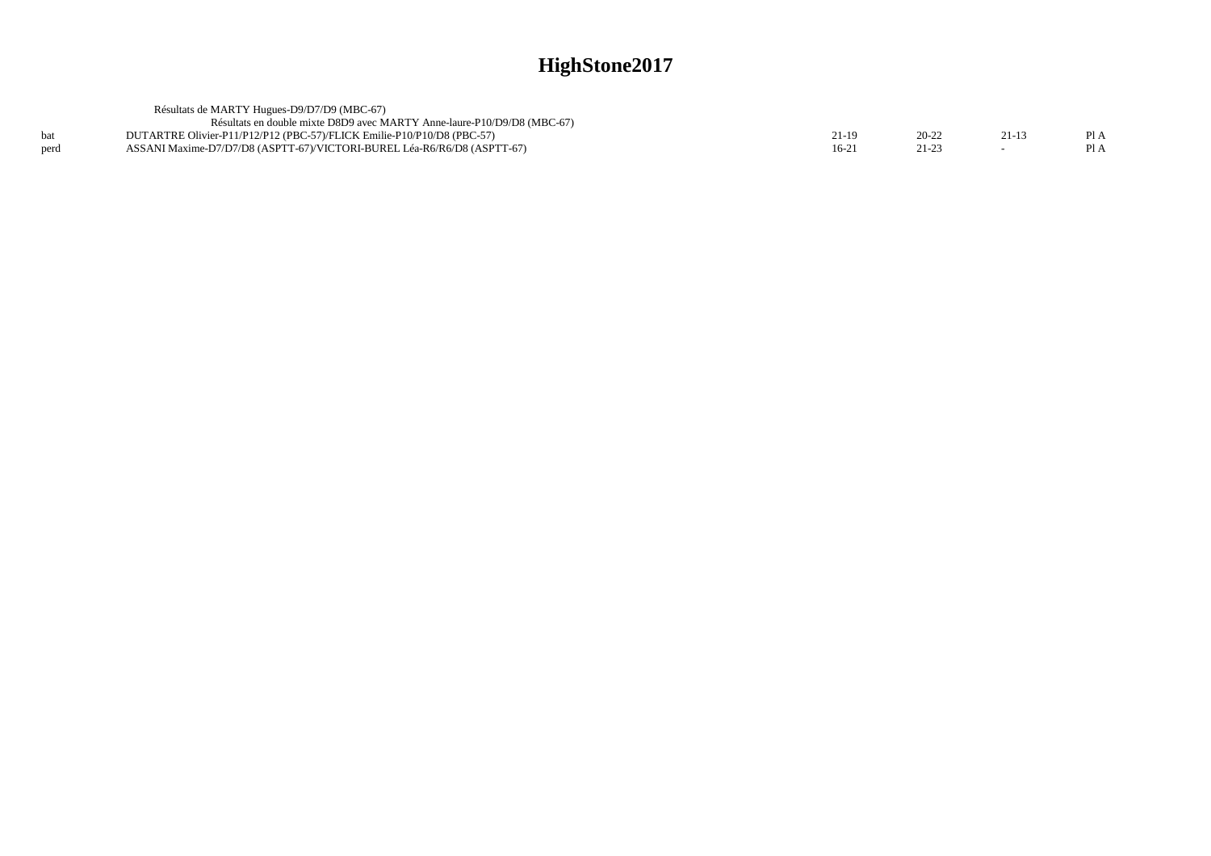# HighStone2017

Résultats de MARTY Hugues-D9/D7/D9 (MBC-67)

Résultats en double mixte D8D9 avec MARTY Anne-laure-P10/D9/D8 (MBC-67)

| | | | | | |
|---|---|---|---|---|---|
| bat | DUTARTRE Olivier-P11/P12/P12 (PBC-57)/FLICK Emilie-P10/P10/D8 (PBC-57) | 21-19 | 20-22 | 21-13 | Pl A |
| perd | ASSANI Maxime-D7/D7/D8 (ASPTT-67)/VICTORI-BUREL Léa-R6/R6/D8 (ASPTT-67) | 16-21 | 21-23 | - | Pl A |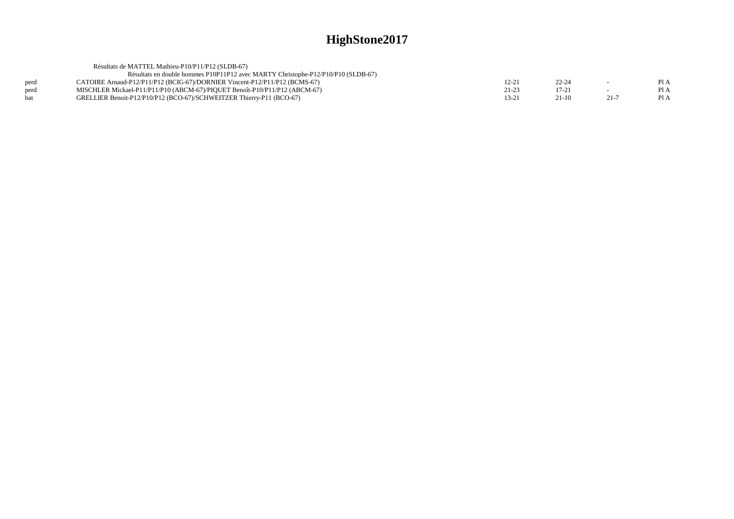# HighStone2017

Résultats de MATTEL Mathieu-P10/P11/P12 (SLDB-67)

Résultats en double hommes P10P11P12 avec MARTY Christophe-P12/P10/P10 (SLDB-67)

| | | | | | |
|---|---|---|---|---|---|
| perd | CATOIRE Arnaud-P12/P11/P12 (BCIG-67)/DORNIER Vincent-P12/P11/P12 (BCMS-67) | 12-21 | 22-24 | - | Pl A |
| perd | MISCHLER Mickael-P11/P11/P10 (ABCM-67)/PIQUET Benoît-P10/P11/P12 (ABCM-67) | 21-23 | 17-21 | - | Pl A |
| bat | GRELLIER Benoit-P12/P10/P12 (BCO-67)/SCHWEITZER Thierry-P11 (BCO-67) | 13-21 | 21-10 | 21-7 | Pl A |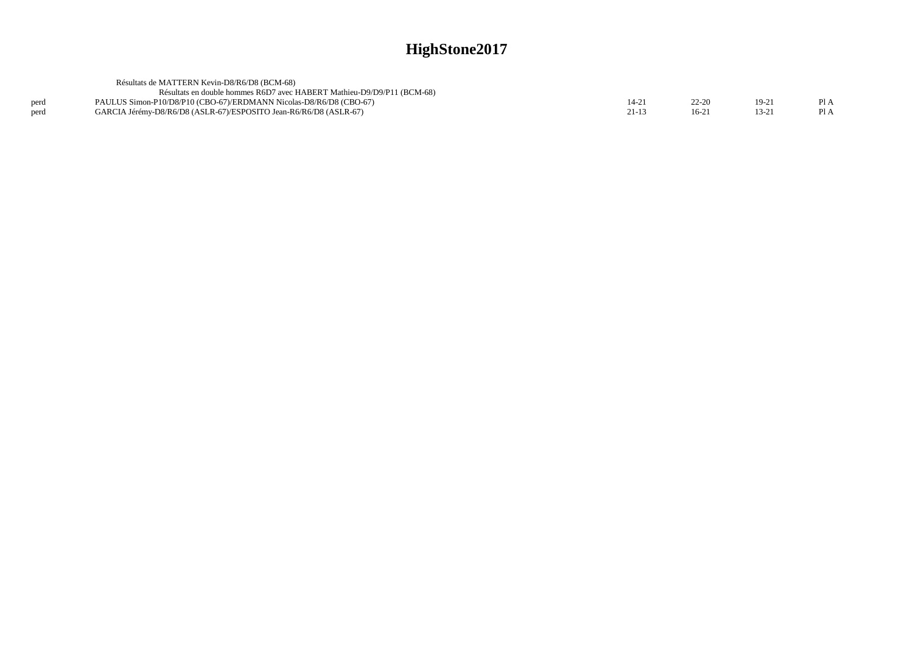# HighStone2017

Résultats de MATTERN Kevin-D8/R6/D8 (BCM-68)

Résultats en double hommes R6D7 avec HABERT Mathieu-D9/D9/P11 (BCM-68)

| | | | | | |
|---|---|---|---|---|---|
| perd | PAULUS Simon-P10/D8/P10 (CBO-67)/ERDMANN Nicolas-D8/R6/D8 (CBO-67) | 14-21 | 22-20 | 19-21 | Pl A |
| perd | GARCIA Jérémy-D8/R6/D8 (ASLR-67)/ESPOSITO Jean-R6/R6/D8 (ASLR-67) | 21-13 | 16-21 | 13-21 | Pl A |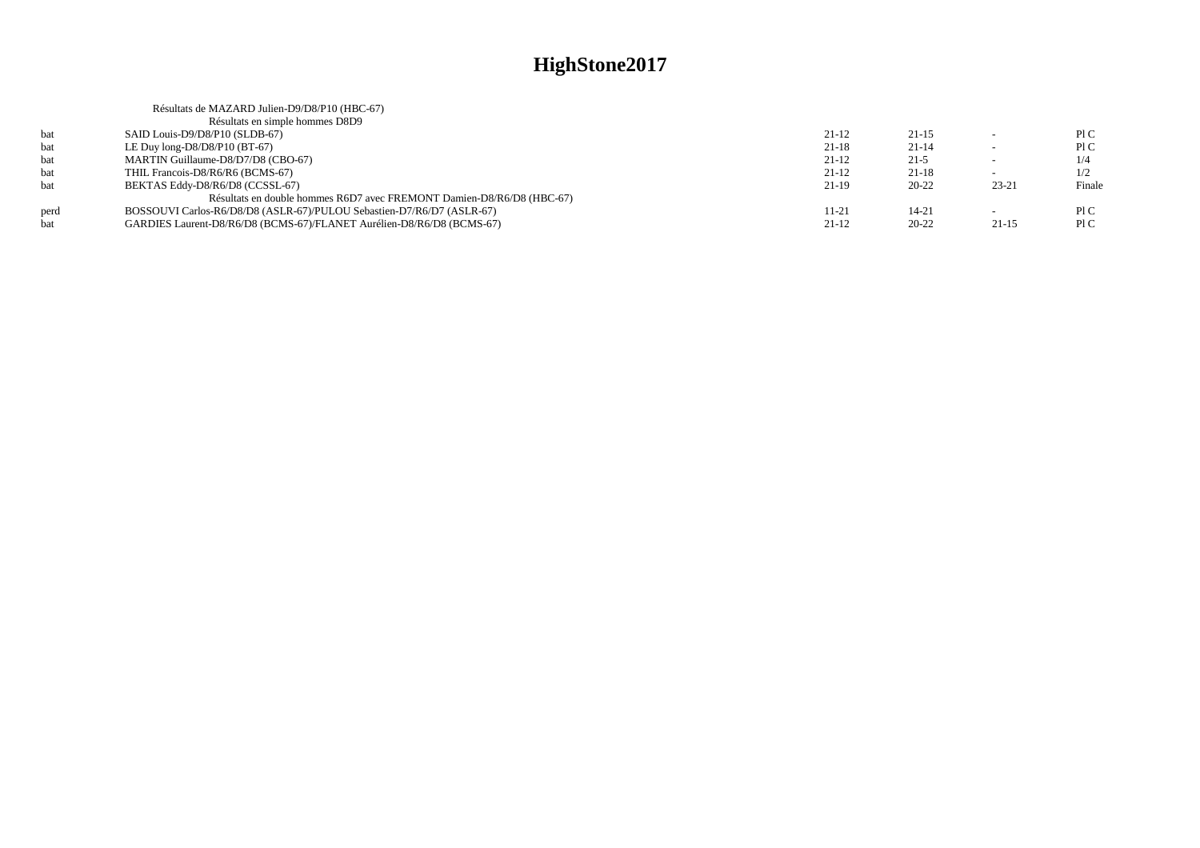# HighStone2017

Résultats de MAZARD Julien-D9/D8/P10 (HBC-67)

Résultats en simple hommes D8D9

| | | | | | |
|---|---|---|---|---|---|
| bat | SAID Louis-D9/D8/P10 (SLDB-67) | 21-12 | 21-15 | - | Pl C |
| bat | LE Duy long-D8/D8/P10 (BT-67) | 21-18 | 21-14 | - | Pl C |
| bat | MARTIN Guillaume-D8/D7/D8 (CBO-67) | 21-12 | 21-5 | - | 1/4 |
| bat | THIL Francois-D8/R6/R6 (BCMS-67) | 21-12 | 21-18 | - | 1/2 |
| bat | BEKTAS Eddy-D8/R6/D8 (CCSSL-67) | 21-19 | 20-22 | 23-21 | Finale |

Résultats en double hommes R6D7 avec FREMONT Damien-D8/R6/D8 (HBC-67)

| | | | | | |
|---|---|---|---|---|---|
| perd | BOSSOUVI Carlos-R6/D8/D8 (ASLR-67)/PULOU Sebastien-D7/R6/D7 (ASLR-67) | 11-21 | 14-21 | - | Pl C |
| bat | GARDIES Laurent-D8/R6/D8 (BCMS-67)/FLANET Aurélien-D8/R6/D8 (BCMS-67) | 21-12 | 20-22 | 21-15 | Pl C |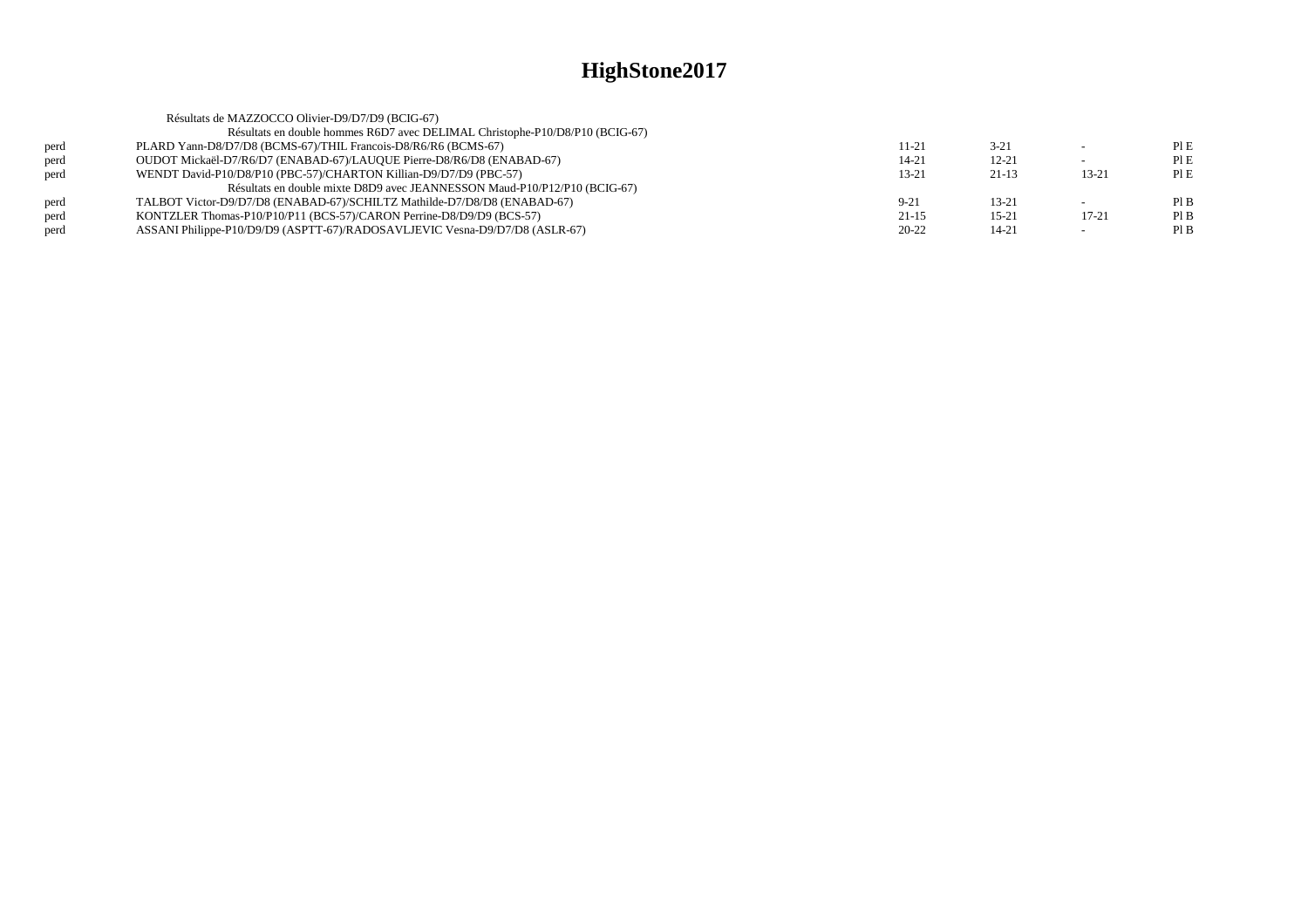# HighStone2017

Résultats de MAZZOCCO Olivier-D9/D7/D9 (BCIG-67)

Résultats en double hommes R6D7 avec DELIMAL Christophe-P10/D8/P10 (BCIG-67)

| | | | | | |
|---|---|---|---|---|---|
| perd | PLARD Yann-D8/D7/D8 (BCMS-67)/THIL Francois-D8/R6/R6 (BCMS-67) | 11-21 | 3-21 | - | Pl E |
| perd | OUDOT Mickaël-D7/R6/D7 (ENABAD-67)/LAUQUE Pierre-D8/R6/D8 (ENABAD-67) | 14-21 | 12-21 | - | Pl E |
| perd | WENDT David-P10/D8/P10 (PBC-57)/CHARTON Killian-D9/D7/D9 (PBC-57) | 13-21 | 21-13 | 13-21 | Pl E |

Résultats en double mixte D8D9 avec JEANNESSON Maud-P10/P12/P10 (BCIG-67)

| | | | | | |
|---|---|---|---|---|---|
| perd | TALBOT Victor-D9/D7/D8 (ENABAD-67)/SCHILTZ Mathilde-D7/D8/D8 (ENABAD-67) | 9-21 | 13-21 | - | Pl B |
| perd | KONTZLER Thomas-P10/P10/P11 (BCS-57)/CARON Perrine-D8/D9/D9 (BCS-57) | 21-15 | 15-21 | 17-21 | Pl B |
| perd | ASSANI Philippe-P10/D9/D9 (ASPTT-67)/RADOSAVLJEVIC Vesna-D9/D7/D8 (ASLR-67) | 20-22 | 14-21 | - | Pl B |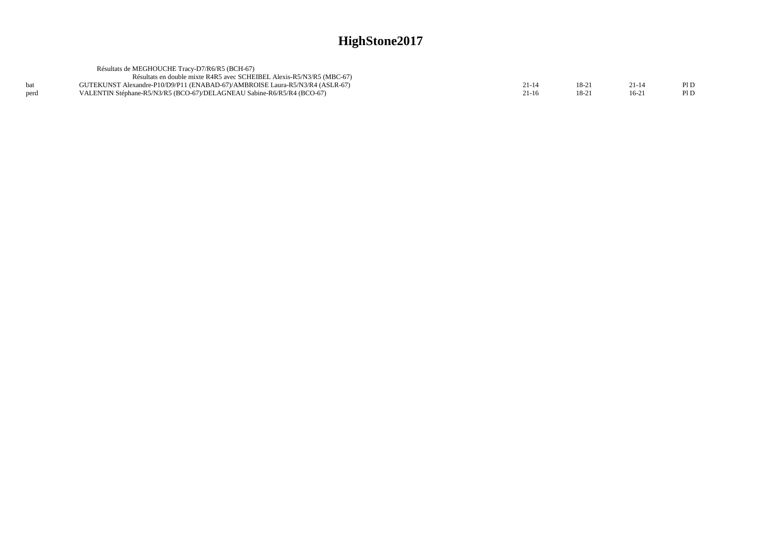# HighStone2017

Résultats de MEGHOUCHE Tracy-D7/R6/R5 (BCH-67)

Résultats en double mixte R4R5 avec SCHEIBEL Alexis-R5/N3/R5 (MBC-67)

| | | | | | |
|---|---|---|---|---|---|
| bat | GUTEKUNST Alexandre-P10/D9/P11 (ENABAD-67)/AMBROISE Laura-R5/N3/R4 (ASLR-67) | 21-14 | 18-21 | 21-14 | Pl D |
| perd | VALENTIN Stéphane-R5/N3/R5 (BCO-67)/DELAGNEAU Sabine-R6/R5/R4 (BCO-67) | 21-16 | 18-21 | 16-21 | Pl D |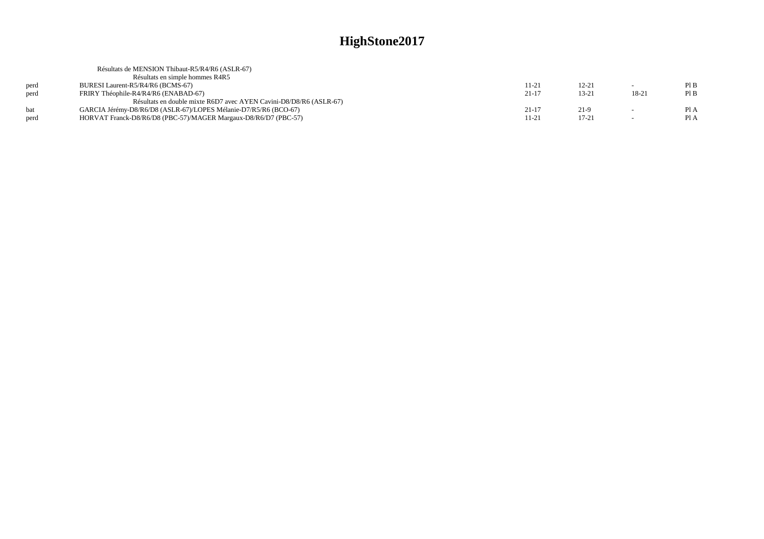# HighStone2017

| | Résultats de MENSION Thibaut-R5/R4/R6 (ASLR-67) | | | | |
|---|---|---|---|---|---|
| | Résultats en simple hommes R4R5 | | | | |
| perd | BURESI Laurent-R5/R4/R6 (BCMS-67) | 11-21 | 12-21 | - | Pl B |
| perd | FRIRY Théophile-R4/R4/R6 (ENABAD-67) | 21-17 | 13-21 | 18-21 | Pl B |
| | Résultats en double mixte R6D7 avec AYEN Cavini-D8/D8/R6 (ASLR-67) | | | | |
| bat | GARCIA Jérémy-D8/R6/D8 (ASLR-67)/LOPES Mélanie-D7/R5/R6 (BCO-67) | 21-17 | 21-9 | - | Pl A |
| perd | HORVAT Franck-D8/R6/D8 (PBC-57)/MAGER Margaux-D8/R6/D7 (PBC-57) | 11-21 | 17-21 | - | Pl A |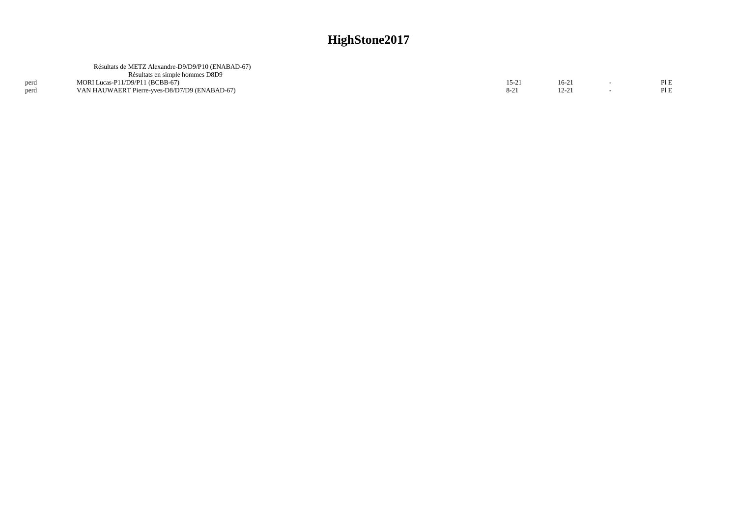# HighStone2017

Résultats de METZ Alexandre-D9/D9/P10 (ENABAD-67)

Résultats en simple hommes D8D9

| | | | | | |
|---|---|---|---|---|---|
| perd | MORI Lucas-P11/D9/P11 (BCBB-67) | 15-21 | 16-21 | - | Pl E |
| perd | VAN HAUWAERT Pierre-yves-D8/D7/D9 (ENABAD-67) | 8-21 | 12-21 | - | Pl E |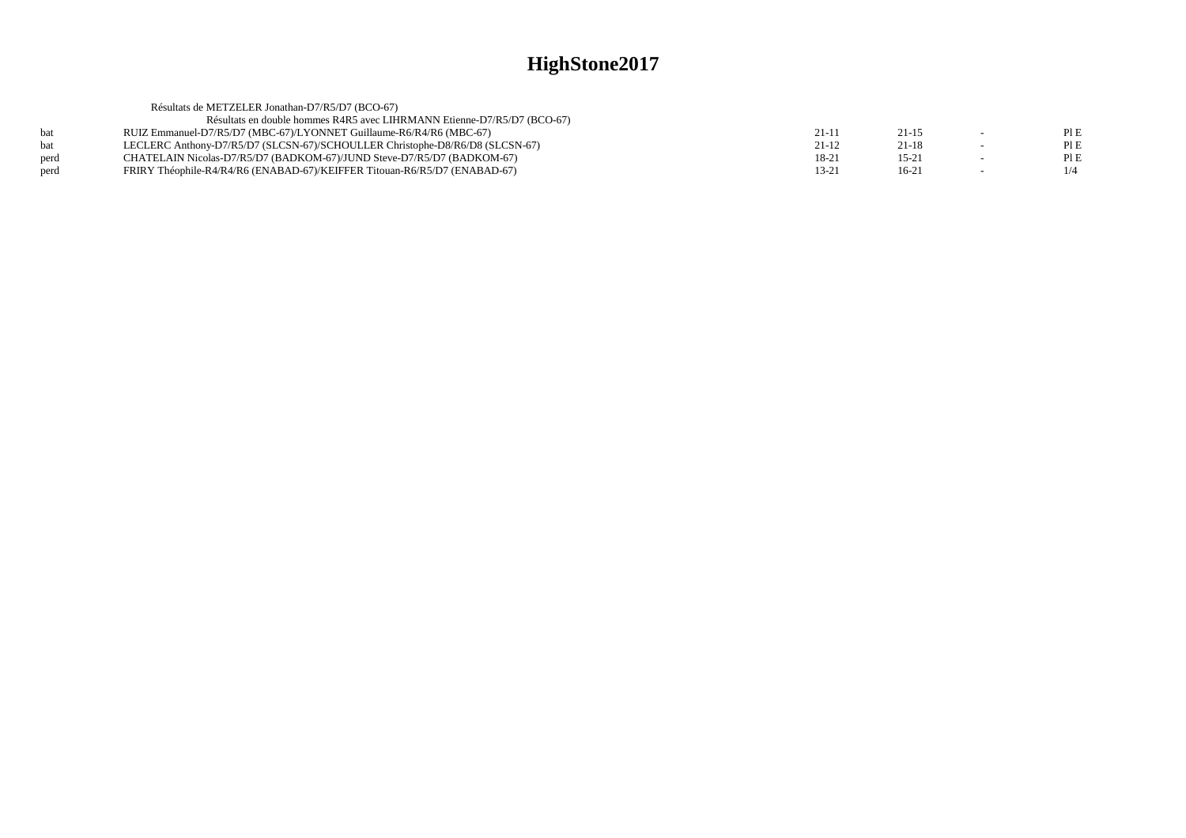# HighStone2017

Résultats de METZELER Jonathan-D7/R5/D7 (BCO-67)

Résultats en double hommes R4R5 avec LIHRMANN Etienne-D7/R5/D7 (BCO-67)

| | | | | | |
|---|---|---|---|---|---|
| bat | RUIZ Emmanuel-D7/R5/D7 (MBC-67)/LYONNET Guillaume-R6/R4/R6 (MBC-67) | 21-11 | 21-15 | - | Pl E |
| bat | LECLERC Anthony-D7/R5/D7 (SLCSN-67)/SCHOULLER Christophe-D8/R6/D8 (SLCSN-67) | 21-12 | 21-18 | - | Pl E |
| perd | CHATELAIN Nicolas-D7/R5/D7 (BADKOM-67)/JUND Steve-D7/R5/D7 (BADKOM-67) | 18-21 | 15-21 | - | Pl E |
| perd | FRIRY Théophile-R4/R4/R6 (ENABAD-67)/KEIFFER Titouan-R6/R5/D7 (ENABAD-67) | 13-21 | 16-21 | - | 1/4 |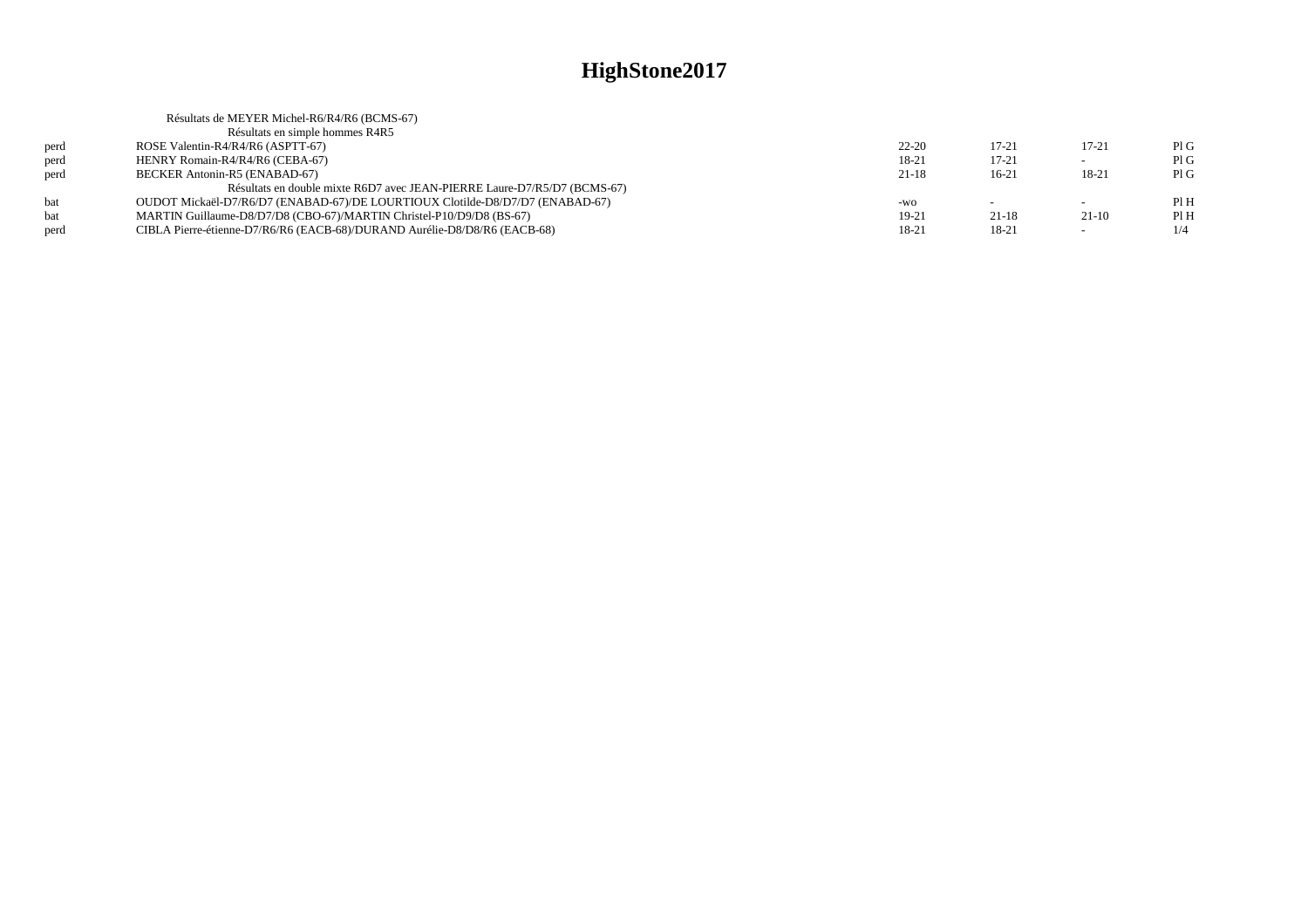# HighStone2017

Résultats de MEYER Michel-R6/R4/R6 (BCMS-67)

Résultats en simple hommes R4R5

| | | | | | |
|---|---|---|---|---|---|
| perd | ROSE Valentin-R4/R4/R6 (ASPTT-67) | 22-20 | 17-21 | 17-21 | Pl G |
| perd | HENRY Romain-R4/R4/R6 (CEBA-67) | 18-21 | 17-21 | - | Pl G |
| perd | BECKER Antonin-R5 (ENABAD-67) | 21-18 | 16-21 | 18-21 | Pl G |

Résultats en double mixte R6D7 avec JEAN-PIERRE Laure-D7/R5/D7 (BCMS-67)

| | | | | | |
|---|---|---|---|---|---|
| bat | OUDOT Mickaël-D7/R6/D7 (ENABAD-67)/DE LOURTIOUX Clotilde-D8/D7/D7 (ENABAD-67) | -wo | - | - | Pl H |
| bat | MARTIN Guillaume-D8/D7/D8 (CBO-67)/MARTIN Christel-P10/D9/D8 (BS-67) | 19-21 | 21-18 | 21-10 | Pl H |
| perd | CIBLA Pierre-étienne-D7/R6/R6 (EACB-68)/DURAND Aurélie-D8/D8/R6 (EACB-68) | 18-21 | 18-21 | - | 1/4 |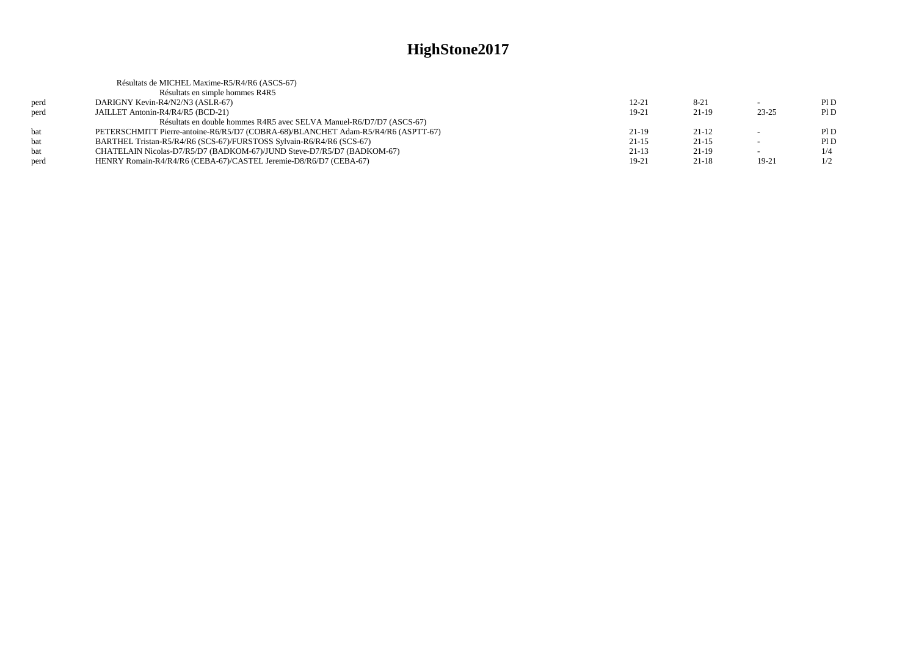# HighStone2017

Résultats de MICHEL Maxime-R5/R4/R6 (ASCS-67)

Résultats en simple hommes R4R5

| | | | | | |
|---|---|---|---|---|---|
| perd | DARIGNY Kevin-R4/N2/N3 (ASLR-67) | 12-21 | 8-21 | - | Pl D |
| perd | JAILLET Antonin-R4/R4/R5 (BCD-21) | 19-21 | 21-19 | 23-25 | Pl D |

Résultats en double hommes R4R5 avec SELVA Manuel-R6/D7/D7 (ASCS-67)

| | | | | | |
|---|---|---|---|---|---|
| bat | PETERSCHMITT Pierre-antoine-R6/R5/D7 (COBRA-68)/BLANCHET Adam-R5/R4/R6 (ASPTT-67) | 21-19 | 21-12 | - | Pl D |
| bat | BARTHEL Tristan-R5/R4/R6 (SCS-67)/FURSTOSS Sylvain-R6/R4/R6 (SCS-67) | 21-15 | 21-15 | - | Pl D |
| bat | CHATELAIN Nicolas-D7/R5/D7 (BADKOM-67)/JUND Steve-D7/R5/D7 (BADKOM-67) | 21-13 | 21-19 | - | 1/4 |
| perd | HENRY Romain-R4/R4/R6 (CEBA-67)/CASTEL Jeremie-D8/R6/D7 (CEBA-67) | 19-21 | 21-18 | 19-21 | 1/2 |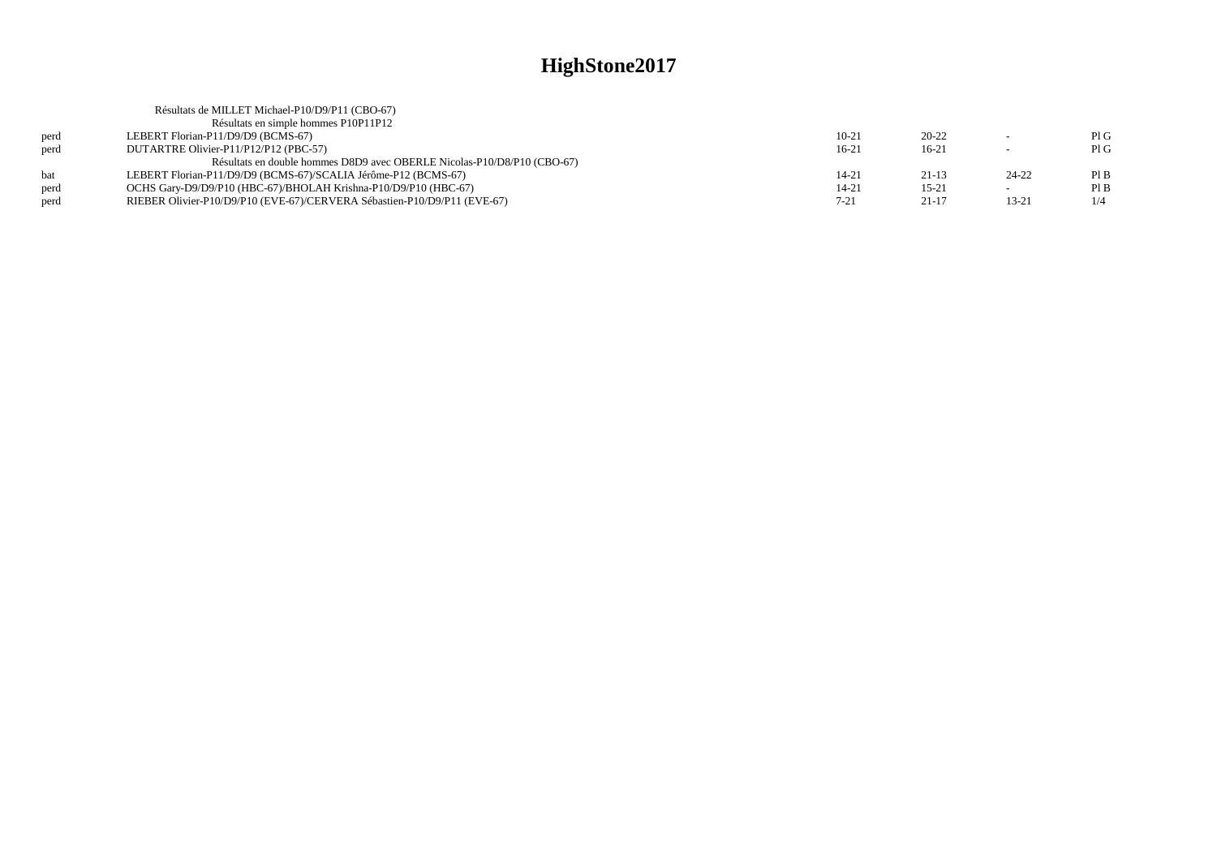# HighStone2017

Résultats de MILLET Michael-P10/D9/P11 (CBO-67)

Résultats en simple hommes P10P11P12

| | | | | | |
|---|---|---|---|---|---|
| perd | LEBERT Florian-P11/D9/D9 (BCMS-67) | 10-21 | 20-22 | - | Pl G |
| perd | DUTARTRE Olivier-P11/P12/P12 (PBC-57) | 16-21 | 16-21 | - | Pl G |

Résultats en double hommes D8D9 avec OBERLE Nicolas-P10/D8/P10 (CBO-67)

| | | | | | |
|---|---|---|---|---|---|
| bat | LEBERT Florian-P11/D9/D9 (BCMS-67)/SCALIA Jérôme-P12 (BCMS-67) | 14-21 | 21-13 | 24-22 | Pl B |
| perd | OCHS Gary-D9/D9/P10 (HBC-67)/BHOLAH Krishna-P10/D9/P10 (HBC-67) | 14-21 | 15-21 | - | Pl B |
| perd | RIEBER Olivier-P10/D9/P10 (EVE-67)/CERVERA Sébastien-P10/D9/P11 (EVE-67) | 7-21 | 21-17 | 13-21 | 1/4 |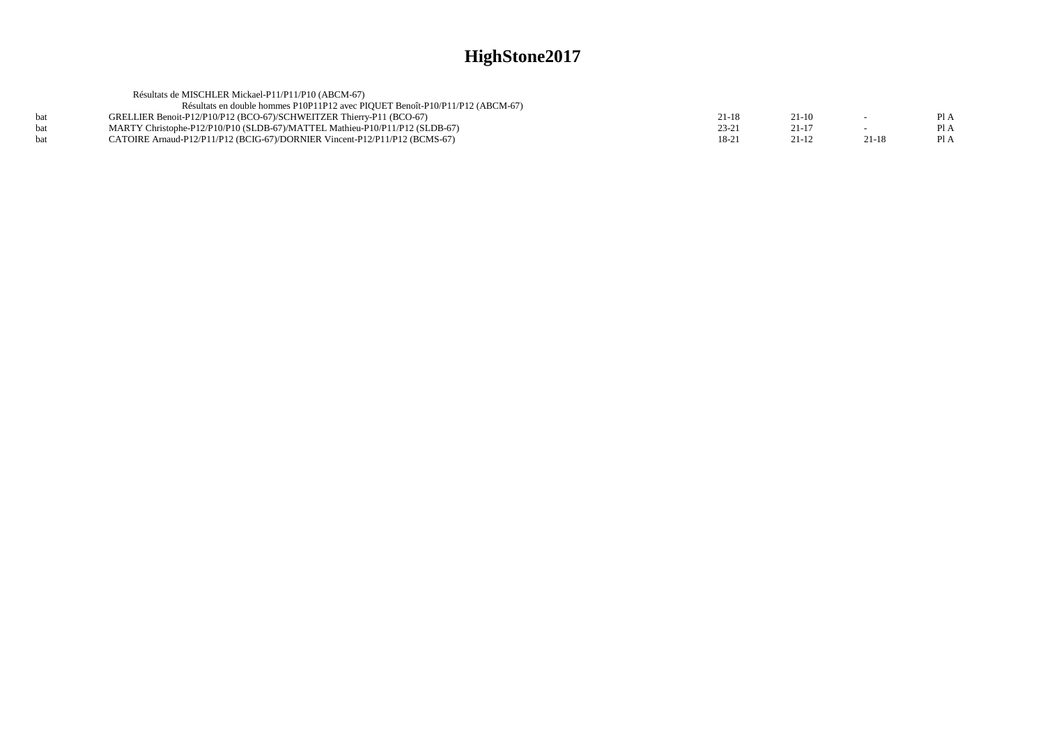# HighStone2017

Résultats de MISCHLER Mickael-P11/P11/P10 (ABCM-67)

Résultats en double hommes P10P11P12 avec PIQUET Benoît-P10/P11/P12 (ABCM-67)

| | | | | | |
|---|---|---|---|---|---|
| bat | GRELLIER Benoit-P12/P10/P12 (BCO-67)/SCHWEITZER Thierry-P11 (BCO-67) | 21-18 | 21-10 | - | Pl A |
| bat | MARTY Christophe-P12/P10/P10 (SLDB-67)/MATTEL Mathieu-P10/P11/P12 (SLDB-67) | 23-21 | 21-17 | - | Pl A |
| bat | CATOIRE Arnaud-P12/P11/P12 (BCIG-67)/DORNIER Vincent-P12/P11/P12 (BCMS-67) | 18-21 | 21-12 | 21-18 | Pl A |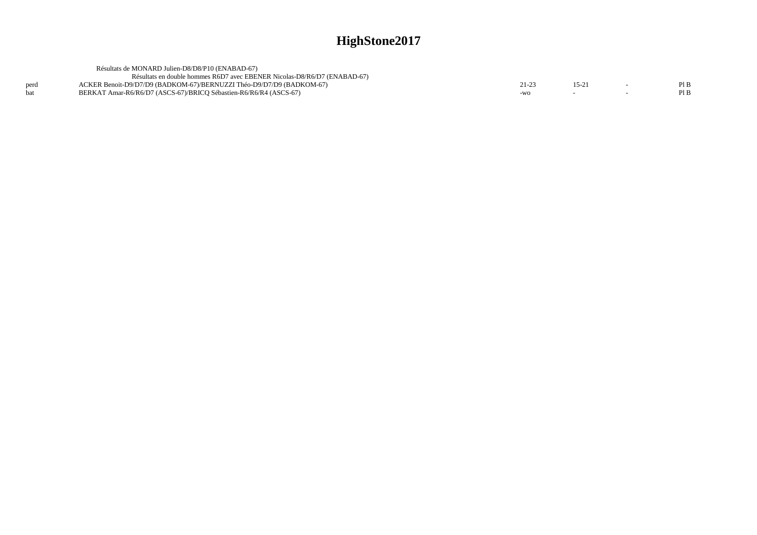# HighStone2017

Résultats de MONARD Julien-D8/D8/P10 (ENABAD-67)

Résultats en double hommes R6D7 avec EBENER Nicolas-D8/R6/D7 (ENABAD-67)

| | | | | | |
|---|---|---|---|---|---|
| perd | ACKER Benoit-D9/D7/D9 (BADKOM-67)/BERNUZZI Théo-D9/D7/D9 (BADKOM-67) | 21-23 | 15-21 | - | Pl B |
| bat | BERKAT Amar-R6/R6/D7 (ASCS-67)/BRICQ Sébastien-R6/R6/R4 (ASCS-67) | -wo | - | - | Pl B |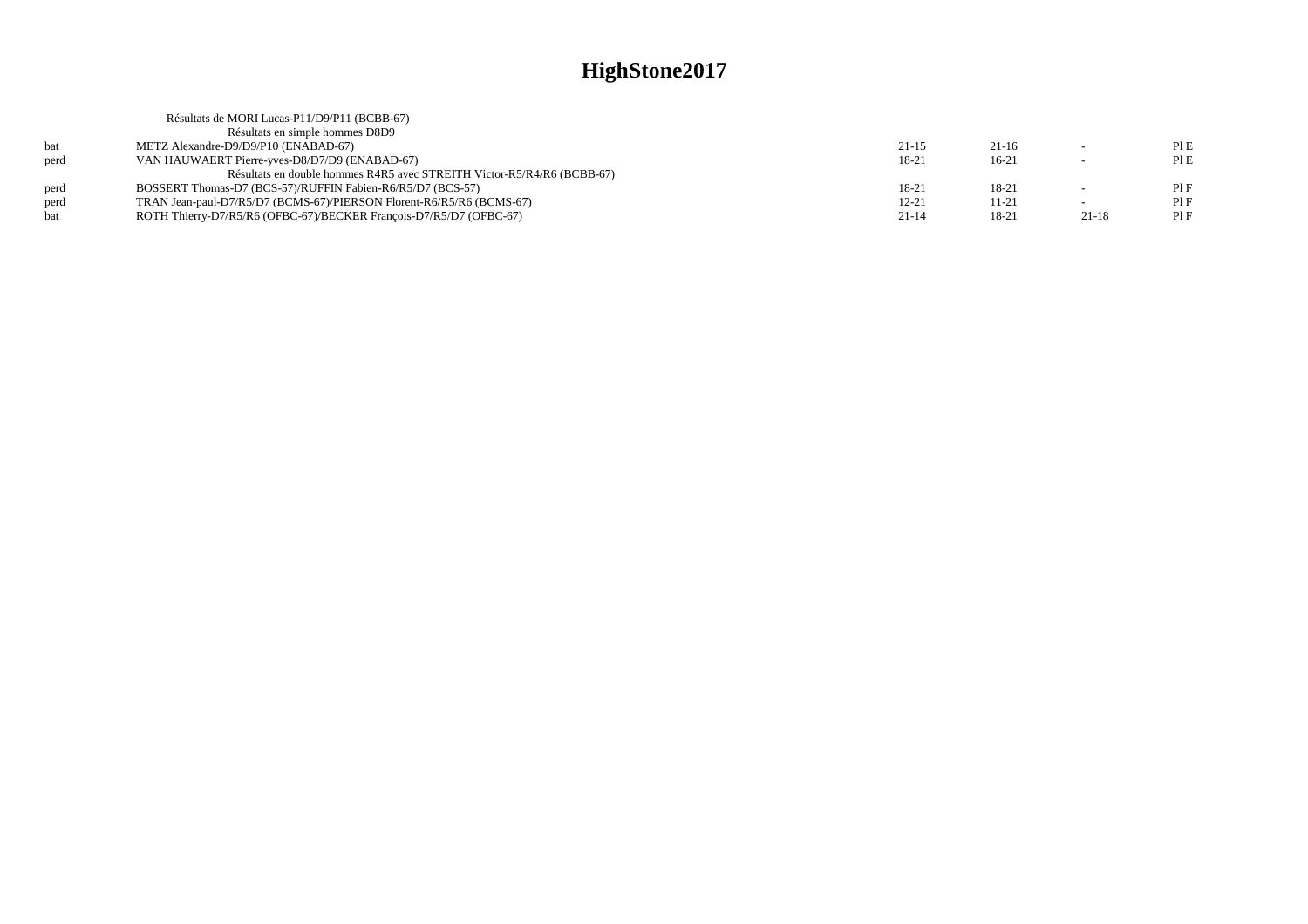# HighStone2017

Résultats de MORI Lucas-P11/D9/P11 (BCBB-67)

Résultats en simple hommes D8D9

| | | | | | |
|---|---|---|---|---|---|
| bat | METZ Alexandre-D9/D9/P10 (ENABAD-67) | 21-15 | 21-16 | - | Pl E |
| perd | VAN HAUWAERT Pierre-yves-D8/D7/D9 (ENABAD-67) | 18-21 | 16-21 | - | Pl E |

Résultats en double hommes R4R5 avec STREITH Victor-R5/R4/R6 (BCBB-67)

| | | | | | |
|---|---|---|---|---|---|
| perd | BOSSERT Thomas-D7 (BCS-57)/RUFFIN Fabien-R6/R5/D7 (BCS-57) | 18-21 | 18-21 | - | Pl F |
| perd | TRAN Jean-paul-D7/R5/D7 (BCMS-67)/PIERSON Florent-R6/R5/R6 (BCMS-67) | 12-21 | 11-21 | - | Pl F |
| bat | ROTH Thierry-D7/R5/R6 (OFBC-67)/BECKER François-D7/R5/D7 (OFBC-67) | 21-14 | 18-21 | 21-18 | Pl F |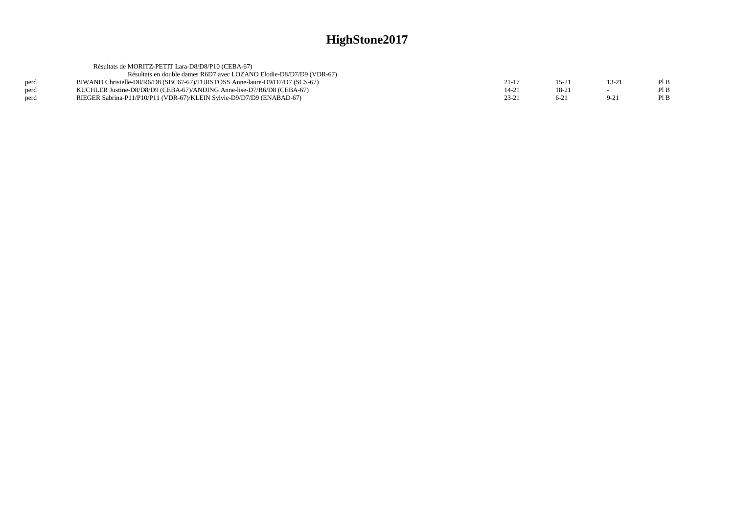# HighStone2017

Résultats de MORITZ-PETIT Lara-D8/D8/P10 (CEBA-67)

Résultats en double dames R6D7 avec LOZANO Elodie-D8/D7/D9 (VDR-67)

| | | | | | |
|---|---|---|---|---|---|
| perd | BIWAND Christelle-D8/R6/D8 (SBC67-67)/FURSTOSS Anne-laure-D9/D7/D7 (SCS-67) | 21-17 | 15-21 | 13-21 | Pl B |
| perd | KUCHLER Justine-D8/D8/D9 (CEBA-67)/ANDING Anne-lise-D7/R6/D8 (CEBA-67) | 14-21 | 18-21 | - | Pl B |
| perd | RIEGER Sabrina-P11/P10/P11 (VDR-67)/KLEIN Sylvie-D9/D7/D9 (ENABAD-67) | 23-21 | 6-21 | 9-21 | Pl B |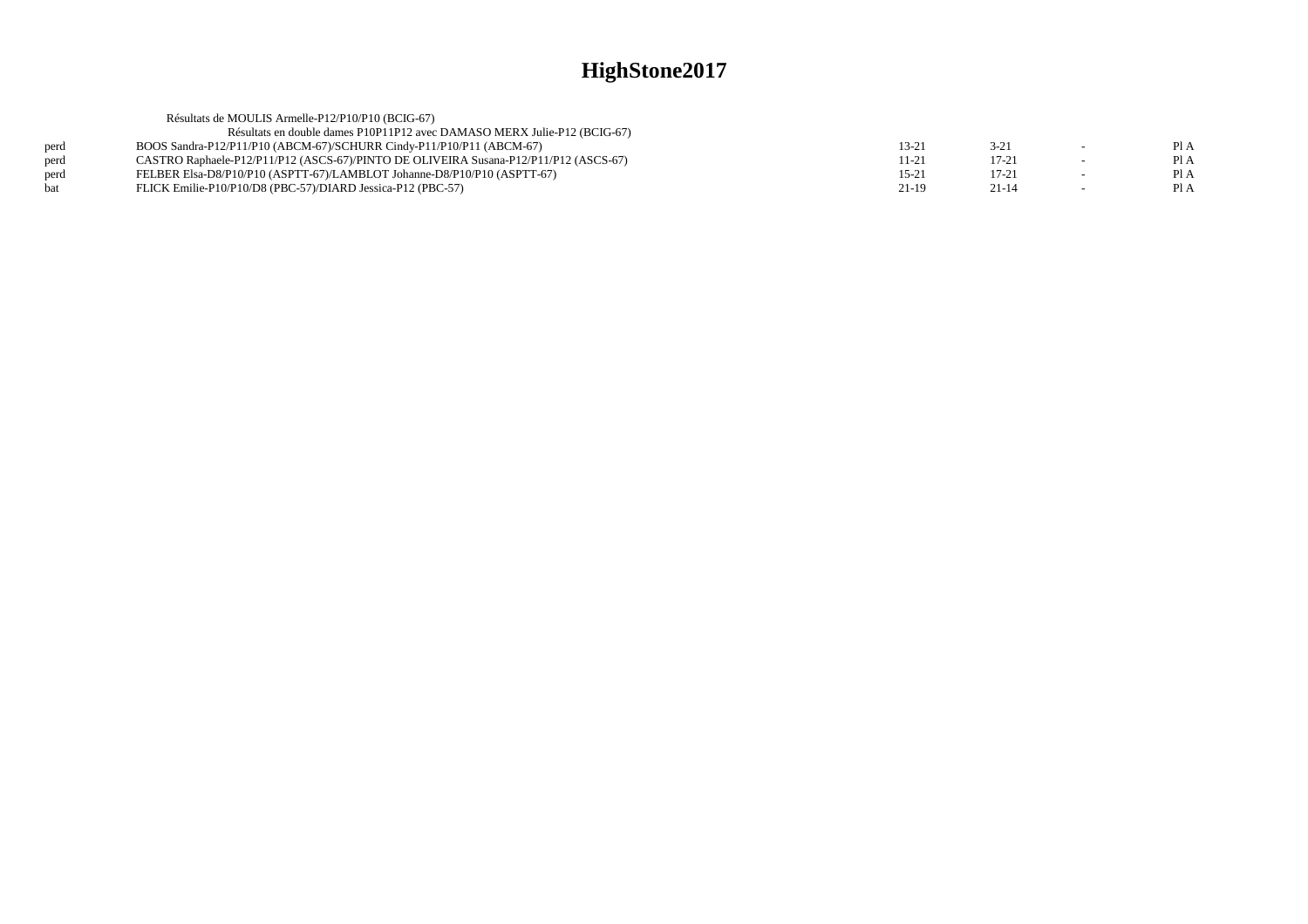# HighStone2017

Résultats de MOULIS Armelle-P12/P10/P10 (BCIG-67)

Résultats en double dames P10P11P12 avec DAMASO MERX Julie-P12 (BCIG-67)

| | | | | | |
|---|---|---|---|---|---|
| perd | BOOS Sandra-P12/P11/P10 (ABCM-67)/SCHURR Cindy-P11/P10/P11 (ABCM-67) | 13-21 | 3-21 | - | Pl A |
| perd | CASTRO Raphaele-P12/P11/P12 (ASCS-67)/PINTO DE OLIVEIRA Susana-P12/P11/P12 (ASCS-67) | 11-21 | 17-21 | - | Pl A |
| perd | FELBER Elsa-D8/P10/P10 (ASPTT-67)/LAMBLOT Johanne-D8/P10/P10 (ASPTT-67) | 15-21 | 17-21 | - | Pl A |
| bat | FLICK Emilie-P10/P10/D8 (PBC-57)/DIARD Jessica-P12 (PBC-57) | 21-19 | 21-14 | - | Pl A |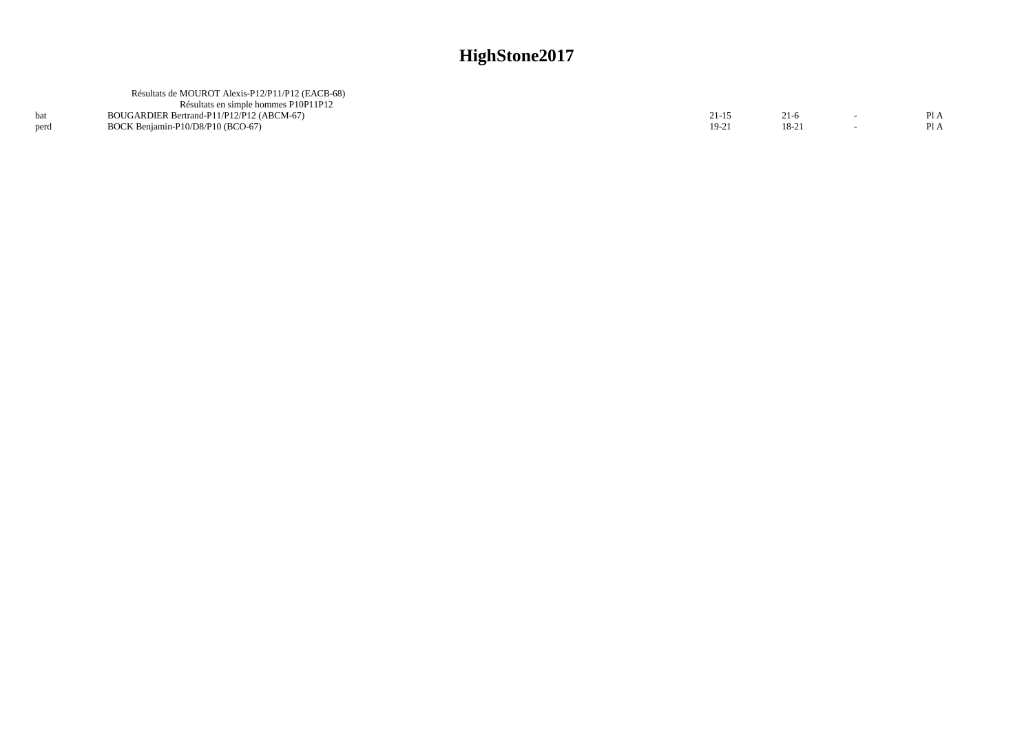# HighStone2017

Résultats de MOUROT Alexis-P12/P11/P12 (EACB-68)

Résultats en simple hommes P10P11P12

| | | | | | |
|---|---|---|---|---|---|
| bat | BOUGARDIER Bertrand-P11/P12/P12 (ABCM-67) | 21-15 | 21-6 | - | Pl A |
| perd | BOCK Benjamin-P10/D8/P10 (BCO-67) | 19-21 | 18-21 | - | Pl A |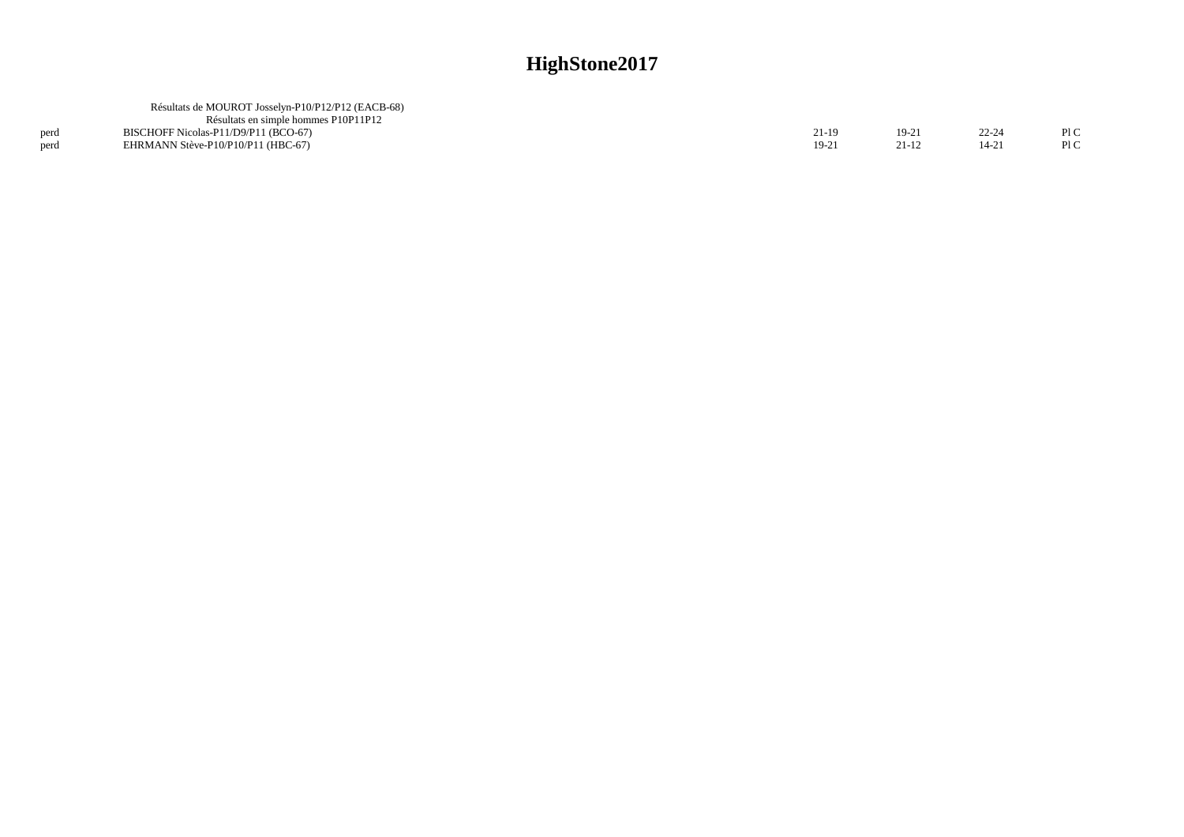# HighStone2017

Résultats de MOUROT Josselyn-P10/P12/P12 (EACB-68)

Résultats en simple hommes P10P11P12

| | | | | | |
|---|---|---|---|---|---|
| perd | BISCHOFF Nicolas-P11/D9/P11 (BCO-67) | 21-19 | 19-21 | 22-24 | Pl C |
| perd | EHRMANN Stève-P10/P10/P11 (HBC-67) | 19-21 | 21-12 | 14-21 | Pl C |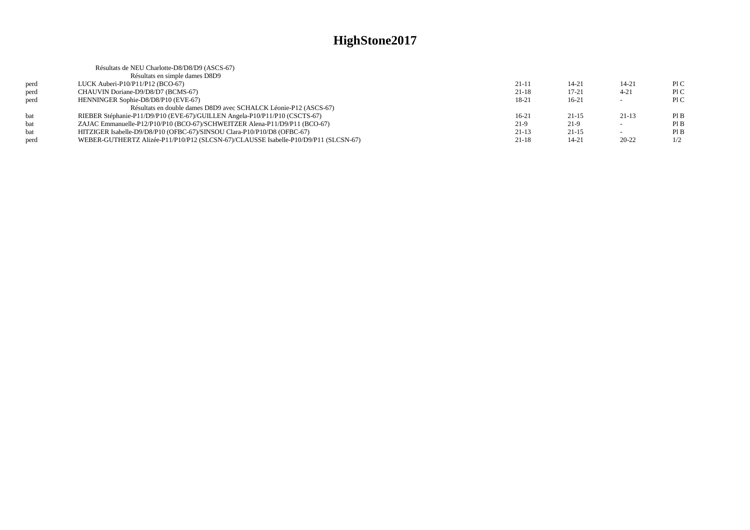# HighStone2017

Résultats de NEU Charlotte-D8/D8/D9 (ASCS-67)

Résultats en simple dames D8D9

| | | | | | |
|---|---|---|---|---|---|
| perd | LUCK Auberi-P10/P11/P12 (BCO-67) | 21-11 | 14-21 | 14-21 | Pl C |
| perd | CHAUVIN Doriane-D9/D8/D7 (BCMS-67) | 21-18 | 17-21 | 4-21 | Pl C |
| perd | HENNINGER Sophie-D8/D8/P10 (EVE-67) | 18-21 | 16-21 | - | Pl C |

Résultats en double dames D8D9 avec SCHALCK Léonie-P12 (ASCS-67)

| | | | | | |
|---|---|---|---|---|---|
| bat | RIEBER Stéphanie-P11/D9/P10 (EVE-67)/GUILLEN Angela-P10/P11/P10 (CSCTS-67) | 16-21 | 21-15 | 21-13 | Pl B |
| bat | ZAJAC Emmanuelle-P12/P10/P10 (BCO-67)/SCHWEITZER Alena-P11/D9/P11 (BCO-67) | 21-9 | 21-9 | - | Pl B |
| bat | HITZIGER Isabelle-D9/D8/P10 (OFBC-67)/SINSOU Clara-P10/P10/D8 (OFBC-67) | 21-13 | 21-15 | - | Pl B |
| perd | WEBER-GUTHERTZ Alizée-P11/P10/P12 (SLCSN-67)/CLAUSSE Isabelle-P10/D9/P11 (SLCSN-67) | 21-18 | 14-21 | 20-22 | 1/2 |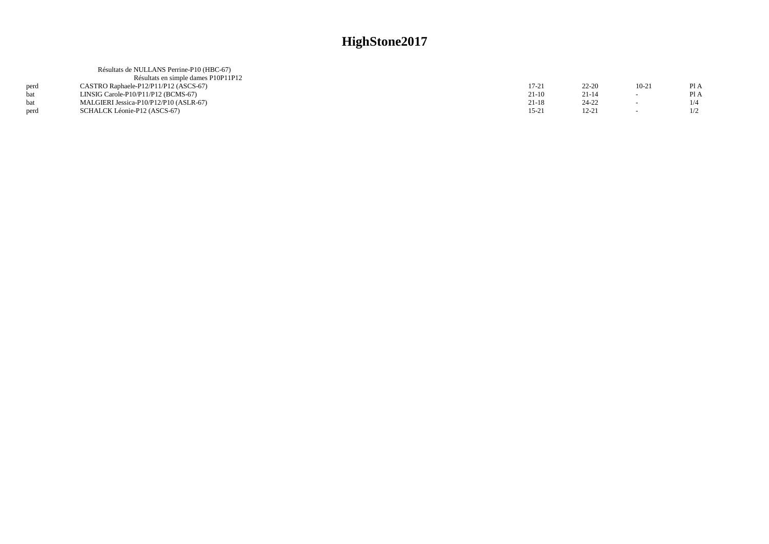# HighStone2017

Résultats de NULLANS Perrine-P10 (HBC-67)

Résultats en simple dames P10P11P12

| | | | | | |
|---|---|---|---|---|---|
| perd | CASTRO Raphaele-P12/P11/P12 (ASCS-67) | 17-21 | 22-20 | 10-21 | Pl A |
| bat | LINSIG Carole-P10/P11/P12 (BCMS-67) | 21-10 | 21-14 | - | Pl A |
| bat | MALGIERI Jessica-P10/P12/P10 (ASLR-67) | 21-18 | 24-22 | - | 1/4 |
| perd | SCHALCK Léonie-P12 (ASCS-67) | 15-21 | 12-21 | - | 1/2 |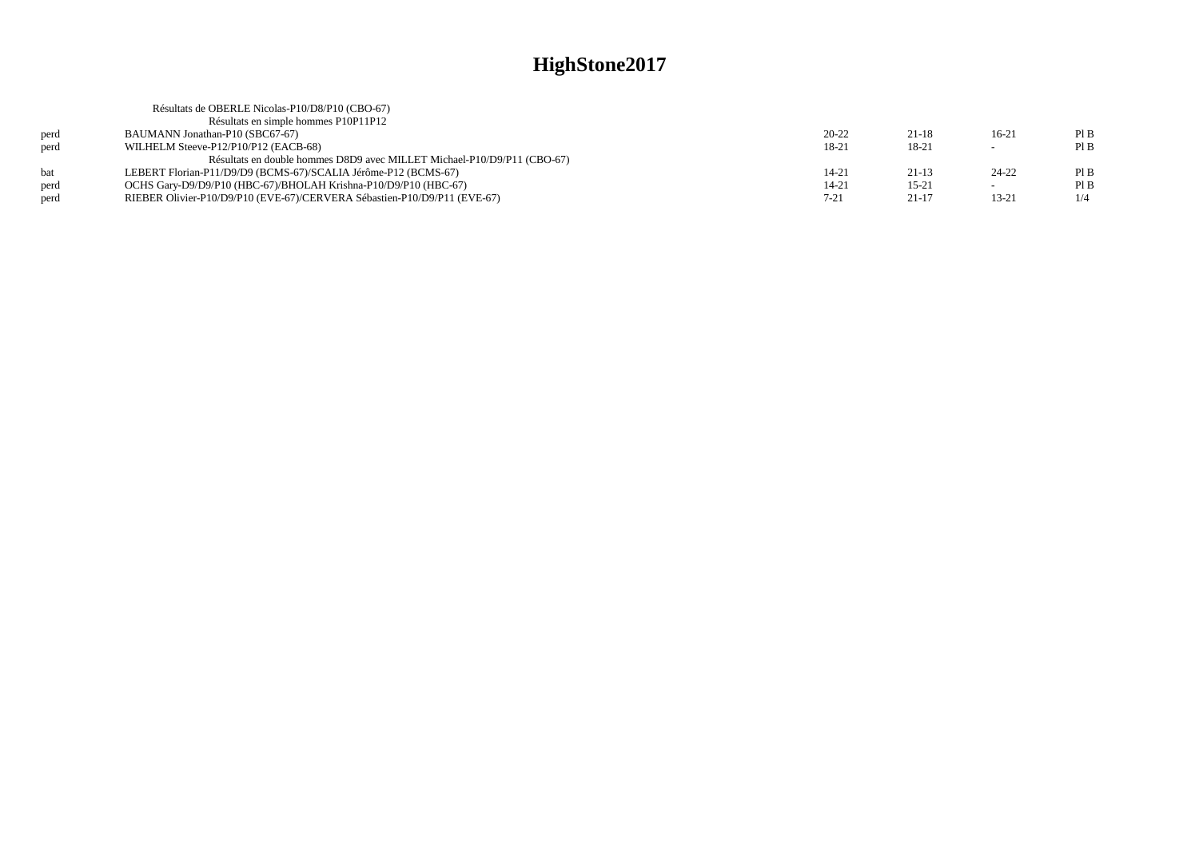# HighStone2017

Résultats de OBERLE Nicolas-P10/D8/P10 (CBO-67)

Résultats en simple hommes P10P11P12

| | | | | | |
|---|---|---|---|---|---|
| perd | BAUMANN Jonathan-P10 (SBC67-67) | 20-22 | 21-18 | 16-21 | Pl B |
| perd | WILHELM Steeve-P12/P10/P12 (EACB-68) | 18-21 | 18-21 | - | Pl B |

Résultats en double hommes D8D9 avec MILLET Michael-P10/D9/P11 (CBO-67)

| | | | | | |
|---|---|---|---|---|---|
| bat | LEBERT Florian-P11/D9/D9 (BCMS-67)/SCALIA Jérôme-P12 (BCMS-67) | 14-21 | 21-13 | 24-22 | Pl B |
| perd | OCHS Gary-D9/D9/P10 (HBC-67)/BHOLAH Krishna-P10/D9/P10 (HBC-67) | 14-21 | 15-21 | - | Pl B |
| perd | RIEBER Olivier-P10/D9/P10 (EVE-67)/CERVERA Sébastien-P10/D9/P11 (EVE-67) | 7-21 | 21-17 | 13-21 | 1/4 |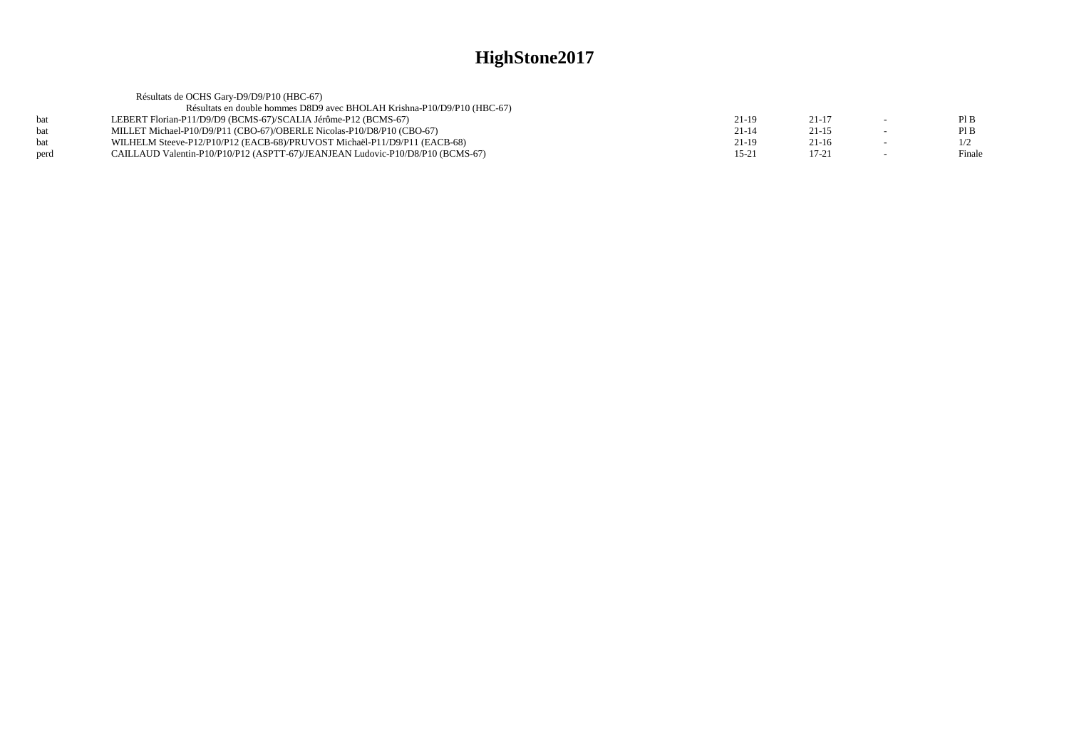# HighStone2017

Résultats de OCHS Gary-D9/D9/P10 (HBC-67)

Résultats en double hommes D8D9 avec BHOLAH Krishna-P10/D9/P10 (HBC-67)

| | | | | | |
|---|---|---|---|---|---|
| bat | LEBERT Florian-P11/D9/D9 (BCMS-67)/SCALIA Jérôme-P12 (BCMS-67) | 21-19 | 21-17 | - | Pl B |
| bat | MILLET Michael-P10/D9/P11 (CBO-67)/OBERLE Nicolas-P10/D8/P10 (CBO-67) | 21-14 | 21-15 | - | Pl B |
| bat | WILHELM Steeve-P12/P10/P12 (EACB-68)/PRUVOST Michaël-P11/D9/P11 (EACB-68) | 21-19 | 21-16 | - | 1/2 |
| perd | CAILLAUD Valentin-P10/P10/P12 (ASPTT-67)/JEANJEAN Ludovic-P10/D8/P10 (BCMS-67) | 15-21 | 17-21 | - | Finale |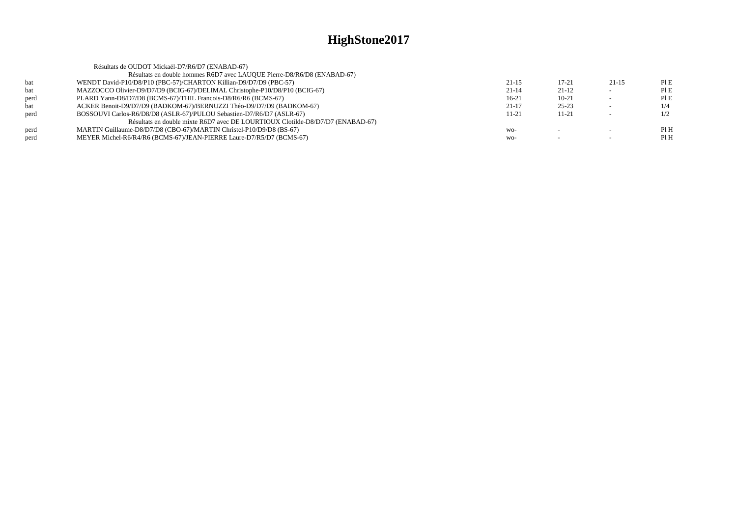# HighStone2017

Résultats de OUDOT Mickaël-D7/R6/D7 (ENABAD-67)

Résultats en double hommes R6D7 avec LAUQUE Pierre-D8/R6/D8 (ENABAD-67)

| | | | | | |
|---|---|---|---|---|---|
| bat | WENDT David-P10/D8/P10 (PBC-57)/CHARTON Killian-D9/D7/D9 (PBC-57) | 21-15 | 17-21 | 21-15 | Pl E |
| bat | MAZZOCCO Olivier-D9/D7/D9 (BCIG-67)/DELIMAL Christophe-P10/D8/P10 (BCIG-67) | 21-14 | 21-12 | - | Pl E |
| perd | PLARD Yann-D8/D7/D8 (BCMS-67)/THIL Francois-D8/R6/R6 (BCMS-67) | 16-21 | 10-21 | - | Pl E |
| bat | ACKER Benoit-D9/D7/D9 (BADKOM-67)/BERNUZZI Théo-D9/D7/D9 (BADKOM-67) | 21-17 | 25-23 | - | 1/4 |
| perd | BOSSOUVI Carlos-R6/D8/D8 (ASLR-67)/PULOU Sebastien-D7/R6/D7 (ASLR-67) | 11-21 | 11-21 | - | 1/2 |

Résultats en double mixte R6D7 avec DE LOURTIOUX Clotilde-D8/D7/D7 (ENABAD-67)

| | | | | | |
|---|---|---|---|---|---|
| perd | MARTIN Guillaume-D8/D7/D8 (CBO-67)/MARTIN Christel-P10/D9/D8 (BS-67) | wo- | - | - | Pl H |
| perd | MEYER Michel-R6/R4/R6 (BCMS-67)/JEAN-PIERRE Laure-D7/R5/D7 (BCMS-67) | wo- | - | - | Pl H |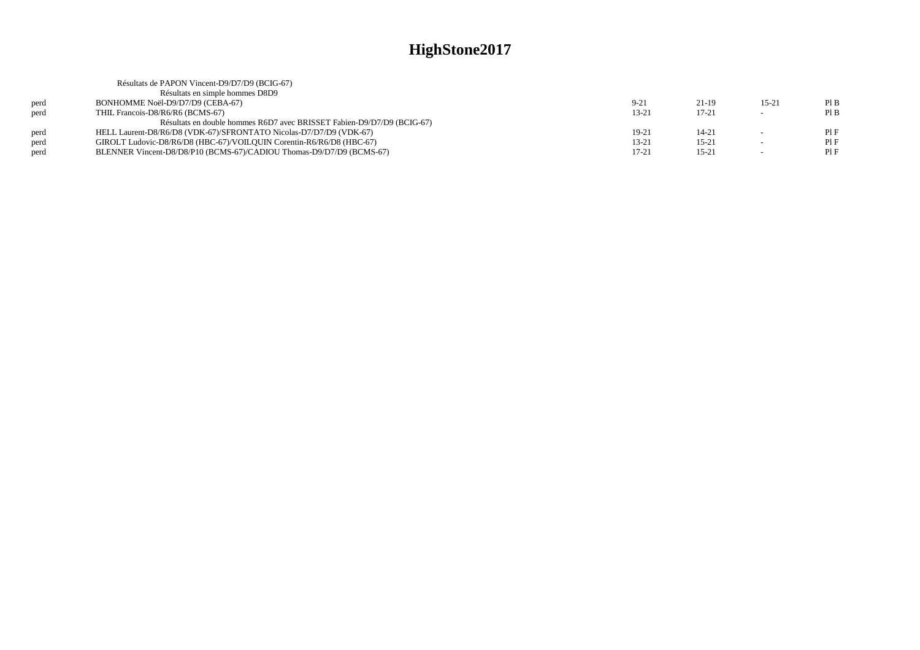# HighStone2017

Résultats de PAPON Vincent-D9/D7/D9 (BCIG-67)

Résultats en simple hommes D8D9

| | | | | | |
|---|---|---|---|---|---|
| perd | BONHOMME Noël-D9/D7/D9 (CEBA-67) | 9-21 | 21-19 | 15-21 | Pl B |
| perd | THIL Francois-D8/R6/R6 (BCMS-67) | 13-21 | 17-21 | - | Pl B |

Résultats en double hommes R6D7 avec BRISSET Fabien-D9/D7/D9 (BCIG-67)

| | | | | | |
|---|---|---|---|---|---|
| perd | HELL Laurent-D8/R6/D8 (VDK-67)/SFRONTATO Nicolas-D7/D7/D9 (VDK-67) | 19-21 | 14-21 | - | Pl F |
| perd | GIROLT Ludovic-D8/R6/D8 (HBC-67)/VOILQUIN Corentin-R6/R6/D8 (HBC-67) | 13-21 | 15-21 | - | Pl F |
| perd | BLENNER Vincent-D8/D8/P10 (BCMS-67)/CADIOU Thomas-D9/D7/D9 (BCMS-67) | 17-21 | 15-21 | - | Pl F |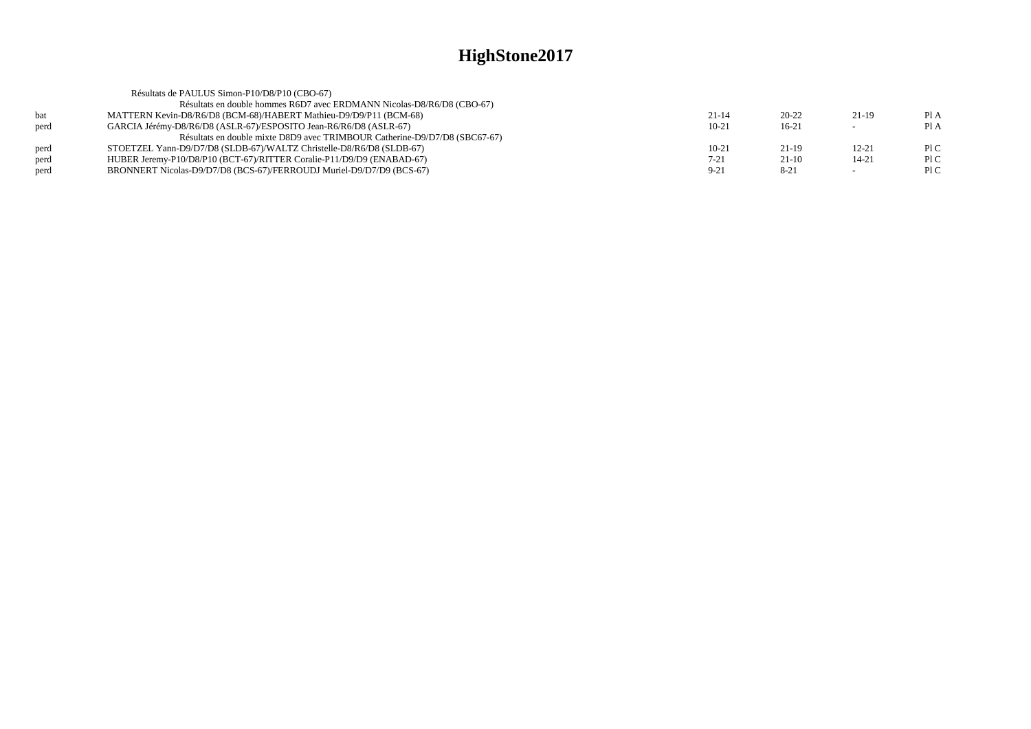# HighStone2017

Résultats de PAULUS Simon-P10/D8/P10 (CBO-67)

Résultats en double hommes R6D7 avec ERDMANN Nicolas-D8/R6/D8 (CBO-67)

| | | | | | |
|---|---|---|---|---|---|
| bat | MATTERN Kevin-D8/R6/D8 (BCM-68)/HABERT Mathieu-D9/D9/P11 (BCM-68) | 21-14 | 20-22 | 21-19 | Pl A |
| perd | GARCIA Jérémy-D8/R6/D8 (ASLR-67)/ESPOSITO Jean-R6/R6/D8 (ASLR-67) | 10-21 | 16-21 | - | Pl A |

Résultats en double mixte D8D9 avec TRIMBOUR Catherine-D9/D7/D8 (SBC67-67)

| | | | | | |
|---|---|---|---|---|---|
| perd | STOETZEL Yann-D9/D7/D8 (SLDB-67)/WALTZ Christelle-D8/R6/D8 (SLDB-67) | 10-21 | 21-19 | 12-21 | Pl C |
| perd | HUBER Jeremy-P10/D8/P10 (BCT-67)/RITTER Coralie-P11/D9/D9 (ENABAD-67) | 7-21 | 21-10 | 14-21 | Pl C |
| perd | BRONNERT Nicolas-D9/D7/D8 (BCS-67)/FERROUDJ Muriel-D9/D7/D9 (BCS-67) | 9-21 | 8-21 | - | Pl C |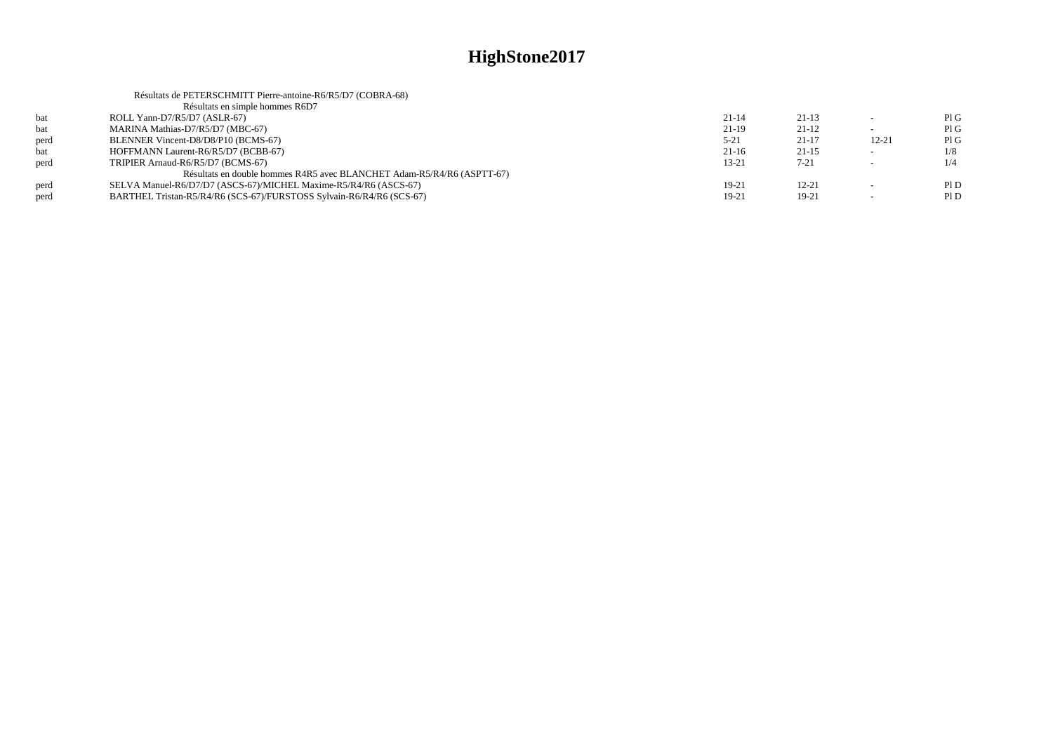# HighStone2017

Résultats de PETERSCHMITT Pierre-antoine-R6/R5/D7 (COBRA-68)

Résultats en simple hommes R6D7

| | | | | | |
|---|---|---|---|---|---|
| bat | ROLL Yann-D7/R5/D7 (ASLR-67) | 21-14 | 21-13 | - | Pl G |
| bat | MARINA Mathias-D7/R5/D7 (MBC-67) | 21-19 | 21-12 | - | Pl G |
| perd | BLENNER Vincent-D8/D8/P10 (BCMS-67) | 5-21 | 21-17 | 12-21 | Pl G |
| bat | HOFFMANN Laurent-R6/R5/D7 (BCBB-67) | 21-16 | 21-15 | - | 1/8 |
| perd | TRIPIER Arnaud-R6/R5/D7 (BCMS-67) | 13-21 | 7-21 | - | 1/4 |

Résultats en double hommes R4R5 avec BLANCHET Adam-R5/R4/R6 (ASPTT-67)

| | | | | | |
|---|---|---|---|---|---|
| perd | SELVA Manuel-R6/D7/D7 (ASCS-67)/MICHEL Maxime-R5/R4/R6 (ASCS-67) | 19-21 | 12-21 | - | Pl D |
| perd | BARTHEL Tristan-R5/R4/R6 (SCS-67)/FURSTOSS Sylvain-R6/R4/R6 (SCS-67) | 19-21 | 19-21 | - | Pl D |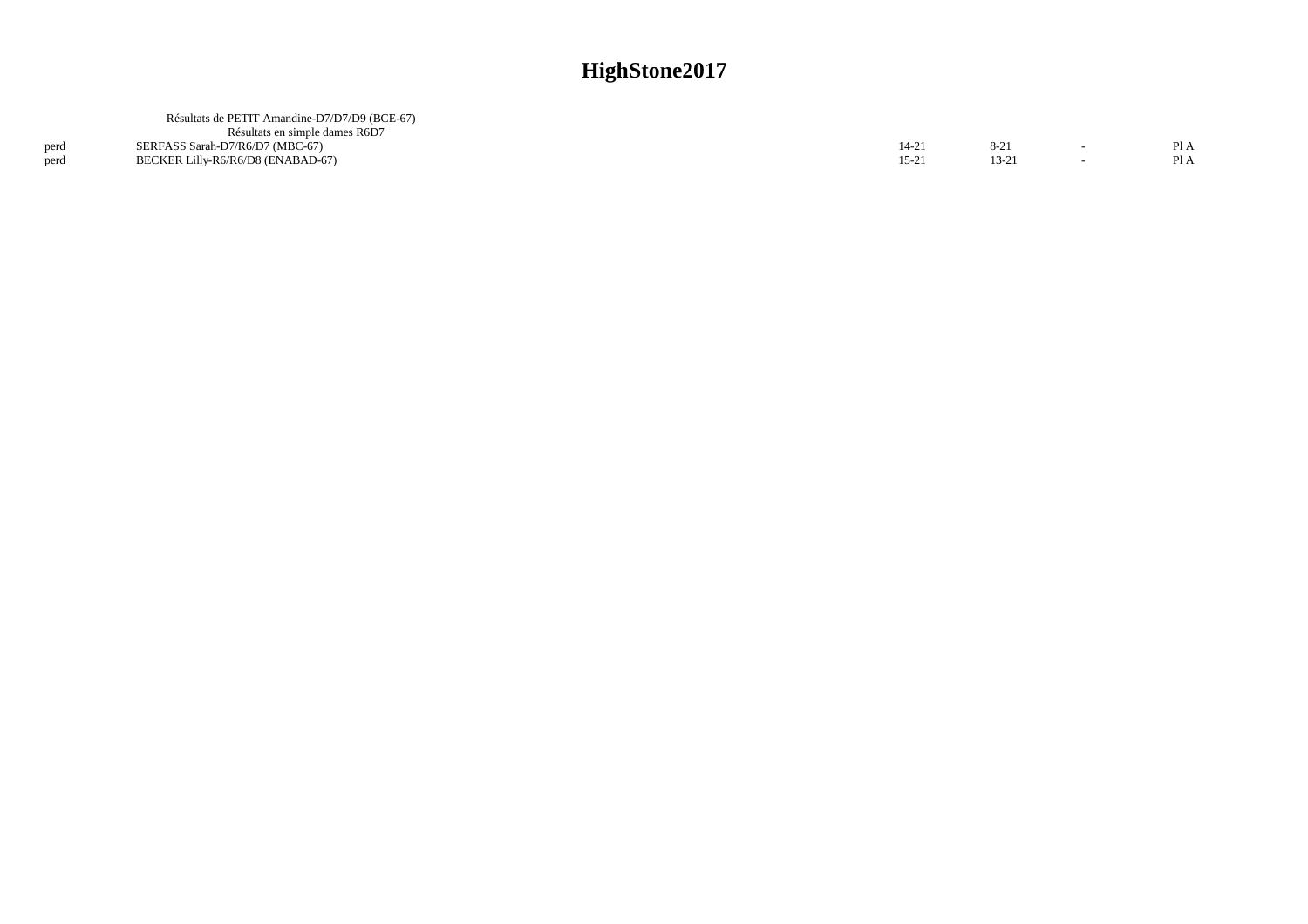# HighStone2017

Résultats de PETIT Amandine-D7/D7/D9 (BCE-67)

Résultats en simple dames R6D7

| | | | | | |
|---|---|---|---|---|---|
| perd | SERFASS Sarah-D7/R6/D7 (MBC-67) | 14-21 | 8-21 | - | Pl A |
| perd | BECKER Lilly-R6/R6/D8 (ENABAD-67) | 15-21 | 13-21 | - | Pl A |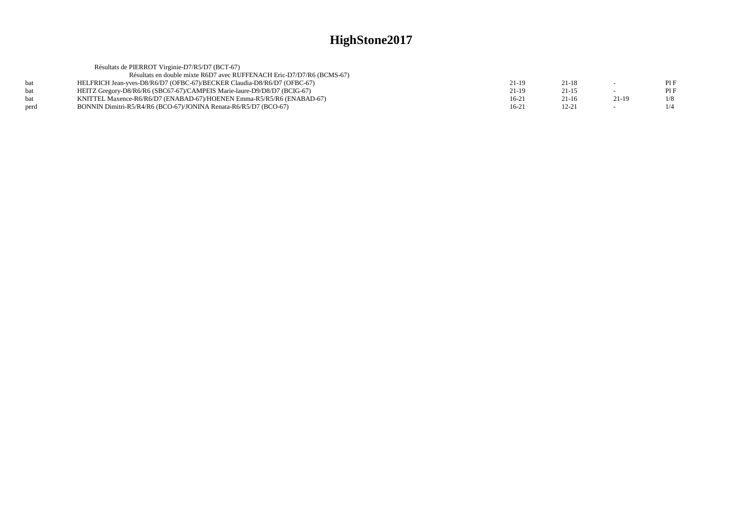# HighStone2017

Résultats de PIERROT Virginie-D7/R5/D7 (BCT-67)

Résultats en double mixte R6D7 avec RUFFENACH Eric-D7/D7/R6 (BCMS-67)

| | | | | | |
|---|---|---|---|---|---|
| bat | HELFRICH Jean-yves-D8/R6/D7 (OFBC-67)/BECKER Claudia-D8/R6/D7 (OFBC-67) | 21-19 | 21-18 | - | Pl F |
| bat | HEITZ Gregory-D8/R6/R6 (SBC67-67)/CAMPEIS Marie-laure-D9/D8/D7 (BCIG-67) | 21-19 | 21-15 | - | Pl F |
| bat | KNITTEL Maxence-R6/R6/D7 (ENABAD-67)/HOENEN Emma-R5/R5/R6 (ENABAD-67) | 16-21 | 21-16 | 21-19 | 1/8 |
| perd | BONNIN Dimitri-R5/R4/R6 (BCO-67)/JONINA Renata-R6/R5/D7 (BCO-67) | 16-21 | 12-21 | - | 1/4 |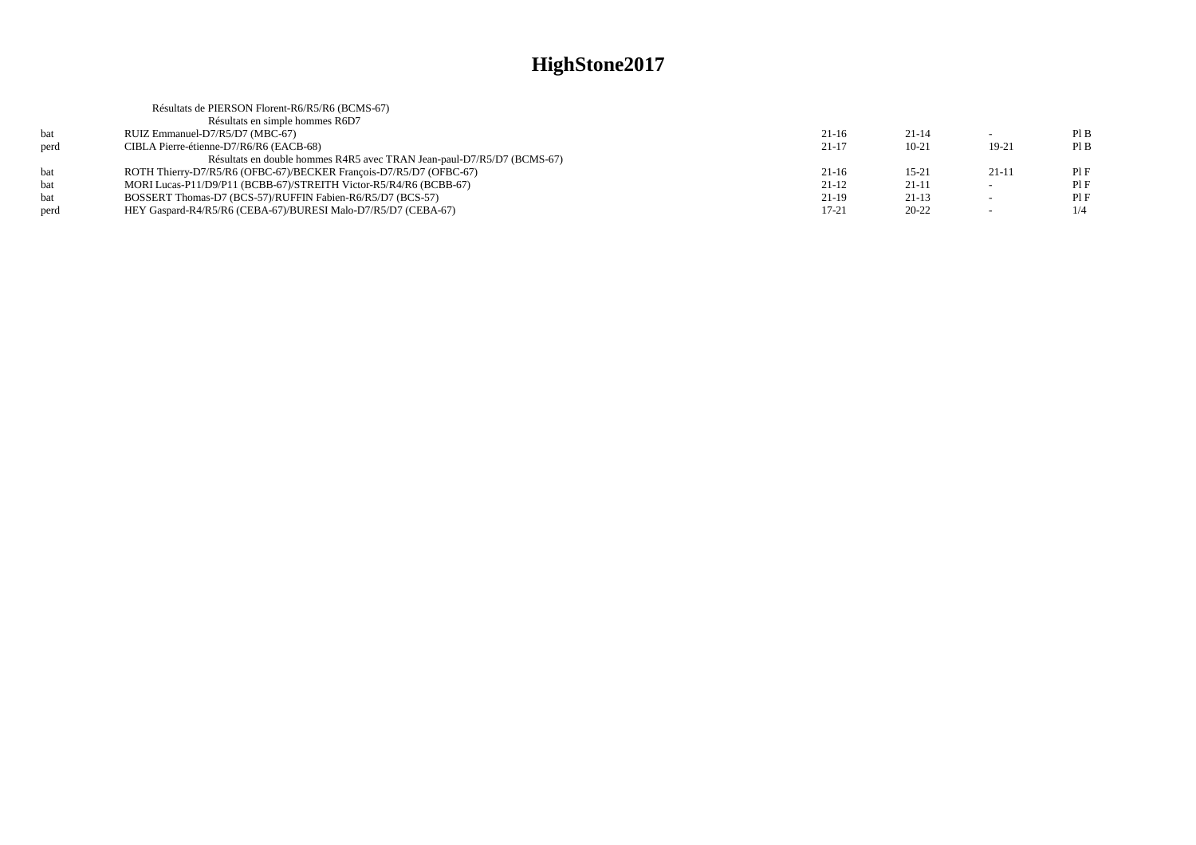# HighStone2017

Résultats de PIERSON Florent-R6/R5/R6 (BCMS-67)

Résultats en simple hommes R6D7

| | | | | | |
|---|---|---|---|---|---|
| bat | RUIZ Emmanuel-D7/R5/D7 (MBC-67) | 21-16 | 21-14 | - | Pl B |
| perd | CIBLA Pierre-étienne-D7/R6/R6 (EACB-68) | 21-17 | 10-21 | 19-21 | Pl B |

Résultats en double hommes R4R5 avec TRAN Jean-paul-D7/R5/D7 (BCMS-67)

| | | | | | |
|---|---|---|---|---|---|
| bat | ROTH Thierry-D7/R5/R6 (OFBC-67)/BECKER François-D7/R5/D7 (OFBC-67) | 21-16 | 15-21 | 21-11 | Pl F |
| bat | MORI Lucas-P11/D9/P11 (BCBB-67)/STREITH Victor-R5/R4/R6 (BCBB-67) | 21-12 | 21-11 | - | Pl F |
| bat | BOSSERT Thomas-D7 (BCS-57)/RUFFIN Fabien-R6/R5/D7 (BCS-57) | 21-19 | 21-13 | - | Pl F |
| perd | HEY Gaspard-R4/R5/R6 (CEBA-67)/BURESI Malo-D7/R5/D7 (CEBA-67) | 17-21 | 20-22 | - | 1/4 |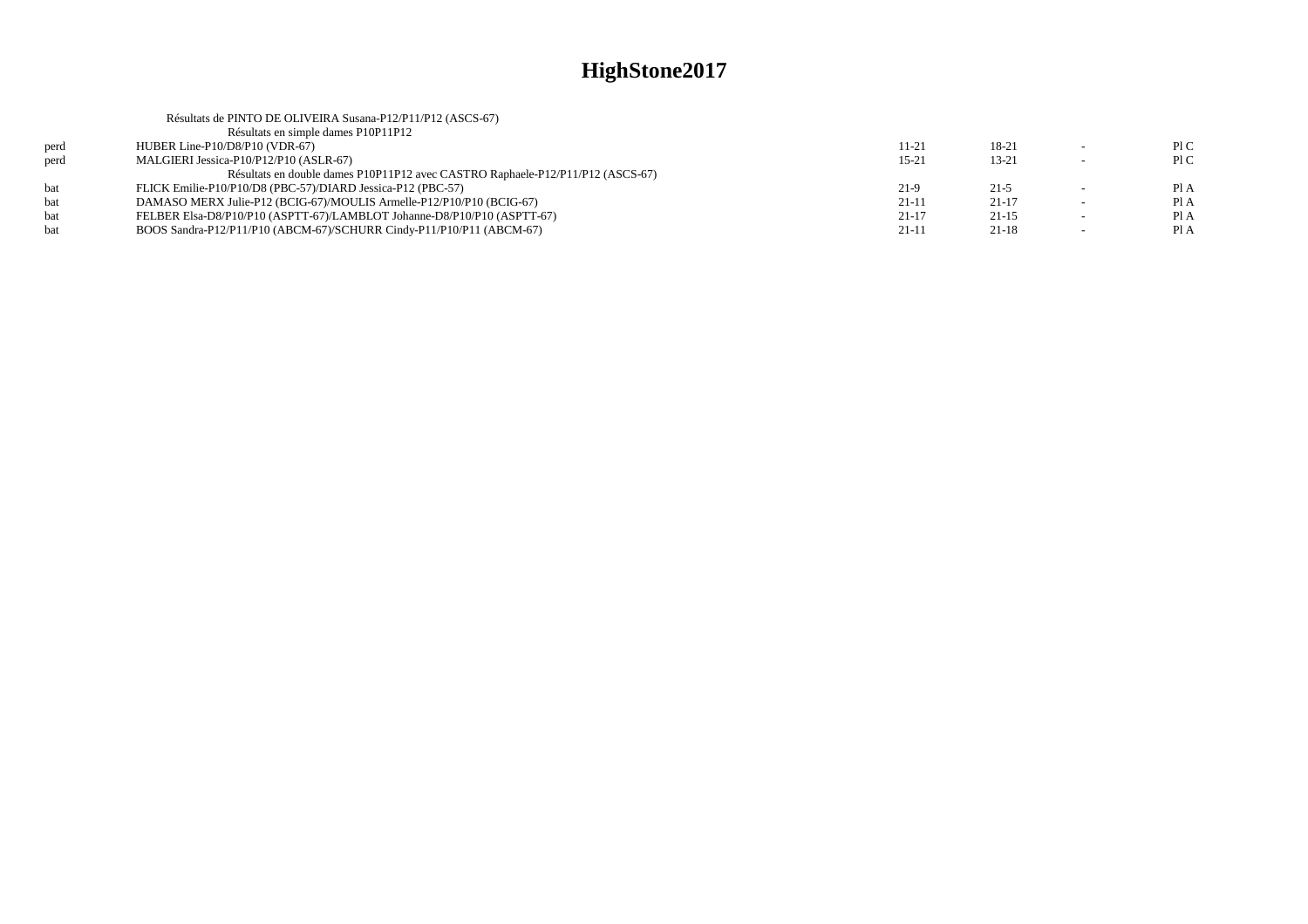# HighStone2017

Résultats de PINTO DE OLIVEIRA Susana-P12/P11/P12 (ASCS-67)

Résultats en simple dames P10P11P12

| | | | | | |
|---|---|---|---|---|---|
| perd | HUBER Line-P10/D8/P10 (VDR-67) | 11-21 | 18-21 | - | Pl C |
| perd | MALGIERI Jessica-P10/P12/P10 (ASLR-67) | 15-21 | 13-21 | - | Pl C |

Résultats en double dames P10P11P12 avec CASTRO Raphaele-P12/P11/P12 (ASCS-67)

| | | | | | |
|---|---|---|---|---|---|
| bat | FLICK Emilie-P10/P10/D8 (PBC-57)/DIARD Jessica-P12 (PBC-57) | 21-9 | 21-5 | - | Pl A |
| bat | DAMASO MERX Julie-P12 (BCIG-67)/MOULIS Armelle-P12/P10/P10 (BCIG-67) | 21-11 | 21-17 | - | Pl A |
| bat | FELBER Elsa-D8/P10/P10 (ASPTT-67)/LAMBLOT Johanne-D8/P10/P10 (ASPTT-67) | 21-17 | 21-15 | - | Pl A |
| bat | BOOS Sandra-P12/P11/P10 (ABCM-67)/SCHURR Cindy-P11/P10/P11 (ABCM-67) | 21-11 | 21-18 | - | Pl A |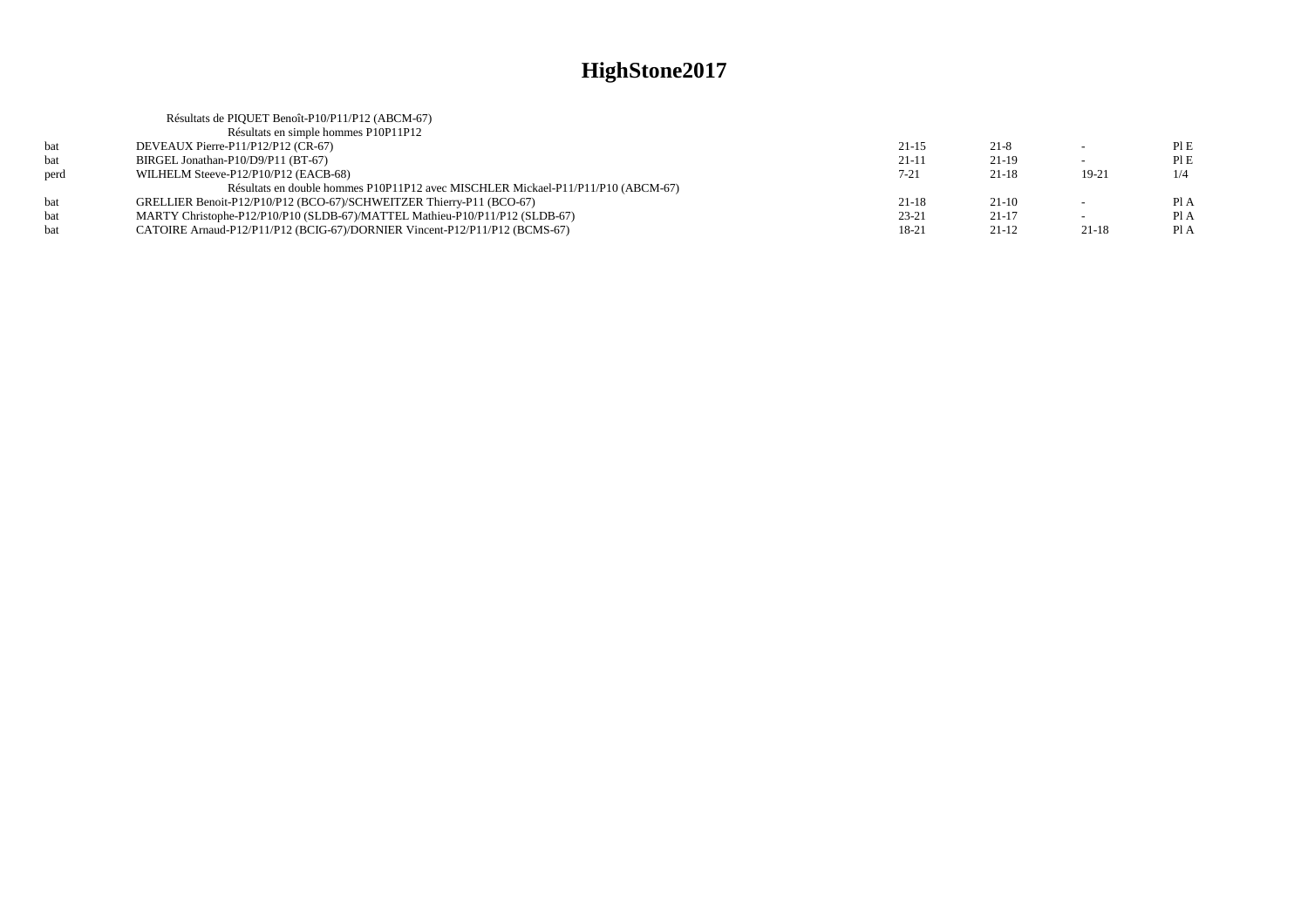# HighStone2017

Résultats de PIQUET Benoît-P10/P11/P12 (ABCM-67)

Résultats en simple hommes P10P11P12

| | | | | | |
|---|---|---|---|---|---|
| bat | DEVEAUX Pierre-P11/P12/P12 (CR-67) | 21-15 | 21-8 | - | Pl E |
| bat | BIRGEL Jonathan-P10/D9/P11 (BT-67) | 21-11 | 21-19 | - | Pl E |
| perd | WILHELM Steeve-P12/P10/P12 (EACB-68) | 7-21 | 21-18 | 19-21 | 1/4 |

Résultats en double hommes P10P11P12 avec MISCHLER Mickael-P11/P11/P10 (ABCM-67)

| | | | | | |
|---|---|---|---|---|---|
| bat | GRELLIER Benoit-P12/P10/P12 (BCO-67)/SCHWEITZER Thierry-P11 (BCO-67) | 21-18 | 21-10 | - | Pl A |
| bat | MARTY Christophe-P12/P10/P10 (SLDB-67)/MATTEL Mathieu-P10/P11/P12 (SLDB-67) | 23-21 | 21-17 | - | Pl A |
| bat | CATOIRE Arnaud-P12/P11/P12 (BCIG-67)/DORNIER Vincent-P12/P11/P12 (BCMS-67) | 18-21 | 21-12 | 21-18 | Pl A |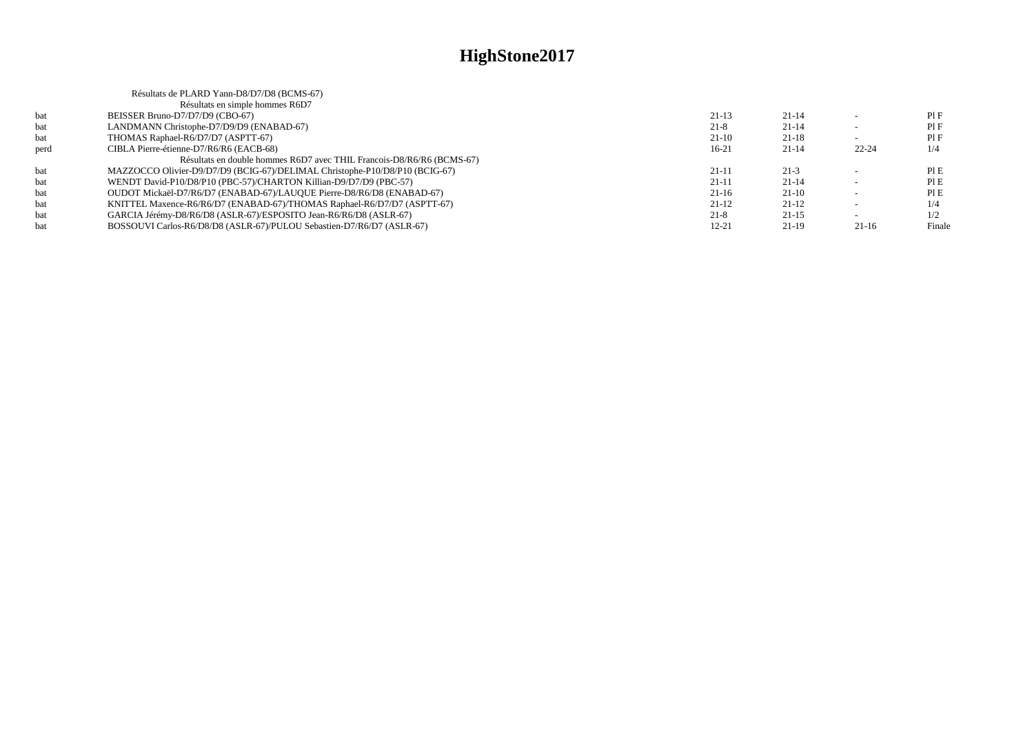# HighStone2017

Résultats de PLARD Yann-D8/D7/D8 (BCMS-67)

Résultats en simple hommes R6D7

| | | | | | |
|---|---|---|---|---|---|
| bat | BEISSER Bruno-D7/D7/D9 (CBO-67) | 21-13 | 21-14 | - | Pl F |
| bat | LANDMANN Christophe-D7/D9/D9 (ENABAD-67) | 21-8 | 21-14 | - | Pl F |
| bat | THOMAS Raphael-R6/D7/D7 (ASPTT-67) | 21-10 | 21-18 | - | Pl F |
| perd | CIBLA Pierre-étienne-D7/R6/R6 (EACB-68) | 16-21 | 21-14 | 22-24 | 1/4 |

Résultats en double hommes R6D7 avec THIL Francois-D8/R6/R6 (BCMS-67)

| | | | | | |
|---|---|---|---|---|---|
| bat | MAZZOCCO Olivier-D9/D7/D9 (BCIG-67)/DELIMAL Christophe-P10/D8/P10 (BCIG-67) | 21-11 | 21-3 | - | Pl E |
| bat | WENDT David-P10/D8/P10 (PBC-57)/CHARTON Killian-D9/D7/D9 (PBC-57) | 21-11 | 21-14 | - | Pl E |
| bat | OUDOT Mickaël-D7/R6/D7 (ENABAD-67)/LAUQUE Pierre-D8/R6/D8 (ENABAD-67) | 21-16 | 21-10 | - | Pl E |
| bat | KNITTEL Maxence-R6/R6/D7 (ENABAD-67)/THOMAS Raphael-R6/D7/D7 (ASPTT-67) | 21-12 | 21-12 | - | 1/4 |
| bat | GARCIA Jérémy-D8/R6/D8 (ASLR-67)/ESPOSITO Jean-R6/R6/D8 (ASLR-67) | 21-8 | 21-15 | - | 1/2 |
| bat | BOSSOUVI Carlos-R6/D8/D8 (ASLR-67)/PULOU Sebastien-D7/R6/D7 (ASLR-67) | 12-21 | 21-19 | 21-16 | Finale |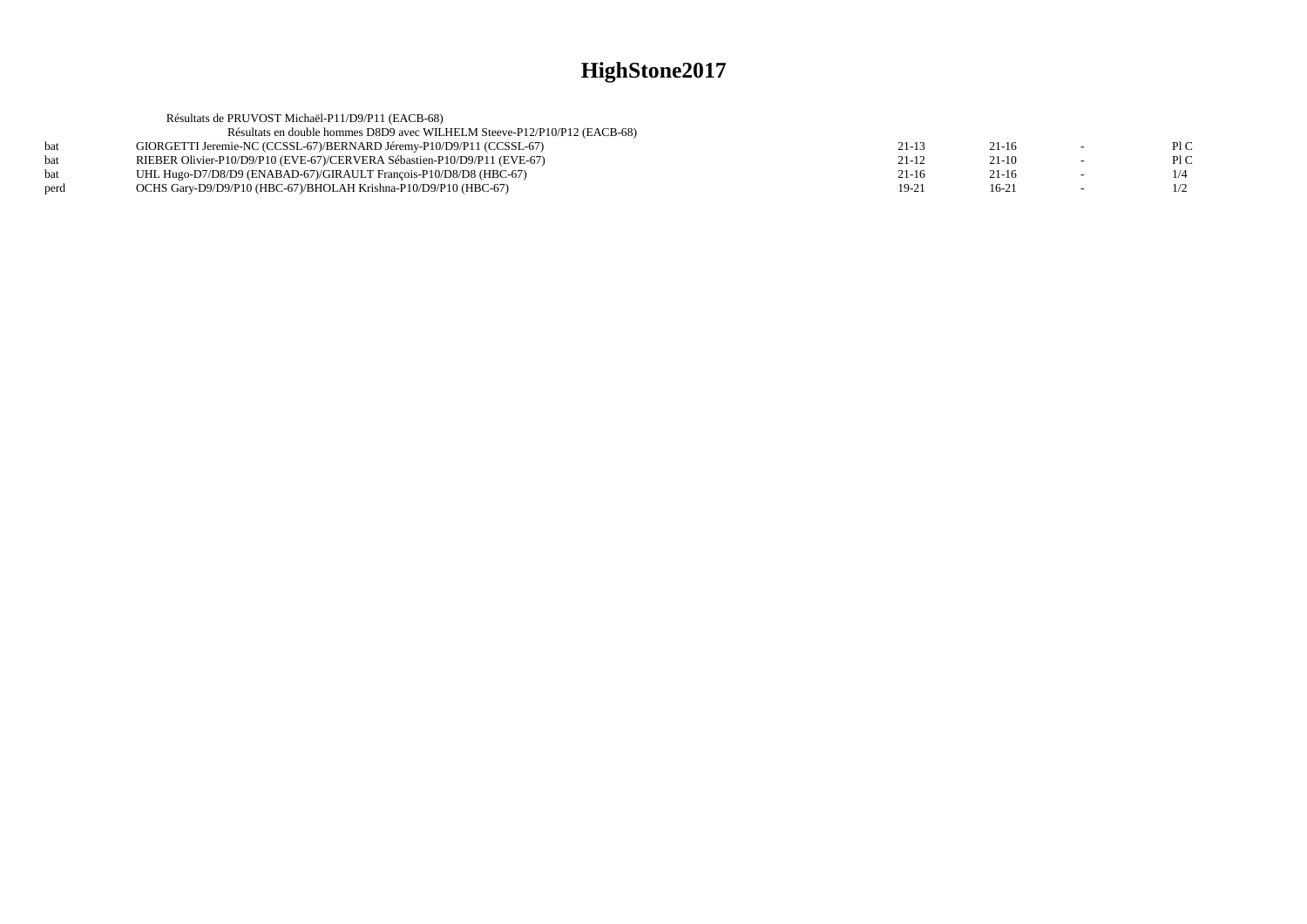# HighStone2017

Résultats de PRUVOST Michaël-P11/D9/P11 (EACB-68)

Résultats en double hommes D8D9 avec WILHELM Steeve-P12/P10/P12 (EACB-68)

| | | | | | |
|---|---|---|---|---|---|
| bat | GIORGETTI Jeremie-NC (CCSSL-67)/BERNARD Jéremy-P10/D9/P11 (CCSSL-67) | 21-13 | 21-16 | - | Pl C |
| bat | RIEBER Olivier-P10/D9/P10 (EVE-67)/CERVERA Sébastien-P10/D9/P11 (EVE-67) | 21-12 | 21-10 | - | Pl C |
| bat | UHL Hugo-D7/D8/D9 (ENABAD-67)/GIRAULT François-P10/D8/D8 (HBC-67) | 21-16 | 21-16 | - | 1/4 |
| perd | OCHS Gary-D9/D9/P10 (HBC-67)/BHOLAH Krishna-P10/D9/P10 (HBC-67) | 19-21 | 16-21 | - | 1/2 |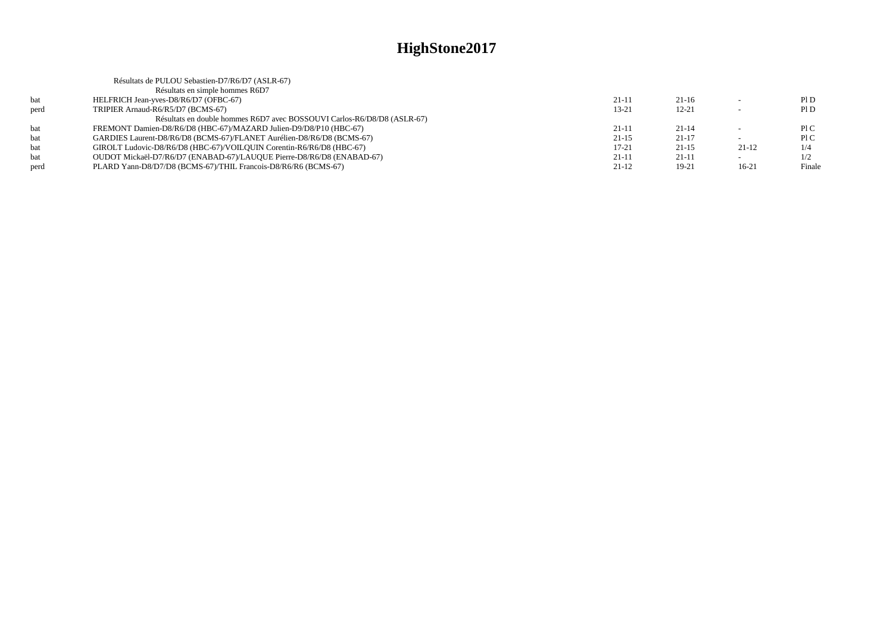# HighStone2017

Résultats de PULOU Sebastien-D7/R6/D7 (ASLR-67)

Résultats en simple hommes R6D7

| | | | | | |
|---|---|---|---|---|---|
| bat | HELFRICH Jean-yves-D8/R6/D7 (OFBC-67) | 21-11 | 21-16 | - | Pl D |
| perd | TRIPIER Arnaud-R6/R5/D7 (BCMS-67) | 13-21 | 12-21 | - | Pl D |

Résultats en double hommes R6D7 avec BOSSOUVI Carlos-R6/D8/D8 (ASLR-67)

| | | | | | |
|---|---|---|---|---|---|
| bat | FREMONT Damien-D8/R6/D8 (HBC-67)/MAZARD Julien-D9/D8/P10 (HBC-67) | 21-11 | 21-14 | - | Pl C |
| bat | GARDIES Laurent-D8/R6/D8 (BCMS-67)/FLANET Aurélien-D8/R6/D8 (BCMS-67) | 21-15 | 21-17 | - | Pl C |
| bat | GIROLT Ludovic-D8/R6/D8 (HBC-67)/VOILQUIN Corentin-R6/R6/D8 (HBC-67) | 17-21 | 21-15 | 21-12 | 1/4 |
| bat | OUDOT Mickaël-D7/R6/D7 (ENABAD-67)/LAUQUE Pierre-D8/R6/D8 (ENABAD-67) | 21-11 | 21-11 | - | 1/2 |
| perd | PLARD Yann-D8/D7/D8 (BCMS-67)/THIL Francois-D8/R6/R6 (BCMS-67) | 21-12 | 19-21 | 16-21 | Finale |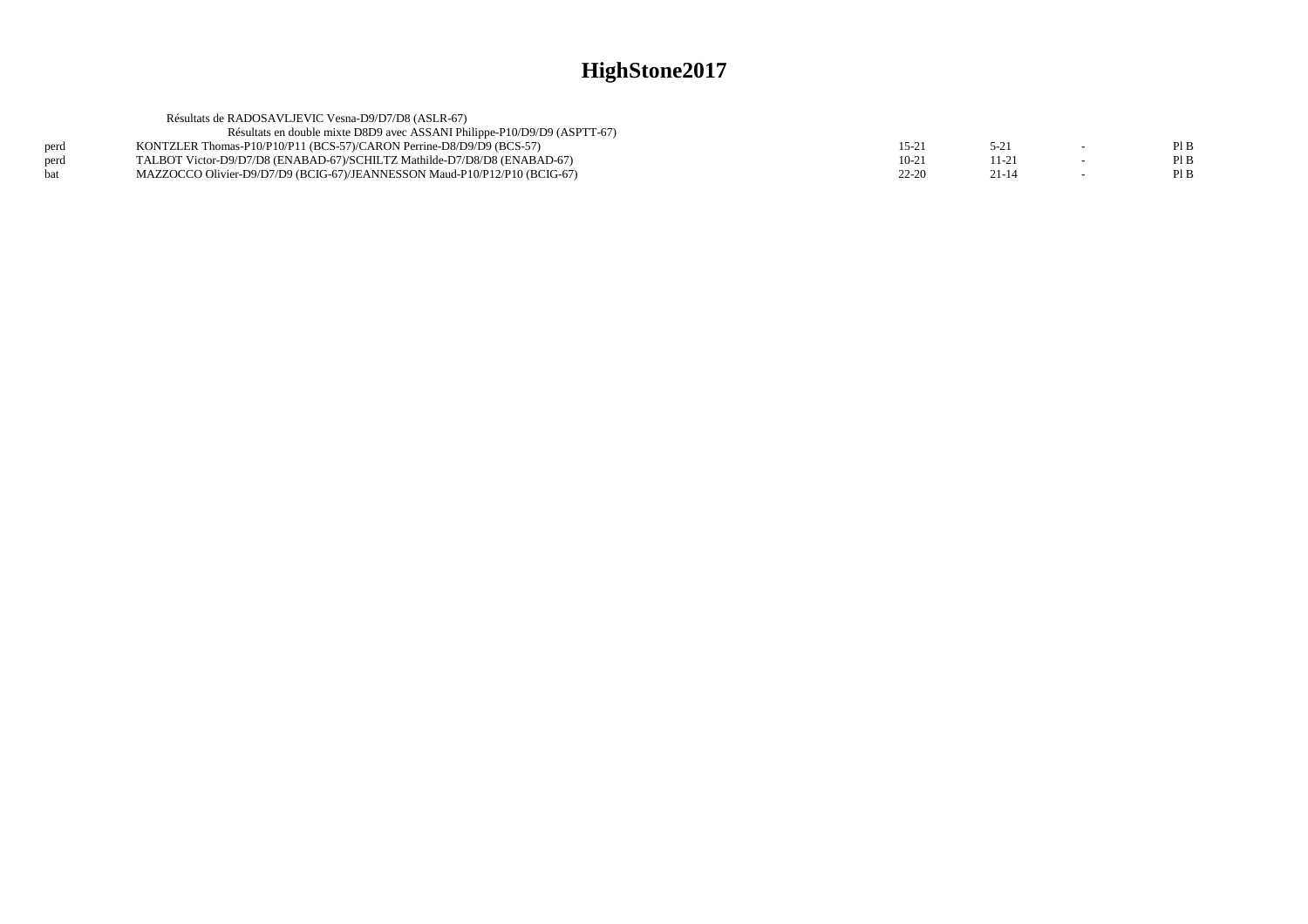# HighStone2017

Résultats de RADOSAVLJEVIC Vesna-D9/D7/D8 (ASLR-67)

Résultats en double mixte D8D9 avec ASSANI Philippe-P10/D9/D9 (ASPTT-67)

| | | | | | |
|---|---|---|---|---|---|
| perd | KONTZLER Thomas-P10/P10/P11 (BCS-57)/CARON Perrine-D8/D9/D9 (BCS-57) | 15-21 | 5-21 | - | Pl B |
| perd | TALBOT Victor-D9/D7/D8 (ENABAD-67)/SCHILTZ Mathilde-D7/D8/D8 (ENABAD-67) | 10-21 | 11-21 | - | Pl B |
| bat | MAZZOCCO Olivier-D9/D7/D9 (BCIG-67)/JEANNESSON Maud-P10/P12/P10 (BCIG-67) | 22-20 | 21-14 | - | Pl B |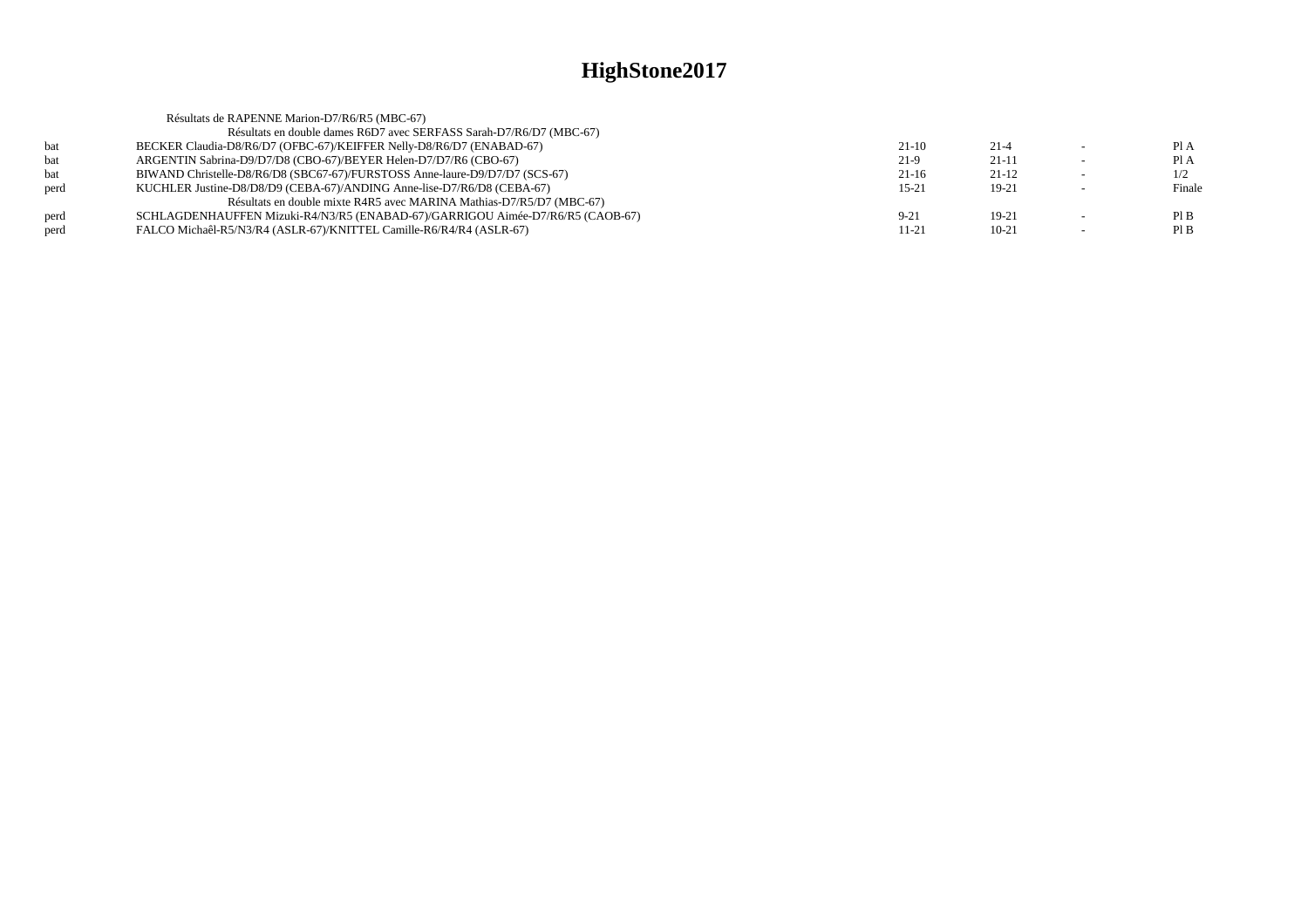# HighStone2017

Résultats de RAPENNE Marion-D7/R6/R5 (MBC-67)

| | | | | | |
|---|---|---|---|---|---|
| | Résultats en double dames R6D7 avec SERFASS Sarah-D7/R6/D7 (MBC-67) | | | | |
| bat | BECKER Claudia-D8/R6/D7 (OFBC-67)/KEIFFER Nelly-D8/R6/D7 (ENABAD-67) | 21-10 | 21-4 | - | Pl A |
| bat | ARGENTIN Sabrina-D9/D7/D8 (CBO-67)/BEYER Helen-D7/D7/R6 (CBO-67) | 21-9 | 21-11 | - | Pl A |
| bat | BIWAND Christelle-D8/R6/D8 (SBC67-67)/FURSTOSS Anne-laure-D9/D7/D7 (SCS-67) | 21-16 | 21-12 | - | 1/2 |
| perd | KUCHLER Justine-D8/D8/D9 (CEBA-67)/ANDING Anne-lise-D7/R6/D8 (CEBA-67) | 15-21 | 19-21 | - | Finale |
| | Résultats en double mixte R4R5 avec MARINA Mathias-D7/R5/D7 (MBC-67) | | | | |
| perd | SCHLAGDENHAUFFEN Mizuki-R4/N3/R5 (ENABAD-67)/GARRIGOU Aimée-D7/R6/R5 (CAOB-67) | 9-21 | 19-21 | - | Pl B |
| perd | FALCO Michaêl-R5/N3/R4 (ASLR-67)/KNITTEL Camille-R6/R4/R4 (ASLR-67) | 11-21 | 10-21 | - | Pl B |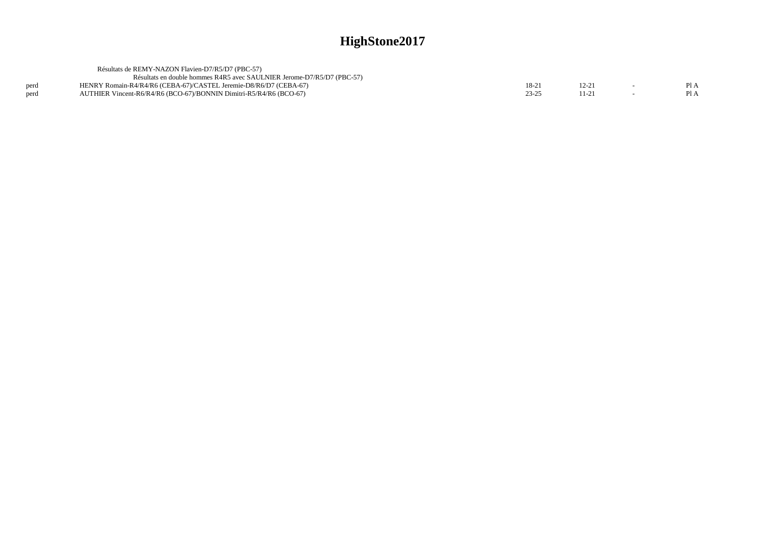# HighStone2017

Résultats de REMY-NAZON Flavien-D7/R5/D7 (PBC-57)

Résultats en double hommes R4R5 avec SAULNIER Jerome-D7/R5/D7 (PBC-57)

| | | | | | |
|---|---|---|---|---|---|
| perd | HENRY Romain-R4/R4/R6 (CEBA-67)/CASTEL Jeremie-D8/R6/D7 (CEBA-67) | 18-21 | 12-21 | - | Pl A |
| perd | AUTHIER Vincent-R6/R4/R6 (BCO-67)/BONNIN Dimitri-R5/R4/R6 (BCO-67) | 23-25 | 11-21 | - | Pl A |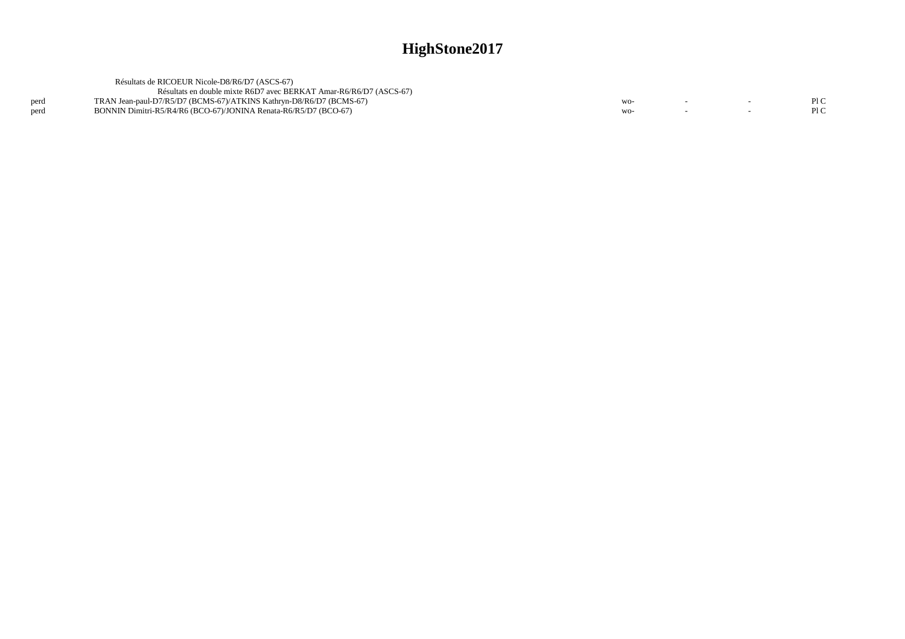# HighStone2017

Résultats de RICOEUR Nicole-D8/R6/D7 (ASCS-67)

Résultats en double mixte R6D7 avec BERKAT Amar-R6/R6/D7 (ASCS-67)

| | | | | | |
|---|---|---|---|---|---|
| perd | TRAN Jean-paul-D7/R5/D7 (BCMS-67)/ATKINS Kathryn-D8/R6/D7 (BCMS-67) | wo- | - | - | Pl C |
| perd | BONNIN Dimitri-R5/R4/R6 (BCO-67)/JONINA Renata-R6/R5/D7 (BCO-67) | wo- | - | - | Pl C |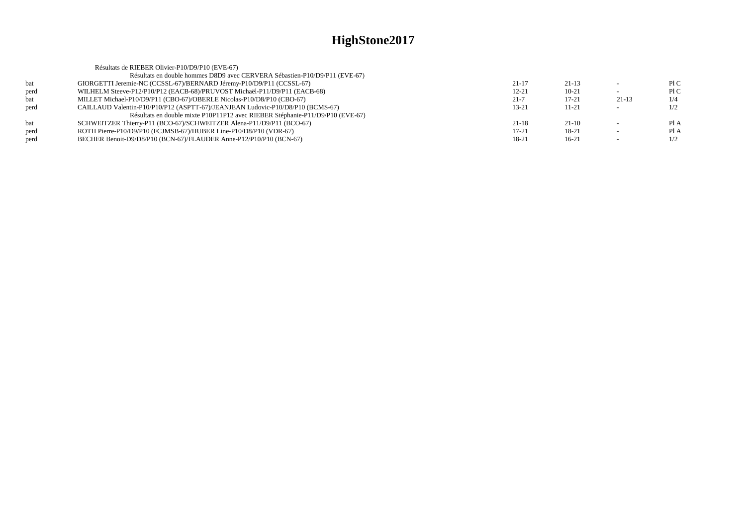# HighStone2017

Résultats de RIEBER Olivier-P10/D9/P10 (EVE-67)

Résultats en double hommes D8D9 avec CERVERA Sébastien-P10/D9/P11 (EVE-67)

| | | | | | |
|---|---|---|---|---|---|
| bat | GIORGETTI Jeremie-NC (CCSSL-67)/BERNARD Jéremy-P10/D9/P11 (CCSSL-67) | 21-17 | 21-13 | - | Pl C |
| perd | WILHELM Steeve-P12/P10/P12 (EACB-68)/PRUVOST Michaël-P11/D9/P11 (EACB-68) | 12-21 | 10-21 | - | Pl C |
| bat | MILLET Michael-P10/D9/P11 (CBO-67)/OBERLE Nicolas-P10/D8/P10 (CBO-67) | 21-7 | 17-21 | 21-13 | 1/4 |
| perd | CAILLAUD Valentin-P10/P10/P12 (ASPTT-67)/JEANJEAN Ludovic-P10/D8/P10 (BCMS-67) | 13-21 | 11-21 | - | 1/2 |

Résultats en double mixte P10P11P12 avec RIEBER Stéphanie-P11/D9/P10 (EVE-67)

| | | | | | |
|---|---|---|---|---|---|
| bat | SCHWEITZER Thierry-P11 (BCO-67)/SCHWEITZER Alena-P11/D9/P11 (BCO-67) | 21-18 | 21-10 | - | Pl A |
| perd | ROTH Pierre-P10/D9/P10 (FCJMSB-67)/HUBER Line-P10/D8/P10 (VDR-67) | 17-21 | 18-21 | - | Pl A |
| perd | BECHER Benoit-D9/D8/P10 (BCN-67)/FLAUDER Anne-P12/P10/P10 (BCN-67) | 18-21 | 16-21 | - | 1/2 |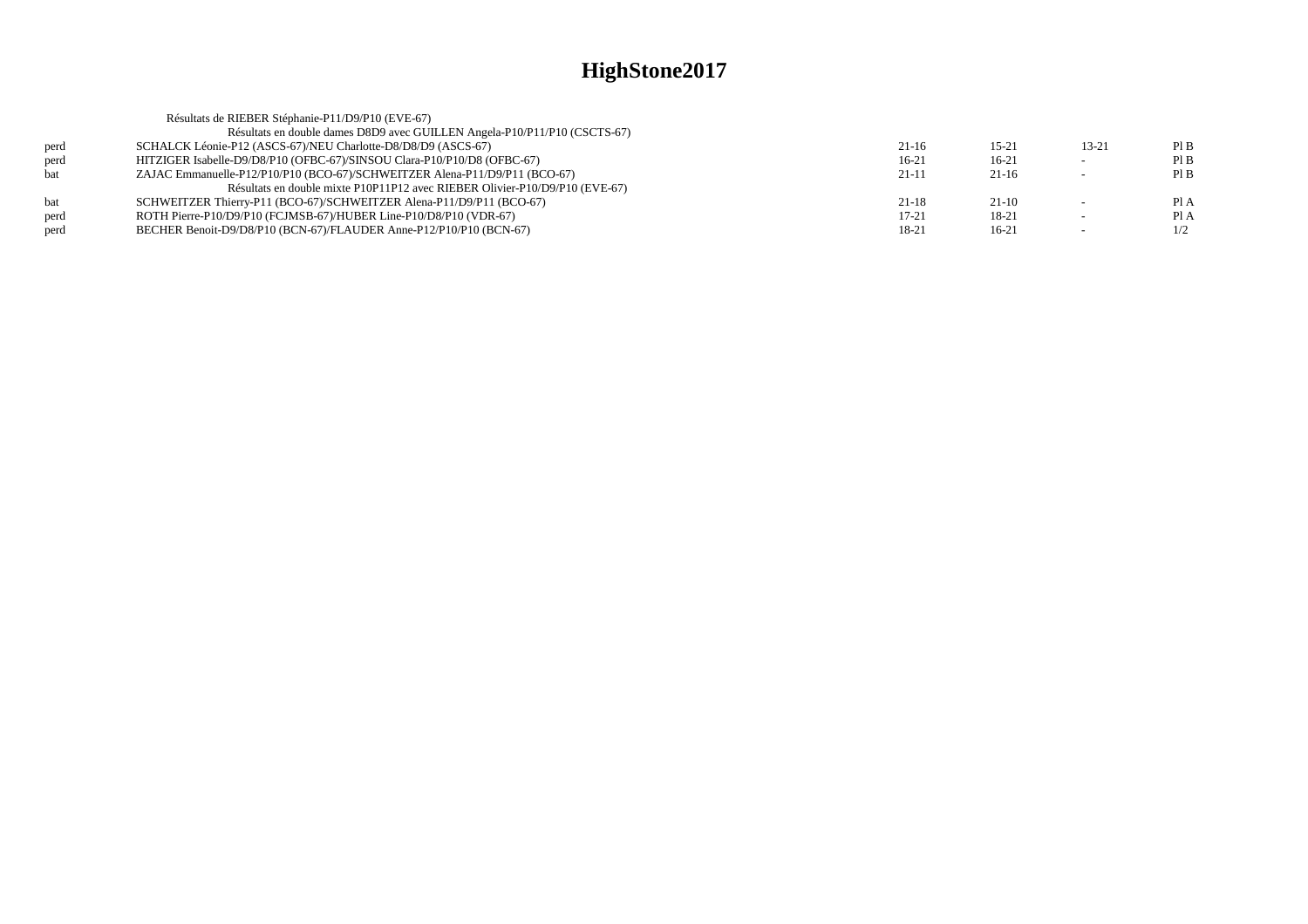# HighStone2017

Résultats de RIEBER Stéphanie-P11/D9/P10 (EVE-67)

Résultats en double dames D8D9 avec GUILLEN Angela-P10/P11/P10 (CSCTS-67)

| | | | | | |
|---|---|---|---|---|---|
| perd | SCHALCK Léonie-P12 (ASCS-67)/NEU Charlotte-D8/D8/D9 (ASCS-67) | 21-16 | 15-21 | 13-21 | Pl B |
| perd | HITZIGER Isabelle-D9/D8/P10 (OFBC-67)/SINSOU Clara-P10/P10/D8 (OFBC-67) | 16-21 | 16-21 | - | Pl B |
| bat | ZAJAC Emmanuelle-P12/P10/P10 (BCO-67)/SCHWEITZER Alena-P11/D9/P11 (BCO-67) | 21-11 | 21-16 | - | Pl B |

Résultats en double mixte P10P11P12 avec RIEBER Olivier-P10/D9/P10 (EVE-67)

| | | | | | |
|---|---|---|---|---|---|
| bat | SCHWEITZER Thierry-P11 (BCO-67)/SCHWEITZER Alena-P11/D9/P11 (BCO-67) | 21-18 | 21-10 | - | Pl A |
| perd | ROTH Pierre-P10/D9/P10 (FCJMSB-67)/HUBER Line-P10/D8/P10 (VDR-67) | 17-21 | 18-21 | - | Pl A |
| perd | BECHER Benoit-D9/D8/P10 (BCN-67)/FLAUDER Anne-P12/P10/P10 (BCN-67) | 18-21 | 16-21 | - | 1/2 |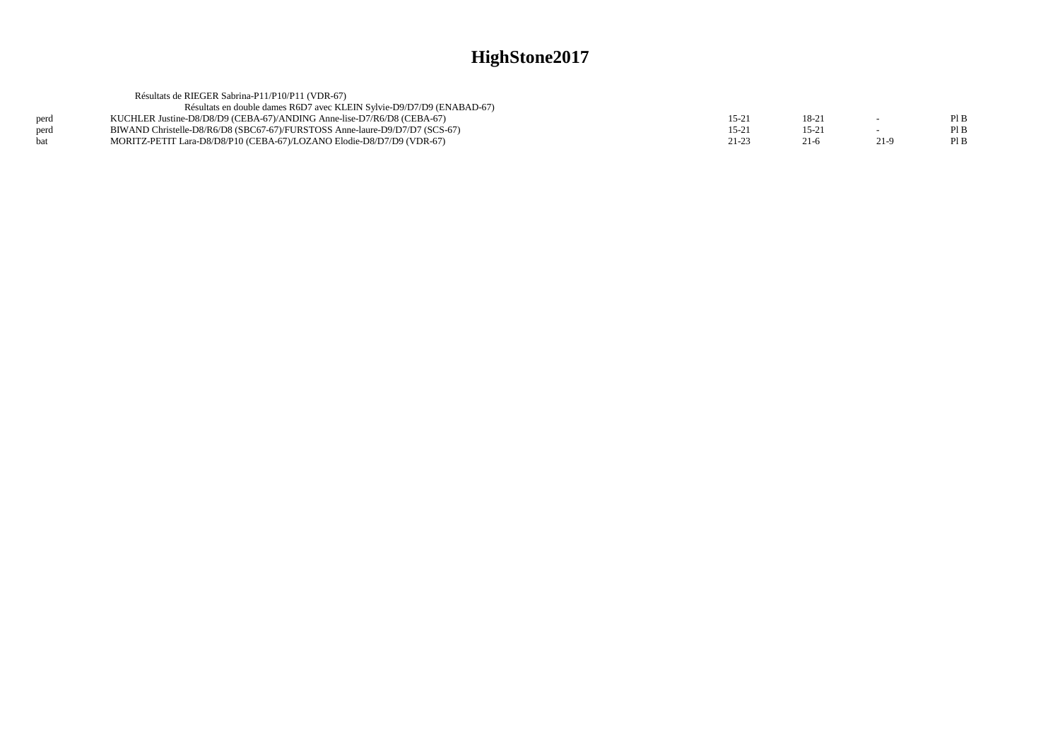# HighStone2017

Résultats de RIEGER Sabrina-P11/P10/P11 (VDR-67)

Résultats en double dames R6D7 avec KLEIN Sylvie-D9/D7/D9 (ENABAD-67)

| | | | | | |
|---|---|---|---|---|---|
| perd | KUCHLER Justine-D8/D8/D9 (CEBA-67)/ANDING Anne-lise-D7/R6/D8 (CEBA-67) | 15-21 | 18-21 | - | Pl B |
| perd | BIWAND Christelle-D8/R6/D8 (SBC67-67)/FURSTOSS Anne-laure-D9/D7/D7 (SCS-67) | 15-21 | 15-21 | - | Pl B |
| bat | MORITZ-PETIT Lara-D8/D8/P10 (CEBA-67)/LOZANO Elodie-D8/D7/D9 (VDR-67) | 21-23 | 21-6 | 21-9 | Pl B |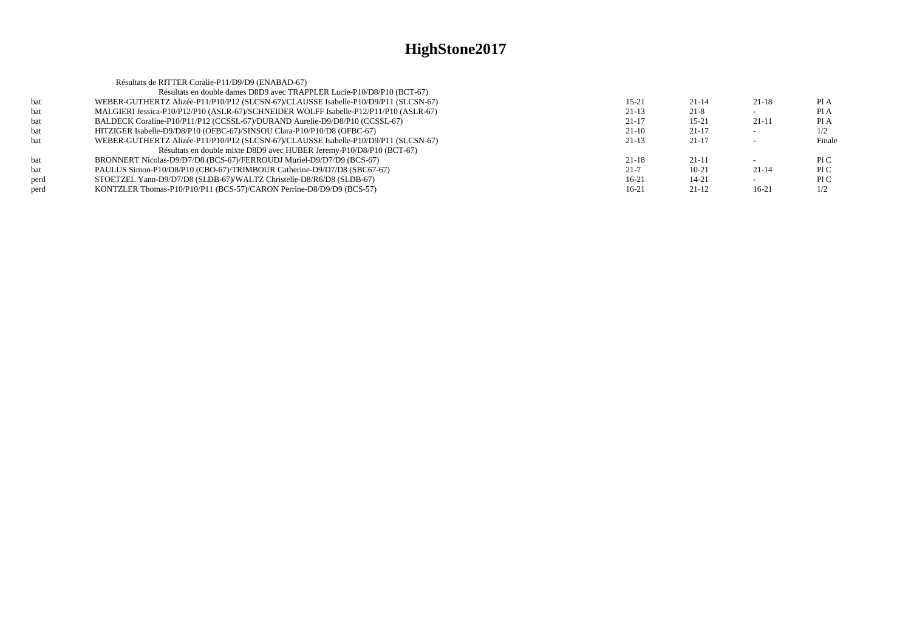# HighStone2017

Résultats de RITTER Coralie-P11/D9/D9 (ENABAD-67)

Résultats en double dames D8D9 avec TRAPPLER Lucie-P10/D8/P10 (BCT-67)

| | | | | | |
|---|---|---|---|---|---|
| bat | WEBER-GUTHERTZ Alizée-P11/P10/P12 (SLCSN-67)/CLAUSSE Isabelle-P10/D9/P11 (SLCSN-67) | 15-21 | 21-14 | 21-18 | Pl A |
| bat | MALGIERI Jessica-P10/P12/P10 (ASLR-67)/SCHNEIDER WOLFF Isabelle-P12/P11/P10 (ASLR-67) | 21-13 | 21-8 | - | Pl A |
| bat | BALDECK Coraline-P10/P11/P12 (CCSSL-67)/DURAND Aurelie-D9/D8/P10 (CCSSL-67) | 21-17 | 15-21 | 21-11 | Pl A |
| bat | HITZIGER Isabelle-D9/D8/P10 (OFBC-67)/SINSOU Clara-P10/P10/D8 (OFBC-67) | 21-10 | 21-17 | - | 1/2 |
| bat | WEBER-GUTHERTZ Alizée-P11/P10/P12 (SLCSN-67)/CLAUSSE Isabelle-P10/D9/P11 (SLCSN-67) | 21-13 | 21-17 | - | Finale |

Résultats en double mixte D8D9 avec HUBER Jeremy-P10/D8/P10 (BCT-67)

| | | | | | |
|---|---|---|---|---|---|
| bat | BRONNERT Nicolas-D9/D7/D8 (BCS-67)/FERROUDJ Muriel-D9/D7/D9 (BCS-67) | 21-18 | 21-11 | - | Pl C |
| bat | PAULUS Simon-P10/D8/P10 (CBO-67)/TRIMBOUR Catherine-D9/D7/D8 (SBC67-67) | 21-7 | 10-21 | 21-14 | Pl C |
| perd | STOETZEL Yann-D9/D7/D8 (SLDB-67)/WALTZ Christelle-D8/R6/D8 (SLDB-67) | 16-21 | 14-21 | - | Pl C |
| perd | KONTZLER Thomas-P10/P10/P11 (BCS-57)/CARON Perrine-D8/D9/D9 (BCS-57) | 16-21 | 21-12 | 16-21 | 1/2 |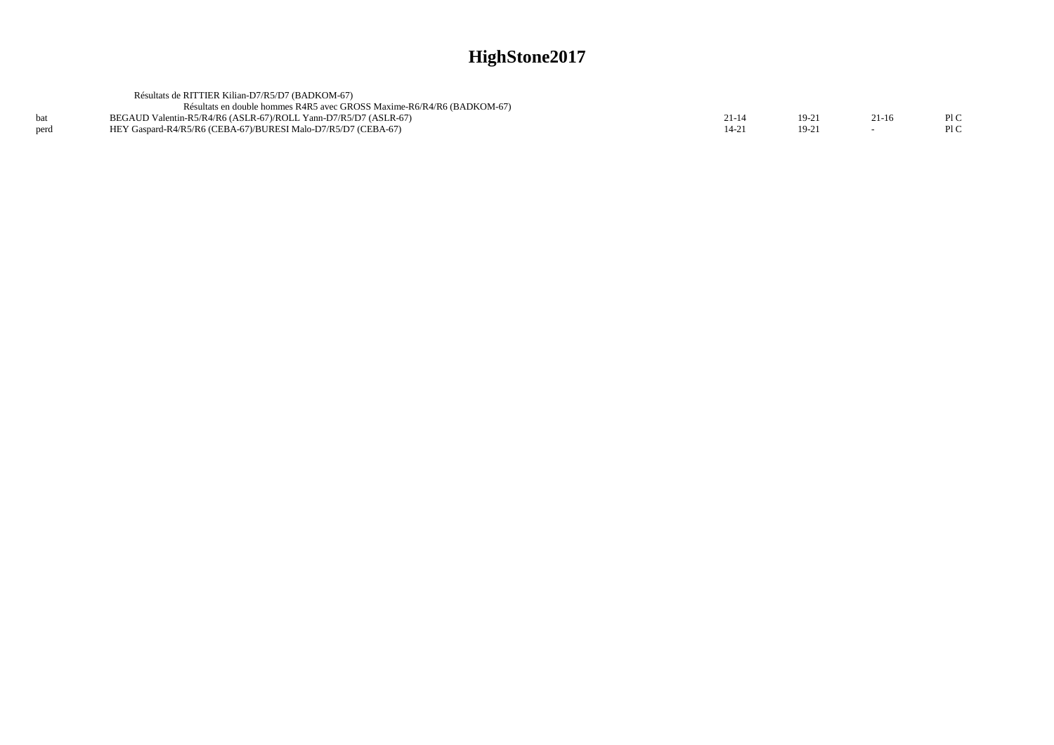# HighStone2017

Résultats de RITTIER Kilian-D7/R5/D7 (BADKOM-67)

Résultats en double hommes R4R5 avec GROSS Maxime-R6/R4/R6 (BADKOM-67)

| | | | | | |
|---|---|---|---|---|---|
| bat | BEGAUD Valentin-R5/R4/R6 (ASLR-67)/ROLL Yann-D7/R5/D7 (ASLR-67) | 21-14 | 19-21 | 21-16 | Pl C |
| perd | HEY Gaspard-R4/R5/R6 (CEBA-67)/BURESI Malo-D7/R5/D7 (CEBA-67) | 14-21 | 19-21 | - | Pl C |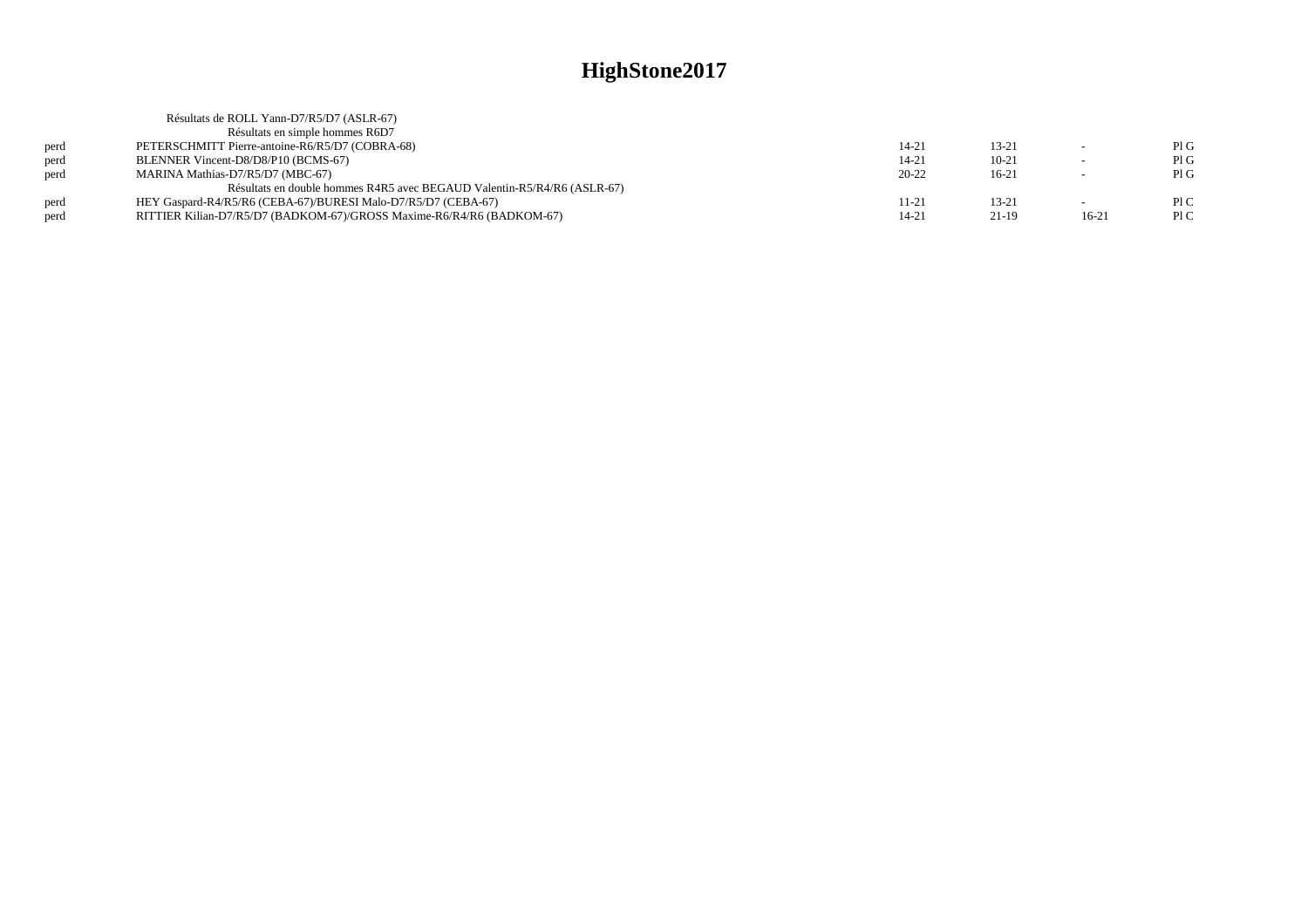# HighStone2017

Résultats de ROLL Yann-D7/R5/D7 (ASLR-67)

Résultats en simple hommes R6D7

| | | | | | |
|---|---|---|---|---|---|
| perd | PETERSCHMITT Pierre-antoine-R6/R5/D7 (COBRA-68) | 14-21 | 13-21 | - | Pl G |
| perd | BLENNER Vincent-D8/D8/P10 (BCMS-67) | 14-21 | 10-21 | - | Pl G |
| perd | MARINA Mathias-D7/R5/D7 (MBC-67) | 20-22 | 16-21 | - | Pl G |

Résultats en double hommes R4R5 avec BEGAUD Valentin-R5/R4/R6 (ASLR-67)

| | | | | | |
|---|---|---|---|---|---|
| perd | HEY Gaspard-R4/R5/R6 (CEBA-67)/BURESI Malo-D7/R5/D7 (CEBA-67) | 11-21 | 13-21 | - | Pl C |
| perd | RITTIER Kilian-D7/R5/D7 (BADKOM-67)/GROSS Maxime-R6/R4/R6 (BADKOM-67) | 14-21 | 21-19 | 16-21 | Pl C |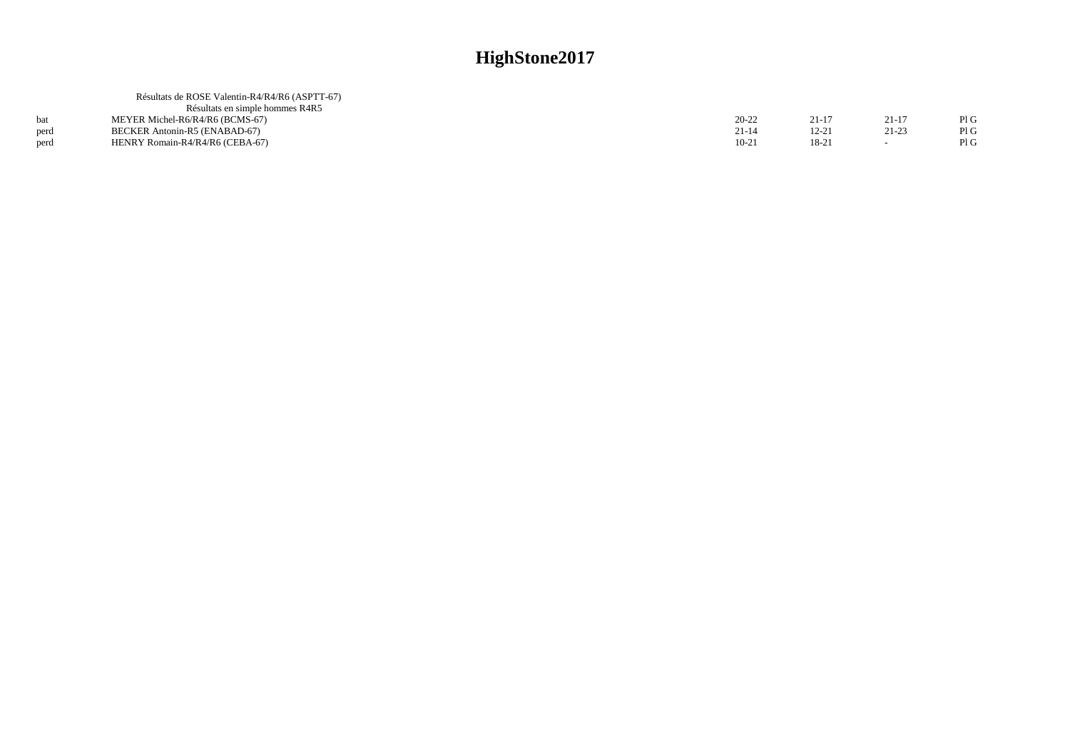# HighStone2017

Résultats de ROSE Valentin-R4/R4/R6 (ASPTT-67)

Résultats en simple hommes R4R5

| | | | | | |
|---|---|---|---|---|---|
| bat | MEYER Michel-R6/R4/R6 (BCMS-67) | 20-22 | 21-17 | 21-17 | Pl G |
| perd | BECKER Antonin-R5 (ENABAD-67) | 21-14 | 12-21 | 21-23 | Pl G |
| perd | HENRY Romain-R4/R4/R6 (CEBA-67) | 10-21 | 18-21 | - | Pl G |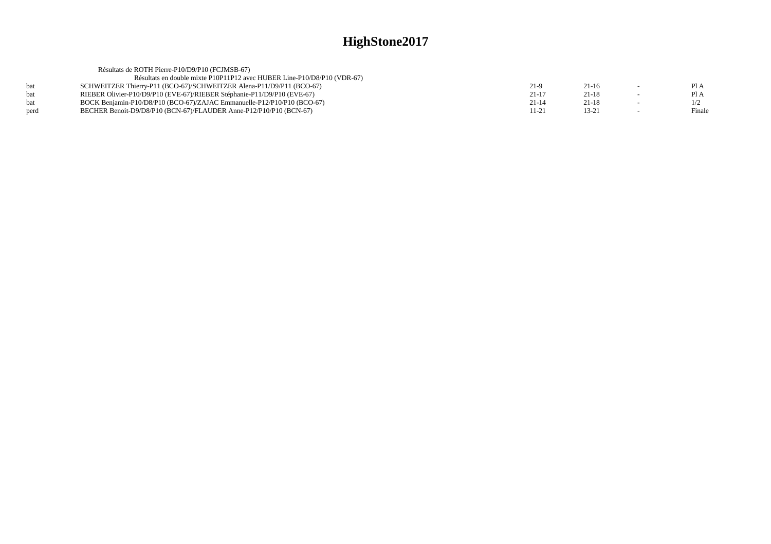# HighStone2017

Résultats de ROTH Pierre-P10/D9/P10 (FCJMSB-67)

Résultats en double mixte P10P11P12 avec HUBER Line-P10/D8/P10 (VDR-67)

| | | | | | |
|---|---|---|---|---|---|
| bat | SCHWEITZER Thierry-P11 (BCO-67)/SCHWEITZER Alena-P11/D9/P11 (BCO-67) | 21-9 | 21-16 | - | Pl A |
| bat | RIEBER Olivier-P10/D9/P10 (EVE-67)/RIEBER Stéphanie-P11/D9/P10 (EVE-67) | 21-17 | 21-18 | - | Pl A |
| bat | BOCK Benjamin-P10/D8/P10 (BCO-67)/ZAJAC Emmanuelle-P12/P10/P10 (BCO-67) | 21-14 | 21-18 | - | 1/2 |
| perd | BECHER Benoit-D9/D8/P10 (BCN-67)/FLAUDER Anne-P12/P10/P10 (BCN-67) | 11-21 | 13-21 | - | Finale |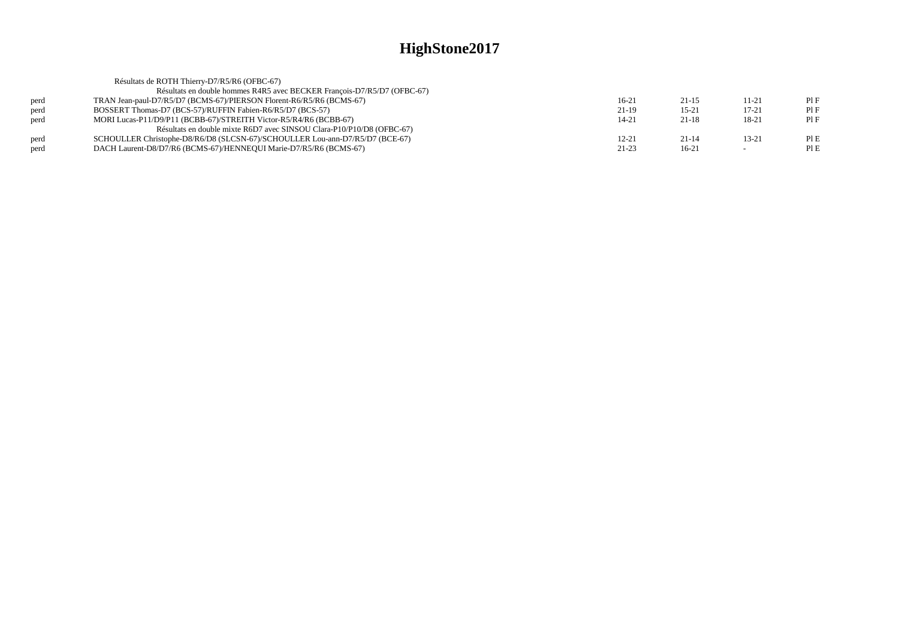# HighStone2017

Résultats de ROTH Thierry-D7/R5/R6 (OFBC-67)

Résultats en double hommes R4R5 avec BECKER François-D7/R5/D7 (OFBC-67)

| | | | | | |
|---|---|---|---|---|---|
| perd | TRAN Jean-paul-D7/R5/D7 (BCMS-67)/PIERSON Florent-R6/R5/R6 (BCMS-67) | 16-21 | 21-15 | 11-21 | Pl F |
| perd | BOSSERT Thomas-D7 (BCS-57)/RUFFIN Fabien-R6/R5/D7 (BCS-57) | 21-19 | 15-21 | 17-21 | Pl F |
| perd | MORI Lucas-P11/D9/P11 (BCBB-67)/STREITH Victor-R5/R4/R6 (BCBB-67) | 14-21 | 21-18 | 18-21 | Pl F |

Résultats en double mixte R6D7 avec SINSOU Clara-P10/P10/D8 (OFBC-67)

| | | | | | |
|---|---|---|---|---|---|
| perd | SCHOULLER Christophe-D8/R6/D8 (SLCSN-67)/SCHOULLER Lou-ann-D7/R5/D7 (BCE-67) | 12-21 | 21-14 | 13-21 | Pl E |
| perd | DACH Laurent-D8/D7/R6 (BCMS-67)/HENNEQUI Marie-D7/R5/R6 (BCMS-67) | 21-23 | 16-21 | - | Pl E |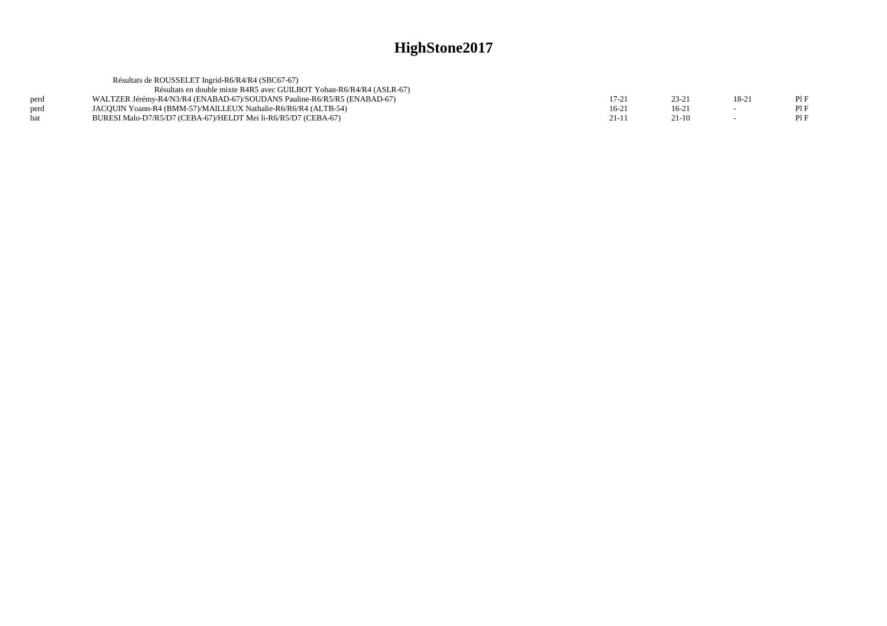# HighStone2017

Résultats de ROUSSELET Ingrid-R6/R4/R4 (SBC67-67)

Résultats en double mixte R4R5 avec GUILBOT Yohan-R6/R4/R4 (ASLR-67)

| | | | | | |
|---|---|---|---|---|---|
| perd | WALTZER Jérémy-R4/N3/R4 (ENABAD-67)/SOUDANS Pauline-R6/R5/R5 (ENABAD-67) | 17-21 | 23-21 | 18-21 | Pl F |
| perd | JACQUIN Yoann-R4 (BMM-57)/MAILLEUX Nathalie-R6/R6/R4 (ALTB-54) | 16-21 | 16-21 | - | Pl F |
| bat | BURESI Malo-D7/R5/D7 (CEBA-67)/HELDT Mei li-R6/R5/D7 (CEBA-67) | 21-11 | 21-10 | - | Pl F |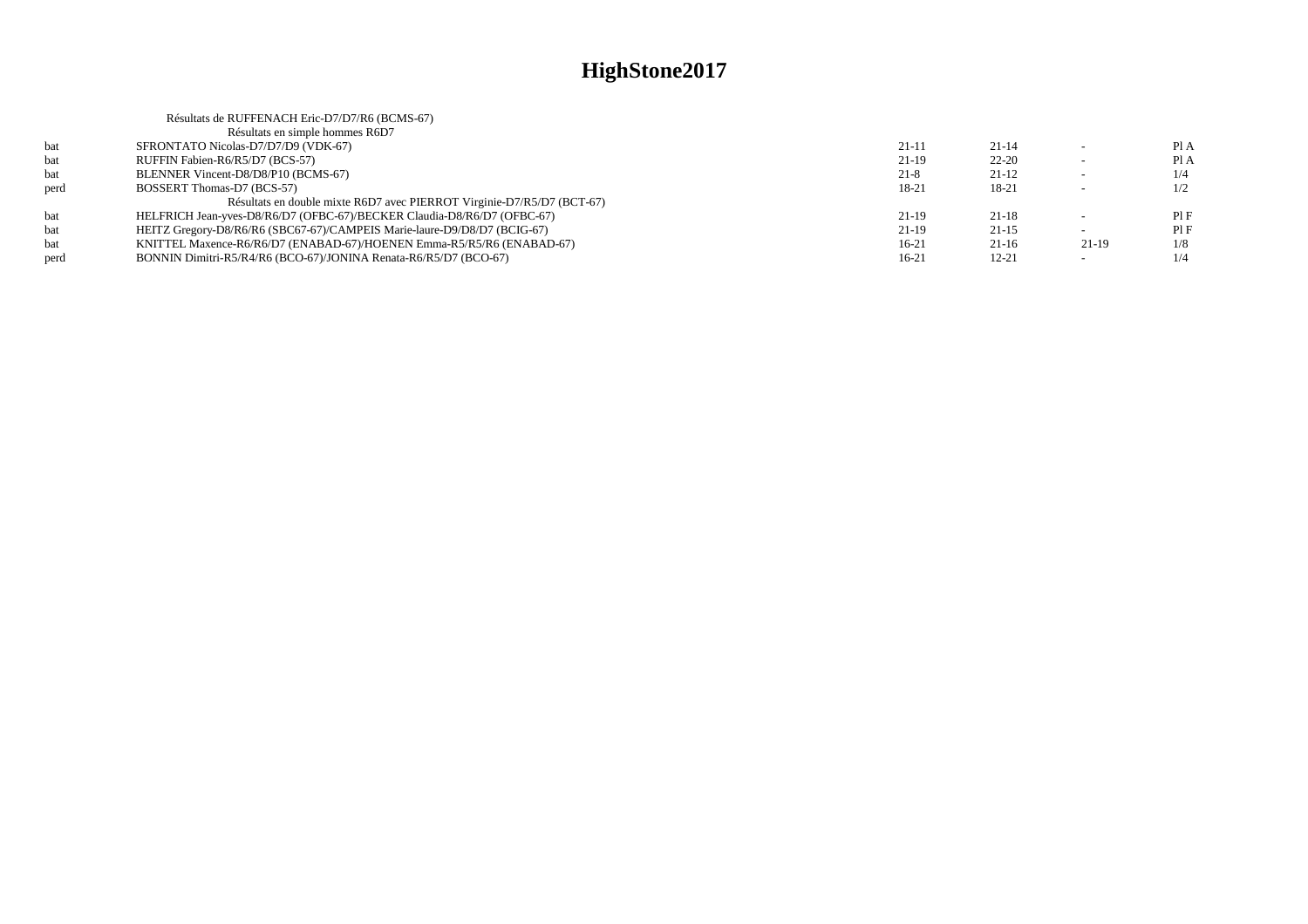# HighStone2017

Résultats de RUFFENACH Eric-D7/D7/R6 (BCMS-67)

Résultats en simple hommes R6D7

| | | | | | |
|---|---|---|---|---|---|
| bat | SFRONTATO Nicolas-D7/D7/D9 (VDK-67) | 21-11 | 21-14 | - | Pl A |
| bat | RUFFIN Fabien-R6/R5/D7 (BCS-57) | 21-19 | 22-20 | - | Pl A |
| bat | BLENNER Vincent-D8/D8/P10 (BCMS-67) | 21-8 | 21-12 | - | 1/4 |
| perd | BOSSERT Thomas-D7 (BCS-57) | 18-21 | 18-21 | - | 1/2 |

Résultats en double mixte R6D7 avec PIERROT Virginie-D7/R5/D7 (BCT-67)

| | | | | | |
|---|---|---|---|---|---|
| bat | HELFRICH Jean-yves-D8/R6/D7 (OFBC-67)/BECKER Claudia-D8/R6/D7 (OFBC-67) | 21-19 | 21-18 | - | Pl F |
| bat | HEITZ Gregory-D8/R6/R6 (SBC67-67)/CAMPEIS Marie-laure-D9/D8/D7 (BCIG-67) | 21-19 | 21-15 | - | Pl F |
| bat | KNITTEL Maxence-R6/R6/D7 (ENABAD-67)/HOENEN Emma-R5/R5/R6 (ENABAD-67) | 16-21 | 21-16 | 21-19 | 1/8 |
| perd | BONNIN Dimitri-R5/R4/R6 (BCO-67)/JONINA Renata-R6/R5/D7 (BCO-67) | 16-21 | 12-21 | - | 1/4 |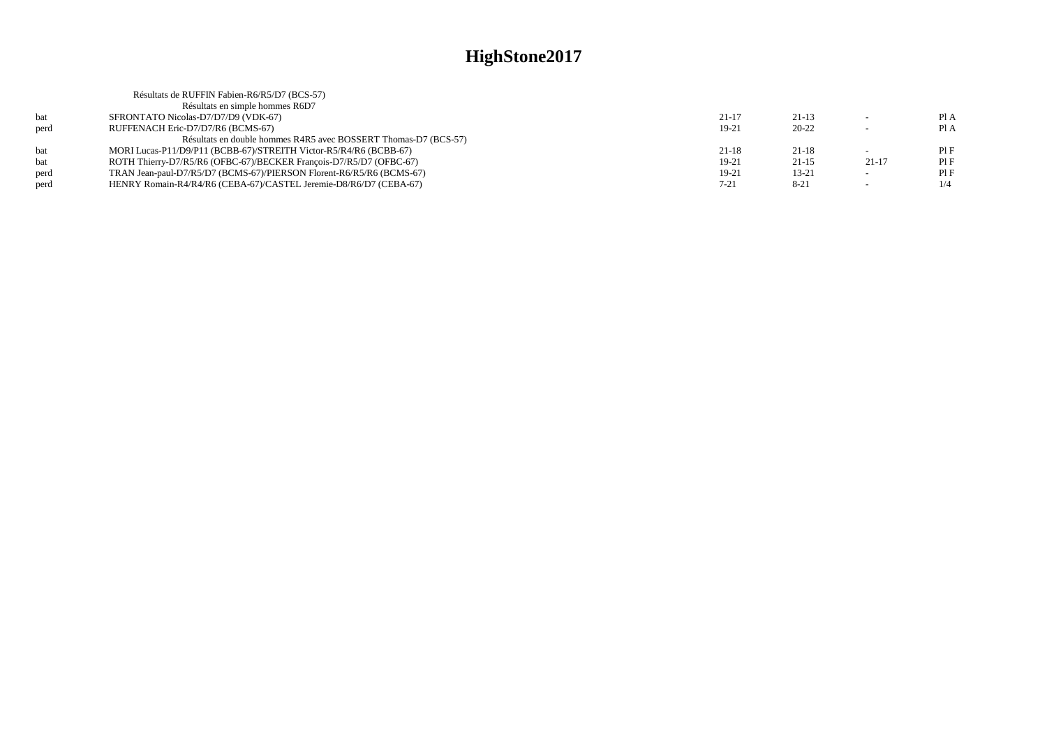# HighStone2017

Résultats de RUFFIN Fabien-R6/R5/D7 (BCS-57)

| | Résultats en simple hommes R6D7 | | | | |
|---|---|---|---|---|---|
| bat | SFRONTATO Nicolas-D7/D7/D9 (VDK-67) | 21-17 | 21-13 | - | Pl A |
| perd | RUFFENACH Eric-D7/D7/R6 (BCMS-67) | 19-21 | 20-22 | - | Pl A |
| | Résultats en double hommes R4R5 avec BOSSERT Thomas-D7 (BCS-57) | | | | |
| bat | MORI Lucas-P11/D9/P11 (BCBB-67)/STREITH Victor-R5/R4/R6 (BCBB-67) | 21-18 | 21-18 | - | Pl F |
| bat | ROTH Thierry-D7/R5/R6 (OFBC-67)/BECKER François-D7/R5/D7 (OFBC-67) | 19-21 | 21-15 | 21-17 | Pl F |
| perd | TRAN Jean-paul-D7/R5/D7 (BCMS-67)/PIERSON Florent-R6/R5/R6 (BCMS-67) | 19-21 | 13-21 | - | Pl F |
| perd | HENRY Romain-R4/R4/R6 (CEBA-67)/CASTEL Jeremie-D8/R6/D7 (CEBA-67) | 7-21 | 8-21 | - | 1/4 |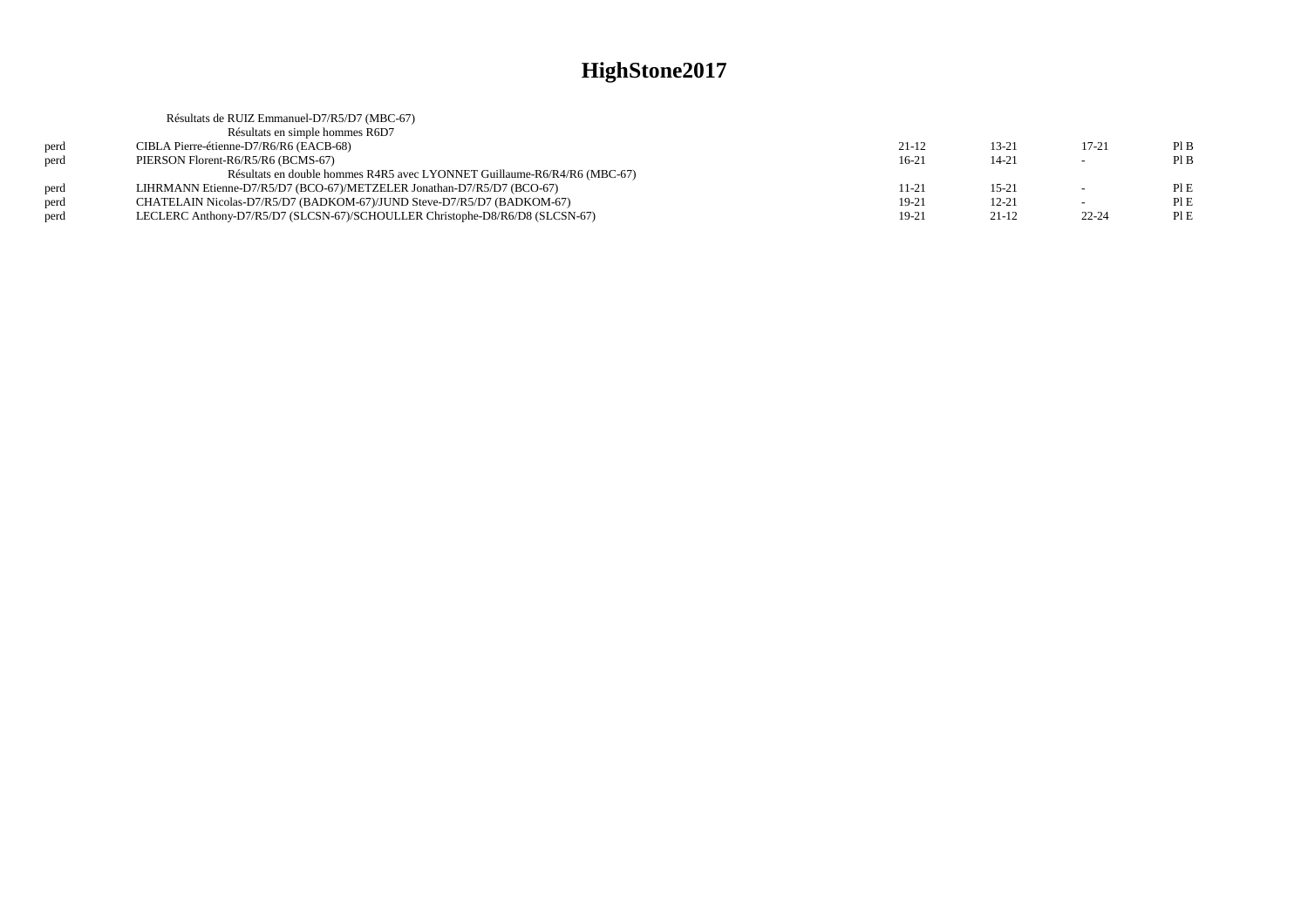# HighStone2017

Résultats de RUIZ Emmanuel-D7/R5/D7 (MBC-67)

Résultats en simple hommes R6D7

| | | | | | |
|---|---|---|---|---|---|
| perd | CIBLA Pierre-étienne-D7/R6/R6 (EACB-68) | 21-12 | 13-21 | 17-21 | Pl B |
| perd | PIERSON Florent-R6/R5/R6 (BCMS-67) | 16-21 | 14-21 | - | Pl B |

Résultats en double hommes R4R5 avec LYONNET Guillaume-R6/R4/R6 (MBC-67)

| | | | | | |
|---|---|---|---|---|---|
| perd | LIHRMANN Etienne-D7/R5/D7 (BCO-67)/METZELER Jonathan-D7/R5/D7 (BCO-67) | 11-21 | 15-21 | - | Pl E |
| perd | CHATELAIN Nicolas-D7/R5/D7 (BADKOM-67)/JUND Steve-D7/R5/D7 (BADKOM-67) | 19-21 | 12-21 | - | Pl E |
| perd | LECLERC Anthony-D7/R5/D7 (SLCSN-67)/SCHOULLER Christophe-D8/R6/D8 (SLCSN-67) | 19-21 | 21-12 | 22-24 | Pl E |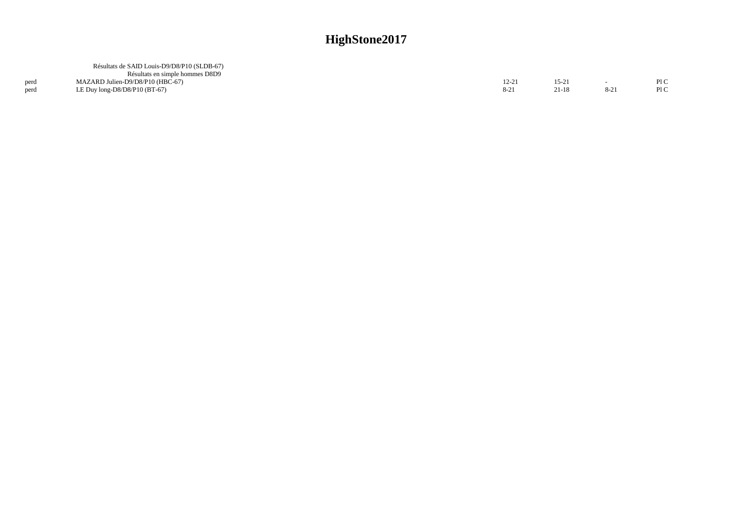# HighStone2017

Résultats de SAID Louis-D9/D8/P10 (SLDB-67)

Résultats en simple hommes D8D9

| | | | | | |
|---|---|---|---|---|---|
| perd | MAZARD Julien-D9/D8/P10 (HBC-67) | 12-21 | 15-21 | - | Pl C |
| perd | LE Duy long-D8/D8/P10 (BT-67) | 8-21 | 21-18 | 8-21 | Pl C |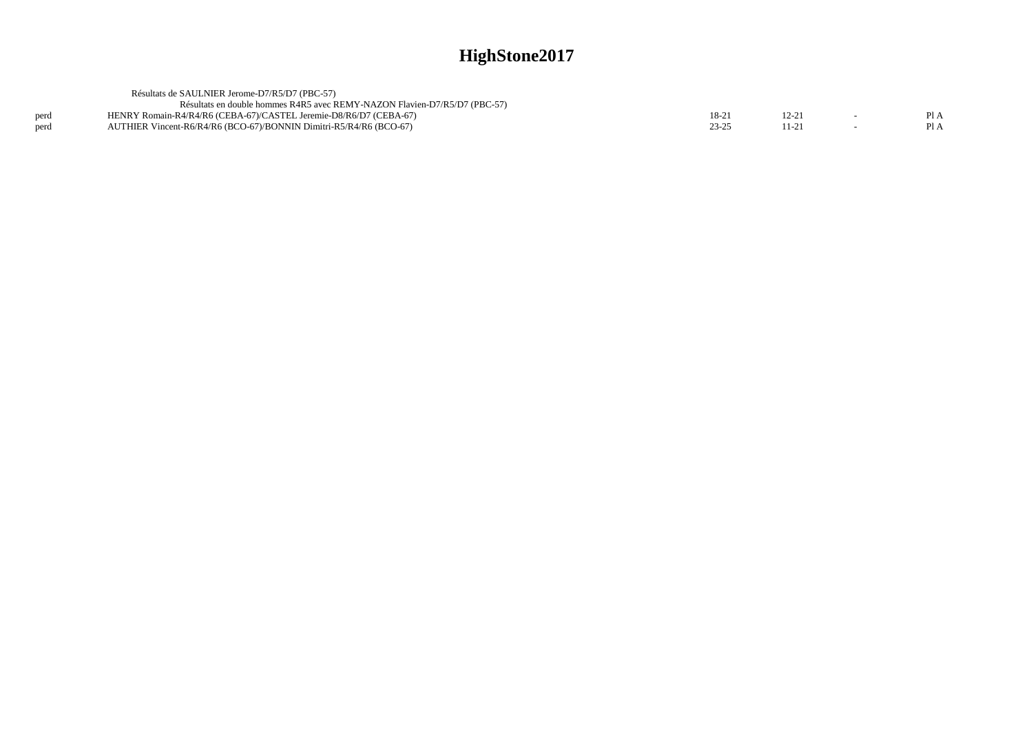# HighStone2017

Résultats de SAULNIER Jerome-D7/R5/D7 (PBC-57)

Résultats en double hommes R4R5 avec REMY-NAZON Flavien-D7/R5/D7 (PBC-57)

| | | | | | |
|---|---|---|---|---|---|
| perd | HENRY Romain-R4/R4/R6 (CEBA-67)/CASTEL Jeremie-D8/R6/D7 (CEBA-67) | 18-21 | 12-21 | - | Pl A |
| perd | AUTHIER Vincent-R6/R4/R6 (BCO-67)/BONNIN Dimitri-R5/R4/R6 (BCO-67) | 23-25 | 11-21 | - | Pl A |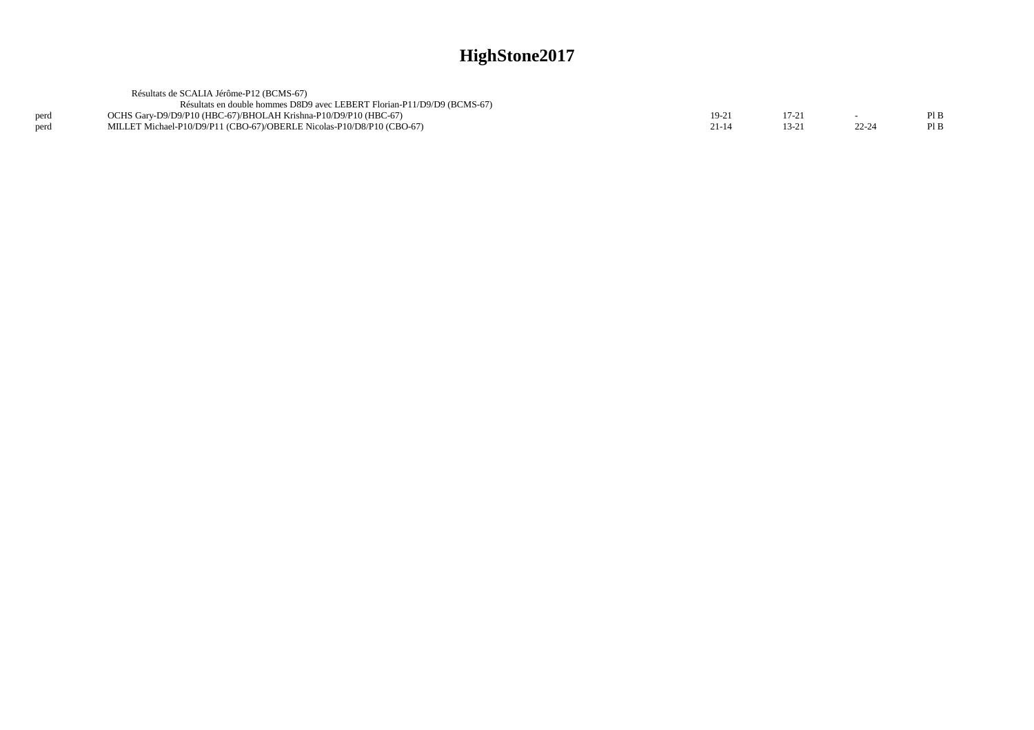# HighStone2017

Résultats de SCALIA Jérôme-P12 (BCMS-67)

Résultats en double hommes D8D9 avec LEBERT Florian-P11/D9/D9 (BCMS-67)

| | | | | | |
|---|---|---|---|---|---|
| perd | OCHS Gary-D9/D9/P10 (HBC-67)/BHOLAH Krishna-P10/D9/P10 (HBC-67) | 19-21 | 17-21 | - | Pl B |
| perd | MILLET Michael-P10/D9/P11 (CBO-67)/OBERLE Nicolas-P10/D8/P10 (CBO-67) | 21-14 | 13-21 | 22-24 | Pl B |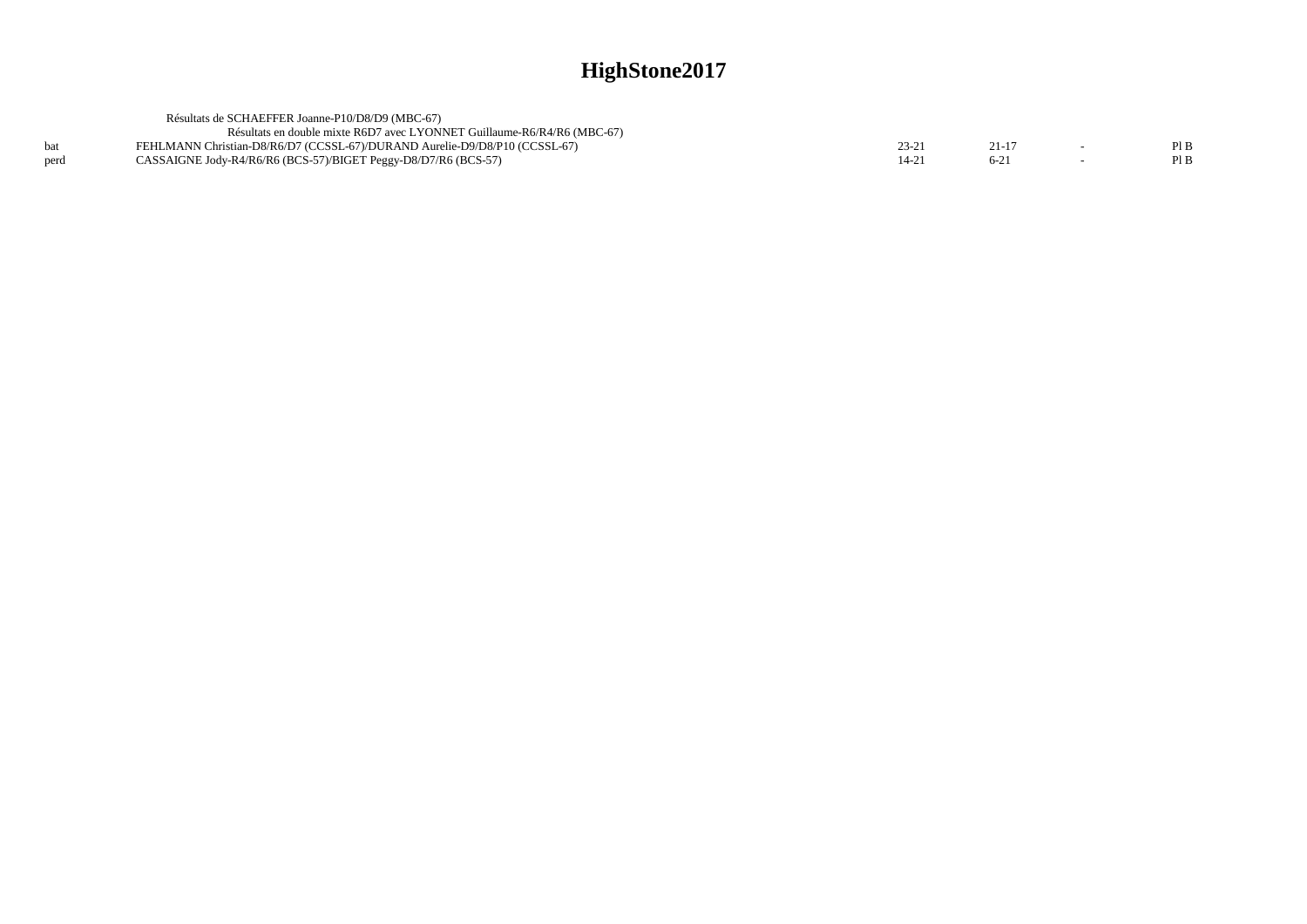# HighStone2017

Résultats de SCHAEFFER Joanne-P10/D8/D9 (MBC-67)

Résultats en double mixte R6D7 avec LYONNET Guillaume-R6/R4/R6 (MBC-67)

| | | | | | |
|---|---|---|---|---|---|
| bat | FEHLMANN Christian-D8/R6/D7 (CCSSL-67)/DURAND Aurelie-D9/D8/P10 (CCSSL-67) | 23-21 | 21-17 | - | Pl B |
| perd | CASSAIGNE Jody-R4/R6/R6 (BCS-57)/BIGET Peggy-D8/D7/R6 (BCS-57) | 14-21 | 6-21 | - | Pl B |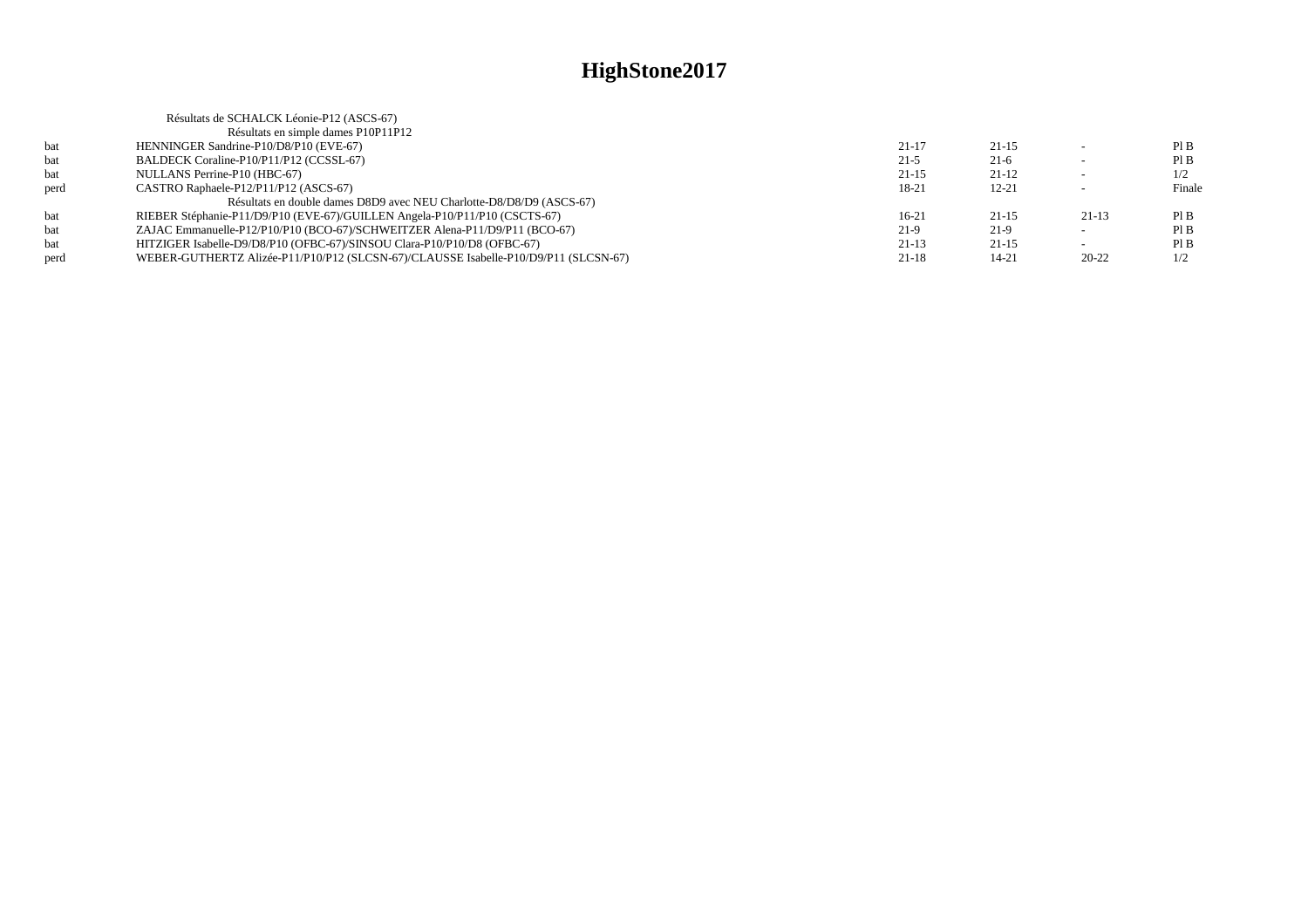# HighStone2017

Résultats de SCHALCK Léonie-P12 (ASCS-67)

| | Résultats en simple dames P10P11P12 | | | | |
|---|---|---|---|---|---|
| bat | HENNINGER Sandrine-P10/D8/P10 (EVE-67) | 21-17 | 21-15 | - | Pl B |
| bat | BALDECK Coraline-P10/P11/P12 (CCSSL-67) | 21-5 | 21-6 | - | Pl B |
| bat | NULLANS Perrine-P10 (HBC-67) | 21-15 | 21-12 | - | 1/2 |
| perd | CASTRO Raphaele-P12/P11/P12 (ASCS-67) | 18-21 | 12-21 | - | Finale |
| | Résultats en double dames D8D9 avec NEU Charlotte-D8/D8/D9 (ASCS-67) | | | | |
| bat | RIEBER Stéphanie-P11/D9/P10 (EVE-67)/GUILLEN Angela-P10/P11/P10 (CSCTS-67) | 16-21 | 21-15 | 21-13 | Pl B |
| bat | ZAJAC Emmanuelle-P12/P10/P10 (BCO-67)/SCHWEITZER Alena-P11/D9/P11 (BCO-67) | 21-9 | 21-9 | - | Pl B |
| bat | HITZIGER Isabelle-D9/D8/P10 (OFBC-67)/SINSOU Clara-P10/P10/D8 (OFBC-67) | 21-13 | 21-15 | - | Pl B |
| perd | WEBER-GUTHERTZ Alizée-P11/P10/P12 (SLCSN-67)/CLAUSSE Isabelle-P10/D9/P11 (SLCSN-67) | 21-18 | 14-21 | 20-22 | 1/2 |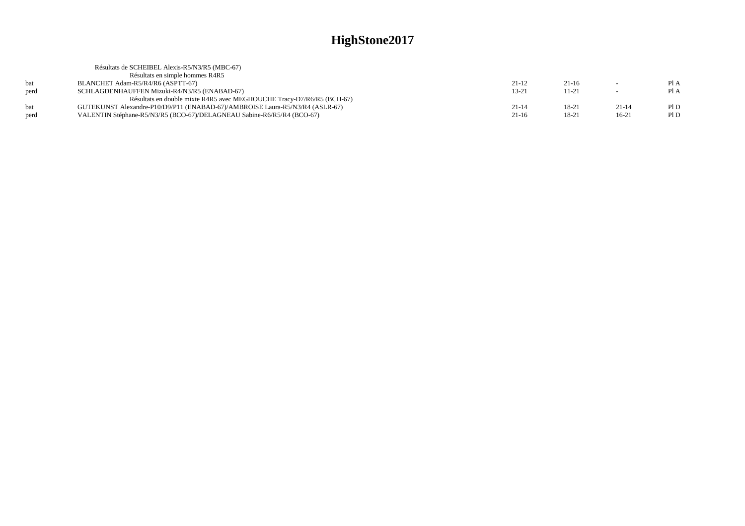# HighStone2017

Résultats de SCHEIBEL Alexis-R5/N3/R5 (MBC-67)

Résultats en simple hommes R4R5

| | | | | | |
|---|---|---|---|---|---|
| bat | BLANCHET Adam-R5/R4/R6 (ASPTT-67) | 21-12 | 21-16 | - | Pl A |
| perd | SCHLAGDENHAUFFEN Mizuki-R4/N3/R5 (ENABAD-67) | 13-21 | 11-21 | - | Pl A |

Résultats en double mixte R4R5 avec MEGHOUCHE Tracy-D7/R6/R5 (BCH-67)

| | | | | | |
|---|---|---|---|---|---|
| bat | GUTEKUNST Alexandre-P10/D9/P11 (ENABAD-67)/AMBROISE Laura-R5/N3/R4 (ASLR-67) | 21-14 | 18-21 | 21-14 | Pl D |
| perd | VALENTIN Stéphane-R5/N3/R5 (BCO-67)/DELAGNEAU Sabine-R6/R5/R4 (BCO-67) | 21-16 | 18-21 | 16-21 | Pl D |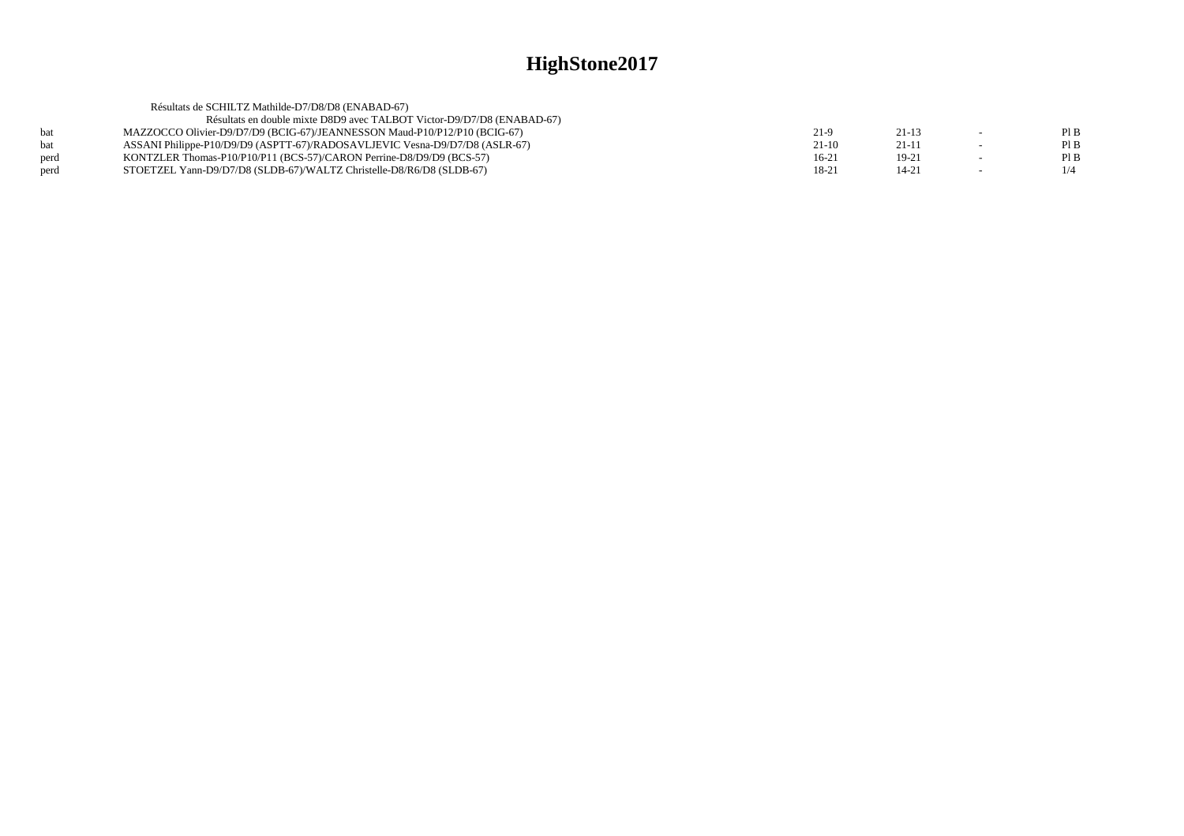# HighStone2017

Résultats de SCHILTZ Mathilde-D7/D8/D8 (ENABAD-67)

Résultats en double mixte D8D9 avec TALBOT Victor-D9/D7/D8 (ENABAD-67)

| | | | | | |
|---|---|---|---|---|---|
| bat | MAZZOCCO Olivier-D9/D7/D9 (BCIG-67)/JEANNESSON Maud-P10/P12/P10 (BCIG-67) | 21-9 | 21-13 | - | Pl B |
| bat | ASSANI Philippe-P10/D9/D9 (ASPTT-67)/RADOSAVLJEVIC Vesna-D9/D7/D8 (ASLR-67) | 21-10 | 21-11 | - | Pl B |
| perd | KONTZLER Thomas-P10/P10/P11 (BCS-57)/CARON Perrine-D8/D9/D9 (BCS-57) | 16-21 | 19-21 | - | Pl B |
| perd | STOETZEL Yann-D9/D7/D8 (SLDB-67)/WALTZ Christelle-D8/R6/D8 (SLDB-67) | 18-21 | 14-21 | - | 1/4 |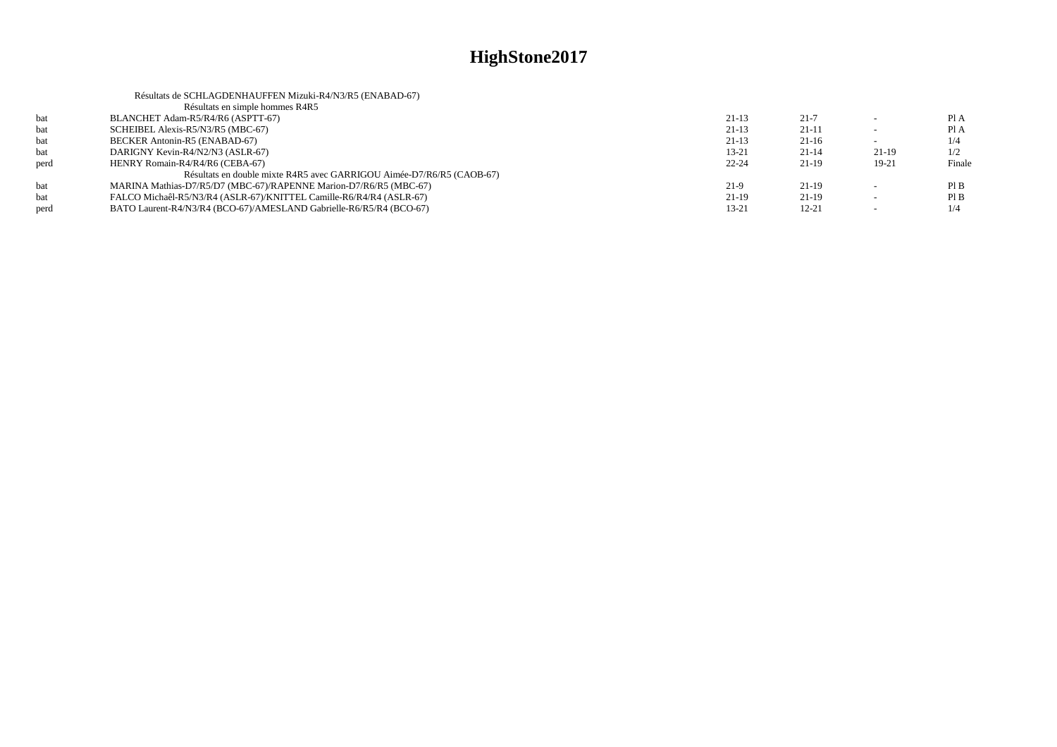# HighStone2017

Résultats de SCHLAGDENHAUFFEN Mizuki-R4/N3/R5 (ENABAD-67)

| | Résultats en simple hommes R4R5 | | | | |
|---|---|---|---|---|---|
| bat | BLANCHET Adam-R5/R4/R6 (ASPTT-67) | 21-13 | 21-7 | - | Pl A |
| bat | SCHEIBEL Alexis-R5/N3/R5 (MBC-67) | 21-13 | 21-11 | - | Pl A |
| bat | BECKER Antonin-R5 (ENABAD-67) | 21-13 | 21-16 | - | 1/4 |
| bat | DARIGNY Kevin-R4/N2/N3 (ASLR-67) | 13-21 | 21-14 | 21-19 | 1/2 |
| perd | HENRY Romain-R4/R4/R6 (CEBA-67) | 22-24 | 21-19 | 19-21 | Finale |
| | Résultats en double mixte R4R5 avec GARRIGOU Aimée-D7/R6/R5 (CAOB-67) | | | | |
| bat | MARINA Mathias-D7/R5/D7 (MBC-67)/RAPENNE Marion-D7/R6/R5 (MBC-67) | 21-9 | 21-19 | - | Pl B |
| bat | FALCO Michaêl-R5/N3/R4 (ASLR-67)/KNITTEL Camille-R6/R4/R4 (ASLR-67) | 21-19 | 21-19 | - | Pl B |
| perd | BATO Laurent-R4/N3/R4 (BCO-67)/AMESLAND Gabrielle-R6/R5/R4 (BCO-67) | 13-21 | 12-21 | - | 1/4 |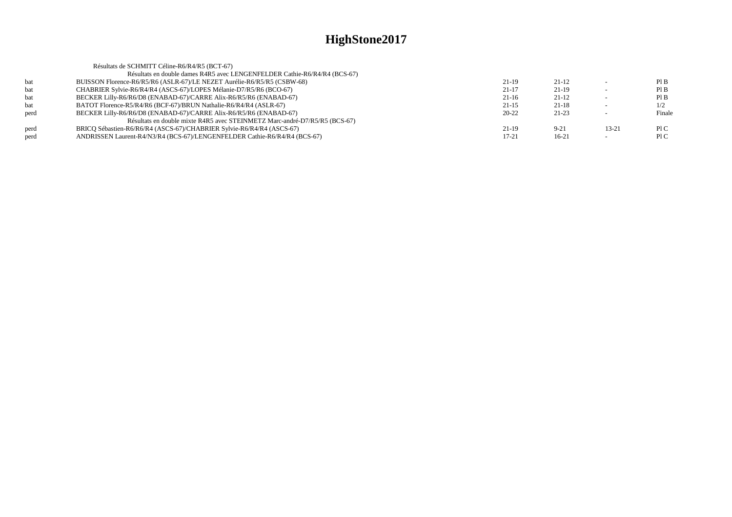# HighStone2017

Résultats de SCHMITT Céline-R6/R4/R5 (BCT-67)

Résultats en double dames R4R5 avec LENGENFELDER Cathie-R6/R4/R4 (BCS-67)

| | | | | | |
|---|---|---|---|---|---|
| bat | BUISSON Florence-R6/R5/R6 (ASLR-67)/LE NEZET Aurélie-R6/R5/R5 (CSBW-68) | 21-19 | 21-12 | - | Pl B |
| bat | CHABRIER Sylvie-R6/R4/R4 (ASCS-67)/LOPES Mélanie-D7/R5/R6 (BCO-67) | 21-17 | 21-19 | - | Pl B |
| bat | BECKER Lilly-R6/R6/D8 (ENABAD-67)/CARRE Alix-R6/R5/R6 (ENABAD-67) | 21-16 | 21-12 | - | Pl B |
| bat | BATOT Florence-R5/R4/R6 (BCF-67)/BRUN Nathalie-R6/R4/R4 (ASLR-67) | 21-15 | 21-18 | - | 1/2 |
| perd | BECKER Lilly-R6/R6/D8 (ENABAD-67)/CARRE Alix-R6/R5/R6 (ENABAD-67) | 20-22 | 21-23 | - | Finale |

Résultats en double mixte R4R5 avec STEINMETZ Marc-andré-D7/R5/R5 (BCS-67)

| | | | | | |
|---|---|---|---|---|---|
| perd | BRICQ Sébastien-R6/R6/R4 (ASCS-67)/CHABRIER Sylvie-R6/R4/R4 (ASCS-67) | 21-19 | 9-21 | 13-21 | Pl C |
| perd | ANDRISSEN Laurent-R4/N3/R4 (BCS-67)/LENGENFELDER Cathie-R6/R4/R4 (BCS-67) | 17-21 | 16-21 | - | Pl C |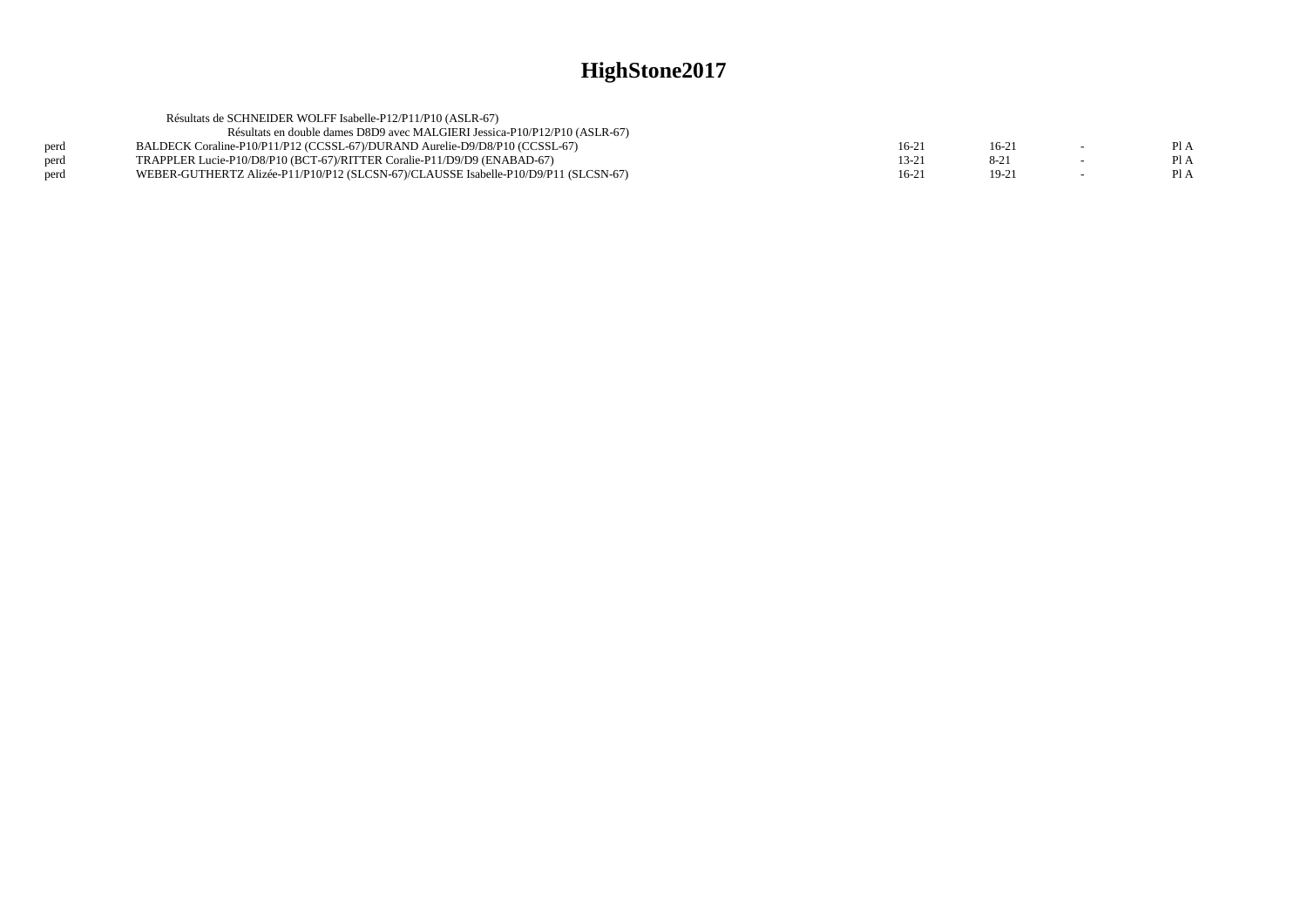# HighStone2017

Résultats de SCHNEIDER WOLFF Isabelle-P12/P11/P10 (ASLR-67)

Résultats en double dames D8D9 avec MALGIERI Jessica-P10/P12/P10 (ASLR-67)

| | | | | | |
|---|---|---|---|---|---|
| perd | BALDECK Coraline-P10/P11/P12 (CCSSL-67)/DURAND Aurelie-D9/D8/P10 (CCSSL-67) | 16-21 | 16-21 | - | Pl A |
| perd | TRAPPLER Lucie-P10/D8/P10 (BCT-67)/RITTER Coralie-P11/D9/D9 (ENABAD-67) | 13-21 | 8-21 | - | Pl A |
| perd | WEBER-GUTHERTZ Alizée-P11/P10/P12 (SLCSN-67)/CLAUSSE Isabelle-P10/D9/P11 (SLCSN-67) | 16-21 | 19-21 | - | Pl A |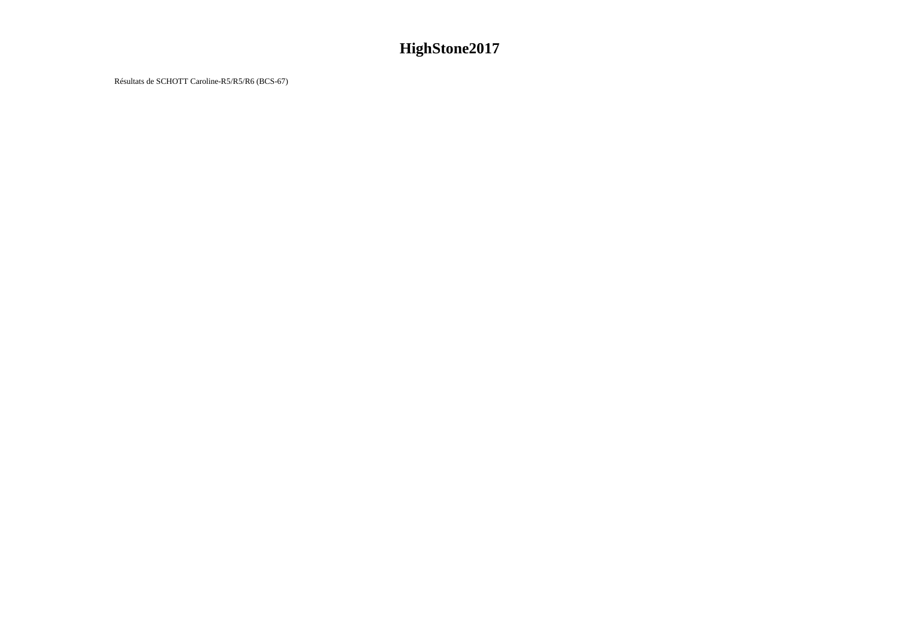# HighStone2017

Résultats de SCHOTT Caroline-R5/R5/R6 (BCS-67)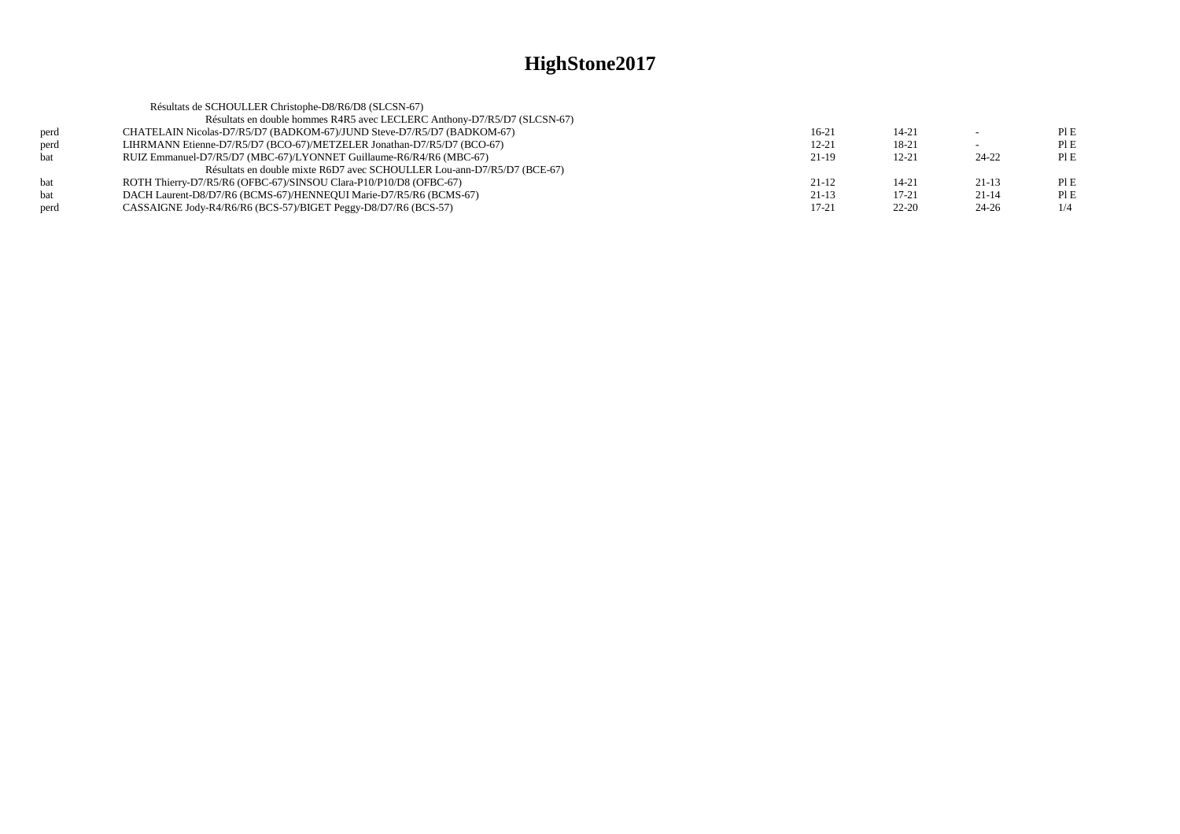# HighStone2017

Résultats de SCHOULLER Christophe-D8/R6/D8 (SLCSN-67)

Résultats en double hommes R4R5 avec LECLERC Anthony-D7/R5/D7 (SLCSN-67)

| | | | | | |
|---|---|---|---|---|---|
| perd | CHATELAIN Nicolas-D7/R5/D7 (BADKOM-67)/JUND Steve-D7/R5/D7 (BADKOM-67) | 16-21 | 14-21 | - | Pl E |
| perd | LIHRMANN Etienne-D7/R5/D7 (BCO-67)/METZELER Jonathan-D7/R5/D7 (BCO-67) | 12-21 | 18-21 | - | Pl E |
| bat | RUIZ Emmanuel-D7/R5/D7 (MBC-67)/LYONNET Guillaume-R6/R4/R6 (MBC-67) | 21-19 | 12-21 | 24-22 | Pl E |

Résultats en double mixte R6D7 avec SCHOULLER Lou-ann-D7/R5/D7 (BCE-67)

| | | | | | |
|---|---|---|---|---|---|
| bat | ROTH Thierry-D7/R5/R6 (OFBC-67)/SINSOU Clara-P10/P10/D8 (OFBC-67) | 21-12 | 14-21 | 21-13 | Pl E |
| bat | DACH Laurent-D8/D7/R6 (BCMS-67)/HENNEQUI Marie-D7/R5/R6 (BCMS-67) | 21-13 | 17-21 | 21-14 | Pl E |
| perd | CASSAIGNE Jody-R4/R6/R6 (BCS-57)/BIGET Peggy-D8/D7/R6 (BCS-57) | 17-21 | 22-20 | 24-26 | 1/4 |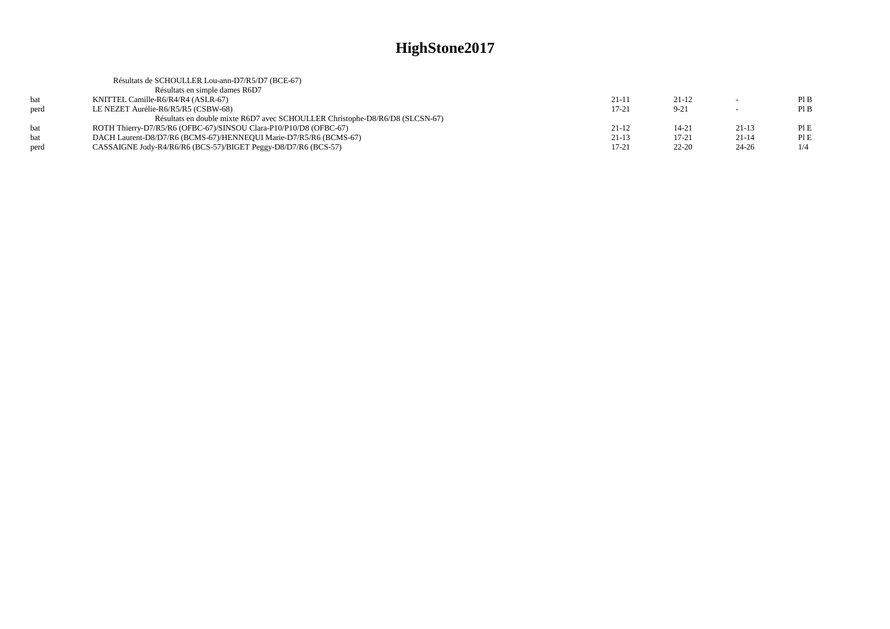# HighStone2017

Résultats de SCHOULLER Lou-ann-D7/R5/D7 (BCE-67)

Résultats en simple dames R6D7

| | | | | | |
|---|---|---|---|---|---|
| bat | KNITTEL Camille-R6/R4/R4 (ASLR-67) | 21-11 | 21-12 | - | Pl B |
| perd | LE NEZET Aurélie-R6/R5/R5 (CSBW-68) | 17-21 | 9-21 | - | Pl B |

Résultats en double mixte R6D7 avec SCHOULLER Christophe-D8/R6/D8 (SLCSN-67)

| | | | | | |
|---|---|---|---|---|---|
| bat | ROTH Thierry-D7/R5/R6 (OFBC-67)/SINSOU Clara-P10/P10/D8 (OFBC-67) | 21-12 | 14-21 | 21-13 | Pl E |
| bat | DACH Laurent-D8/D7/R6 (BCMS-67)/HENNEQUI Marie-D7/R5/R6 (BCMS-67) | 21-13 | 17-21 | 21-14 | Pl E |
| perd | CASSAIGNE Jody-R4/R6/R6 (BCS-57)/BIGET Peggy-D8/D7/R6 (BCS-57) | 17-21 | 22-20 | 24-26 | 1/4 |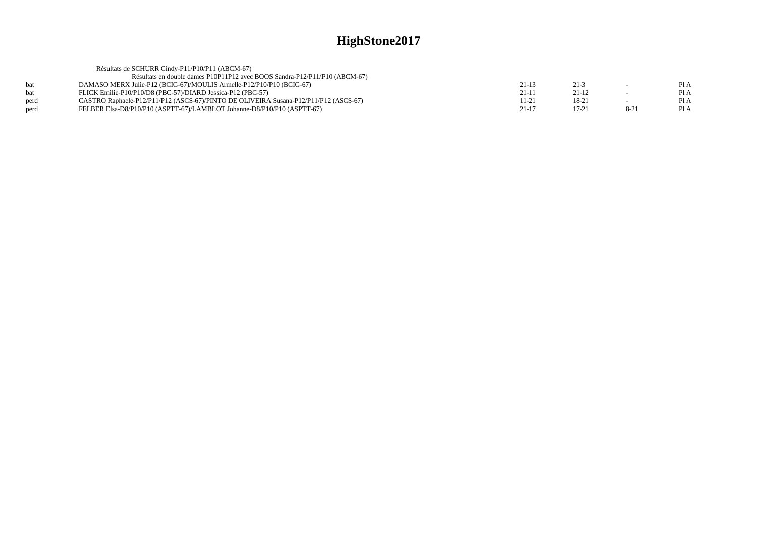# HighStone2017

Résultats de SCHURR Cindy-P11/P10/P11 (ABCM-67)

Résultats en double dames P10P11P12 avec BOOS Sandra-P12/P11/P10 (ABCM-67)

| | | | | | |
|---|---|---|---|---|---|
| bat | DAMASO MERX Julie-P12 (BCIG-67)/MOULIS Armelle-P12/P10/P10 (BCIG-67) | 21-13 | 21-3 | - | Pl A |
| bat | FLICK Emilie-P10/P10/D8 (PBC-57)/DIARD Jessica-P12 (PBC-57) | 21-11 | 21-12 | - | Pl A |
| perd | CASTRO Raphaele-P12/P11/P12 (ASCS-67)/PINTO DE OLIVEIRA Susana-P12/P11/P12 (ASCS-67) | 11-21 | 18-21 | - | Pl A |
| perd | FELBER Elsa-D8/P10/P10 (ASPTT-67)/LAMBLOT Johanne-D8/P10/P10 (ASPTT-67) | 21-17 | 17-21 | 8-21 | Pl A |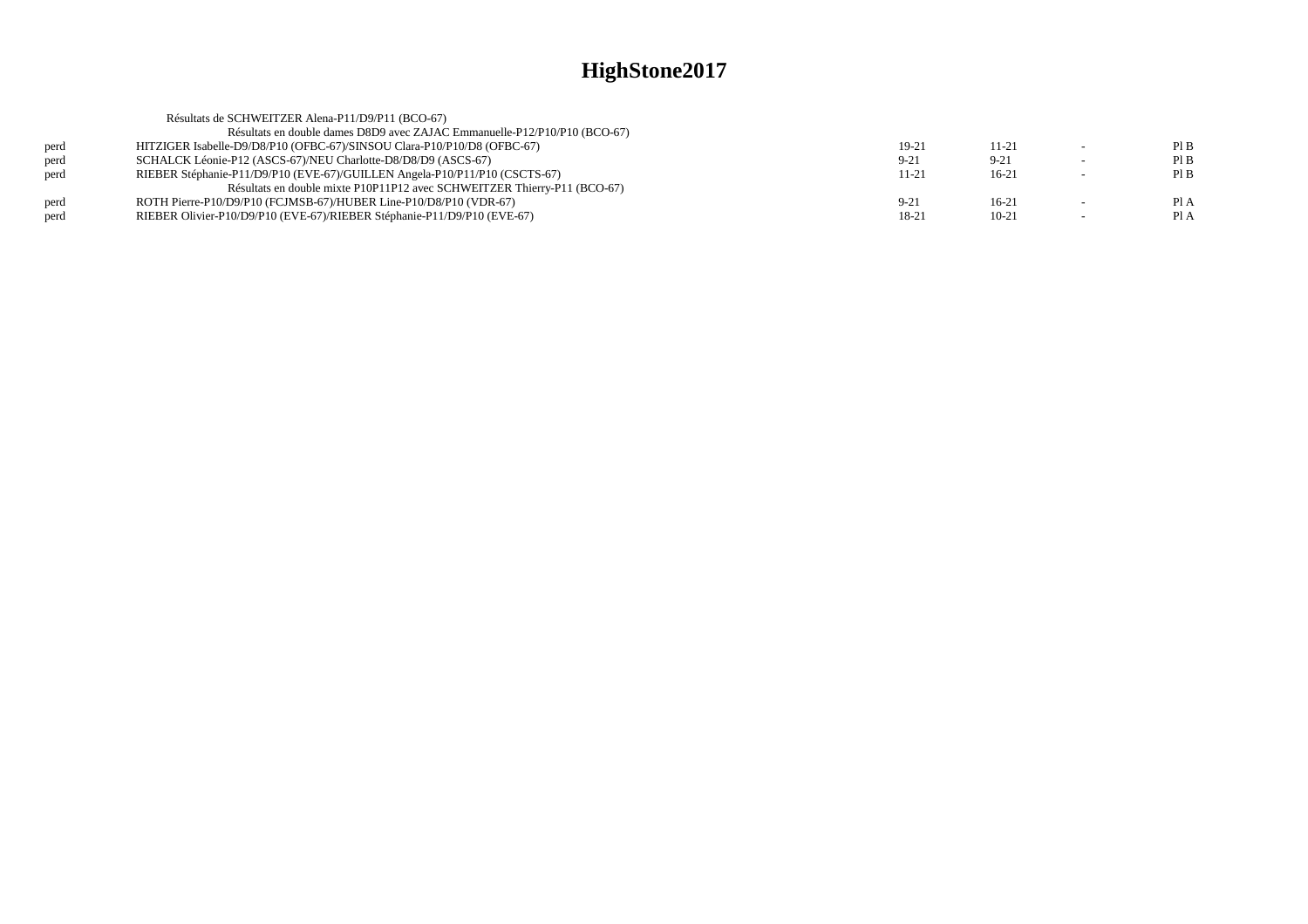# HighStone2017

Résultats de SCHWEITZER Alena-P11/D9/P11 (BCO-67)

Résultats en double dames D8D9 avec ZAJAC Emmanuelle-P12/P10/P10 (BCO-67)

| | | | | | |
|---|---|---|---|---|---|
| perd | HITZIGER Isabelle-D9/D8/P10 (OFBC-67)/SINSOU Clara-P10/P10/D8 (OFBC-67) | 19-21 | 11-21 | - | Pl B |
| perd | SCHALCK Léonie-P12 (ASCS-67)/NEU Charlotte-D8/D8/D9 (ASCS-67) | 9-21 | 9-21 | - | Pl B |
| perd | RIEBER Stéphanie-P11/D9/P10 (EVE-67)/GUILLEN Angela-P10/P11/P10 (CSCTS-67) | 11-21 | 16-21 | - | Pl B |

Résultats en double mixte P10P11P12 avec SCHWEITZER Thierry-P11 (BCO-67)

| | | | | | |
|---|---|---|---|---|---|
| perd | ROTH Pierre-P10/D9/P10 (FCJMSB-67)/HUBER Line-P10/D8/P10 (VDR-67) | 9-21 | 16-21 | - | Pl A |
| perd | RIEBER Olivier-P10/D9/P10 (EVE-67)/RIEBER Stéphanie-P11/D9/P10 (EVE-67) | 18-21 | 10-21 | - | Pl A |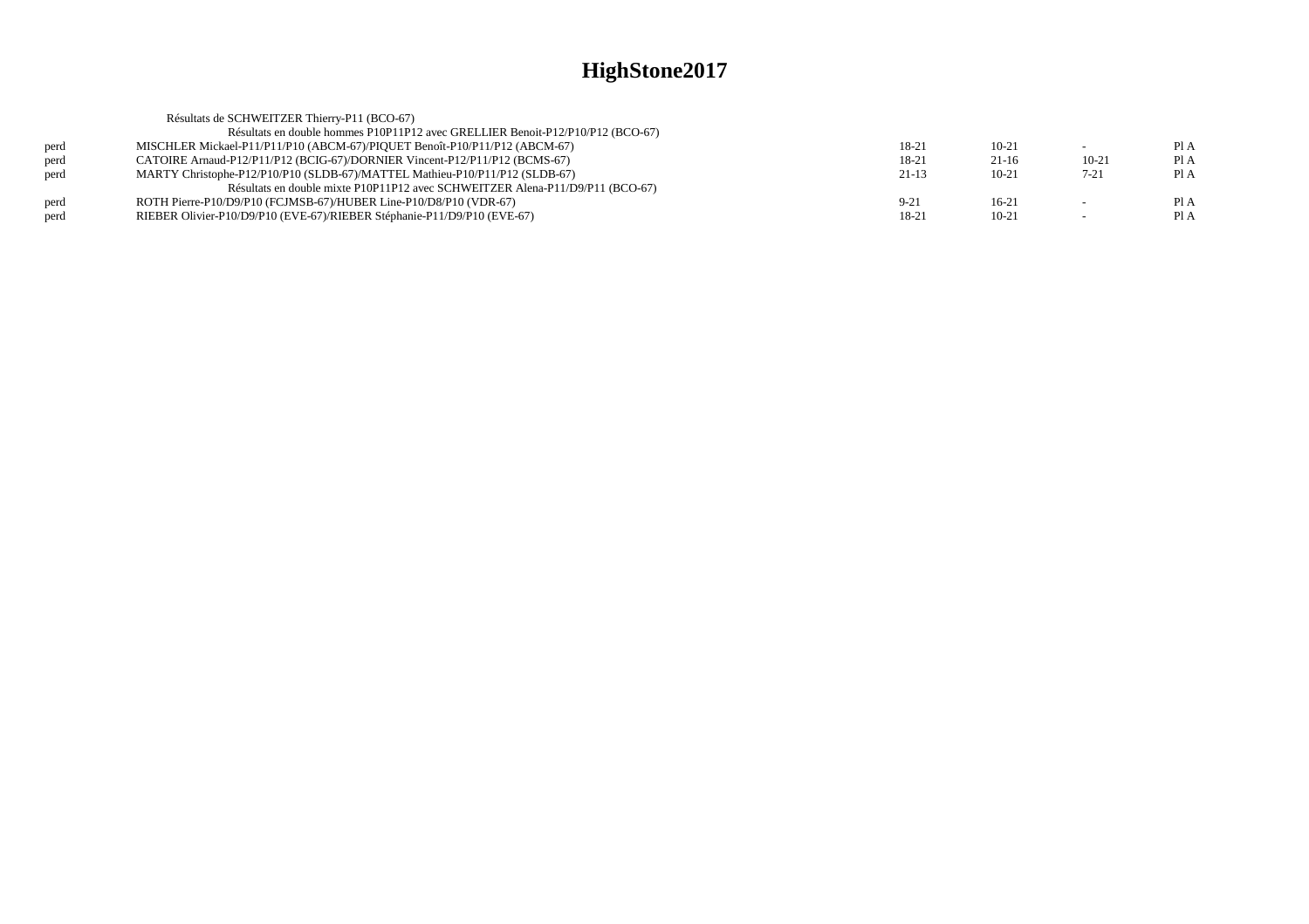# HighStone2017

Résultats de SCHWEITZER Thierry-P11 (BCO-67)

| | | | | | |
|---|---|---|---|---|---|
| | Résultats en double hommes P10P11P12 avec GRELLIER Benoit-P12/P10/P12 (BCO-67) | | | | |
| perd | MISCHLER Mickael-P11/P11/P10 (ABCM-67)/PIQUET Benoît-P10/P11/P12 (ABCM-67) | 18-21 | 10-21 | - | Pl A |
| perd | CATOIRE Arnaud-P12/P11/P12 (BCIG-67)/DORNIER Vincent-P12/P11/P12 (BCMS-67) | 18-21 | 21-16 | 10-21 | Pl A |
| perd | MARTY Christophe-P12/P10/P10 (SLDB-67)/MATTEL Mathieu-P10/P11/P12 (SLDB-67) | 21-13 | 10-21 | 7-21 | Pl A |
| | Résultats en double mixte P10P11P12 avec SCHWEITZER Alena-P11/D9/P11 (BCO-67) | | | | |
| perd | ROTH Pierre-P10/D9/P10 (FCJMSB-67)/HUBER Line-P10/D8/P10 (VDR-67) | 9-21 | 16-21 | - | Pl A |
| perd | RIEBER Olivier-P10/D9/P10 (EVE-67)/RIEBER Stéphanie-P11/D9/P10 (EVE-67) | 18-21 | 10-21 | - | Pl A |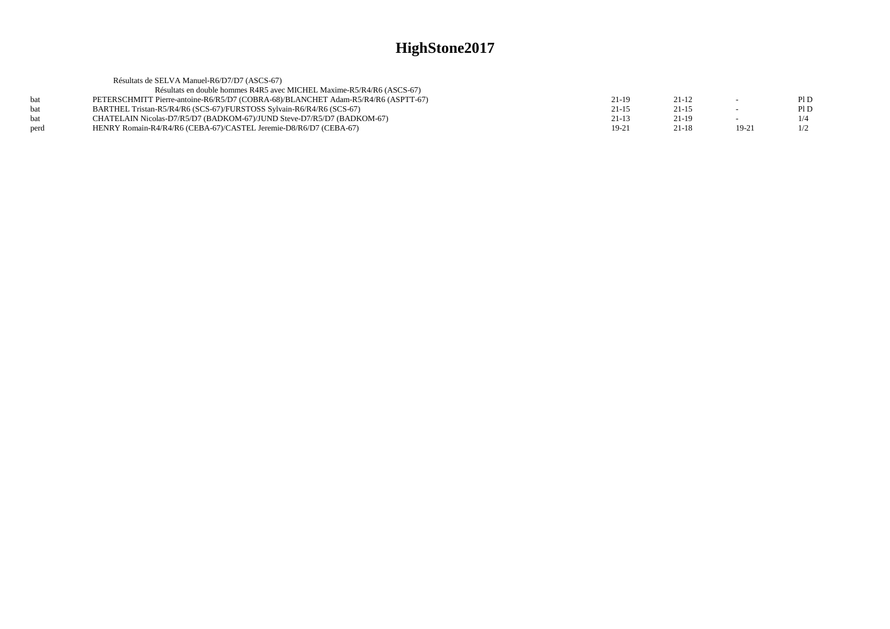# HighStone2017

Résultats de SELVA Manuel-R6/D7/D7 (ASCS-67)

Résultats en double hommes R4R5 avec MICHEL Maxime-R5/R4/R6 (ASCS-67)

| | | | | | |
|---|---|---|---|---|---|
| bat | PETERSCHMITT Pierre-antoine-R6/R5/D7 (COBRA-68)/BLANCHET Adam-R5/R4/R6 (ASPTT-67) | 21-19 | 21-12 | - | Pl D |
| bat | BARTHEL Tristan-R5/R4/R6 (SCS-67)/FURSTOSS Sylvain-R6/R4/R6 (SCS-67) | 21-15 | 21-15 | - | Pl D |
| bat | CHATELAIN Nicolas-D7/R5/D7 (BADKOM-67)/JUND Steve-D7/R5/D7 (BADKOM-67) | 21-13 | 21-19 | - | 1/4 |
| perd | HENRY Romain-R4/R4/R6 (CEBA-67)/CASTEL Jeremie-D8/R6/D7 (CEBA-67) | 19-21 | 21-18 | 19-21 | 1/2 |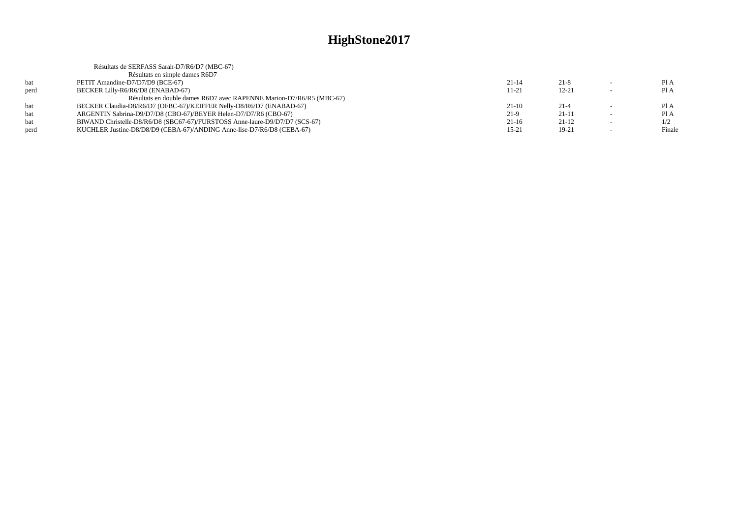# HighStone2017

Résultats de SERFASS Sarah-D7/R6/D7 (MBC-67)

Résultats en simple dames R6D7

| | | | | | |
|---|---|---|---|---|---|
| bat | PETIT Amandine-D7/D7/D9 (BCE-67) | 21-14 | 21-8 | - | Pl A |
| perd | BECKER Lilly-R6/R6/D8 (ENABAD-67) | 11-21 | 12-21 | - | Pl A |

Résultats en double dames R6D7 avec RAPENNE Marion-D7/R6/R5 (MBC-67)

| | | | | | |
|---|---|---|---|---|---|
| bat | BECKER Claudia-D8/R6/D7 (OFBC-67)/KEIFFER Nelly-D8/R6/D7 (ENABAD-67) | 21-10 | 21-4 | - | Pl A |
| bat | ARGENTIN Sabrina-D9/D7/D8 (CBO-67)/BEYER Helen-D7/D7/R6 (CBO-67) | 21-9 | 21-11 | - | Pl A |
| bat | BIWAND Christelle-D8/R6/D8 (SBC67-67)/FURSTOSS Anne-laure-D9/D7/D7 (SCS-67) | 21-16 | 21-12 | - | 1/2 |
| perd | KUCHLER Justine-D8/D8/D9 (CEBA-67)/ANDING Anne-lise-D7/R6/D8 (CEBA-67) | 15-21 | 19-21 | - | Finale |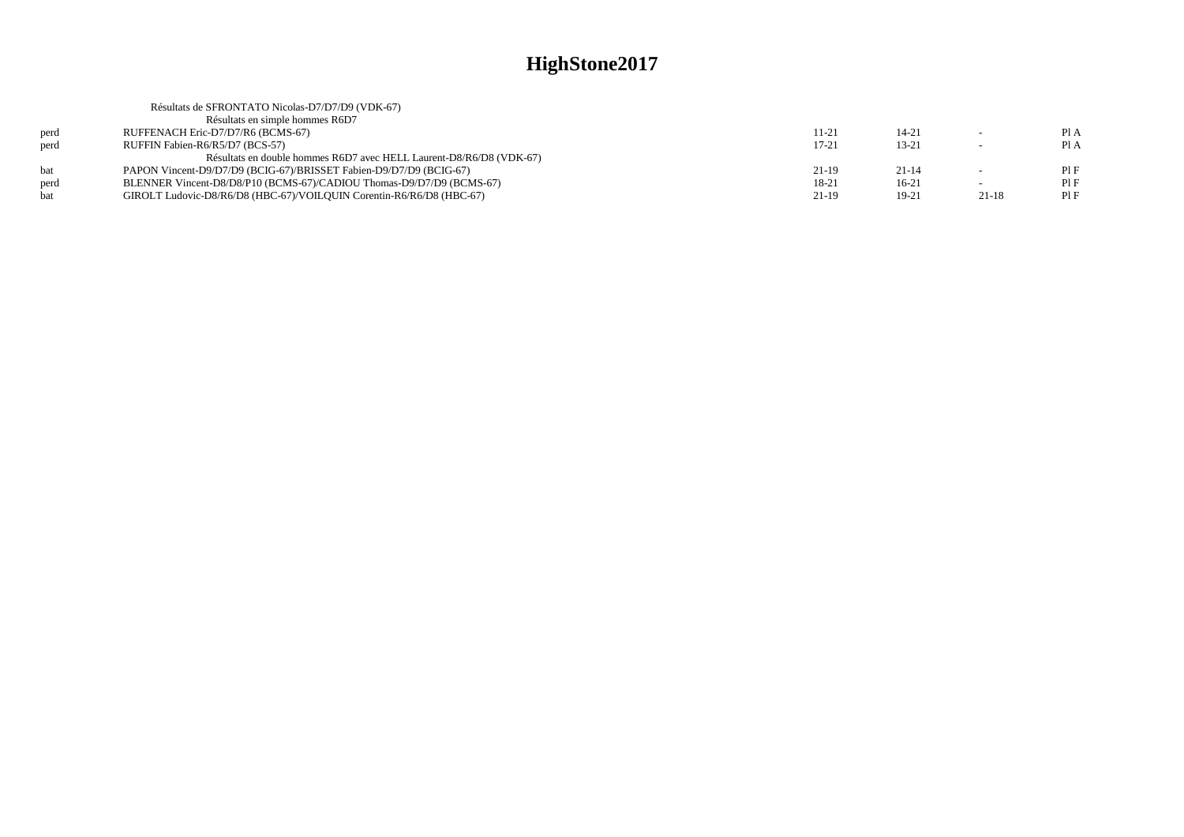# HighStone2017

Résultats de SFRONTATO Nicolas-D7/D7/D9 (VDK-67)

Résultats en simple hommes R6D7

| | | | | | |
|---|---|---|---|---|---|
| perd | RUFFENACH Eric-D7/D7/R6 (BCMS-67) | 11-21 | 14-21 | - | Pl A |
| perd | RUFFIN Fabien-R6/R5/D7 (BCS-57) | 17-21 | 13-21 | - | Pl A |

Résultats en double hommes R6D7 avec HELL Laurent-D8/R6/D8 (VDK-67)

| | | | | | |
|---|---|---|---|---|---|
| bat | PAPON Vincent-D9/D7/D9 (BCIG-67)/BRISSET Fabien-D9/D7/D9 (BCIG-67) | 21-19 | 21-14 | - | Pl F |
| perd | BLENNER Vincent-D8/D8/P10 (BCMS-67)/CADIOU Thomas-D9/D7/D9 (BCMS-67) | 18-21 | 16-21 | - | Pl F |
| bat | GIROLT Ludovic-D8/R6/D8 (HBC-67)/VOILQUIN Corentin-R6/R6/D8 (HBC-67) | 21-19 | 19-21 | 21-18 | Pl F |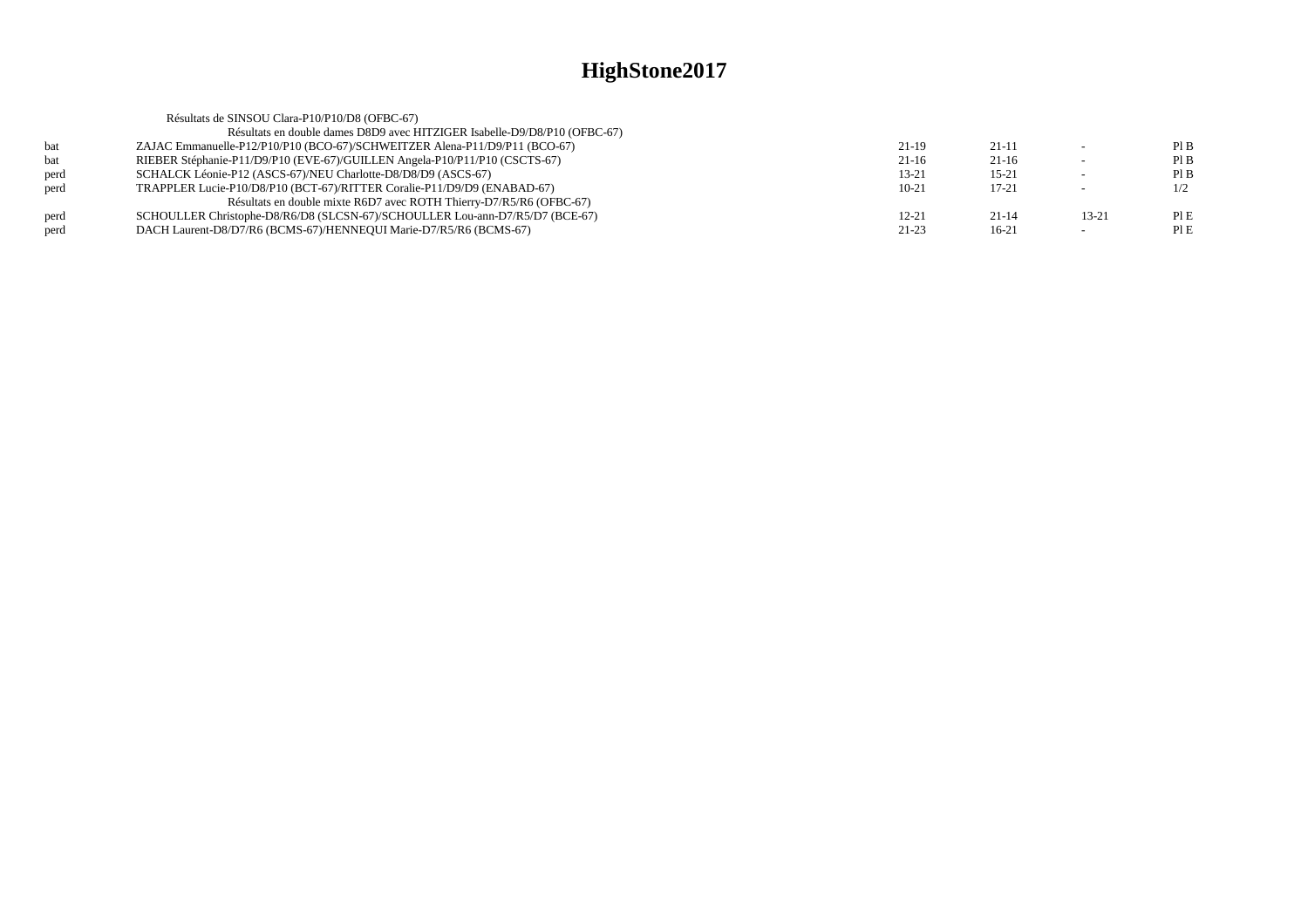# HighStone2017

Résultats de SINSOU Clara-P10/P10/D8 (OFBC-67)

Résultats en double dames D8D9 avec HITZIGER Isabelle-D9/D8/P10 (OFBC-67)

| | | | | | |
|---|---|---|---|---|---|
| bat | ZAJAC Emmanuelle-P12/P10/P10 (BCO-67)/SCHWEITZER Alena-P11/D9/P11 (BCO-67) | 21-19 | 21-11 | - | Pl B |
| bat | RIEBER Stéphanie-P11/D9/P10 (EVE-67)/GUILLEN Angela-P10/P11/P10 (CSCTS-67) | 21-16 | 21-16 | - | Pl B |
| perd | SCHALCK Léonie-P12 (ASCS-67)/NEU Charlotte-D8/D8/D9 (ASCS-67) | 13-21 | 15-21 | - | Pl B |
| perd | TRAPPLER Lucie-P10/D8/P10 (BCT-67)/RITTER Coralie-P11/D9/D9 (ENABAD-67) | 10-21 | 17-21 | - | 1/2 |

Résultats en double mixte R6D7 avec ROTH Thierry-D7/R5/R6 (OFBC-67)

| | | | | | |
|---|---|---|---|---|---|
| perd | SCHOULLER Christophe-D8/R6/D8 (SLCSN-67)/SCHOULLER Lou-ann-D7/R5/D7 (BCE-67) | 12-21 | 21-14 | 13-21 | Pl E |
| perd | DACH Laurent-D8/D7/R6 (BCMS-67)/HENNEQUI Marie-D7/R5/R6 (BCMS-67) | 21-23 | 16-21 | - | Pl E |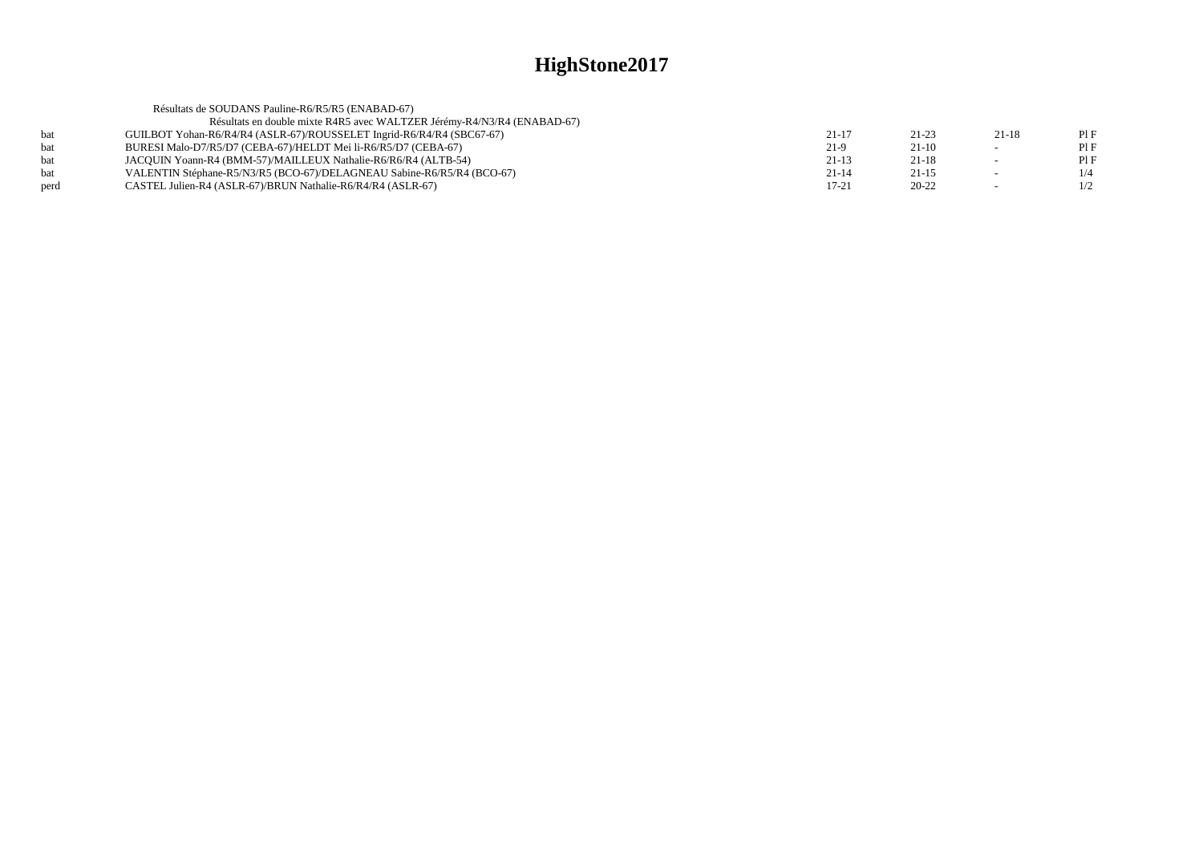# HighStone2017

Résultats de SOUDANS Pauline-R6/R5/R5 (ENABAD-67)

Résultats en double mixte R4R5 avec WALTZER Jérémy-R4/N3/R4 (ENABAD-67)

| | | | | | |
|---|---|---|---|---|---|
| bat | GUILBOT Yohan-R6/R4/R4 (ASLR-67)/ROUSSELET Ingrid-R6/R4/R4 (SBC67-67) | 21-17 | 21-23 | 21-18 | Pl F |
| bat | BURESI Malo-D7/R5/D7 (CEBA-67)/HELDT Mei li-R6/R5/D7 (CEBA-67) | 21-9 | 21-10 | - | Pl F |
| bat | JACQUIN Yoann-R4 (BMM-57)/MAILLEUX Nathalie-R6/R6/R4 (ALTB-54) | 21-13 | 21-18 | - | Pl F |
| bat | VALENTIN Stéphane-R5/N3/R5 (BCO-67)/DELAGNEAU Sabine-R6/R5/R4 (BCO-67) | 21-14 | 21-15 | - | 1/4 |
| perd | CASTEL Julien-R4 (ASLR-67)/BRUN Nathalie-R6/R4/R4 (ASLR-67) | 17-21 | 20-22 | - | 1/2 |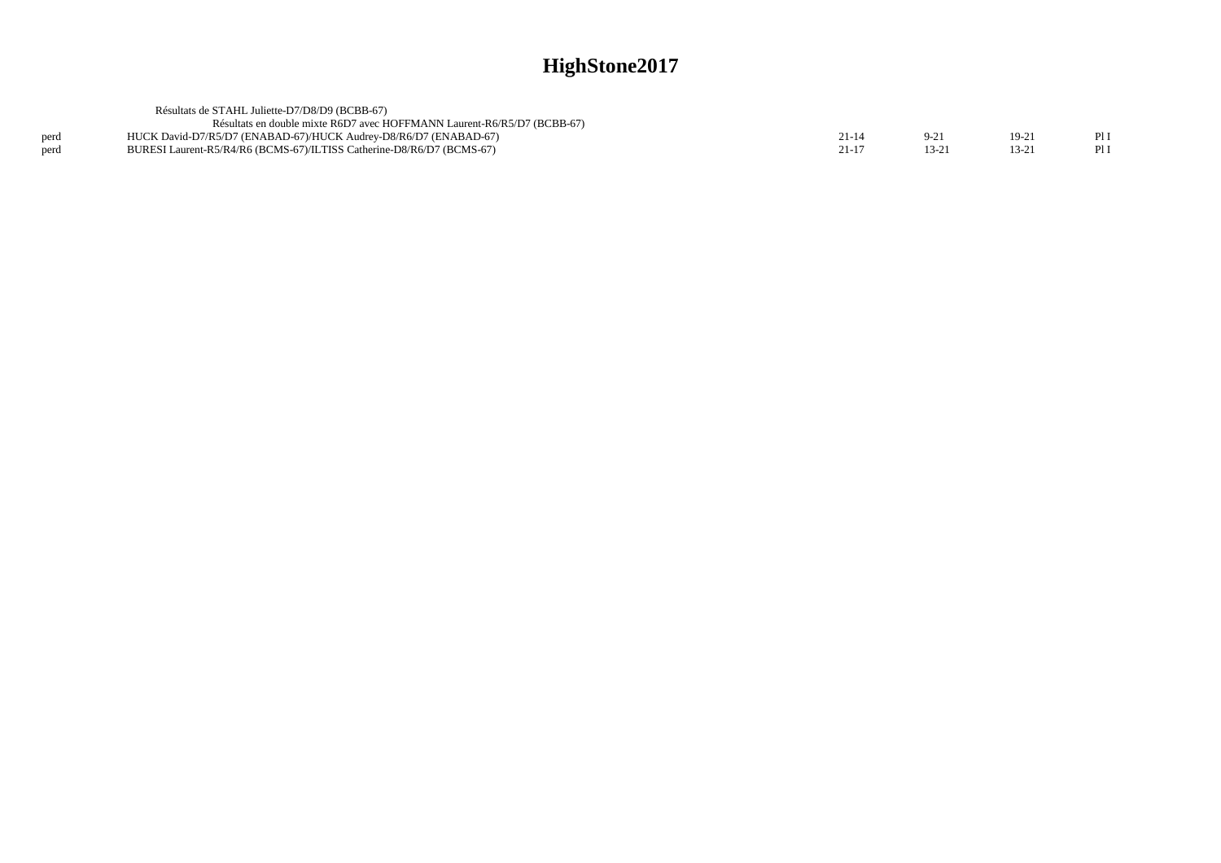# HighStone2017

Résultats de STAHL Juliette-D7/D8/D9 (BCBB-67)

Résultats en double mixte R6D7 avec HOFFMANN Laurent-R6/R5/D7 (BCBB-67)

| | | | | | |
|---|---|---|---|---|---|
| perd | HUCK David-D7/R5/D7 (ENABAD-67)/HUCK Audrey-D8/R6/D7 (ENABAD-67) | 21-14 | 9-21 | 19-21 | Pl I |
| perd | BURESI Laurent-R5/R4/R6 (BCMS-67)/ILTISS Catherine-D8/R6/D7 (BCMS-67) | 21-17 | 13-21 | 13-21 | Pl I |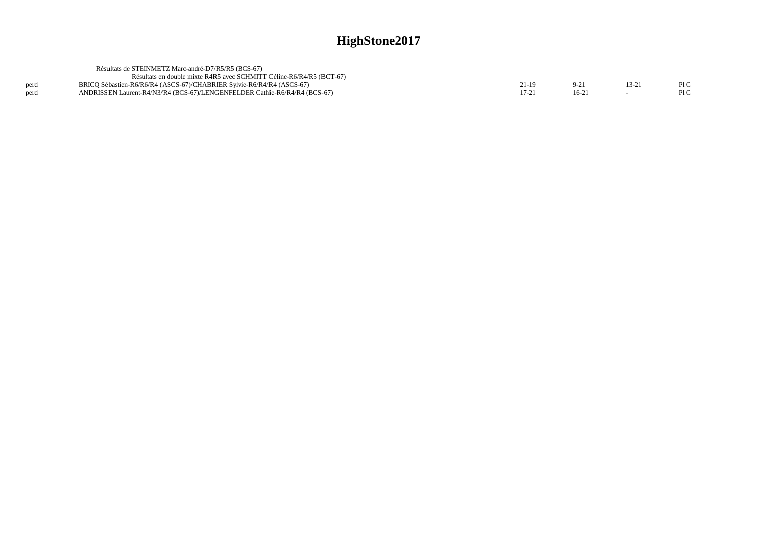# HighStone2017

Résultats de STEINMETZ Marc-andré-D7/R5/R5 (BCS-67)

Résultats en double mixte R4R5 avec SCHMITT Céline-R6/R4/R5 (BCT-67)

| | | | | | |
|---|---|---|---|---|---|
| perd | BRICQ Sébastien-R6/R6/R4 (ASCS-67)/CHABRIER Sylvie-R6/R4/R4 (ASCS-67) | 21-19 | 9-21 | 13-21 | Pl C |
| perd | ANDRISSEN Laurent-R4/N3/R4 (BCS-67)/LENGENFELDER Cathie-R6/R4/R4 (BCS-67) | 17-21 | 16-21 | - | Pl C |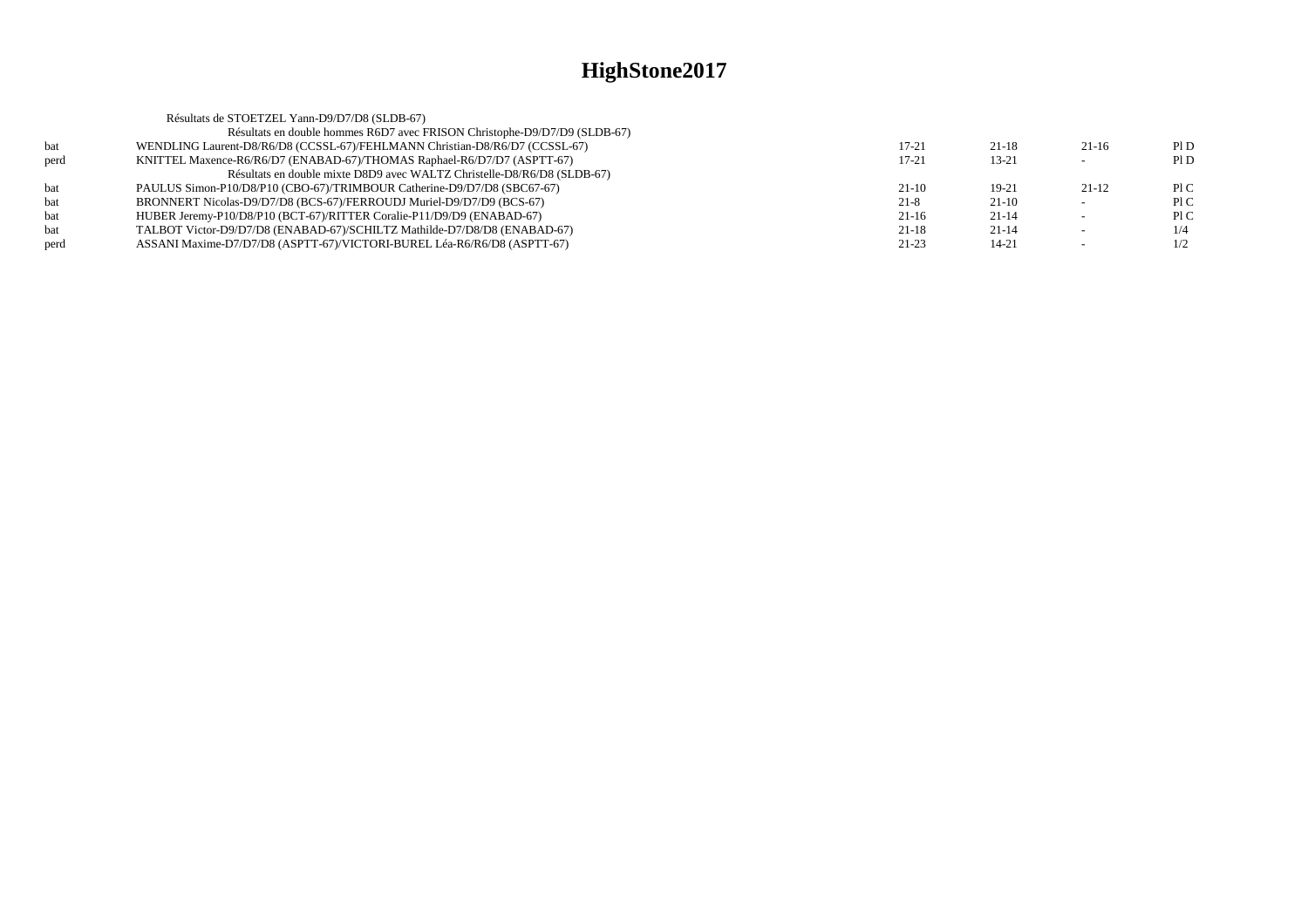# HighStone2017

Résultats de STOETZEL Yann-D9/D7/D8 (SLDB-67)

Résultats en double hommes R6D7 avec FRISON Christophe-D9/D7/D9 (SLDB-67)

| | | | | | |
|---|---|---|---|---|---|
| bat | WENDLING Laurent-D8/R6/D8 (CCSSL-67)/FEHLMANN Christian-D8/R6/D7 (CCSSL-67) | 17-21 | 21-18 | 21-16 | Pl D |
| perd | KNITTEL Maxence-R6/R6/D7 (ENABAD-67)/THOMAS Raphael-R6/D7/D7 (ASPTT-67) | 17-21 | 13-21 | - | Pl D |

Résultats en double mixte D8D9 avec WALTZ Christelle-D8/R6/D8 (SLDB-67)

| | | | | | |
|---|---|---|---|---|---|
| bat | PAULUS Simon-P10/D8/P10 (CBO-67)/TRIMBOUR Catherine-D9/D7/D8 (SBC67-67) | 21-10 | 19-21 | 21-12 | Pl C |
| bat | BRONNERT Nicolas-D9/D7/D8 (BCS-67)/FERROUDJ Muriel-D9/D7/D9 (BCS-67) | 21-8 | 21-10 | - | Pl C |
| bat | HUBER Jeremy-P10/D8/P10 (BCT-67)/RITTER Coralie-P11/D9/D9 (ENABAD-67) | 21-16 | 21-14 | - | Pl C |
| bat | TALBOT Victor-D9/D7/D8 (ENABAD-67)/SCHILTZ Mathilde-D7/D8/D8 (ENABAD-67) | 21-18 | 21-14 | - | 1/4 |
| perd | ASSANI Maxime-D7/D7/D8 (ASPTT-67)/VICTORI-BUREL Léa-R6/R6/D8 (ASPTT-67) | 21-23 | 14-21 | - | 1/2 |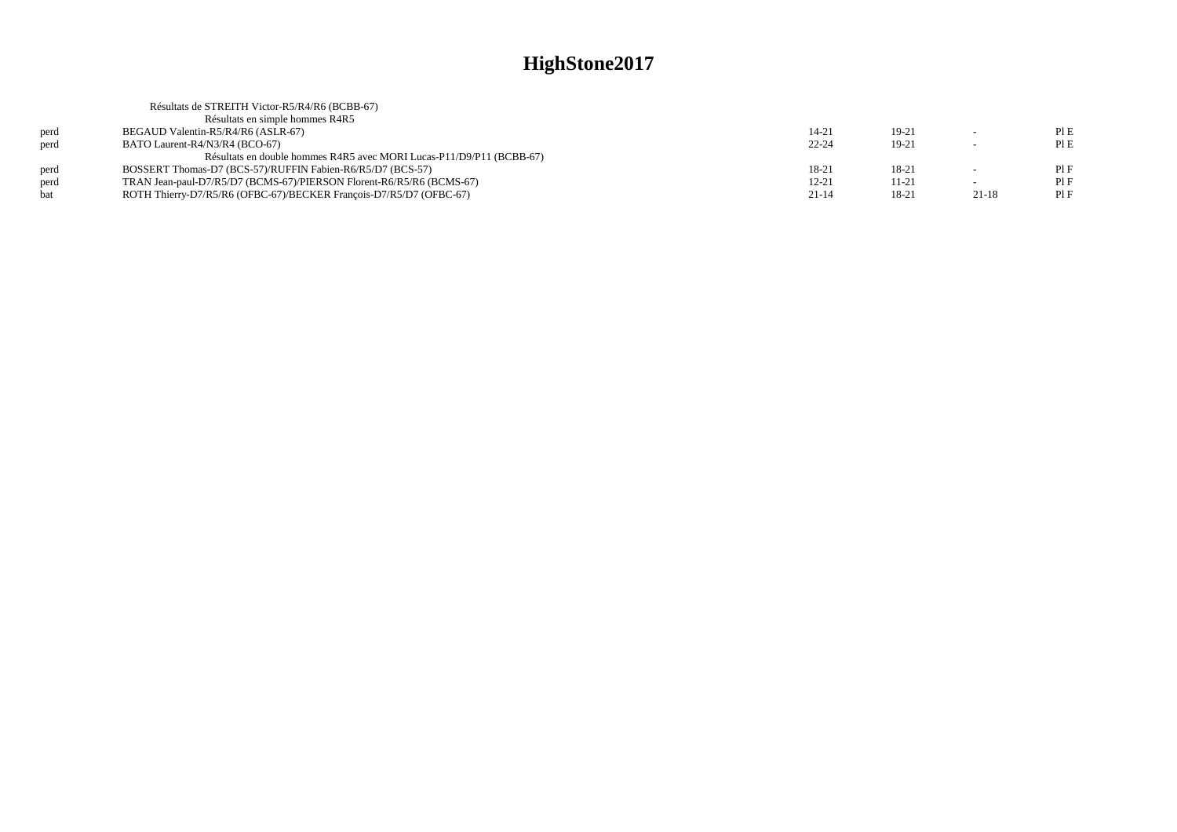# HighStone2017

Résultats de STREITH Victor-R5/R4/R6 (BCBB-67)

Résultats en simple hommes R4R5

| | | | | | |
|---|---|---|---|---|---|
| perd | BEGAUD Valentin-R5/R4/R6 (ASLR-67) | 14-21 | 19-21 | - | Pl E |
| perd | BATO Laurent-R4/N3/R4 (BCO-67) | 22-24 | 19-21 | - | Pl E |

Résultats en double hommes R4R5 avec MORI Lucas-P11/D9/P11 (BCBB-67)

| | | | | | |
|---|---|---|---|---|---|
| perd | BOSSERT Thomas-D7 (BCS-57)/RUFFIN Fabien-R6/R5/D7 (BCS-57) | 18-21 | 18-21 | - | Pl F |
| perd | TRAN Jean-paul-D7/R5/D7 (BCMS-67)/PIERSON Florent-R6/R5/R6 (BCMS-67) | 12-21 | 11-21 | - | Pl F |
| bat | ROTH Thierry-D7/R5/R6 (OFBC-67)/BECKER François-D7/R5/D7 (OFBC-67) | 21-14 | 18-21 | 21-18 | Pl F |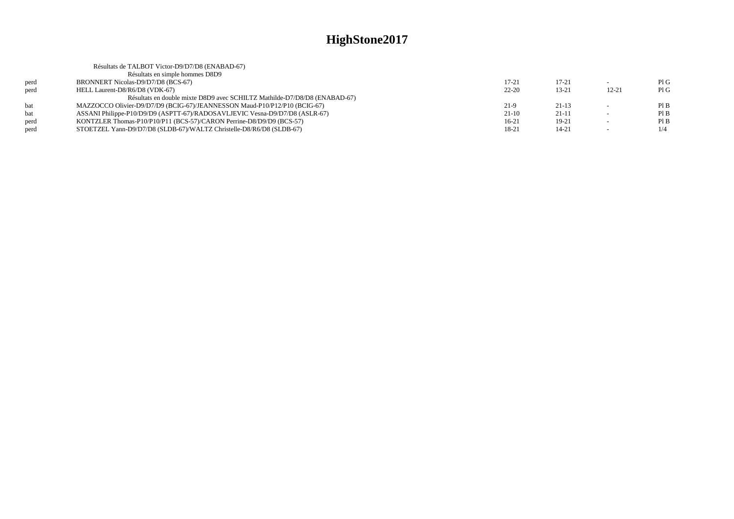# HighStone2017

Résultats de TALBOT Victor-D9/D7/D8 (ENABAD-67)

Résultats en simple hommes D8D9

| | | | | | |
|---|---|---|---|---|---|
| perd | BRONNERT Nicolas-D9/D7/D8 (BCS-67) | 17-21 | 17-21 | - | Pl G |
| perd | HELL Laurent-D8/R6/D8 (VDK-67) | 22-20 | 13-21 | 12-21 | Pl G |

Résultats en double mixte D8D9 avec SCHILTZ Mathilde-D7/D8/D8 (ENABAD-67)

| | | | | | |
|---|---|---|---|---|---|
| bat | MAZZOCCO Olivier-D9/D7/D9 (BCIG-67)/JEANNESSON Maud-P10/P12/P10 (BCIG-67) | 21-9 | 21-13 | - | Pl B |
| bat | ASSANI Philippe-P10/D9/D9 (ASPTT-67)/RADOSAVLJEVIC Vesna-D9/D7/D8 (ASLR-67) | 21-10 | 21-11 | - | Pl B |
| perd | KONTZLER Thomas-P10/P10/P11 (BCS-57)/CARON Perrine-D8/D9/D9 (BCS-57) | 16-21 | 19-21 | - | Pl B |
| perd | STOETZEL Yann-D9/D7/D8 (SLDB-67)/WALTZ Christelle-D8/R6/D8 (SLDB-67) | 18-21 | 14-21 | - | 1/4 |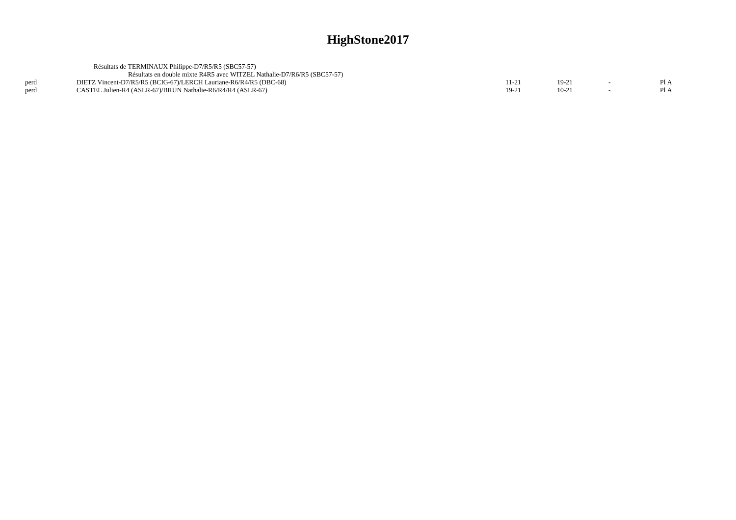# HighStone2017

Résultats de TERMINAUX Philippe-D7/R5/R5 (SBC57-57)

Résultats en double mixte R4R5 avec WITZEL Nathalie-D7/R6/R5 (SBC57-57)

| | | | | | |
|---|---|---|---|---|---|
| perd | DIETZ Vincent-D7/R5/R5 (BCIG-67)/LERCH Lauriane-R6/R4/R5 (DBC-68) | 11-21 | 19-21 | - | Pl A |
| perd | CASTEL Julien-R4 (ASLR-67)/BRUN Nathalie-R6/R4/R4 (ASLR-67) | 19-21 | 10-21 | - | Pl A |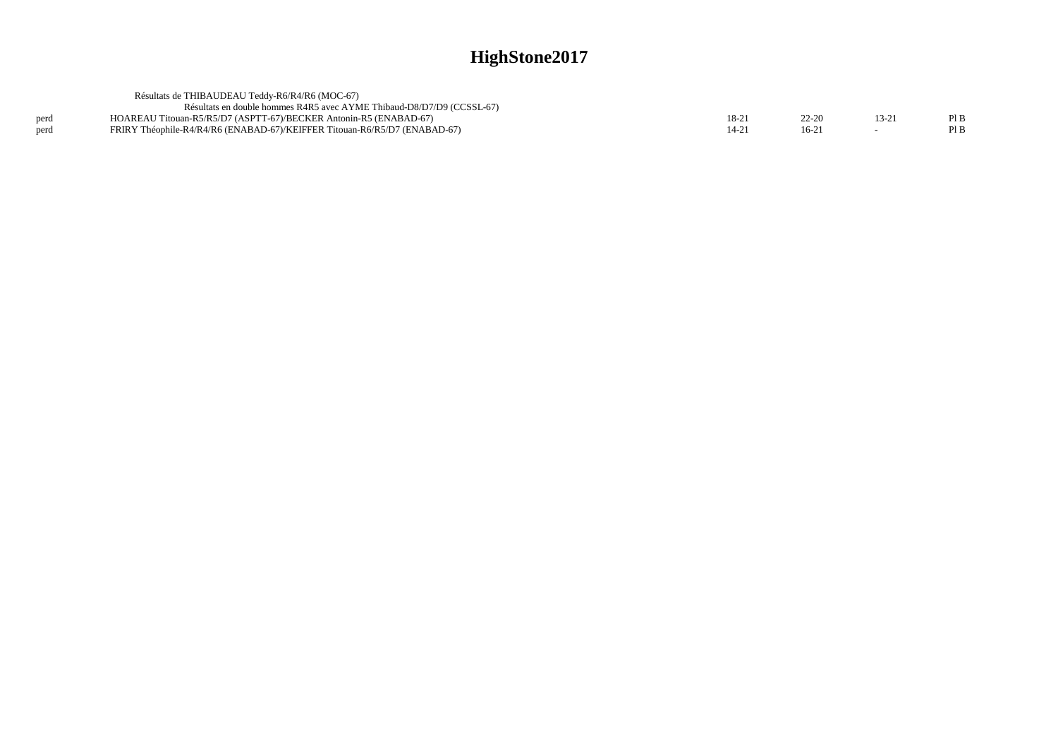# HighStone2017

Résultats de THIBAUDEAU Teddy-R6/R4/R6 (MOC-67)

Résultats en double hommes R4R5 avec AYME Thibaud-D8/D7/D9 (CCSSL-67)

| | | | | | |
|---|---|---|---|---|---|
| perd | HOAREAU Titouan-R5/R5/D7 (ASPTT-67)/BECKER Antonin-R5 (ENABAD-67) | 18-21 | 22-20 | 13-21 | Pl B |
| perd | FRIRY Théophile-R4/R4/R6 (ENABAD-67)/KEIFFER Titouan-R6/R5/D7 (ENABAD-67) | 14-21 | 16-21 | - | Pl B |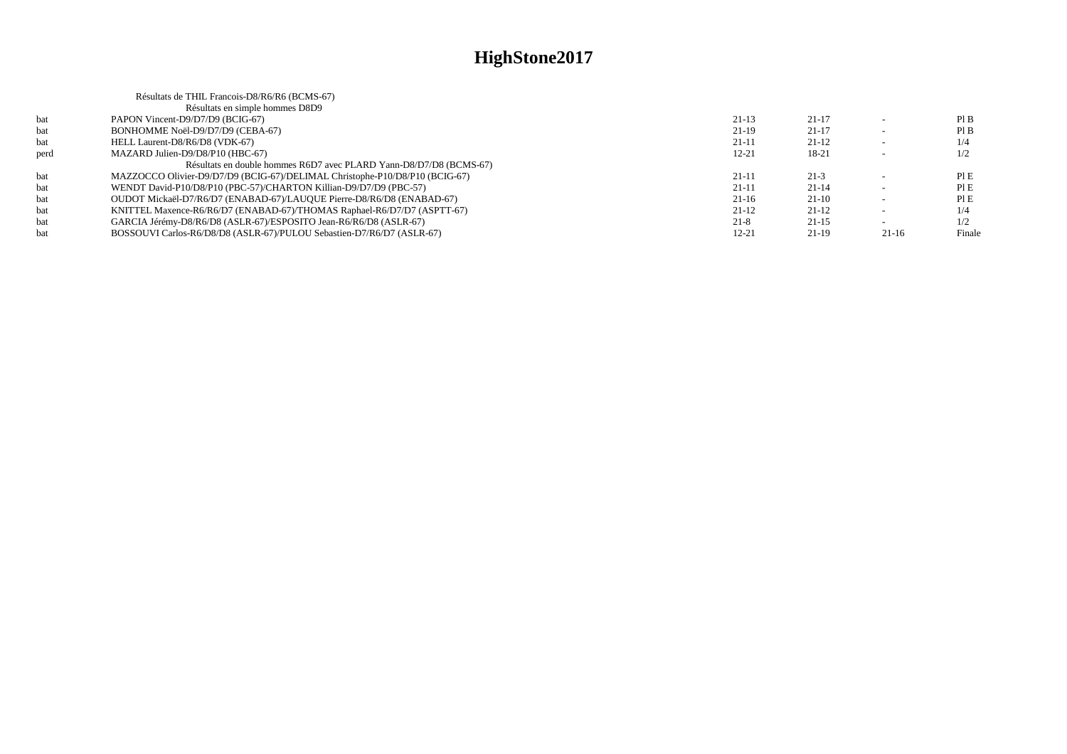# HighStone2017

Résultats de THIL Francois-D8/R6/R6 (BCMS-67)

Résultats en simple hommes D8D9

| | | | | | |
|---|---|---|---|---|---|
| bat | PAPON Vincent-D9/D7/D9 (BCIG-67) | 21-13 | 21-17 | - | Pl B |
| bat | BONHOMME Noël-D9/D7/D9 (CEBA-67) | 21-19 | 21-17 | - | Pl B |
| bat | HELL Laurent-D8/R6/D8 (VDK-67) | 21-11 | 21-12 | - | 1/4 |
| perd | MAZARD Julien-D9/D8/P10 (HBC-67) | 12-21 | 18-21 | - | 1/2 |

Résultats en double hommes R6D7 avec PLARD Yann-D8/D7/D8 (BCMS-67)

| | | | | | |
|---|---|---|---|---|---|
| bat | MAZZOCCO Olivier-D9/D7/D9 (BCIG-67)/DELIMAL Christophe-P10/D8/P10 (BCIG-67) | 21-11 | 21-3 | - | Pl E |
| bat | WENDT David-P10/D8/P10 (PBC-57)/CHARTON Killian-D9/D7/D9 (PBC-57) | 21-11 | 21-14 | - | Pl E |
| bat | OUDOT Mickaël-D7/R6/D7 (ENABAD-67)/LAUQUE Pierre-D8/R6/D8 (ENABAD-67) | 21-16 | 21-10 | - | Pl E |
| bat | KNITTEL Maxence-R6/R6/D7 (ENABAD-67)/THOMAS Raphael-R6/D7/D7 (ASPTT-67) | 21-12 | 21-12 | - | 1/4 |
| bat | GARCIA Jérémy-D8/R6/D8 (ASLR-67)/ESPOSITO Jean-R6/R6/D8 (ASLR-67) | 21-8 | 21-15 | - | 1/2 |
| bat | BOSSOUVI Carlos-R6/D8/D8 (ASLR-67)/PULOU Sebastien-D7/R6/D7 (ASLR-67) | 12-21 | 21-19 | 21-16 | Finale |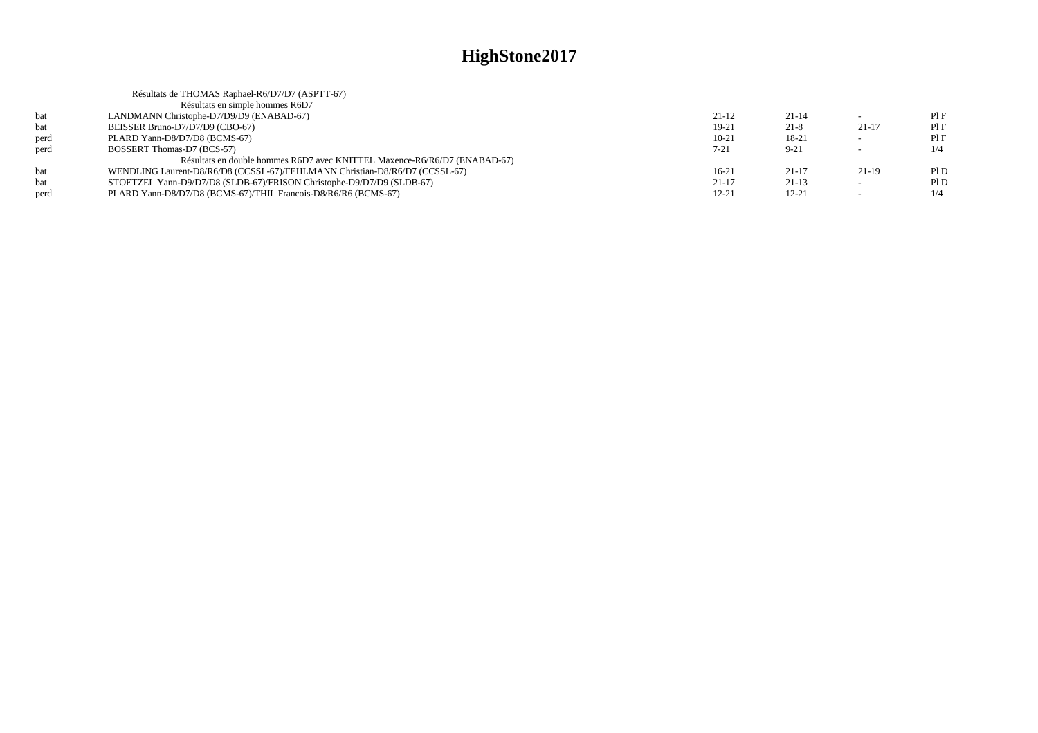# HighStone2017

Résultats de THOMAS Raphael-R6/D7/D7 (ASPTT-67)

Résultats en simple hommes R6D7

| | | | | | |
|---|---|---|---|---|---|
| bat | LANDMANN Christophe-D7/D9/D9 (ENABAD-67) | 21-12 | 21-14 | - | Pl F |
| bat | BEISSER Bruno-D7/D7/D9 (CBO-67) | 19-21 | 21-8 | 21-17 | Pl F |
| perd | PLARD Yann-D8/D7/D8 (BCMS-67) | 10-21 | 18-21 | - | Pl F |
| perd | BOSSERT Thomas-D7 (BCS-57) | 7-21 | 9-21 | - | 1/4 |

Résultats en double hommes R6D7 avec KNITTEL Maxence-R6/R6/D7 (ENABAD-67)

| | | | | | |
|---|---|---|---|---|---|
| bat | WENDLING Laurent-D8/R6/D8 (CCSSL-67)/FEHLMANN Christian-D8/R6/D7 (CCSSL-67) | 16-21 | 21-17 | 21-19 | Pl D |
| bat | STOETZEL Yann-D9/D7/D8 (SLDB-67)/FRISON Christophe-D9/D7/D9 (SLDB-67) | 21-17 | 21-13 | - | Pl D |
| perd | PLARD Yann-D8/D7/D8 (BCMS-67)/THIL Francois-D8/R6/R6 (BCMS-67) | 12-21 | 12-21 | - | 1/4 |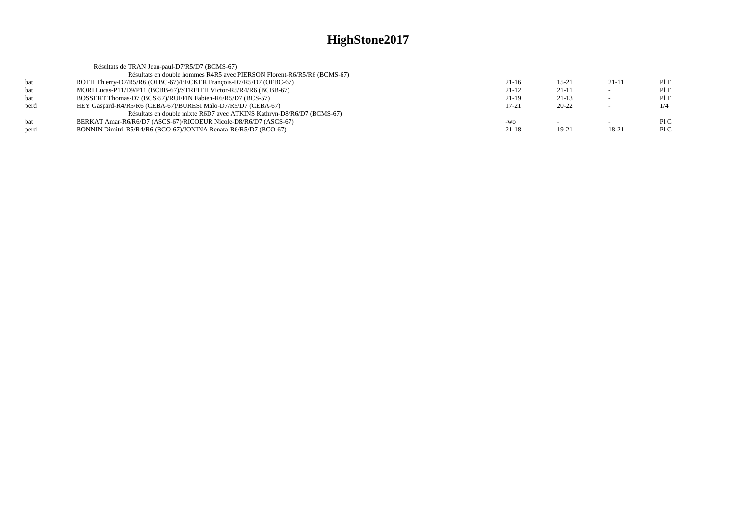# HighStone2017

Résultats de TRAN Jean-paul-D7/R5/D7 (BCMS-67)

Résultats en double hommes R4R5 avec PIERSON Florent-R6/R5/R6 (BCMS-67)

| | | | | | |
|---|---|---|---|---|---|
| bat | ROTH Thierry-D7/R5/R6 (OFBC-67)/BECKER François-D7/R5/D7 (OFBC-67) | 21-16 | 15-21 | 21-11 | Pl F |
| bat | MORI Lucas-P11/D9/P11 (BCBB-67)/STREITH Victor-R5/R4/R6 (BCBB-67) | 21-12 | 21-11 | - | Pl F |
| bat | BOSSERT Thomas-D7 (BCS-57)/RUFFIN Fabien-R6/R5/D7 (BCS-57) | 21-19 | 21-13 | - | Pl F |
| perd | HEY Gaspard-R4/R5/R6 (CEBA-67)/BURESI Malo-D7/R5/D7 (CEBA-67) | 17-21 | 20-22 | - | 1/4 |

Résultats en double mixte R6D7 avec ATKINS Kathryn-D8/R6/D7 (BCMS-67)

| | | | | | |
|---|---|---|---|---|---|
| bat | BERKAT Amar-R6/R6/D7 (ASCS-67)/RICOEUR Nicole-D8/R6/D7 (ASCS-67) | -wo | - | - | Pl C |
| perd | BONNIN Dimitri-R5/R4/R6 (BCO-67)/JONINA Renata-R6/R5/D7 (BCO-67) | 21-18 | 19-21 | 18-21 | Pl C |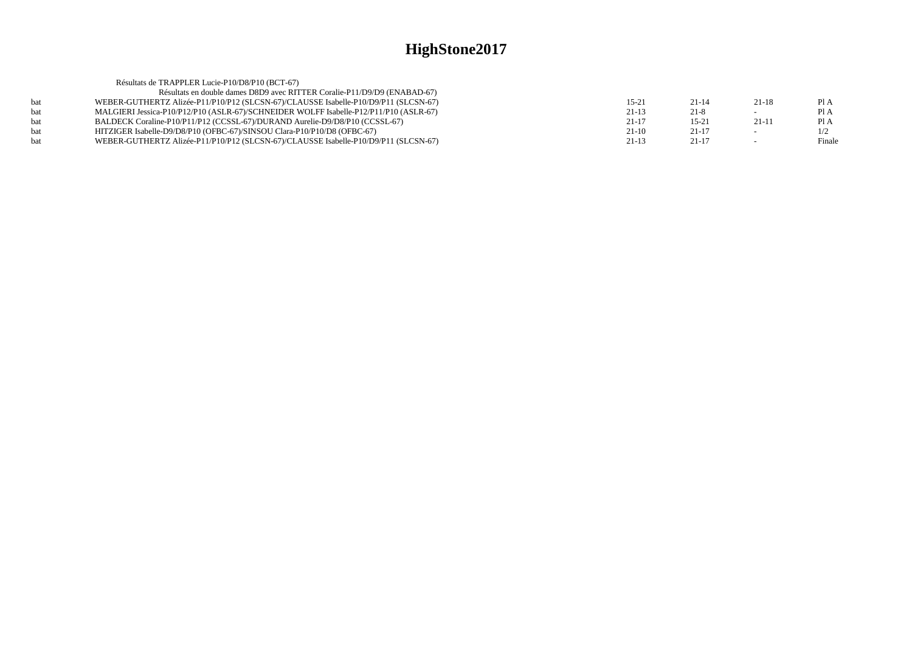# HighStone2017

Résultats de TRAPPLER Lucie-P10/D8/P10 (BCT-67)

Résultats en double dames D8D9 avec RITTER Coralie-P11/D9/D9 (ENABAD-67)

| | | | | | |
|---|---|---|---|---|---|
| bat | WEBER-GUTHERTZ Alizée-P11/P10/P12 (SLCSN-67)/CLAUSSE Isabelle-P10/D9/P11 (SLCSN-67) | 15-21 | 21-14 | 21-18 | Pl A |
| bat | MALGIERI Jessica-P10/P12/P10 (ASLR-67)/SCHNEIDER WOLFF Isabelle-P12/P11/P10 (ASLR-67) | 21-13 | 21-8 | - | Pl A |
| bat | BALDECK Coraline-P10/P11/P12 (CCSSL-67)/DURAND Aurelie-D9/D8/P10 (CCSSL-67) | 21-17 | 15-21 | 21-11 | Pl A |
| bat | HITZIGER Isabelle-D9/D8/P10 (OFBC-67)/SINSOU Clara-P10/P10/D8 (OFBC-67) | 21-10 | 21-17 | - | 1/2 |
| bat | WEBER-GUTHERTZ Alizée-P11/P10/P12 (SLCSN-67)/CLAUSSE Isabelle-P10/D9/P11 (SLCSN-67) | 21-13 | 21-17 | - | Finale |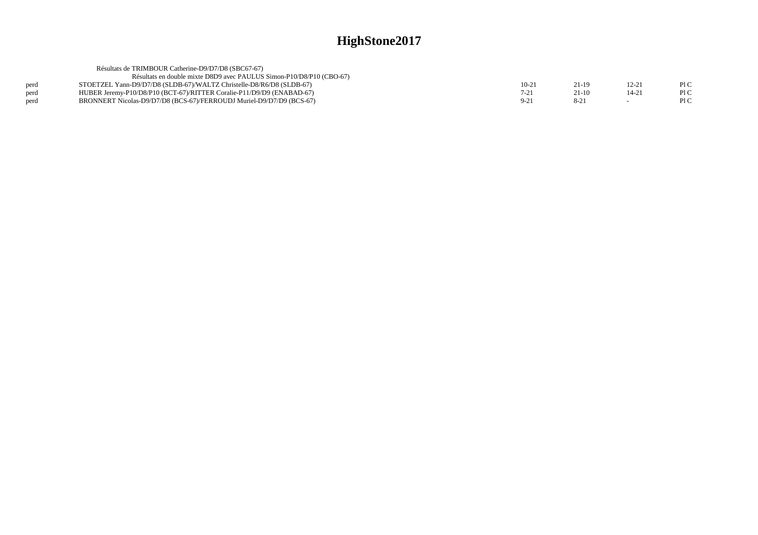# HighStone2017

Résultats de TRIMBOUR Catherine-D9/D7/D8 (SBC67-67)

Résultats en double mixte D8D9 avec PAULUS Simon-P10/D8/P10 (CBO-67)

| | | | | | |
|---|---|---|---|---|---|
| perd | STOETZEL Yann-D9/D7/D8 (SLDB-67)/WALTZ Christelle-D8/R6/D8 (SLDB-67) | 10-21 | 21-19 | 12-21 | Pl C |
| perd | HUBER Jeremy-P10/D8/P10 (BCT-67)/RITTER Coralie-P11/D9/D9 (ENABAD-67) | 7-21 | 21-10 | 14-21 | Pl C |
| perd | BRONNERT Nicolas-D9/D7/D8 (BCS-67)/FERROUDJ Muriel-D9/D7/D9 (BCS-67) | 9-21 | 8-21 | - | Pl C |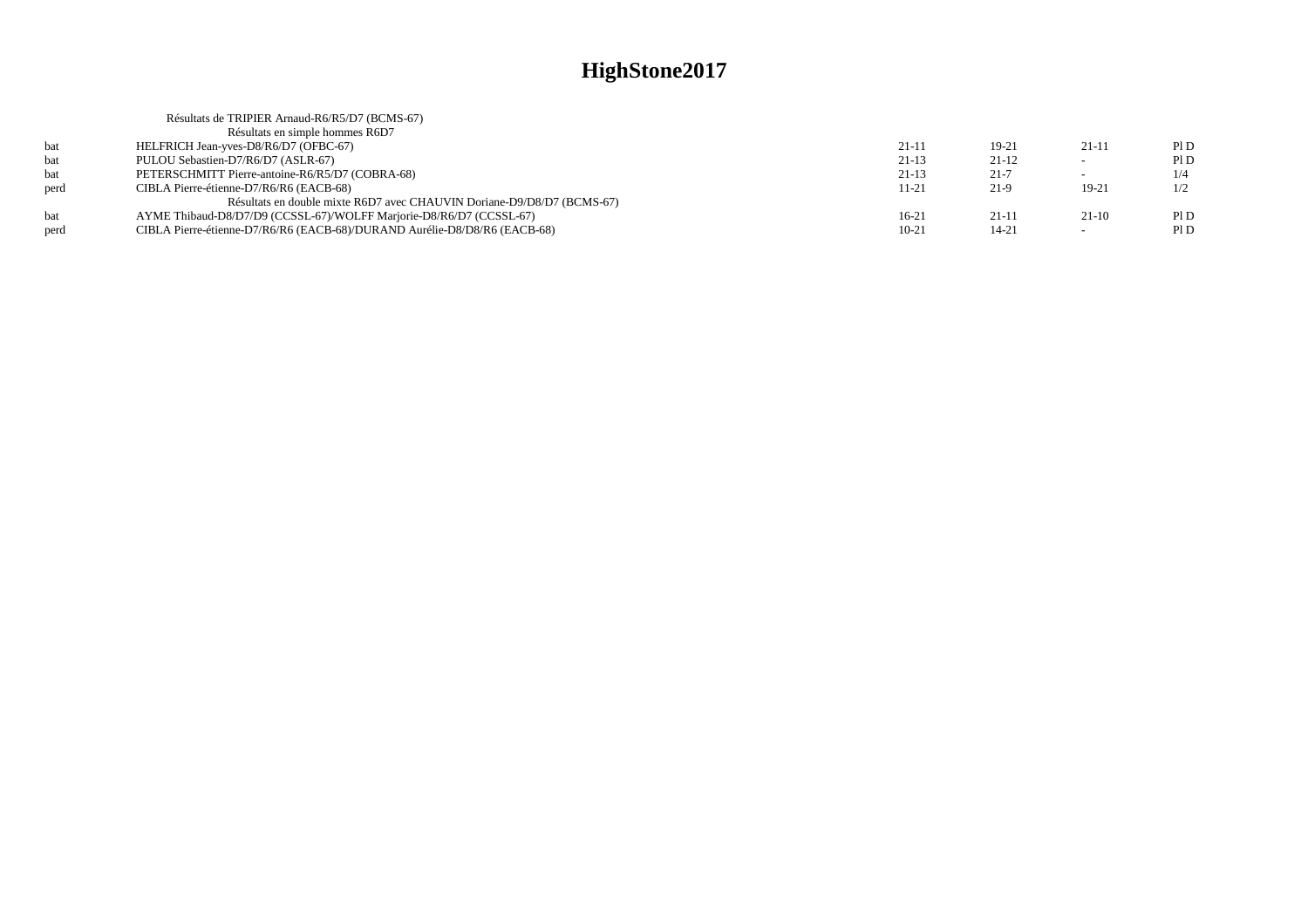# HighStone2017

Résultats de TRIPIER Arnaud-R6/R5/D7 (BCMS-67)

Résultats en simple hommes R6D7

| | | | | | |
|---|---|---|---|---|---|
| bat | HELFRICH Jean-yves-D8/R6/D7 (OFBC-67) | 21-11 | 19-21 | 21-11 | Pl D |
| bat | PULOU Sebastien-D7/R6/D7 (ASLR-67) | 21-13 | 21-12 | - | Pl D |
| bat | PETERSCHMITT Pierre-antoine-R6/R5/D7 (COBRA-68) | 21-13 | 21-7 | - | 1/4 |
| perd | CIBLA Pierre-étienne-D7/R6/R6 (EACB-68) | 11-21 | 21-9 | 19-21 | 1/2 |

Résultats en double mixte R6D7 avec CHAUVIN Doriane-D9/D8/D7 (BCMS-67)

| | | | | | |
|---|---|---|---|---|---|
| bat | AYME Thibaud-D8/D7/D9 (CCSSL-67)/WOLFF Marjorie-D8/R6/D7 (CCSSL-67) | 16-21 | 21-11 | 21-10 | Pl D |
| perd | CIBLA Pierre-étienne-D7/R6/R6 (EACB-68)/DURAND Aurélie-D8/D8/R6 (EACB-68) | 10-21 | 14-21 | - | Pl D |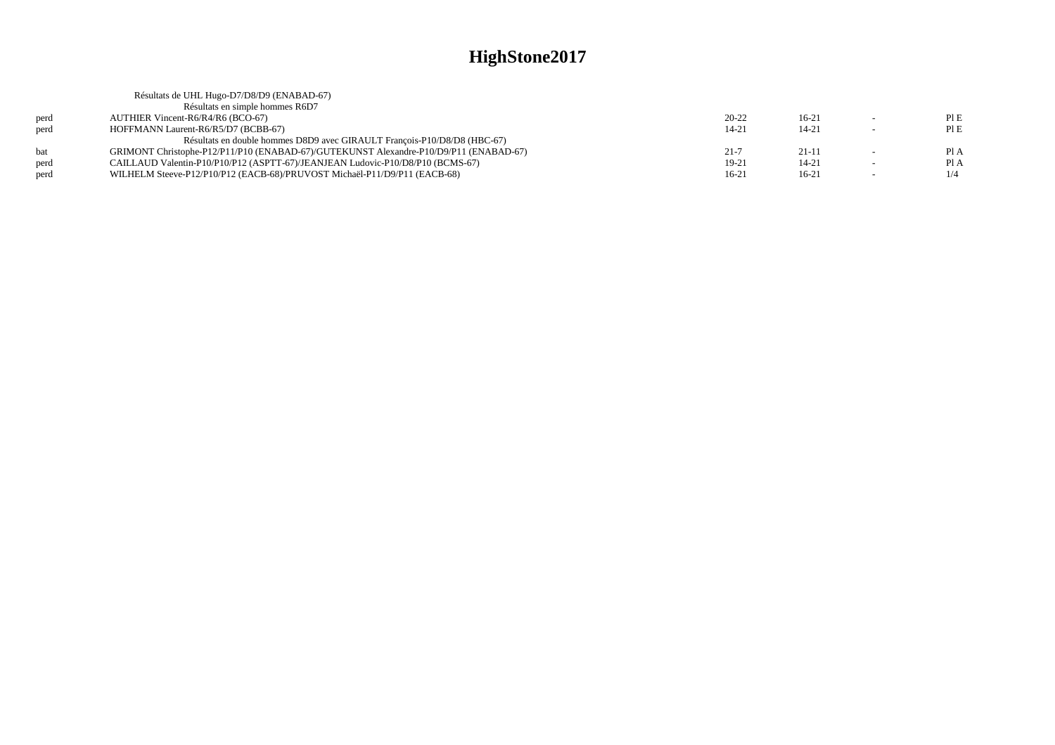# HighStone2017

Résultats de UHL Hugo-D7/D8/D9 (ENABAD-67)

Résultats en simple hommes R6D7

| | | | | | |
|---|---|---|---|---|---|
| perd | AUTHIER Vincent-R6/R4/R6 (BCO-67) | 20-22 | 16-21 | - | Pl E |
| perd | HOFFMANN Laurent-R6/R5/D7 (BCBB-67) | 14-21 | 14-21 | - | Pl E |

Résultats en double hommes D8D9 avec GIRAULT François-P10/D8/D8 (HBC-67)

| | | | | | |
|---|---|---|---|---|---|
| bat | GRIMONT Christophe-P12/P11/P10 (ENABAD-67)/GUTEKUNST Alexandre-P10/D9/P11 (ENABAD-67) | 21-7 | 21-11 | - | Pl A |
| perd | CAILLAUD Valentin-P10/P10/P12 (ASPTT-67)/JEANJEAN Ludovic-P10/D8/P10 (BCMS-67) | 19-21 | 14-21 | - | Pl A |
| perd | WILHELM Steeve-P12/P10/P12 (EACB-68)/PRUVOST Michaël-P11/D9/P11 (EACB-68) | 16-21 | 16-21 | - | 1/4 |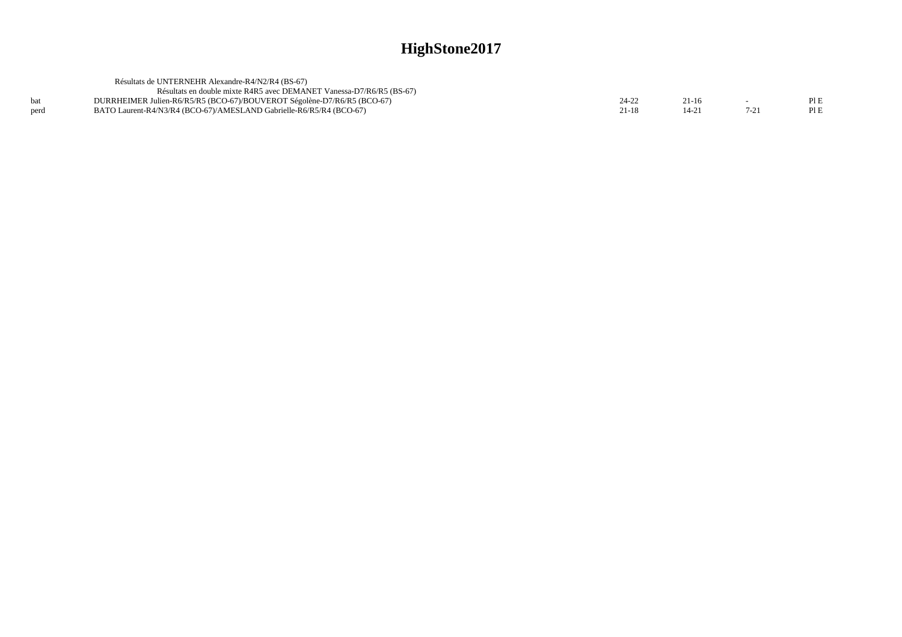# HighStone2017

Résultats de UNTERNEHR Alexandre-R4/N2/R4 (BS-67)

Résultats en double mixte R4R5 avec DEMANET Vanessa-D7/R6/R5 (BS-67)

| | | | | | |
|---|---|---|---|---|---|
| bat | DURRHEIMER Julien-R6/R5/R5 (BCO-67)/BOUVEROT Ségolène-D7/R6/R5 (BCO-67) | 24-22 | 21-16 | - | Pl E |
| perd | BATO Laurent-R4/N3/R4 (BCO-67)/AMESLAND Gabrielle-R6/R5/R4 (BCO-67) | 21-18 | 14-21 | 7-21 | Pl E |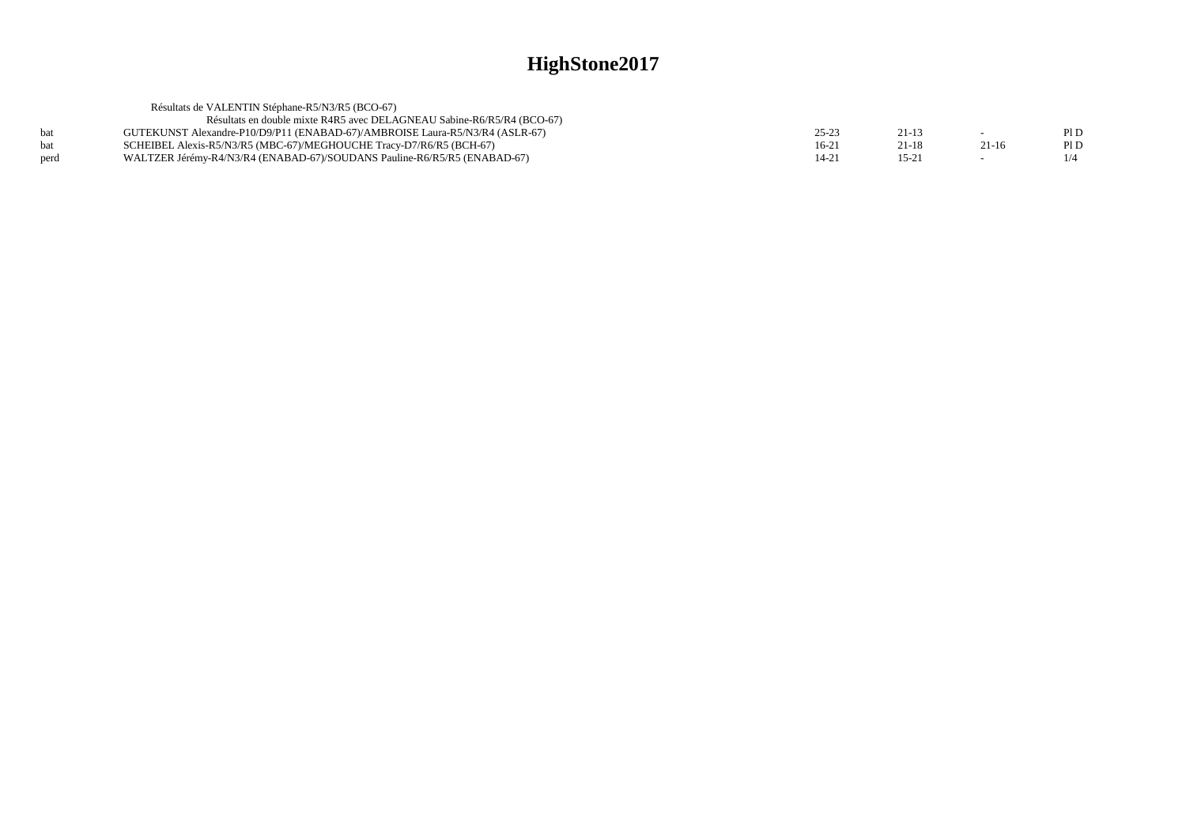# HighStone2017

Résultats de VALENTIN Stéphane-R5/N3/R5 (BCO-67)

Résultats en double mixte R4R5 avec DELAGNEAU Sabine-R6/R5/R4 (BCO-67)

| | | | | | |
|---|---|---|---|---|---|
| bat | GUTEKUNST Alexandre-P10/D9/P11 (ENABAD-67)/AMBROISE Laura-R5/N3/R4 (ASLR-67) | 25-23 | 21-13 | - | Pl D |
| bat | SCHEIBEL Alexis-R5/N3/R5 (MBC-67)/MEGHOUCHE Tracy-D7/R6/R5 (BCH-67) | 16-21 | 21-18 | 21-16 | Pl D |
| perd | WALTZER Jérémy-R4/N3/R4 (ENABAD-67)/SOUDANS Pauline-R6/R5/R5 (ENABAD-67) | 14-21 | 15-21 | - | 1/4 |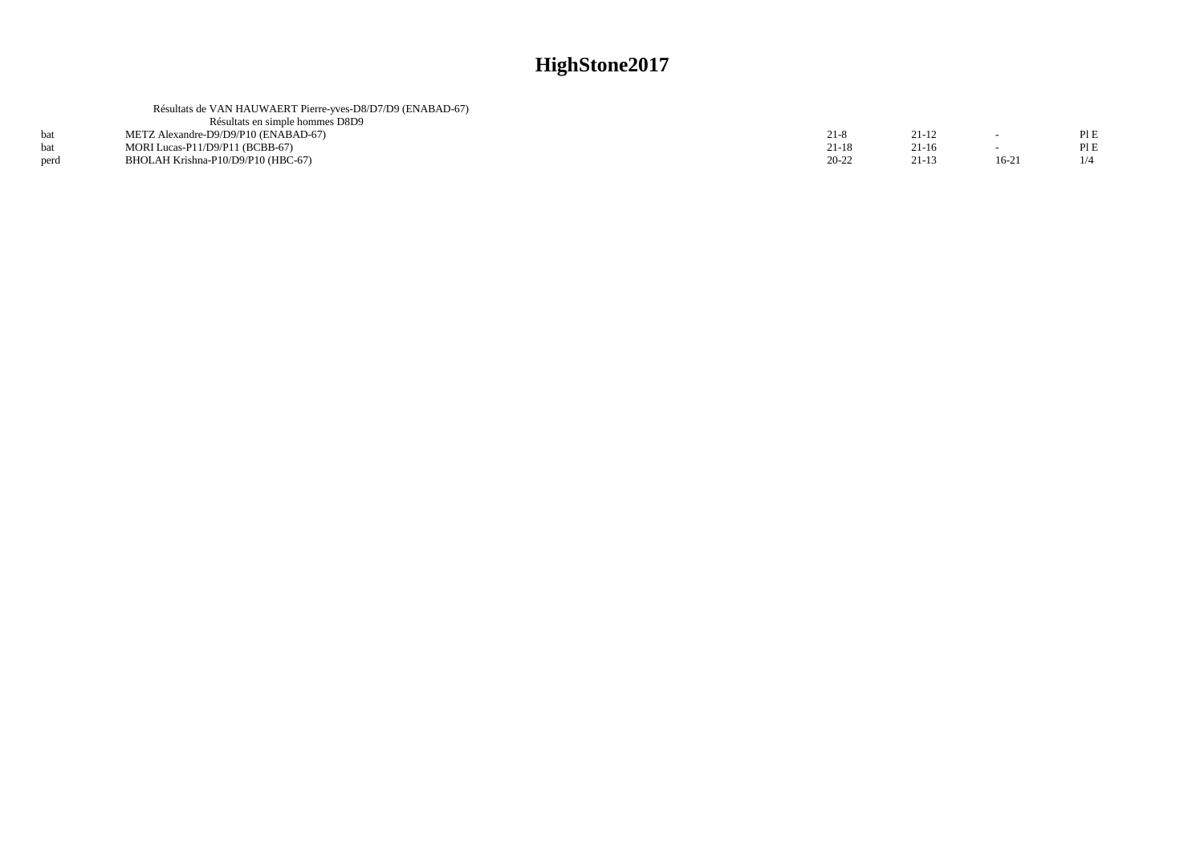# HighStone2017

Résultats de VAN HAUWAERT Pierre-yves-D8/D7/D9 (ENABAD-67)

Résultats en simple hommes D8D9

| | | | | | |
|---|---|---|---|---|---|
| bat | METZ Alexandre-D9/D9/P10 (ENABAD-67) | 21-8 | 21-12 | - | Pl E |
| bat | MORI Lucas-P11/D9/P11 (BCBB-67) | 21-18 | 21-16 | - | Pl E |
| perd | BHOLAH Krishna-P10/D9/P10 (HBC-67) | 20-22 | 21-13 | 16-21 | 1/4 |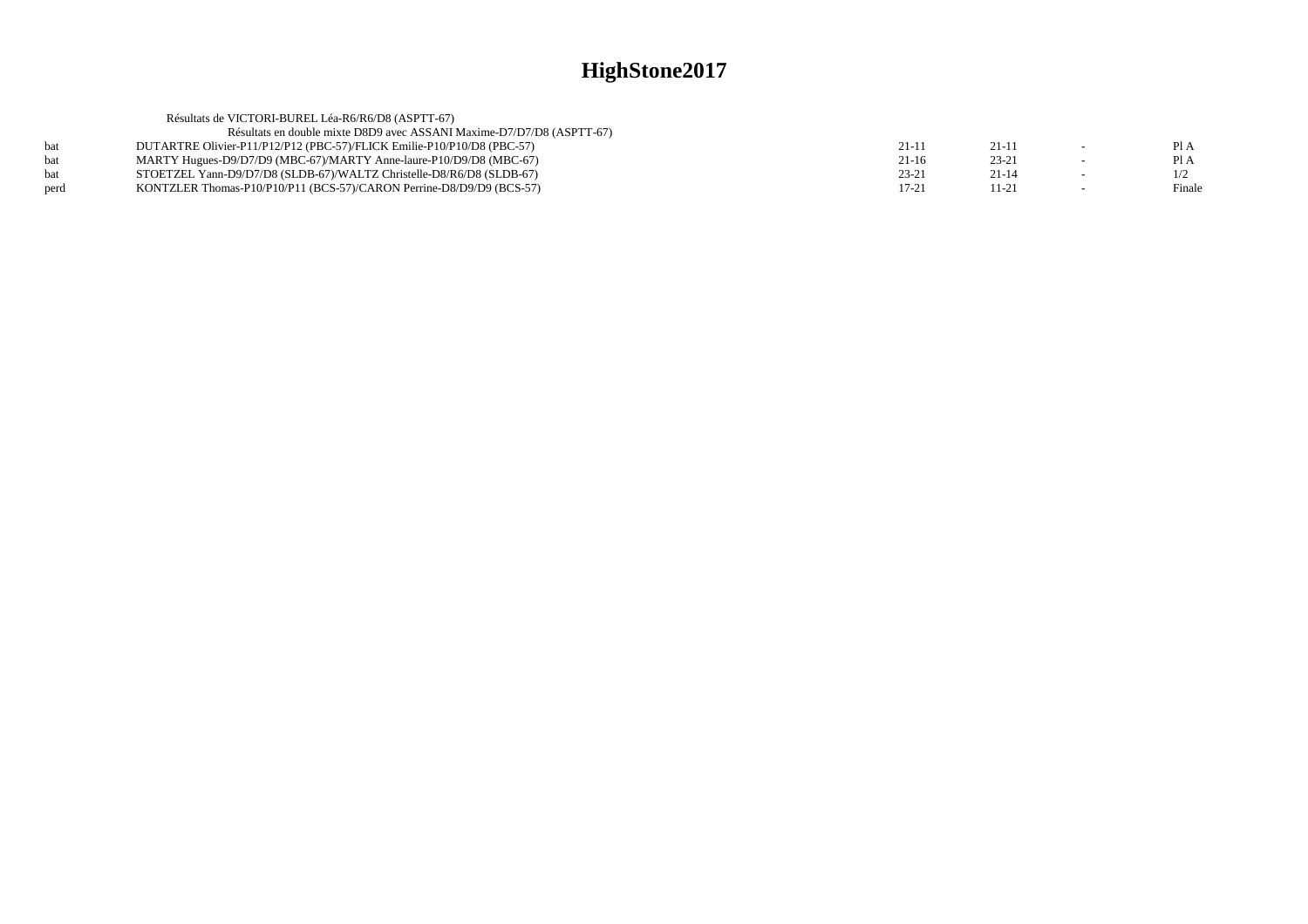# HighStone2017

Résultats de VICTORI-BUREL Léa-R6/R6/D8 (ASPTT-67)

Résultats en double mixte D8D9 avec ASSANI Maxime-D7/D7/D8 (ASPTT-67)

| | | | | | |
|---|---|---|---|---|---|
| bat | DUTARTRE Olivier-P11/P12/P12 (PBC-57)/FLICK Emilie-P10/P10/D8 (PBC-57) | 21-11 | 21-11 | - | Pl A |
| bat | MARTY Hugues-D9/D7/D9 (MBC-67)/MARTY Anne-laure-P10/D9/D8 (MBC-67) | 21-16 | 23-21 | - | Pl A |
| bat | STOETZEL Yann-D9/D7/D8 (SLDB-67)/WALTZ Christelle-D8/R6/D8 (SLDB-67) | 23-21 | 21-14 | - | 1/2 |
| perd | KONTZLER Thomas-P10/P10/P11 (BCS-57)/CARON Perrine-D8/D9/D9 (BCS-57) | 17-21 | 11-21 | - | Finale |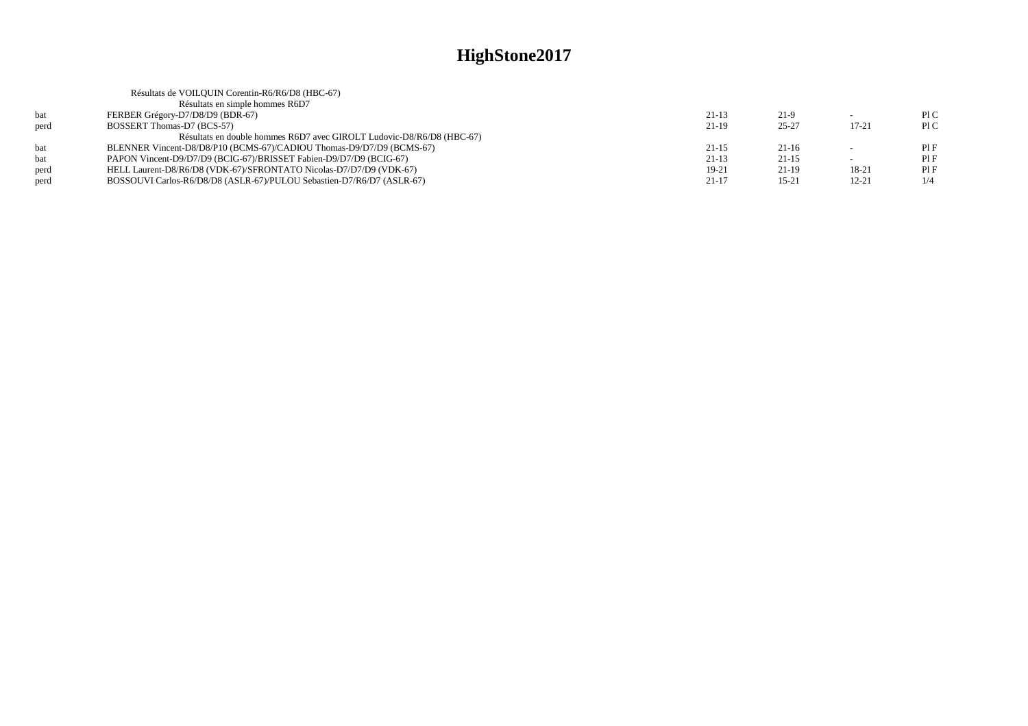# HighStone2017

Résultats de VOILQUIN Corentin-R6/R6/D8 (HBC-67)

Résultats en simple hommes R6D7

| | | | | | |
|---|---|---|---|---|---|
| bat | FERBER Grégory-D7/D8/D9 (BDR-67) | 21-13 | 21-9 | - | Pl C |
| perd | BOSSERT Thomas-D7 (BCS-57) | 21-19 | 25-27 | 17-21 | Pl C |

Résultats en double hommes R6D7 avec GIROLT Ludovic-D8/R6/D8 (HBC-67)

| | | | | | |
|---|---|---|---|---|---|
| bat | BLENNER Vincent-D8/D8/P10 (BCMS-67)/CADIOU Thomas-D9/D7/D9 (BCMS-67) | 21-15 | 21-16 | - | Pl F |
| bat | PAPON Vincent-D9/D7/D9 (BCIG-67)/BRISSET Fabien-D9/D7/D9 (BCIG-67) | 21-13 | 21-15 | - | Pl F |
| perd | HELL Laurent-D8/R6/D8 (VDK-67)/SFRONTATO Nicolas-D7/D7/D9 (VDK-67) | 19-21 | 21-19 | 18-21 | Pl F |
| perd | BOSSOUVI Carlos-R6/D8/D8 (ASLR-67)/PULOU Sebastien-D7/R6/D7 (ASLR-67) | 21-17 | 15-21 | 12-21 | 1/4 |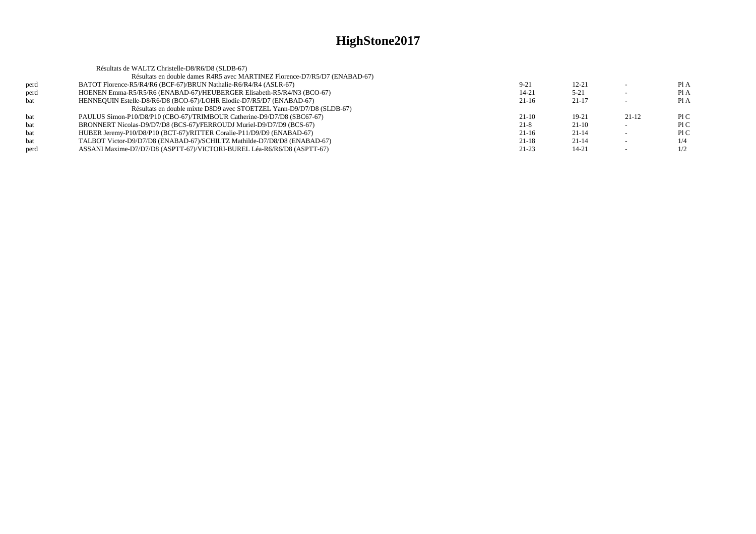# HighStone2017

Résultats de WALTZ Christelle-D8/R6/D8 (SLDB-67)

Résultats en double dames R4R5 avec MARTINEZ Florence-D7/R5/D7 (ENABAD-67)

| | | | | | |
|---|---|---|---|---|---|
| perd | BATOT Florence-R5/R4/R6 (BCF-67)/BRUN Nathalie-R6/R4/R4 (ASLR-67) | 9-21 | 12-21 | - | Pl A |
| perd | HOENEN Emma-R5/R5/R6 (ENABAD-67)/HEUBERGER Elisabeth-R5/R4/N3 (BCO-67) | 14-21 | 5-21 | - | Pl A |
| bat | HENNEQUIN Estelle-D8/R6/D8 (BCO-67)/LOHR Elodie-D7/R5/D7 (ENABAD-67) | 21-16 | 21-17 | - | Pl A |

Résultats en double mixte D8D9 avec STOETZEL Yann-D9/D7/D8 (SLDB-67)

| | | | | | |
|---|---|---|---|---|---|
| bat | PAULUS Simon-P10/D8/P10 (CBO-67)/TRIMBOUR Catherine-D9/D7/D8 (SBC67-67) | 21-10 | 19-21 | 21-12 | Pl C |
| bat | BRONNERT Nicolas-D9/D7/D8 (BCS-67)/FERROUDJ Muriel-D9/D7/D9 (BCS-67) | 21-8 | 21-10 | - | Pl C |
| bat | HUBER Jeremy-P10/D8/P10 (BCT-67)/RITTER Coralie-P11/D9/D9 (ENABAD-67) | 21-16 | 21-14 | - | Pl C |
| bat | TALBOT Victor-D9/D7/D8 (ENABAD-67)/SCHILTZ Mathilde-D7/D8/D8 (ENABAD-67) | 21-18 | 21-14 | - | 1/4 |
| perd | ASSANI Maxime-D7/D7/D8 (ASPTT-67)/VICTORI-BUREL Léa-R6/R6/D8 (ASPTT-67) | 21-23 | 14-21 | - | 1/2 |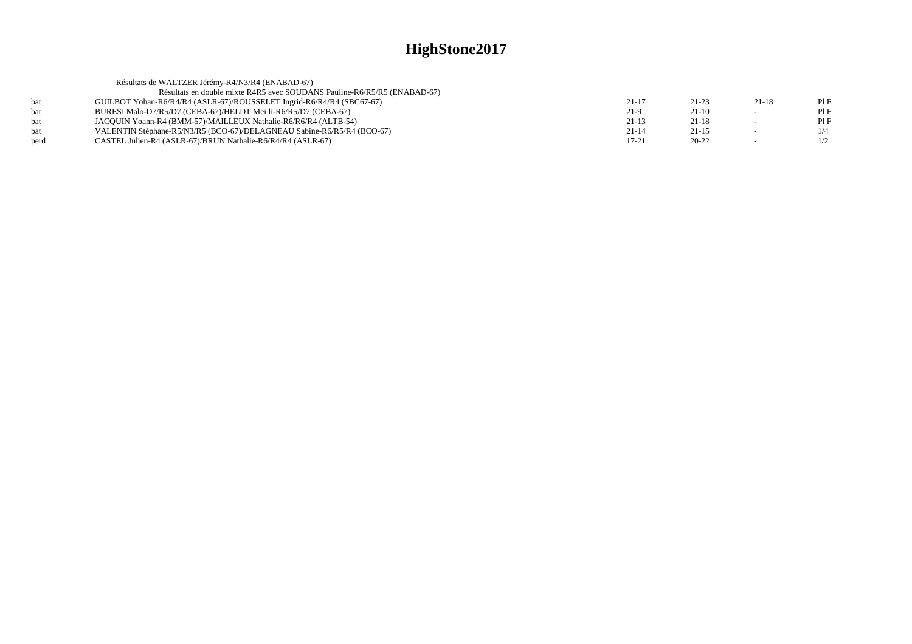# HighStone2017

Résultats de WALTZER Jérémy-R4/N3/R4 (ENABAD-67)

Résultats en double mixte R4R5 avec SOUDANS Pauline-R6/R5/R5 (ENABAD-67)

| | | | | | |
|---|---|---|---|---|---|
| bat | GUILBOT Yohan-R6/R4/R4 (ASLR-67)/ROUSSELET Ingrid-R6/R4/R4 (SBC67-67) | 21-17 | 21-23 | 21-18 | Pl F |
| bat | BURESI Malo-D7/R5/D7 (CEBA-67)/HELDT Mei li-R6/R5/D7 (CEBA-67) | 21-9 | 21-10 | - | Pl F |
| bat | JACQUIN Yoann-R4 (BMM-57)/MAILLEUX Nathalie-R6/R6/R4 (ALTB-54) | 21-13 | 21-18 | - | Pl F |
| bat | VALENTIN Stéphane-R5/N3/R5 (BCO-67)/DELAGNEAU Sabine-R6/R5/R4 (BCO-67) | 21-14 | 21-15 | - | 1/4 |
| perd | CASTEL Julien-R4 (ASLR-67)/BRUN Nathalie-R6/R4/R4 (ASLR-67) | 17-21 | 20-22 | - | 1/2 |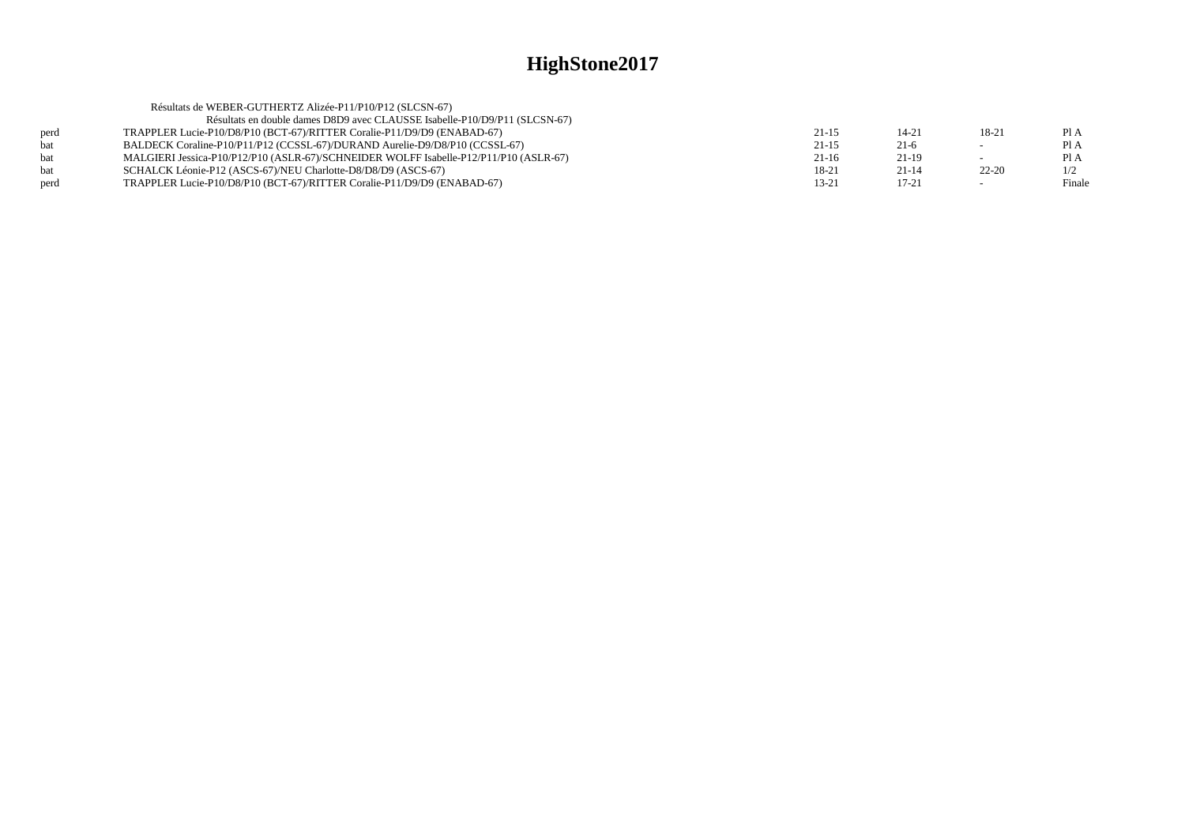# HighStone2017

Résultats de WEBER-GUTHERTZ Alizée-P11/P10/P12 (SLCSN-67)

Résultats en double dames D8D9 avec CLAUSSE Isabelle-P10/D9/P11 (SLCSN-67)

| | | | | | |
|---|---|---|---|---|---|
| perd | TRAPPLER Lucie-P10/D8/P10 (BCT-67)/RITTER Coralie-P11/D9/D9 (ENABAD-67) | 21-15 | 14-21 | 18-21 | Pl A |
| bat | BALDECK Coraline-P10/P11/P12 (CCSSL-67)/DURAND Aurelie-D9/D8/P10 (CCSSL-67) | 21-15 | 21-6 | - | Pl A |
| bat | MALGIERI Jessica-P10/P12/P10 (ASLR-67)/SCHNEIDER WOLFF Isabelle-P12/P11/P10 (ASLR-67) | 21-16 | 21-19 | - | Pl A |
| bat | SCHALCK Léonie-P12 (ASCS-67)/NEU Charlotte-D8/D8/D9 (ASCS-67) | 18-21 | 21-14 | 22-20 | 1/2 |
| perd | TRAPPLER Lucie-P10/D8/P10 (BCT-67)/RITTER Coralie-P11/D9/D9 (ENABAD-67) | 13-21 | 17-21 | - | Finale |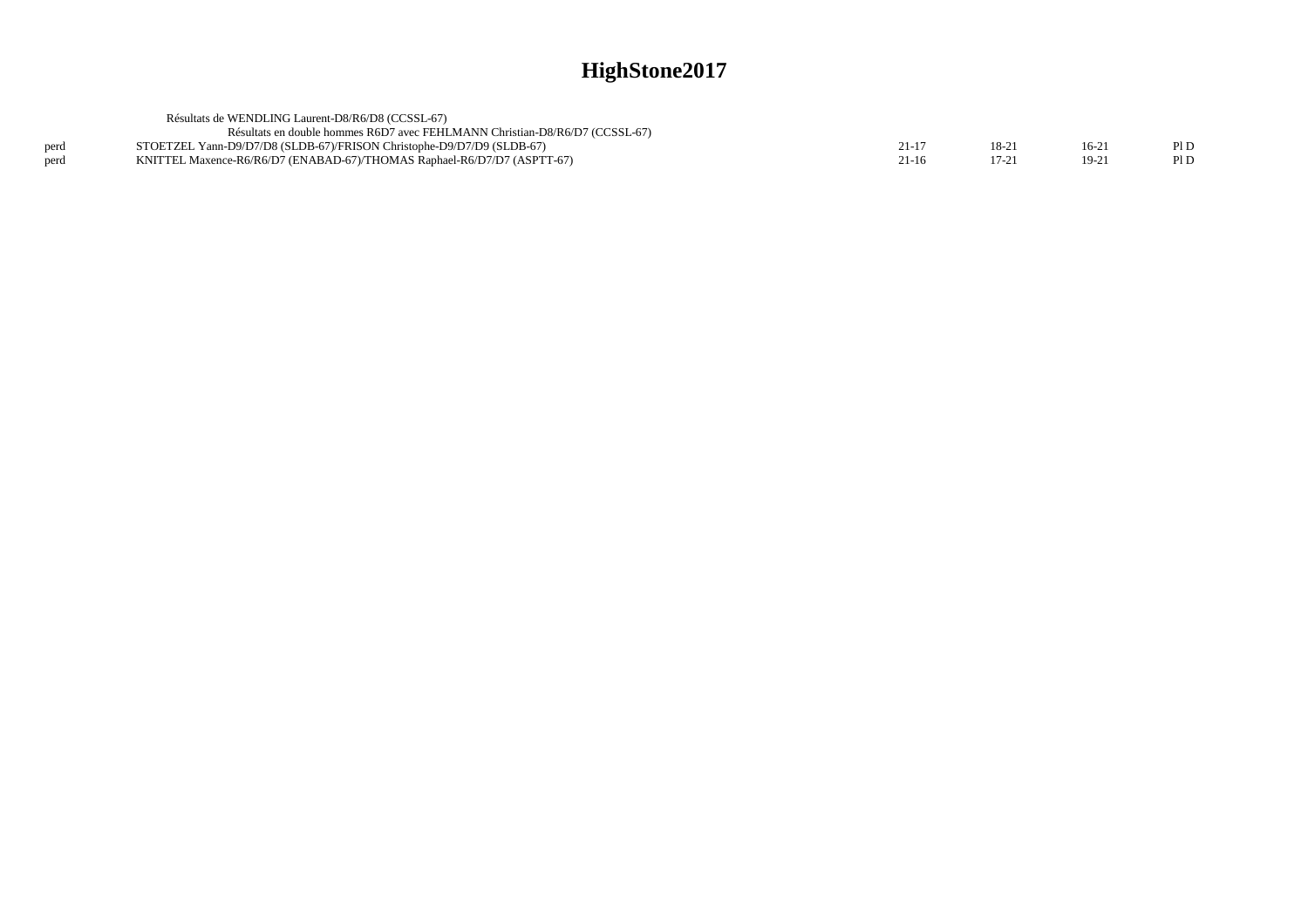# HighStone2017

Résultats de WENDLING Laurent-D8/R6/D8 (CCSSL-67)

Résultats en double hommes R6D7 avec FEHLMANN Christian-D8/R6/D7 (CCSSL-67)

| | | | | | |
|---|---|---|---|---|---|
| perd | STOETZEL Yann-D9/D7/D8 (SLDB-67)/FRISON Christophe-D9/D7/D9 (SLDB-67) | 21-17 | 18-21 | 16-21 | Pl D |
| perd | KNITTEL Maxence-R6/R6/D7 (ENABAD-67)/THOMAS Raphael-R6/D7/D7 (ASPTT-67) | 21-16 | 17-21 | 19-21 | Pl D |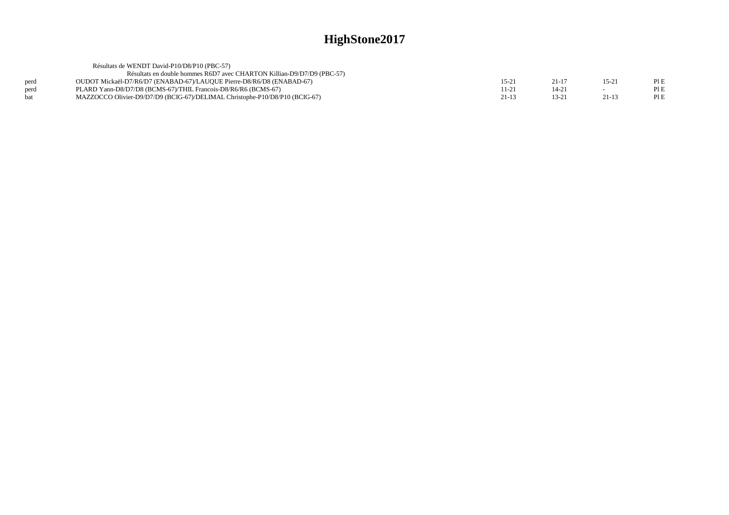# HighStone2017

Résultats de WENDT David-P10/D8/P10 (PBC-57)

Résultats en double hommes R6D7 avec CHARTON Killian-D9/D7/D9 (PBC-57)

| | | | | | |
|---|---|---|---|---|---|
| perd | OUDOT Mickaël-D7/R6/D7 (ENABAD-67)/LAUQUE Pierre-D8/R6/D8 (ENABAD-67) | 15-21 | 21-17 | 15-21 | Pl E |
| perd | PLARD Yann-D8/D7/D8 (BCMS-67)/THIL Francois-D8/R6/R6 (BCMS-67) | 11-21 | 14-21 | - | Pl E |
| bat | MAZZOCCO Olivier-D9/D7/D9 (BCIG-67)/DELIMAL Christophe-P10/D8/P10 (BCIG-67) | 21-13 | 13-21 | 21-13 | Pl E |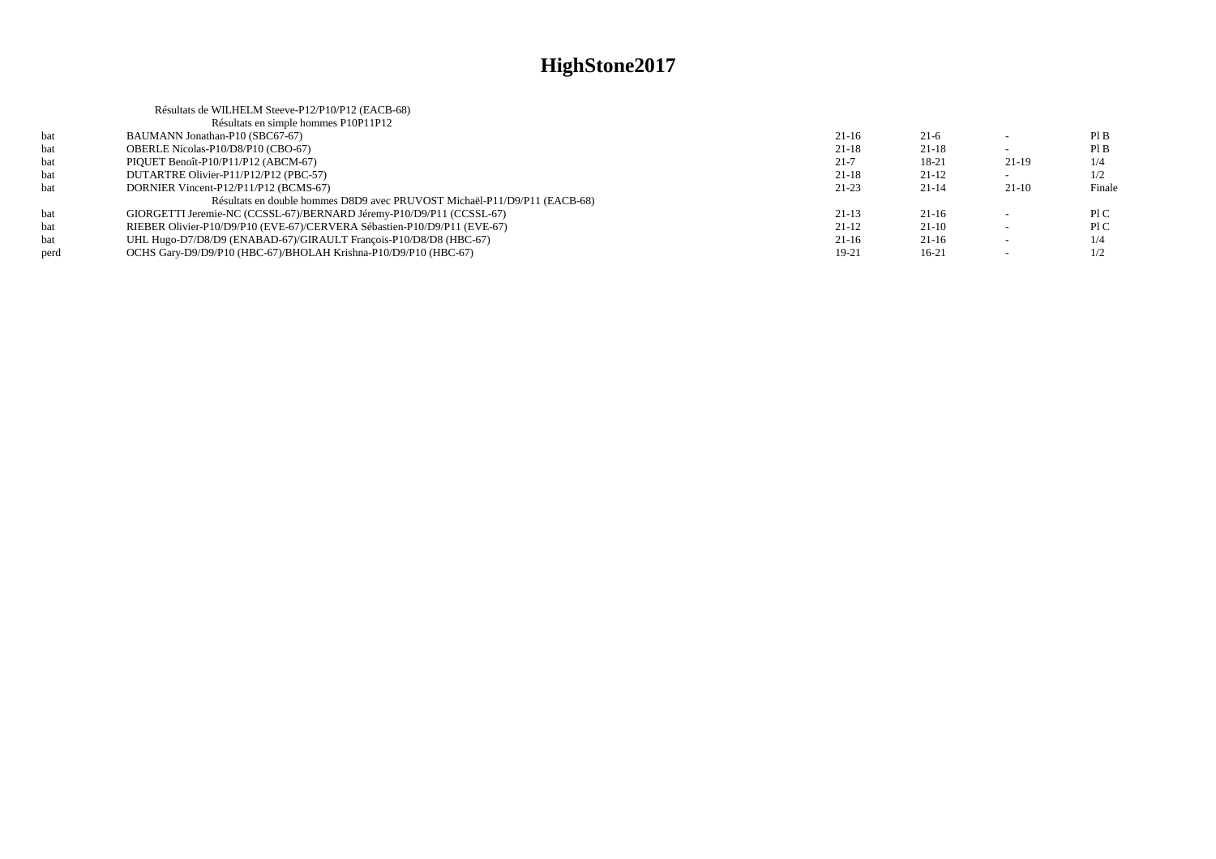# HighStone2017

Résultats de WILHELM Steeve-P12/P10/P12 (EACB-68)

Résultats en simple hommes P10P11P12

| | | | | | |
|---|---|---|---|---|---|
| bat | BAUMANN Jonathan-P10 (SBC67-67) | 21-16 | 21-6 | - | Pl B |
| bat | OBERLE Nicolas-P10/D8/P10 (CBO-67) | 21-18 | 21-18 | - | Pl B |
| bat | PIQUET Benoît-P10/P11/P12 (ABCM-67) | 21-7 | 18-21 | 21-19 | 1/4 |
| bat | DUTARTRE Olivier-P11/P12/P12 (PBC-57) | 21-18 | 21-12 | - | 1/2 |
| bat | DORNIER Vincent-P12/P11/P12 (BCMS-67) | 21-23 | 21-14 | 21-10 | Finale |

Résultats en double hommes D8D9 avec PRUVOST Michaël-P11/D9/P11 (EACB-68)

| | | | | | |
|---|---|---|---|---|---|
| bat | GIORGETTI Jeremie-NC (CCSSL-67)/BERNARD Jéremy-P10/D9/P11 (CCSSL-67) | 21-13 | 21-16 | - | Pl C |
| bat | RIEBER Olivier-P10/D9/P10 (EVE-67)/CERVERA Sébastien-P10/D9/P11 (EVE-67) | 21-12 | 21-10 | - | Pl C |
| bat | UHL Hugo-D7/D8/D9 (ENABAD-67)/GIRAULT François-P10/D8/D8 (HBC-67) | 21-16 | 21-16 | - | 1/4 |
| perd | OCHS Gary-D9/D9/P10 (HBC-67)/BHOLAH Krishna-P10/D9/P10 (HBC-67) | 19-21 | 16-21 | - | 1/2 |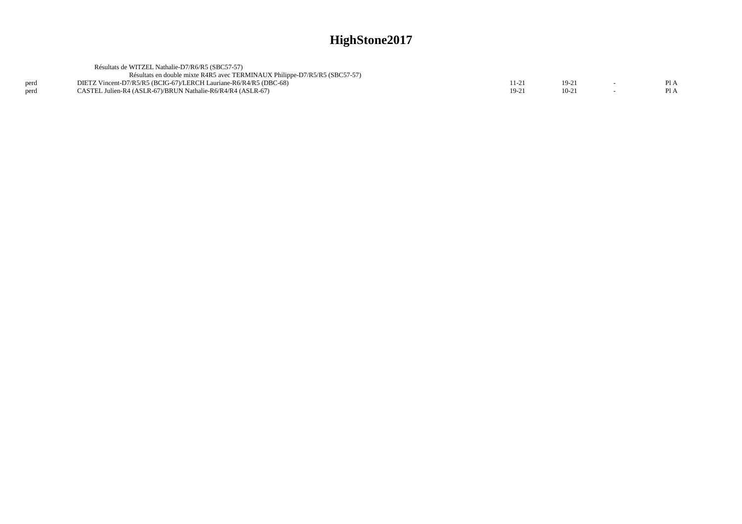# HighStone2017

Résultats de WITZEL Nathalie-D7/R6/R5 (SBC57-57)

Résultats en double mixte R4R5 avec TERMINAUX Philippe-D7/R5/R5 (SBC57-57)

| | | | | | |
|---|---|---|---|---|---|
| perd | DIETZ Vincent-D7/R5/R5 (BCIG-67)/LERCH Lauriane-R6/R4/R5 (DBC-68) | 11-21 | 19-21 | - | Pl A |
| perd | CASTEL Julien-R4 (ASLR-67)/BRUN Nathalie-R6/R4/R4 (ASLR-67) | 19-21 | 10-21 | - | Pl A |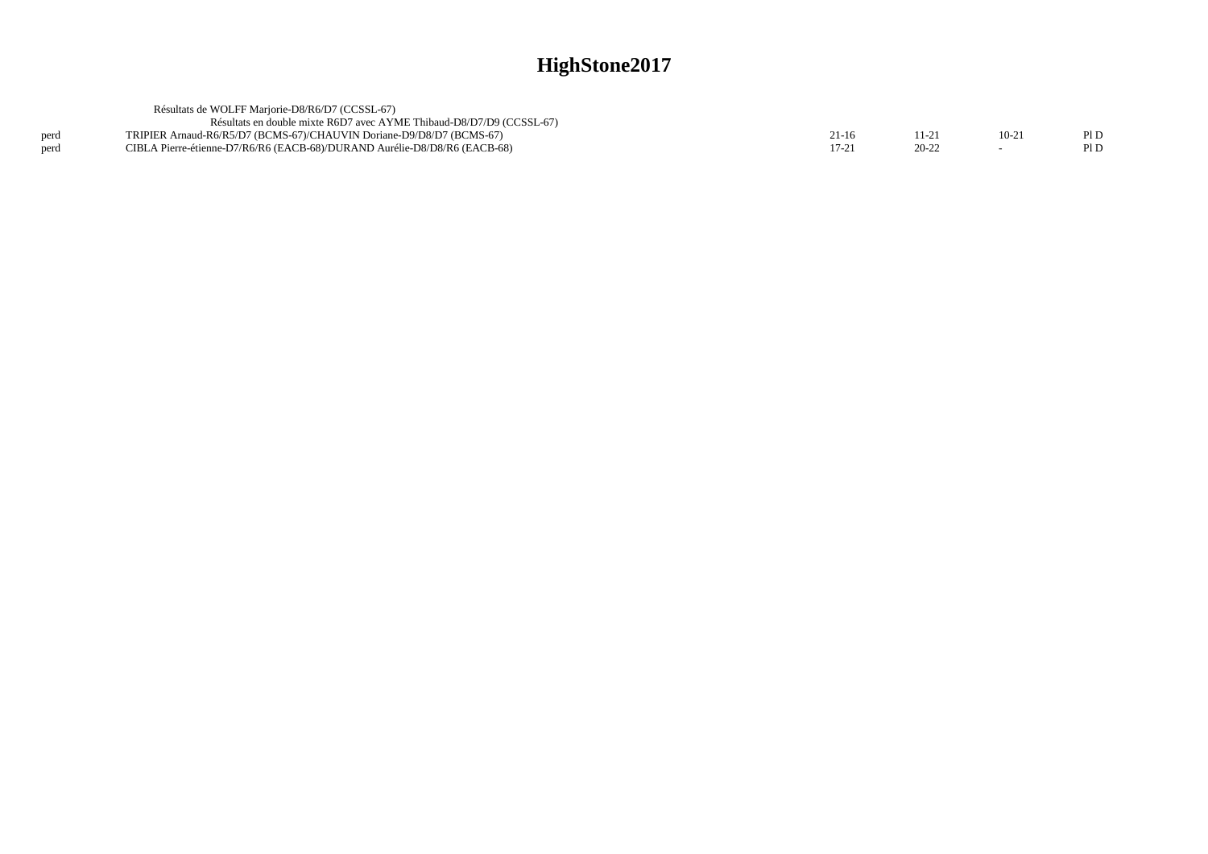# HighStone2017

Résultats de WOLFF Marjorie-D8/R6/D7 (CCSSL-67)

Résultats en double mixte R6D7 avec AYME Thibaud-D8/D7/D9 (CCSSL-67)

| | | | | | |
|---|---|---|---|---|---|
| perd | TRIPIER Arnaud-R6/R5/D7 (BCMS-67)/CHAUVIN Doriane-D9/D8/D7 (BCMS-67) | 21-16 | 11-21 | 10-21 | Pl D |
| perd | CIBLA Pierre-étienne-D7/R6/R6 (EACB-68)/DURAND Aurélie-D8/D8/R6 (EACB-68) | 17-21 | 20-22 | - | Pl D |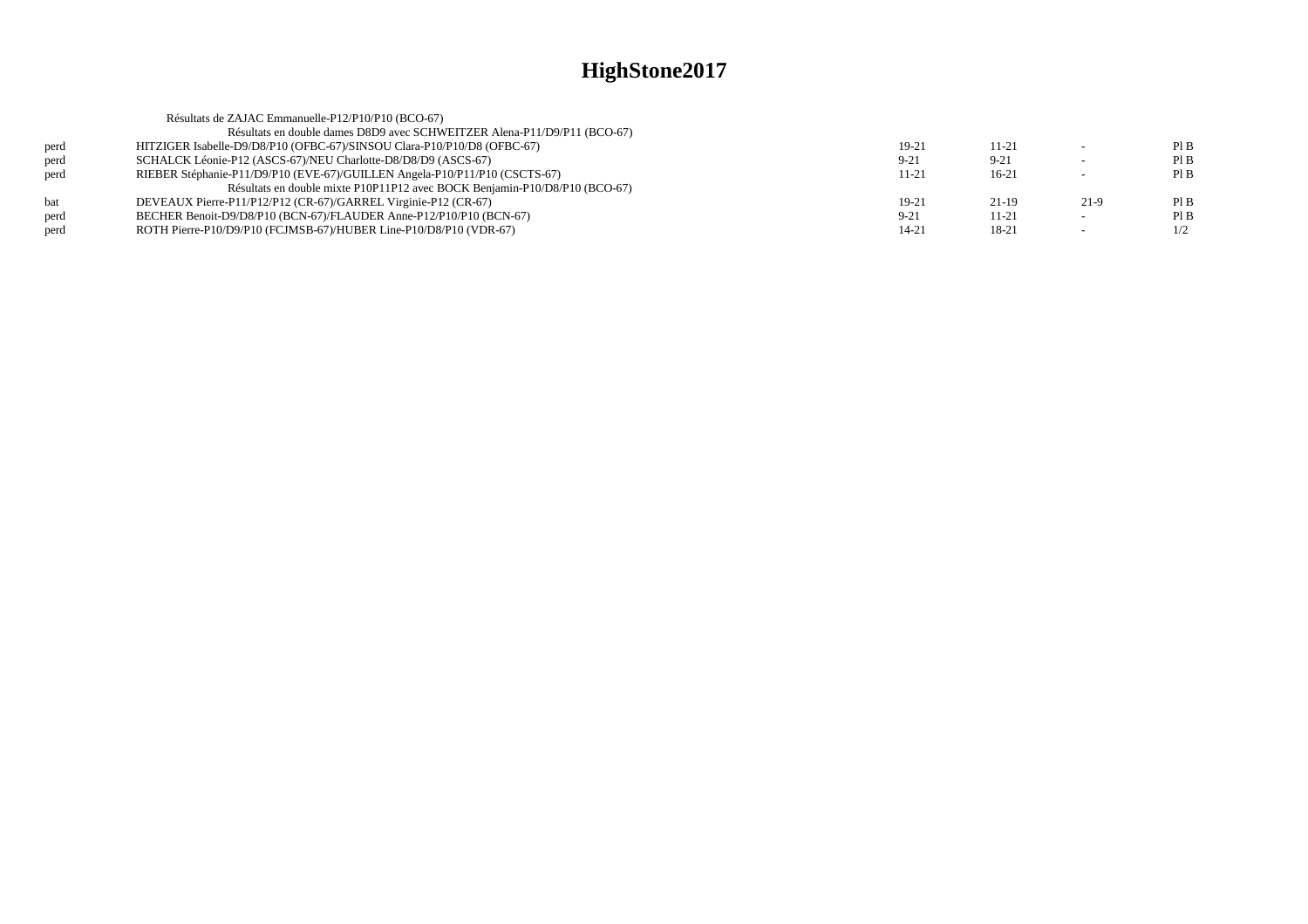# HighStone2017

Résultats de ZAJAC Emmanuelle-P12/P10/P10 (BCO-67)

Résultats en double dames D8D9 avec SCHWEITZER Alena-P11/D9/P11 (BCO-67)

| | | | | | |
|---|---|---|---|---|---|
| perd | HITZIGER Isabelle-D9/D8/P10 (OFBC-67)/SINSOU Clara-P10/P10/D8 (OFBC-67) | 19-21 | 11-21 | - | Pl B |
| perd | SCHALCK Léonie-P12 (ASCS-67)/NEU Charlotte-D8/D8/D9 (ASCS-67) | 9-21 | 9-21 | - | Pl B |
| perd | RIEBER Stéphanie-P11/D9/P10 (EVE-67)/GUILLEN Angela-P10/P11/P10 (CSCTS-67) | 11-21 | 16-21 | - | Pl B |

Résultats en double mixte P10P11P12 avec BOCK Benjamin-P10/D8/P10 (BCO-67)

| | | | | | |
|---|---|---|---|---|---|
| bat | DEVEAUX Pierre-P11/P12/P12 (CR-67)/GARREL Virginie-P12 (CR-67) | 19-21 | 21-19 | 21-9 | Pl B |
| perd | BECHER Benoit-D9/D8/P10 (BCN-67)/FLAUDER Anne-P12/P10/P10 (BCN-67) | 9-21 | 11-21 | - | Pl B |
| perd | ROTH Pierre-P10/D9/P10 (FCJMSB-67)/HUBER Line-P10/D8/P10 (VDR-67) | 14-21 | 18-21 | - | 1/2 |